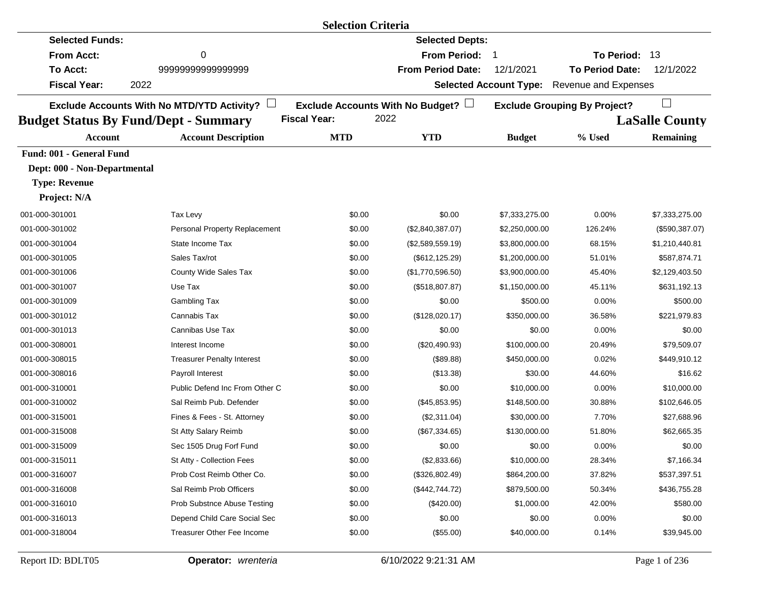## Selection Criteria

| | | | | | |
|---|---|---|---|---|---|
| **Selected Funds:** | | **Selected Depts:** | | | |
| **From Acct:** | 0 | **From Period:** | 1 | **To Period:** | 13 |
| **To Acct:** | 99999999999999999 | **From Period Date:** | 12/1/2021 | **To Period Date:** | 12/1/2022 |
| **Fiscal Year:** | 2022 | **Selected Account Type:** | Revenue and Expenses | | |

**Exclude Accounts With No MTD/YTD Activity?** ☐ **Exclude Accounts With No Budget?** ☐ **Exclude Grouping By Project?** ☐

# Budget Status By Fund/Dept - Summary

**Fiscal Year:** 2022

**LaSalle County**

**Fund: 001 - General Fund**

**Dept: 000 - Non-Departmental**

**Type: Revenue**

**Project: N/A**

| Account | Account Description | MTD | YTD | Budget | % Used | Remaining |
|---|---|---|---|---|---|---|
| 001-000-301001 | Tax Levy | $0.00 | $0.00 | $7,333,275.00 | 0.00% | $7,333,275.00 |
| 001-000-301002 | Personal Property Replacement | $0.00 | ($2,840,387.07) | $2,250,000.00 | 126.24% | ($590,387.07) |
| 001-000-301004 | State Income Tax | $0.00 | ($2,589,559.19) | $3,800,000.00 | 68.15% | $1,210,440.81 |
| 001-000-301005 | Sales Tax/rot | $0.00 | ($612,125.29) | $1,200,000.00 | 51.01% | $587,874.71 |
| 001-000-301006 | County Wide Sales Tax | $0.00 | ($1,770,596.50) | $3,900,000.00 | 45.40% | $2,129,403.50 |
| 001-000-301007 | Use Tax | $0.00 | ($518,807.87) | $1,150,000.00 | 45.11% | $631,192.13 |
| 001-000-301009 | Gambling Tax | $0.00 | $0.00 | $500.00 | 0.00% | $500.00 |
| 001-000-301012 | Cannabis Tax | $0.00 | ($128,020.17) | $350,000.00 | 36.58% | $221,979.83 |
| 001-000-301013 | Cannibas Use Tax | $0.00 | $0.00 | $0.00 | 0.00% | $0.00 |
| 001-000-308001 | Interest Income | $0.00 | ($20,490.93) | $100,000.00 | 20.49% | $79,509.07 |
| 001-000-308015 | Treasurer Penalty Interest | $0.00 | ($89.88) | $450,000.00 | 0.02% | $449,910.12 |
| 001-000-308016 | Payroll Interest | $0.00 | ($13.38) | $30.00 | 44.60% | $16.62 |
| 001-000-310001 | Public Defend Inc From Other C | $0.00 | $0.00 | $10,000.00 | 0.00% | $10,000.00 |
| 001-000-310002 | Sal Reimb Pub. Defender | $0.00 | ($45,853.95) | $148,500.00 | 30.88% | $102,646.05 |
| 001-000-315001 | Fines & Fees - St. Attorney | $0.00 | ($2,311.04) | $30,000.00 | 7.70% | $27,688.96 |
| 001-000-315008 | St Atty Salary Reimb | $0.00 | ($67,334.65) | $130,000.00 | 51.80% | $62,665.35 |
| 001-000-315009 | Sec 1505 Drug Forf Fund | $0.00 | $0.00 | $0.00 | 0.00% | $0.00 |
| 001-000-315011 | St Atty - Collection Fees | $0.00 | ($2,833.66) | $10,000.00 | 28.34% | $7,166.34 |
| 001-000-316007 | Prob Cost Reimb Other Co. | $0.00 | ($326,802.49) | $864,200.00 | 37.82% | $537,397.51 |
| 001-000-316008 | Sal Reimb Prob Officers | $0.00 | ($442,744.72) | $879,500.00 | 50.34% | $436,755.28 |
| 001-000-316010 | Prob Substnce Abuse Testing | $0.00 | ($420.00) | $1,000.00 | 42.00% | $580.00 |
| 001-000-316013 | Depend Child Care Social Sec | $0.00 | $0.00 | $0.00 | 0.00% | $0.00 |
| 001-000-318004 | Treasurer Other Fee Income | $0.00 | ($55.00) | $40,000.00 | 0.14% | $39,945.00 |

Report ID: BDLT05 **Operator:** *wrenteria* 6/10/2022 9:21:31 AM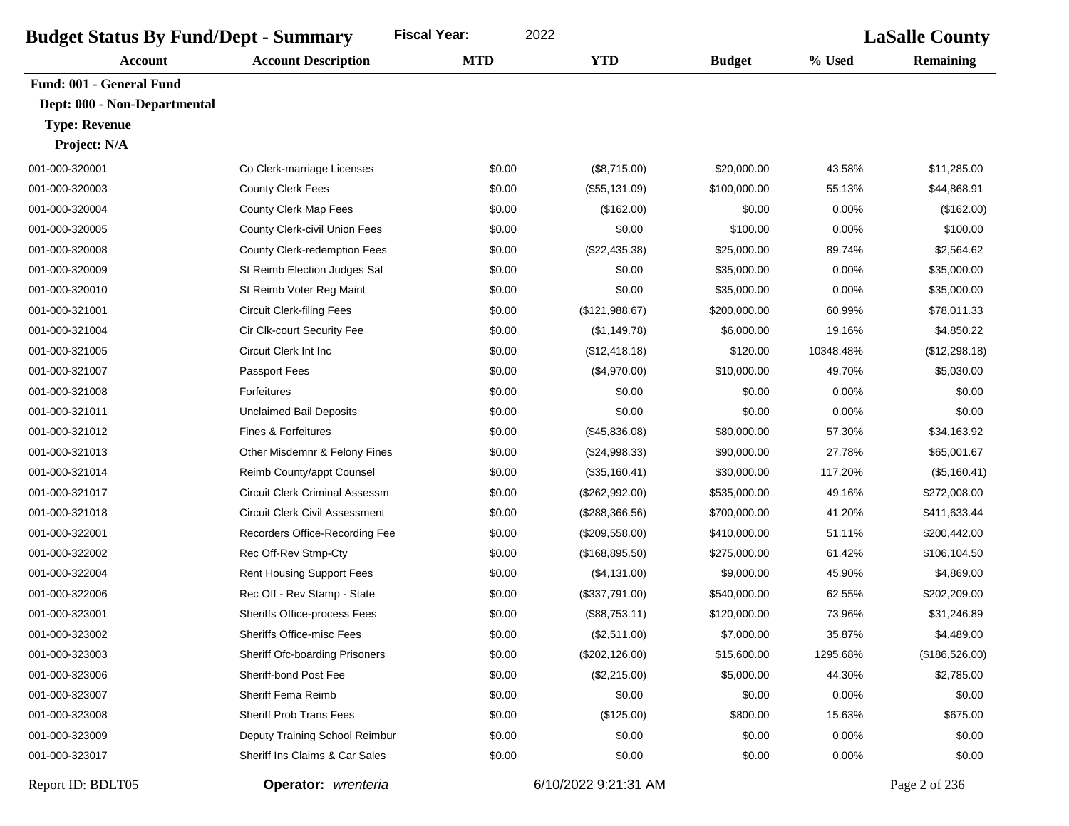# Budget Status By Fund/Dept - Summary

**Fiscal Year:** 2022

**LaSalle County**

**Fund: 001 - General Fund**

**Dept: 000 - Non-Departmental**

**Type: Revenue**

**Project: N/A**

| Account | Account Description | MTD | YTD | Budget | % Used | Remaining |
|---|---|---|---|---|---|---|
| 001-000-320001 | Co Clerk-marriage Licenses | $0.00 | ($8,715.00) | $20,000.00 | 43.58% | $11,285.00 |
| 001-000-320003 | County Clerk Fees | $0.00 | ($55,131.09) | $100,000.00 | 55.13% | $44,868.91 |
| 001-000-320004 | County Clerk Map Fees | $0.00 | ($162.00) | $0.00 | 0.00% | ($162.00) |
| 001-000-320005 | County Clerk-civil Union Fees | $0.00 | $0.00 | $100.00 | 0.00% | $100.00 |
| 001-000-320008 | County Clerk-redemption Fees | $0.00 | ($22,435.38) | $25,000.00 | 89.74% | $2,564.62 |
| 001-000-320009 | St Reimb Election Judges Sal | $0.00 | $0.00 | $35,000.00 | 0.00% | $35,000.00 |
| 001-000-320010 | St Reimb Voter Reg Maint | $0.00 | $0.00 | $35,000.00 | 0.00% | $35,000.00 |
| 001-000-321001 | Circuit Clerk-filing Fees | $0.00 | ($121,988.67) | $200,000.00 | 60.99% | $78,011.33 |
| 001-000-321004 | Cir Clk-court Security Fee | $0.00 | ($1,149.78) | $6,000.00 | 19.16% | $4,850.22 |
| 001-000-321005 | Circuit Clerk Int Inc | $0.00 | ($12,418.18) | $120.00 | 10348.48% | ($12,298.18) |
| 001-000-321007 | Passport Fees | $0.00 | ($4,970.00) | $10,000.00 | 49.70% | $5,030.00 |
| 001-000-321008 | Forfeitures | $0.00 | $0.00 | $0.00 | 0.00% | $0.00 |
| 001-000-321011 | Unclaimed Bail Deposits | $0.00 | $0.00 | $0.00 | 0.00% | $0.00 |
| 001-000-321012 | Fines & Forfeitures | $0.00 | ($45,836.08) | $80,000.00 | 57.30% | $34,163.92 |
| 001-000-321013 | Other Misdemnr & Felony Fines | $0.00 | ($24,998.33) | $90,000.00 | 27.78% | $65,001.67 |
| 001-000-321014 | Reimb County/appt Counsel | $0.00 | ($35,160.41) | $30,000.00 | 117.20% | ($5,160.41) |
| 001-000-321017 | Circuit Clerk Criminal Assessm | $0.00 | ($262,992.00) | $535,000.00 | 49.16% | $272,008.00 |
| 001-000-321018 | Circuit Clerk Civil Assessment | $0.00 | ($288,366.56) | $700,000.00 | 41.20% | $411,633.44 |
| 001-000-322001 | Recorders Office-Recording Fee | $0.00 | ($209,558.00) | $410,000.00 | 51.11% | $200,442.00 |
| 001-000-322002 | Rec Off-Rev Stmp-Cty | $0.00 | ($168,895.50) | $275,000.00 | 61.42% | $106,104.50 |
| 001-000-322004 | Rent Housing Support Fees | $0.00 | ($4,131.00) | $9,000.00 | 45.90% | $4,869.00 |
| 001-000-322006 | Rec Off - Rev Stamp - State | $0.00 | ($337,791.00) | $540,000.00 | 62.55% | $202,209.00 |
| 001-000-323001 | Sheriffs Office-process Fees | $0.00 | ($88,753.11) | $120,000.00 | 73.96% | $31,246.89 |
| 001-000-323002 | Sheriffs Office-misc Fees | $0.00 | ($2,511.00) | $7,000.00 | 35.87% | $4,489.00 |
| 001-000-323003 | Sheriff Ofc-boarding Prisoners | $0.00 | ($202,126.00) | $15,600.00 | 1295.68% | ($186,526.00) |
| 001-000-323006 | Sheriff-bond Post Fee | $0.00 | ($2,215.00) | $5,000.00 | 44.30% | $2,785.00 |
| 001-000-323007 | Sheriff Fema Reimb | $0.00 | $0.00 | $0.00 | 0.00% | $0.00 |
| 001-000-323008 | Sheriff Prob Trans Fees | $0.00 | ($125.00) | $800.00 | 15.63% | $675.00 |
| 001-000-323009 | Deputy Training School Reimbur | $0.00 | $0.00 | $0.00 | 0.00% | $0.00 |
| 001-000-323017 | Sheriff Ins Claims & Car Sales | $0.00 | $0.00 | $0.00 | 0.00% | $0.00 |

Report ID: BDLT05 **Operator:** *wrenteria* 6/10/2022 9:21:31 AM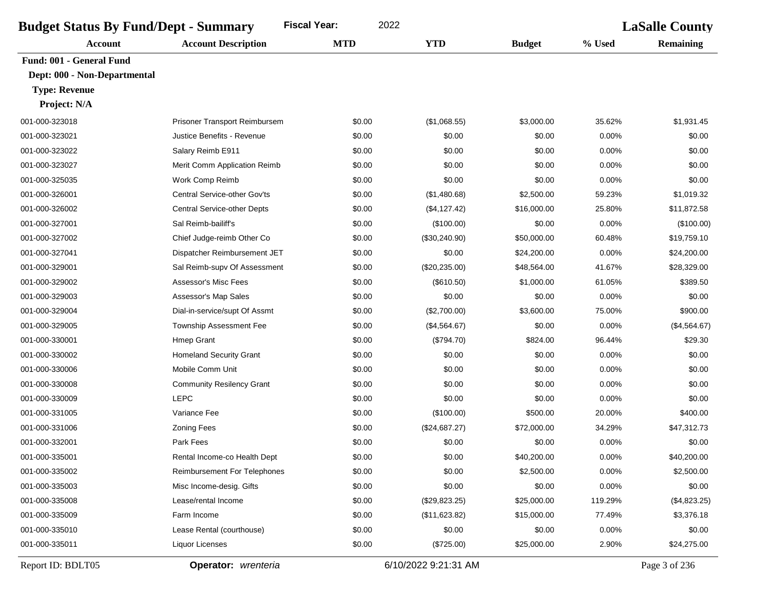# Budget Status By Fund/Dept - Summary

**Fiscal Year:** 2022

**LaSalle County**

**Fund: 001 - General Fund**

**Dept: 000 - Non-Departmental**

**Type: Revenue**

**Project: N/A**

| Account | Account Description | MTD | YTD | Budget | % Used | Remaining |
|---|---|---|---|---|---|---|
| 001-000-323018 | Prisoner Transport Reimbursem | $0.00 | ($1,068.55) | $3,000.00 | 35.62% | $1,931.45 |
| 001-000-323021 | Justice Benefits - Revenue | $0.00 | $0.00 | $0.00 | 0.00% | $0.00 |
| 001-000-323022 | Salary Reimb E911 | $0.00 | $0.00 | $0.00 | 0.00% | $0.00 |
| 001-000-323027 | Merit Comm Application Reimb | $0.00 | $0.00 | $0.00 | 0.00% | $0.00 |
| 001-000-325035 | Work Comp Reimb | $0.00 | $0.00 | $0.00 | 0.00% | $0.00 |
| 001-000-326001 | Central Service-other Gov'ts | $0.00 | ($1,480.68) | $2,500.00 | 59.23% | $1,019.32 |
| 001-000-326002 | Central Service-other Depts | $0.00 | ($4,127.42) | $16,000.00 | 25.80% | $11,872.58 |
| 001-000-327001 | Sal Reimb-bailiff's | $0.00 | ($100.00) | $0.00 | 0.00% | ($100.00) |
| 001-000-327002 | Chief Judge-reimb Other Co | $0.00 | ($30,240.90) | $50,000.00 | 60.48% | $19,759.10 |
| 001-000-327041 | Dispatcher Reimbursement JET | $0.00 | $0.00 | $24,200.00 | 0.00% | $24,200.00 |
| 001-000-329001 | Sal Reimb-supv Of Assessment | $0.00 | ($20,235.00) | $48,564.00 | 41.67% | $28,329.00 |
| 001-000-329002 | Assessor's Misc Fees | $0.00 | ($610.50) | $1,000.00 | 61.05% | $389.50 |
| 001-000-329003 | Assessor's Map Sales | $0.00 | $0.00 | $0.00 | 0.00% | $0.00 |
| 001-000-329004 | Dial-in-service/supt Of Assmt | $0.00 | ($2,700.00) | $3,600.00 | 75.00% | $900.00 |
| 001-000-329005 | Township Assessment Fee | $0.00 | ($4,564.67) | $0.00 | 0.00% | ($4,564.67) |
| 001-000-330001 | Hmep Grant | $0.00 | ($794.70) | $824.00 | 96.44% | $29.30 |
| 001-000-330002 | Homeland Security Grant | $0.00 | $0.00 | $0.00 | 0.00% | $0.00 |
| 001-000-330006 | Mobile Comm Unit | $0.00 | $0.00 | $0.00 | 0.00% | $0.00 |
| 001-000-330008 | Community Resiliency Grant | $0.00 | $0.00 | $0.00 | 0.00% | $0.00 |
| 001-000-330009 | LEPC | $0.00 | $0.00 | $0.00 | 0.00% | $0.00 |
| 001-000-331005 | Variance Fee | $0.00 | ($100.00) | $500.00 | 20.00% | $400.00 |
| 001-000-331006 | Zoning Fees | $0.00 | ($24,687.27) | $72,000.00 | 34.29% | $47,312.73 |
| 001-000-332001 | Park Fees | $0.00 | $0.00 | $0.00 | 0.00% | $0.00 |
| 001-000-335001 | Rental Income-co Health Dept | $0.00 | $0.00 | $40,200.00 | 0.00% | $40,200.00 |
| 001-000-335002 | Reimbursement For Telephones | $0.00 | $0.00 | $2,500.00 | 0.00% | $2,500.00 |
| 001-000-335003 | Misc Income-desig. Gifts | $0.00 | $0.00 | $0.00 | 0.00% | $0.00 |
| 001-000-335008 | Lease/rental Income | $0.00 | ($29,823.25) | $25,000.00 | 119.29% | ($4,823.25) |
| 001-000-335009 | Farm Income | $0.00 | ($11,623.82) | $15,000.00 | 77.49% | $3,376.18 |
| 001-000-335010 | Lease Rental (courthouse) | $0.00 | $0.00 | $0.00 | 0.00% | $0.00 |
| 001-000-335011 | Liquor Licenses | $0.00 | ($725.00) | $25,000.00 | 2.90% | $24,275.00 |

Report ID: BDLT05 | **Operator:** *wrenteria* | 6/10/2022 9:21:31 AM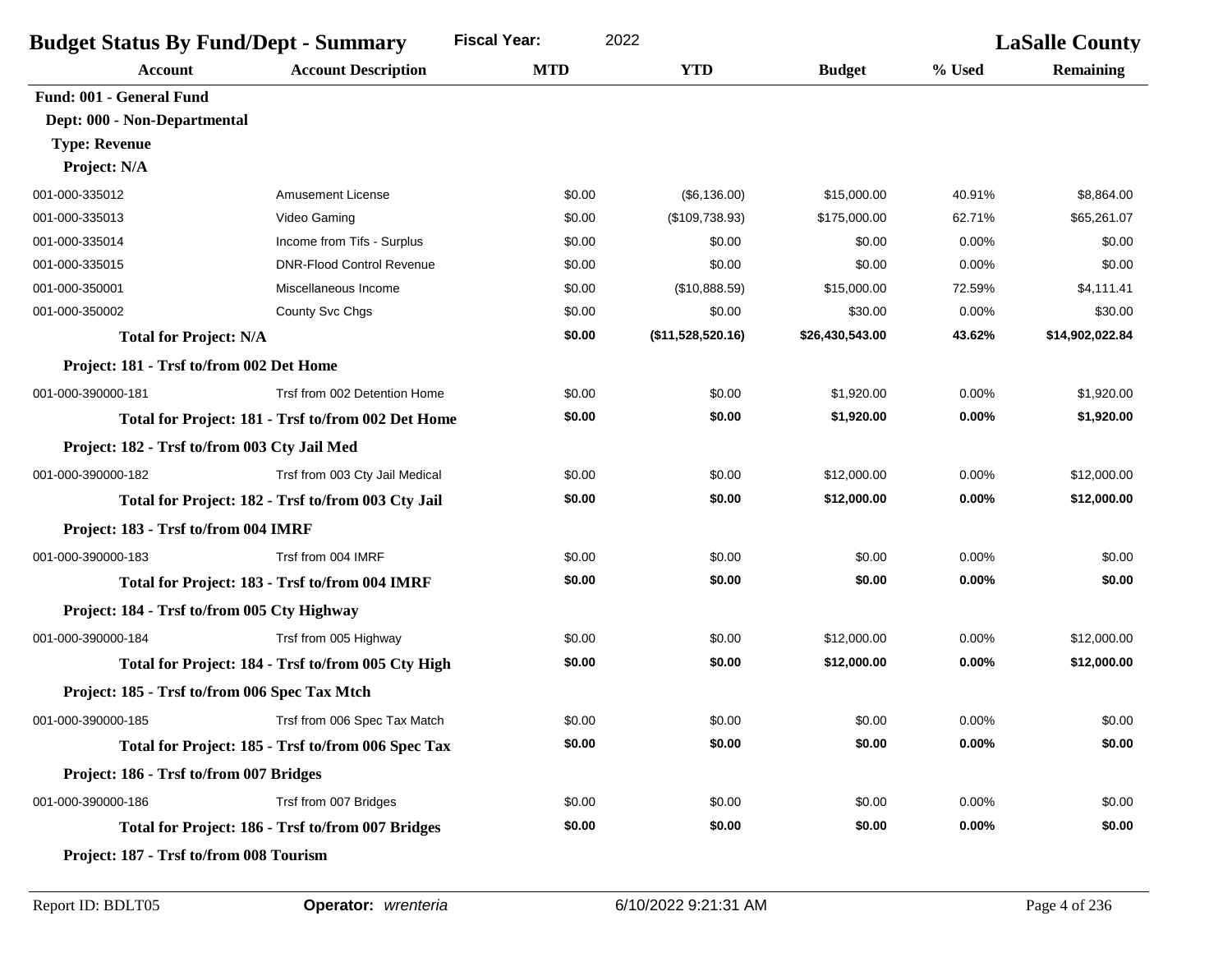## Budget Status By Fund/Dept - Summary

**Fiscal Year:** 2022 — **LaSalle County**

| Account | Account Description | MTD | YTD | Budget | % Used | Remaining |
|---|---|---|---|---|---|---|
| **Fund: 001 - General Fund** | | | | | | |
| **Dept: 000 - Non-Departmental** | | | | | | |
| **Type: Revenue** | | | | | | |
| **Project: N/A** | | | | | | |
| 001-000-335012 | Amusement License | $0.00 | ($6,136.00) | $15,000.00 | 40.91% | $8,864.00 |
| 001-000-335013 | Video Gaming | $0.00 | ($109,738.93) | $175,000.00 | 62.71% | $65,261.07 |
| 001-000-335014 | Income from Tifs - Surplus | $0.00 | $0.00 | $0.00 | 0.00% | $0.00 |
| 001-000-335015 | DNR-Flood Control Revenue | $0.00 | $0.00 | $0.00 | 0.00% | $0.00 |
| 001-000-350001 | Miscellaneous Income | $0.00 | ($10,888.59) | $15,000.00 | 72.59% | $4,111.41 |
| 001-000-350002 | County Svc Chgs | $0.00 | $0.00 | $30.00 | 0.00% | $30.00 |
| **Total for Project: N/A** | | **$0.00** | **($11,528,520.16)** | **$26,430,543.00** | **43.62%** | **$14,902,022.84** |
| **Project: 181 - Trsf to/from 002 Det Home** | | | | | | |
| 001-000-390000-181 | Trsf from 002 Detention Home | $0.00 | $0.00 | $1,920.00 | 0.00% | $1,920.00 |
| **Total for Project: 181 - Trsf to/from 002 Det Home** | | **$0.00** | **$0.00** | **$1,920.00** | **0.00%** | **$1,920.00** |
| **Project: 182 - Trsf to/from 003 Cty Jail Med** | | | | | | |
| 001-000-390000-182 | Trsf from 003 Cty Jail Medical | $0.00 | $0.00 | $12,000.00 | 0.00% | $12,000.00 |
| **Total for Project: 182 - Trsf to/from 003 Cty Jail** | | **$0.00** | **$0.00** | **$12,000.00** | **0.00%** | **$12,000.00** |
| **Project: 183 - Trsf to/from 004 IMRF** | | | | | | |
| 001-000-390000-183 | Trsf from 004 IMRF | $0.00 | $0.00 | $0.00 | 0.00% | $0.00 |
| **Total for Project: 183 - Trsf to/from 004 IMRF** | | **$0.00** | **$0.00** | **$0.00** | **0.00%** | **$0.00** |
| **Project: 184 - Trsf to/from 005 Cty Highway** | | | | | | |
| 001-000-390000-184 | Trsf from 005 Highway | $0.00 | $0.00 | $12,000.00 | 0.00% | $12,000.00 |
| **Total for Project: 184 - Trsf to/from 005 Cty High** | | **$0.00** | **$0.00** | **$12,000.00** | **0.00%** | **$12,000.00** |
| **Project: 185 - Trsf to/from 006 Spec Tax Mtch** | | | | | | |
| 001-000-390000-185 | Trsf from 006 Spec Tax Match | $0.00 | $0.00 | $0.00 | 0.00% | $0.00 |
| **Total for Project: 185 - Trsf to/from 006 Spec Tax** | | **$0.00** | **$0.00** | **$0.00** | **0.00%** | **$0.00** |
| **Project: 186 - Trsf to/from 007 Bridges** | | | | | | |
| 001-000-390000-186 | Trsf from 007 Bridges | $0.00 | $0.00 | $0.00 | 0.00% | $0.00 |
| **Total for Project: 186 - Trsf to/from 007 Bridges** | | **$0.00** | **$0.00** | **$0.00** | **0.00%** | **$0.00** |
| **Project: 187 - Trsf to/from 008 Tourism** | | | | | | |

Report ID: BDLT05 — **Operator:** *wrenteria* — 6/10/2022 9:21:31 AM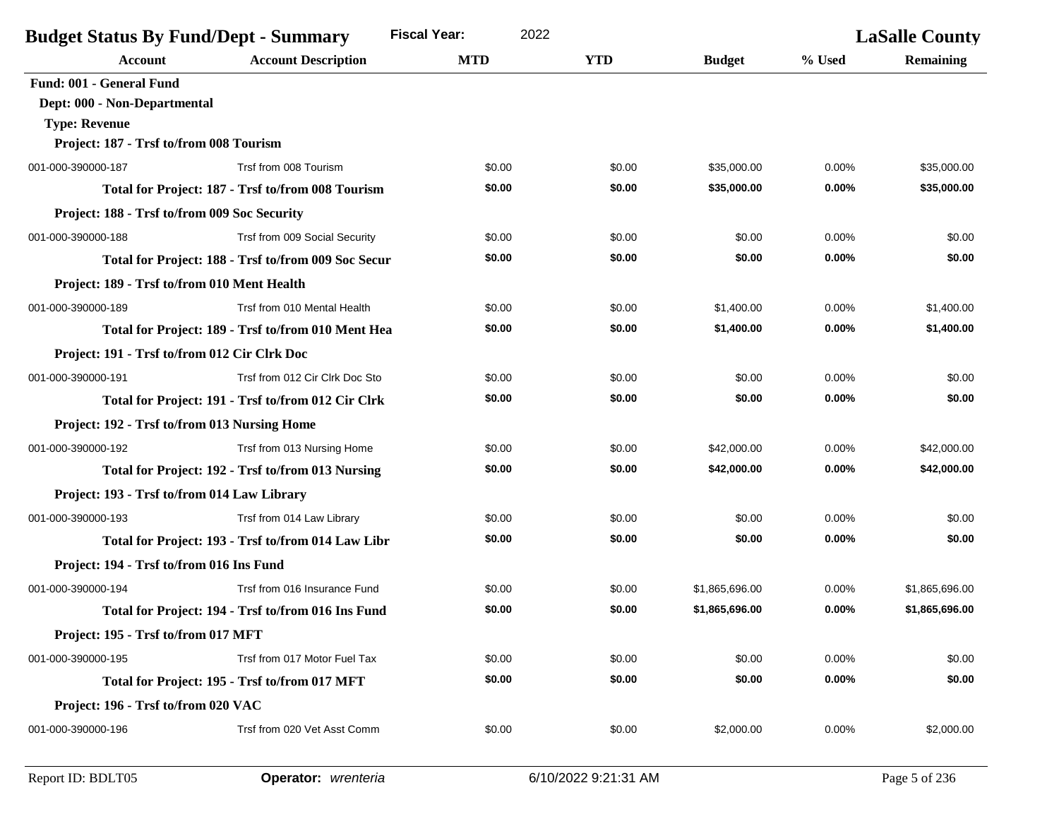# Budget Status By Fund/Dept - Summary

**Fiscal Year:** 2022

**LaSalle County**

| Account | Account Description | MTD | YTD | Budget | % Used | Remaining |
|---|---|---|---|---|---|---|
| **Fund: 001 - General Fund** | | | | | | |
| **Dept: 000 - Non-Departmental** | | | | | | |
| **Type: Revenue** | | | | | | |
| **Project: 187 - Trsf to/from 008 Tourism** | | | | | | |
| 001-000-390000-187 | Trsf from 008 Tourism | $0.00 | $0.00 | $35,000.00 | 0.00% | $35,000.00 |
| | **Total for Project: 187 - Trsf to/from 008 Tourism** | **$0.00** | **$0.00** | **$35,000.00** | **0.00%** | **$35,000.00** |
| **Project: 188 - Trsf to/from 009 Soc Security** | | | | | | |
| 001-000-390000-188 | Trsf from 009 Social Security | $0.00 | $0.00 | $0.00 | 0.00% | $0.00 |
| | **Total for Project: 188 - Trsf to/from 009 Soc Secur** | **$0.00** | **$0.00** | **$0.00** | **0.00%** | **$0.00** |
| **Project: 189 - Trsf to/from 010 Ment Health** | | | | | | |
| 001-000-390000-189 | Trsf from 010 Mental Health | $0.00 | $0.00 | $1,400.00 | 0.00% | $1,400.00 |
| | **Total for Project: 189 - Trsf to/from 010 Ment Hea** | **$0.00** | **$0.00** | **$1,400.00** | **0.00%** | **$1,400.00** |
| **Project: 191 - Trsf to/from 012 Cir Clrk Doc** | | | | | | |
| 001-000-390000-191 | Trsf from 012 Cir Clrk Doc Sto | $0.00 | $0.00 | $0.00 | 0.00% | $0.00 |
| | **Total for Project: 191 - Trsf to/from 012 Cir Clrk** | **$0.00** | **$0.00** | **$0.00** | **0.00%** | **$0.00** |
| **Project: 192 - Trsf to/from 013 Nursing Home** | | | | | | |
| 001-000-390000-192 | Trsf from 013 Nursing Home | $0.00 | $0.00 | $42,000.00 | 0.00% | $42,000.00 |
| | **Total for Project: 192 - Trsf to/from 013 Nursing** | **$0.00** | **$0.00** | **$42,000.00** | **0.00%** | **$42,000.00** |
| **Project: 193 - Trsf to/from 014 Law Library** | | | | | | |
| 001-000-390000-193 | Trsf from 014 Law Library | $0.00 | $0.00 | $0.00 | 0.00% | $0.00 |
| | **Total for Project: 193 - Trsf to/from 014 Law Libr** | **$0.00** | **$0.00** | **$0.00** | **0.00%** | **$0.00** |
| **Project: 194 - Trsf to/from 016 Ins Fund** | | | | | | |
| 001-000-390000-194 | Trsf from 016 Insurance Fund | $0.00 | $0.00 | $1,865,696.00 | 0.00% | $1,865,696.00 |
| | **Total for Project: 194 - Trsf to/from 016 Ins Fund** | **$0.00** | **$0.00** | **$1,865,696.00** | **0.00%** | **$1,865,696.00** |
| **Project: 195 - Trsf to/from 017 MFT** | | | | | | |
| 001-000-390000-195 | Trsf from 017 Motor Fuel Tax | $0.00 | $0.00 | $0.00 | 0.00% | $0.00 |
| | **Total for Project: 195 - Trsf to/from 017 MFT** | **$0.00** | **$0.00** | **$0.00** | **0.00%** | **$0.00** |
| **Project: 196 - Trsf to/from 020 VAC** | | | | | | |
| 001-000-390000-196 | Trsf from 020 Vet Asst Comm | $0.00 | $0.00 | $2,000.00 | 0.00% | $2,000.00 |

Report ID: BDLT05 **Operator:** *wrenteria* 6/10/2022 9:21:31 AM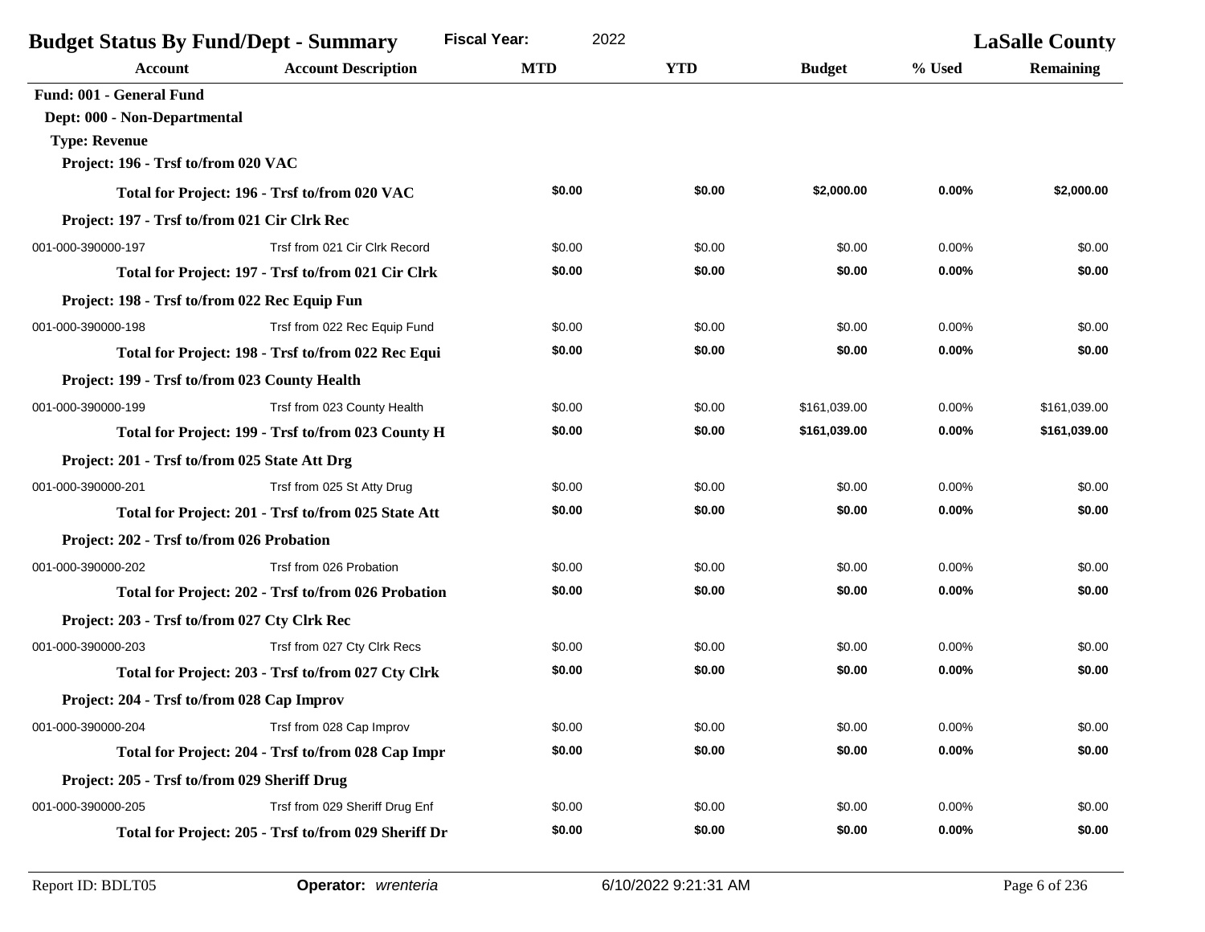# Budget Status By Fund/Dept - Summary

**Fiscal Year:** 2022

**LaSalle County**

| Account | Account Description | MTD | YTD | Budget | % Used | Remaining |
|---|---|---|---|---|---|---|
| **Fund: 001 - General Fund** | | | | | | |
| **Dept: 000 - Non-Departmental** | | | | | | |
| **Type: Revenue** | | | | | | |
| **Project: 196 - Trsf to/from 020 VAC** | | | | | | |
| | **Total for Project: 196 - Trsf to/from 020 VAC** | **$0.00** | **$0.00** | **$2,000.00** | **0.00%** | **$2,000.00** |
| **Project: 197 - Trsf to/from 021 Cir Clrk Rec** | | | | | | |
| 001-000-390000-197 | Trsf from 021 Cir Clrk Record | $0.00 | $0.00 | $0.00 | 0.00% | $0.00 |
| | **Total for Project: 197 - Trsf to/from 021 Cir Clrk** | **$0.00** | **$0.00** | **$0.00** | **0.00%** | **$0.00** |
| **Project: 198 - Trsf to/from 022 Rec Equip Fun** | | | | | | |
| 001-000-390000-198 | Trsf from 022 Rec Equip Fund | $0.00 | $0.00 | $0.00 | 0.00% | $0.00 |
| | **Total for Project: 198 - Trsf to/from 022 Rec Equi** | **$0.00** | **$0.00** | **$0.00** | **0.00%** | **$0.00** |
| **Project: 199 - Trsf to/from 023 County Health** | | | | | | |
| 001-000-390000-199 | Trsf from 023 County Health | $0.00 | $0.00 | $161,039.00 | 0.00% | $161,039.00 |
| | **Total for Project: 199 - Trsf to/from 023 County H** | **$0.00** | **$0.00** | **$161,039.00** | **0.00%** | **$161,039.00** |
| **Project: 201 - Trsf to/from 025 State Att Drg** | | | | | | |
| 001-000-390000-201 | Trsf from 025 St Atty Drug | $0.00 | $0.00 | $0.00 | 0.00% | $0.00 |
| | **Total for Project: 201 - Trsf to/from 025 State Att** | **$0.00** | **$0.00** | **$0.00** | **0.00%** | **$0.00** |
| **Project: 202 - Trsf to/from 026 Probation** | | | | | | |
| 001-000-390000-202 | Trsf from 026 Probation | $0.00 | $0.00 | $0.00 | 0.00% | $0.00 |
| | **Total for Project: 202 - Trsf to/from 026 Probation** | **$0.00** | **$0.00** | **$0.00** | **0.00%** | **$0.00** |
| **Project: 203 - Trsf to/from 027 Cty Clrk Rec** | | | | | | |
| 001-000-390000-203 | Trsf from 027 Cty Clrk Recs | $0.00 | $0.00 | $0.00 | 0.00% | $0.00 |
| | **Total for Project: 203 - Trsf to/from 027 Cty Clrk** | **$0.00** | **$0.00** | **$0.00** | **0.00%** | **$0.00** |
| **Project: 204 - Trsf to/from 028 Cap Improv** | | | | | | |
| 001-000-390000-204 | Trsf from 028 Cap Improv | $0.00 | $0.00 | $0.00 | 0.00% | $0.00 |
| | **Total for Project: 204 - Trsf to/from 028 Cap Impr** | **$0.00** | **$0.00** | **$0.00** | **0.00%** | **$0.00** |
| **Project: 205 - Trsf to/from 029 Sheriff Drug** | | | | | | |
| 001-000-390000-205 | Trsf from 029 Sheriff Drug Enf | $0.00 | $0.00 | $0.00 | 0.00% | $0.00 |
| | **Total for Project: 205 - Trsf to/from 029 Sheriff Dr** | **$0.00** | **$0.00** | **$0.00** | **0.00%** | **$0.00** |

Report ID: BDLT05 **Operator:** *wrenteria* 6/10/2022 9:21:31 AM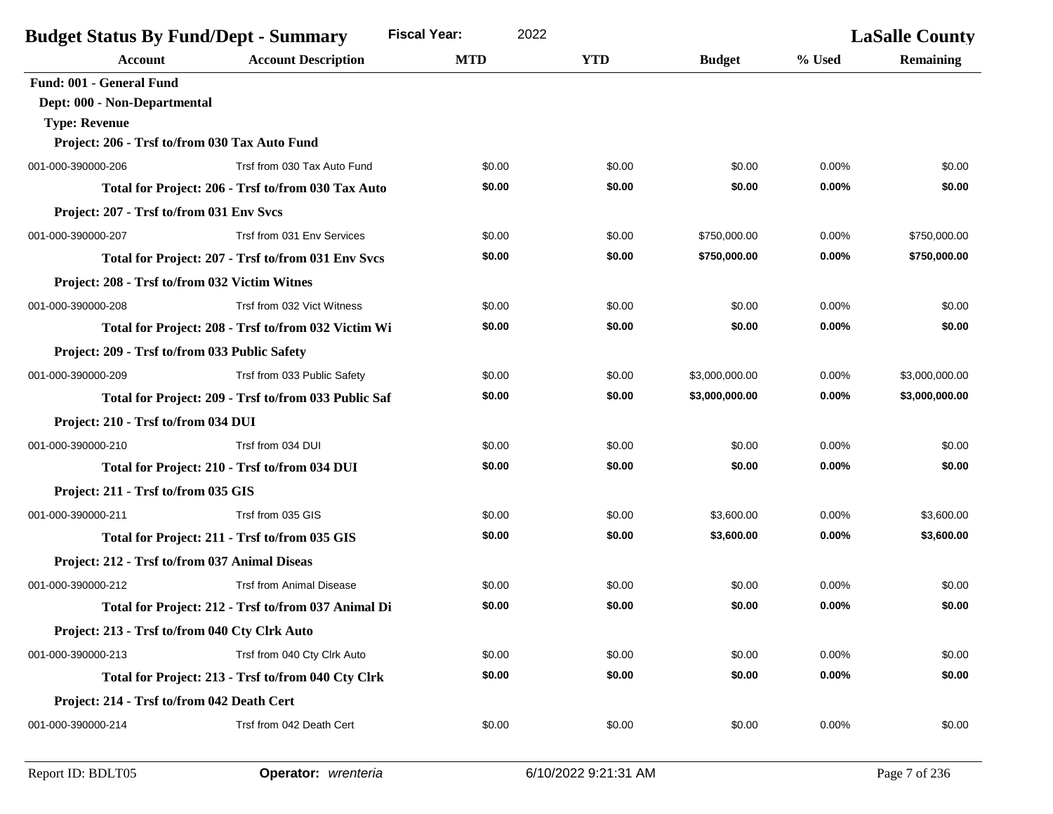# Budget Status By Fund/Dept - Summary

**Fiscal Year:** 2022

**LaSalle County**

| Account | Account Description | MTD | YTD | Budget | % Used | Remaining |
|---|---|---|---|---|---|---|
| **Fund: 001 - General Fund** | | | | | | |
| **Dept: 000 - Non-Departmental** | | | | | | |
| **Type: Revenue** | | | | | | |
| **Project: 206 - Trsf to/from 030 Tax Auto Fund** | | | | | | |
| 001-000-390000-206 | Trsf from 030 Tax Auto Fund | $0.00 | $0.00 | $0.00 | 0.00% | $0.00 |
| | **Total for Project: 206 - Trsf to/from 030 Tax Auto** | **$0.00** | **$0.00** | **$0.00** | **0.00%** | **$0.00** |
| **Project: 207 - Trsf to/from 031 Env Svcs** | | | | | | |
| 001-000-390000-207 | Trsf from 031 Env Services | $0.00 | $0.00 | $750,000.00 | 0.00% | $750,000.00 |
| | **Total for Project: 207 - Trsf to/from 031 Env Svcs** | **$0.00** | **$0.00** | **$750,000.00** | **0.00%** | **$750,000.00** |
| **Project: 208 - Trsf to/from 032 Victim Witnes** | | | | | | |
| 001-000-390000-208 | Trsf from 032 Vict Witness | $0.00 | $0.00 | $0.00 | 0.00% | $0.00 |
| | **Total for Project: 208 - Trsf to/from 032 Victim Wi** | **$0.00** | **$0.00** | **$0.00** | **0.00%** | **$0.00** |
| **Project: 209 - Trsf to/from 033 Public Safety** | | | | | | |
| 001-000-390000-209 | Trsf from 033 Public Safety | $0.00 | $0.00 | $3,000,000.00 | 0.00% | $3,000,000.00 |
| | **Total for Project: 209 - Trsf to/from 033 Public Saf** | **$0.00** | **$0.00** | **$3,000,000.00** | **0.00%** | **$3,000,000.00** |
| **Project: 210 - Trsf to/from 034 DUI** | | | | | | |
| 001-000-390000-210 | Trsf from 034 DUI | $0.00 | $0.00 | $0.00 | 0.00% | $0.00 |
| | **Total for Project: 210 - Trsf to/from 034 DUI** | **$0.00** | **$0.00** | **$0.00** | **0.00%** | **$0.00** |
| **Project: 211 - Trsf to/from 035 GIS** | | | | | | |
| 001-000-390000-211 | Trsf from 035 GIS | $0.00 | $0.00 | $3,600.00 | 0.00% | $3,600.00 |
| | **Total for Project: 211 - Trsf to/from 035 GIS** | **$0.00** | **$0.00** | **$3,600.00** | **0.00%** | **$3,600.00** |
| **Project: 212 - Trsf to/from 037 Animal Diseas** | | | | | | |
| 001-000-390000-212 | Trsf from Animal Disease | $0.00 | $0.00 | $0.00 | 0.00% | $0.00 |
| | **Total for Project: 212 - Trsf to/from 037 Animal Di** | **$0.00** | **$0.00** | **$0.00** | **0.00%** | **$0.00** |
| **Project: 213 - Trsf to/from 040 Cty Clrk Auto** | | | | | | |
| 001-000-390000-213 | Trsf from 040 Cty Clrk Auto | $0.00 | $0.00 | $0.00 | 0.00% | $0.00 |
| | **Total for Project: 213 - Trsf to/from 040 Cty Clrk** | **$0.00** | **$0.00** | **$0.00** | **0.00%** | **$0.00** |
| **Project: 214 - Trsf to/from 042 Death Cert** | | | | | | |
| 001-000-390000-214 | Trsf from 042 Death Cert | $0.00 | $0.00 | $0.00 | 0.00% | $0.00 |

Report ID: BDLT05 **Operator:** *wrenteria* 6/10/2022 9:21:31 AM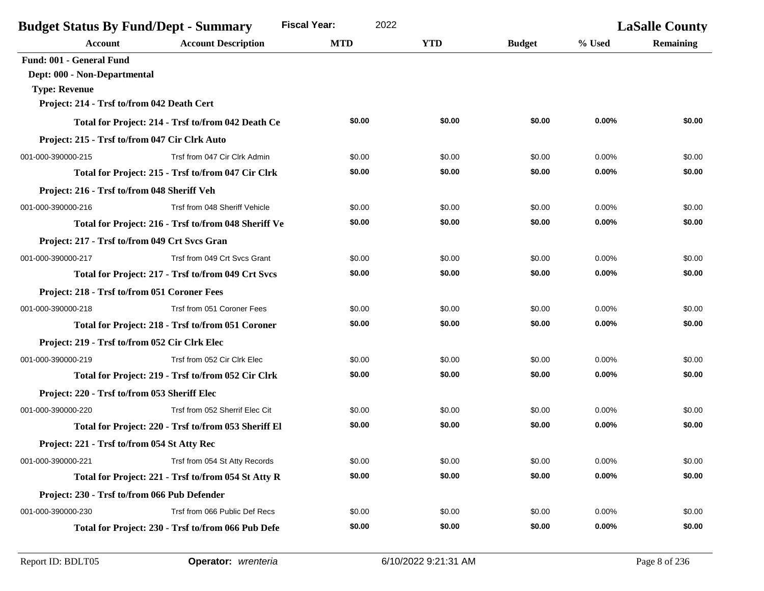# Budget Status By Fund/Dept - Summary

**Fiscal Year:** 2022

**LaSalle County**

| Account | Account Description | MTD | YTD | Budget | % Used | Remaining |
|---|---|---|---|---|---|---|
| **Fund: 001 - General Fund** | | | | | | |
| **Dept: 000 - Non-Departmental** | | | | | | |
| **Type: Revenue** | | | | | | |
| **Project: 214 - Trsf to/from 042 Death Cert** | | | | | | |
| **Total for Project: 214 - Trsf to/from 042 Death Ce** | | **$0.00** | **$0.00** | **$0.00** | **0.00%** | **$0.00** |
| **Project: 215 - Trsf to/from 047 Cir Clrk Auto** | | | | | | |
| 001-000-390000-215 | Trsf from 047 Cir Clrk Admin | $0.00 | $0.00 | $0.00 | 0.00% | $0.00 |
| **Total for Project: 215 - Trsf to/from 047 Cir Clrk** | | **$0.00** | **$0.00** | **$0.00** | **0.00%** | **$0.00** |
| **Project: 216 - Trsf to/from 048 Sheriff Veh** | | | | | | |
| 001-000-390000-216 | Trsf from 048 Sheriff Vehicle | $0.00 | $0.00 | $0.00 | 0.00% | $0.00 |
| **Total for Project: 216 - Trsf to/from 048 Sheriff Ve** | | **$0.00** | **$0.00** | **$0.00** | **0.00%** | **$0.00** |
| **Project: 217 - Trsf to/from 049 Crt Svcs Gran** | | | | | | |
| 001-000-390000-217 | Trsf from 049 Crt Svcs Grant | $0.00 | $0.00 | $0.00 | 0.00% | $0.00 |
| **Total for Project: 217 - Trsf to/from 049 Crt Svcs** | | **$0.00** | **$0.00** | **$0.00** | **0.00%** | **$0.00** |
| **Project: 218 - Trsf to/from 051 Coroner Fees** | | | | | | |
| 001-000-390000-218 | Trsf from 051 Coroner Fees | $0.00 | $0.00 | $0.00 | 0.00% | $0.00 |
| **Total for Project: 218 - Trsf to/from 051 Coroner** | | **$0.00** | **$0.00** | **$0.00** | **0.00%** | **$0.00** |
| **Project: 219 - Trsf to/from 052 Cir Clrk Elec** | | | | | | |
| 001-000-390000-219 | Trsf from 052 Cir Clrk Elec | $0.00 | $0.00 | $0.00 | 0.00% | $0.00 |
| **Total for Project: 219 - Trsf to/from 052 Cir Clrk** | | **$0.00** | **$0.00** | **$0.00** | **0.00%** | **$0.00** |
| **Project: 220 - Trsf to/from 053 Sheriff Elec** | | | | | | |
| 001-000-390000-220 | Trsf from 052 Sherrif Elec Cit | $0.00 | $0.00 | $0.00 | 0.00% | $0.00 |
| **Total for Project: 220 - Trsf to/from 053 Sheriff El** | | **$0.00** | **$0.00** | **$0.00** | **0.00%** | **$0.00** |
| **Project: 221 - Trsf to/from 054 St Atty Rec** | | | | | | |
| 001-000-390000-221 | Trsf from 054 St Atty Records | $0.00 | $0.00 | $0.00 | 0.00% | $0.00 |
| **Total for Project: 221 - Trsf to/from 054 St Atty R** | | **$0.00** | **$0.00** | **$0.00** | **0.00%** | **$0.00** |
| **Project: 230 - Trsf to/from 066 Pub Defender** | | | | | | |
| 001-000-390000-230 | Trsf from 066 Public Def Recs | $0.00 | $0.00 | $0.00 | 0.00% | $0.00 |
| **Total for Project: 230 - Trsf to/from 066 Pub Defe** | | **$0.00** | **$0.00** | **$0.00** | **0.00%** | **$0.00** |

Report ID: BDLT05 **Operator:** *wrenteria* 6/10/2022 9:21:31 AM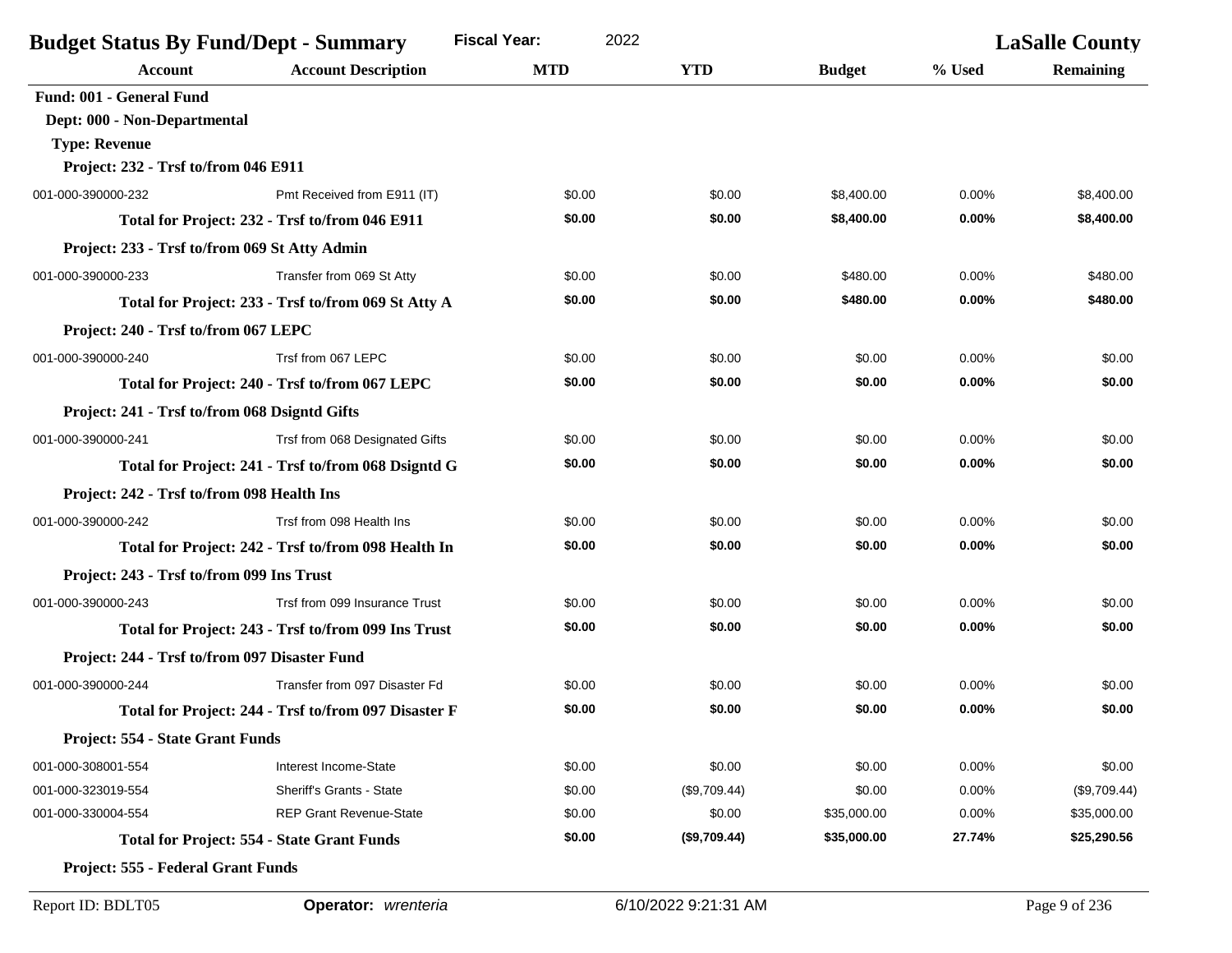# Budget Status By Fund/Dept - Summary

**Fiscal Year:** 2022

**LaSalle County**

| Account | Account Description | MTD | YTD | Budget | % Used | Remaining |
|---|---|---|---|---|---|---|
| **Fund: 001 - General Fund** | | | | | | |
| **Dept: 000 - Non-Departmental** | | | | | | |
| **Type: Revenue** | | | | | | |
| **Project: 232 - Trsf to/from 046 E911** | | | | | | |
| 001-000-390000-232 | Pmt Received from E911 (IT) | $0.00 | $0.00 | $8,400.00 | 0.00% | $8,400.00 |
| | **Total for Project: 232 - Trsf to/from 046 E911** | **$0.00** | **$0.00** | **$8,400.00** | **0.00%** | **$8,400.00** |
| **Project: 233 - Trsf to/from 069 St Atty Admin** | | | | | | |
| 001-000-390000-233 | Transfer from 069 St Atty | $0.00 | $0.00 | $480.00 | 0.00% | $480.00 |
| | **Total for Project: 233 - Trsf to/from 069 St Atty A** | **$0.00** | **$0.00** | **$480.00** | **0.00%** | **$480.00** |
| **Project: 240 - Trsf to/from 067 LEPC** | | | | | | |
| 001-000-390000-240 | Trsf from 067 LEPC | $0.00 | $0.00 | $0.00 | 0.00% | $0.00 |
| | **Total for Project: 240 - Trsf to/from 067 LEPC** | **$0.00** | **$0.00** | **$0.00** | **0.00%** | **$0.00** |
| **Project: 241 - Trsf to/from 068 Dsigntd Gifts** | | | | | | |
| 001-000-390000-241 | Trsf from 068 Designated Gifts | $0.00 | $0.00 | $0.00 | 0.00% | $0.00 |
| | **Total for Project: 241 - Trsf to/from 068 Dsigntd G** | **$0.00** | **$0.00** | **$0.00** | **0.00%** | **$0.00** |
| **Project: 242 - Trsf to/from 098 Health Ins** | | | | | | |
| 001-000-390000-242 | Trsf from 098 Health Ins | $0.00 | $0.00 | $0.00 | 0.00% | $0.00 |
| | **Total for Project: 242 - Trsf to/from 098 Health In** | **$0.00** | **$0.00** | **$0.00** | **0.00%** | **$0.00** |
| **Project: 243 - Trsf to/from 099 Ins Trust** | | | | | | |
| 001-000-390000-243 | Trsf from 099 Insurance Trust | $0.00 | $0.00 | $0.00 | 0.00% | $0.00 |
| | **Total for Project: 243 - Trsf to/from 099 Ins Trust** | **$0.00** | **$0.00** | **$0.00** | **0.00%** | **$0.00** |
| **Project: 244 - Trsf to/from 097 Disaster Fund** | | | | | | |
| 001-000-390000-244 | Transfer from 097 Disaster Fd | $0.00 | $0.00 | $0.00 | 0.00% | $0.00 |
| | **Total for Project: 244 - Trsf to/from 097 Disaster F** | **$0.00** | **$0.00** | **$0.00** | **0.00%** | **$0.00** |
| **Project: 554 - State Grant Funds** | | | | | | |
| 001-000-308001-554 | Interest Income-State | $0.00 | $0.00 | $0.00 | 0.00% | $0.00 |
| 001-000-323019-554 | Sheriff's Grants - State | $0.00 | ($9,709.44) | $0.00 | 0.00% | ($9,709.44) |
| 001-000-330004-554 | REP Grant Revenue-State | $0.00 | $0.00 | $35,000.00 | 0.00% | $35,000.00 |
| | **Total for Project: 554 - State Grant Funds** | **$0.00** | **($9,709.44)** | **$35,000.00** | **27.74%** | **$25,290.56** |
| **Project: 555 - Federal Grant Funds** | | | | | | |

Report ID: BDLT05 | **Operator:** *wrenteria* | 6/10/2022 9:21:31 AM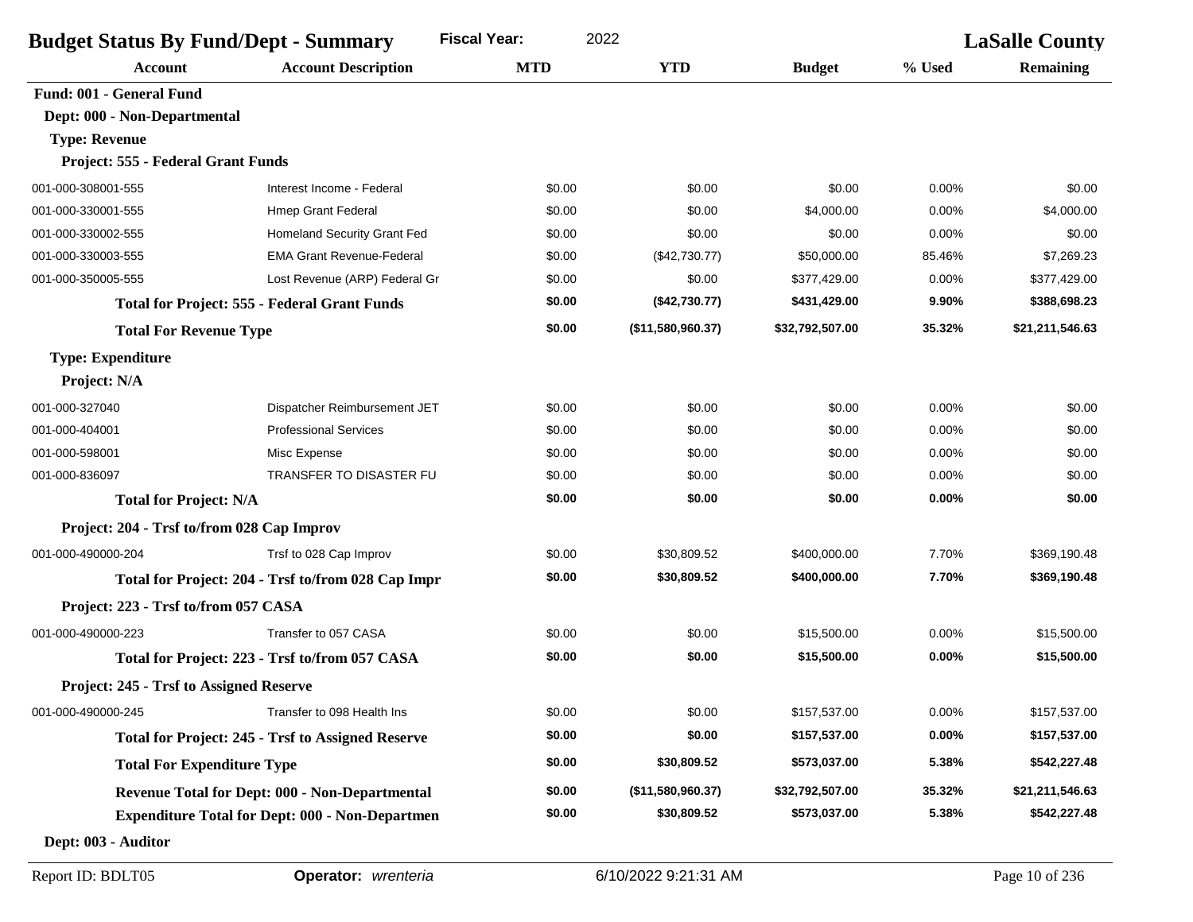# Budget Status By Fund/Dept - Summary

**Fiscal Year:** 2022

**LaSalle County**

| Account | Account Description | MTD | YTD | Budget | % Used | Remaining |
|---|---|---|---|---|---|---|
| **Fund: 001 - General Fund** | | | | | | |
| **Dept: 000 - Non-Departmental** | | | | | | |
| **Type: Revenue** | | | | | | |
| **Project: 555 - Federal Grant Funds** | | | | | | |
| 001-000-308001-555 | Interest Income - Federal | $0.00 | $0.00 | $0.00 | 0.00% | $0.00 |
| 001-000-330001-555 | Hmep Grant Federal | $0.00 | $0.00 | $4,000.00 | 0.00% | $4,000.00 |
| 001-000-330002-555 | Homeland Security Grant Fed | $0.00 | $0.00 | $0.00 | 0.00% | $0.00 |
| 001-000-330003-555 | EMA Grant Revenue-Federal | $0.00 | ($42,730.77) | $50,000.00 | 85.46% | $7,269.23 |
| 001-000-350005-555 | Lost Revenue (ARP) Federal Gr | $0.00 | $0.00 | $377,429.00 | 0.00% | $377,429.00 |
| **Total for Project: 555 - Federal Grant Funds** | | **$0.00** | **($42,730.77)** | **$431,429.00** | **9.90%** | **$388,698.23** |
| **Total For Revenue Type** | | **$0.00** | **($11,580,960.37)** | **$32,792,507.00** | **35.32%** | **$21,211,546.63** |
| **Type: Expenditure** | | | | | | |
| **Project: N/A** | | | | | | |
| 001-000-327040 | Dispatcher Reimbursement JET | $0.00 | $0.00 | $0.00 | 0.00% | $0.00 |
| 001-000-404001 | Professional Services | $0.00 | $0.00 | $0.00 | 0.00% | $0.00 |
| 001-000-598001 | Misc Expense | $0.00 | $0.00 | $0.00 | 0.00% | $0.00 |
| 001-000-836097 | TRANSFER TO DISASTER FU | $0.00 | $0.00 | $0.00 | 0.00% | $0.00 |
| **Total for Project: N/A** | | **$0.00** | **$0.00** | **$0.00** | **0.00%** | **$0.00** |
| **Project: 204 - Trsf to/from 028 Cap Improv** | | | | | | |
| 001-000-490000-204 | Trsf to 028 Cap Improv | $0.00 | $30,809.52 | $400,000.00 | 7.70% | $369,190.48 |
| **Total for Project: 204 - Trsf to/from 028 Cap Impr** | | **$0.00** | **$30,809.52** | **$400,000.00** | **7.70%** | **$369,190.48** |
| **Project: 223 - Trsf to/from 057 CASA** | | | | | | |
| 001-000-490000-223 | Transfer to 057 CASA | $0.00 | $0.00 | $15,500.00 | 0.00% | $15,500.00 |
| **Total for Project: 223 - Trsf to/from 057 CASA** | | **$0.00** | **$0.00** | **$15,500.00** | **0.00%** | **$15,500.00** |
| **Project: 245 - Trsf to Assigned Reserve** | | | | | | |
| 001-000-490000-245 | Transfer to 098 Health Ins | $0.00 | $0.00 | $157,537.00 | 0.00% | $157,537.00 |
| **Total for Project: 245 - Trsf to Assigned Reserve** | | **$0.00** | **$0.00** | **$157,537.00** | **0.00%** | **$157,537.00** |
| **Total For Expenditure Type** | | **$0.00** | **$30,809.52** | **$573,037.00** | **5.38%** | **$542,227.48** |
| **Revenue Total for Dept: 000 - Non-Departmental** | | **$0.00** | **($11,580,960.37)** | **$32,792,507.00** | **35.32%** | **$21,211,546.63** |
| **Expenditure Total for Dept: 000 - Non-Departmen** | | **$0.00** | **$30,809.52** | **$573,037.00** | **5.38%** | **$542,227.48** |
| **Dept: 003 - Auditor** | | | | | | |

Report ID: BDLT05 **Operator:** *wrenteria* 6/10/2022 9:21:31 AM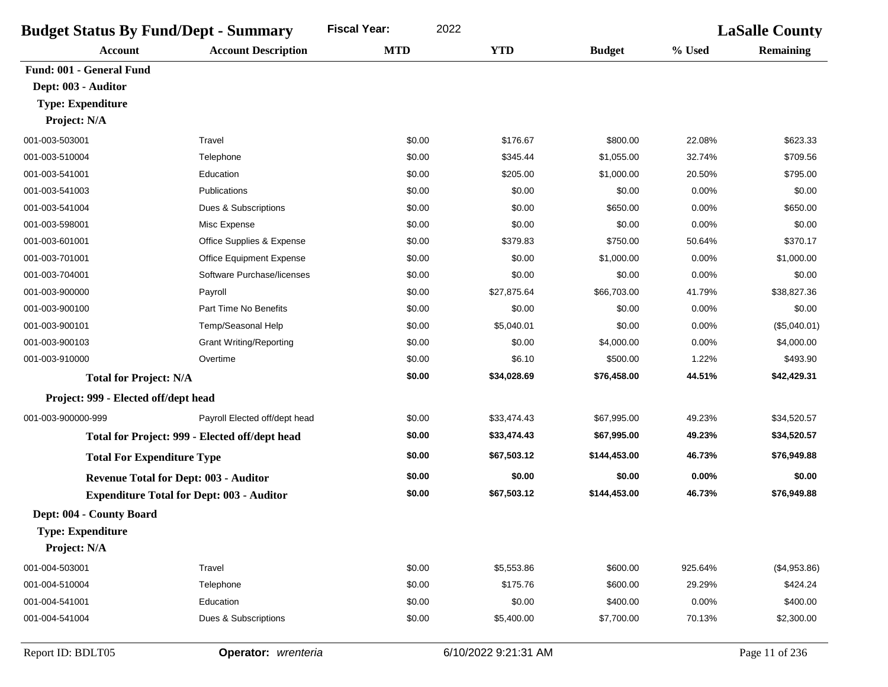# Budget Status By Fund/Dept - Summary

**Fiscal Year:** 2022 **LaSalle County**

| Account | Account Description | MTD | YTD | Budget | % Used | Remaining |
|---|---|---|---|---|---|---|
| **Fund: 001 - General Fund** | | | | | | |
| **Dept: 003 - Auditor** | | | | | | |
| **Type: Expenditure** | | | | | | |
| **Project: N/A** | | | | | | |
| 001-003-503001 | Travel | $0.00 | $176.67 | $800.00 | 22.08% | $623.33 |
| 001-003-510004 | Telephone | $0.00 | $345.44 | $1,055.00 | 32.74% | $709.56 |
| 001-003-541001 | Education | $0.00 | $205.00 | $1,000.00 | 20.50% | $795.00 |
| 001-003-541003 | Publications | $0.00 | $0.00 | $0.00 | 0.00% | $0.00 |
| 001-003-541004 | Dues & Subscriptions | $0.00 | $0.00 | $650.00 | 0.00% | $650.00 |
| 001-003-598001 | Misc Expense | $0.00 | $0.00 | $0.00 | 0.00% | $0.00 |
| 001-003-601001 | Office Supplies & Expense | $0.00 | $379.83 | $750.00 | 50.64% | $370.17 |
| 001-003-701001 | Office Equipment Expense | $0.00 | $0.00 | $1,000.00 | 0.00% | $1,000.00 |
| 001-003-704001 | Software Purchase/licenses | $0.00 | $0.00 | $0.00 | 0.00% | $0.00 |
| 001-003-900000 | Payroll | $0.00 | $27,875.64 | $66,703.00 | 41.79% | $38,827.36 |
| 001-003-900100 | Part Time No Benefits | $0.00 | $0.00 | $0.00 | 0.00% | $0.00 |
| 001-003-900101 | Temp/Seasonal Help | $0.00 | $5,040.01 | $0.00 | 0.00% | ($5,040.01) |
| 001-003-900103 | Grant Writing/Reporting | $0.00 | $0.00 | $4,000.00 | 0.00% | $4,000.00 |
| 001-003-910000 | Overtime | $0.00 | $6.10 | $500.00 | 1.22% | $493.90 |
| **Total for Project: N/A** | | **$0.00** | **$34,028.69** | **$76,458.00** | **44.51%** | **$42,429.31** |
| **Project: 999 - Elected off/dept head** | | | | | | |
| 001-003-900000-999 | Payroll Elected off/dept head | $0.00 | $33,474.43 | $67,995.00 | 49.23% | $34,520.57 |
| **Total for Project: 999 - Elected off/dept head** | | **$0.00** | **$33,474.43** | **$67,995.00** | **49.23%** | **$34,520.57** |
| **Total For Expenditure Type** | | **$0.00** | **$67,503.12** | **$144,453.00** | **46.73%** | **$76,949.88** |
| **Revenue Total for Dept: 003 - Auditor** | | **$0.00** | **$0.00** | **$0.00** | **0.00%** | **$0.00** |
| **Expenditure Total for Dept: 003 - Auditor** | | **$0.00** | **$67,503.12** | **$144,453.00** | **46.73%** | **$76,949.88** |
| **Dept: 004 - County Board** | | | | | | |
| **Type: Expenditure** | | | | | | |
| **Project: N/A** | | | | | | |
| 001-004-503001 | Travel | $0.00 | $5,553.86 | $600.00 | 925.64% | ($4,953.86) |
| 001-004-510004 | Telephone | $0.00 | $175.76 | $600.00 | 29.29% | $424.24 |
| 001-004-541001 | Education | $0.00 | $0.00 | $400.00 | 0.00% | $400.00 |
| 001-004-541004 | Dues & Subscriptions | $0.00 | $5,400.00 | $7,700.00 | 70.13% | $2,300.00 |

Report ID: BDLT05 **Operator:** *wrenteria* 6/10/2022 9:21:31 AM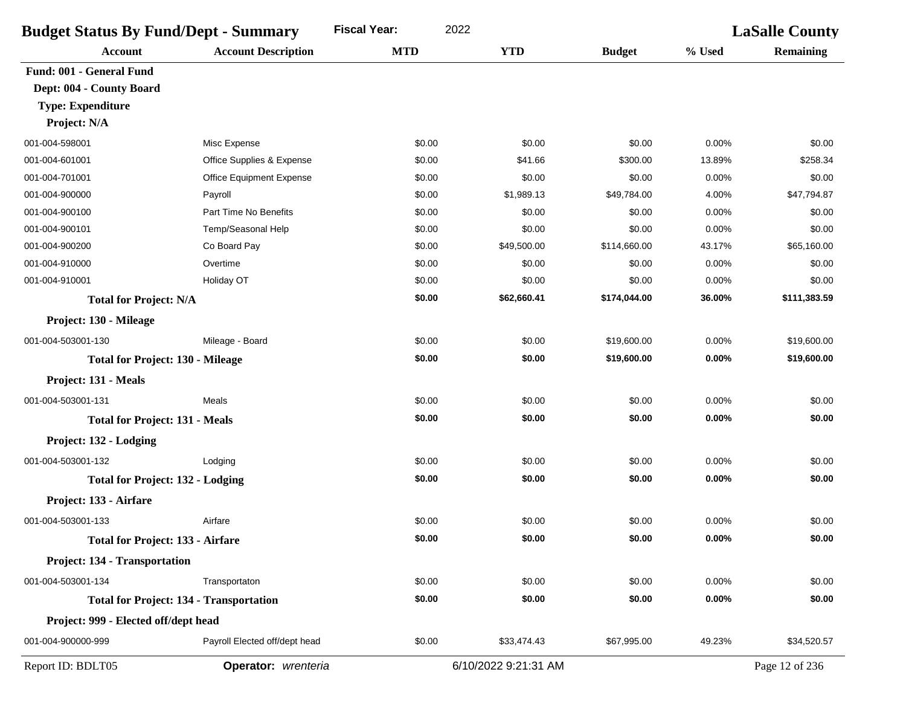# Budget Status By Fund/Dept - Summary

**Fiscal Year:** 2022

**LaSalle County**

| Account | Account Description | MTD | YTD | Budget | % Used | Remaining |
|---|---|---|---|---|---|---|
| **Fund: 001 - General Fund** | | | | | | |
| **Dept: 004 - County Board** | | | | | | |
| **Type: Expenditure** | | | | | | |
| **Project: N/A** | | | | | | |
| 001-004-598001 | Misc Expense | $0.00 | $0.00 | $0.00 | 0.00% | $0.00 |
| 001-004-601001 | Office Supplies & Expense | $0.00 | $41.66 | $300.00 | 13.89% | $258.34 |
| 001-004-701001 | Office Equipment Expense | $0.00 | $0.00 | $0.00 | 0.00% | $0.00 |
| 001-004-900000 | Payroll | $0.00 | $1,989.13 | $49,784.00 | 4.00% | $47,794.87 |
| 001-004-900100 | Part Time No Benefits | $0.00 | $0.00 | $0.00 | 0.00% | $0.00 |
| 001-004-900101 | Temp/Seasonal Help | $0.00 | $0.00 | $0.00 | 0.00% | $0.00 |
| 001-004-900200 | Co Board Pay | $0.00 | $49,500.00 | $114,660.00 | 43.17% | $65,160.00 |
| 001-004-910000 | Overtime | $0.00 | $0.00 | $0.00 | 0.00% | $0.00 |
| 001-004-910001 | Holiday OT | $0.00 | $0.00 | $0.00 | 0.00% | $0.00 |
| **Total for Project: N/A** | | **$0.00** | **$62,660.41** | **$174,044.00** | **36.00%** | **$111,383.59** |
| **Project: 130 - Mileage** | | | | | | |
| 001-004-503001-130 | Mileage - Board | $0.00 | $0.00 | $19,600.00 | 0.00% | $19,600.00 |
| **Total for Project: 130 - Mileage** | | **$0.00** | **$0.00** | **$19,600.00** | **0.00%** | **$19,600.00** |
| **Project: 131 - Meals** | | | | | | |
| 001-004-503001-131 | Meals | $0.00 | $0.00 | $0.00 | 0.00% | $0.00 |
| **Total for Project: 131 - Meals** | | **$0.00** | **$0.00** | **$0.00** | **0.00%** | **$0.00** |
| **Project: 132 - Lodging** | | | | | | |
| 001-004-503001-132 | Lodging | $0.00 | $0.00 | $0.00 | 0.00% | $0.00 |
| **Total for Project: 132 - Lodging** | | **$0.00** | **$0.00** | **$0.00** | **0.00%** | **$0.00** |
| **Project: 133 - Airfare** | | | | | | |
| 001-004-503001-133 | Airfare | $0.00 | $0.00 | $0.00 | 0.00% | $0.00 |
| **Total for Project: 133 - Airfare** | | **$0.00** | **$0.00** | **$0.00** | **0.00%** | **$0.00** |
| **Project: 134 - Transportation** | | | | | | |
| 001-004-503001-134 | Transportaton | $0.00 | $0.00 | $0.00 | 0.00% | $0.00 |
| **Total for Project: 134 - Transportation** | | **$0.00** | **$0.00** | **$0.00** | **0.00%** | **$0.00** |
| **Project: 999 - Elected off/dept head** | | | | | | |
| 001-004-900000-999 | Payroll Elected off/dept head | $0.00 | $33,474.43 | $67,995.00 | 49.23% | $34,520.57 |

Report ID: BDLT05 **Operator:** *wrenteria* 6/10/2022 9:21:31 AM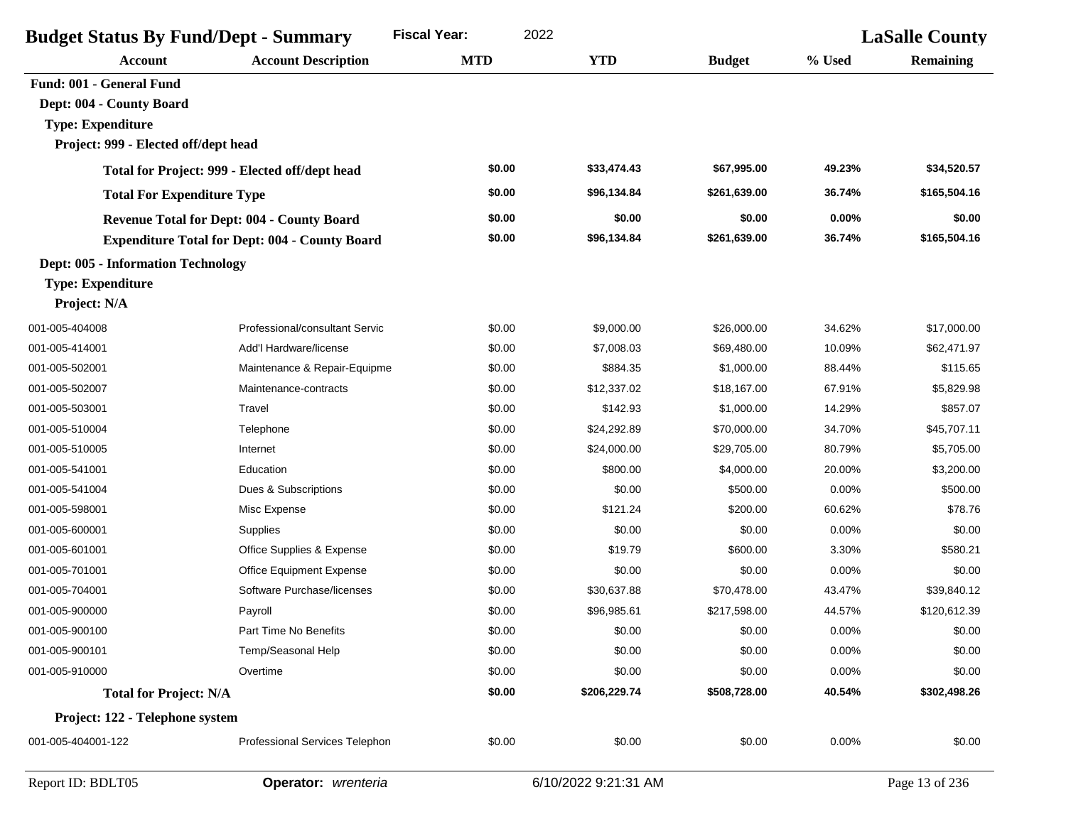# Budget Status By Fund/Dept - Summary

**Fiscal Year:** 2022

**LaSalle County**

| Account | Account Description | MTD | YTD | Budget | % Used | Remaining |
|---|---|---|---|---|---|---|
| **Fund: 001 - General Fund** | | | | | | |
| **Dept: 004 - County Board** | | | | | | |
| **Type: Expenditure** | | | | | | |
| **Project: 999 - Elected off/dept head** | | | | | | |
| **Total for Project: 999 - Elected off/dept head** | | **$0.00** | **$33,474.43** | **$67,995.00** | **49.23%** | **$34,520.57** |
| **Total For Expenditure Type** | | **$0.00** | **$96,134.84** | **$261,639.00** | **36.74%** | **$165,504.16** |
| **Revenue Total for Dept: 004 - County Board** | | **$0.00** | **$0.00** | **$0.00** | **0.00%** | **$0.00** |
| **Expenditure Total for Dept: 004 - County Board** | | **$0.00** | **$96,134.84** | **$261,639.00** | **36.74%** | **$165,504.16** |
| **Dept: 005 - Information Technology** | | | | | | |
| **Type: Expenditure** | | | | | | |
| **Project: N/A** | | | | | | |
| 001-005-404008 | Professional/consultant Servic | $0.00 | $9,000.00 | $26,000.00 | 34.62% | $17,000.00 |
| 001-005-414001 | Add'l Hardware/license | $0.00 | $7,008.03 | $69,480.00 | 10.09% | $62,471.97 |
| 001-005-502001 | Maintenance & Repair-Equipme | $0.00 | $884.35 | $1,000.00 | 88.44% | $115.65 |
| 001-005-502007 | Maintenance-contracts | $0.00 | $12,337.02 | $18,167.00 | 67.91% | $5,829.98 |
| 001-005-503001 | Travel | $0.00 | $142.93 | $1,000.00 | 14.29% | $857.07 |
| 001-005-510004 | Telephone | $0.00 | $24,292.89 | $70,000.00 | 34.70% | $45,707.11 |
| 001-005-510005 | Internet | $0.00 | $24,000.00 | $29,705.00 | 80.79% | $5,705.00 |
| 001-005-541001 | Education | $0.00 | $800.00 | $4,000.00 | 20.00% | $3,200.00 |
| 001-005-541004 | Dues & Subscriptions | $0.00 | $0.00 | $500.00 | 0.00% | $500.00 |
| 001-005-598001 | Misc Expense | $0.00 | $121.24 | $200.00 | 60.62% | $78.76 |
| 001-005-600001 | Supplies | $0.00 | $0.00 | $0.00 | 0.00% | $0.00 |
| 001-005-601001 | Office Supplies & Expense | $0.00 | $19.79 | $600.00 | 3.30% | $580.21 |
| 001-005-701001 | Office Equipment Expense | $0.00 | $0.00 | $0.00 | 0.00% | $0.00 |
| 001-005-704001 | Software Purchase/licenses | $0.00 | $30,637.88 | $70,478.00 | 43.47% | $39,840.12 |
| 001-005-900000 | Payroll | $0.00 | $96,985.61 | $217,598.00 | 44.57% | $120,612.39 |
| 001-005-900100 | Part Time No Benefits | $0.00 | $0.00 | $0.00 | 0.00% | $0.00 |
| 001-005-900101 | Temp/Seasonal Help | $0.00 | $0.00 | $0.00 | 0.00% | $0.00 |
| 001-005-910000 | Overtime | $0.00 | $0.00 | $0.00 | 0.00% | $0.00 |
| **Total for Project: N/A** | | **$0.00** | **$206,229.74** | **$508,728.00** | **40.54%** | **$302,498.26** |
| **Project: 122 - Telephone system** | | | | | | |
| 001-005-404001-122 | Professional Services Telephon | $0.00 | $0.00 | $0.00 | 0.00% | $0.00 |

Report ID: BDLT05 | **Operator:** *wrenteria* | 6/10/2022 9:21:31 AM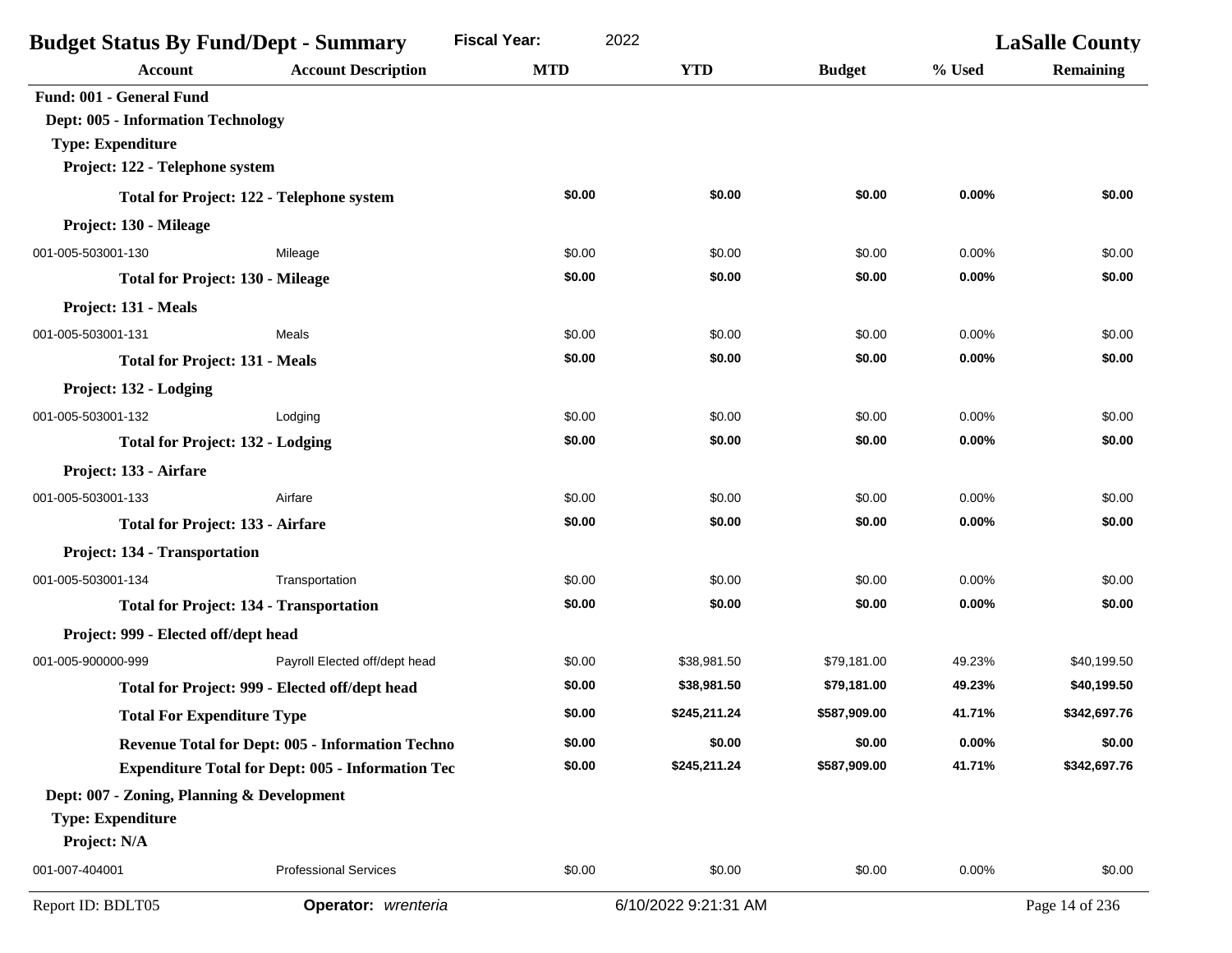# Budget Status By Fund/Dept - Summary

**Fiscal Year:** 2022

**LaSalle County**

| Account | Account Description | MTD | YTD | Budget | % Used | Remaining |
|---|---|---|---|---|---|---|
| **Fund: 001 - General Fund** | | | | | | |
| **Dept: 005 - Information Technology** | | | | | | |
| **Type: Expenditure** | | | | | | |
| **Project: 122 - Telephone system** | | | | | | |
| | **Total for Project: 122 - Telephone system** | **$0.00** | **$0.00** | **$0.00** | **0.00%** | **$0.00** |
| **Project: 130 - Mileage** | | | | | | |
| 001-005-503001-130 | Mileage | $0.00 | $0.00 | $0.00 | 0.00% | $0.00 |
| | **Total for Project: 130 - Mileage** | **$0.00** | **$0.00** | **$0.00** | **0.00%** | **$0.00** |
| **Project: 131 - Meals** | | | | | | |
| 001-005-503001-131 | Meals | $0.00 | $0.00 | $0.00 | 0.00% | $0.00 |
| | **Total for Project: 131 - Meals** | **$0.00** | **$0.00** | **$0.00** | **0.00%** | **$0.00** |
| **Project: 132 - Lodging** | | | | | | |
| 001-005-503001-132 | Lodging | $0.00 | $0.00 | $0.00 | 0.00% | $0.00 |
| | **Total for Project: 132 - Lodging** | **$0.00** | **$0.00** | **$0.00** | **0.00%** | **$0.00** |
| **Project: 133 - Airfare** | | | | | | |
| 001-005-503001-133 | Airfare | $0.00 | $0.00 | $0.00 | 0.00% | $0.00 |
| | **Total for Project: 133 - Airfare** | **$0.00** | **$0.00** | **$0.00** | **0.00%** | **$0.00** |
| **Project: 134 - Transportation** | | | | | | |
| 001-005-503001-134 | Transportation | $0.00 | $0.00 | $0.00 | 0.00% | $0.00 |
| | **Total for Project: 134 - Transportation** | **$0.00** | **$0.00** | **$0.00** | **0.00%** | **$0.00** |
| **Project: 999 - Elected off/dept head** | | | | | | |
| 001-005-900000-999 | Payroll Elected off/dept head | $0.00 | $38,981.50 | $79,181.00 | 49.23% | $40,199.50 |
| | **Total for Project: 999 - Elected off/dept head** | **$0.00** | **$38,981.50** | **$79,181.00** | **49.23%** | **$40,199.50** |
| | **Total For Expenditure Type** | **$0.00** | **$245,211.24** | **$587,909.00** | **41.71%** | **$342,697.76** |
| | **Revenue Total for Dept: 005 - Information Techno** | **$0.00** | **$0.00** | **$0.00** | **0.00%** | **$0.00** |
| | **Expenditure Total for Dept: 005 - Information Tec** | **$0.00** | **$245,211.24** | **$587,909.00** | **41.71%** | **$342,697.76** |
| **Dept: 007 - Zoning, Planning & Development** | | | | | | |
| **Type: Expenditure** | | | | | | |
| **Project: N/A** | | | | | | |
| 001-007-404001 | Professional Services | $0.00 | $0.00 | $0.00 | 0.00% | $0.00 |

Report ID: BDLT05 | **Operator:** *wrenteria* | 6/10/2022 9:21:31 AM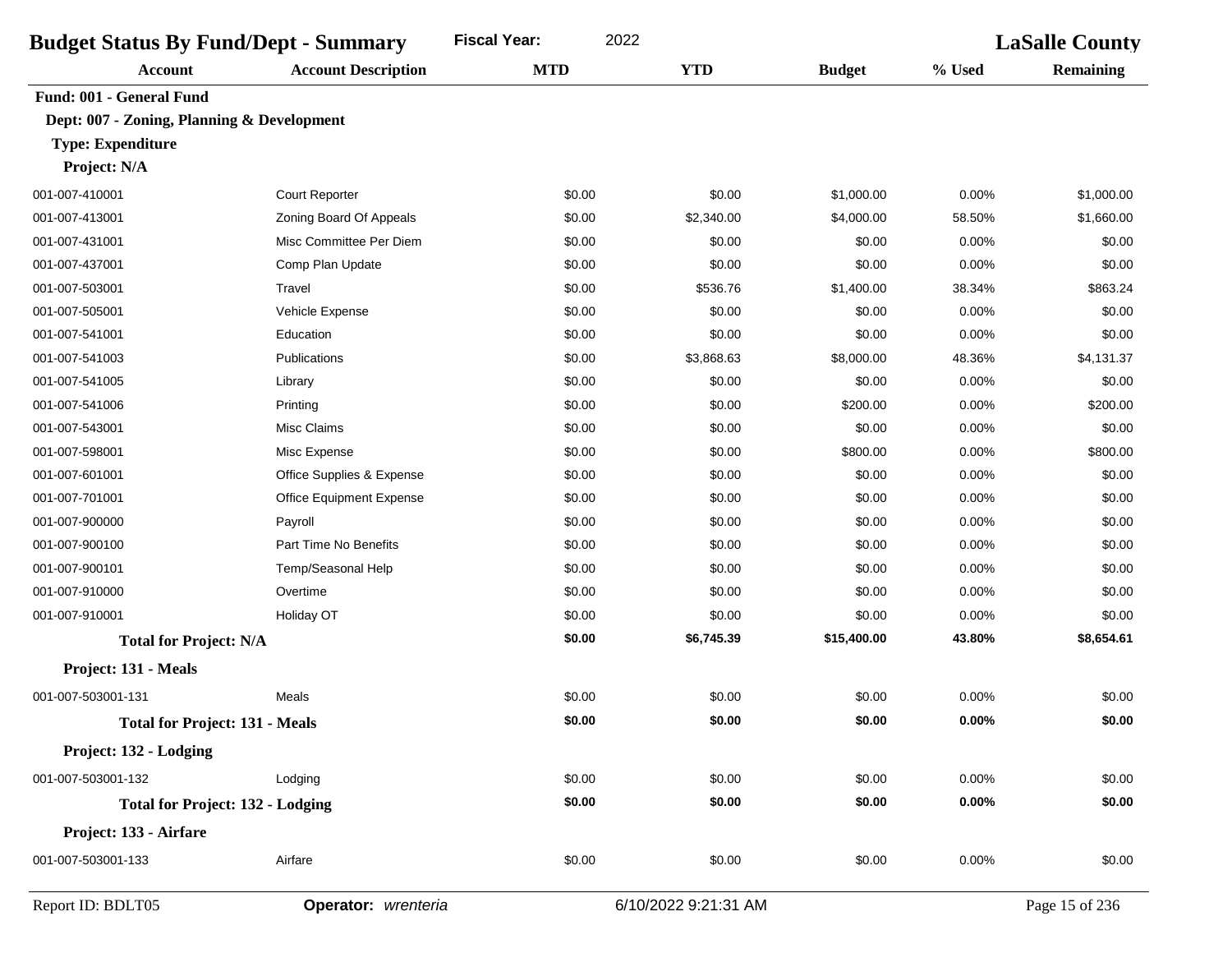# Budget Status By Fund/Dept - Summary

**Fiscal Year:** 2022

**LaSalle County**

| Account | Account Description | MTD | YTD | Budget | % Used | Remaining |
|---|---|---|---|---|---|---|
| **Fund: 001 - General Fund** | | | | | | |
| **Dept: 007 - Zoning, Planning & Development** | | | | | | |
| **Type: Expenditure** | | | | | | |
| **Project: N/A** | | | | | | |
| 001-007-410001 | Court Reporter | $0.00 | $0.00 | $1,000.00 | 0.00% | $1,000.00 |
| 001-007-413001 | Zoning Board Of Appeals | $0.00 | $2,340.00 | $4,000.00 | 58.50% | $1,660.00 |
| 001-007-431001 | Misc Committee Per Diem | $0.00 | $0.00 | $0.00 | 0.00% | $0.00 |
| 001-007-437001 | Comp Plan Update | $0.00 | $0.00 | $0.00 | 0.00% | $0.00 |
| 001-007-503001 | Travel | $0.00 | $536.76 | $1,400.00 | 38.34% | $863.24 |
| 001-007-505001 | Vehicle Expense | $0.00 | $0.00 | $0.00 | 0.00% | $0.00 |
| 001-007-541001 | Education | $0.00 | $0.00 | $0.00 | 0.00% | $0.00 |
| 001-007-541003 | Publications | $0.00 | $3,868.63 | $8,000.00 | 48.36% | $4,131.37 |
| 001-007-541005 | Library | $0.00 | $0.00 | $0.00 | 0.00% | $0.00 |
| 001-007-541006 | Printing | $0.00 | $0.00 | $200.00 | 0.00% | $200.00 |
| 001-007-543001 | Misc Claims | $0.00 | $0.00 | $0.00 | 0.00% | $0.00 |
| 001-007-598001 | Misc Expense | $0.00 | $0.00 | $800.00 | 0.00% | $800.00 |
| 001-007-601001 | Office Supplies & Expense | $0.00 | $0.00 | $0.00 | 0.00% | $0.00 |
| 001-007-701001 | Office Equipment Expense | $0.00 | $0.00 | $0.00 | 0.00% | $0.00 |
| 001-007-900000 | Payroll | $0.00 | $0.00 | $0.00 | 0.00% | $0.00 |
| 001-007-900100 | Part Time No Benefits | $0.00 | $0.00 | $0.00 | 0.00% | $0.00 |
| 001-007-900101 | Temp/Seasonal Help | $0.00 | $0.00 | $0.00 | 0.00% | $0.00 |
| 001-007-910000 | Overtime | $0.00 | $0.00 | $0.00 | 0.00% | $0.00 |
| 001-007-910001 | Holiday OT | $0.00 | $0.00 | $0.00 | 0.00% | $0.00 |
| **Total for Project: N/A** | | **$0.00** | **$6,745.39** | **$15,400.00** | **43.80%** | **$8,654.61** |
| **Project: 131 - Meals** | | | | | | |
| 001-007-503001-131 | Meals | $0.00 | $0.00 | $0.00 | 0.00% | $0.00 |
| **Total for Project: 131 - Meals** | | **$0.00** | **$0.00** | **$0.00** | **0.00%** | **$0.00** |
| **Project: 132 - Lodging** | | | | | | |
| 001-007-503001-132 | Lodging | $0.00 | $0.00 | $0.00 | 0.00% | $0.00 |
| **Total for Project: 132 - Lodging** | | **$0.00** | **$0.00** | **$0.00** | **0.00%** | **$0.00** |
| **Project: 133 - Airfare** | | | | | | |
| 001-007-503001-133 | Airfare | $0.00 | $0.00 | $0.00 | 0.00% | $0.00 |

Report ID: BDLT05 **Operator:** *wrenteria* 6/10/2022 9:21:31 AM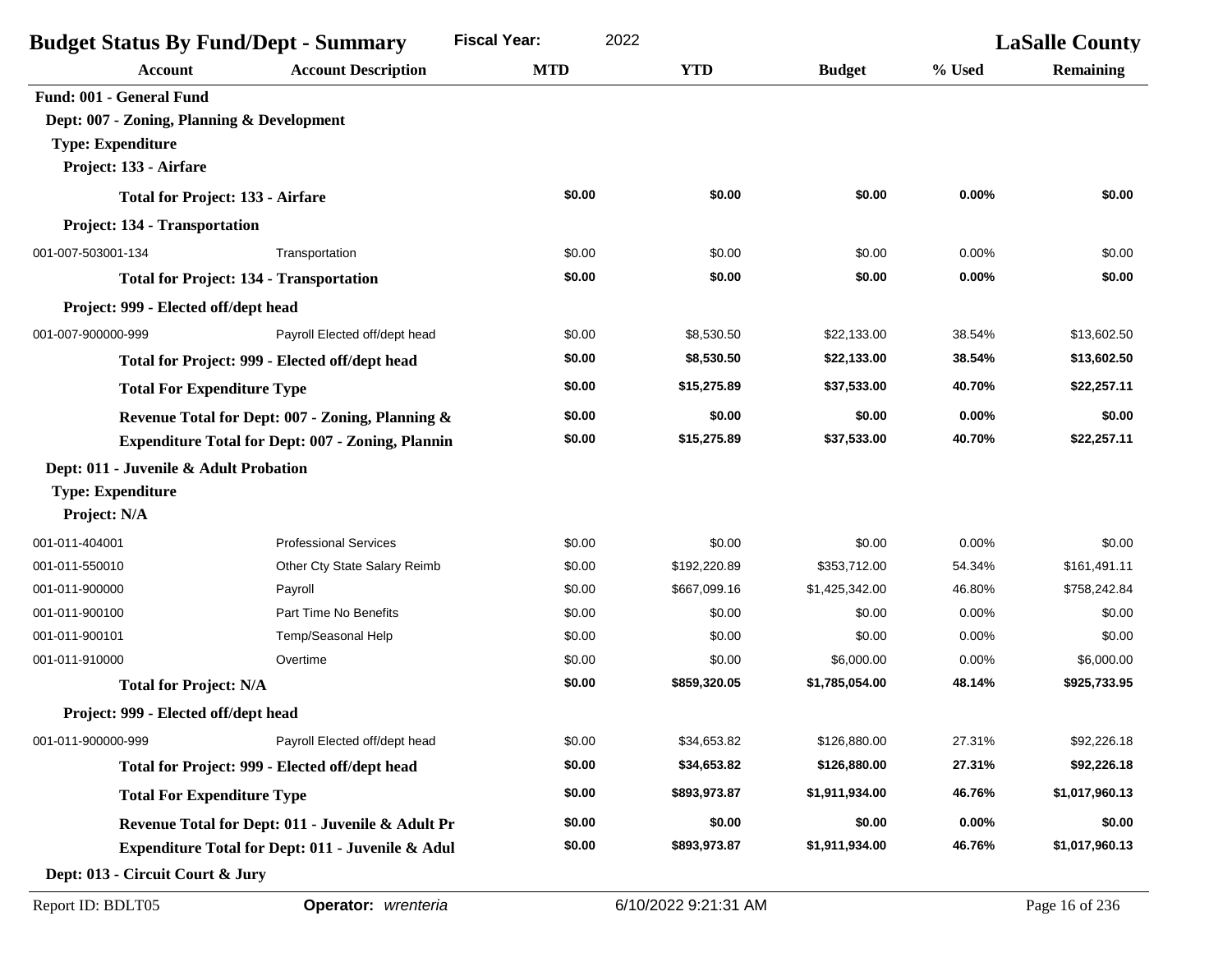# Budget Status By Fund/Dept - Summary

**Fiscal Year:** 2022

**LaSalle County**

| Account | Account Description | MTD | YTD | Budget | % Used | Remaining |
|---|---|---|---|---|---|---|
| **Fund: 001 - General Fund** | | | | | | |
| **Dept: 007 - Zoning, Planning & Development** | | | | | | |
| **Type: Expenditure** | | | | | | |
| **Project: 133 - Airfare** | | | | | | |
| **Total for Project: 133 - Airfare** | | **$0.00** | **$0.00** | **$0.00** | **0.00%** | **$0.00** |
| **Project: 134 - Transportation** | | | | | | |
| 001-007-503001-134 | Transportation | $0.00 | $0.00 | $0.00 | 0.00% | $0.00 |
| **Total for Project: 134 - Transportation** | | **$0.00** | **$0.00** | **$0.00** | **0.00%** | **$0.00** |
| **Project: 999 - Elected off/dept head** | | | | | | |
| 001-007-900000-999 | Payroll Elected off/dept head | $0.00 | $8,530.50 | $22,133.00 | 38.54% | $13,602.50 |
| **Total for Project: 999 - Elected off/dept head** | | **$0.00** | **$8,530.50** | **$22,133.00** | **38.54%** | **$13,602.50** |
| **Total For Expenditure Type** | | **$0.00** | **$15,275.89** | **$37,533.00** | **40.70%** | **$22,257.11** |
| **Revenue Total for Dept: 007 - Zoning, Planning &** | | **$0.00** | **$0.00** | **$0.00** | **0.00%** | **$0.00** |
| **Expenditure Total for Dept: 007 - Zoning, Plannin** | | **$0.00** | **$15,275.89** | **$37,533.00** | **40.70%** | **$22,257.11** |
| **Dept: 011 - Juvenile & Adult Probation** | | | | | | |
| **Type: Expenditure** | | | | | | |
| **Project: N/A** | | | | | | |
| 001-011-404001 | Professional Services | $0.00 | $0.00 | $0.00 | 0.00% | $0.00 |
| 001-011-550010 | Other Cty State Salary Reimb | $0.00 | $192,220.89 | $353,712.00 | 54.34% | $161,491.11 |
| 001-011-900000 | Payroll | $0.00 | $667,099.16 | $1,425,342.00 | 46.80% | $758,242.84 |
| 001-011-900100 | Part Time No Benefits | $0.00 | $0.00 | $0.00 | 0.00% | $0.00 |
| 001-011-900101 | Temp/Seasonal Help | $0.00 | $0.00 | $0.00 | 0.00% | $0.00 |
| 001-011-910000 | Overtime | $0.00 | $0.00 | $6,000.00 | 0.00% | $6,000.00 |
| **Total for Project: N/A** | | **$0.00** | **$859,320.05** | **$1,785,054.00** | **48.14%** | **$925,733.95** |
| **Project: 999 - Elected off/dept head** | | | | | | |
| 001-011-900000-999 | Payroll Elected off/dept head | $0.00 | $34,653.82 | $126,880.00 | 27.31% | $92,226.18 |
| **Total for Project: 999 - Elected off/dept head** | | **$0.00** | **$34,653.82** | **$126,880.00** | **27.31%** | **$92,226.18** |
| **Total For Expenditure Type** | | **$0.00** | **$893,973.87** | **$1,911,934.00** | **46.76%** | **$1,017,960.13** |
| **Revenue Total for Dept: 011 - Juvenile & Adult Pr** | | **$0.00** | **$0.00** | **$0.00** | **0.00%** | **$0.00** |
| **Expenditure Total for Dept: 011 - Juvenile & Adul** | | **$0.00** | **$893,973.87** | **$1,911,934.00** | **46.76%** | **$1,017,960.13** |
| **Dept: 013 - Circuit Court & Jury** | | | | | | |

Report ID: BDLT05 **Operator:** *wrenteria* 6/10/2022 9:21:31 AM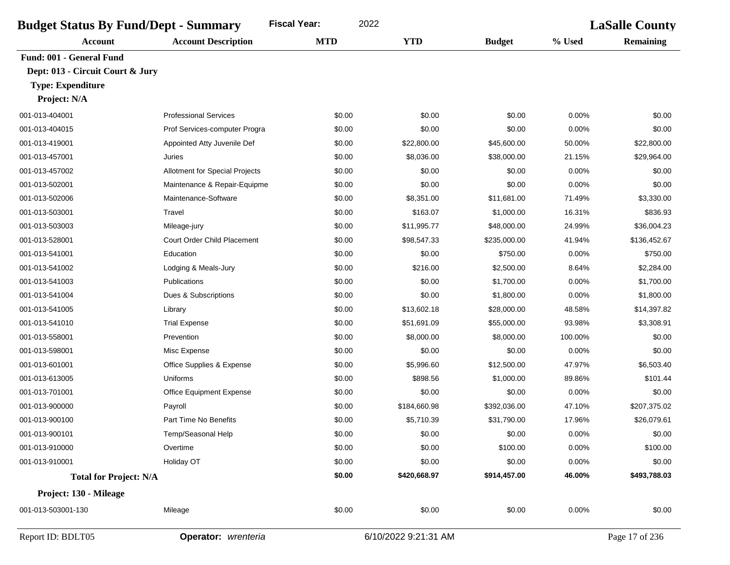# Budget Status By Fund/Dept - Summary

**Fiscal Year:** 2022

**LaSalle County**

| Account | Account Description | MTD | YTD | Budget | % Used | Remaining |
|---|---|---|---|---|---|---|
| **Fund: 001 - General Fund** | | | | | | |
| **Dept: 013 - Circuit Court & Jury** | | | | | | |
| **Type: Expenditure** | | | | | | |
| **Project: N/A** | | | | | | |
| 001-013-404001 | Professional Services | $0.00 | $0.00 | $0.00 | 0.00% | $0.00 |
| 001-013-404015 | Prof Services-computer Progra | $0.00 | $0.00 | $0.00 | 0.00% | $0.00 |
| 001-013-419001 | Appointed Atty Juvenile Def | $0.00 | $22,800.00 | $45,600.00 | 50.00% | $22,800.00 |
| 001-013-457001 | Juries | $0.00 | $8,036.00 | $38,000.00 | 21.15% | $29,964.00 |
| 001-013-457002 | Allotment for Special Projects | $0.00 | $0.00 | $0.00 | 0.00% | $0.00 |
| 001-013-502001 | Maintenance & Repair-Equipme | $0.00 | $0.00 | $0.00 | 0.00% | $0.00 |
| 001-013-502006 | Maintenance-Software | $0.00 | $8,351.00 | $11,681.00 | 71.49% | $3,330.00 |
| 001-013-503001 | Travel | $0.00 | $163.07 | $1,000.00 | 16.31% | $836.93 |
| 001-013-503003 | Mileage-jury | $0.00 | $11,995.77 | $48,000.00 | 24.99% | $36,004.23 |
| 001-013-528001 | Court Order Child Placement | $0.00 | $98,547.33 | $235,000.00 | 41.94% | $136,452.67 |
| 001-013-541001 | Education | $0.00 | $0.00 | $750.00 | 0.00% | $750.00 |
| 001-013-541002 | Lodging & Meals-Jury | $0.00 | $216.00 | $2,500.00 | 8.64% | $2,284.00 |
| 001-013-541003 | Publications | $0.00 | $0.00 | $1,700.00 | 0.00% | $1,700.00 |
| 001-013-541004 | Dues & Subscriptions | $0.00 | $0.00 | $1,800.00 | 0.00% | $1,800.00 |
| 001-013-541005 | Library | $0.00 | $13,602.18 | $28,000.00 | 48.58% | $14,397.82 |
| 001-013-541010 | Trial Expense | $0.00 | $51,691.09 | $55,000.00 | 93.98% | $3,308.91 |
| 001-013-558001 | Prevention | $0.00 | $8,000.00 | $8,000.00 | 100.00% | $0.00 |
| 001-013-598001 | Misc Expense | $0.00 | $0.00 | $0.00 | 0.00% | $0.00 |
| 001-013-601001 | Office Supplies & Expense | $0.00 | $5,996.60 | $12,500.00 | 47.97% | $6,503.40 |
| 001-013-613005 | Uniforms | $0.00 | $898.56 | $1,000.00 | 89.86% | $101.44 |
| 001-013-701001 | Office Equipment Expense | $0.00 | $0.00 | $0.00 | 0.00% | $0.00 |
| 001-013-900000 | Payroll | $0.00 | $184,660.98 | $392,036.00 | 47.10% | $207,375.02 |
| 001-013-900100 | Part Time No Benefits | $0.00 | $5,710.39 | $31,790.00 | 17.96% | $26,079.61 |
| 001-013-900101 | Temp/Seasonal Help | $0.00 | $0.00 | $0.00 | 0.00% | $0.00 |
| 001-013-910000 | Overtime | $0.00 | $0.00 | $100.00 | 0.00% | $100.00 |
| 001-013-910001 | Holiday OT | $0.00 | $0.00 | $0.00 | 0.00% | $0.00 |
| **Total for Project: N/A** | | **$0.00** | **$420,668.97** | **$914,457.00** | **46.00%** | **$493,788.03** |
| **Project: 130 - Mileage** | | | | | | |
| 001-013-503001-130 | Mileage | $0.00 | $0.00 | $0.00 | 0.00% | $0.00 |

Report ID: BDLT05 **Operator:** *wrenteria* 6/10/2022 9:21:31 AM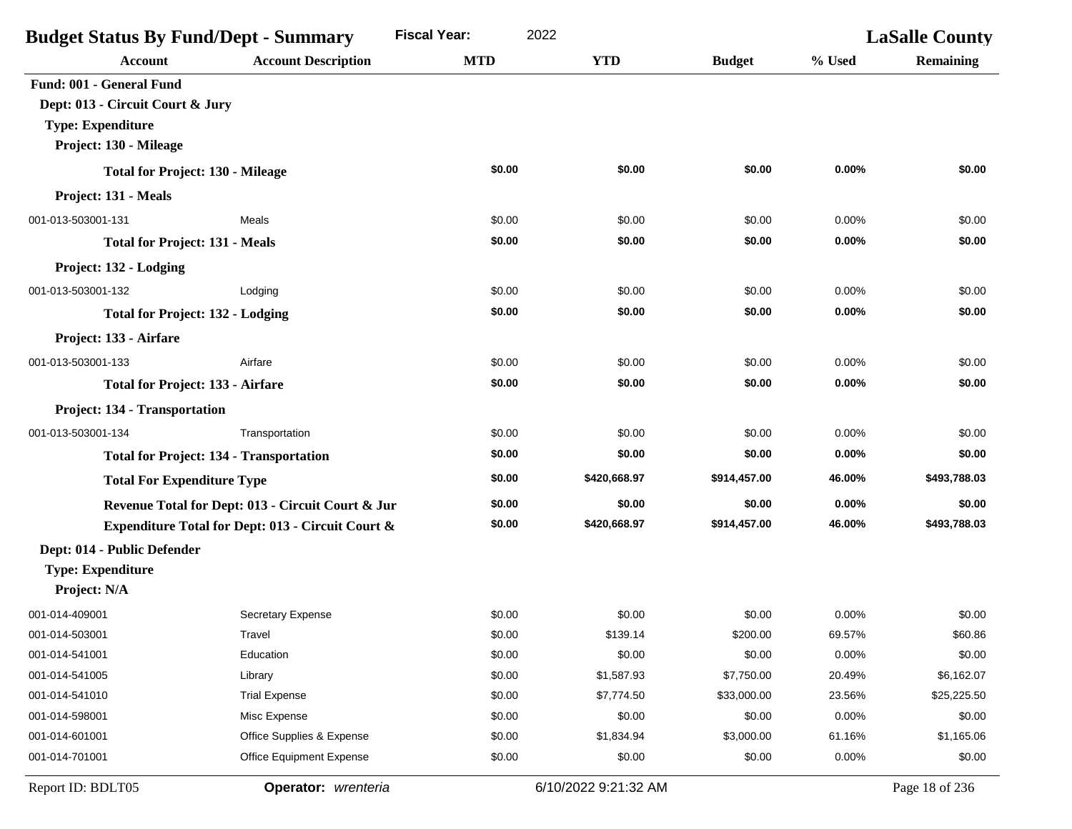## Budget Status By Fund/Dept - Summary

**Fiscal Year:** 2022

**LaSalle County**

| Account | Account Description | MTD | YTD | Budget | % Used | Remaining |
|---|---|---|---|---|---|---|
| **Fund: 001 - General Fund** | | | | | | |
| **Dept: 013 - Circuit Court & Jury** | | | | | | |
| **Type: Expenditure** | | | | | | |
| **Project: 130 - Mileage** | | | | | | |
| **Total for Project: 130 - Mileage** | | **$0.00** | **$0.00** | **$0.00** | **0.00%** | **$0.00** |
| **Project: 131 - Meals** | | | | | | |
| 001-013-503001-131 | Meals | $0.00 | $0.00 | $0.00 | 0.00% | $0.00 |
| **Total for Project: 131 - Meals** | | **$0.00** | **$0.00** | **$0.00** | **0.00%** | **$0.00** |
| **Project: 132 - Lodging** | | | | | | |
| 001-013-503001-132 | Lodging | $0.00 | $0.00 | $0.00 | 0.00% | $0.00 |
| **Total for Project: 132 - Lodging** | | **$0.00** | **$0.00** | **$0.00** | **0.00%** | **$0.00** |
| **Project: 133 - Airfare** | | | | | | |
| 001-013-503001-133 | Airfare | $0.00 | $0.00 | $0.00 | 0.00% | $0.00 |
| **Total for Project: 133 - Airfare** | | **$0.00** | **$0.00** | **$0.00** | **0.00%** | **$0.00** |
| **Project: 134 - Transportation** | | | | | | |
| 001-013-503001-134 | Transportation | $0.00 | $0.00 | $0.00 | 0.00% | $0.00 |
| **Total for Project: 134 - Transportation** | | **$0.00** | **$0.00** | **$0.00** | **0.00%** | **$0.00** |
| **Total For Expenditure Type** | | **$0.00** | **$420,668.97** | **$914,457.00** | **46.00%** | **$493,788.03** |
| **Revenue Total for Dept: 013 - Circuit Court & Jur** | | **$0.00** | **$0.00** | **$0.00** | **0.00%** | **$0.00** |
| **Expenditure Total for Dept: 013 - Circuit Court &** | | **$0.00** | **$420,668.97** | **$914,457.00** | **46.00%** | **$493,788.03** |
| **Dept: 014 - Public Defender** | | | | | | |
| **Type: Expenditure** | | | | | | |
| **Project: N/A** | | | | | | |
| 001-014-409001 | Secretary Expense | $0.00 | $0.00 | $0.00 | 0.00% | $0.00 |
| 001-014-503001 | Travel | $0.00 | $139.14 | $200.00 | 69.57% | $60.86 |
| 001-014-541001 | Education | $0.00 | $0.00 | $0.00 | 0.00% | $0.00 |
| 001-014-541005 | Library | $0.00 | $1,587.93 | $7,750.00 | 20.49% | $6,162.07 |
| 001-014-541010 | Trial Expense | $0.00 | $7,774.50 | $33,000.00 | 23.56% | $25,225.50 |
| 001-014-598001 | Misc Expense | $0.00 | $0.00 | $0.00 | 0.00% | $0.00 |
| 001-014-601001 | Office Supplies & Expense | $0.00 | $1,834.94 | $3,000.00 | 61.16% | $1,165.06 |
| 001-014-701001 | Office Equipment Expense | $0.00 | $0.00 | $0.00 | 0.00% | $0.00 |

Report ID: BDLT05 **Operator:** *wrenteria* 6/10/2022 9:21:32 AM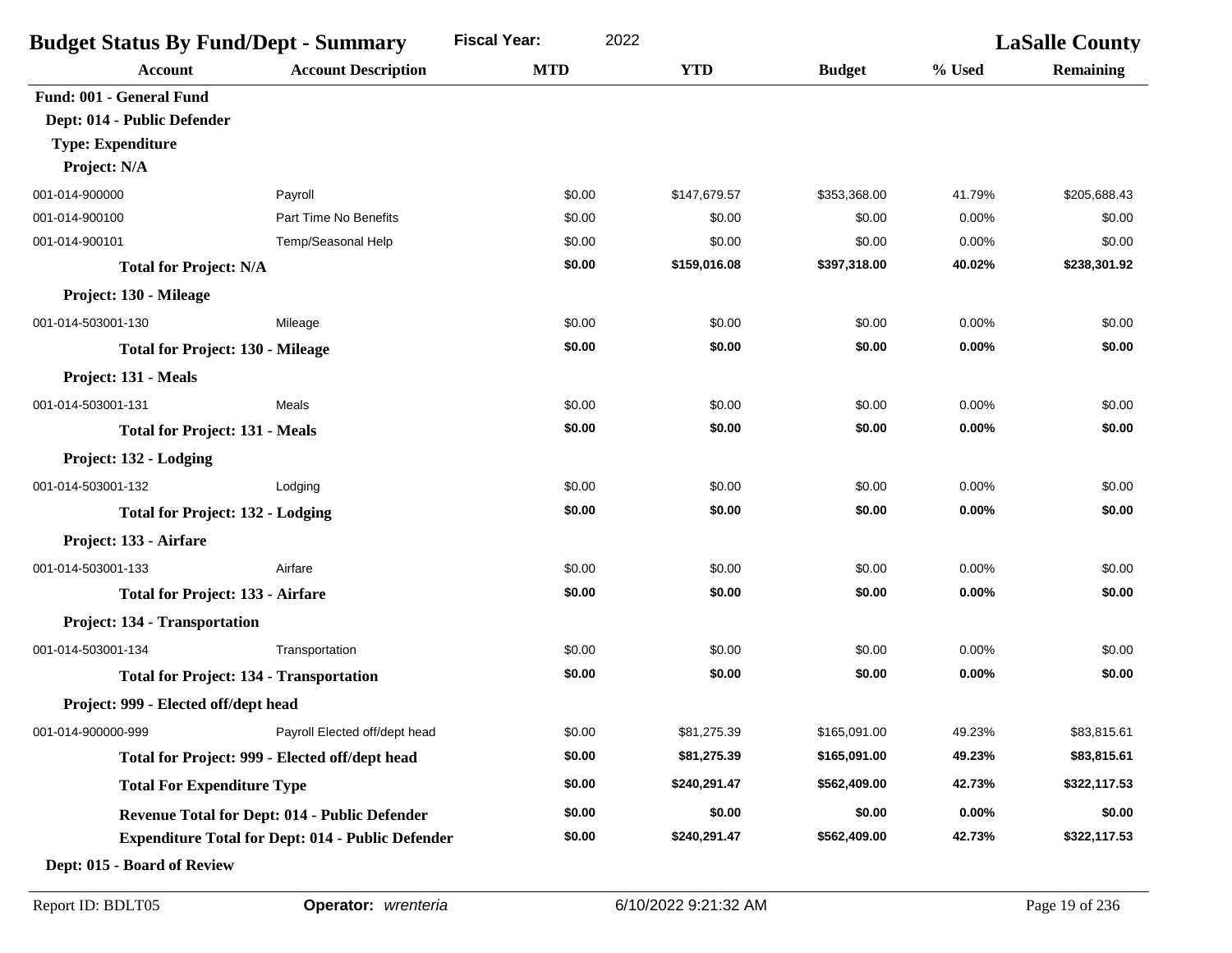# Budget Status By Fund/Dept - Summary

**Fiscal Year:** 2022

**LaSalle County**

| Account | Account Description | MTD | YTD | Budget | % Used | Remaining |
|---|---|---|---|---|---|---|
| **Fund: 001 - General Fund** | | | | | | |
| **Dept: 014 - Public Defender** | | | | | | |
| **Type: Expenditure** | | | | | | |
| **Project: N/A** | | | | | | |
| 001-014-900000 | Payroll | $0.00 | $147,679.57 | $353,368.00 | 41.79% | $205,688.43 |
| 001-014-900100 | Part Time No Benefits | $0.00 | $0.00 | $0.00 | 0.00% | $0.00 |
| 001-014-900101 | Temp/Seasonal Help | $0.00 | $0.00 | $0.00 | 0.00% | $0.00 |
| **Total for Project: N/A** | | **$0.00** | **$159,016.08** | **$397,318.00** | **40.02%** | **$238,301.92** |
| **Project: 130 - Mileage** | | | | | | |
| 001-014-503001-130 | Mileage | $0.00 | $0.00 | $0.00 | 0.00% | $0.00 |
| **Total for Project: 130 - Mileage** | | **$0.00** | **$0.00** | **$0.00** | **0.00%** | **$0.00** |
| **Project: 131 - Meals** | | | | | | |
| 001-014-503001-131 | Meals | $0.00 | $0.00 | $0.00 | 0.00% | $0.00 |
| **Total for Project: 131 - Meals** | | **$0.00** | **$0.00** | **$0.00** | **0.00%** | **$0.00** |
| **Project: 132 - Lodging** | | | | | | |
| 001-014-503001-132 | Lodging | $0.00 | $0.00 | $0.00 | 0.00% | $0.00 |
| **Total for Project: 132 - Lodging** | | **$0.00** | **$0.00** | **$0.00** | **0.00%** | **$0.00** |
| **Project: 133 - Airfare** | | | | | | |
| 001-014-503001-133 | Airfare | $0.00 | $0.00 | $0.00 | 0.00% | $0.00 |
| **Total for Project: 133 - Airfare** | | **$0.00** | **$0.00** | **$0.00** | **0.00%** | **$0.00** |
| **Project: 134 - Transportation** | | | | | | |
| 001-014-503001-134 | Transportation | $0.00 | $0.00 | $0.00 | 0.00% | $0.00 |
| **Total for Project: 134 - Transportation** | | **$0.00** | **$0.00** | **$0.00** | **0.00%** | **$0.00** |
| **Project: 999 - Elected off/dept head** | | | | | | |
| 001-014-900000-999 | Payroll Elected off/dept head | $0.00 | $81,275.39 | $165,091.00 | 49.23% | $83,815.61 |
| **Total for Project: 999 - Elected off/dept head** | | **$0.00** | **$81,275.39** | **$165,091.00** | **49.23%** | **$83,815.61** |
| **Total For Expenditure Type** | | **$0.00** | **$240,291.47** | **$562,409.00** | **42.73%** | **$322,117.53** |
| **Revenue Total for Dept: 014 - Public Defender** | | **$0.00** | **$0.00** | **$0.00** | **0.00%** | **$0.00** |
| **Expenditure Total for Dept: 014 - Public Defender** | | **$0.00** | **$240,291.47** | **$562,409.00** | **42.73%** | **$322,117.53** |
| **Dept: 015 - Board of Review** | | | | | | |

Report ID: BDLT05 **Operator:** *wrenteria* 6/10/2022 9:21:32 AM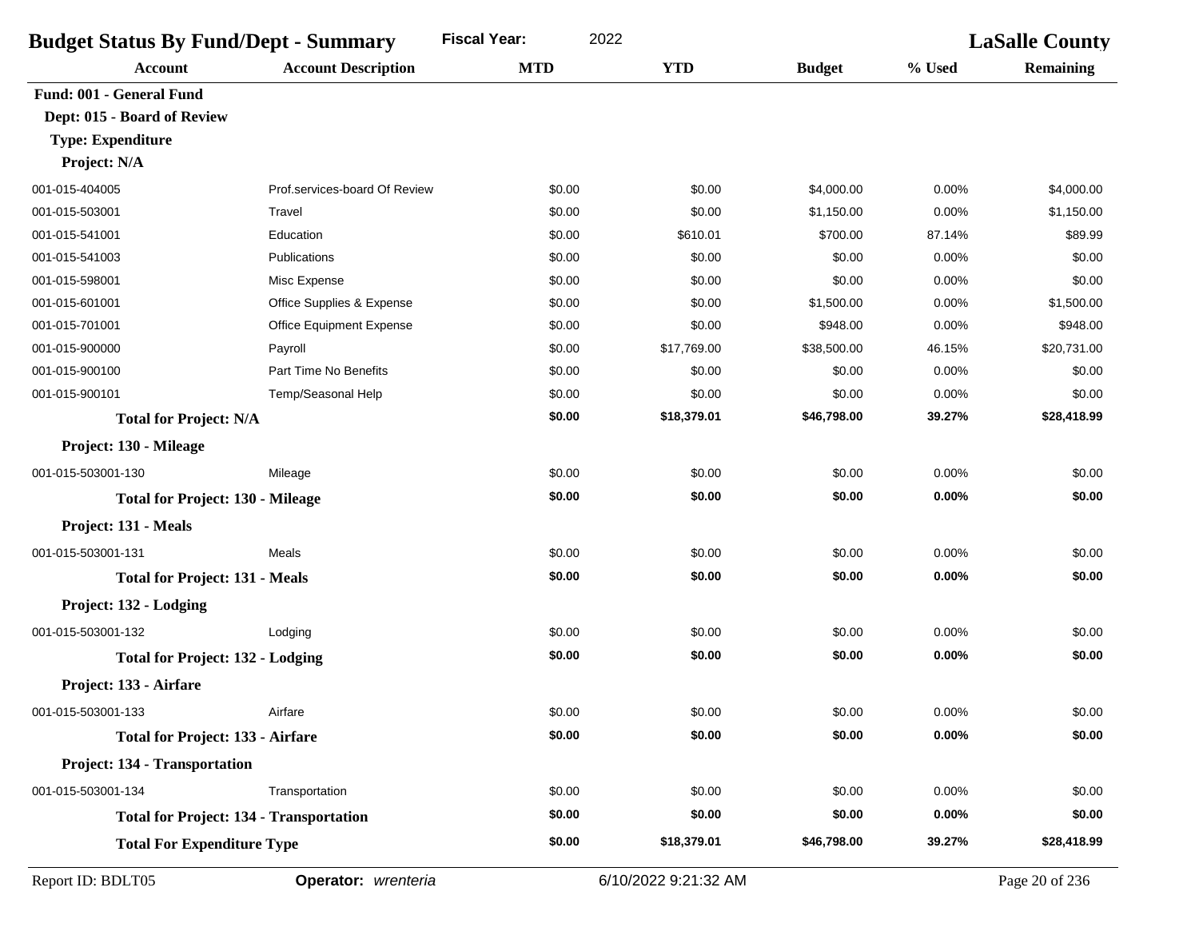# Budget Status By Fund/Dept - Summary

**Fiscal Year:** 2022

**LaSalle County**

| Account | Account Description | MTD | YTD | Budget | % Used | Remaining |
|---|---|---|---|---|---|---|
| **Fund: 001 - General Fund** | | | | | | |
| **Dept: 015 - Board of Review** | | | | | | |
| **Type: Expenditure** | | | | | | |
| **Project: N/A** | | | | | | |
| 001-015-404005 | Prof.services-board Of Review | $0.00 | $0.00 | $4,000.00 | 0.00% | $4,000.00 |
| 001-015-503001 | Travel | $0.00 | $0.00 | $1,150.00 | 0.00% | $1,150.00 |
| 001-015-541001 | Education | $0.00 | $610.01 | $700.00 | 87.14% | $89.99 |
| 001-015-541003 | Publications | $0.00 | $0.00 | $0.00 | 0.00% | $0.00 |
| 001-015-598001 | Misc Expense | $0.00 | $0.00 | $0.00 | 0.00% | $0.00 |
| 001-015-601001 | Office Supplies & Expense | $0.00 | $0.00 | $1,500.00 | 0.00% | $1,500.00 |
| 001-015-701001 | Office Equipment Expense | $0.00 | $0.00 | $948.00 | 0.00% | $948.00 |
| 001-015-900000 | Payroll | $0.00 | $17,769.00 | $38,500.00 | 46.15% | $20,731.00 |
| 001-015-900100 | Part Time No Benefits | $0.00 | $0.00 | $0.00 | 0.00% | $0.00 |
| 001-015-900101 | Temp/Seasonal Help | $0.00 | $0.00 | $0.00 | 0.00% | $0.00 |
| **Total for Project: N/A** | | **$0.00** | **$18,379.01** | **$46,798.00** | **39.27%** | **$28,418.99** |
| **Project: 130 - Mileage** | | | | | | |
| 001-015-503001-130 | Mileage | $0.00 | $0.00 | $0.00 | 0.00% | $0.00 |
| **Total for Project: 130 - Mileage** | | **$0.00** | **$0.00** | **$0.00** | **0.00%** | **$0.00** |
| **Project: 131 - Meals** | | | | | | |
| 001-015-503001-131 | Meals | $0.00 | $0.00 | $0.00 | 0.00% | $0.00 |
| **Total for Project: 131 - Meals** | | **$0.00** | **$0.00** | **$0.00** | **0.00%** | **$0.00** |
| **Project: 132 - Lodging** | | | | | | |
| 001-015-503001-132 | Lodging | $0.00 | $0.00 | $0.00 | 0.00% | $0.00 |
| **Total for Project: 132 - Lodging** | | **$0.00** | **$0.00** | **$0.00** | **0.00%** | **$0.00** |
| **Project: 133 - Airfare** | | | | | | |
| 001-015-503001-133 | Airfare | $0.00 | $0.00 | $0.00 | 0.00% | $0.00 |
| **Total for Project: 133 - Airfare** | | **$0.00** | **$0.00** | **$0.00** | **0.00%** | **$0.00** |
| **Project: 134 - Transportation** | | | | | | |
| 001-015-503001-134 | Transportation | $0.00 | $0.00 | $0.00 | 0.00% | $0.00 |
| **Total for Project: 134 - Transportation** | | **$0.00** | **$0.00** | **$0.00** | **0.00%** | **$0.00** |
| **Total For Expenditure Type** | | **$0.00** | **$18,379.01** | **$46,798.00** | **39.27%** | **$28,418.99** |

Report ID: BDLT05 | **Operator:** *wrenteria* | 6/10/2022 9:21:32 AM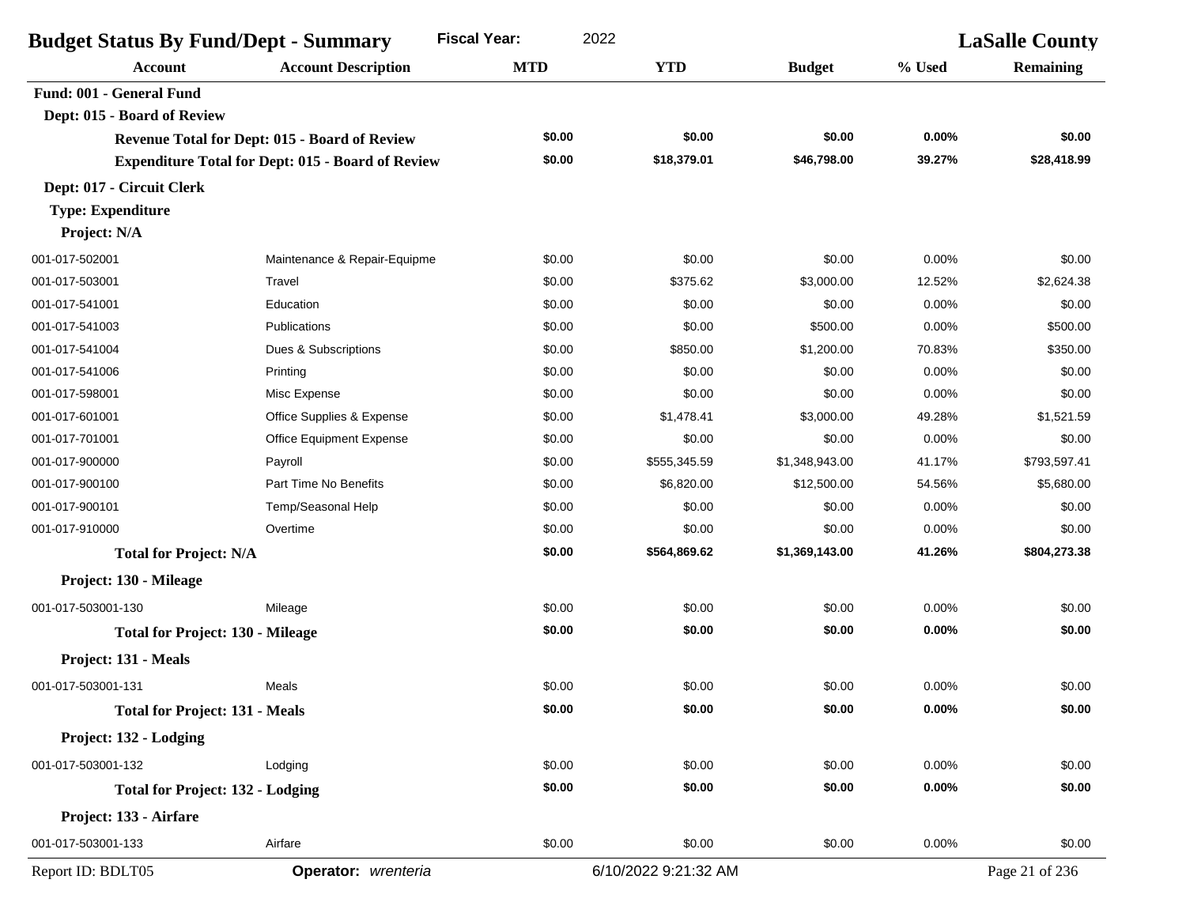# Budget Status By Fund/Dept - Summary

**Fiscal Year:** 2022

**LaSalle County**

| Account | Account Description | MTD | YTD | Budget | % Used | Remaining |
|---|---|---|---|---|---|---|
| **Fund: 001 - General Fund** | | | | | | |
| **Dept: 015 - Board of Review** | | | | | | |
| | **Revenue Total for Dept: 015 - Board of Review** | **$0.00** | **$0.00** | **$0.00** | **0.00%** | **$0.00** |
| | **Expenditure Total for Dept: 015 - Board of Review** | **$0.00** | **$18,379.01** | **$46,798.00** | **39.27%** | **$28,418.99** |
| **Dept: 017 - Circuit Clerk** | | | | | | |
| **Type: Expenditure** | | | | | | |
| **Project: N/A** | | | | | | |
| 001-017-502001 | Maintenance & Repair-Equipme | $0.00 | $0.00 | $0.00 | 0.00% | $0.00 |
| 001-017-503001 | Travel | $0.00 | $375.62 | $3,000.00 | 12.52% | $2,624.38 |
| 001-017-541001 | Education | $0.00 | $0.00 | $0.00 | 0.00% | $0.00 |
| 001-017-541003 | Publications | $0.00 | $0.00 | $500.00 | 0.00% | $500.00 |
| 001-017-541004 | Dues & Subscriptions | $0.00 | $850.00 | $1,200.00 | 70.83% | $350.00 |
| 001-017-541006 | Printing | $0.00 | $0.00 | $0.00 | 0.00% | $0.00 |
| 001-017-598001 | Misc Expense | $0.00 | $0.00 | $0.00 | 0.00% | $0.00 |
| 001-017-601001 | Office Supplies & Expense | $0.00 | $1,478.41 | $3,000.00 | 49.28% | $1,521.59 |
| 001-017-701001 | Office Equipment Expense | $0.00 | $0.00 | $0.00 | 0.00% | $0.00 |
| 001-017-900000 | Payroll | $0.00 | $555,345.59 | $1,348,943.00 | 41.17% | $793,597.41 |
| 001-017-900100 | Part Time No Benefits | $0.00 | $6,820.00 | $12,500.00 | 54.56% | $5,680.00 |
| 001-017-900101 | Temp/Seasonal Help | $0.00 | $0.00 | $0.00 | 0.00% | $0.00 |
| 001-017-910000 | Overtime | $0.00 | $0.00 | $0.00 | 0.00% | $0.00 |
| **Total for Project: N/A** | | **$0.00** | **$564,869.62** | **$1,369,143.00** | **41.26%** | **$804,273.38** |
| **Project: 130 - Mileage** | | | | | | |
| 001-017-503001-130 | Mileage | $0.00 | $0.00 | $0.00 | 0.00% | $0.00 |
| **Total for Project: 130 - Mileage** | | **$0.00** | **$0.00** | **$0.00** | **0.00%** | **$0.00** |
| **Project: 131 - Meals** | | | | | | |
| 001-017-503001-131 | Meals | $0.00 | $0.00 | $0.00 | 0.00% | $0.00 |
| **Total for Project: 131 - Meals** | | **$0.00** | **$0.00** | **$0.00** | **0.00%** | **$0.00** |
| **Project: 132 - Lodging** | | | | | | |
| 001-017-503001-132 | Lodging | $0.00 | $0.00 | $0.00 | 0.00% | $0.00 |
| **Total for Project: 132 - Lodging** | | **$0.00** | **$0.00** | **$0.00** | **0.00%** | **$0.00** |
| **Project: 133 - Airfare** | | | | | | |
| 001-017-503001-133 | Airfare | $0.00 | $0.00 | $0.00 | 0.00% | $0.00 |

Report ID: BDLT05 **Operator:** *wrenteria* 6/10/2022 9:21:32 AM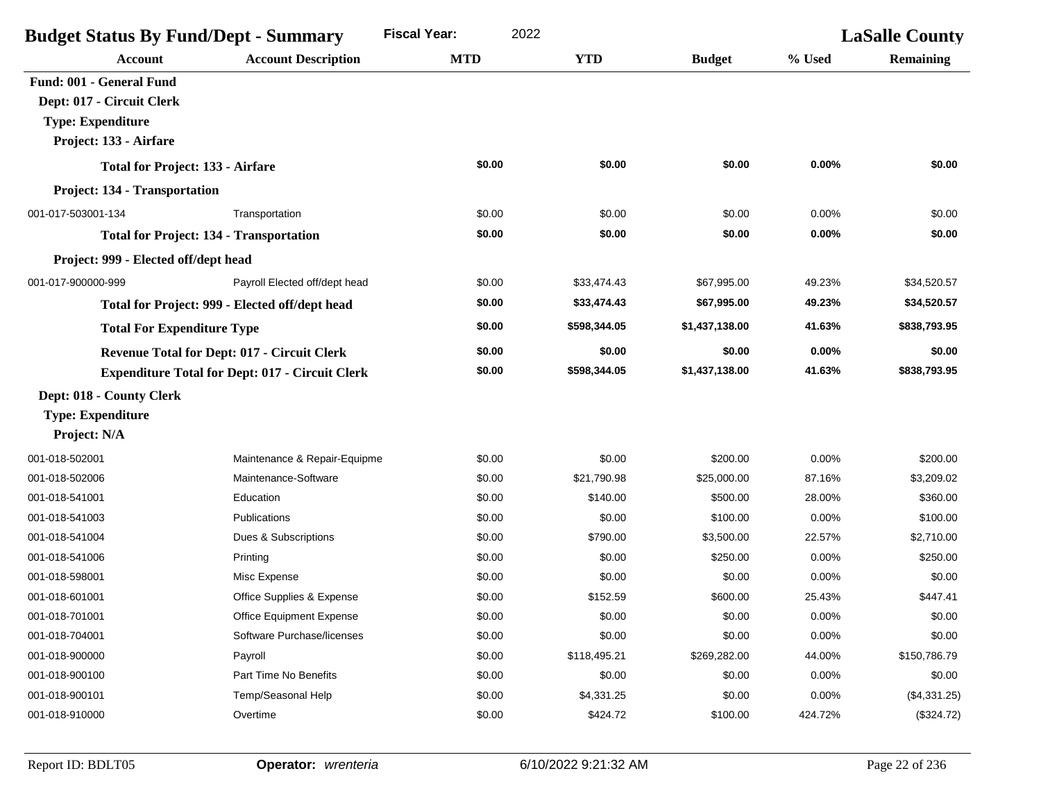# Budget Status By Fund/Dept - Summary

**Fiscal Year:** 2022

**LaSalle County**

| Account | Account Description | MTD | YTD | Budget | % Used | Remaining |
|---|---|---|---|---|---|---|
| **Fund: 001 - General Fund** | | | | | | |
| **Dept: 017 - Circuit Clerk** | | | | | | |
| **Type: Expenditure** | | | | | | |
| **Project: 133 - Airfare** | | | | | | |
| **Total for Project: 133 - Airfare** | | **$0.00** | **$0.00** | **$0.00** | **0.00%** | **$0.00** |
| **Project: 134 - Transportation** | | | | | | |
| 001-017-503001-134 | Transportation | $0.00 | $0.00 | $0.00 | 0.00% | $0.00 |
| **Total for Project: 134 - Transportation** | | **$0.00** | **$0.00** | **$0.00** | **0.00%** | **$0.00** |
| **Project: 999 - Elected off/dept head** | | | | | | |
| 001-017-900000-999 | Payroll Elected off/dept head | $0.00 | $33,474.43 | $67,995.00 | 49.23% | $34,520.57 |
| **Total for Project: 999 - Elected off/dept head** | | **$0.00** | **$33,474.43** | **$67,995.00** | **49.23%** | **$34,520.57** |
| **Total For Expenditure Type** | | **$0.00** | **$598,344.05** | **$1,437,138.00** | **41.63%** | **$838,793.95** |
| **Revenue Total for Dept: 017 - Circuit Clerk** | | **$0.00** | **$0.00** | **$0.00** | **0.00%** | **$0.00** |
| **Expenditure Total for Dept: 017 - Circuit Clerk** | | **$0.00** | **$598,344.05** | **$1,437,138.00** | **41.63%** | **$838,793.95** |
| **Dept: 018 - County Clerk** | | | | | | |
| **Type: Expenditure** | | | | | | |
| **Project: N/A** | | | | | | |
| 001-018-502001 | Maintenance & Repair-Equipme | $0.00 | $0.00 | $200.00 | 0.00% | $200.00 |
| 001-018-502006 | Maintenance-Software | $0.00 | $21,790.98 | $25,000.00 | 87.16% | $3,209.02 |
| 001-018-541001 | Education | $0.00 | $140.00 | $500.00 | 28.00% | $360.00 |
| 001-018-541003 | Publications | $0.00 | $0.00 | $100.00 | 0.00% | $100.00 |
| 001-018-541004 | Dues & Subscriptions | $0.00 | $790.00 | $3,500.00 | 22.57% | $2,710.00 |
| 001-018-541006 | Printing | $0.00 | $0.00 | $250.00 | 0.00% | $250.00 |
| 001-018-598001 | Misc Expense | $0.00 | $0.00 | $0.00 | 0.00% | $0.00 |
| 001-018-601001 | Office Supplies & Expense | $0.00 | $152.59 | $600.00 | 25.43% | $447.41 |
| 001-018-701001 | Office Equipment Expense | $0.00 | $0.00 | $0.00 | 0.00% | $0.00 |
| 001-018-704001 | Software Purchase/licenses | $0.00 | $0.00 | $0.00 | 0.00% | $0.00 |
| 001-018-900000 | Payroll | $0.00 | $118,495.21 | $269,282.00 | 44.00% | $150,786.79 |
| 001-018-900100 | Part Time No Benefits | $0.00 | $0.00 | $0.00 | 0.00% | $0.00 |
| 001-018-900101 | Temp/Seasonal Help | $0.00 | $4,331.25 | $0.00 | 0.00% | ($4,331.25) |
| 001-018-910000 | Overtime | $0.00 | $424.72 | $100.00 | 424.72% | ($324.72) |

Report ID: BDLT05 **Operator:** *wrenteria* 6/10/2022 9:21:32 AM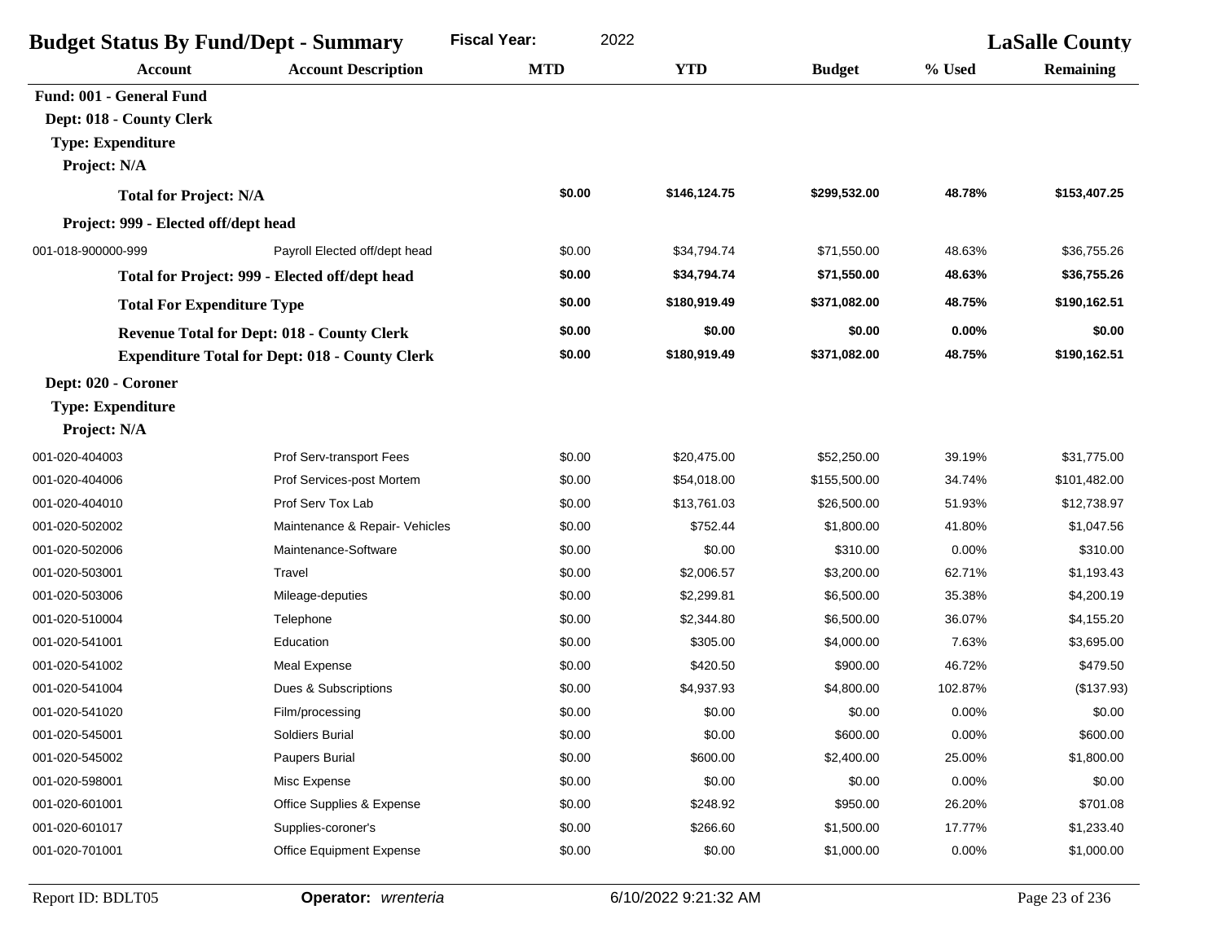# Budget Status By Fund/Dept - Summary

**Fiscal Year:** 2022

**LaSalle County**

| Account | Account Description | MTD | YTD | Budget | % Used | Remaining |
|---|---|---|---|---|---|---|
| **Fund: 001 - General Fund** | | | | | | |
| **Dept: 018 - County Clerk** | | | | | | |
| **Type: Expenditure** | | | | | | |
| **Project: N/A** | | | | | | |
| **Total for Project: N/A** | | **$0.00** | **$146,124.75** | **$299,532.00** | **48.78%** | **$153,407.25** |
| **Project: 999 - Elected off/dept head** | | | | | | |
| 001-018-900000-999 | Payroll Elected off/dept head | $0.00 | $34,794.74 | $71,550.00 | 48.63% | $36,755.26 |
| **Total for Project: 999 - Elected off/dept head** | | **$0.00** | **$34,794.74** | **$71,550.00** | **48.63%** | **$36,755.26** |
| **Total For Expenditure Type** | | **$0.00** | **$180,919.49** | **$371,082.00** | **48.75%** | **$190,162.51** |
| **Revenue Total for Dept: 018 - County Clerk** | | **$0.00** | **$0.00** | **$0.00** | **0.00%** | **$0.00** |
| **Expenditure Total for Dept: 018 - County Clerk** | | **$0.00** | **$180,919.49** | **$371,082.00** | **48.75%** | **$190,162.51** |
| **Dept: 020 - Coroner** | | | | | | |
| **Type: Expenditure** | | | | | | |
| **Project: N/A** | | | | | | |
| 001-020-404003 | Prof Serv-transport Fees | $0.00 | $20,475.00 | $52,250.00 | 39.19% | $31,775.00 |
| 001-020-404006 | Prof Services-post Mortem | $0.00 | $54,018.00 | $155,500.00 | 34.74% | $101,482.00 |
| 001-020-404010 | Prof Serv Tox Lab | $0.00 | $13,761.03 | $26,500.00 | 51.93% | $12,738.97 |
| 001-020-502002 | Maintenance & Repair- Vehicles | $0.00 | $752.44 | $1,800.00 | 41.80% | $1,047.56 |
| 001-020-502006 | Maintenance-Software | $0.00 | $0.00 | $310.00 | 0.00% | $310.00 |
| 001-020-503001 | Travel | $0.00 | $2,006.57 | $3,200.00 | 62.71% | $1,193.43 |
| 001-020-503006 | Mileage-deputies | $0.00 | $2,299.81 | $6,500.00 | 35.38% | $4,200.19 |
| 001-020-510004 | Telephone | $0.00 | $2,344.80 | $6,500.00 | 36.07% | $4,155.20 |
| 001-020-541001 | Education | $0.00 | $305.00 | $4,000.00 | 7.63% | $3,695.00 |
| 001-020-541002 | Meal Expense | $0.00 | $420.50 | $900.00 | 46.72% | $479.50 |
| 001-020-541004 | Dues & Subscriptions | $0.00 | $4,937.93 | $4,800.00 | 102.87% | ($137.93) |
| 001-020-541020 | Film/processing | $0.00 | $0.00 | $0.00 | 0.00% | $0.00 |
| 001-020-545001 | Soldiers Burial | $0.00 | $0.00 | $600.00 | 0.00% | $600.00 |
| 001-020-545002 | Paupers Burial | $0.00 | $600.00 | $2,400.00 | 25.00% | $1,800.00 |
| 001-020-598001 | Misc Expense | $0.00 | $0.00 | $0.00 | 0.00% | $0.00 |
| 001-020-601001 | Office Supplies & Expense | $0.00 | $248.92 | $950.00 | 26.20% | $701.08 |
| 001-020-601017 | Supplies-coroner's | $0.00 | $266.60 | $1,500.00 | 17.77% | $1,233.40 |
| 001-020-701001 | Office Equipment Expense | $0.00 | $0.00 | $1,000.00 | 0.00% | $1,000.00 |

Report ID: BDLT05 | **Operator:** *wrenteria* | 6/10/2022 9:21:32 AM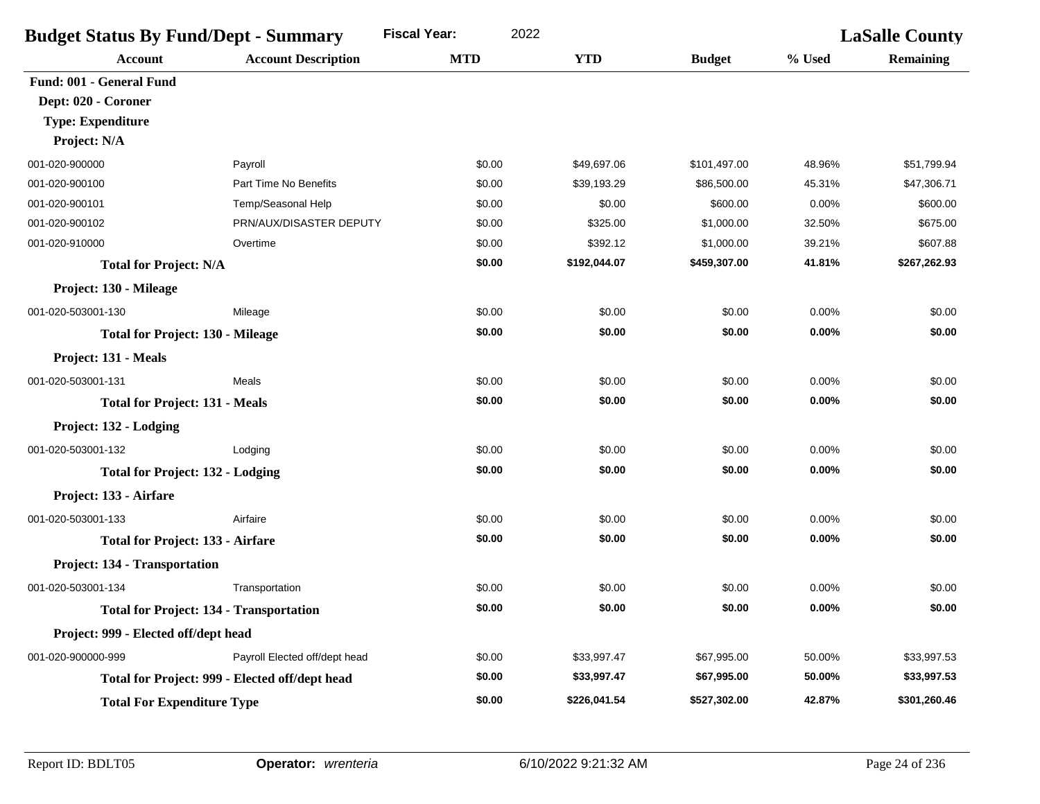# Budget Status By Fund/Dept - Summary

**Fiscal Year:** 2022

**LaSalle County**

| Account | Account Description | MTD | YTD | Budget | % Used | Remaining |
|---|---|---|---|---|---|---|
| **Fund: 001 - General Fund** | | | | | | |
| **Dept: 020 - Coroner** | | | | | | |
| **Type: Expenditure** | | | | | | |
| **Project: N/A** | | | | | | |
| 001-020-900000 | Payroll | $0.00 | $49,697.06 | $101,497.00 | 48.96% | $51,799.94 |
| 001-020-900100 | Part Time No Benefits | $0.00 | $39,193.29 | $86,500.00 | 45.31% | $47,306.71 |
| 001-020-900101 | Temp/Seasonal Help | $0.00 | $0.00 | $600.00 | 0.00% | $600.00 |
| 001-020-900102 | PRN/AUX/DISASTER DEPUTY | $0.00 | $325.00 | $1,000.00 | 32.50% | $675.00 |
| 001-020-910000 | Overtime | $0.00 | $392.12 | $1,000.00 | 39.21% | $607.88 |
| **Total for Project: N/A** | | **$0.00** | **$192,044.07** | **$459,307.00** | **41.81%** | **$267,262.93** |
| **Project: 130 - Mileage** | | | | | | |
| 001-020-503001-130 | Mileage | $0.00 | $0.00 | $0.00 | 0.00% | $0.00 |
| **Total for Project: 130 - Mileage** | | **$0.00** | **$0.00** | **$0.00** | **0.00%** | **$0.00** |
| **Project: 131 - Meals** | | | | | | |
| 001-020-503001-131 | Meals | $0.00 | $0.00 | $0.00 | 0.00% | $0.00 |
| **Total for Project: 131 - Meals** | | **$0.00** | **$0.00** | **$0.00** | **0.00%** | **$0.00** |
| **Project: 132 - Lodging** | | | | | | |
| 001-020-503001-132 | Lodging | $0.00 | $0.00 | $0.00 | 0.00% | $0.00 |
| **Total for Project: 132 - Lodging** | | **$0.00** | **$0.00** | **$0.00** | **0.00%** | **$0.00** |
| **Project: 133 - Airfare** | | | | | | |
| 001-020-503001-133 | Airfaire | $0.00 | $0.00 | $0.00 | 0.00% | $0.00 |
| **Total for Project: 133 - Airfare** | | **$0.00** | **$0.00** | **$0.00** | **0.00%** | **$0.00** |
| **Project: 134 - Transportation** | | | | | | |
| 001-020-503001-134 | Transportation | $0.00 | $0.00 | $0.00 | 0.00% | $0.00 |
| **Total for Project: 134 - Transportation** | | **$0.00** | **$0.00** | **$0.00** | **0.00%** | **$0.00** |
| **Project: 999 - Elected off/dept head** | | | | | | |
| 001-020-900000-999 | Payroll Elected off/dept head | $0.00 | $33,997.47 | $67,995.00 | 50.00% | $33,997.53 |
| **Total for Project: 999 - Elected off/dept head** | | **$0.00** | **$33,997.47** | **$67,995.00** | **50.00%** | **$33,997.53** |
| **Total For Expenditure Type** | | **$0.00** | **$226,041.54** | **$527,302.00** | **42.87%** | **$301,260.46** |

Report ID: BDLT05 **Operator:** *wrenteria* 6/10/2022 9:21:32 AM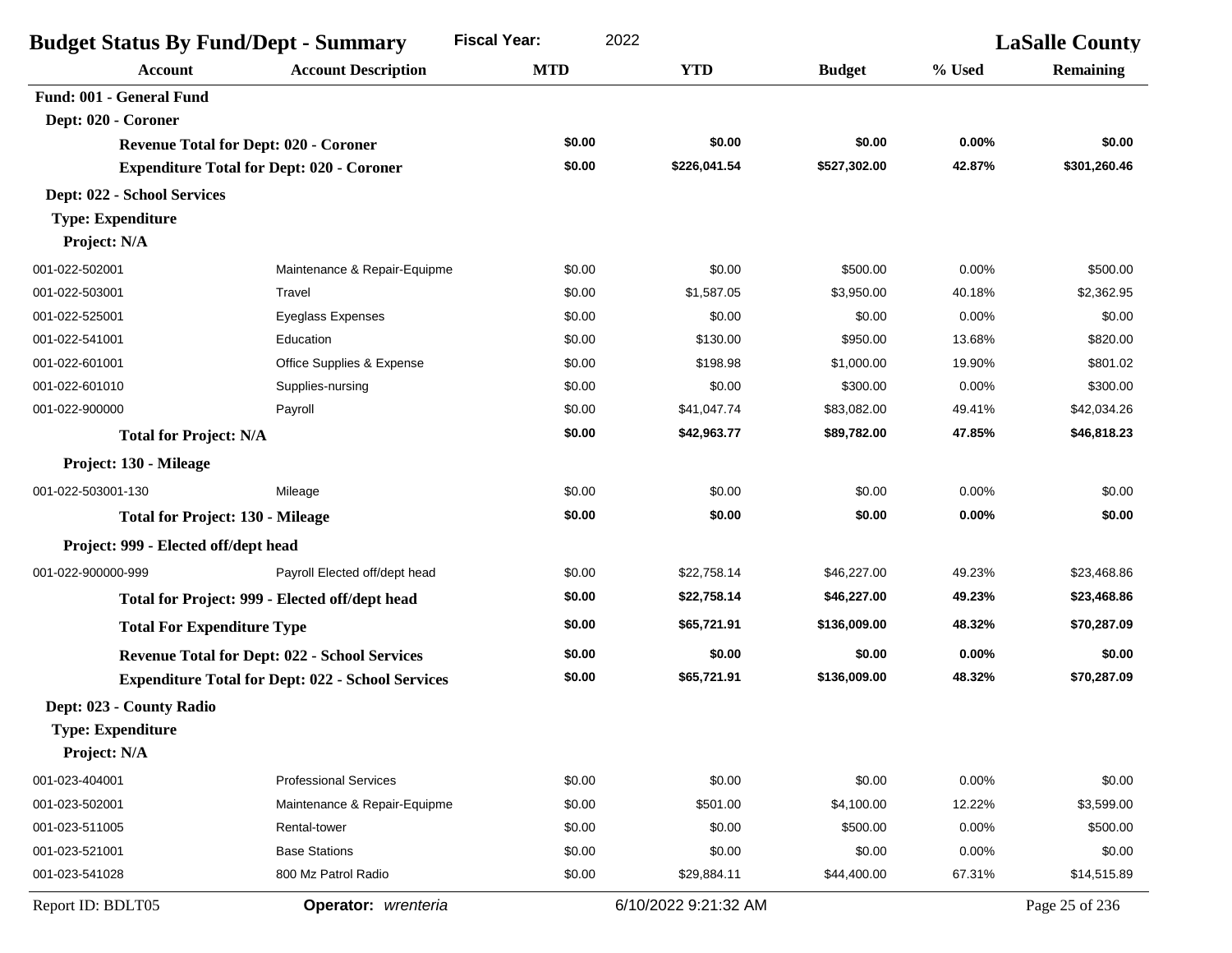# Budget Status By Fund/Dept - Summary

**Fiscal Year:** 2022

**LaSalle County**

| Account | Account Description | MTD | YTD | Budget | % Used | Remaining |
|---|---|---|---|---|---|---|
| **Fund: 001 - General Fund** | | | | | | |
| **Dept: 020 - Coroner** | | | | | | |
| **Revenue Total for Dept: 020 - Coroner** | | **$0.00** | **$0.00** | **$0.00** | **0.00%** | **$0.00** |
| **Expenditure Total for Dept: 020 - Coroner** | | **$0.00** | **$226,041.54** | **$527,302.00** | **42.87%** | **$301,260.46** |
| **Dept: 022 - School Services** | | | | | | |
| **Type: Expenditure** | | | | | | |
| **Project: N/A** | | | | | | |
| 001-022-502001 | Maintenance & Repair-Equipme | $0.00 | $0.00 | $500.00 | 0.00% | $500.00 |
| 001-022-503001 | Travel | $0.00 | $1,587.05 | $3,950.00 | 40.18% | $2,362.95 |
| 001-022-525001 | Eyeglass Expenses | $0.00 | $0.00 | $0.00 | 0.00% | $0.00 |
| 001-022-541001 | Education | $0.00 | $130.00 | $950.00 | 13.68% | $820.00 |
| 001-022-601001 | Office Supplies & Expense | $0.00 | $198.98 | $1,000.00 | 19.90% | $801.02 |
| 001-022-601010 | Supplies-nursing | $0.00 | $0.00 | $300.00 | 0.00% | $300.00 |
| 001-022-900000 | Payroll | $0.00 | $41,047.74 | $83,082.00 | 49.41% | $42,034.26 |
| **Total for Project: N/A** | | **$0.00** | **$42,963.77** | **$89,782.00** | **47.85%** | **$46,818.23** |
| **Project: 130 - Mileage** | | | | | | |
| 001-022-503001-130 | Mileage | $0.00 | $0.00 | $0.00 | 0.00% | $0.00 |
| **Total for Project: 130 - Mileage** | | **$0.00** | **$0.00** | **$0.00** | **0.00%** | **$0.00** |
| **Project: 999 - Elected off/dept head** | | | | | | |
| 001-022-900000-999 | Payroll Elected off/dept head | $0.00 | $22,758.14 | $46,227.00 | 49.23% | $23,468.86 |
| **Total for Project: 999 - Elected off/dept head** | | **$0.00** | **$22,758.14** | **$46,227.00** | **49.23%** | **$23,468.86** |
| **Total For Expenditure Type** | | **$0.00** | **$65,721.91** | **$136,009.00** | **48.32%** | **$70,287.09** |
| **Revenue Total for Dept: 022 - School Services** | | **$0.00** | **$0.00** | **$0.00** | **0.00%** | **$0.00** |
| **Expenditure Total for Dept: 022 - School Services** | | **$0.00** | **$65,721.91** | **$136,009.00** | **48.32%** | **$70,287.09** |
| **Dept: 023 - County Radio** | | | | | | |
| **Type: Expenditure** | | | | | | |
| **Project: N/A** | | | | | | |
| 001-023-404001 | Professional Services | $0.00 | $0.00 | $0.00 | 0.00% | $0.00 |
| 001-023-502001 | Maintenance & Repair-Equipme | $0.00 | $501.00 | $4,100.00 | 12.22% | $3,599.00 |
| 001-023-511005 | Rental-tower | $0.00 | $0.00 | $500.00 | 0.00% | $500.00 |
| 001-023-521001 | Base Stations | $0.00 | $0.00 | $0.00 | 0.00% | $0.00 |
| 001-023-541028 | 800 Mz Patrol Radio | $0.00 | $29,884.11 | $44,400.00 | 67.31% | $14,515.89 |

Report ID: BDLT05 | **Operator:** *wrenteria* | 6/10/2022 9:21:32 AM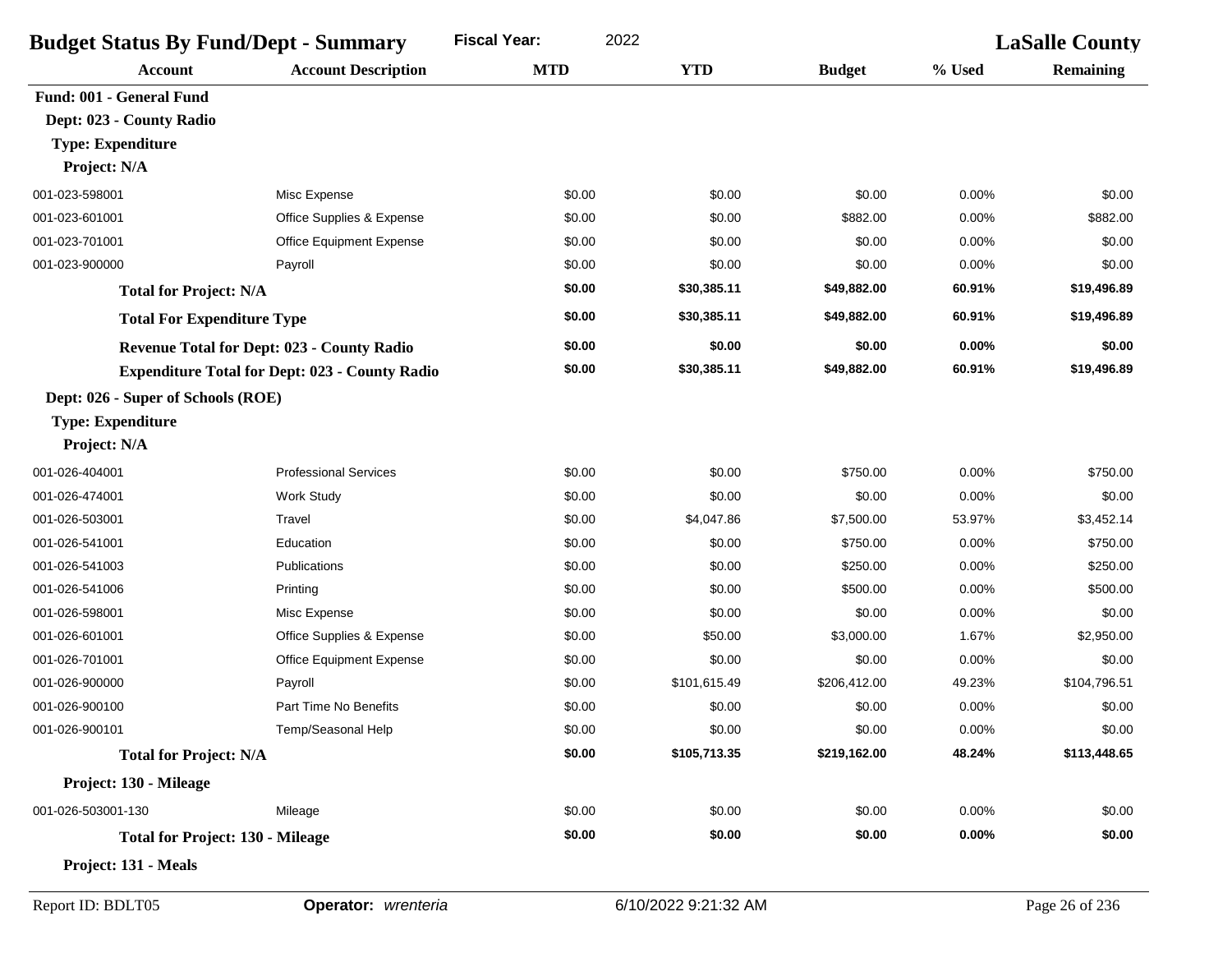# Budget Status By Fund/Dept - Summary

**Fiscal Year:** 2022

**LaSalle County**

| Account | Account Description | MTD | YTD | Budget | % Used | Remaining |
|---|---|---|---|---|---|---|
| **Fund: 001 - General Fund** | | | | | | |
| **Dept: 023 - County Radio** | | | | | | |
| **Type: Expenditure** | | | | | | |
| **Project: N/A** | | | | | | |
| 001-023-598001 | Misc Expense | $0.00 | $0.00 | $0.00 | 0.00% | $0.00 |
| 001-023-601001 | Office Supplies & Expense | $0.00 | $0.00 | $882.00 | 0.00% | $882.00 |
| 001-023-701001 | Office Equipment Expense | $0.00 | $0.00 | $0.00 | 0.00% | $0.00 |
| 001-023-900000 | Payroll | $0.00 | $0.00 | $0.00 | 0.00% | $0.00 |
| **Total for Project: N/A** | | **$0.00** | **$30,385.11** | **$49,882.00** | **60.91%** | **$19,496.89** |
| **Total For Expenditure Type** | | **$0.00** | **$30,385.11** | **$49,882.00** | **60.91%** | **$19,496.89** |
| **Revenue Total for Dept: 023 - County Radio** | | **$0.00** | **$0.00** | **$0.00** | **0.00%** | **$0.00** |
| **Expenditure Total for Dept: 023 - County Radio** | | **$0.00** | **$30,385.11** | **$49,882.00** | **60.91%** | **$19,496.89** |
| **Dept: 026 - Super of Schools (ROE)** | | | | | | |
| **Type: Expenditure** | | | | | | |
| **Project: N/A** | | | | | | |
| 001-026-404001 | Professional Services | $0.00 | $0.00 | $750.00 | 0.00% | $750.00 |
| 001-026-474001 | Work Study | $0.00 | $0.00 | $0.00 | 0.00% | $0.00 |
| 001-026-503001 | Travel | $0.00 | $4,047.86 | $7,500.00 | 53.97% | $3,452.14 |
| 001-026-541001 | Education | $0.00 | $0.00 | $750.00 | 0.00% | $750.00 |
| 001-026-541003 | Publications | $0.00 | $0.00 | $250.00 | 0.00% | $250.00 |
| 001-026-541006 | Printing | $0.00 | $0.00 | $500.00 | 0.00% | $500.00 |
| 001-026-598001 | Misc Expense | $0.00 | $0.00 | $0.00 | 0.00% | $0.00 |
| 001-026-601001 | Office Supplies & Expense | $0.00 | $50.00 | $3,000.00 | 1.67% | $2,950.00 |
| 001-026-701001 | Office Equipment Expense | $0.00 | $0.00 | $0.00 | 0.00% | $0.00 |
| 001-026-900000 | Payroll | $0.00 | $101,615.49 | $206,412.00 | 49.23% | $104,796.51 |
| 001-026-900100 | Part Time No Benefits | $0.00 | $0.00 | $0.00 | 0.00% | $0.00 |
| 001-026-900101 | Temp/Seasonal Help | $0.00 | $0.00 | $0.00 | 0.00% | $0.00 |
| **Total for Project: N/A** | | **$0.00** | **$105,713.35** | **$219,162.00** | **48.24%** | **$113,448.65** |
| **Project: 130 - Mileage** | | | | | | |
| 001-026-503001-130 | Mileage | $0.00 | $0.00 | $0.00 | 0.00% | $0.00 |
| **Total for Project: 130 - Mileage** | | **$0.00** | **$0.00** | **$0.00** | **0.00%** | **$0.00** |
| **Project: 131 - Meals** | | | | | | |

Report ID: BDLT05 **Operator:** *wrenteria* 6/10/2022 9:21:32 AM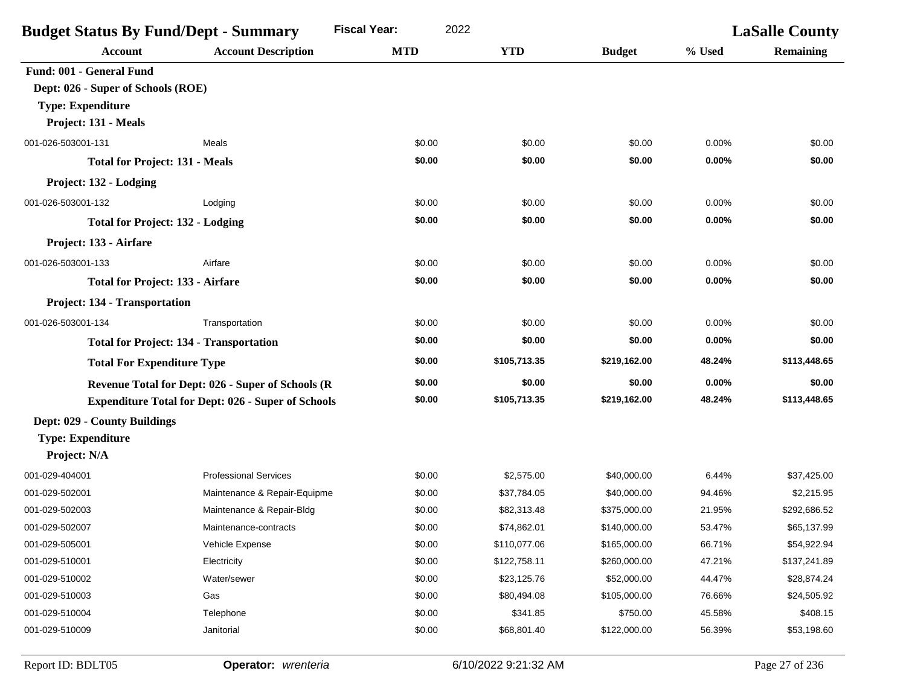# Budget Status By Fund/Dept - Summary

**Fiscal Year:** 2022

**LaSalle County**

| Account | Account Description | MTD | YTD | Budget | % Used | Remaining |
|---|---|---|---|---|---|---|
| **Fund: 001 - General Fund** | | | | | | |
| **Dept: 026 - Super of Schools (ROE)** | | | | | | |
| **Type: Expenditure** | | | | | | |
| **Project: 131 - Meals** | | | | | | |
| 001-026-503001-131 | Meals | $0.00 | $0.00 | $0.00 | 0.00% | $0.00 |
| **Total for Project: 131 - Meals** | | **$0.00** | **$0.00** | **$0.00** | **0.00%** | **$0.00** |
| **Project: 132 - Lodging** | | | | | | |
| 001-026-503001-132 | Lodging | $0.00 | $0.00 | $0.00 | 0.00% | $0.00 |
| **Total for Project: 132 - Lodging** | | **$0.00** | **$0.00** | **$0.00** | **0.00%** | **$0.00** |
| **Project: 133 - Airfare** | | | | | | |
| 001-026-503001-133 | Airfare | $0.00 | $0.00 | $0.00 | 0.00% | $0.00 |
| **Total for Project: 133 - Airfare** | | **$0.00** | **$0.00** | **$0.00** | **0.00%** | **$0.00** |
| **Project: 134 - Transportation** | | | | | | |
| 001-026-503001-134 | Transportation | $0.00 | $0.00 | $0.00 | 0.00% | $0.00 |
| **Total for Project: 134 - Transportation** | | **$0.00** | **$0.00** | **$0.00** | **0.00%** | **$0.00** |
| **Total For Expenditure Type** | | **$0.00** | **$105,713.35** | **$219,162.00** | **48.24%** | **$113,448.65** |
| **Revenue Total for Dept: 026 - Super of Schools (R** | | **$0.00** | **$0.00** | **$0.00** | **0.00%** | **$0.00** |
| **Expenditure Total for Dept: 026 - Super of Schools** | | **$0.00** | **$105,713.35** | **$219,162.00** | **48.24%** | **$113,448.65** |
| **Dept: 029 - County Buildings** | | | | | | |
| **Type: Expenditure** | | | | | | |
| **Project: N/A** | | | | | | |
| 001-029-404001 | Professional Services | $0.00 | $2,575.00 | $40,000.00 | 6.44% | $37,425.00 |
| 001-029-502001 | Maintenance & Repair-Equipme | $0.00 | $37,784.05 | $40,000.00 | 94.46% | $2,215.95 |
| 001-029-502003 | Maintenance & Repair-Bldg | $0.00 | $82,313.48 | $375,000.00 | 21.95% | $292,686.52 |
| 001-029-502007 | Maintenance-contracts | $0.00 | $74,862.01 | $140,000.00 | 53.47% | $65,137.99 |
| 001-029-505001 | Vehicle Expense | $0.00 | $110,077.06 | $165,000.00 | 66.71% | $54,922.94 |
| 001-029-510001 | Electricity | $0.00 | $122,758.11 | $260,000.00 | 47.21% | $137,241.89 |
| 001-029-510002 | Water/sewer | $0.00 | $23,125.76 | $52,000.00 | 44.47% | $28,874.24 |
| 001-029-510003 | Gas | $0.00 | $80,494.08 | $105,000.00 | 76.66% | $24,505.92 |
| 001-029-510004 | Telephone | $0.00 | $341.85 | $750.00 | 45.58% | $408.15 |
| 001-029-510009 | Janitorial | $0.00 | $68,801.40 | $122,000.00 | 56.39% | $53,198.60 |

Report ID: BDLT05 **Operator:** *wrenteria* 6/10/2022 9:21:32 AM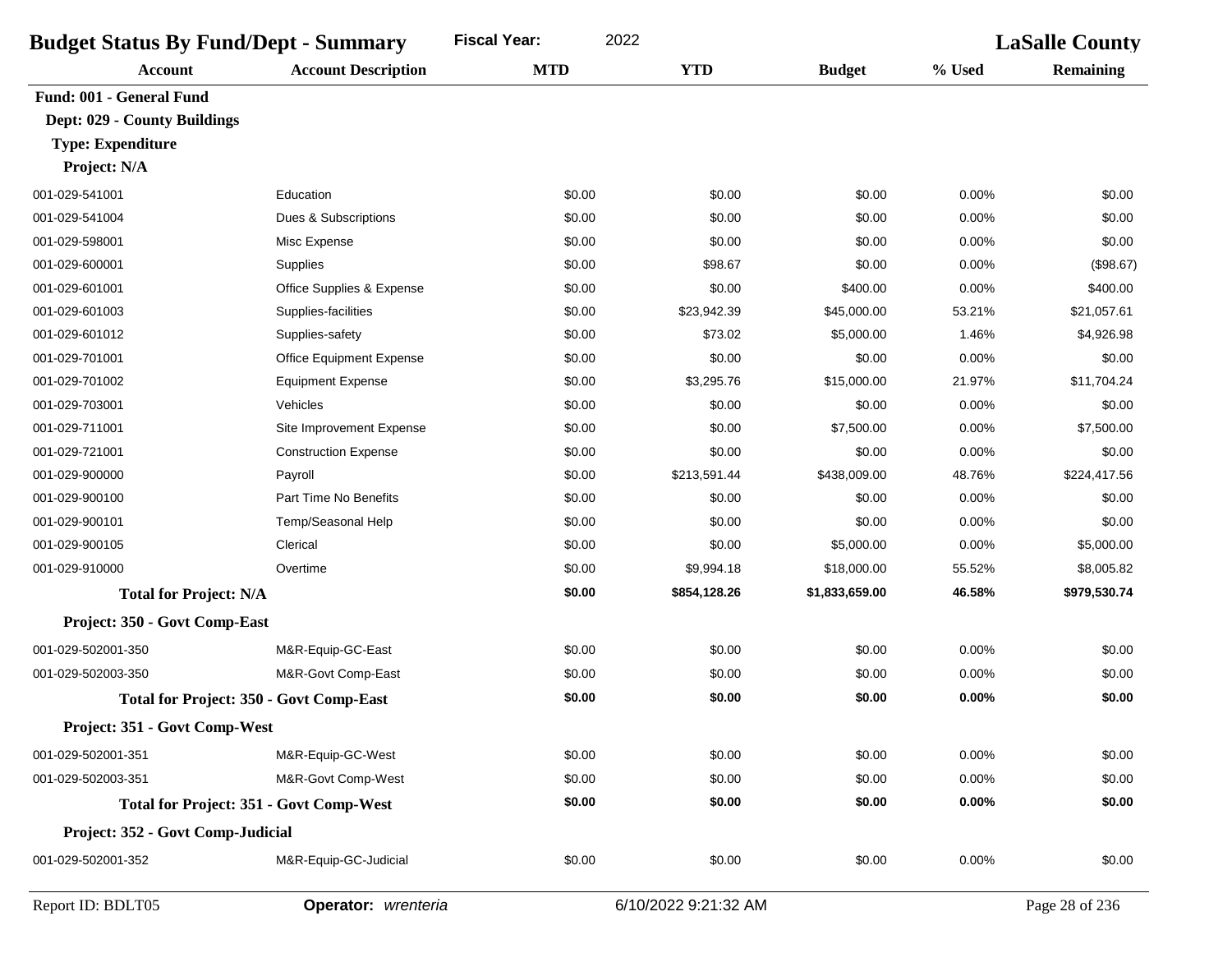# Budget Status By Fund/Dept - Summary

**Fiscal Year:** 2022

**LaSalle County**

| Account | Account Description | MTD | YTD | Budget | % Used | Remaining |
|---|---|---|---|---|---|---|
| **Fund: 001 - General Fund** | | | | | | |
| **Dept: 029 - County Buildings** | | | | | | |
| **Type: Expenditure** | | | | | | |
| **Project: N/A** | | | | | | |
| 001-029-541001 | Education | $0.00 | $0.00 | $0.00 | 0.00% | $0.00 |
| 001-029-541004 | Dues & Subscriptions | $0.00 | $0.00 | $0.00 | 0.00% | $0.00 |
| 001-029-598001 | Misc Expense | $0.00 | $0.00 | $0.00 | 0.00% | $0.00 |
| 001-029-600001 | Supplies | $0.00 | $98.67 | $0.00 | 0.00% | ($98.67) |
| 001-029-601001 | Office Supplies & Expense | $0.00 | $0.00 | $400.00 | 0.00% | $400.00 |
| 001-029-601003 | Supplies-facilities | $0.00 | $23,942.39 | $45,000.00 | 53.21% | $21,057.61 |
| 001-029-601012 | Supplies-safety | $0.00 | $73.02 | $5,000.00 | 1.46% | $4,926.98 |
| 001-029-701001 | Office Equipment Expense | $0.00 | $0.00 | $0.00 | 0.00% | $0.00 |
| 001-029-701002 | Equipment Expense | $0.00 | $3,295.76 | $15,000.00 | 21.97% | $11,704.24 |
| 001-029-703001 | Vehicles | $0.00 | $0.00 | $0.00 | 0.00% | $0.00 |
| 001-029-711001 | Site Improvement Expense | $0.00 | $0.00 | $7,500.00 | 0.00% | $7,500.00 |
| 001-029-721001 | Construction Expense | $0.00 | $0.00 | $0.00 | 0.00% | $0.00 |
| 001-029-900000 | Payroll | $0.00 | $213,591.44 | $438,009.00 | 48.76% | $224,417.56 |
| 001-029-900100 | Part Time No Benefits | $0.00 | $0.00 | $0.00 | 0.00% | $0.00 |
| 001-029-900101 | Temp/Seasonal Help | $0.00 | $0.00 | $0.00 | 0.00% | $0.00 |
| 001-029-900105 | Clerical | $0.00 | $0.00 | $5,000.00 | 0.00% | $5,000.00 |
| 001-029-910000 | Overtime | $0.00 | $9,994.18 | $18,000.00 | 55.52% | $8,005.82 |
| **Total for Project: N/A** | | **$0.00** | **$854,128.26** | **$1,833,659.00** | **46.58%** | **$979,530.74** |
| **Project: 350 - Govt Comp-East** | | | | | | |
| 001-029-502001-350 | M&R-Equip-GC-East | $0.00 | $0.00 | $0.00 | 0.00% | $0.00 |
| 001-029-502003-350 | M&R-Govt Comp-East | $0.00 | $0.00 | $0.00 | 0.00% | $0.00 |
| **Total for Project: 350 - Govt Comp-East** | | **$0.00** | **$0.00** | **$0.00** | **0.00%** | **$0.00** |
| **Project: 351 - Govt Comp-West** | | | | | | |
| 001-029-502001-351 | M&R-Equip-GC-West | $0.00 | $0.00 | $0.00 | 0.00% | $0.00 |
| 001-029-502003-351 | M&R-Govt Comp-West | $0.00 | $0.00 | $0.00 | 0.00% | $0.00 |
| **Total for Project: 351 - Govt Comp-West** | | **$0.00** | **$0.00** | **$0.00** | **0.00%** | **$0.00** |
| **Project: 352 - Govt Comp-Judicial** | | | | | | |
| 001-029-502001-352 | M&R-Equip-GC-Judicial | $0.00 | $0.00 | $0.00 | 0.00% | $0.00 |

Report ID: BDLT05 | **Operator:** *wrenteria* | 6/10/2022 9:21:32 AM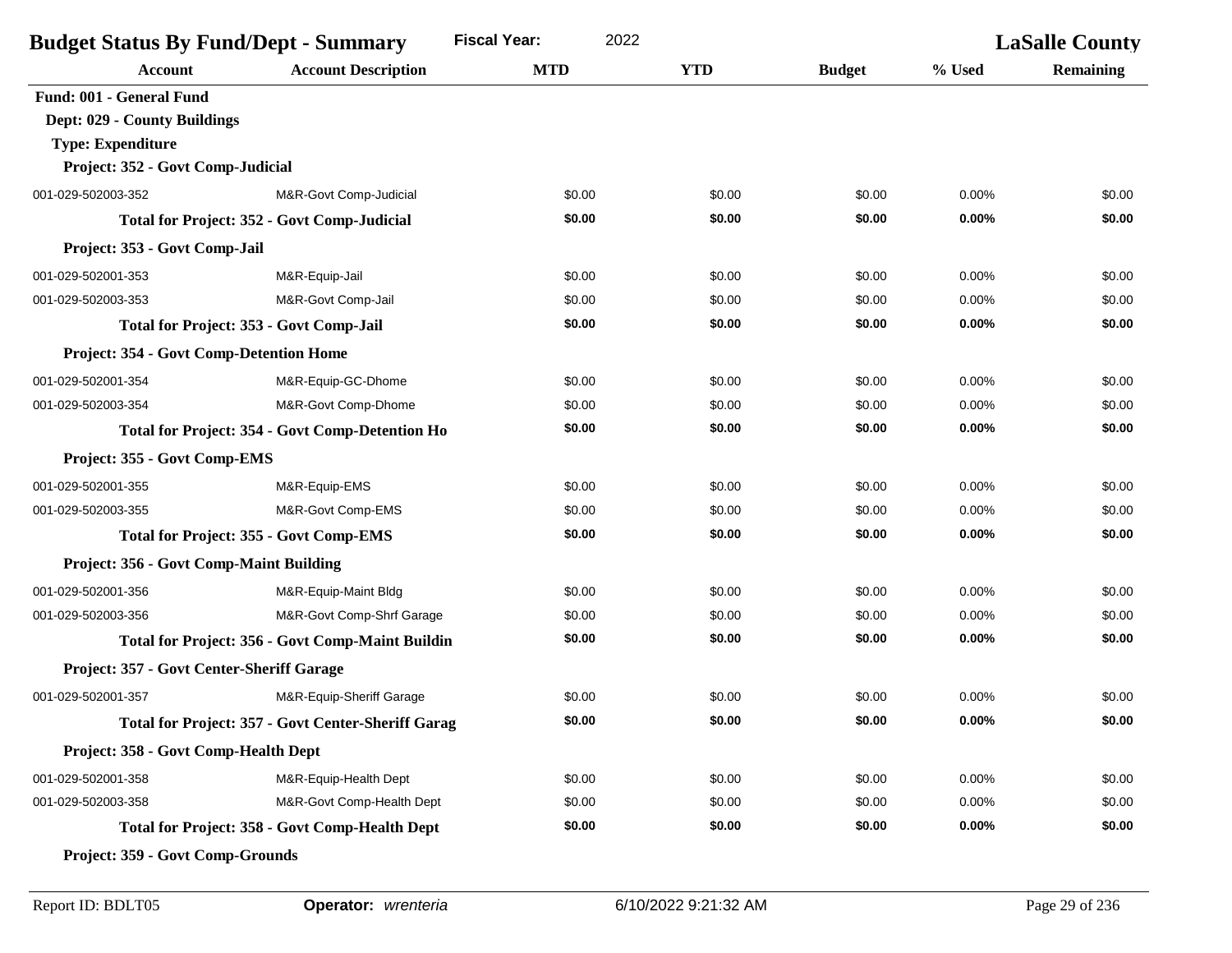# Budget Status By Fund/Dept - Summary

**Fiscal Year:** 2022

**LaSalle County**

| Account | Account Description | MTD | YTD | Budget | % Used | Remaining |
|---|---|---|---|---|---|---|
| **Fund: 001 - General Fund** | | | | | | |
| **Dept: 029 - County Buildings** | | | | | | |
| **Type: Expenditure** | | | | | | |
| **Project: 352 - Govt Comp-Judicial** | | | | | | |
| 001-029-502003-352 | M&R-Govt Comp-Judicial | $0.00 | $0.00 | $0.00 | 0.00% | $0.00 |
| | **Total for Project: 352 - Govt Comp-Judicial** | **$0.00** | **$0.00** | **$0.00** | **0.00%** | **$0.00** |
| **Project: 353 - Govt Comp-Jail** | | | | | | |
| 001-029-502001-353 | M&R-Equip-Jail | $0.00 | $0.00 | $0.00 | 0.00% | $0.00 |
| 001-029-502003-353 | M&R-Govt Comp-Jail | $0.00 | $0.00 | $0.00 | 0.00% | $0.00 |
| | **Total for Project: 353 - Govt Comp-Jail** | **$0.00** | **$0.00** | **$0.00** | **0.00%** | **$0.00** |
| **Project: 354 - Govt Comp-Detention Home** | | | | | | |
| 001-029-502001-354 | M&R-Equip-GC-Dhome | $0.00 | $0.00 | $0.00 | 0.00% | $0.00 |
| 001-029-502003-354 | M&R-Govt Comp-Dhome | $0.00 | $0.00 | $0.00 | 0.00% | $0.00 |
| | **Total for Project: 354 - Govt Comp-Detention Ho** | **$0.00** | **$0.00** | **$0.00** | **0.00%** | **$0.00** |
| **Project: 355 - Govt Comp-EMS** | | | | | | |
| 001-029-502001-355 | M&R-Equip-EMS | $0.00 | $0.00 | $0.00 | 0.00% | $0.00 |
| 001-029-502003-355 | M&R-Govt Comp-EMS | $0.00 | $0.00 | $0.00 | 0.00% | $0.00 |
| | **Total for Project: 355 - Govt Comp-EMS** | **$0.00** | **$0.00** | **$0.00** | **0.00%** | **$0.00** |
| **Project: 356 - Govt Comp-Maint Building** | | | | | | |
| 001-029-502001-356 | M&R-Equip-Maint Bldg | $0.00 | $0.00 | $0.00 | 0.00% | $0.00 |
| 001-029-502003-356 | M&R-Govt Comp-Shrf Garage | $0.00 | $0.00 | $0.00 | 0.00% | $0.00 |
| | **Total for Project: 356 - Govt Comp-Maint Buildin** | **$0.00** | **$0.00** | **$0.00** | **0.00%** | **$0.00** |
| **Project: 357 - Govt Center-Sheriff Garage** | | | | | | |
| 001-029-502001-357 | M&R-Equip-Sheriff Garage | $0.00 | $0.00 | $0.00 | 0.00% | $0.00 |
| | **Total for Project: 357 - Govt Center-Sheriff Garag** | **$0.00** | **$0.00** | **$0.00** | **0.00%** | **$0.00** |
| **Project: 358 - Govt Comp-Health Dept** | | | | | | |
| 001-029-502001-358 | M&R-Equip-Health Dept | $0.00 | $0.00 | $0.00 | 0.00% | $0.00 |
| 001-029-502003-358 | M&R-Govt Comp-Health Dept | $0.00 | $0.00 | $0.00 | 0.00% | $0.00 |
| | **Total for Project: 358 - Govt Comp-Health Dept** | **$0.00** | **$0.00** | **$0.00** | **0.00%** | **$0.00** |
| **Project: 359 - Govt Comp-Grounds** | | | | | | |

Report ID: BDLT05 **Operator:** *wrenteria* 6/10/2022 9:21:32 AM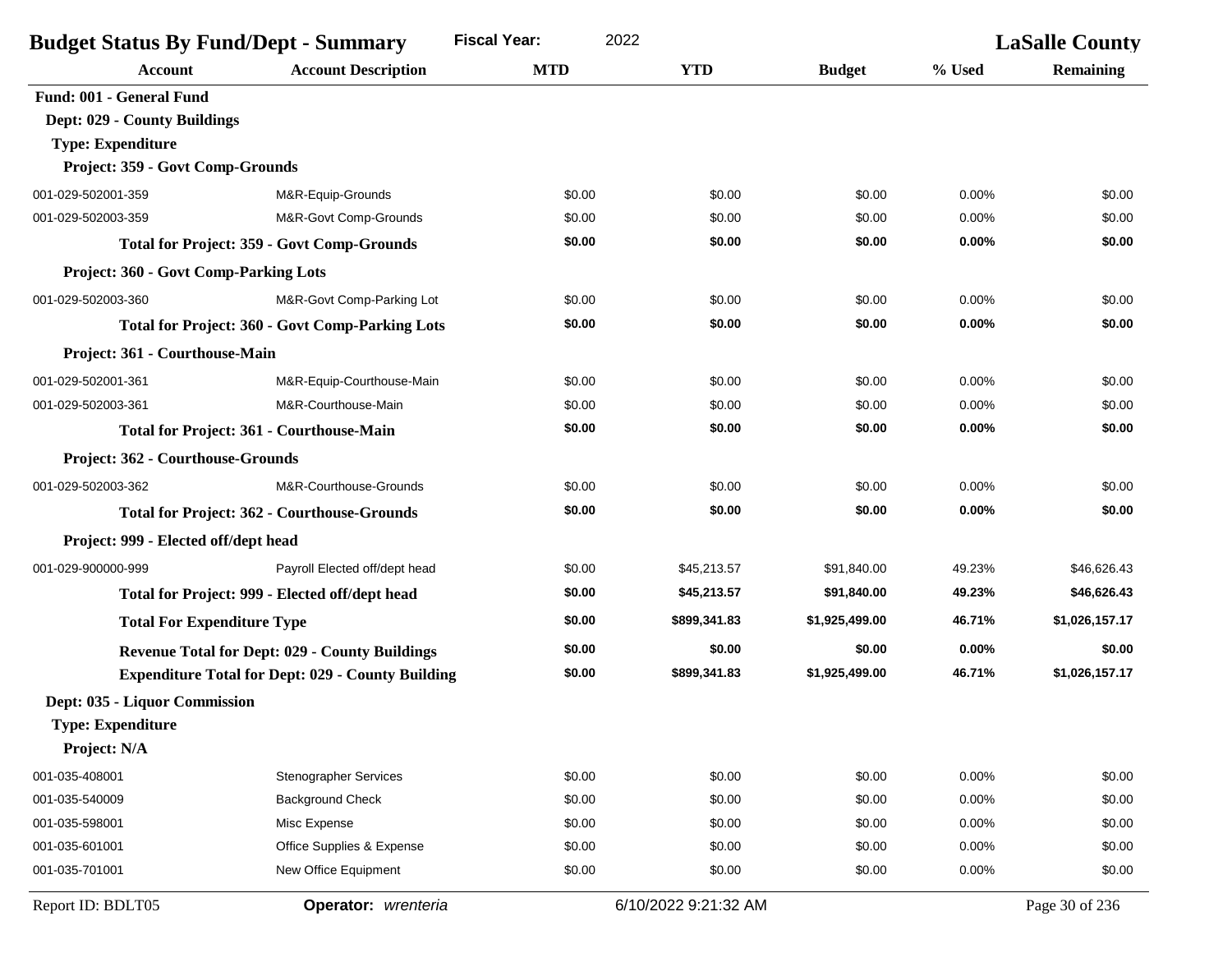# Budget Status By Fund/Dept - Summary

**Fiscal Year:** 2022

**LaSalle County**

| Account | Account Description | MTD | YTD | Budget | % Used | Remaining |
|---|---|---|---|---|---|---|
| **Fund: 001 - General Fund** | | | | | | |
| **Dept: 029 - County Buildings** | | | | | | |
| **Type: Expenditure** | | | | | | |
| **Project: 359 - Govt Comp-Grounds** | | | | | | |
| 001-029-502001-359 | M&R-Equip-Grounds | $0.00 | $0.00 | $0.00 | 0.00% | $0.00 |
| 001-029-502003-359 | M&R-Govt Comp-Grounds | $0.00 | $0.00 | $0.00 | 0.00% | $0.00 |
| | **Total for Project: 359 - Govt Comp-Grounds** | **$0.00** | **$0.00** | **$0.00** | **0.00%** | **$0.00** |
| **Project: 360 - Govt Comp-Parking Lots** | | | | | | |
| 001-029-502003-360 | M&R-Govt Comp-Parking Lot | $0.00 | $0.00 | $0.00 | 0.00% | $0.00 |
| | **Total for Project: 360 - Govt Comp-Parking Lots** | **$0.00** | **$0.00** | **$0.00** | **0.00%** | **$0.00** |
| **Project: 361 - Courthouse-Main** | | | | | | |
| 001-029-502001-361 | M&R-Equip-Courthouse-Main | $0.00 | $0.00 | $0.00 | 0.00% | $0.00 |
| 001-029-502003-361 | M&R-Courthouse-Main | $0.00 | $0.00 | $0.00 | 0.00% | $0.00 |
| | **Total for Project: 361 - Courthouse-Main** | **$0.00** | **$0.00** | **$0.00** | **0.00%** | **$0.00** |
| **Project: 362 - Courthouse-Grounds** | | | | | | |
| 001-029-502003-362 | M&R-Courthouse-Grounds | $0.00 | $0.00 | $0.00 | 0.00% | $0.00 |
| | **Total for Project: 362 - Courthouse-Grounds** | **$0.00** | **$0.00** | **$0.00** | **0.00%** | **$0.00** |
| **Project: 999 - Elected off/dept head** | | | | | | |
| 001-029-900000-999 | Payroll Elected off/dept head | $0.00 | $45,213.57 | $91,840.00 | 49.23% | $46,626.43 |
| | **Total for Project: 999 - Elected off/dept head** | **$0.00** | **$45,213.57** | **$91,840.00** | **49.23%** | **$46,626.43** |
| | **Total For Expenditure Type** | **$0.00** | **$899,341.83** | **$1,925,499.00** | **46.71%** | **$1,026,157.17** |
| | **Revenue Total for Dept: 029 - County Buildings** | **$0.00** | **$0.00** | **$0.00** | **0.00%** | **$0.00** |
| | **Expenditure Total for Dept: 029 - County Building** | **$0.00** | **$899,341.83** | **$1,925,499.00** | **46.71%** | **$1,026,157.17** |
| **Dept: 035 - Liquor Commission** | | | | | | |
| **Type: Expenditure** | | | | | | |
| **Project: N/A** | | | | | | |
| 001-035-408001 | Stenographer Services | $0.00 | $0.00 | $0.00 | 0.00% | $0.00 |
| 001-035-540009 | Background Check | $0.00 | $0.00 | $0.00 | 0.00% | $0.00 |
| 001-035-598001 | Misc Expense | $0.00 | $0.00 | $0.00 | 0.00% | $0.00 |
| 001-035-601001 | Office Supplies & Expense | $0.00 | $0.00 | $0.00 | 0.00% | $0.00 |
| 001-035-701001 | New Office Equipment | $0.00 | $0.00 | $0.00 | 0.00% | $0.00 |

Report ID: BDLT05 **Operator:** *wrenteria* 6/10/2022 9:21:32 AM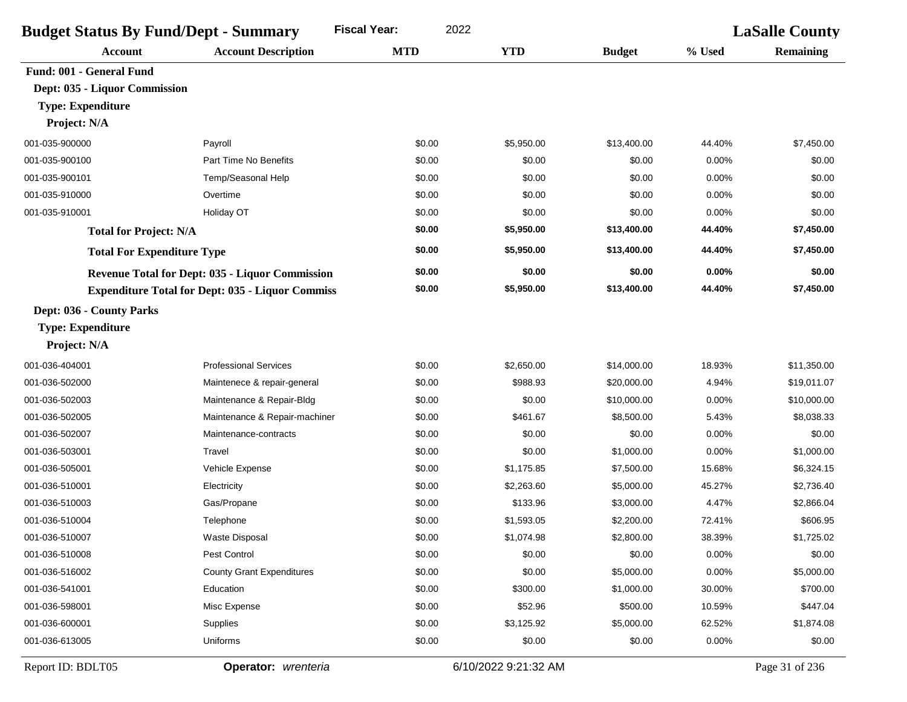# Budget Status By Fund/Dept - Summary

**Fiscal Year:** 2022

**LaSalle County**

| Account | Account Description | MTD | YTD | Budget | % Used | Remaining |
|---|---|---|---|---|---|---|
| **Fund: 001 - General Fund** | | | | | | |
| **Dept: 035 - Liquor Commission** | | | | | | |
| **Type: Expenditure** | | | | | | |
| **Project: N/A** | | | | | | |
| 001-035-900000 | Payroll | $0.00 | $5,950.00 | $13,400.00 | 44.40% | $7,450.00 |
| 001-035-900100 | Part Time No Benefits | $0.00 | $0.00 | $0.00 | 0.00% | $0.00 |
| 001-035-900101 | Temp/Seasonal Help | $0.00 | $0.00 | $0.00 | 0.00% | $0.00 |
| 001-035-910000 | Overtime | $0.00 | $0.00 | $0.00 | 0.00% | $0.00 |
| 001-035-910001 | Holiday OT | $0.00 | $0.00 | $0.00 | 0.00% | $0.00 |
| **Total for Project: N/A** | | **$0.00** | **$5,950.00** | **$13,400.00** | **44.40%** | **$7,450.00** |
| **Total For Expenditure Type** | | **$0.00** | **$5,950.00** | **$13,400.00** | **44.40%** | **$7,450.00** |
| **Revenue Total for Dept: 035 - Liquor Commission** | | **$0.00** | **$0.00** | **$0.00** | **0.00%** | **$0.00** |
| **Expenditure Total for Dept: 035 - Liquor Commiss** | | **$0.00** | **$5,950.00** | **$13,400.00** | **44.40%** | **$7,450.00** |
| **Dept: 036 - County Parks** | | | | | | |
| **Type: Expenditure** | | | | | | |
| **Project: N/A** | | | | | | |
| 001-036-404001 | Professional Services | $0.00 | $2,650.00 | $14,000.00 | 18.93% | $11,350.00 |
| 001-036-502000 | Maintenece & repair-general | $0.00 | $988.93 | $20,000.00 | 4.94% | $19,011.07 |
| 001-036-502003 | Maintenance & Repair-Bldg | $0.00 | $0.00 | $10,000.00 | 0.00% | $10,000.00 |
| 001-036-502005 | Maintenance & Repair-machiner | $0.00 | $461.67 | $8,500.00 | 5.43% | $8,038.33 |
| 001-036-502007 | Maintenance-contracts | $0.00 | $0.00 | $0.00 | 0.00% | $0.00 |
| 001-036-503001 | Travel | $0.00 | $0.00 | $1,000.00 | 0.00% | $1,000.00 |
| 001-036-505001 | Vehicle Expense | $0.00 | $1,175.85 | $7,500.00 | 15.68% | $6,324.15 |
| 001-036-510001 | Electricity | $0.00 | $2,263.60 | $5,000.00 | 45.27% | $2,736.40 |
| 001-036-510003 | Gas/Propane | $0.00 | $133.96 | $3,000.00 | 4.47% | $2,866.04 |
| 001-036-510004 | Telephone | $0.00 | $1,593.05 | $2,200.00 | 72.41% | $606.95 |
| 001-036-510007 | Waste Disposal | $0.00 | $1,074.98 | $2,800.00 | 38.39% | $1,725.02 |
| 001-036-510008 | Pest Control | $0.00 | $0.00 | $0.00 | 0.00% | $0.00 |
| 001-036-516002 | County Grant Expenditures | $0.00 | $0.00 | $5,000.00 | 0.00% | $5,000.00 |
| 001-036-541001 | Education | $0.00 | $300.00 | $1,000.00 | 30.00% | $700.00 |
| 001-036-598001 | Misc Expense | $0.00 | $52.96 | $500.00 | 10.59% | $447.04 |
| 001-036-600001 | Supplies | $0.00 | $3,125.92 | $5,000.00 | 62.52% | $1,874.08 |
| 001-036-613005 | Uniforms | $0.00 | $0.00 | $0.00 | 0.00% | $0.00 |

Report ID: BDLT05 | **Operator:** *wrenteria* | 6/10/2022 9:21:32 AM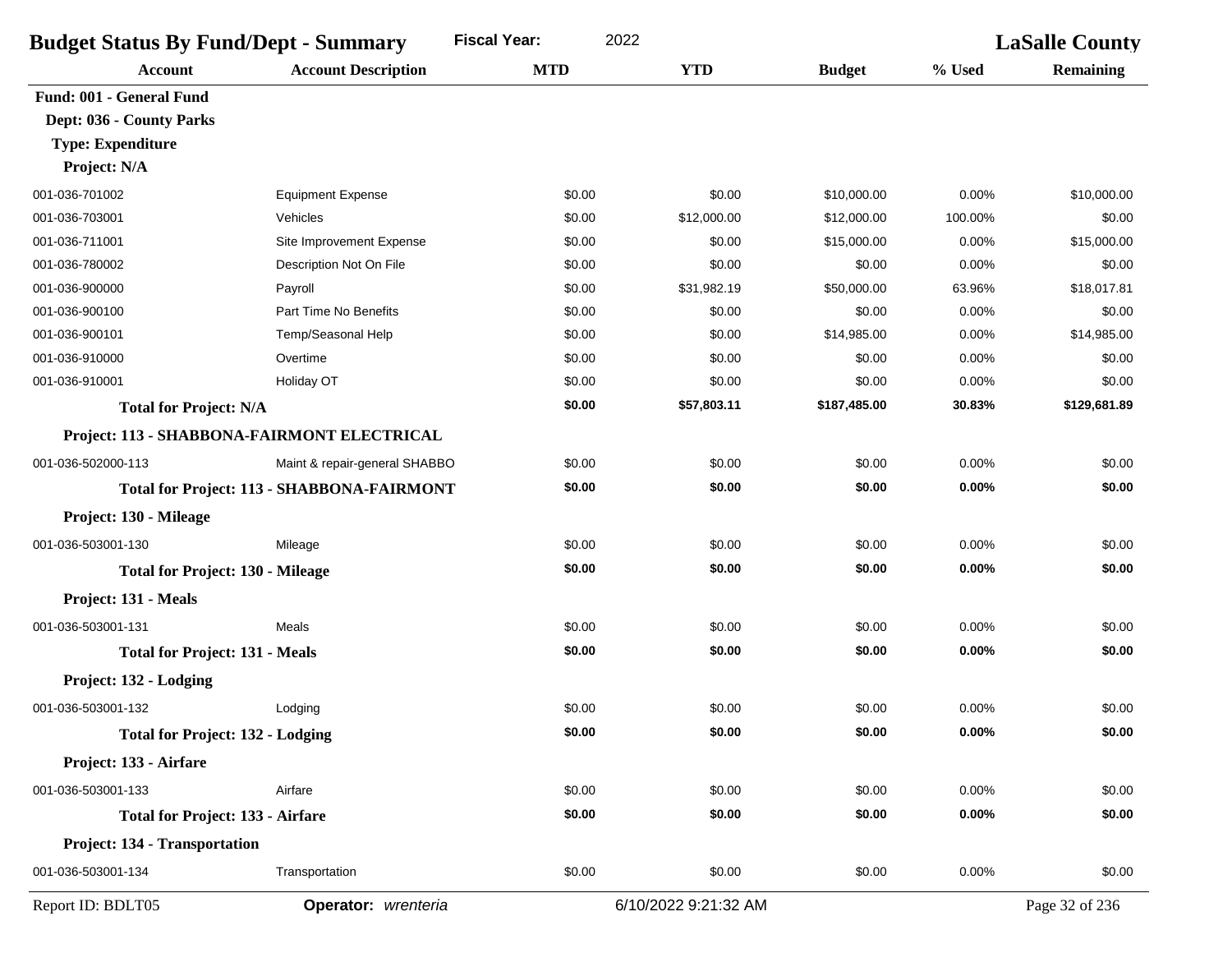# Budget Status By Fund/Dept - Summary

**Fiscal Year:** 2022

**LaSalle County**

| Account | Account Description | MTD | YTD | Budget | % Used | Remaining |
|---|---|---|---|---|---|---|
| **Fund: 001 - General Fund** | | | | | | |
| **Dept: 036 - County Parks** | | | | | | |
| **Type: Expenditure** | | | | | | |
| **Project: N/A** | | | | | | |
| 001-036-701002 | Equipment Expense | $0.00 | $0.00 | $10,000.00 | 0.00% | $10,000.00 |
| 001-036-703001 | Vehicles | $0.00 | $12,000.00 | $12,000.00 | 100.00% | $0.00 |
| 001-036-711001 | Site Improvement Expense | $0.00 | $0.00 | $15,000.00 | 0.00% | $15,000.00 |
| 001-036-780002 | Description Not On File | $0.00 | $0.00 | $0.00 | 0.00% | $0.00 |
| 001-036-900000 | Payroll | $0.00 | $31,982.19 | $50,000.00 | 63.96% | $18,017.81 |
| 001-036-900100 | Part Time No Benefits | $0.00 | $0.00 | $0.00 | 0.00% | $0.00 |
| 001-036-900101 | Temp/Seasonal Help | $0.00 | $0.00 | $14,985.00 | 0.00% | $14,985.00 |
| 001-036-910000 | Overtime | $0.00 | $0.00 | $0.00 | 0.00% | $0.00 |
| 001-036-910001 | Holiday OT | $0.00 | $0.00 | $0.00 | 0.00% | $0.00 |
| **Total for Project: N/A** | | **$0.00** | **$57,803.11** | **$187,485.00** | **30.83%** | **$129,681.89** |
| **Project: 113 - SHABBONA-FAIRMONT ELECTRICAL** | | | | | | |
| 001-036-502000-113 | Maint & repair-general SHABBO | $0.00 | $0.00 | $0.00 | 0.00% | $0.00 |
| **Total for Project: 113 - SHABBONA-FAIRMONT** | | **$0.00** | **$0.00** | **$0.00** | **0.00%** | **$0.00** |
| **Project: 130 - Mileage** | | | | | | |
| 001-036-503001-130 | Mileage | $0.00 | $0.00 | $0.00 | 0.00% | $0.00 |
| **Total for Project: 130 - Mileage** | | **$0.00** | **$0.00** | **$0.00** | **0.00%** | **$0.00** |
| **Project: 131 - Meals** | | | | | | |
| 001-036-503001-131 | Meals | $0.00 | $0.00 | $0.00 | 0.00% | $0.00 |
| **Total for Project: 131 - Meals** | | **$0.00** | **$0.00** | **$0.00** | **0.00%** | **$0.00** |
| **Project: 132 - Lodging** | | | | | | |
| 001-036-503001-132 | Lodging | $0.00 | $0.00 | $0.00 | 0.00% | $0.00 |
| **Total for Project: 132 - Lodging** | | **$0.00** | **$0.00** | **$0.00** | **0.00%** | **$0.00** |
| **Project: 133 - Airfare** | | | | | | |
| 001-036-503001-133 | Airfare | $0.00 | $0.00 | $0.00 | 0.00% | $0.00 |
| **Total for Project: 133 - Airfare** | | **$0.00** | **$0.00** | **$0.00** | **0.00%** | **$0.00** |
| **Project: 134 - Transportation** | | | | | | |
| 001-036-503001-134 | Transportation | $0.00 | $0.00 | $0.00 | 0.00% | $0.00 |

Report ID: BDLT05 **Operator:** *wrenteria* 6/10/2022 9:21:32 AM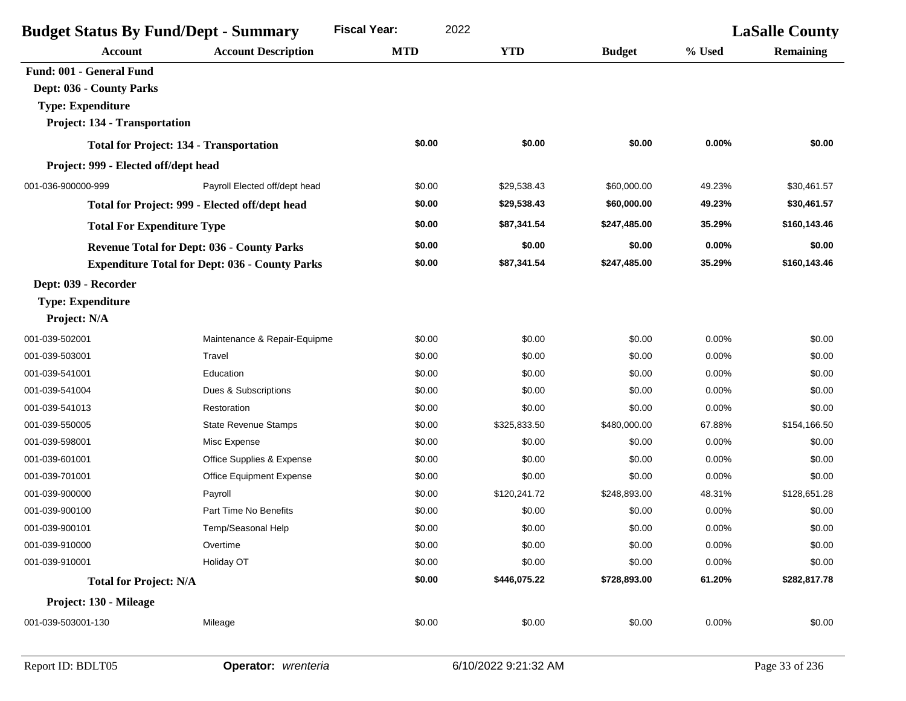# Budget Status By Fund/Dept - Summary

**Fiscal Year:** 2022

**LaSalle County**

| Account | Account Description | MTD | YTD | Budget | % Used | Remaining |
|---|---|---|---|---|---|---|
| **Fund: 001 - General Fund** | | | | | | |
| **Dept: 036 - County Parks** | | | | | | |
| **Type: Expenditure** | | | | | | |
| **Project: 134 - Transportation** | | | | | | |
| **Total for Project: 134 - Transportation** | | **$0.00** | **$0.00** | **$0.00** | **0.00%** | **$0.00** |
| **Project: 999 - Elected off/dept head** | | | | | | |
| 001-036-900000-999 | Payroll Elected off/dept head | $0.00 | $29,538.43 | $60,000.00 | 49.23% | $30,461.57 |
| **Total for Project: 999 - Elected off/dept head** | | **$0.00** | **$29,538.43** | **$60,000.00** | **49.23%** | **$30,461.57** |
| **Total For Expenditure Type** | | **$0.00** | **$87,341.54** | **$247,485.00** | **35.29%** | **$160,143.46** |
| **Revenue Total for Dept: 036 - County Parks** | | **$0.00** | **$0.00** | **$0.00** | **0.00%** | **$0.00** |
| **Expenditure Total for Dept: 036 - County Parks** | | **$0.00** | **$87,341.54** | **$247,485.00** | **35.29%** | **$160,143.46** |
| **Dept: 039 - Recorder** | | | | | | |
| **Type: Expenditure** | | | | | | |
| **Project: N/A** | | | | | | |
| 001-039-502001 | Maintenance & Repair-Equipme | $0.00 | $0.00 | $0.00 | 0.00% | $0.00 |
| 001-039-503001 | Travel | $0.00 | $0.00 | $0.00 | 0.00% | $0.00 |
| 001-039-541001 | Education | $0.00 | $0.00 | $0.00 | 0.00% | $0.00 |
| 001-039-541004 | Dues & Subscriptions | $0.00 | $0.00 | $0.00 | 0.00% | $0.00 |
| 001-039-541013 | Restoration | $0.00 | $0.00 | $0.00 | 0.00% | $0.00 |
| 001-039-550005 | State Revenue Stamps | $0.00 | $325,833.50 | $480,000.00 | 67.88% | $154,166.50 |
| 001-039-598001 | Misc Expense | $0.00 | $0.00 | $0.00 | 0.00% | $0.00 |
| 001-039-601001 | Office Supplies & Expense | $0.00 | $0.00 | $0.00 | 0.00% | $0.00 |
| 001-039-701001 | Office Equipment Expense | $0.00 | $0.00 | $0.00 | 0.00% | $0.00 |
| 001-039-900000 | Payroll | $0.00 | $120,241.72 | $248,893.00 | 48.31% | $128,651.28 |
| 001-039-900100 | Part Time No Benefits | $0.00 | $0.00 | $0.00 | 0.00% | $0.00 |
| 001-039-900101 | Temp/Seasonal Help | $0.00 | $0.00 | $0.00 | 0.00% | $0.00 |
| 001-039-910000 | Overtime | $0.00 | $0.00 | $0.00 | 0.00% | $0.00 |
| 001-039-910001 | Holiday OT | $0.00 | $0.00 | $0.00 | 0.00% | $0.00 |
| **Total for Project: N/A** | | **$0.00** | **$446,075.22** | **$728,893.00** | **61.20%** | **$282,817.78** |
| **Project: 130 - Mileage** | | | | | | |
| 001-039-503001-130 | Mileage | $0.00 | $0.00 | $0.00 | 0.00% | $0.00 |

Report ID: BDLT05 | **Operator:** *wrenteria* | 6/10/2022 9:21:32 AM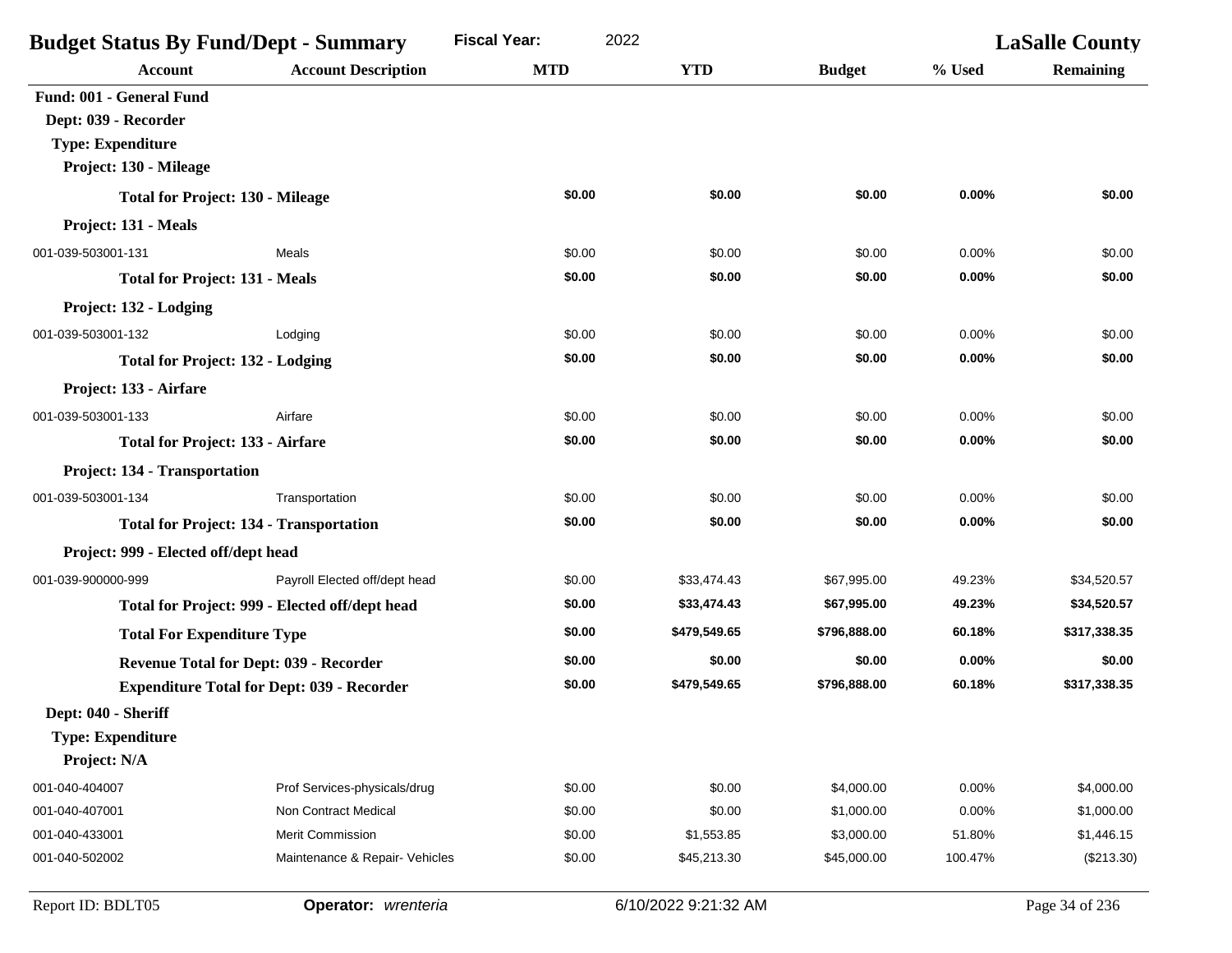# Budget Status By Fund/Dept - Summary

**Fiscal Year:** 2022

**LaSalle County**

| Account | Account Description | MTD | YTD | Budget | % Used | Remaining |
|---|---|---|---|---|---|---|
| **Fund: 001 - General Fund** | | | | | | |
| **Dept: 039 - Recorder** | | | | | | |
| **Type: Expenditure** | | | | | | |
| **Project: 130 - Mileage** | | | | | | |
| **Total for Project: 130 - Mileage** | | **$0.00** | **$0.00** | **$0.00** | **0.00%** | **$0.00** |
| **Project: 131 - Meals** | | | | | | |
| 001-039-503001-131 | Meals | $0.00 | $0.00 | $0.00 | 0.00% | $0.00 |
| **Total for Project: 131 - Meals** | | **$0.00** | **$0.00** | **$0.00** | **0.00%** | **$0.00** |
| **Project: 132 - Lodging** | | | | | | |
| 001-039-503001-132 | Lodging | $0.00 | $0.00 | $0.00 | 0.00% | $0.00 |
| **Total for Project: 132 - Lodging** | | **$0.00** | **$0.00** | **$0.00** | **0.00%** | **$0.00** |
| **Project: 133 - Airfare** | | | | | | |
| 001-039-503001-133 | Airfare | $0.00 | $0.00 | $0.00 | 0.00% | $0.00 |
| **Total for Project: 133 - Airfare** | | **$0.00** | **$0.00** | **$0.00** | **0.00%** | **$0.00** |
| **Project: 134 - Transportation** | | | | | | |
| 001-039-503001-134 | Transportation | $0.00 | $0.00 | $0.00 | 0.00% | $0.00 |
| **Total for Project: 134 - Transportation** | | **$0.00** | **$0.00** | **$0.00** | **0.00%** | **$0.00** |
| **Project: 999 - Elected off/dept head** | | | | | | |
| 001-039-900000-999 | Payroll Elected off/dept head | $0.00 | $33,474.43 | $67,995.00 | 49.23% | $34,520.57 |
| **Total for Project: 999 - Elected off/dept head** | | **$0.00** | **$33,474.43** | **$67,995.00** | **49.23%** | **$34,520.57** |
| **Total For Expenditure Type** | | **$0.00** | **$479,549.65** | **$796,888.00** | **60.18%** | **$317,338.35** |
| **Revenue Total for Dept: 039 - Recorder** | | **$0.00** | **$0.00** | **$0.00** | **0.00%** | **$0.00** |
| **Expenditure Total for Dept: 039 - Recorder** | | **$0.00** | **$479,549.65** | **$796,888.00** | **60.18%** | **$317,338.35** |
| **Dept: 040 - Sheriff** | | | | | | |
| **Type: Expenditure** | | | | | | |
| **Project: N/A** | | | | | | |
| 001-040-404007 | Prof Services-physicals/drug | $0.00 | $0.00 | $4,000.00 | 0.00% | $4,000.00 |
| 001-040-407001 | Non Contract Medical | $0.00 | $0.00 | $1,000.00 | 0.00% | $1,000.00 |
| 001-040-433001 | Merit Commission | $0.00 | $1,553.85 | $3,000.00 | 51.80% | $1,446.15 |
| 001-040-502002 | Maintenance & Repair- Vehicles | $0.00 | $45,213.30 | $45,000.00 | 100.47% | ($213.30) |

Report ID: BDLT05 **Operator:** *wrenteria* 6/10/2022 9:21:32 AM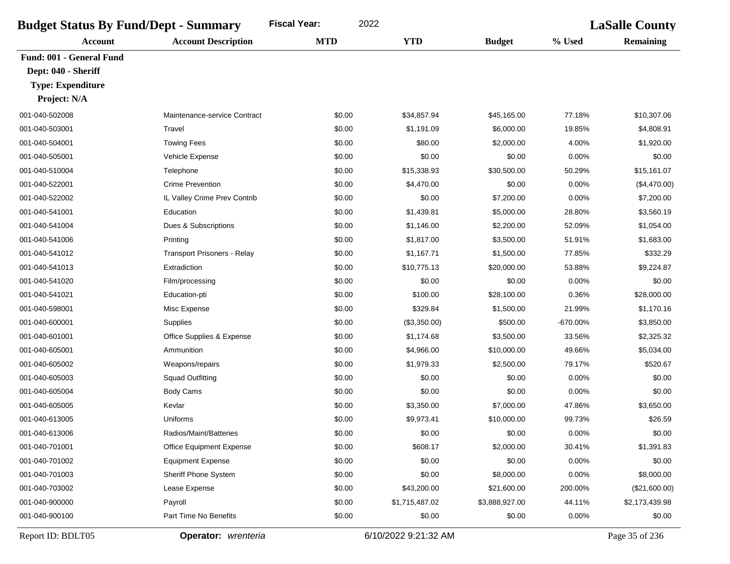# Budget Status By Fund/Dept - Summary

**Fiscal Year:** 2022

**LaSalle County**

| Account | Account Description | MTD | YTD | Budget | % Used | Remaining |
|---|---|---|---|---|---|---|
| **Fund: 001 - General Fund** | | | | | | |
| **Dept: 040 - Sheriff** | | | | | | |
| **Type: Expenditure** | | | | | | |
| **Project: N/A** | | | | | | |
| 001-040-502008 | Maintenance-service Contract | $0.00 | $34,857.94 | $45,165.00 | 77.18% | $10,307.06 |
| 001-040-503001 | Travel | $0.00 | $1,191.09 | $6,000.00 | 19.85% | $4,808.91 |
| 001-040-504001 | Towing Fees | $0.00 | $80.00 | $2,000.00 | 4.00% | $1,920.00 |
| 001-040-505001 | Vehicle Expense | $0.00 | $0.00 | $0.00 | 0.00% | $0.00 |
| 001-040-510004 | Telephone | $0.00 | $15,338.93 | $30,500.00 | 50.29% | $15,161.07 |
| 001-040-522001 | Crime Prevention | $0.00 | $4,470.00 | $0.00 | 0.00% | ($4,470.00) |
| 001-040-522002 | IL Valley Crime Prev Contrib | $0.00 | $0.00 | $7,200.00 | 0.00% | $7,200.00 |
| 001-040-541001 | Education | $0.00 | $1,439.81 | $5,000.00 | 28.80% | $3,560.19 |
| 001-040-541004 | Dues & Subscriptions | $0.00 | $1,146.00 | $2,200.00 | 52.09% | $1,054.00 |
| 001-040-541006 | Printing | $0.00 | $1,817.00 | $3,500.00 | 51.91% | $1,683.00 |
| 001-040-541012 | Transport Prisoners - Relay | $0.00 | $1,167.71 | $1,500.00 | 77.85% | $332.29 |
| 001-040-541013 | Extradiction | $0.00 | $10,775.13 | $20,000.00 | 53.88% | $9,224.87 |
| 001-040-541020 | Film/processing | $0.00 | $0.00 | $0.00 | 0.00% | $0.00 |
| 001-040-541021 | Education-pti | $0.00 | $100.00 | $28,100.00 | 0.36% | $28,000.00 |
| 001-040-598001 | Misc Expense | $0.00 | $329.84 | $1,500.00 | 21.99% | $1,170.16 |
| 001-040-600001 | Supplies | $0.00 | ($3,350.00) | $500.00 | -670.00% | $3,850.00 |
| 001-040-601001 | Office Supplies & Expense | $0.00 | $1,174.68 | $3,500.00 | 33.56% | $2,325.32 |
| 001-040-605001 | Ammunition | $0.00 | $4,966.00 | $10,000.00 | 49.66% | $5,034.00 |
| 001-040-605002 | Weapons/repairs | $0.00 | $1,979.33 | $2,500.00 | 79.17% | $520.67 |
| 001-040-605003 | Squad Outfitting | $0.00 | $0.00 | $0.00 | 0.00% | $0.00 |
| 001-040-605004 | Body Cams | $0.00 | $0.00 | $0.00 | 0.00% | $0.00 |
| 001-040-605005 | Kevlar | $0.00 | $3,350.00 | $7,000.00 | 47.86% | $3,650.00 |
| 001-040-613005 | Uniforms | $0.00 | $9,973.41 | $10,000.00 | 99.73% | $26.59 |
| 001-040-613006 | Radios/Maint/Batteries | $0.00 | $0.00 | $0.00 | 0.00% | $0.00 |
| 001-040-701001 | Office Equipment Expense | $0.00 | $608.17 | $2,000.00 | 30.41% | $1,391.83 |
| 001-040-701002 | Equipment Expense | $0.00 | $0.00 | $0.00 | 0.00% | $0.00 |
| 001-040-701003 | Sheriff Phone System | $0.00 | $0.00 | $8,000.00 | 0.00% | $8,000.00 |
| 001-040-703002 | Lease Expense | $0.00 | $43,200.00 | $21,600.00 | 200.00% | ($21,600.00) |
| 001-040-900000 | Payroll | $0.00 | $1,715,487.02 | $3,888,927.00 | 44.11% | $2,173,439.98 |
| 001-040-900100 | Part Time No Benefits | $0.00 | $0.00 | $0.00 | 0.00% | $0.00 |

Report ID: BDLT05 **Operator:** *wrenteria* 6/10/2022 9:21:32 AM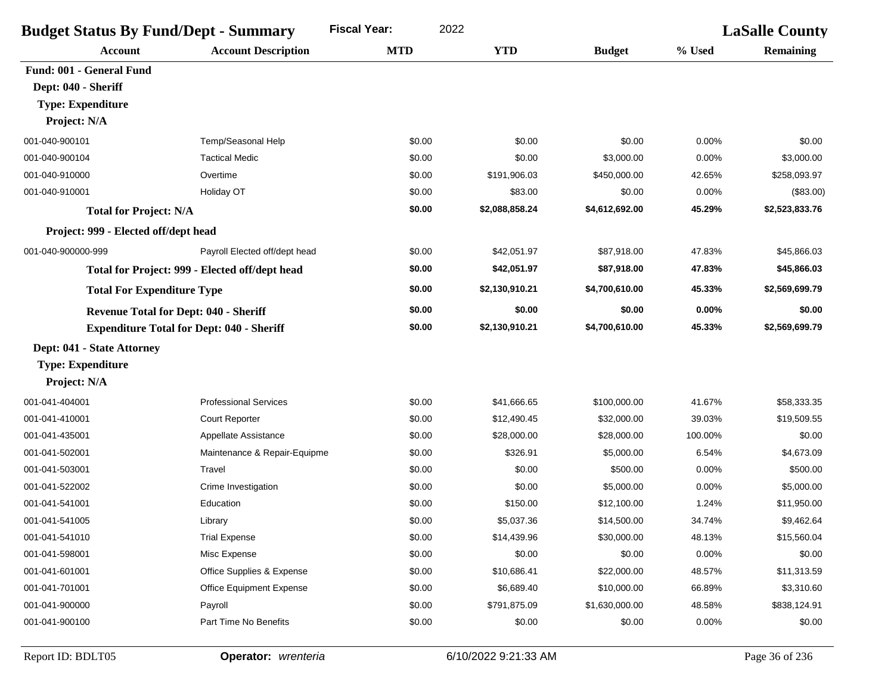# Budget Status By Fund/Dept - Summary

**Fiscal Year:** 2022

**LaSalle County**

| Account | Account Description | MTD | YTD | Budget | % Used | Remaining |
|---|---|---|---|---|---|---|
| **Fund: 001 - General Fund** | | | | | | |
| **Dept: 040 - Sheriff** | | | | | | |
| **Type: Expenditure** | | | | | | |
| **Project: N/A** | | | | | | |
| 001-040-900101 | Temp/Seasonal Help | $0.00 | $0.00 | $0.00 | 0.00% | $0.00 |
| 001-040-900104 | Tactical Medic | $0.00 | $0.00 | $3,000.00 | 0.00% | $3,000.00 |
| 001-040-910000 | Overtime | $0.00 | $191,906.03 | $450,000.00 | 42.65% | $258,093.97 |
| 001-040-910001 | Holiday OT | $0.00 | $83.00 | $0.00 | 0.00% | ($83.00) |
| **Total for Project: N/A** | | **$0.00** | **$2,088,858.24** | **$4,612,692.00** | **45.29%** | **$2,523,833.76** |
| **Project: 999 - Elected off/dept head** | | | | | | |
| 001-040-900000-999 | Payroll Elected off/dept head | $0.00 | $42,051.97 | $87,918.00 | 47.83% | $45,866.03 |
| **Total for Project: 999 - Elected off/dept head** | | **$0.00** | **$42,051.97** | **$87,918.00** | **47.83%** | **$45,866.03** |
| **Total For Expenditure Type** | | **$0.00** | **$2,130,910.21** | **$4,700,610.00** | **45.33%** | **$2,569,699.79** |
| **Revenue Total for Dept: 040 - Sheriff** | | **$0.00** | **$0.00** | **$0.00** | **0.00%** | **$0.00** |
| **Expenditure Total for Dept: 040 - Sheriff** | | **$0.00** | **$2,130,910.21** | **$4,700,610.00** | **45.33%** | **$2,569,699.79** |
| **Dept: 041 - State Attorney** | | | | | | |
| **Type: Expenditure** | | | | | | |
| **Project: N/A** | | | | | | |
| 001-041-404001 | Professional Services | $0.00 | $41,666.65 | $100,000.00 | 41.67% | $58,333.35 |
| 001-041-410001 | Court Reporter | $0.00 | $12,490.45 | $32,000.00 | 39.03% | $19,509.55 |
| 001-041-435001 | Appellate Assistance | $0.00 | $28,000.00 | $28,000.00 | 100.00% | $0.00 |
| 001-041-502001 | Maintenance & Repair-Equipme | $0.00 | $326.91 | $5,000.00 | 6.54% | $4,673.09 |
| 001-041-503001 | Travel | $0.00 | $0.00 | $500.00 | 0.00% | $500.00 |
| 001-041-522002 | Crime Investigation | $0.00 | $0.00 | $5,000.00 | 0.00% | $5,000.00 |
| 001-041-541001 | Education | $0.00 | $150.00 | $12,100.00 | 1.24% | $11,950.00 |
| 001-041-541005 | Library | $0.00 | $5,037.36 | $14,500.00 | 34.74% | $9,462.64 |
| 001-041-541010 | Trial Expense | $0.00 | $14,439.96 | $30,000.00 | 48.13% | $15,560.04 |
| 001-041-598001 | Misc Expense | $0.00 | $0.00 | $0.00 | 0.00% | $0.00 |
| 001-041-601001 | Office Supplies & Expense | $0.00 | $10,686.41 | $22,000.00 | 48.57% | $11,313.59 |
| 001-041-701001 | Office Equipment Expense | $0.00 | $6,689.40 | $10,000.00 | 66.89% | $3,310.60 |
| 001-041-900000 | Payroll | $0.00 | $791,875.09 | $1,630,000.00 | 48.58% | $838,124.91 |
| 001-041-900100 | Part Time No Benefits | $0.00 | $0.00 | $0.00 | 0.00% | $0.00 |

Report ID: BDLT05 **Operator:** *wrenteria* 6/10/2022 9:21:33 AM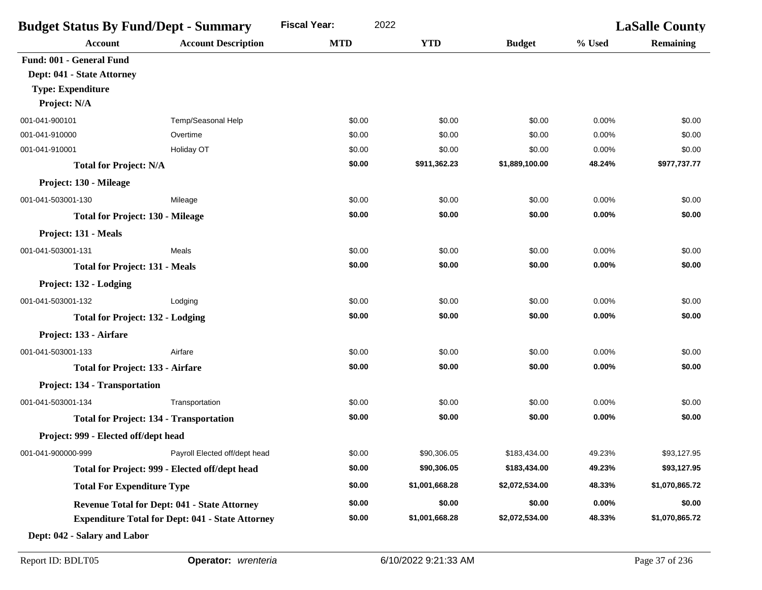# Budget Status By Fund/Dept - Summary

**Fiscal Year:** 2022

**LaSalle County**

| Account | Account Description | MTD | YTD | Budget | % Used | Remaining |
|---|---|---|---|---|---|---|
| **Fund: 001 - General Fund** | | | | | | |
| **Dept: 041 - State Attorney** | | | | | | |
| **Type: Expenditure** | | | | | | |
| **Project: N/A** | | | | | | |
| 001-041-900101 | Temp/Seasonal Help | $0.00 | $0.00 | $0.00 | 0.00% | $0.00 |
| 001-041-910000 | Overtime | $0.00 | $0.00 | $0.00 | 0.00% | $0.00 |
| 001-041-910001 | Holiday OT | $0.00 | $0.00 | $0.00 | 0.00% | $0.00 |
| **Total for Project: N/A** | | **$0.00** | **$911,362.23** | **$1,889,100.00** | **48.24%** | **$977,737.77** |
| **Project: 130 - Mileage** | | | | | | |
| 001-041-503001-130 | Mileage | $0.00 | $0.00 | $0.00 | 0.00% | $0.00 |
| **Total for Project: 130 - Mileage** | | **$0.00** | **$0.00** | **$0.00** | **0.00%** | **$0.00** |
| **Project: 131 - Meals** | | | | | | |
| 001-041-503001-131 | Meals | $0.00 | $0.00 | $0.00 | 0.00% | $0.00 |
| **Total for Project: 131 - Meals** | | **$0.00** | **$0.00** | **$0.00** | **0.00%** | **$0.00** |
| **Project: 132 - Lodging** | | | | | | |
| 001-041-503001-132 | Lodging | $0.00 | $0.00 | $0.00 | 0.00% | $0.00 |
| **Total for Project: 132 - Lodging** | | **$0.00** | **$0.00** | **$0.00** | **0.00%** | **$0.00** |
| **Project: 133 - Airfare** | | | | | | |
| 001-041-503001-133 | Airfare | $0.00 | $0.00 | $0.00 | 0.00% | $0.00 |
| **Total for Project: 133 - Airfare** | | **$0.00** | **$0.00** | **$0.00** | **0.00%** | **$0.00** |
| **Project: 134 - Transportation** | | | | | | |
| 001-041-503001-134 | Transportation | $0.00 | $0.00 | $0.00 | 0.00% | $0.00 |
| **Total for Project: 134 - Transportation** | | **$0.00** | **$0.00** | **$0.00** | **0.00%** | **$0.00** |
| **Project: 999 - Elected off/dept head** | | | | | | |
| 001-041-900000-999 | Payroll Elected off/dept head | $0.00 | $90,306.05 | $183,434.00 | 49.23% | $93,127.95 |
| **Total for Project: 999 - Elected off/dept head** | | **$0.00** | **$90,306.05** | **$183,434.00** | **49.23%** | **$93,127.95** |
| **Total For Expenditure Type** | | **$0.00** | **$1,001,668.28** | **$2,072,534.00** | **48.33%** | **$1,070,865.72** |
| **Revenue Total for Dept: 041 - State Attorney** | | **$0.00** | **$0.00** | **$0.00** | **0.00%** | **$0.00** |
| **Expenditure Total for Dept: 041 - State Attorney** | | **$0.00** | **$1,001,668.28** | **$2,072,534.00** | **48.33%** | **$1,070,865.72** |
| **Dept: 042 - Salary and Labor** | | | | | | |

Report ID: BDLT05 **Operator:** *wrenteria* 6/10/2022 9:21:33 AM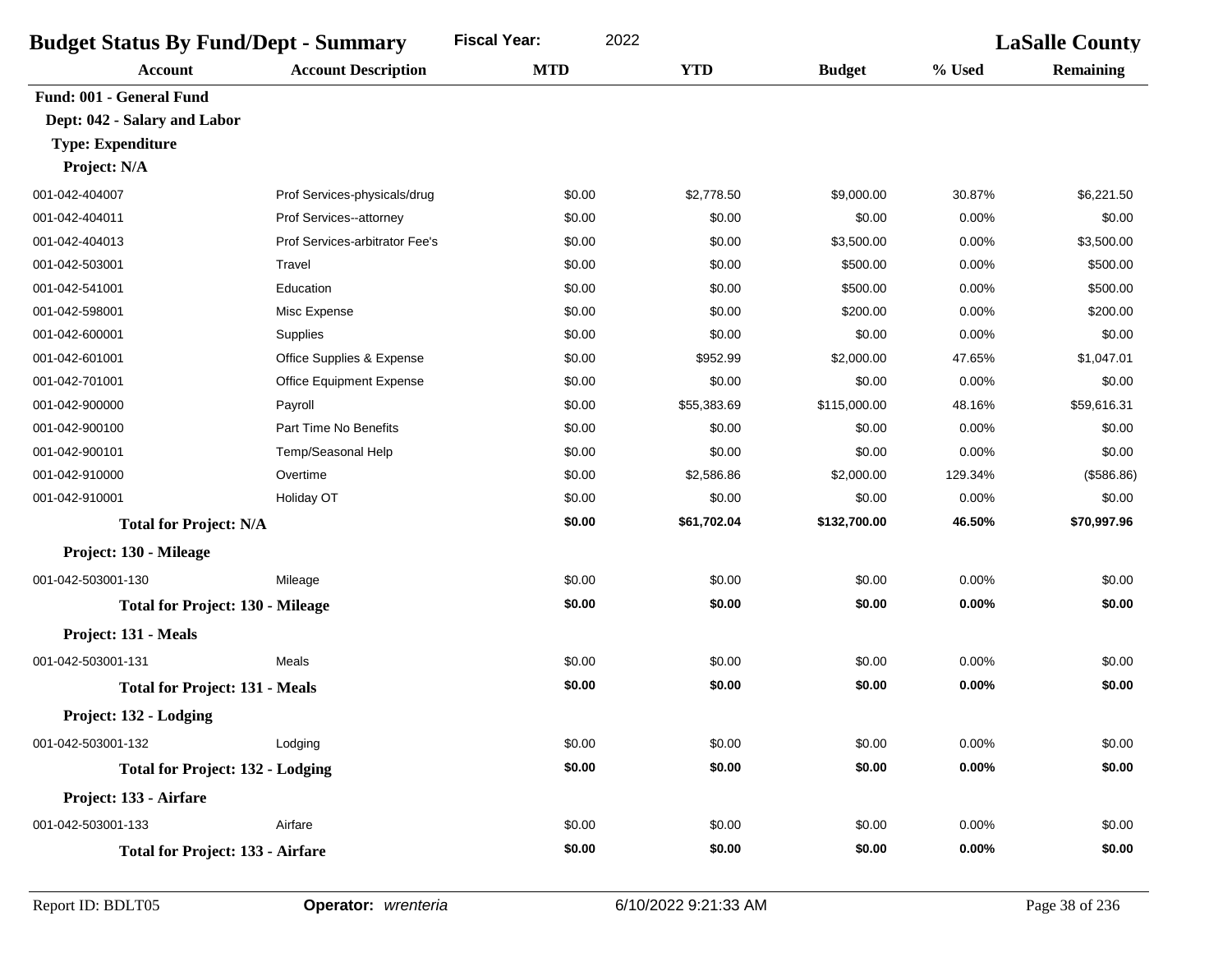# Budget Status By Fund/Dept - Summary

**Fiscal Year:** 2022

**LaSalle County**

| Account | Account Description | MTD | YTD | Budget | % Used | Remaining |
|---|---|---|---|---|---|---|
| **Fund: 001 - General Fund** | | | | | | |
| **Dept: 042 - Salary and Labor** | | | | | | |
| **Type: Expenditure** | | | | | | |
| **Project: N/A** | | | | | | |
| 001-042-404007 | Prof Services-physicals/drug | $0.00 | $2,778.50 | $9,000.00 | 30.87% | $6,221.50 |
| 001-042-404011 | Prof Services--attorney | $0.00 | $0.00 | $0.00 | 0.00% | $0.00 |
| 001-042-404013 | Prof Services-arbitrator Fee's | $0.00 | $0.00 | $3,500.00 | 0.00% | $3,500.00 |
| 001-042-503001 | Travel | $0.00 | $0.00 | $500.00 | 0.00% | $500.00 |
| 001-042-541001 | Education | $0.00 | $0.00 | $500.00 | 0.00% | $500.00 |
| 001-042-598001 | Misc Expense | $0.00 | $0.00 | $200.00 | 0.00% | $200.00 |
| 001-042-600001 | Supplies | $0.00 | $0.00 | $0.00 | 0.00% | $0.00 |
| 001-042-601001 | Office Supplies & Expense | $0.00 | $952.99 | $2,000.00 | 47.65% | $1,047.01 |
| 001-042-701001 | Office Equipment Expense | $0.00 | $0.00 | $0.00 | 0.00% | $0.00 |
| 001-042-900000 | Payroll | $0.00 | $55,383.69 | $115,000.00 | 48.16% | $59,616.31 |
| 001-042-900100 | Part Time No Benefits | $0.00 | $0.00 | $0.00 | 0.00% | $0.00 |
| 001-042-900101 | Temp/Seasonal Help | $0.00 | $0.00 | $0.00 | 0.00% | $0.00 |
| 001-042-910000 | Overtime | $0.00 | $2,586.86 | $2,000.00 | 129.34% | ($586.86) |
| 001-042-910001 | Holiday OT | $0.00 | $0.00 | $0.00 | 0.00% | $0.00 |
| **Total for Project: N/A** | | **$0.00** | **$61,702.04** | **$132,700.00** | **46.50%** | **$70,997.96** |
| **Project: 130 - Mileage** | | | | | | |
| 001-042-503001-130 | Mileage | $0.00 | $0.00 | $0.00 | 0.00% | $0.00 |
| **Total for Project: 130 - Mileage** | | **$0.00** | **$0.00** | **$0.00** | **0.00%** | **$0.00** |
| **Project: 131 - Meals** | | | | | | |
| 001-042-503001-131 | Meals | $0.00 | $0.00 | $0.00 | 0.00% | $0.00 |
| **Total for Project: 131 - Meals** | | **$0.00** | **$0.00** | **$0.00** | **0.00%** | **$0.00** |
| **Project: 132 - Lodging** | | | | | | |
| 001-042-503001-132 | Lodging | $0.00 | $0.00 | $0.00 | 0.00% | $0.00 |
| **Total for Project: 132 - Lodging** | | **$0.00** | **$0.00** | **$0.00** | **0.00%** | **$0.00** |
| **Project: 133 - Airfare** | | | | | | |
| 001-042-503001-133 | Airfare | $0.00 | $0.00 | $0.00 | 0.00% | $0.00 |
| **Total for Project: 133 - Airfare** | | **$0.00** | **$0.00** | **$0.00** | **0.00%** | **$0.00** |

Report ID: BDLT05 **Operator:** *wrenteria* 6/10/2022 9:21:33 AM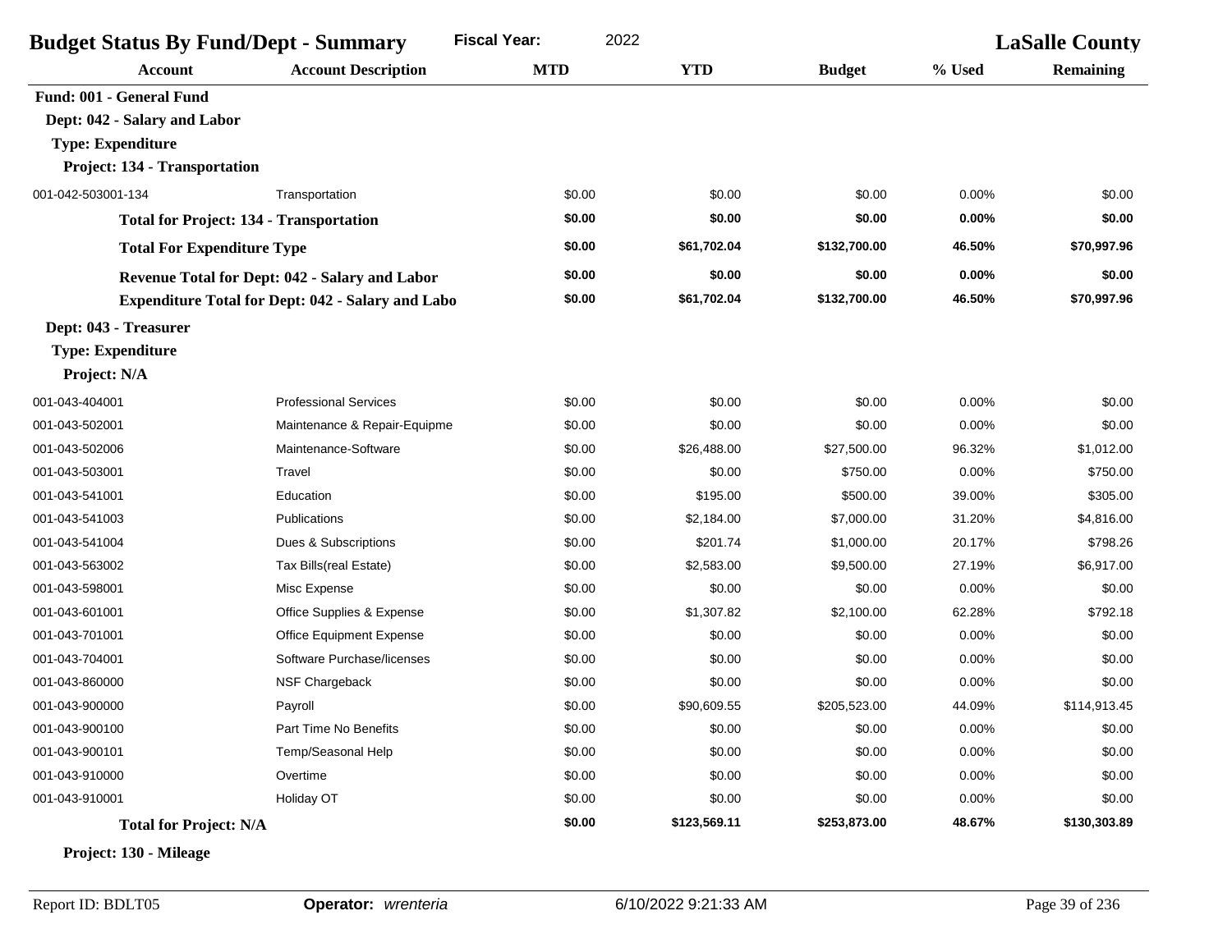# Budget Status By Fund/Dept - Summary

**Fiscal Year:** 2022 **LaSalle County**

| Account | Account Description | MTD | YTD | Budget | % Used | Remaining |
|---|---|---|---|---|---|---|
| **Fund: 001 - General Fund** | | | | | | |
| **Dept: 042 - Salary and Labor** | | | | | | |
| **Type: Expenditure** | | | | | | |
| **Project: 134 - Transportation** | | | | | | |
| 001-042-503001-134 | Transportation | $0.00 | $0.00 | $0.00 | 0.00% | $0.00 |
| | **Total for Project: 134 - Transportation** | **$0.00** | **$0.00** | **$0.00** | **0.00%** | **$0.00** |
| | **Total For Expenditure Type** | **$0.00** | **$61,702.04** | **$132,700.00** | **46.50%** | **$70,997.96** |
| | **Revenue Total for Dept: 042 - Salary and Labor** | **$0.00** | **$0.00** | **$0.00** | **0.00%** | **$0.00** |
| | **Expenditure Total for Dept: 042 - Salary and Labo** | **$0.00** | **$61,702.04** | **$132,700.00** | **46.50%** | **$70,997.96** |
| **Dept: 043 - Treasurer** | | | | | | |
| **Type: Expenditure** | | | | | | |
| **Project: N/A** | | | | | | |
| 001-043-404001 | Professional Services | $0.00 | $0.00 | $0.00 | 0.00% | $0.00 |
| 001-043-502001 | Maintenance & Repair-Equipme | $0.00 | $0.00 | $0.00 | 0.00% | $0.00 |
| 001-043-502006 | Maintenance-Software | $0.00 | $26,488.00 | $27,500.00 | 96.32% | $1,012.00 |
| 001-043-503001 | Travel | $0.00 | $0.00 | $750.00 | 0.00% | $750.00 |
| 001-043-541001 | Education | $0.00 | $195.00 | $500.00 | 39.00% | $305.00 |
| 001-043-541003 | Publications | $0.00 | $2,184.00 | $7,000.00 | 31.20% | $4,816.00 |
| 001-043-541004 | Dues & Subscriptions | $0.00 | $201.74 | $1,000.00 | 20.17% | $798.26 |
| 001-043-563002 | Tax Bills(real Estate) | $0.00 | $2,583.00 | $9,500.00 | 27.19% | $6,917.00 |
| 001-043-598001 | Misc Expense | $0.00 | $0.00 | $0.00 | 0.00% | $0.00 |
| 001-043-601001 | Office Supplies & Expense | $0.00 | $1,307.82 | $2,100.00 | 62.28% | $792.18 |
| 001-043-701001 | Office Equipment Expense | $0.00 | $0.00 | $0.00 | 0.00% | $0.00 |
| 001-043-704001 | Software Purchase/licenses | $0.00 | $0.00 | $0.00 | 0.00% | $0.00 |
| 001-043-860000 | NSF Chargeback | $0.00 | $0.00 | $0.00 | 0.00% | $0.00 |
| 001-043-900000 | Payroll | $0.00 | $90,609.55 | $205,523.00 | 44.09% | $114,913.45 |
| 001-043-900100 | Part Time No Benefits | $0.00 | $0.00 | $0.00 | 0.00% | $0.00 |
| 001-043-900101 | Temp/Seasonal Help | $0.00 | $0.00 | $0.00 | 0.00% | $0.00 |
| 001-043-910000 | Overtime | $0.00 | $0.00 | $0.00 | 0.00% | $0.00 |
| 001-043-910001 | Holiday OT | $0.00 | $0.00 | $0.00 | 0.00% | $0.00 |
| | **Total for Project: N/A** | **$0.00** | **$123,569.11** | **$253,873.00** | **48.67%** | **$130,303.89** |
| **Project: 130 - Mileage** | | | | | | |

Report ID: BDLT05 **Operator:** *wrenteria* 6/10/2022 9:21:33 AM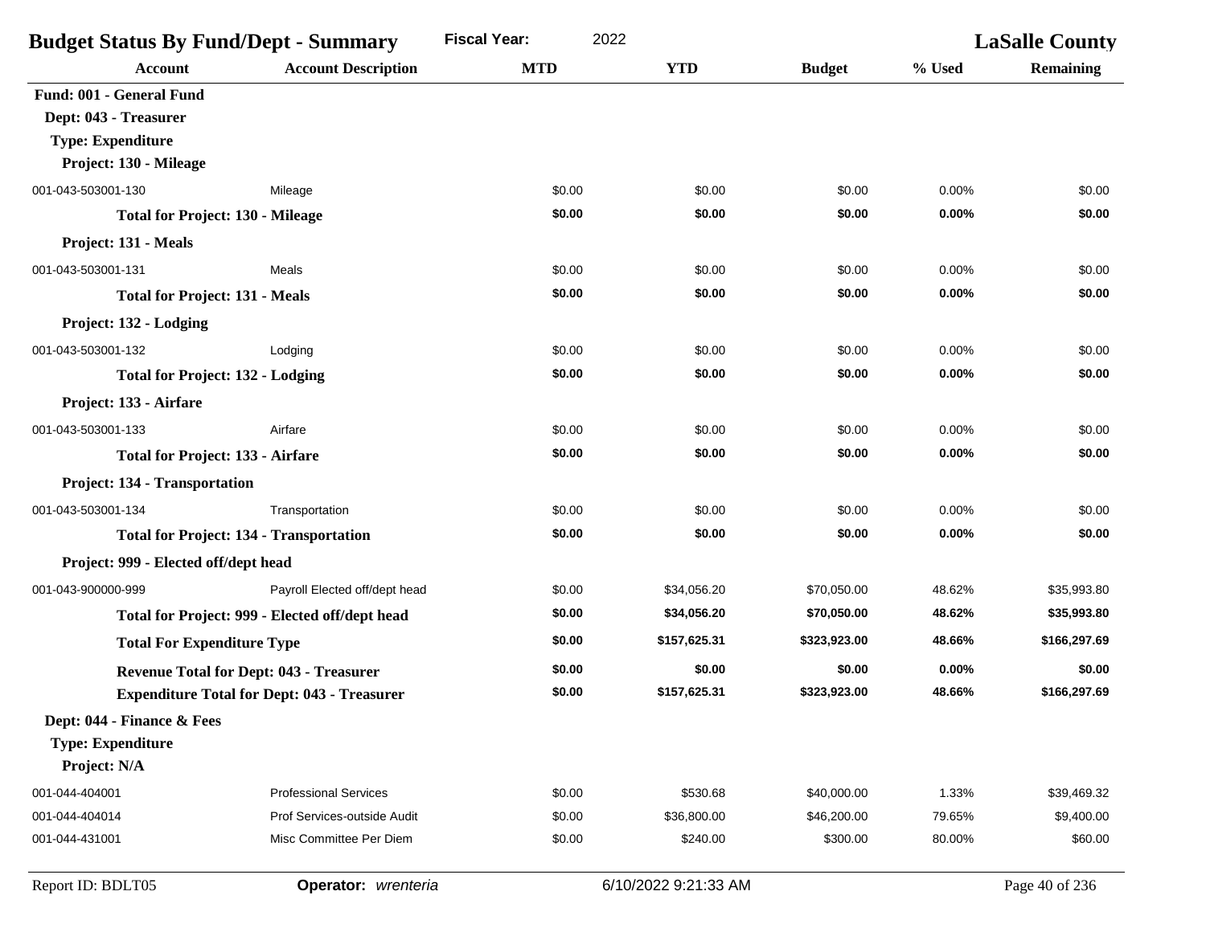# Budget Status By Fund/Dept - Summary

**Fiscal Year:** 2022

**LaSalle County**

| Account | Account Description | MTD | YTD | Budget | % Used | Remaining |
|---|---|---|---|---|---|---|
| **Fund: 001 - General Fund** | | | | | | |
| **Dept: 043 - Treasurer** | | | | | | |
| **Type: Expenditure** | | | | | | |
| **Project: 130 - Mileage** | | | | | | |
| 001-043-503001-130 | Mileage | $0.00 | $0.00 | $0.00 | 0.00% | $0.00 |
| **Total for Project: 130 - Mileage** | | **$0.00** | **$0.00** | **$0.00** | **0.00%** | **$0.00** |
| **Project: 131 - Meals** | | | | | | |
| 001-043-503001-131 | Meals | $0.00 | $0.00 | $0.00 | 0.00% | $0.00 |
| **Total for Project: 131 - Meals** | | **$0.00** | **$0.00** | **$0.00** | **0.00%** | **$0.00** |
| **Project: 132 - Lodging** | | | | | | |
| 001-043-503001-132 | Lodging | $0.00 | $0.00 | $0.00 | 0.00% | $0.00 |
| **Total for Project: 132 - Lodging** | | **$0.00** | **$0.00** | **$0.00** | **0.00%** | **$0.00** |
| **Project: 133 - Airfare** | | | | | | |
| 001-043-503001-133 | Airfare | $0.00 | $0.00 | $0.00 | 0.00% | $0.00 |
| **Total for Project: 133 - Airfare** | | **$0.00** | **$0.00** | **$0.00** | **0.00%** | **$0.00** |
| **Project: 134 - Transportation** | | | | | | |
| 001-043-503001-134 | Transportation | $0.00 | $0.00 | $0.00 | 0.00% | $0.00 |
| **Total for Project: 134 - Transportation** | | **$0.00** | **$0.00** | **$0.00** | **0.00%** | **$0.00** |
| **Project: 999 - Elected off/dept head** | | | | | | |
| 001-043-900000-999 | Payroll Elected off/dept head | $0.00 | $34,056.20 | $70,050.00 | 48.62% | $35,993.80 |
| **Total for Project: 999 - Elected off/dept head** | | **$0.00** | **$34,056.20** | **$70,050.00** | **48.62%** | **$35,993.80** |
| **Total For Expenditure Type** | | **$0.00** | **$157,625.31** | **$323,923.00** | **48.66%** | **$166,297.69** |
| **Revenue Total for Dept: 043 - Treasurer** | | **$0.00** | **$0.00** | **$0.00** | **0.00%** | **$0.00** |
| **Expenditure Total for Dept: 043 - Treasurer** | | **$0.00** | **$157,625.31** | **$323,923.00** | **48.66%** | **$166,297.69** |
| **Dept: 044 - Finance & Fees** | | | | | | |
| **Type: Expenditure** | | | | | | |
| **Project: N/A** | | | | | | |
| 001-044-404001 | Professional Services | $0.00 | $530.68 | $40,000.00 | 1.33% | $39,469.32 |
| 001-044-404014 | Prof Services-outside Audit | $0.00 | $36,800.00 | $46,200.00 | 79.65% | $9,400.00 |
| 001-044-431001 | Misc Committee Per Diem | $0.00 | $240.00 | $300.00 | 80.00% | $60.00 |

Report ID: BDLT05 | **Operator:** *wrenteria* | 6/10/2022 9:21:33 AM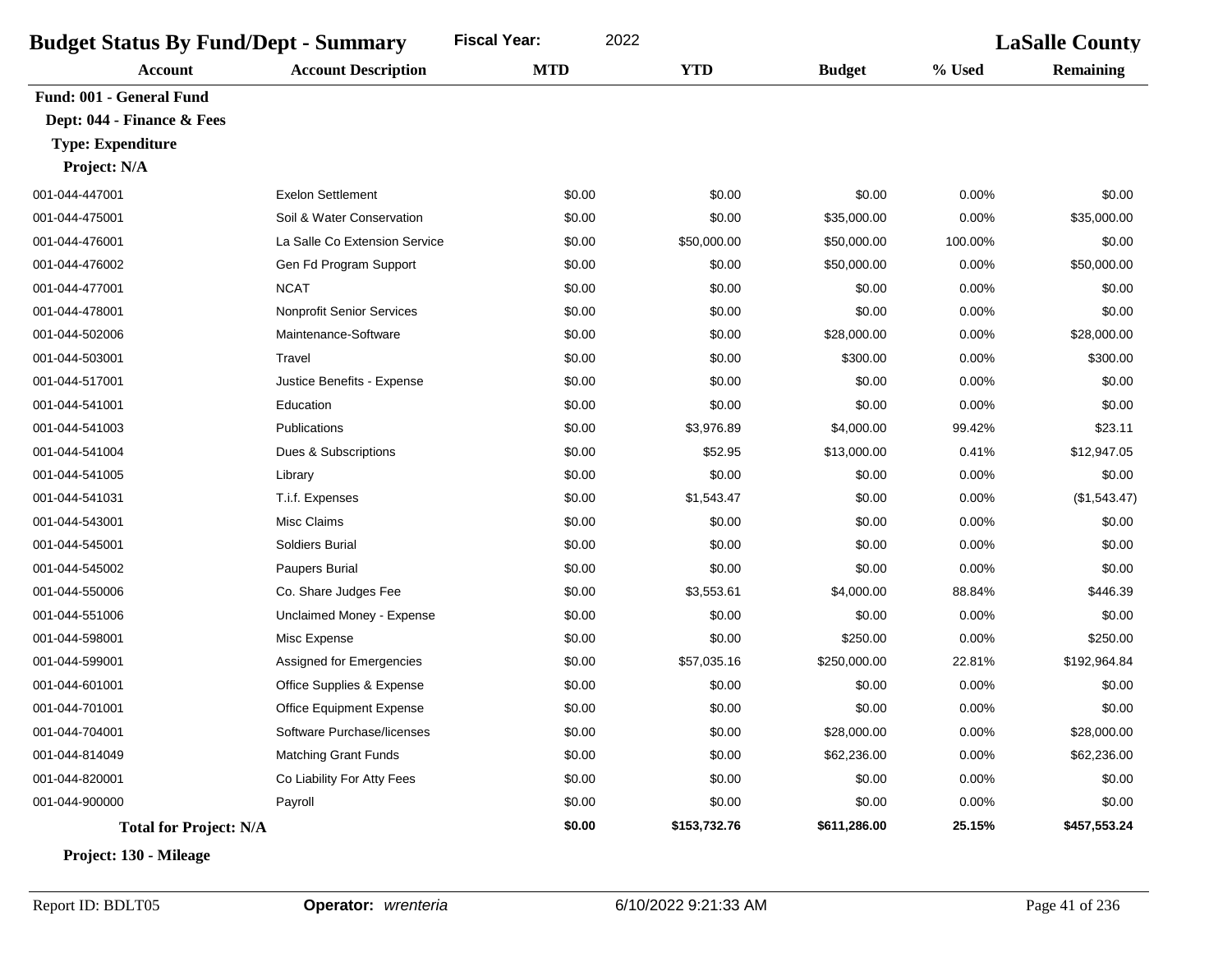# Budget Status By Fund/Dept - Summary

**Fiscal Year:** 2022

**LaSalle County**

| Account | Account Description | MTD | YTD | Budget | % Used | Remaining |
|---|---|---|---|---|---|---|
| **Fund: 001 - General Fund** | | | | | | |
| **Dept: 044 - Finance & Fees** | | | | | | |
| **Type: Expenditure** | | | | | | |
| **Project: N/A** | | | | | | |
| 001-044-447001 | Exelon Settlement | $0.00 | $0.00 | $0.00 | 0.00% | $0.00 |
| 001-044-475001 | Soil & Water Conservation | $0.00 | $0.00 | $35,000.00 | 0.00% | $35,000.00 |
| 001-044-476001 | La Salle Co Extension Service | $0.00 | $50,000.00 | $50,000.00 | 100.00% | $0.00 |
| 001-044-476002 | Gen Fd Program Support | $0.00 | $0.00 | $50,000.00 | 0.00% | $50,000.00 |
| 001-044-477001 | NCAT | $0.00 | $0.00 | $0.00 | 0.00% | $0.00 |
| 001-044-478001 | Nonprofit Senior Services | $0.00 | $0.00 | $0.00 | 0.00% | $0.00 |
| 001-044-502006 | Maintenance-Software | $0.00 | $0.00 | $28,000.00 | 0.00% | $28,000.00 |
| 001-044-503001 | Travel | $0.00 | $0.00 | $300.00 | 0.00% | $300.00 |
| 001-044-517001 | Justice Benefits - Expense | $0.00 | $0.00 | $0.00 | 0.00% | $0.00 |
| 001-044-541001 | Education | $0.00 | $0.00 | $0.00 | 0.00% | $0.00 |
| 001-044-541003 | Publications | $0.00 | $3,976.89 | $4,000.00 | 99.42% | $23.11 |
| 001-044-541004 | Dues & Subscriptions | $0.00 | $52.95 | $13,000.00 | 0.41% | $12,947.05 |
| 001-044-541005 | Library | $0.00 | $0.00 | $0.00 | 0.00% | $0.00 |
| 001-044-541031 | T.i.f. Expenses | $0.00 | $1,543.47 | $0.00 | 0.00% | ($1,543.47) |
| 001-044-543001 | Misc Claims | $0.00 | $0.00 | $0.00 | 0.00% | $0.00 |
| 001-044-545001 | Soldiers Burial | $0.00 | $0.00 | $0.00 | 0.00% | $0.00 |
| 001-044-545002 | Paupers Burial | $0.00 | $0.00 | $0.00 | 0.00% | $0.00 |
| 001-044-550006 | Co. Share Judges Fee | $0.00 | $3,553.61 | $4,000.00 | 88.84% | $446.39 |
| 001-044-551006 | Unclaimed Money - Expense | $0.00 | $0.00 | $0.00 | 0.00% | $0.00 |
| 001-044-598001 | Misc Expense | $0.00 | $0.00 | $250.00 | 0.00% | $250.00 |
| 001-044-599001 | Assigned for Emergencies | $0.00 | $57,035.16 | $250,000.00 | 22.81% | $192,964.84 |
| 001-044-601001 | Office Supplies & Expense | $0.00 | $0.00 | $0.00 | 0.00% | $0.00 |
| 001-044-701001 | Office Equipment Expense | $0.00 | $0.00 | $0.00 | 0.00% | $0.00 |
| 001-044-704001 | Software Purchase/licenses | $0.00 | $0.00 | $28,000.00 | 0.00% | $28,000.00 |
| 001-044-814049 | Matching Grant Funds | $0.00 | $0.00 | $62,236.00 | 0.00% | $62,236.00 |
| 001-044-820001 | Co Liability For Atty Fees | $0.00 | $0.00 | $0.00 | 0.00% | $0.00 |
| 001-044-900000 | Payroll | $0.00 | $0.00 | $0.00 | 0.00% | $0.00 |
| **Total for Project: N/A** | | **$0.00** | **$153,732.76** | **$611,286.00** | **25.15%** | **$457,553.24** |

**Project: 130 - Mileage**

Report ID: BDLT05 **Operator:** *wrenteria* 6/10/2022 9:21:33 AM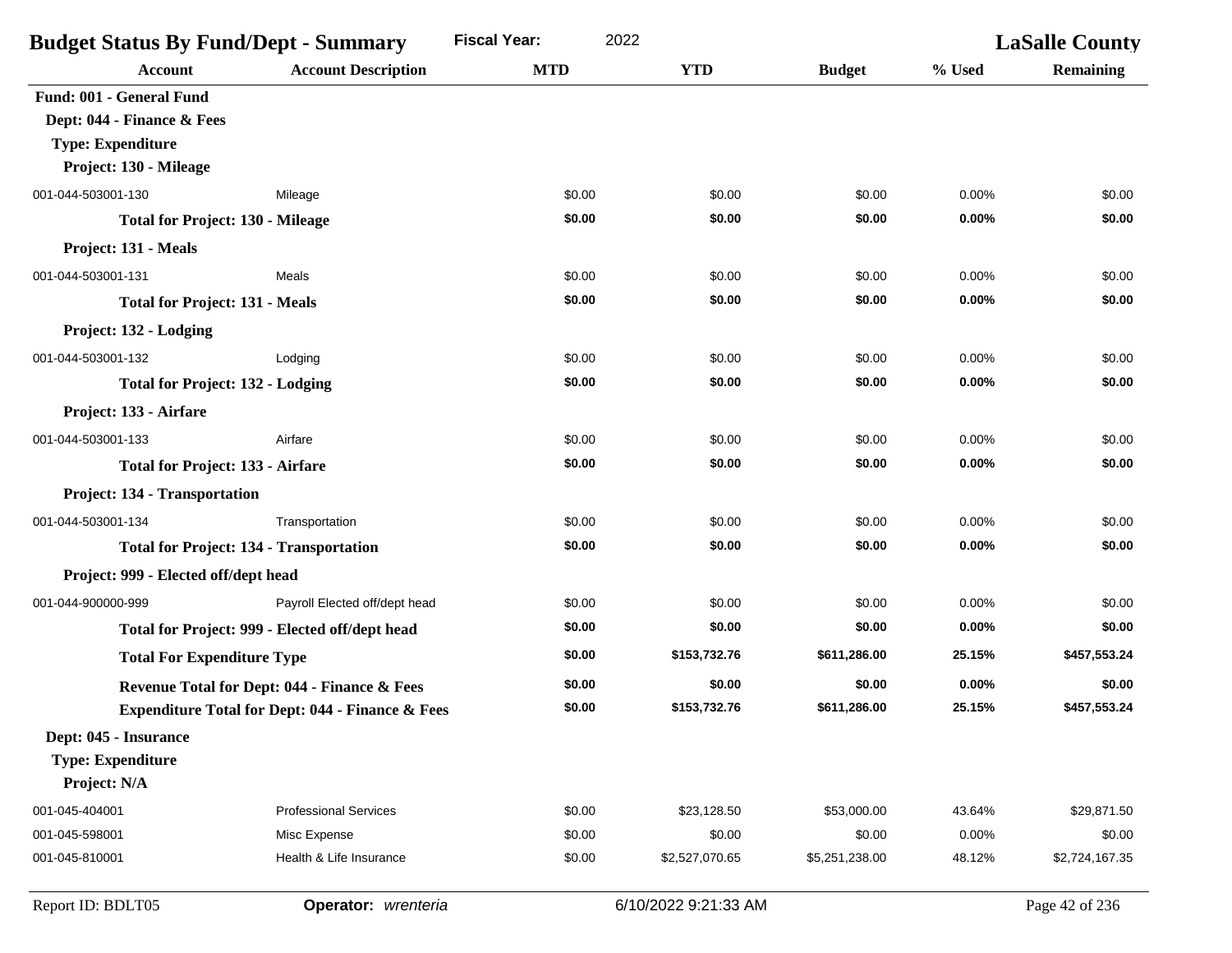# Budget Status By Fund/Dept - Summary

**Fiscal Year:** 2022

**LaSalle County**

| Account | Account Description | MTD | YTD | Budget | % Used | Remaining |
|---|---|---|---|---|---|---|
| **Fund: 001 - General Fund** | | | | | | |
| **Dept: 044 - Finance & Fees** | | | | | | |
| **Type: Expenditure** | | | | | | |
| **Project: 130 - Mileage** | | | | | | |
| 001-044-503001-130 | Mileage | $0.00 | $0.00 | $0.00 | 0.00% | $0.00 |
| **Total for Project: 130 - Mileage** | | **$0.00** | **$0.00** | **$0.00** | **0.00%** | **$0.00** |
| **Project: 131 - Meals** | | | | | | |
| 001-044-503001-131 | Meals | $0.00 | $0.00 | $0.00 | 0.00% | $0.00 |
| **Total for Project: 131 - Meals** | | **$0.00** | **$0.00** | **$0.00** | **0.00%** | **$0.00** |
| **Project: 132 - Lodging** | | | | | | |
| 001-044-503001-132 | Lodging | $0.00 | $0.00 | $0.00 | 0.00% | $0.00 |
| **Total for Project: 132 - Lodging** | | **$0.00** | **$0.00** | **$0.00** | **0.00%** | **$0.00** |
| **Project: 133 - Airfare** | | | | | | |
| 001-044-503001-133 | Airfare | $0.00 | $0.00 | $0.00 | 0.00% | $0.00 |
| **Total for Project: 133 - Airfare** | | **$0.00** | **$0.00** | **$0.00** | **0.00%** | **$0.00** |
| **Project: 134 - Transportation** | | | | | | |
| 001-044-503001-134 | Transportation | $0.00 | $0.00 | $0.00 | 0.00% | $0.00 |
| **Total for Project: 134 - Transportation** | | **$0.00** | **$0.00** | **$0.00** | **0.00%** | **$0.00** |
| **Project: 999 - Elected off/dept head** | | | | | | |
| 001-044-900000-999 | Payroll Elected off/dept head | $0.00 | $0.00 | $0.00 | 0.00% | $0.00 |
| **Total for Project: 999 - Elected off/dept head** | | **$0.00** | **$0.00** | **$0.00** | **0.00%** | **$0.00** |
| **Total For Expenditure Type** | | **$0.00** | **$153,732.76** | **$611,286.00** | **25.15%** | **$457,553.24** |
| **Revenue Total for Dept: 044 - Finance & Fees** | | **$0.00** | **$0.00** | **$0.00** | **0.00%** | **$0.00** |
| **Expenditure Total for Dept: 044 - Finance & Fees** | | **$0.00** | **$153,732.76** | **$611,286.00** | **25.15%** | **$457,553.24** |
| **Dept: 045 - Insurance** | | | | | | |
| **Type: Expenditure** | | | | | | |
| **Project: N/A** | | | | | | |
| 001-045-404001 | Professional Services | $0.00 | $23,128.50 | $53,000.00 | 43.64% | $29,871.50 |
| 001-045-598001 | Misc Expense | $0.00 | $0.00 | $0.00 | 0.00% | $0.00 |
| 001-045-810001 | Health & Life Insurance | $0.00 | $2,527,070.65 | $5,251,238.00 | 48.12% | $2,724,167.35 |

Report ID: BDLT05 **Operator:** *wrenteria* 6/10/2022 9:21:33 AM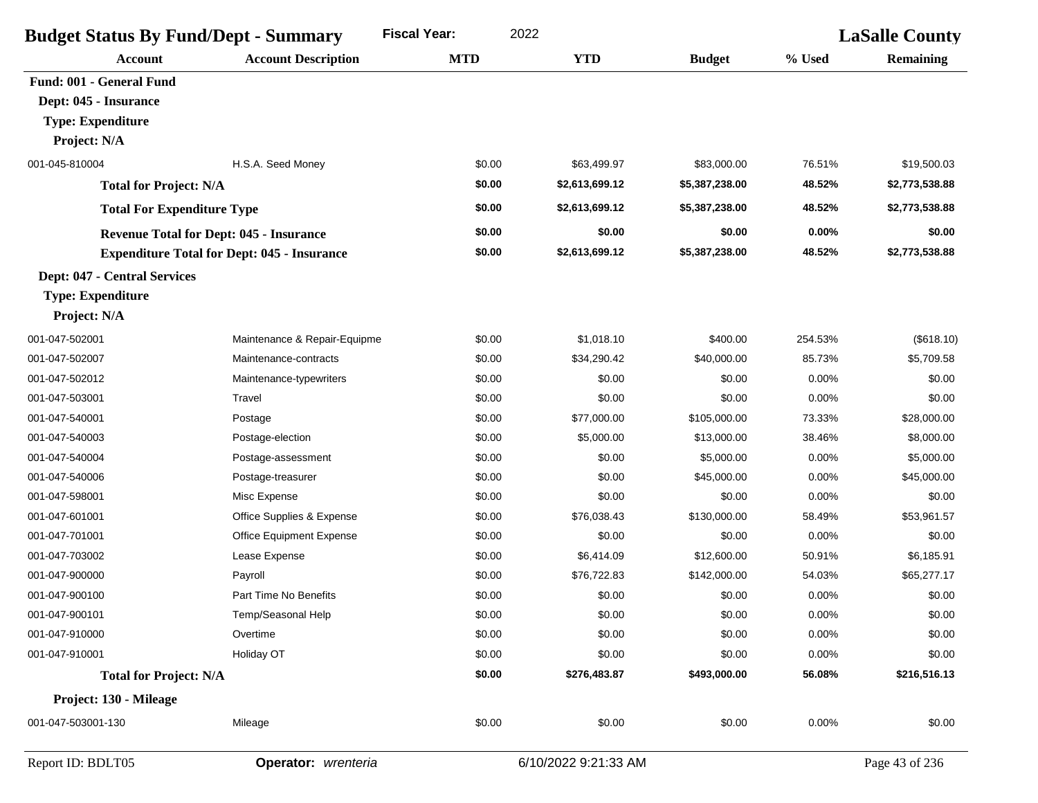# Budget Status By Fund/Dept - Summary

**Fiscal Year:** 2022

**LaSalle County**

| Account | Account Description | MTD | YTD | Budget | % Used | Remaining |
|---|---|---|---|---|---|---|
| **Fund: 001 - General Fund** | | | | | | |
| **Dept: 045 - Insurance** | | | | | | |
| **Type: Expenditure** | | | | | | |
| **Project: N/A** | | | | | | |
| 001-045-810004 | H.S.A. Seed Money | $0.00 | $63,499.97 | $83,000.00 | 76.51% | $19,500.03 |
| **Total for Project: N/A** | | **$0.00** | **$2,613,699.12** | **$5,387,238.00** | **48.52%** | **$2,773,538.88** |
| **Total For Expenditure Type** | | **$0.00** | **$2,613,699.12** | **$5,387,238.00** | **48.52%** | **$2,773,538.88** |
| **Revenue Total for Dept: 045 - Insurance** | | **$0.00** | **$0.00** | **$0.00** | **0.00%** | **$0.00** |
| **Expenditure Total for Dept: 045 - Insurance** | | **$0.00** | **$2,613,699.12** | **$5,387,238.00** | **48.52%** | **$2,773,538.88** |
| **Dept: 047 - Central Services** | | | | | | |
| **Type: Expenditure** | | | | | | |
| **Project: N/A** | | | | | | |
| 001-047-502001 | Maintenance & Repair-Equipme | $0.00 | $1,018.10 | $400.00 | 254.53% | ($618.10) |
| 001-047-502007 | Maintenance-contracts | $0.00 | $34,290.42 | $40,000.00 | 85.73% | $5,709.58 |
| 001-047-502012 | Maintenance-typewriters | $0.00 | $0.00 | $0.00 | 0.00% | $0.00 |
| 001-047-503001 | Travel | $0.00 | $0.00 | $0.00 | 0.00% | $0.00 |
| 001-047-540001 | Postage | $0.00 | $77,000.00 | $105,000.00 | 73.33% | $28,000.00 |
| 001-047-540003 | Postage-election | $0.00 | $5,000.00 | $13,000.00 | 38.46% | $8,000.00 |
| 001-047-540004 | Postage-assessment | $0.00 | $0.00 | $5,000.00 | 0.00% | $5,000.00 |
| 001-047-540006 | Postage-treasurer | $0.00 | $0.00 | $45,000.00 | 0.00% | $45,000.00 |
| 001-047-598001 | Misc Expense | $0.00 | $0.00 | $0.00 | 0.00% | $0.00 |
| 001-047-601001 | Office Supplies & Expense | $0.00 | $76,038.43 | $130,000.00 | 58.49% | $53,961.57 |
| 001-047-701001 | Office Equipment Expense | $0.00 | $0.00 | $0.00 | 0.00% | $0.00 |
| 001-047-703002 | Lease Expense | $0.00 | $6,414.09 | $12,600.00 | 50.91% | $6,185.91 |
| 001-047-900000 | Payroll | $0.00 | $76,722.83 | $142,000.00 | 54.03% | $65,277.17 |
| 001-047-900100 | Part Time No Benefits | $0.00 | $0.00 | $0.00 | 0.00% | $0.00 |
| 001-047-900101 | Temp/Seasonal Help | $0.00 | $0.00 | $0.00 | 0.00% | $0.00 |
| 001-047-910000 | Overtime | $0.00 | $0.00 | $0.00 | 0.00% | $0.00 |
| 001-047-910001 | Holiday OT | $0.00 | $0.00 | $0.00 | 0.00% | $0.00 |
| **Total for Project: N/A** | | **$0.00** | **$276,483.87** | **$493,000.00** | **56.08%** | **$216,516.13** |
| **Project: 130 - Mileage** | | | | | | |
| 001-047-503001-130 | Mileage | $0.00 | $0.00 | $0.00 | 0.00% | $0.00 |

Report ID: BDLT05 **Operator:** *wrenteria* 6/10/2022 9:21:33 AM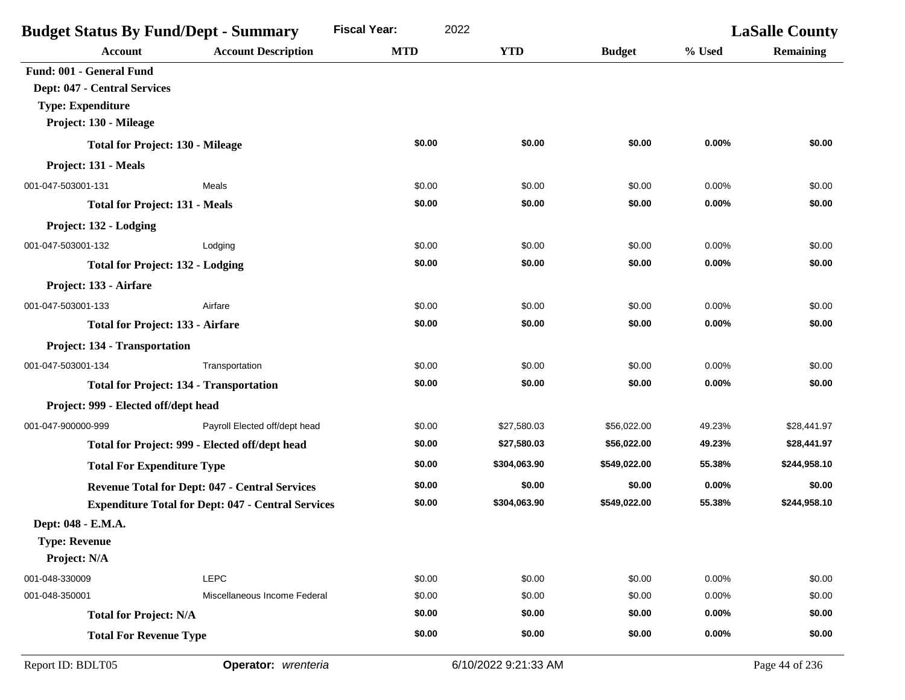# Budget Status By Fund/Dept - Summary

**Fiscal Year:** 2022 **LaSalle County**

| Account | Account Description | MTD | YTD | Budget | % Used | Remaining |
|---|---|---|---|---|---|---|
| **Fund: 001 - General Fund** | | | | | | |
| **Dept: 047 - Central Services** | | | | | | |
| **Type: Expenditure** | | | | | | |
| **Project: 130 - Mileage** | | | | | | |
| **Total for Project: 130 - Mileage** | | **$0.00** | **$0.00** | **$0.00** | **0.00%** | **$0.00** |
| **Project: 131 - Meals** | | | | | | |
| 001-047-503001-131 | Meals | $0.00 | $0.00 | $0.00 | 0.00% | $0.00 |
| **Total for Project: 131 - Meals** | | **$0.00** | **$0.00** | **$0.00** | **0.00%** | **$0.00** |
| **Project: 132 - Lodging** | | | | | | |
| 001-047-503001-132 | Lodging | $0.00 | $0.00 | $0.00 | 0.00% | $0.00 |
| **Total for Project: 132 - Lodging** | | **$0.00** | **$0.00** | **$0.00** | **0.00%** | **$0.00** |
| **Project: 133 - Airfare** | | | | | | |
| 001-047-503001-133 | Airfare | $0.00 | $0.00 | $0.00 | 0.00% | $0.00 |
| **Total for Project: 133 - Airfare** | | **$0.00** | **$0.00** | **$0.00** | **0.00%** | **$0.00** |
| **Project: 134 - Transportation** | | | | | | |
| 001-047-503001-134 | Transportation | $0.00 | $0.00 | $0.00 | 0.00% | $0.00 |
| **Total for Project: 134 - Transportation** | | **$0.00** | **$0.00** | **$0.00** | **0.00%** | **$0.00** |
| **Project: 999 - Elected off/dept head** | | | | | | |
| 001-047-900000-999 | Payroll Elected off/dept head | $0.00 | $27,580.03 | $56,022.00 | 49.23% | $28,441.97 |
| **Total for Project: 999 - Elected off/dept head** | | **$0.00** | **$27,580.03** | **$56,022.00** | **49.23%** | **$28,441.97** |
| **Total For Expenditure Type** | | **$0.00** | **$304,063.90** | **$549,022.00** | **55.38%** | **$244,958.10** |
| **Revenue Total for Dept: 047 - Central Services** | | **$0.00** | **$0.00** | **$0.00** | **0.00%** | **$0.00** |
| **Expenditure Total for Dept: 047 - Central Services** | | **$0.00** | **$304,063.90** | **$549,022.00** | **55.38%** | **$244,958.10** |
| **Dept: 048 - E.M.A.** | | | | | | |
| **Type: Revenue** | | | | | | |
| **Project: N/A** | | | | | | |
| 001-048-330009 | LEPC | $0.00 | $0.00 | $0.00 | 0.00% | $0.00 |
| 001-048-350001 | Miscellaneous Income Federal | $0.00 | $0.00 | $0.00 | 0.00% | $0.00 |
| **Total for Project: N/A** | | **$0.00** | **$0.00** | **$0.00** | **0.00%** | **$0.00** |
| **Total For Revenue Type** | | **$0.00** | **$0.00** | **$0.00** | **0.00%** | **$0.00** |

Report ID: BDLT05 **Operator:** *wrenteria* 6/10/2022 9:21:33 AM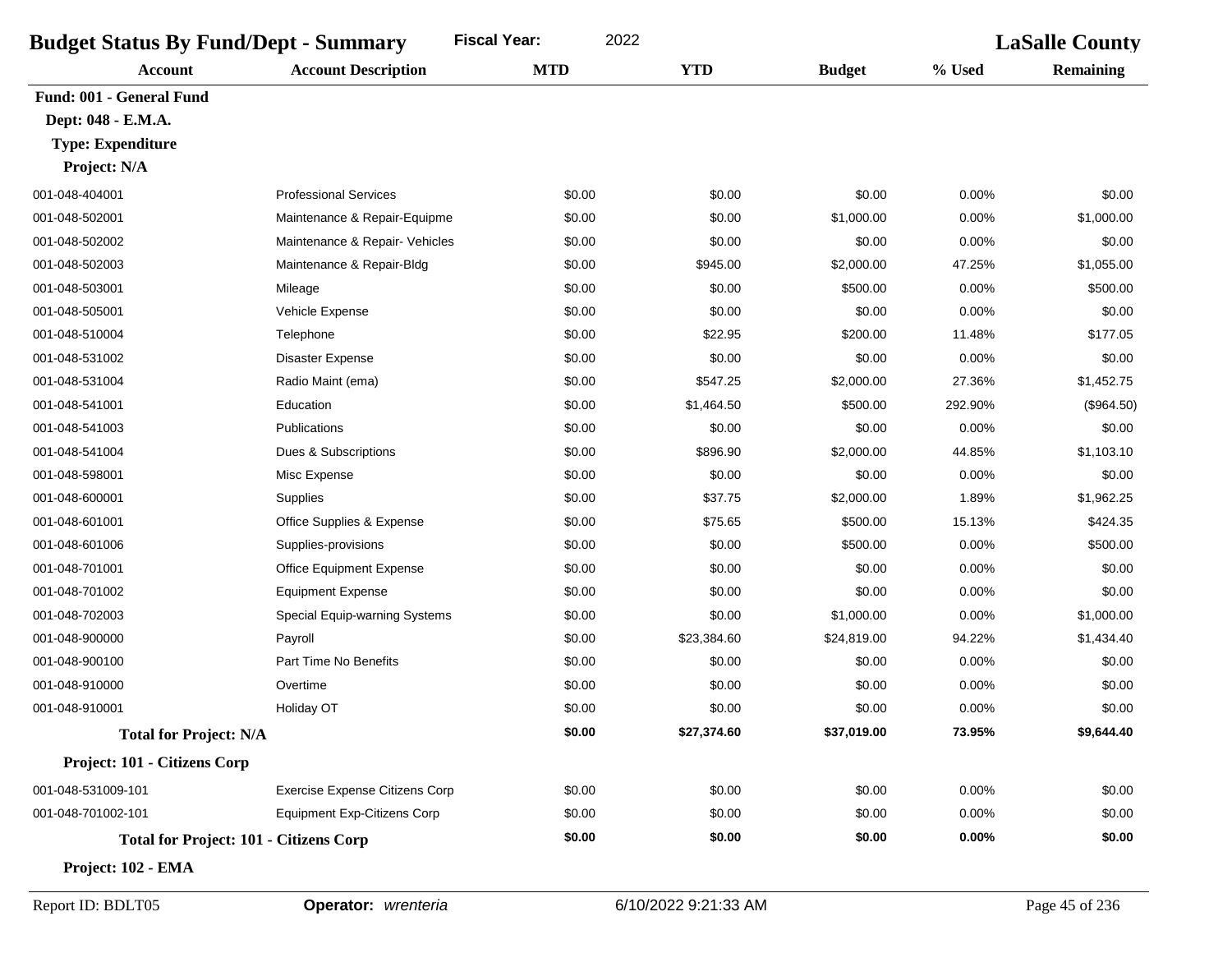# Budget Status By Fund/Dept - Summary

**Fiscal Year:** 2022

**LaSalle County**

| Account | Account Description | MTD | YTD | Budget | % Used | Remaining |
|---|---|---|---|---|---|---|
| **Fund: 001 - General Fund** | | | | | | |
| **Dept: 048 - E.M.A.** | | | | | | |
| **Type: Expenditure** | | | | | | |
| **Project: N/A** | | | | | | |
| 001-048-404001 | Professional Services | $0.00 | $0.00 | $0.00 | 0.00% | $0.00 |
| 001-048-502001 | Maintenance & Repair-Equipme | $0.00 | $0.00 | $1,000.00 | 0.00% | $1,000.00 |
| 001-048-502002 | Maintenance & Repair- Vehicles | $0.00 | $0.00 | $0.00 | 0.00% | $0.00 |
| 001-048-502003 | Maintenance & Repair-Bldg | $0.00 | $945.00 | $2,000.00 | 47.25% | $1,055.00 |
| 001-048-503001 | Mileage | $0.00 | $0.00 | $500.00 | 0.00% | $500.00 |
| 001-048-505001 | Vehicle Expense | $0.00 | $0.00 | $0.00 | 0.00% | $0.00 |
| 001-048-510004 | Telephone | $0.00 | $22.95 | $200.00 | 11.48% | $177.05 |
| 001-048-531002 | Disaster Expense | $0.00 | $0.00 | $0.00 | 0.00% | $0.00 |
| 001-048-531004 | Radio Maint (ema) | $0.00 | $547.25 | $2,000.00 | 27.36% | $1,452.75 |
| 001-048-541001 | Education | $0.00 | $1,464.50 | $500.00 | 292.90% | ($964.50) |
| 001-048-541003 | Publications | $0.00 | $0.00 | $0.00 | 0.00% | $0.00 |
| 001-048-541004 | Dues & Subscriptions | $0.00 | $896.90 | $2,000.00 | 44.85% | $1,103.10 |
| 001-048-598001 | Misc Expense | $0.00 | $0.00 | $0.00 | 0.00% | $0.00 |
| 001-048-600001 | Supplies | $0.00 | $37.75 | $2,000.00 | 1.89% | $1,962.25 |
| 001-048-601001 | Office Supplies & Expense | $0.00 | $75.65 | $500.00 | 15.13% | $424.35 |
| 001-048-601006 | Supplies-provisions | $0.00 | $0.00 | $500.00 | 0.00% | $500.00 |
| 001-048-701001 | Office Equipment Expense | $0.00 | $0.00 | $0.00 | 0.00% | $0.00 |
| 001-048-701002 | Equipment Expense | $0.00 | $0.00 | $0.00 | 0.00% | $0.00 |
| 001-048-702003 | Special Equip-warning Systems | $0.00 | $0.00 | $1,000.00 | 0.00% | $1,000.00 |
| 001-048-900000 | Payroll | $0.00 | $23,384.60 | $24,819.00 | 94.22% | $1,434.40 |
| 001-048-900100 | Part Time No Benefits | $0.00 | $0.00 | $0.00 | 0.00% | $0.00 |
| 001-048-910000 | Overtime | $0.00 | $0.00 | $0.00 | 0.00% | $0.00 |
| 001-048-910001 | Holiday OT | $0.00 | $0.00 | $0.00 | 0.00% | $0.00 |
| **Total for Project: N/A** | | **$0.00** | **$27,374.60** | **$37,019.00** | **73.95%** | **$9,644.40** |
| **Project: 101 - Citizens Corp** | | | | | | |
| 001-048-531009-101 | Exercise Expense Citizens Corp | $0.00 | $0.00 | $0.00 | 0.00% | $0.00 |
| 001-048-701002-101 | Equipment Exp-Citizens Corp | $0.00 | $0.00 | $0.00 | 0.00% | $0.00 |
| **Total for Project: 101 - Citizens Corp** | | **$0.00** | **$0.00** | **$0.00** | **0.00%** | **$0.00** |
| **Project: 102 - EMA** | | | | | | |

Report ID: BDLT05 | **Operator:** *wrenteria* | 6/10/2022 9:21:33 AM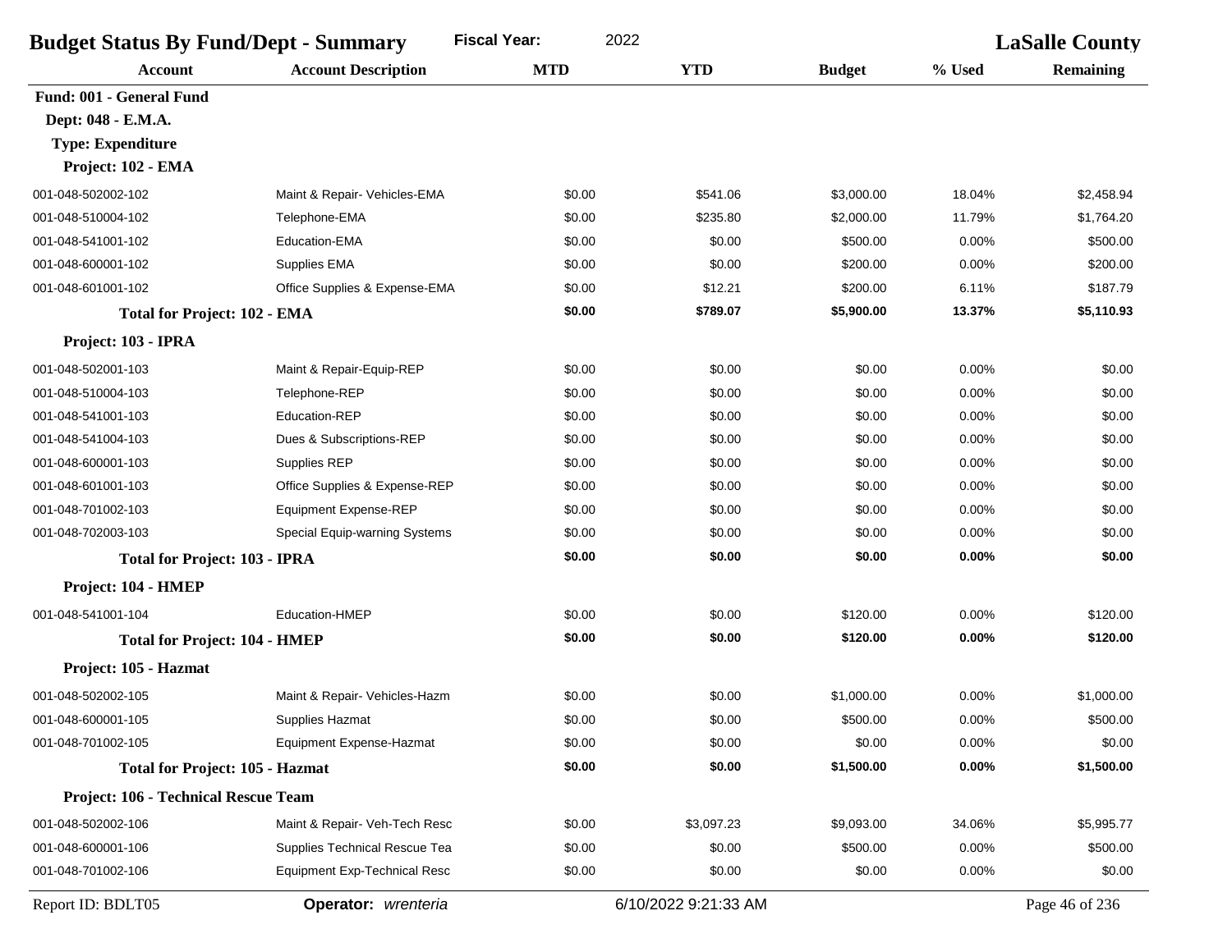# Budget Status By Fund/Dept - Summary

**Fiscal Year:** 2022

**LaSalle County**

| Account | Account Description | MTD | YTD | Budget | % Used | Remaining |
|---|---|---|---|---|---|---|
| **Fund: 001 - General Fund** | | | | | | |
| **Dept: 048 - E.M.A.** | | | | | | |
| **Type: Expenditure** | | | | | | |
| **Project: 102 - EMA** | | | | | | |
| 001-048-502002-102 | Maint & Repair- Vehicles-EMA | $0.00 | $541.06 | $3,000.00 | 18.04% | $2,458.94 |
| 001-048-510004-102 | Telephone-EMA | $0.00 | $235.80 | $2,000.00 | 11.79% | $1,764.20 |
| 001-048-541001-102 | Education-EMA | $0.00 | $0.00 | $500.00 | 0.00% | $500.00 |
| 001-048-600001-102 | Supplies EMA | $0.00 | $0.00 | $200.00 | 0.00% | $200.00 |
| 001-048-601001-102 | Office Supplies & Expense-EMA | $0.00 | $12.21 | $200.00 | 6.11% | $187.79 |
| **Total for Project: 102 - EMA** | | **$0.00** | **$789.07** | **$5,900.00** | **13.37%** | **$5,110.93** |
| **Project: 103 - IPRA** | | | | | | |
| 001-048-502001-103 | Maint & Repair-Equip-REP | $0.00 | $0.00 | $0.00 | 0.00% | $0.00 |
| 001-048-510004-103 | Telephone-REP | $0.00 | $0.00 | $0.00 | 0.00% | $0.00 |
| 001-048-541001-103 | Education-REP | $0.00 | $0.00 | $0.00 | 0.00% | $0.00 |
| 001-048-541004-103 | Dues & Subscriptions-REP | $0.00 | $0.00 | $0.00 | 0.00% | $0.00 |
| 001-048-600001-103 | Supplies REP | $0.00 | $0.00 | $0.00 | 0.00% | $0.00 |
| 001-048-601001-103 | Office Supplies & Expense-REP | $0.00 | $0.00 | $0.00 | 0.00% | $0.00 |
| 001-048-701002-103 | Equipment Expense-REP | $0.00 | $0.00 | $0.00 | 0.00% | $0.00 |
| 001-048-702003-103 | Special Equip-warning Systems | $0.00 | $0.00 | $0.00 | 0.00% | $0.00 |
| **Total for Project: 103 - IPRA** | | **$0.00** | **$0.00** | **$0.00** | **0.00%** | **$0.00** |
| **Project: 104 - HMEP** | | | | | | |
| 001-048-541001-104 | Education-HMEP | $0.00 | $0.00 | $120.00 | 0.00% | $120.00 |
| **Total for Project: 104 - HMEP** | | **$0.00** | **$0.00** | **$120.00** | **0.00%** | **$120.00** |
| **Project: 105 - Hazmat** | | | | | | |
| 001-048-502002-105 | Maint & Repair- Vehicles-Hazm | $0.00 | $0.00 | $1,000.00 | 0.00% | $1,000.00 |
| 001-048-600001-105 | Supplies Hazmat | $0.00 | $0.00 | $500.00 | 0.00% | $500.00 |
| 001-048-701002-105 | Equipment Expense-Hazmat | $0.00 | $0.00 | $0.00 | 0.00% | $0.00 |
| **Total for Project: 105 - Hazmat** | | **$0.00** | **$0.00** | **$1,500.00** | **0.00%** | **$1,500.00** |
| **Project: 106 - Technical Rescue Team** | | | | | | |
| 001-048-502002-106 | Maint & Repair- Veh-Tech Resc | $0.00 | $3,097.23 | $9,093.00 | 34.06% | $5,995.77 |
| 001-048-600001-106 | Supplies Technical Rescue Tea | $0.00 | $0.00 | $500.00 | 0.00% | $500.00 |
| 001-048-701002-106 | Equipment Exp-Technical Resc | $0.00 | $0.00 | $0.00 | 0.00% | $0.00 |

Report ID: BDLT05 | **Operator:** *wrenteria* | 6/10/2022 9:21:33 AM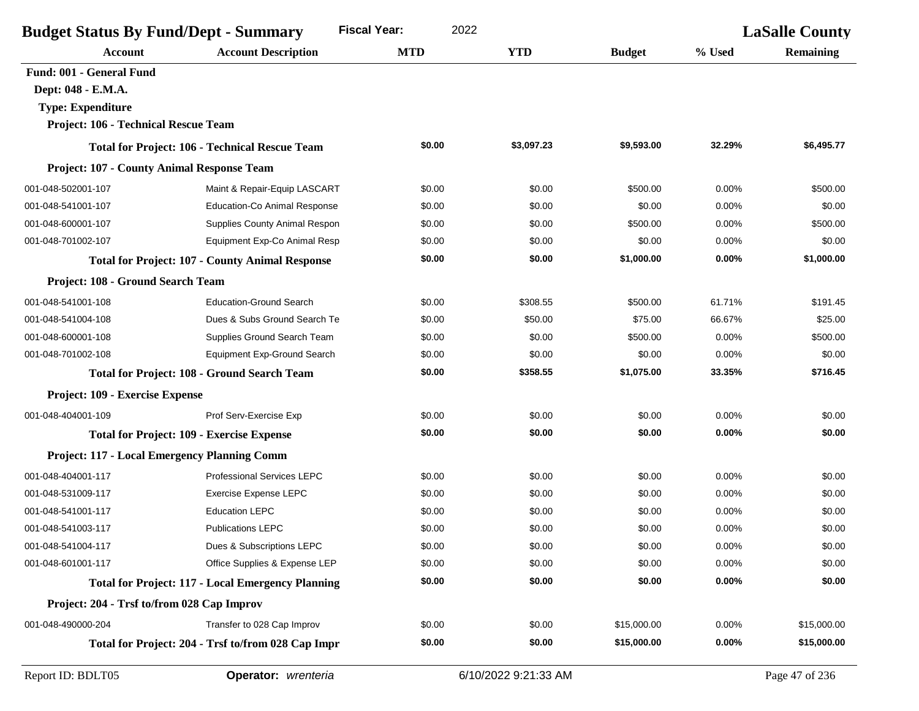# Budget Status By Fund/Dept - Summary

**Fiscal Year:** 2022

**LaSalle County**

| Account | Account Description | MTD | YTD | Budget | % Used | Remaining |
|---|---|---|---|---|---|---|
| **Fund: 001 - General Fund** | | | | | | |
| **Dept: 048 - E.M.A.** | | | | | | |
| **Type: Expenditure** | | | | | | |
| **Project: 106 - Technical Rescue Team** | | | | | | |
| | **Total for Project: 106 - Technical Rescue Team** | **$0.00** | **$3,097.23** | **$9,593.00** | **32.29%** | **$6,495.77** |
| **Project: 107 - County Animal Response Team** | | | | | | |
| 001-048-502001-107 | Maint & Repair-Equip LASCART | $0.00 | $0.00 | $500.00 | 0.00% | $500.00 |
| 001-048-541001-107 | Education-Co Animal Response | $0.00 | $0.00 | $0.00 | 0.00% | $0.00 |
| 001-048-600001-107 | Supplies County Animal Respon | $0.00 | $0.00 | $500.00 | 0.00% | $500.00 |
| 001-048-701002-107 | Equipment Exp-Co Animal Resp | $0.00 | $0.00 | $0.00 | 0.00% | $0.00 |
| | **Total for Project: 107 - County Animal Response** | **$0.00** | **$0.00** | **$1,000.00** | **0.00%** | **$1,000.00** |
| **Project: 108 - Ground Search Team** | | | | | | |
| 001-048-541001-108 | Education-Ground Search | $0.00 | $308.55 | $500.00 | 61.71% | $191.45 |
| 001-048-541004-108 | Dues & Subs Ground Search Te | $0.00 | $50.00 | $75.00 | 66.67% | $25.00 |
| 001-048-600001-108 | Supplies Ground Search Team | $0.00 | $0.00 | $500.00 | 0.00% | $500.00 |
| 001-048-701002-108 | Equipment Exp-Ground Search | $0.00 | $0.00 | $0.00 | 0.00% | $0.00 |
| | **Total for Project: 108 - Ground Search Team** | **$0.00** | **$358.55** | **$1,075.00** | **33.35%** | **$716.45** |
| **Project: 109 - Exercise Expense** | | | | | | |
| 001-048-404001-109 | Prof Serv-Exercise Exp | $0.00 | $0.00 | $0.00 | 0.00% | $0.00 |
| | **Total for Project: 109 - Exercise Expense** | **$0.00** | **$0.00** | **$0.00** | **0.00%** | **$0.00** |
| **Project: 117 - Local Emergency Planning Comm** | | | | | | |
| 001-048-404001-117 | Professional Services LEPC | $0.00 | $0.00 | $0.00 | 0.00% | $0.00 |
| 001-048-531009-117 | Exercise Expense LEPC | $0.00 | $0.00 | $0.00 | 0.00% | $0.00 |
| 001-048-541001-117 | Education LEPC | $0.00 | $0.00 | $0.00 | 0.00% | $0.00 |
| 001-048-541003-117 | Publications LEPC | $0.00 | $0.00 | $0.00 | 0.00% | $0.00 |
| 001-048-541004-117 | Dues & Subscriptions LEPC | $0.00 | $0.00 | $0.00 | 0.00% | $0.00 |
| 001-048-601001-117 | Office Supplies & Expense LEP | $0.00 | $0.00 | $0.00 | 0.00% | $0.00 |
| | **Total for Project: 117 - Local Emergency Planning** | **$0.00** | **$0.00** | **$0.00** | **0.00%** | **$0.00** |
| **Project: 204 - Trsf to/from 028 Cap Improv** | | | | | | |
| 001-048-490000-204 | Transfer to 028 Cap Improv | $0.00 | $0.00 | $15,000.00 | 0.00% | $15,000.00 |
| | **Total for Project: 204 - Trsf to/from 028 Cap Impr** | **$0.00** | **$0.00** | **$15,000.00** | **0.00%** | **$15,000.00** |

Report ID: BDLT05 **Operator:** *wrenteria* 6/10/2022 9:21:33 AM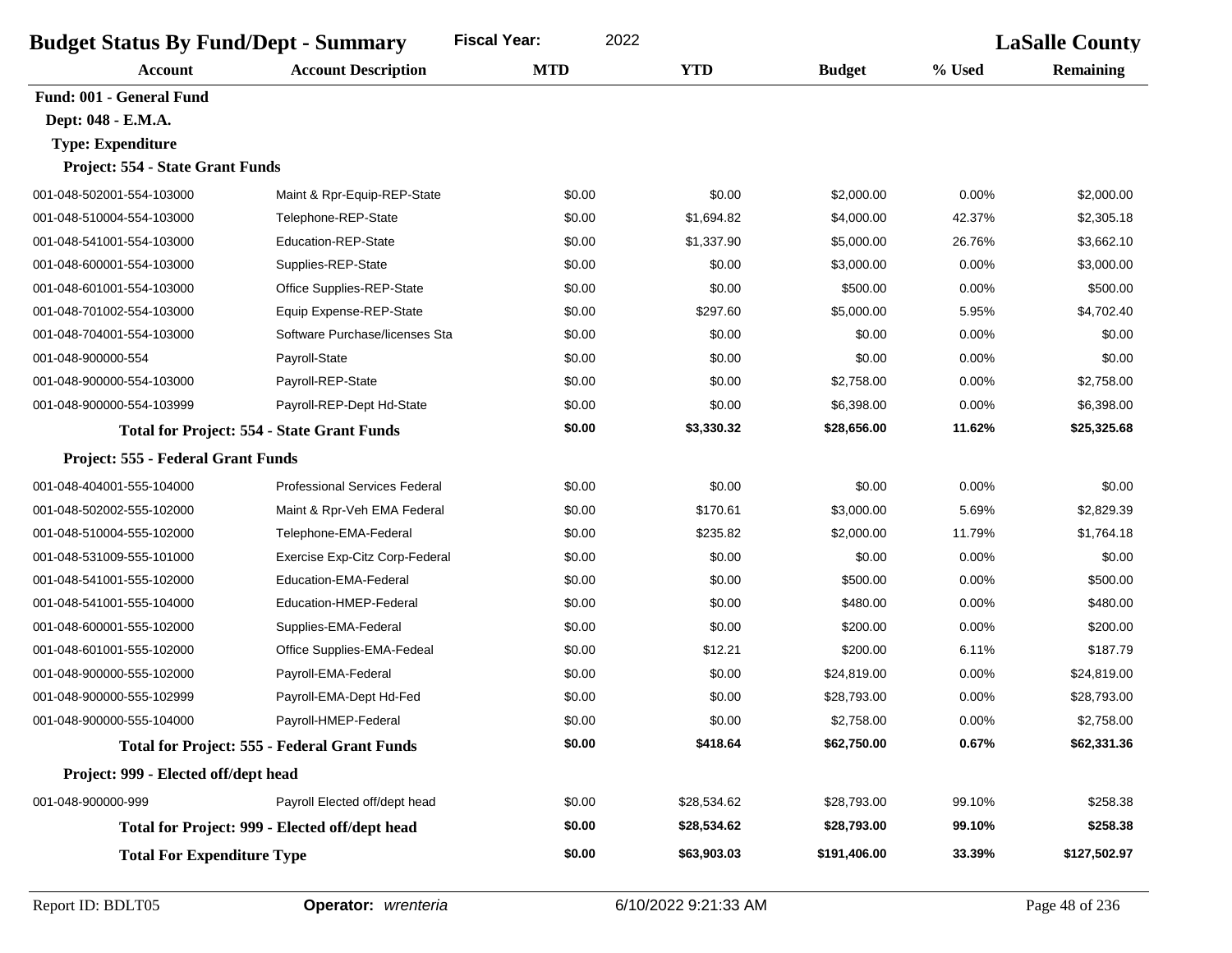# Budget Status By Fund/Dept - Summary

**Fiscal Year:** 2022 **LaSalle County**

| Account | Account Description | MTD | YTD | Budget | % Used | Remaining |
|---|---|---|---|---|---|---|
| **Fund: 001 - General Fund** | | | | | | |
| **Dept: 048 - E.M.A.** | | | | | | |
| **Type: Expenditure** | | | | | | |
| **Project: 554 - State Grant Funds** | | | | | | |
| 001-048-502001-554-103000 | Maint & Rpr-Equip-REP-State | $0.00 | $0.00 | $2,000.00 | 0.00% | $2,000.00 |
| 001-048-510004-554-103000 | Telephone-REP-State | $0.00 | $1,694.82 | $4,000.00 | 42.37% | $2,305.18 |
| 001-048-541001-554-103000 | Education-REP-State | $0.00 | $1,337.90 | $5,000.00 | 26.76% | $3,662.10 |
| 001-048-600001-554-103000 | Supplies-REP-State | $0.00 | $0.00 | $3,000.00 | 0.00% | $3,000.00 |
| 001-048-601001-554-103000 | Office Supplies-REP-State | $0.00 | $0.00 | $500.00 | 0.00% | $500.00 |
| 001-048-701002-554-103000 | Equip Expense-REP-State | $0.00 | $297.60 | $5,000.00 | 5.95% | $4,702.40 |
| 001-048-704001-554-103000 | Software Purchase/licenses Sta | $0.00 | $0.00 | $0.00 | 0.00% | $0.00 |
| 001-048-900000-554 | Payroll-State | $0.00 | $0.00 | $0.00 | 0.00% | $0.00 |
| 001-048-900000-554-103000 | Payroll-REP-State | $0.00 | $0.00 | $2,758.00 | 0.00% | $2,758.00 |
| 001-048-900000-554-103999 | Payroll-REP-Dept Hd-State | $0.00 | $0.00 | $6,398.00 | 0.00% | $6,398.00 |
| **Total for Project: 554 - State Grant Funds** | | **$0.00** | **$3,330.32** | **$28,656.00** | **11.62%** | **$25,325.68** |
| **Project: 555 - Federal Grant Funds** | | | | | | |
| 001-048-404001-555-104000 | Professional Services Federal | $0.00 | $0.00 | $0.00 | 0.00% | $0.00 |
| 001-048-502002-555-102000 | Maint & Rpr-Veh EMA Federal | $0.00 | $170.61 | $3,000.00 | 5.69% | $2,829.39 |
| 001-048-510004-555-102000 | Telephone-EMA-Federal | $0.00 | $235.82 | $2,000.00 | 11.79% | $1,764.18 |
| 001-048-531009-555-101000 | Exercise Exp-Citz Corp-Federal | $0.00 | $0.00 | $0.00 | 0.00% | $0.00 |
| 001-048-541001-555-102000 | Education-EMA-Federal | $0.00 | $0.00 | $500.00 | 0.00% | $500.00 |
| 001-048-541001-555-104000 | Education-HMEP-Federal | $0.00 | $0.00 | $480.00 | 0.00% | $480.00 |
| 001-048-600001-555-102000 | Supplies-EMA-Federal | $0.00 | $0.00 | $200.00 | 0.00% | $200.00 |
| 001-048-601001-555-102000 | Office Supplies-EMA-Fedeal | $0.00 | $12.21 | $200.00 | 6.11% | $187.79 |
| 001-048-900000-555-102000 | Payroll-EMA-Federal | $0.00 | $0.00 | $24,819.00 | 0.00% | $24,819.00 |
| 001-048-900000-555-102999 | Payroll-EMA-Dept Hd-Fed | $0.00 | $0.00 | $28,793.00 | 0.00% | $28,793.00 |
| 001-048-900000-555-104000 | Payroll-HMEP-Federal | $0.00 | $0.00 | $2,758.00 | 0.00% | $2,758.00 |
| **Total for Project: 555 - Federal Grant Funds** | | **$0.00** | **$418.64** | **$62,750.00** | **0.67%** | **$62,331.36** |
| **Project: 999 - Elected off/dept head** | | | | | | |
| 001-048-900000-999 | Payroll Elected off/dept head | $0.00 | $28,534.62 | $28,793.00 | 99.10% | $258.38 |
| **Total for Project: 999 - Elected off/dept head** | | **$0.00** | **$28,534.62** | **$28,793.00** | **99.10%** | **$258.38** |
| **Total For Expenditure Type** | | **$0.00** | **$63,903.03** | **$191,406.00** | **33.39%** | **$127,502.97** |

Report ID: BDLT05 **Operator:** *wrenteria* 6/10/2022 9:21:33 AM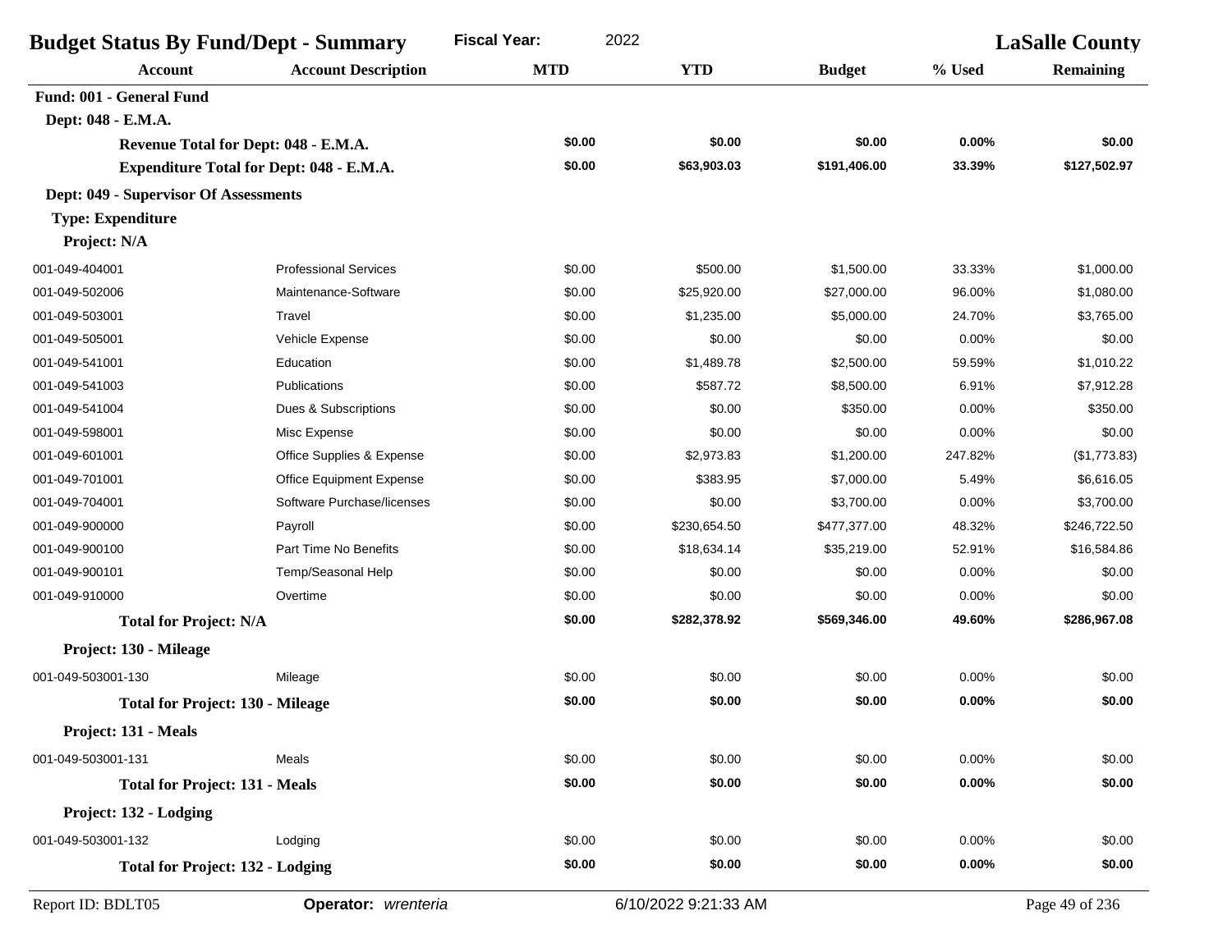# Budget Status By Fund/Dept - Summary

**Fiscal Year:** 2022

**LaSalle County**

| Account | Account Description | MTD | YTD | Budget | % Used | Remaining |
|---|---|---|---|---|---|---|
| **Fund: 001 - General Fund** | | | | | | |
| **Dept: 048 - E.M.A.** | | | | | | |
| **Revenue Total for Dept: 048 - E.M.A.** | | **$0.00** | **$0.00** | **$0.00** | **0.00%** | **$0.00** |
| **Expenditure Total for Dept: 048 - E.M.A.** | | **$0.00** | **$63,903.03** | **$191,406.00** | **33.39%** | **$127,502.97** |
| **Dept: 049 - Supervisor Of Assessments** | | | | | | |
| **Type: Expenditure** | | | | | | |
| **Project: N/A** | | | | | | |
| 001-049-404001 | Professional Services | $0.00 | $500.00 | $1,500.00 | 33.33% | $1,000.00 |
| 001-049-502006 | Maintenance-Software | $0.00 | $25,920.00 | $27,000.00 | 96.00% | $1,080.00 |
| 001-049-503001 | Travel | $0.00 | $1,235.00 | $5,000.00 | 24.70% | $3,765.00 |
| 001-049-505001 | Vehicle Expense | $0.00 | $0.00 | $0.00 | 0.00% | $0.00 |
| 001-049-541001 | Education | $0.00 | $1,489.78 | $2,500.00 | 59.59% | $1,010.22 |
| 001-049-541003 | Publications | $0.00 | $587.72 | $8,500.00 | 6.91% | $7,912.28 |
| 001-049-541004 | Dues & Subscriptions | $0.00 | $0.00 | $350.00 | 0.00% | $350.00 |
| 001-049-598001 | Misc Expense | $0.00 | $0.00 | $0.00 | 0.00% | $0.00 |
| 001-049-601001 | Office Supplies & Expense | $0.00 | $2,973.83 | $1,200.00 | 247.82% | ($1,773.83) |
| 001-049-701001 | Office Equipment Expense | $0.00 | $383.95 | $7,000.00 | 5.49% | $6,616.05 |
| 001-049-704001 | Software Purchase/licenses | $0.00 | $0.00 | $3,700.00 | 0.00% | $3,700.00 |
| 001-049-900000 | Payroll | $0.00 | $230,654.50 | $477,377.00 | 48.32% | $246,722.50 |
| 001-049-900100 | Part Time No Benefits | $0.00 | $18,634.14 | $35,219.00 | 52.91% | $16,584.86 |
| 001-049-900101 | Temp/Seasonal Help | $0.00 | $0.00 | $0.00 | 0.00% | $0.00 |
| 001-049-910000 | Overtime | $0.00 | $0.00 | $0.00 | 0.00% | $0.00 |
| **Total for Project: N/A** | | **$0.00** | **$282,378.92** | **$569,346.00** | **49.60%** | **$286,967.08** |
| **Project: 130 - Mileage** | | | | | | |
| 001-049-503001-130 | Mileage | $0.00 | $0.00 | $0.00 | 0.00% | $0.00 |
| **Total for Project: 130 - Mileage** | | **$0.00** | **$0.00** | **$0.00** | **0.00%** | **$0.00** |
| **Project: 131 - Meals** | | | | | | |
| 001-049-503001-131 | Meals | $0.00 | $0.00 | $0.00 | 0.00% | $0.00 |
| **Total for Project: 131 - Meals** | | **$0.00** | **$0.00** | **$0.00** | **0.00%** | **$0.00** |
| **Project: 132 - Lodging** | | | | | | |
| 001-049-503001-132 | Lodging | $0.00 | $0.00 | $0.00 | 0.00% | $0.00 |
| **Total for Project: 132 - Lodging** | | **$0.00** | **$0.00** | **$0.00** | **0.00%** | **$0.00** |

Report ID: BDLT05 **Operator:** *wrenteria* 6/10/2022 9:21:33 AM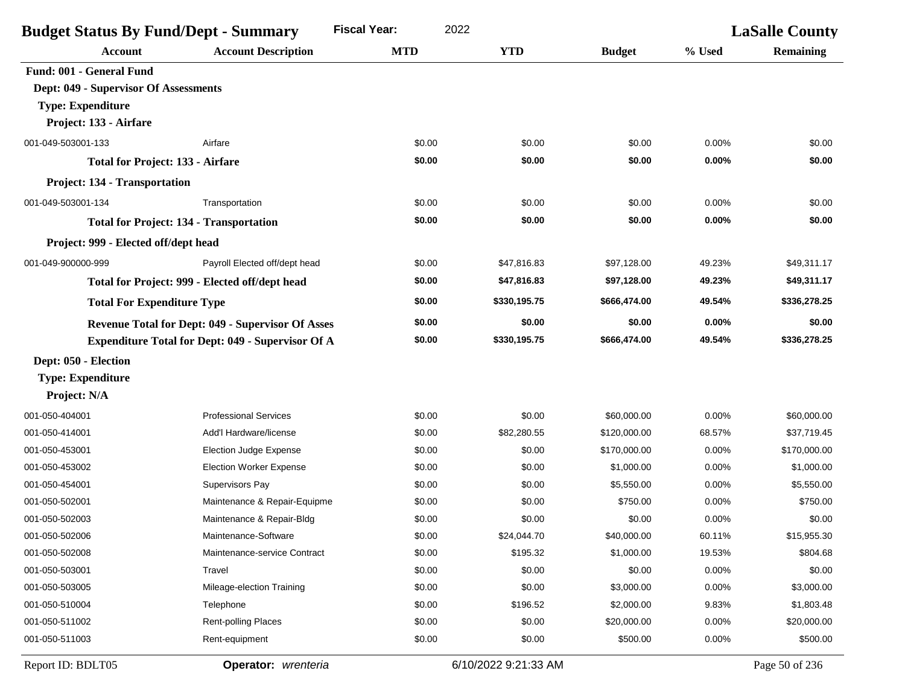# Budget Status By Fund/Dept - Summary

**Fiscal Year:** 2022

**LaSalle County**

| Account | Account Description | MTD | YTD | Budget | % Used | Remaining |
|---|---|---|---|---|---|---|
| **Fund: 001 - General Fund** | | | | | | |
| **Dept: 049 - Supervisor Of Assessments** | | | | | | |
| **Type: Expenditure** | | | | | | |
| **Project: 133 - Airfare** | | | | | | |
| 001-049-503001-133 | Airfare | $0.00 | $0.00 | $0.00 | 0.00% | $0.00 |
| **Total for Project: 133 - Airfare** | | **$0.00** | **$0.00** | **$0.00** | **0.00%** | **$0.00** |
| **Project: 134 - Transportation** | | | | | | |
| 001-049-503001-134 | Transportation | $0.00 | $0.00 | $0.00 | 0.00% | $0.00 |
| **Total for Project: 134 - Transportation** | | **$0.00** | **$0.00** | **$0.00** | **0.00%** | **$0.00** |
| **Project: 999 - Elected off/dept head** | | | | | | |
| 001-049-900000-999 | Payroll Elected off/dept head | $0.00 | $47,816.83 | $97,128.00 | 49.23% | $49,311.17 |
| **Total for Project: 999 - Elected off/dept head** | | **$0.00** | **$47,816.83** | **$97,128.00** | **49.23%** | **$49,311.17** |
| **Total For Expenditure Type** | | **$0.00** | **$330,195.75** | **$666,474.00** | **49.54%** | **$336,278.25** |
| **Revenue Total for Dept: 049 - Supervisor Of Asses** | | **$0.00** | **$0.00** | **$0.00** | **0.00%** | **$0.00** |
| **Expenditure Total for Dept: 049 - Supervisor Of A** | | **$0.00** | **$330,195.75** | **$666,474.00** | **49.54%** | **$336,278.25** |
| **Dept: 050 - Election** | | | | | | |
| **Type: Expenditure** | | | | | | |
| **Project: N/A** | | | | | | |
| 001-050-404001 | Professional Services | $0.00 | $0.00 | $60,000.00 | 0.00% | $60,000.00 |
| 001-050-414001 | Add'l Hardware/license | $0.00 | $82,280.55 | $120,000.00 | 68.57% | $37,719.45 |
| 001-050-453001 | Election Judge Expense | $0.00 | $0.00 | $170,000.00 | 0.00% | $170,000.00 |
| 001-050-453002 | Election Worker Expense | $0.00 | $0.00 | $1,000.00 | 0.00% | $1,000.00 |
| 001-050-454001 | Supervisors Pay | $0.00 | $0.00 | $5,550.00 | 0.00% | $5,550.00 |
| 001-050-502001 | Maintenance & Repair-Equipme | $0.00 | $0.00 | $750.00 | 0.00% | $750.00 |
| 001-050-502003 | Maintenance & Repair-Bldg | $0.00 | $0.00 | $0.00 | 0.00% | $0.00 |
| 001-050-502006 | Maintenance-Software | $0.00 | $24,044.70 | $40,000.00 | 60.11% | $15,955.30 |
| 001-050-502008 | Maintenance-service Contract | $0.00 | $195.32 | $1,000.00 | 19.53% | $804.68 |
| 001-050-503001 | Travel | $0.00 | $0.00 | $0.00 | 0.00% | $0.00 |
| 001-050-503005 | Mileage-election Training | $0.00 | $0.00 | $3,000.00 | 0.00% | $3,000.00 |
| 001-050-510004 | Telephone | $0.00 | $196.52 | $2,000.00 | 9.83% | $1,803.48 |
| 001-050-511002 | Rent-polling Places | $0.00 | $0.00 | $20,000.00 | 0.00% | $20,000.00 |
| 001-050-511003 | Rent-equipment | $0.00 | $0.00 | $500.00 | 0.00% | $500.00 |

Report ID: BDLT05 **Operator:** *wrenteria* 6/10/2022 9:21:33 AM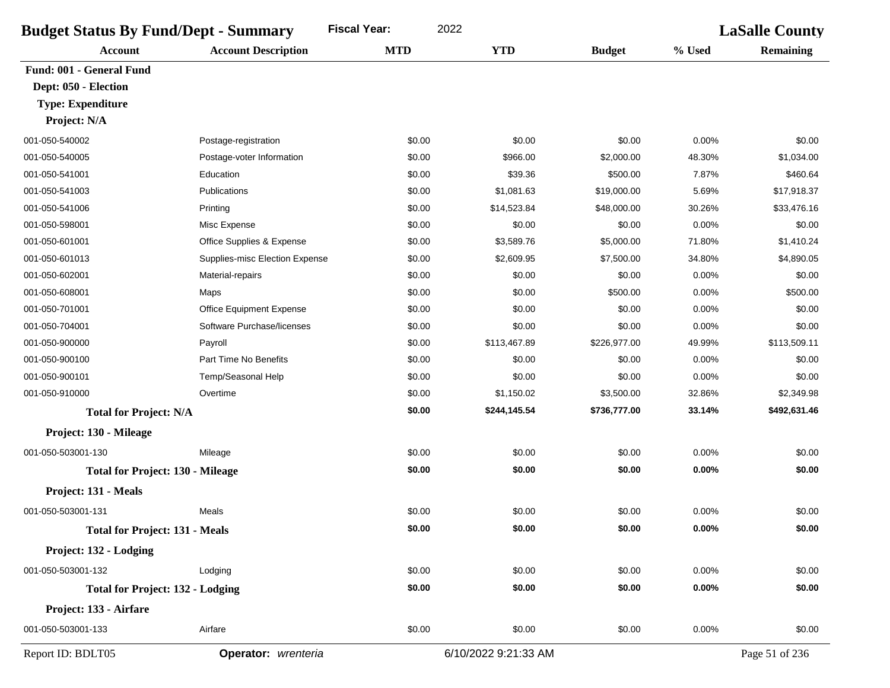# Budget Status By Fund/Dept - Summary

**Fiscal Year:** 2022

**LaSalle County**

| Account | Account Description | MTD | YTD | Budget | % Used | Remaining |
|---|---|---|---|---|---|---|
| **Fund: 001 - General Fund** | | | | | | |
| **Dept: 050 - Election** | | | | | | |
| **Type: Expenditure** | | | | | | |
| **Project: N/A** | | | | | | |
| 001-050-540002 | Postage-registration | $0.00 | $0.00 | $0.00 | 0.00% | $0.00 |
| 001-050-540005 | Postage-voter Information | $0.00 | $966.00 | $2,000.00 | 48.30% | $1,034.00 |
| 001-050-541001 | Education | $0.00 | $39.36 | $500.00 | 7.87% | $460.64 |
| 001-050-541003 | Publications | $0.00 | $1,081.63 | $19,000.00 | 5.69% | $17,918.37 |
| 001-050-541006 | Printing | $0.00 | $14,523.84 | $48,000.00 | 30.26% | $33,476.16 |
| 001-050-598001 | Misc Expense | $0.00 | $0.00 | $0.00 | 0.00% | $0.00 |
| 001-050-601001 | Office Supplies & Expense | $0.00 | $3,589.76 | $5,000.00 | 71.80% | $1,410.24 |
| 001-050-601013 | Supplies-misc Election Expense | $0.00 | $2,609.95 | $7,500.00 | 34.80% | $4,890.05 |
| 001-050-602001 | Material-repairs | $0.00 | $0.00 | $0.00 | 0.00% | $0.00 |
| 001-050-608001 | Maps | $0.00 | $0.00 | $500.00 | 0.00% | $500.00 |
| 001-050-701001 | Office Equipment Expense | $0.00 | $0.00 | $0.00 | 0.00% | $0.00 |
| 001-050-704001 | Software Purchase/licenses | $0.00 | $0.00 | $0.00 | 0.00% | $0.00 |
| 001-050-900000 | Payroll | $0.00 | $113,467.89 | $226,977.00 | 49.99% | $113,509.11 |
| 001-050-900100 | Part Time No Benefits | $0.00 | $0.00 | $0.00 | 0.00% | $0.00 |
| 001-050-900101 | Temp/Seasonal Help | $0.00 | $0.00 | $0.00 | 0.00% | $0.00 |
| 001-050-910000 | Overtime | $0.00 | $1,150.02 | $3,500.00 | 32.86% | $2,349.98 |
| **Total for Project: N/A** | | **$0.00** | **$244,145.54** | **$736,777.00** | **33.14%** | **$492,631.46** |
| **Project: 130 - Mileage** | | | | | | |
| 001-050-503001-130 | Mileage | $0.00 | $0.00 | $0.00 | 0.00% | $0.00 |
| **Total for Project: 130 - Mileage** | | **$0.00** | **$0.00** | **$0.00** | **0.00%** | **$0.00** |
| **Project: 131 - Meals** | | | | | | |
| 001-050-503001-131 | Meals | $0.00 | $0.00 | $0.00 | 0.00% | $0.00 |
| **Total for Project: 131 - Meals** | | **$0.00** | **$0.00** | **$0.00** | **0.00%** | **$0.00** |
| **Project: 132 - Lodging** | | | | | | |
| 001-050-503001-132 | Lodging | $0.00 | $0.00 | $0.00 | 0.00% | $0.00 |
| **Total for Project: 132 - Lodging** | | **$0.00** | **$0.00** | **$0.00** | **0.00%** | **$0.00** |
| **Project: 133 - Airfare** | | | | | | |
| 001-050-503001-133 | Airfare | $0.00 | $0.00 | $0.00 | 0.00% | $0.00 |

Report ID: BDLT05 **Operator:** *wrenteria* 6/10/2022 9:21:33 AM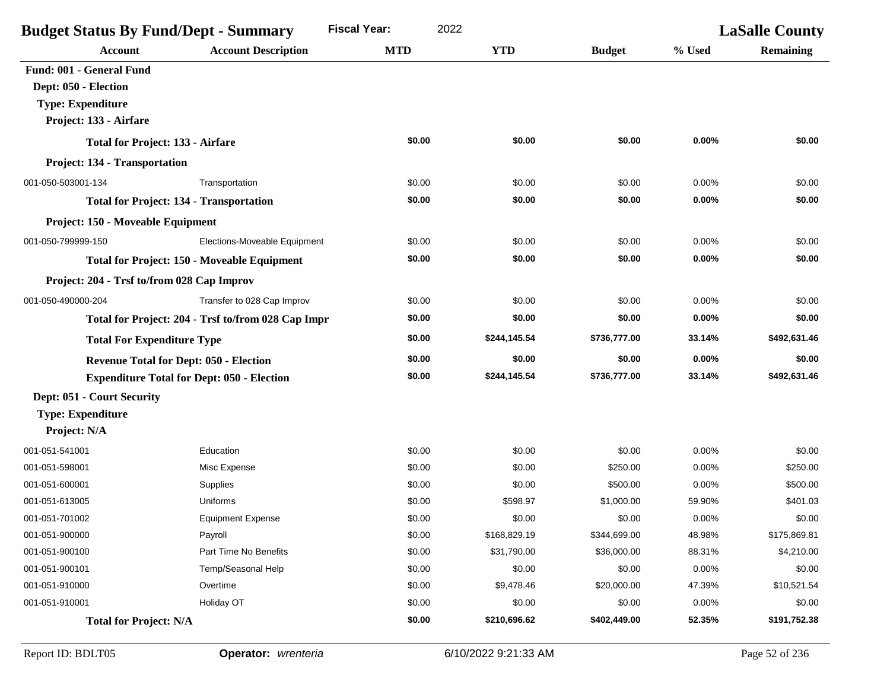# Budget Status By Fund/Dept - Summary

**Fiscal Year:** 2022

**LaSalle County**

| Account | Account Description | MTD | YTD | Budget | % Used | Remaining |
|---|---|---|---|---|---|---|
| **Fund: 001 - General Fund** | | | | | | |
| **Dept: 050 - Election** | | | | | | |
| **Type: Expenditure** | | | | | | |
| **Project: 133 - Airfare** | | | | | | |
| **Total for Project: 133 - Airfare** | | **$0.00** | **$0.00** | **$0.00** | **0.00%** | **$0.00** |
| **Project: 134 - Transportation** | | | | | | |
| 001-050-503001-134 | Transportation | $0.00 | $0.00 | $0.00 | 0.00% | $0.00 |
| **Total for Project: 134 - Transportation** | | **$0.00** | **$0.00** | **$0.00** | **0.00%** | **$0.00** |
| **Project: 150 - Moveable Equipment** | | | | | | |
| 001-050-799999-150 | Elections-Moveable Equipment | $0.00 | $0.00 | $0.00 | 0.00% | $0.00 |
| **Total for Project: 150 - Moveable Equipment** | | **$0.00** | **$0.00** | **$0.00** | **0.00%** | **$0.00** |
| **Project: 204 - Trsf to/from 028 Cap Improv** | | | | | | |
| 001-050-490000-204 | Transfer to 028 Cap Improv | $0.00 | $0.00 | $0.00 | 0.00% | $0.00 |
| **Total for Project: 204 - Trsf to/from 028 Cap Impr** | | **$0.00** | **$0.00** | **$0.00** | **0.00%** | **$0.00** |
| **Total For Expenditure Type** | | **$0.00** | **$244,145.54** | **$736,777.00** | **33.14%** | **$492,631.46** |
| **Revenue Total for Dept: 050 - Election** | | **$0.00** | **$0.00** | **$0.00** | **0.00%** | **$0.00** |
| **Expenditure Total for Dept: 050 - Election** | | **$0.00** | **$244,145.54** | **$736,777.00** | **33.14%** | **$492,631.46** |
| **Dept: 051 - Court Security** | | | | | | |
| **Type: Expenditure** | | | | | | |
| **Project: N/A** | | | | | | |
| 001-051-541001 | Education | $0.00 | $0.00 | $0.00 | 0.00% | $0.00 |
| 001-051-598001 | Misc Expense | $0.00 | $0.00 | $250.00 | 0.00% | $250.00 |
| 001-051-600001 | Supplies | $0.00 | $0.00 | $500.00 | 0.00% | $500.00 |
| 001-051-613005 | Uniforms | $0.00 | $598.97 | $1,000.00 | 59.90% | $401.03 |
| 001-051-701002 | Equipment Expense | $0.00 | $0.00 | $0.00 | 0.00% | $0.00 |
| 001-051-900000 | Payroll | $0.00 | $168,829.19 | $344,699.00 | 48.98% | $175,869.81 |
| 001-051-900100 | Part Time No Benefits | $0.00 | $31,790.00 | $36,000.00 | 88.31% | $4,210.00 |
| 001-051-900101 | Temp/Seasonal Help | $0.00 | $0.00 | $0.00 | 0.00% | $0.00 |
| 001-051-910000 | Overtime | $0.00 | $9,478.46 | $20,000.00 | 47.39% | $10,521.54 |
| 001-051-910001 | Holiday OT | $0.00 | $0.00 | $0.00 | 0.00% | $0.00 |
| **Total for Project: N/A** | | **$0.00** | **$210,696.62** | **$402,449.00** | **52.35%** | **$191,752.38** |

Report ID: BDLT05 **Operator:** *wrenteria* 6/10/2022 9:21:33 AM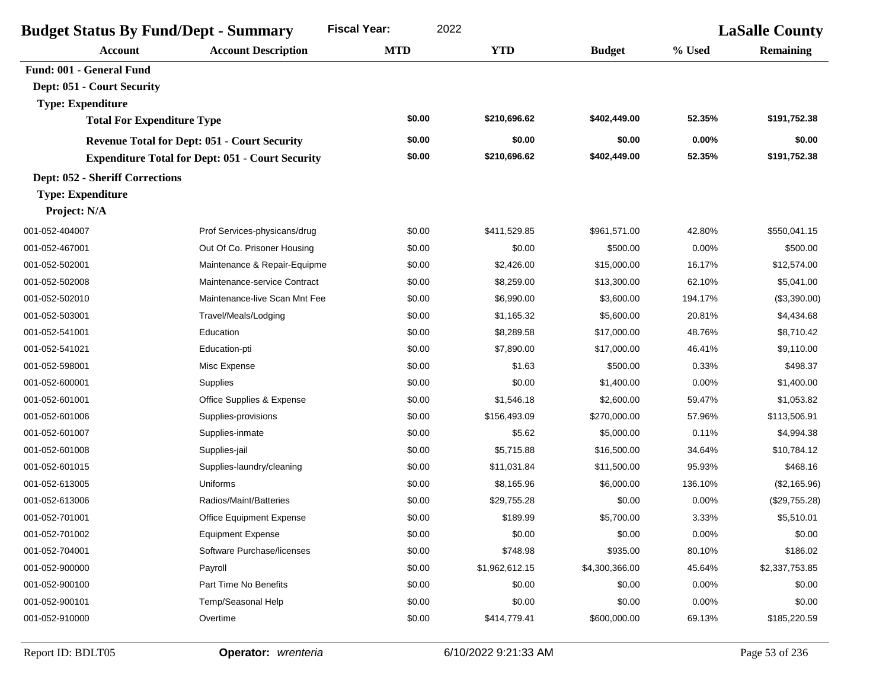# Budget Status By Fund/Dept - Summary

**Fiscal Year:** 2022

**LaSalle County**

| Account | Account Description | MTD | YTD | Budget | % Used | Remaining |
|---|---|---|---|---|---|---|
| **Fund: 001 - General Fund** | | | | | | |
| **Dept: 051 - Court Security** | | | | | | |
| **Type: Expenditure** | | | | | | |
| **Total For Expenditure Type** | | **$0.00** | **$210,696.62** | **$402,449.00** | **52.35%** | **$191,752.38** |
| **Revenue Total for Dept: 051 - Court Security** | | **$0.00** | **$0.00** | **$0.00** | **0.00%** | **$0.00** |
| **Expenditure Total for Dept: 051 - Court Security** | | **$0.00** | **$210,696.62** | **$402,449.00** | **52.35%** | **$191,752.38** |
| **Dept: 052 - Sheriff Corrections** | | | | | | |
| **Type: Expenditure** | | | | | | |
| **Project: N/A** | | | | | | |
| 001-052-404007 | Prof Services-physicans/drug | $0.00 | $411,529.85 | $961,571.00 | 42.80% | $550,041.15 |
| 001-052-467001 | Out Of Co. Prisoner Housing | $0.00 | $0.00 | $500.00 | 0.00% | $500.00 |
| 001-052-502001 | Maintenance & Repair-Equipme | $0.00 | $2,426.00 | $15,000.00 | 16.17% | $12,574.00 |
| 001-052-502008 | Maintenance-service Contract | $0.00 | $8,259.00 | $13,300.00 | 62.10% | $5,041.00 |
| 001-052-502010 | Maintenance-live Scan Mnt Fee | $0.00 | $6,990.00 | $3,600.00 | 194.17% | ($3,390.00) |
| 001-052-503001 | Travel/Meals/Lodging | $0.00 | $1,165.32 | $5,600.00 | 20.81% | $4,434.68 |
| 001-052-541001 | Education | $0.00 | $8,289.58 | $17,000.00 | 48.76% | $8,710.42 |
| 001-052-541021 | Education-pti | $0.00 | $7,890.00 | $17,000.00 | 46.41% | $9,110.00 |
| 001-052-598001 | Misc Expense | $0.00 | $1.63 | $500.00 | 0.33% | $498.37 |
| 001-052-600001 | Supplies | $0.00 | $0.00 | $1,400.00 | 0.00% | $1,400.00 |
| 001-052-601001 | Office Supplies & Expense | $0.00 | $1,546.18 | $2,600.00 | 59.47% | $1,053.82 |
| 001-052-601006 | Supplies-provisions | $0.00 | $156,493.09 | $270,000.00 | 57.96% | $113,506.91 |
| 001-052-601007 | Supplies-inmate | $0.00 | $5.62 | $5,000.00 | 0.11% | $4,994.38 |
| 001-052-601008 | Supplies-jail | $0.00 | $5,715.88 | $16,500.00 | 34.64% | $10,784.12 |
| 001-052-601015 | Supplies-laundry/cleaning | $0.00 | $11,031.84 | $11,500.00 | 95.93% | $468.16 |
| 001-052-613005 | Uniforms | $0.00 | $8,165.96 | $6,000.00 | 136.10% | ($2,165.96) |
| 001-052-613006 | Radios/Maint/Batteries | $0.00 | $29,755.28 | $0.00 | 0.00% | ($29,755.28) |
| 001-052-701001 | Office Equipment Expense | $0.00 | $189.99 | $5,700.00 | 3.33% | $5,510.01 |
| 001-052-701002 | Equipment Expense | $0.00 | $0.00 | $0.00 | 0.00% | $0.00 |
| 001-052-704001 | Software Purchase/licenses | $0.00 | $748.98 | $935.00 | 80.10% | $186.02 |
| 001-052-900000 | Payroll | $0.00 | $1,962,612.15 | $4,300,366.00 | 45.64% | $2,337,753.85 |
| 001-052-900100 | Part Time No Benefits | $0.00 | $0.00 | $0.00 | 0.00% | $0.00 |
| 001-052-900101 | Temp/Seasonal Help | $0.00 | $0.00 | $0.00 | 0.00% | $0.00 |
| 001-052-910000 | Overtime | $0.00 | $414,779.41 | $600,000.00 | 69.13% | $185,220.59 |

Report ID: BDLT05 **Operator:** *wrenteria* 6/10/2022 9:21:33 AM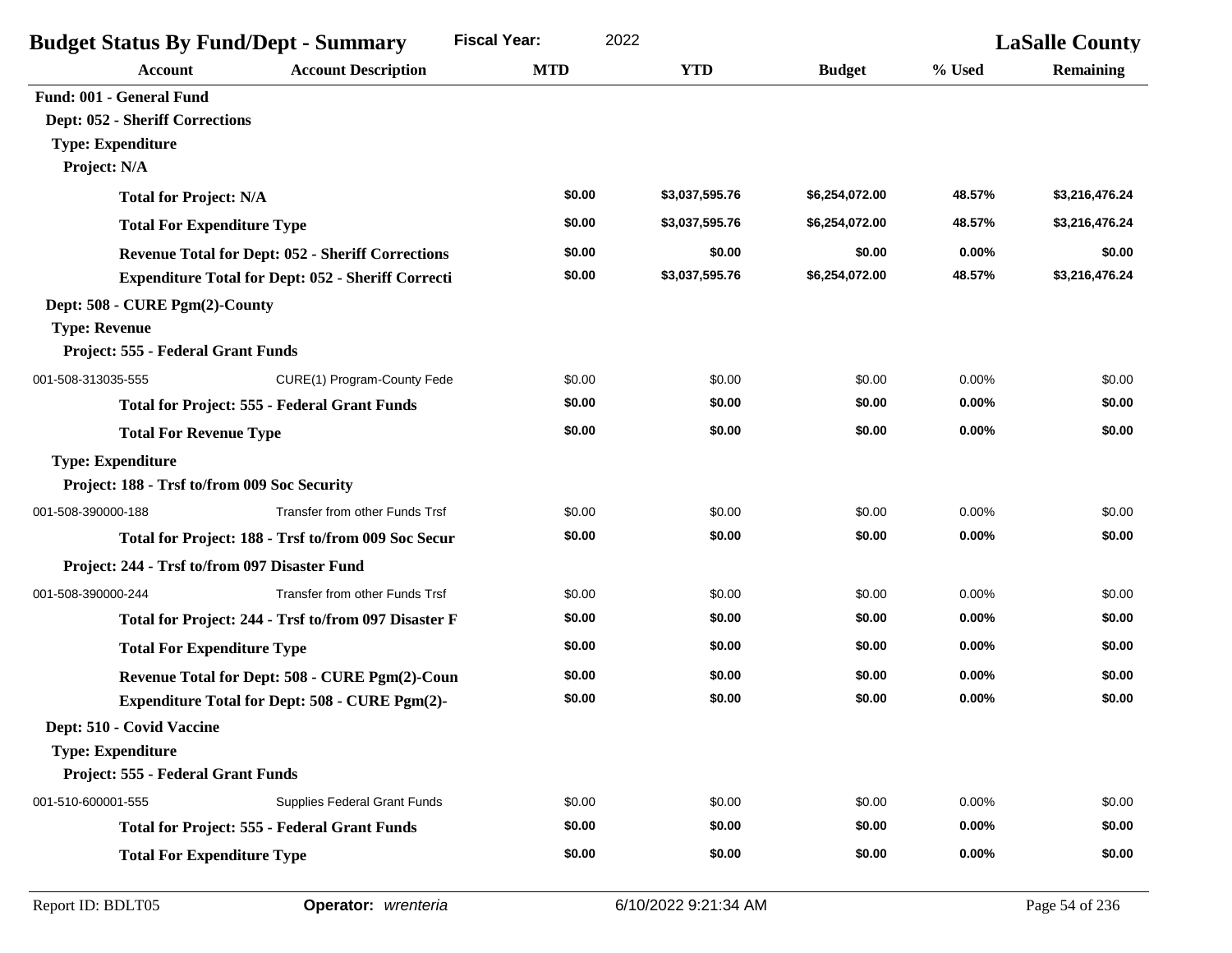# Budget Status By Fund/Dept - Summary

**Fiscal Year:** 2022

**LaSalle County**

| Account | Account Description | MTD | YTD | Budget | % Used | Remaining |
|---|---|---|---|---|---|---|
| **Fund: 001 - General Fund** | | | | | | |
| **Dept: 052 - Sheriff Corrections** | | | | | | |
| **Type: Expenditure** | | | | | | |
| **Project: N/A** | | | | | | |
| **Total for Project: N/A** | | **$0.00** | **$3,037,595.76** | **$6,254,072.00** | **48.57%** | **$3,216,476.24** |
| **Total For Expenditure Type** | | **$0.00** | **$3,037,595.76** | **$6,254,072.00** | **48.57%** | **$3,216,476.24** |
| **Revenue Total for Dept: 052 - Sheriff Corrections** | | **$0.00** | **$0.00** | **$0.00** | **0.00%** | **$0.00** |
| **Expenditure Total for Dept: 052 - Sheriff Correcti** | | **$0.00** | **$3,037,595.76** | **$6,254,072.00** | **48.57%** | **$3,216,476.24** |
| **Dept: 508 - CURE Pgm(2)-County** | | | | | | |
| **Type: Revenue** | | | | | | |
| **Project: 555 - Federal Grant Funds** | | | | | | |
| 001-508-313035-555 | CURE(1) Program-County Fede | $0.00 | $0.00 | $0.00 | 0.00% | $0.00 |
| **Total for Project: 555 - Federal Grant Funds** | | **$0.00** | **$0.00** | **$0.00** | **0.00%** | **$0.00** |
| **Total For Revenue Type** | | **$0.00** | **$0.00** | **$0.00** | **0.00%** | **$0.00** |
| **Type: Expenditure** | | | | | | |
| **Project: 188 - Trsf to/from 009 Soc Security** | | | | | | |
| 001-508-390000-188 | Transfer from other Funds Trsf | $0.00 | $0.00 | $0.00 | 0.00% | $0.00 |
| **Total for Project: 188 - Trsf to/from 009 Soc Secur** | | **$0.00** | **$0.00** | **$0.00** | **0.00%** | **$0.00** |
| **Project: 244 - Trsf to/from 097 Disaster Fund** | | | | | | |
| 001-508-390000-244 | Transfer from other Funds Trsf | $0.00 | $0.00 | $0.00 | 0.00% | $0.00 |
| **Total for Project: 244 - Trsf to/from 097 Disaster F** | | **$0.00** | **$0.00** | **$0.00** | **0.00%** | **$0.00** |
| **Total For Expenditure Type** | | **$0.00** | **$0.00** | **$0.00** | **0.00%** | **$0.00** |
| **Revenue Total for Dept: 508 - CURE Pgm(2)-Coun** | | **$0.00** | **$0.00** | **$0.00** | **0.00%** | **$0.00** |
| **Expenditure Total for Dept: 508 - CURE Pgm(2)-** | | **$0.00** | **$0.00** | **$0.00** | **0.00%** | **$0.00** |
| **Dept: 510 - Covid Vaccine** | | | | | | |
| **Type: Expenditure** | | | | | | |
| **Project: 555 - Federal Grant Funds** | | | | | | |
| 001-510-600001-555 | Supplies Federal Grant Funds | $0.00 | $0.00 | $0.00 | 0.00% | $0.00 |
| **Total for Project: 555 - Federal Grant Funds** | | **$0.00** | **$0.00** | **$0.00** | **0.00%** | **$0.00** |
| **Total For Expenditure Type** | | **$0.00** | **$0.00** | **$0.00** | **0.00%** | **$0.00** |

Report ID: BDLT05 **Operator:** *wrenteria* 6/10/2022 9:21:34 AM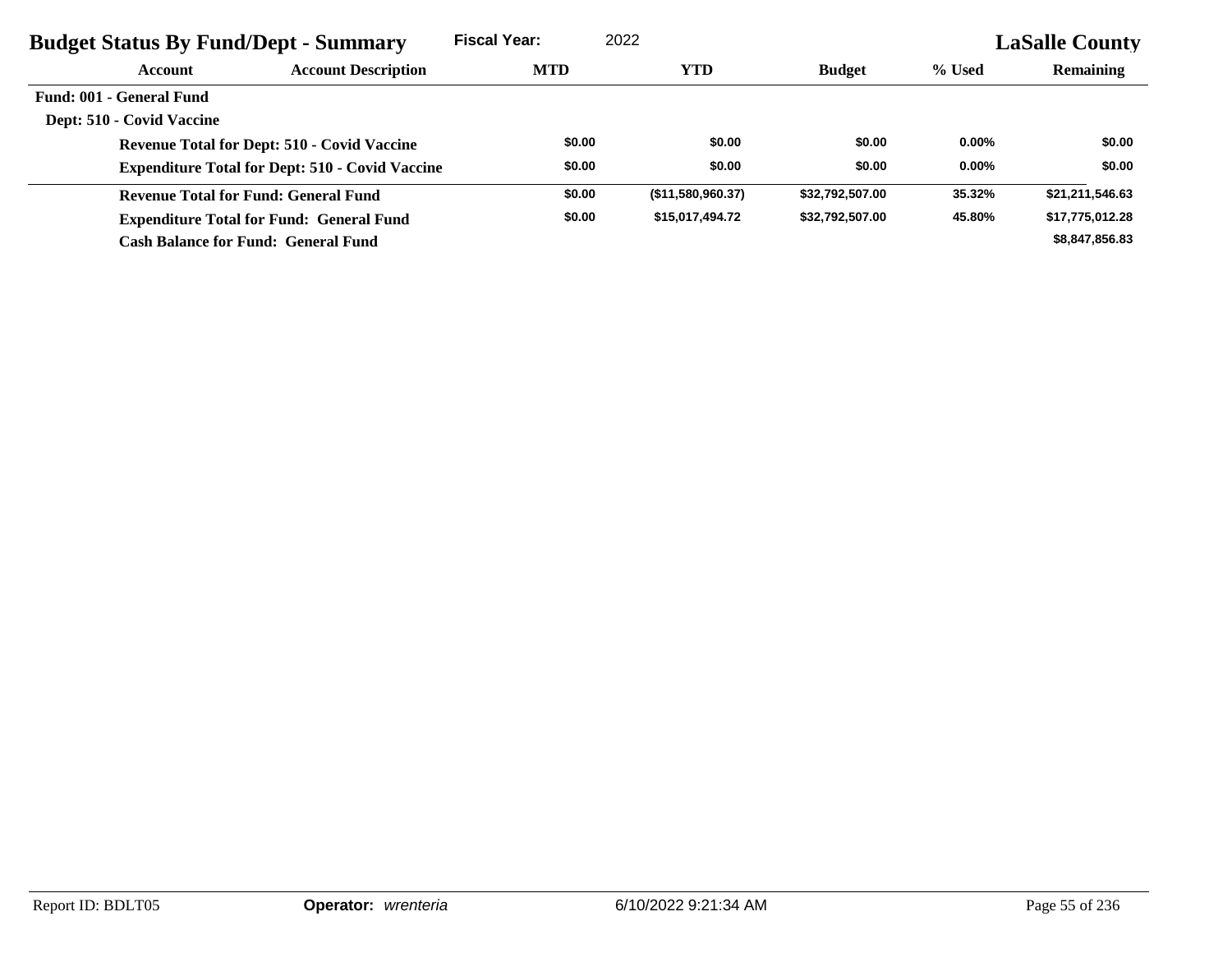# Budget Status By Fund/Dept - Summary

**Fiscal Year:** 2022

**LaSalle County**

| Account | Account Description | MTD | YTD | Budget | % Used | Remaining |
|---|---|---|---|---|---|---|
| **Fund: 001 - General Fund** | | | | | | |
| **Dept: 510 - Covid Vaccine** | | | | | | |
| | **Revenue Total for Dept: 510 - Covid Vaccine** | $0.00 | $0.00 | $0.00 | 0.00% | $0.00 |
| | **Expenditure Total for Dept: 510 - Covid Vaccine** | $0.00 | $0.00 | $0.00 | 0.00% | $0.00 |
| | **Revenue Total for Fund: General Fund** | $0.00 | ($11,580,960.37) | $32,792,507.00 | 35.32% | $21,211,546.63 |
| | **Expenditure Total for Fund: General Fund** | $0.00 | $15,017,494.72 | $32,792,507.00 | 45.80% | $17,775,012.28 |
| | **Cash Balance for Fund: General Fund** | | | | | $8,847,856.83 |

Report ID: BDLT05 **Operator:** *wrenteria* 6/10/2022 9:21:34 AM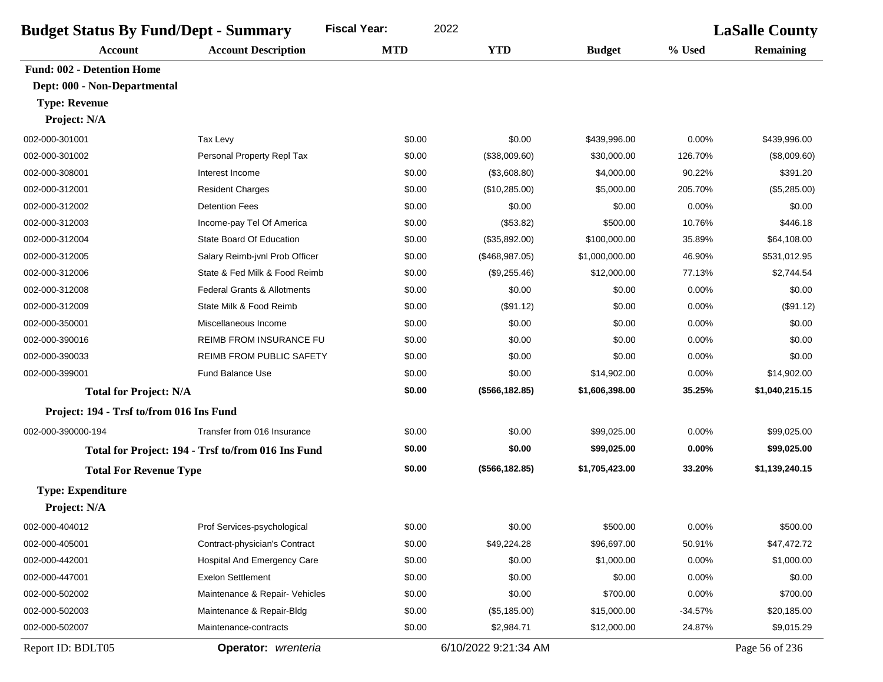# Budget Status By Fund/Dept - Summary

**Fiscal Year:** 2022

**LaSalle County**

| Account | Account Description | MTD | YTD | Budget | % Used | Remaining |
|---|---|---|---|---|---|---|
| **Fund: 002 - Detention Home** | | | | | | |
| **Dept: 000 - Non-Departmental** | | | | | | |
| **Type: Revenue** | | | | | | |
| **Project: N/A** | | | | | | |
| 002-000-301001 | Tax Levy | $0.00 | $0.00 | $439,996.00 | 0.00% | $439,996.00 |
| 002-000-301002 | Personal Property Repl Tax | $0.00 | ($38,009.60) | $30,000.00 | 126.70% | ($8,009.60) |
| 002-000-308001 | Interest Income | $0.00 | ($3,608.80) | $4,000.00 | 90.22% | $391.20 |
| 002-000-312001 | Resident Charges | $0.00 | ($10,285.00) | $5,000.00 | 205.70% | ($5,285.00) |
| 002-000-312002 | Detention Fees | $0.00 | $0.00 | $0.00 | 0.00% | $0.00 |
| 002-000-312003 | Income-pay Tel Of America | $0.00 | ($53.82) | $500.00 | 10.76% | $446.18 |
| 002-000-312004 | State Board Of Education | $0.00 | ($35,892.00) | $100,000.00 | 35.89% | $64,108.00 |
| 002-000-312005 | Salary Reimb-jvnl Prob Officer | $0.00 | ($468,987.05) | $1,000,000.00 | 46.90% | $531,012.95 |
| 002-000-312006 | State & Fed Milk & Food Reimb | $0.00 | ($9,255.46) | $12,000.00 | 77.13% | $2,744.54 |
| 002-000-312008 | Federal Grants & Allotments | $0.00 | $0.00 | $0.00 | 0.00% | $0.00 |
| 002-000-312009 | State Milk & Food Reimb | $0.00 | ($91.12) | $0.00 | 0.00% | ($91.12) |
| 002-000-350001 | Miscellaneous Income | $0.00 | $0.00 | $0.00 | 0.00% | $0.00 |
| 002-000-390016 | REIMB FROM INSURANCE FU | $0.00 | $0.00 | $0.00 | 0.00% | $0.00 |
| 002-000-390033 | REIMB FROM PUBLIC SAFETY | $0.00 | $0.00 | $0.00 | 0.00% | $0.00 |
| 002-000-399001 | Fund Balance Use | $0.00 | $0.00 | $14,902.00 | 0.00% | $14,902.00 |
| **Total for Project: N/A** | | **$0.00** | **($566,182.85)** | **$1,606,398.00** | **35.25%** | **$1,040,215.15** |
| **Project: 194 - Trsf to/from 016 Ins Fund** | | | | | | |
| 002-000-390000-194 | Transfer from 016 Insurance | $0.00 | $0.00 | $99,025.00 | 0.00% | $99,025.00 |
| **Total for Project: 194 - Trsf to/from 016 Ins Fund** | | **$0.00** | **$0.00** | **$99,025.00** | **0.00%** | **$99,025.00** |
| **Total For Revenue Type** | | **$0.00** | **($566,182.85)** | **$1,705,423.00** | **33.20%** | **$1,139,240.15** |
| **Type: Expenditure** | | | | | | |
| **Project: N/A** | | | | | | |
| 002-000-404012 | Prof Services-psychological | $0.00 | $0.00 | $500.00 | 0.00% | $500.00 |
| 002-000-405001 | Contract-physician's Contract | $0.00 | $49,224.28 | $96,697.00 | 50.91% | $47,472.72 |
| 002-000-442001 | Hospital And Emergency Care | $0.00 | $0.00 | $1,000.00 | 0.00% | $1,000.00 |
| 002-000-447001 | Exelon Settlement | $0.00 | $0.00 | $0.00 | 0.00% | $0.00 |
| 002-000-502002 | Maintenance & Repair- Vehicles | $0.00 | $0.00 | $700.00 | 0.00% | $700.00 |
| 002-000-502003 | Maintenance & Repair-Bldg | $0.00 | ($5,185.00) | $15,000.00 | -34.57% | $20,185.00 |
| 002-000-502007 | Maintenance-contracts | $0.00 | $2,984.71 | $12,000.00 | 24.87% | $9,015.29 |

Report ID: BDLT05 | **Operator:** *wrenteria* | 6/10/2022 9:21:34 AM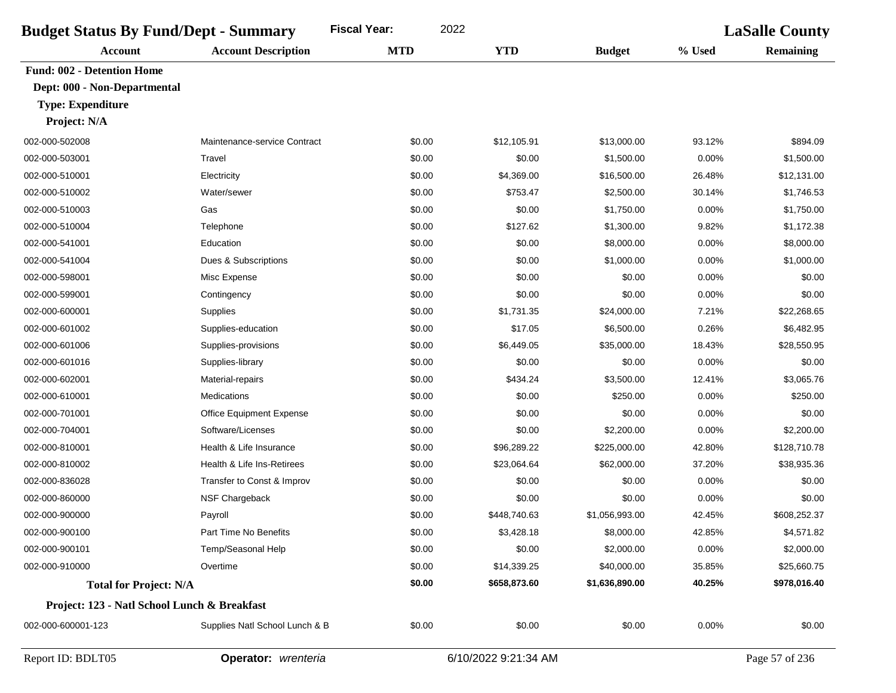# Budget Status By Fund/Dept - Summary

**Fiscal Year:** 2022

**LaSalle County**

| Account | Account Description | MTD | YTD | Budget | % Used | Remaining |
|---|---|---|---|---|---|---|
| **Fund: 002 - Detention Home** | | | | | | |
| **Dept: 000 - Non-Departmental** | | | | | | |
| **Type: Expenditure** | | | | | | |
| **Project: N/A** | | | | | | |
| 002-000-502008 | Maintenance-service Contract | $0.00 | $12,105.91 | $13,000.00 | 93.12% | $894.09 |
| 002-000-503001 | Travel | $0.00 | $0.00 | $1,500.00 | 0.00% | $1,500.00 |
| 002-000-510001 | Electricity | $0.00 | $4,369.00 | $16,500.00 | 26.48% | $12,131.00 |
| 002-000-510002 | Water/sewer | $0.00 | $753.47 | $2,500.00 | 30.14% | $1,746.53 |
| 002-000-510003 | Gas | $0.00 | $0.00 | $1,750.00 | 0.00% | $1,750.00 |
| 002-000-510004 | Telephone | $0.00 | $127.62 | $1,300.00 | 9.82% | $1,172.38 |
| 002-000-541001 | Education | $0.00 | $0.00 | $8,000.00 | 0.00% | $8,000.00 |
| 002-000-541004 | Dues & Subscriptions | $0.00 | $0.00 | $1,000.00 | 0.00% | $1,000.00 |
| 002-000-598001 | Misc Expense | $0.00 | $0.00 | $0.00 | 0.00% | $0.00 |
| 002-000-599001 | Contingency | $0.00 | $0.00 | $0.00 | 0.00% | $0.00 |
| 002-000-600001 | Supplies | $0.00 | $1,731.35 | $24,000.00 | 7.21% | $22,268.65 |
| 002-000-601002 | Supplies-education | $0.00 | $17.05 | $6,500.00 | 0.26% | $6,482.95 |
| 002-000-601006 | Supplies-provisions | $0.00 | $6,449.05 | $35,000.00 | 18.43% | $28,550.95 |
| 002-000-601016 | Supplies-library | $0.00 | $0.00 | $0.00 | 0.00% | $0.00 |
| 002-000-602001 | Material-repairs | $0.00 | $434.24 | $3,500.00 | 12.41% | $3,065.76 |
| 002-000-610001 | Medications | $0.00 | $0.00 | $250.00 | 0.00% | $250.00 |
| 002-000-701001 | Office Equipment Expense | $0.00 | $0.00 | $0.00 | 0.00% | $0.00 |
| 002-000-704001 | Software/Licenses | $0.00 | $0.00 | $2,200.00 | 0.00% | $2,200.00 |
| 002-000-810001 | Health & Life Insurance | $0.00 | $96,289.22 | $225,000.00 | 42.80% | $128,710.78 |
| 002-000-810002 | Health & Life Ins-Retirees | $0.00 | $23,064.64 | $62,000.00 | 37.20% | $38,935.36 |
| 002-000-836028 | Transfer to Const & Improv | $0.00 | $0.00 | $0.00 | 0.00% | $0.00 |
| 002-000-860000 | NSF Chargeback | $0.00 | $0.00 | $0.00 | 0.00% | $0.00 |
| 002-000-900000 | Payroll | $0.00 | $448,740.63 | $1,056,993.00 | 42.45% | $608,252.37 |
| 002-000-900100 | Part Time No Benefits | $0.00 | $3,428.18 | $8,000.00 | 42.85% | $4,571.82 |
| 002-000-900101 | Temp/Seasonal Help | $0.00 | $0.00 | $2,000.00 | 0.00% | $2,000.00 |
| 002-000-910000 | Overtime | $0.00 | $14,339.25 | $40,000.00 | 35.85% | $25,660.75 |
| **Total for Project: N/A** | | **$0.00** | **$658,873.60** | **$1,636,890.00** | **40.25%** | **$978,016.40** |
| **Project: 123 - Natl School Lunch & Breakfast** | | | | | | |
| 002-000-600001-123 | Supplies Natl School Lunch & B | $0.00 | $0.00 | $0.00 | 0.00% | $0.00 |

Report ID: BDLT05 | **Operator:** *wrenteria* | 6/10/2022 9:21:34 AM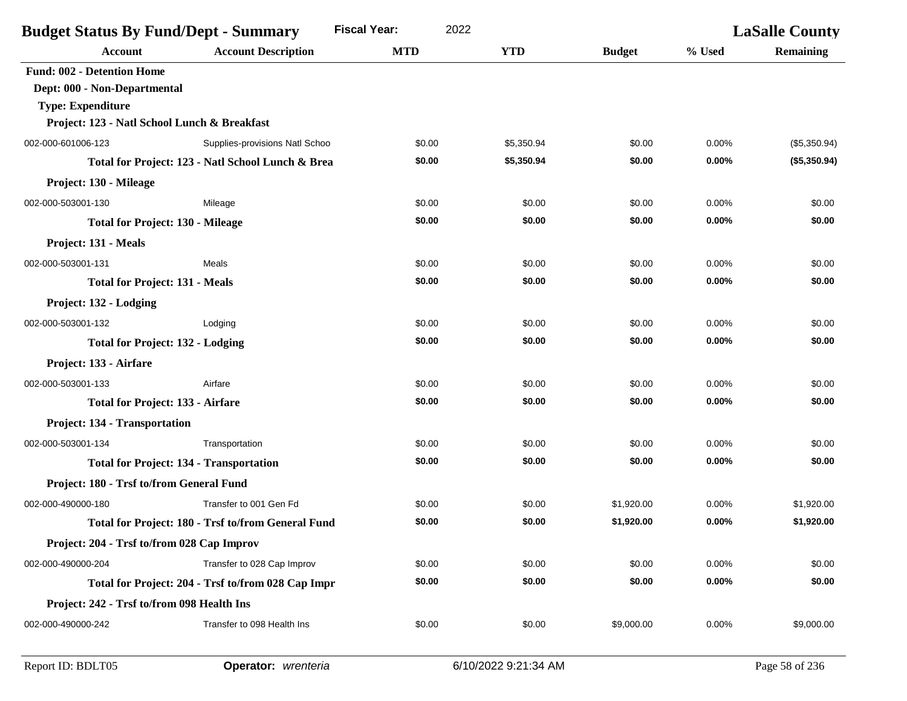# Budget Status By Fund/Dept - Summary

**Fiscal Year:** 2022

**LaSalle County**

| Account | Account Description | MTD | YTD | Budget | % Used | Remaining |
|---|---|---|---|---|---|---|
| **Fund: 002 - Detention Home** | | | | | | |
| **Dept: 000 - Non-Departmental** | | | | | | |
| **Type: Expenditure** | | | | | | |
| **Project: 123 - Natl School Lunch & Breakfast** | | | | | | |
| 002-000-601006-123 | Supplies-provisions Natl Schoo | $0.00 | $5,350.94 | $0.00 | 0.00% | ($5,350.94) |
| | **Total for Project: 123 - Natl School Lunch & Brea** | **$0.00** | **$5,350.94** | **$0.00** | **0.00%** | **($5,350.94)** |
| **Project: 130 - Mileage** | | | | | | |
| 002-000-503001-130 | Mileage | $0.00 | $0.00 | $0.00 | 0.00% | $0.00 |
| | **Total for Project: 130 - Mileage** | **$0.00** | **$0.00** | **$0.00** | **0.00%** | **$0.00** |
| **Project: 131 - Meals** | | | | | | |
| 002-000-503001-131 | Meals | $0.00 | $0.00 | $0.00 | 0.00% | $0.00 |
| | **Total for Project: 131 - Meals** | **$0.00** | **$0.00** | **$0.00** | **0.00%** | **$0.00** |
| **Project: 132 - Lodging** | | | | | | |
| 002-000-503001-132 | Lodging | $0.00 | $0.00 | $0.00 | 0.00% | $0.00 |
| | **Total for Project: 132 - Lodging** | **$0.00** | **$0.00** | **$0.00** | **0.00%** | **$0.00** |
| **Project: 133 - Airfare** | | | | | | |
| 002-000-503001-133 | Airfare | $0.00 | $0.00 | $0.00 | 0.00% | $0.00 |
| | **Total for Project: 133 - Airfare** | **$0.00** | **$0.00** | **$0.00** | **0.00%** | **$0.00** |
| **Project: 134 - Transportation** | | | | | | |
| 002-000-503001-134 | Transportation | $0.00 | $0.00 | $0.00 | 0.00% | $0.00 |
| | **Total for Project: 134 - Transportation** | **$0.00** | **$0.00** | **$0.00** | **0.00%** | **$0.00** |
| **Project: 180 - Trsf to/from General Fund** | | | | | | |
| 002-000-490000-180 | Transfer to 001 Gen Fd | $0.00 | $0.00 | $1,920.00 | 0.00% | $1,920.00 |
| | **Total for Project: 180 - Trsf to/from General Fund** | **$0.00** | **$0.00** | **$1,920.00** | **0.00%** | **$1,920.00** |
| **Project: 204 - Trsf to/from 028 Cap Improv** | | | | | | |
| 002-000-490000-204 | Transfer to 028 Cap Improv | $0.00 | $0.00 | $0.00 | 0.00% | $0.00 |
| | **Total for Project: 204 - Trsf to/from 028 Cap Impr** | **$0.00** | **$0.00** | **$0.00** | **0.00%** | **$0.00** |
| **Project: 242 - Trsf to/from 098 Health Ins** | | | | | | |
| 002-000-490000-242 | Transfer to 098 Health Ins | $0.00 | $0.00 | $9,000.00 | 0.00% | $9,000.00 |

Report ID: BDLT05 **Operator:** *wrenteria* 6/10/2022 9:21:34 AM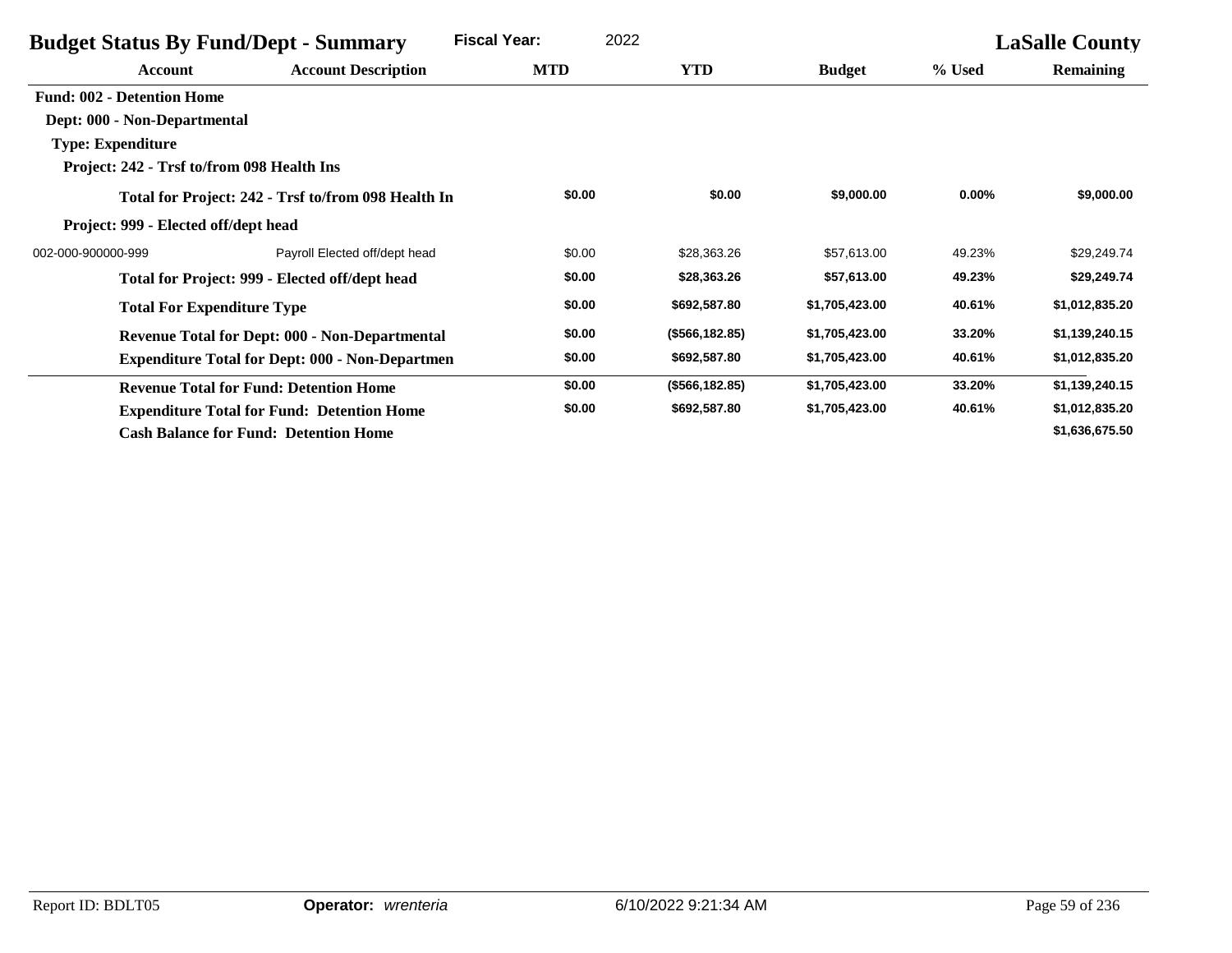## Budget Status By Fund/Dept - Summary

**Fiscal Year:** 2022

**LaSalle County**

| Account | Account Description | MTD | YTD | Budget | % Used | Remaining |
|---|---|---|---|---|---|---|
| **Fund: 002 - Detention Home** | | | | | | |
| **Dept: 000 - Non-Departmental** | | | | | | |
| **Type: Expenditure** | | | | | | |
| **Project: 242 - Trsf to/from 098 Health Ins** | | | | | | |
| **Total for Project: 242 - Trsf to/from 098 Health In** | | **$0.00** | **$0.00** | **$9,000.00** | **0.00%** | **$9,000.00** |
| **Project: 999 - Elected off/dept head** | | | | | | |
| 002-000-900000-999 | Payroll Elected off/dept head | $0.00 | $28,363.26 | $57,613.00 | 49.23% | $29,249.74 |
| **Total for Project: 999 - Elected off/dept head** | | **$0.00** | **$28,363.26** | **$57,613.00** | **49.23%** | **$29,249.74** |
| **Total For Expenditure Type** | | **$0.00** | **$692,587.80** | **$1,705,423.00** | **40.61%** | **$1,012,835.20** |
| **Revenue Total for Dept: 000 - Non-Departmental** | | **$0.00** | **($566,182.85)** | **$1,705,423.00** | **33.20%** | **$1,139,240.15** |
| **Expenditure Total for Dept: 000 - Non-Departmen** | | **$0.00** | **$692,587.80** | **$1,705,423.00** | **40.61%** | **$1,012,835.20** |
| **Revenue Total for Fund: Detention Home** | | **$0.00** | **($566,182.85)** | **$1,705,423.00** | **33.20%** | **$1,139,240.15** |
| **Expenditure Total for Fund: Detention Home** | | **$0.00** | **$692,587.80** | **$1,705,423.00** | **40.61%** | **$1,012,835.20** |
| **Cash Balance for Fund: Detention Home** | | | | | | **$1,636,675.50** |

Report ID: BDLT05 **Operator:** *wrenteria* 6/10/2022 9:21:34 AM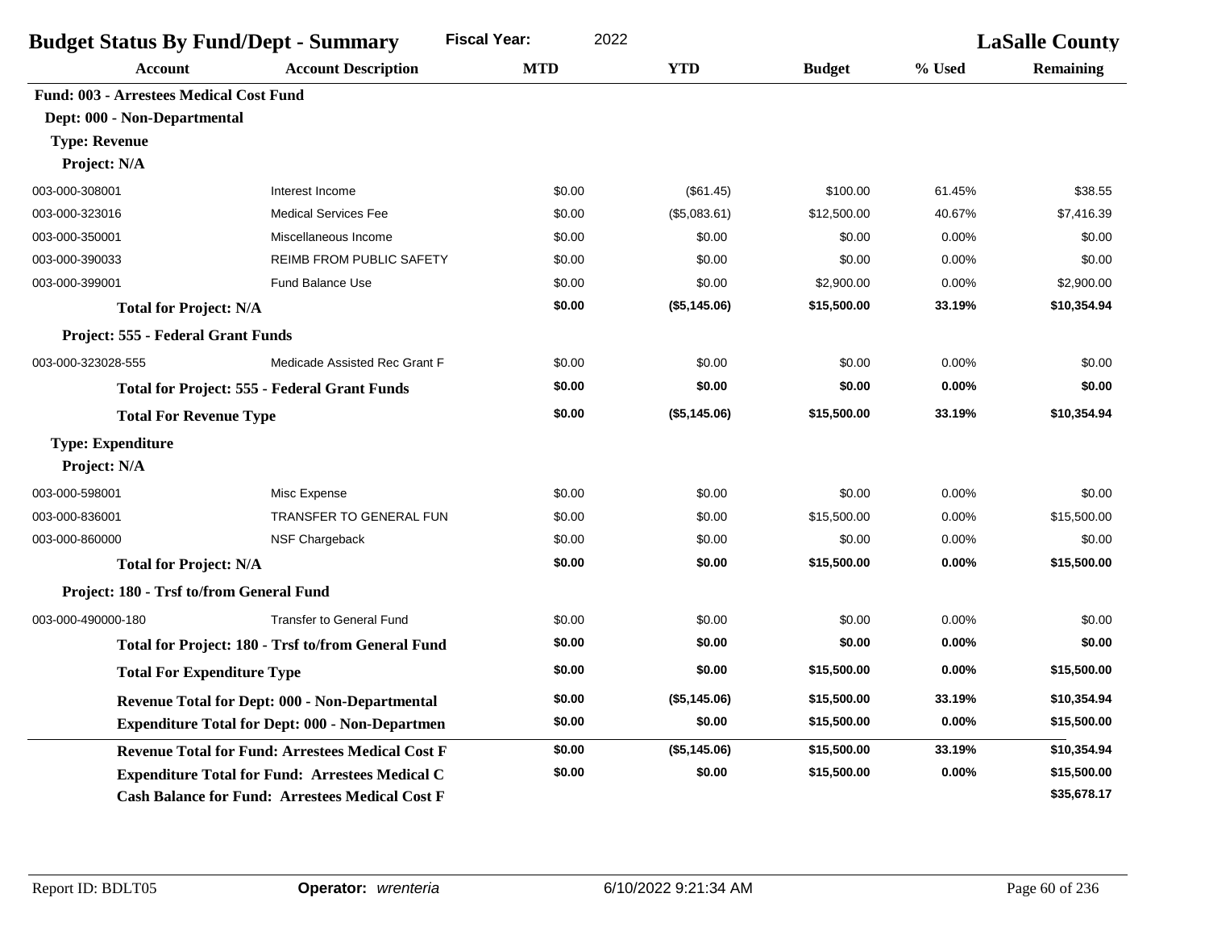## Budget Status By Fund/Dept - Summary

**Fiscal Year:** 2022

**LaSalle County**

| Account | Account Description | MTD | YTD | Budget | % Used | Remaining |
|---|---|---|---|---|---|---|
| **Fund: 003 - Arrestees Medical Cost Fund** | | | | | | |
| **Dept: 000 - Non-Departmental** | | | | | | |
| **Type: Revenue** | | | | | | |
| **Project: N/A** | | | | | | |
| 003-000-308001 | Interest Income | $0.00 | ($61.45) | $100.00 | 61.45% | $38.55 |
| 003-000-323016 | Medical Services Fee | $0.00 | ($5,083.61) | $12,500.00 | 40.67% | $7,416.39 |
| 003-000-350001 | Miscellaneous Income | $0.00 | $0.00 | $0.00 | 0.00% | $0.00 |
| 003-000-390033 | REIMB FROM PUBLIC SAFETY | $0.00 | $0.00 | $0.00 | 0.00% | $0.00 |
| 003-000-399001 | Fund Balance Use | $0.00 | $0.00 | $2,900.00 | 0.00% | $2,900.00 |
| **Total for Project: N/A** | | **$0.00** | **($5,145.06)** | **$15,500.00** | **33.19%** | **$10,354.94** |
| **Project: 555 - Federal Grant Funds** | | | | | | |
| 003-000-323028-555 | Medicade Assisted Rec Grant F | $0.00 | $0.00 | $0.00 | 0.00% | $0.00 |
| **Total for Project: 555 - Federal Grant Funds** | | **$0.00** | **$0.00** | **$0.00** | **0.00%** | **$0.00** |
| **Total For Revenue Type** | | **$0.00** | **($5,145.06)** | **$15,500.00** | **33.19%** | **$10,354.94** |
| **Type: Expenditure** | | | | | | |
| **Project: N/A** | | | | | | |
| 003-000-598001 | Misc Expense | $0.00 | $0.00 | $0.00 | 0.00% | $0.00 |
| 003-000-836001 | TRANSFER TO GENERAL FUN | $0.00 | $0.00 | $15,500.00 | 0.00% | $15,500.00 |
| 003-000-860000 | NSF Chargeback | $0.00 | $0.00 | $0.00 | 0.00% | $0.00 |
| **Total for Project: N/A** | | **$0.00** | **$0.00** | **$15,500.00** | **0.00%** | **$15,500.00** |
| **Project: 180 - Trsf to/from General Fund** | | | | | | |
| 003-000-490000-180 | Transfer to General Fund | $0.00 | $0.00 | $0.00 | 0.00% | $0.00 |
| **Total for Project: 180 - Trsf to/from General Fund** | | **$0.00** | **$0.00** | **$0.00** | **0.00%** | **$0.00** |
| **Total For Expenditure Type** | | **$0.00** | **$0.00** | **$15,500.00** | **0.00%** | **$15,500.00** |
| **Revenue Total for Dept: 000 - Non-Departmental** | | **$0.00** | **($5,145.06)** | **$15,500.00** | **33.19%** | **$10,354.94** |
| **Expenditure Total for Dept: 000 - Non-Departmen** | | **$0.00** | **$0.00** | **$15,500.00** | **0.00%** | **$15,500.00** |
| **Revenue Total for Fund: Arrestees Medical Cost F** | | **$0.00** | **($5,145.06)** | **$15,500.00** | **33.19%** | **$10,354.94** |
| **Expenditure Total for Fund: Arrestees Medical C** | | **$0.00** | **$0.00** | **$15,500.00** | **0.00%** | **$15,500.00** |
| **Cash Balance for Fund: Arrestees Medical Cost F** | | | | | | **$35,678.17** |

Report ID: BDLT05 | **Operator:** *wrenteria* | 6/10/2022 9:21:34 AM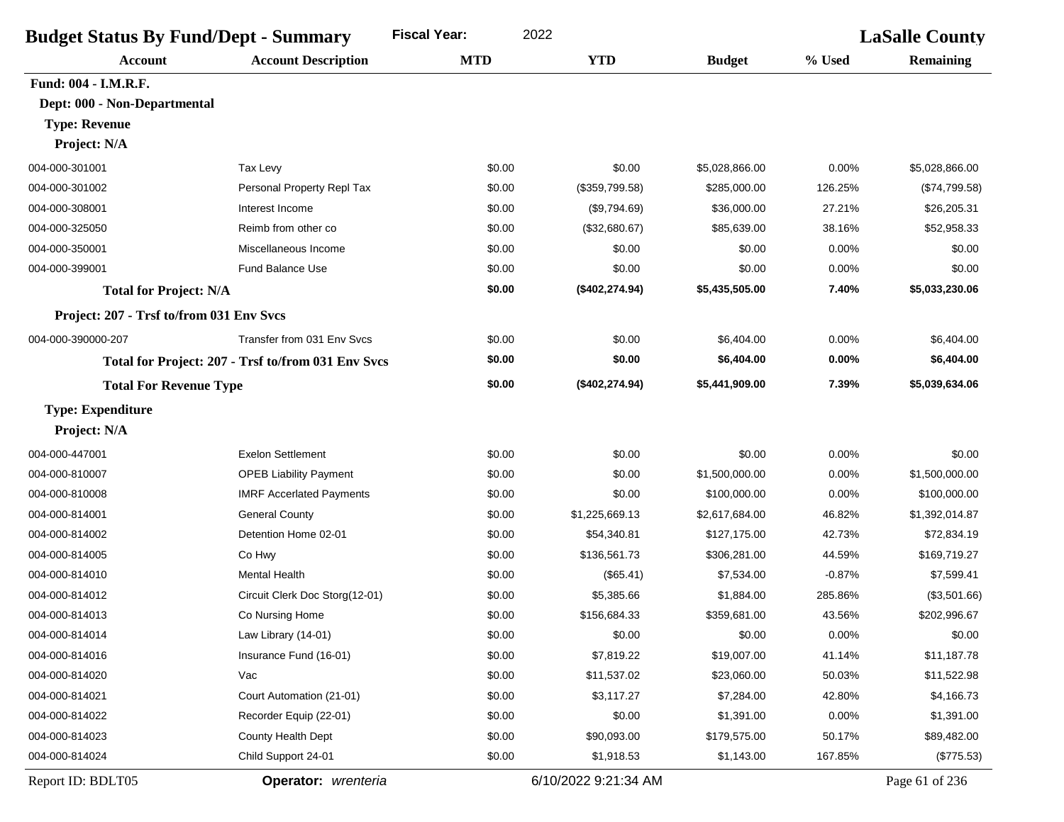# Budget Status By Fund/Dept - Summary

**Fiscal Year:** 2022

**LaSalle County**

| Account | Account Description | MTD | YTD | Budget | % Used | Remaining |
|---|---|---|---|---|---|---|
| **Fund: 004 - I.M.R.F.** | | | | | | |
| **Dept: 000 - Non-Departmental** | | | | | | |
| **Type: Revenue** | | | | | | |
| **Project: N/A** | | | | | | |
| 004-000-301001 | Tax Levy | $0.00 | $0.00 | $5,028,866.00 | 0.00% | $5,028,866.00 |
| 004-000-301002 | Personal Property Repl Tax | $0.00 | ($359,799.58) | $285,000.00 | 126.25% | ($74,799.58) |
| 004-000-308001 | Interest Income | $0.00 | ($9,794.69) | $36,000.00 | 27.21% | $26,205.31 |
| 004-000-325050 | Reimb from other co | $0.00 | ($32,680.67) | $85,639.00 | 38.16% | $52,958.33 |
| 004-000-350001 | Miscellaneous Income | $0.00 | $0.00 | $0.00 | 0.00% | $0.00 |
| 004-000-399001 | Fund Balance Use | $0.00 | $0.00 | $0.00 | 0.00% | $0.00 |
| **Total for Project: N/A** | | **$0.00** | **($402,274.94)** | **$5,435,505.00** | **7.40%** | **$5,033,230.06** |
| **Project: 207 - Trsf to/from 031 Env Svcs** | | | | | | |
| 004-000-390000-207 | Transfer from 031 Env Svcs | $0.00 | $0.00 | $6,404.00 | 0.00% | $6,404.00 |
| **Total for Project: 207 - Trsf to/from 031 Env Svcs** | | **$0.00** | **$0.00** | **$6,404.00** | **0.00%** | **$6,404.00** |
| **Total For Revenue Type** | | **$0.00** | **($402,274.94)** | **$5,441,909.00** | **7.39%** | **$5,039,634.06** |
| **Type: Expenditure** | | | | | | |
| **Project: N/A** | | | | | | |
| 004-000-447001 | Exelon Settlement | $0.00 | $0.00 | $0.00 | 0.00% | $0.00 |
| 004-000-810007 | OPEB Liability Payment | $0.00 | $0.00 | $1,500,000.00 | 0.00% | $1,500,000.00 |
| 004-000-810008 | IMRF Accerlated Payments | $0.00 | $0.00 | $100,000.00 | 0.00% | $100,000.00 |
| 004-000-814001 | General County | $0.00 | $1,225,669.13 | $2,617,684.00 | 46.82% | $1,392,014.87 |
| 004-000-814002 | Detention Home 02-01 | $0.00 | $54,340.81 | $127,175.00 | 42.73% | $72,834.19 |
| 004-000-814005 | Co Hwy | $0.00 | $136,561.73 | $306,281.00 | 44.59% | $169,719.27 |
| 004-000-814010 | Mental Health | $0.00 | ($65.41) | $7,534.00 | -0.87% | $7,599.41 |
| 004-000-814012 | Circuit Clerk Doc Storg(12-01) | $0.00 | $5,385.66 | $1,884.00 | 285.86% | ($3,501.66) |
| 004-000-814013 | Co Nursing Home | $0.00 | $156,684.33 | $359,681.00 | 43.56% | $202,996.67 |
| 004-000-814014 | Law Library (14-01) | $0.00 | $0.00 | $0.00 | 0.00% | $0.00 |
| 004-000-814016 | Insurance Fund (16-01) | $0.00 | $7,819.22 | $19,007.00 | 41.14% | $11,187.78 |
| 004-000-814020 | Vac | $0.00 | $11,537.02 | $23,060.00 | 50.03% | $11,522.98 |
| 004-000-814021 | Court Automation (21-01) | $0.00 | $3,117.27 | $7,284.00 | 42.80% | $4,166.73 |
| 004-000-814022 | Recorder Equip (22-01) | $0.00 | $0.00 | $1,391.00 | 0.00% | $1,391.00 |
| 004-000-814023 | County Health Dept | $0.00 | $90,093.00 | $179,575.00 | 50.17% | $89,482.00 |
| 004-000-814024 | Child Support 24-01 | $0.00 | $1,918.53 | $1,143.00 | 167.85% | ($775.53) |

Report ID: BDLT05 **Operator:** *wrenteria* 6/10/2022 9:21:34 AM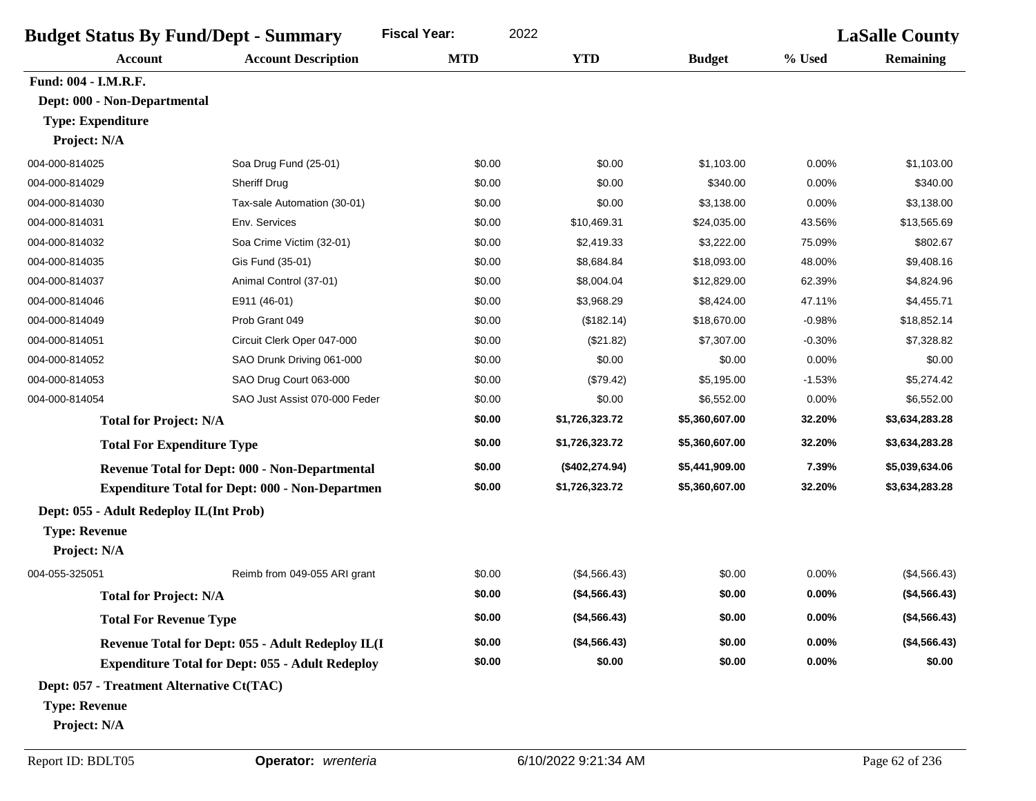# Budget Status By Fund/Dept - Summary

**Fiscal Year:** 2022

**LaSalle County**

| Account | Account Description | MTD | YTD | Budget | % Used | Remaining |
|---|---|---|---|---|---|---|
| **Fund: 004 - I.M.R.F.** | | | | | | |
| **Dept: 000 - Non-Departmental** | | | | | | |
| **Type: Expenditure** | | | | | | |
| **Project: N/A** | | | | | | |
| 004-000-814025 | Soa Drug Fund (25-01) | $0.00 | $0.00 | $1,103.00 | 0.00% | $1,103.00 |
| 004-000-814029 | Sheriff Drug | $0.00 | $0.00 | $340.00 | 0.00% | $340.00 |
| 004-000-814030 | Tax-sale Automation (30-01) | $0.00 | $0.00 | $3,138.00 | 0.00% | $3,138.00 |
| 004-000-814031 | Env. Services | $0.00 | $10,469.31 | $24,035.00 | 43.56% | $13,565.69 |
| 004-000-814032 | Soa Crime Victim (32-01) | $0.00 | $2,419.33 | $3,222.00 | 75.09% | $802.67 |
| 004-000-814035 | Gis Fund (35-01) | $0.00 | $8,684.84 | $18,093.00 | 48.00% | $9,408.16 |
| 004-000-814037 | Animal Control (37-01) | $0.00 | $8,004.04 | $12,829.00 | 62.39% | $4,824.96 |
| 004-000-814046 | E911 (46-01) | $0.00 | $3,968.29 | $8,424.00 | 47.11% | $4,455.71 |
| 004-000-814049 | Prob Grant 049 | $0.00 | ($182.14) | $18,670.00 | -0.98% | $18,852.14 |
| 004-000-814051 | Circuit Clerk Oper 047-000 | $0.00 | ($21.82) | $7,307.00 | -0.30% | $7,328.82 |
| 004-000-814052 | SAO Drunk Driving 061-000 | $0.00 | $0.00 | $0.00 | 0.00% | $0.00 |
| 004-000-814053 | SAO Drug Court 063-000 | $0.00 | ($79.42) | $5,195.00 | -1.53% | $5,274.42 |
| 004-000-814054 | SAO Just Assist 070-000 Feder | $0.00 | $0.00 | $6,552.00 | 0.00% | $6,552.00 |
| **Total for Project: N/A** | | **$0.00** | **$1,726,323.72** | **$5,360,607.00** | **32.20%** | **$3,634,283.28** |
| **Total For Expenditure Type** | | **$0.00** | **$1,726,323.72** | **$5,360,607.00** | **32.20%** | **$3,634,283.28** |
| **Revenue Total for Dept: 000 - Non-Departmental** | | **$0.00** | **($402,274.94)** | **$5,441,909.00** | **7.39%** | **$5,039,634.06** |
| **Expenditure Total for Dept: 000 - Non-Departmen** | | **$0.00** | **$1,726,323.72** | **$5,360,607.00** | **32.20%** | **$3,634,283.28** |
| **Dept: 055 - Adult Redeploy IL(Int Prob)** | | | | | | |
| **Type: Revenue** | | | | | | |
| **Project: N/A** | | | | | | |
| 004-055-325051 | Reimb from 049-055 ARI grant | $0.00 | ($4,566.43) | $0.00 | 0.00% | ($4,566.43) |
| **Total for Project: N/A** | | **$0.00** | **($4,566.43)** | **$0.00** | **0.00%** | **($4,566.43)** |
| **Total For Revenue Type** | | **$0.00** | **($4,566.43)** | **$0.00** | **0.00%** | **($4,566.43)** |
| **Revenue Total for Dept: 055 - Adult Redeploy IL(I** | | **$0.00** | **($4,566.43)** | **$0.00** | **0.00%** | **($4,566.43)** |
| **Expenditure Total for Dept: 055 - Adult Redeploy** | | **$0.00** | **$0.00** | **$0.00** | **0.00%** | **$0.00** |
| **Dept: 057 - Treatment Alternative Ct(TAC)** | | | | | | |
| **Type: Revenue** | | | | | | |
| **Project: N/A** | | | | | | |

Report ID: BDLT05 **Operator:** *wrenteria* 6/10/2022 9:21:34 AM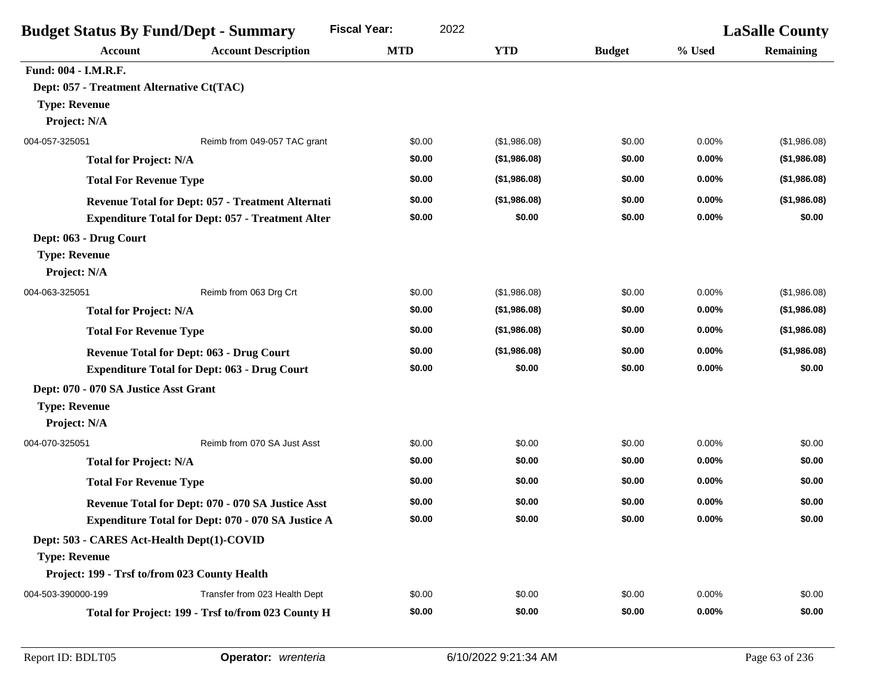## Budget Status By Fund/Dept - Summary

**Fiscal Year:** 2022 **LaSalle County**

| Account | Account Description | MTD | YTD | Budget | % Used | Remaining |
|---|---|---|---|---|---|---|
| **Fund: 004 - I.M.R.F.** | | | | | | |
| **Dept: 057 - Treatment Alternative Ct(TAC)** | | | | | | |
| **Type: Revenue** | | | | | | |
| **Project: N/A** | | | | | | |
| 004-057-325051 | Reimb from 049-057 TAC grant | $0.00 | ($1,986.08) | $0.00 | 0.00% | ($1,986.08) |
| **Total for Project: N/A** | | **$0.00** | **($1,986.08)** | **$0.00** | **0.00%** | **($1,986.08)** |
| **Total For Revenue Type** | | **$0.00** | **($1,986.08)** | **$0.00** | **0.00%** | **($1,986.08)** |
| **Revenue Total for Dept: 057 - Treatment Alternati** | | **$0.00** | **($1,986.08)** | **$0.00** | **0.00%** | **($1,986.08)** |
| **Expenditure Total for Dept: 057 - Treatment Alter** | | **$0.00** | **$0.00** | **$0.00** | **0.00%** | **$0.00** |
| **Dept: 063 - Drug Court** | | | | | | |
| **Type: Revenue** | | | | | | |
| **Project: N/A** | | | | | | |
| 004-063-325051 | Reimb from 063 Drg Crt | $0.00 | ($1,986.08) | $0.00 | 0.00% | ($1,986.08) |
| **Total for Project: N/A** | | **$0.00** | **($1,986.08)** | **$0.00** | **0.00%** | **($1,986.08)** |
| **Total For Revenue Type** | | **$0.00** | **($1,986.08)** | **$0.00** | **0.00%** | **($1,986.08)** |
| **Revenue Total for Dept: 063 - Drug Court** | | **$0.00** | **($1,986.08)** | **$0.00** | **0.00%** | **($1,986.08)** |
| **Expenditure Total for Dept: 063 - Drug Court** | | **$0.00** | **$0.00** | **$0.00** | **0.00%** | **$0.00** |
| **Dept: 070 - 070 SA Justice Asst Grant** | | | | | | |
| **Type: Revenue** | | | | | | |
| **Project: N/A** | | | | | | |
| 004-070-325051 | Reimb from 070 SA Just Asst | $0.00 | $0.00 | $0.00 | 0.00% | $0.00 |
| **Total for Project: N/A** | | **$0.00** | **$0.00** | **$0.00** | **0.00%** | **$0.00** |
| **Total For Revenue Type** | | **$0.00** | **$0.00** | **$0.00** | **0.00%** | **$0.00** |
| **Revenue Total for Dept: 070 - 070 SA Justice Asst** | | **$0.00** | **$0.00** | **$0.00** | **0.00%** | **$0.00** |
| **Expenditure Total for Dept: 070 - 070 SA Justice A** | | **$0.00** | **$0.00** | **$0.00** | **0.00%** | **$0.00** |
| **Dept: 503 - CARES Act-Health Dept(1)-COVID** | | | | | | |
| **Type: Revenue** | | | | | | |
| **Project: 199 - Trsf to/from 023 County Health** | | | | | | |
| 004-503-390000-199 | Transfer from 023 Health Dept | $0.00 | $0.00 | $0.00 | 0.00% | $0.00 |
| **Total for Project: 199 - Trsf to/from 023 County H** | | **$0.00** | **$0.00** | **$0.00** | **0.00%** | **$0.00** |

Report ID: BDLT05 **Operator:** *wrenteria* 6/10/2022 9:21:34 AM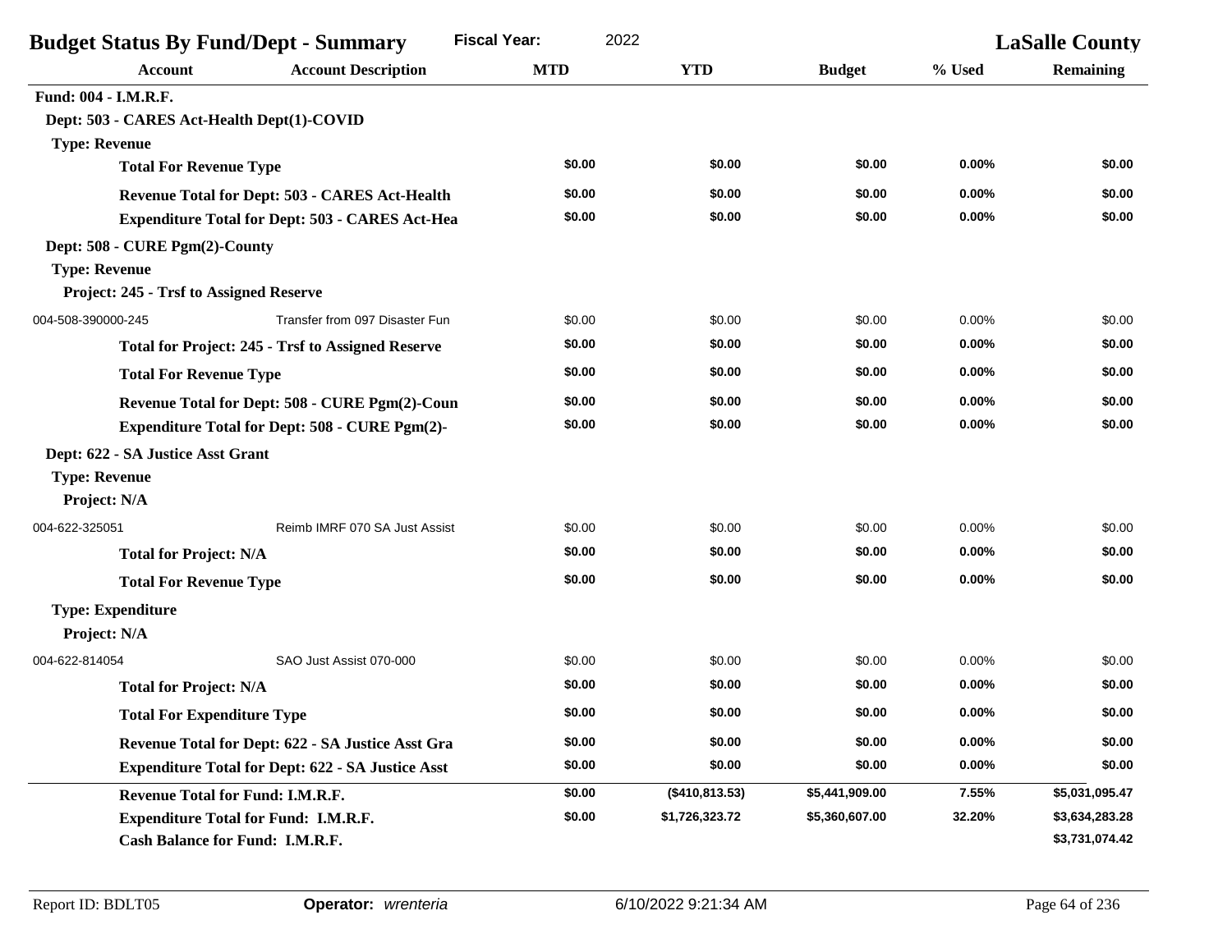## Budget Status By Fund/Dept - Summary

**Fiscal Year:** 2022

**LaSalle County**

| Account | Account Description | MTD | YTD | Budget | % Used | Remaining |
|---|---|---|---|---|---|---|
| **Fund: 004 - I.M.R.F.** | | | | | | |
| **Dept: 503 - CARES Act-Health Dept(1)-COVID** | | | | | | |
| **Type: Revenue** | | | | | | |
| **Total For Revenue Type** | | **$0.00** | **$0.00** | **$0.00** | **0.00%** | **$0.00** |
| **Revenue Total for Dept: 503 - CARES Act-Health** | | **$0.00** | **$0.00** | **$0.00** | **0.00%** | **$0.00** |
| **Expenditure Total for Dept: 503 - CARES Act-Hea** | | **$0.00** | **$0.00** | **$0.00** | **0.00%** | **$0.00** |
| **Dept: 508 - CURE Pgm(2)-County** | | | | | | |
| **Type: Revenue** | | | | | | |
| **Project: 245 - Trsf to Assigned Reserve** | | | | | | |
| 004-508-390000-245 | Transfer from 097 Disaster Fun | $0.00 | $0.00 | $0.00 | 0.00% | $0.00 |
| **Total for Project: 245 - Trsf to Assigned Reserve** | | **$0.00** | **$0.00** | **$0.00** | **0.00%** | **$0.00** |
| **Total For Revenue Type** | | **$0.00** | **$0.00** | **$0.00** | **0.00%** | **$0.00** |
| **Revenue Total for Dept: 508 - CURE Pgm(2)-Coun** | | **$0.00** | **$0.00** | **$0.00** | **0.00%** | **$0.00** |
| **Expenditure Total for Dept: 508 - CURE Pgm(2)-** | | **$0.00** | **$0.00** | **$0.00** | **0.00%** | **$0.00** |
| **Dept: 622 - SA Justice Asst Grant** | | | | | | |
| **Type: Revenue** | | | | | | |
| **Project: N/A** | | | | | | |
| 004-622-325051 | Reimb IMRF 070 SA Just Assist | $0.00 | $0.00 | $0.00 | 0.00% | $0.00 |
| **Total for Project: N/A** | | **$0.00** | **$0.00** | **$0.00** | **0.00%** | **$0.00** |
| **Total For Revenue Type** | | **$0.00** | **$0.00** | **$0.00** | **0.00%** | **$0.00** |
| **Type: Expenditure** | | | | | | |
| **Project: N/A** | | | | | | |
| 004-622-814054 | SAO Just Assist 070-000 | $0.00 | $0.00 | $0.00 | 0.00% | $0.00 |
| **Total for Project: N/A** | | **$0.00** | **$0.00** | **$0.00** | **0.00%** | **$0.00** |
| **Total For Expenditure Type** | | **$0.00** | **$0.00** | **$0.00** | **0.00%** | **$0.00** |
| **Revenue Total for Dept: 622 - SA Justice Asst Gra** | | **$0.00** | **$0.00** | **$0.00** | **0.00%** | **$0.00** |
| **Expenditure Total for Dept: 622 - SA Justice Asst** | | **$0.00** | **$0.00** | **$0.00** | **0.00%** | **$0.00** |
| **Revenue Total for Fund: I.M.R.F.** | | **$0.00** | **($410,813.53)** | **$5,441,909.00** | **7.55%** | **$5,031,095.47** |
| **Expenditure Total for Fund: I.M.R.F.** | | **$0.00** | **$1,726,323.72** | **$5,360,607.00** | **32.20%** | **$3,634,283.28** |
| **Cash Balance for Fund: I.M.R.F.** | | | | | | **$3,731,074.42** |

Report ID: BDLT05 **Operator:** *wrenteria* 6/10/2022 9:21:34 AM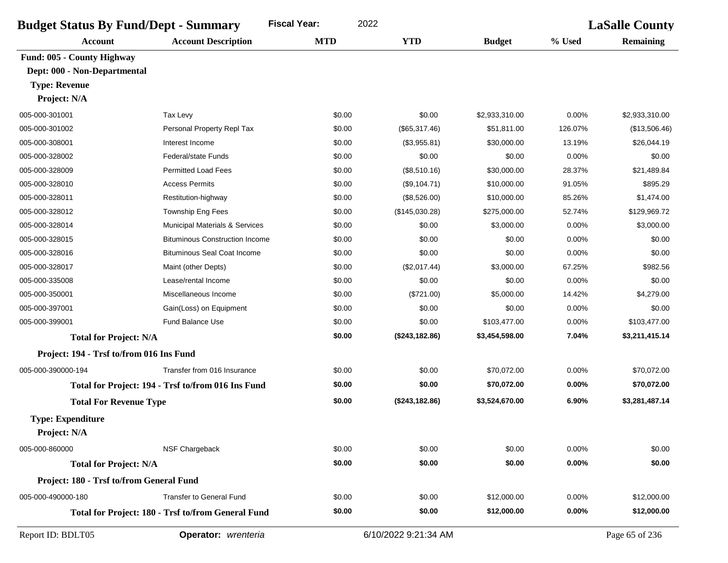# Budget Status By Fund/Dept - Summary

**Fiscal Year:** 2022

**LaSalle County**

| Account | Account Description | MTD | YTD | Budget | % Used | Remaining |
|---|---|---|---|---|---|---|
| **Fund: 005 - County Highway** | | | | | | |
| **Dept: 000 - Non-Departmental** | | | | | | |
| **Type: Revenue** | | | | | | |
| **Project: N/A** | | | | | | |
| 005-000-301001 | Tax Levy | $0.00 | $0.00 | $2,933,310.00 | 0.00% | $2,933,310.00 |
| 005-000-301002 | Personal Property Repl Tax | $0.00 | ($65,317.46) | $51,811.00 | 126.07% | ($13,506.46) |
| 005-000-308001 | Interest Income | $0.00 | ($3,955.81) | $30,000.00 | 13.19% | $26,044.19 |
| 005-000-328002 | Federal/state Funds | $0.00 | $0.00 | $0.00 | 0.00% | $0.00 |
| 005-000-328009 | Permitted Load Fees | $0.00 | ($8,510.16) | $30,000.00 | 28.37% | $21,489.84 |
| 005-000-328010 | Access Permits | $0.00 | ($9,104.71) | $10,000.00 | 91.05% | $895.29 |
| 005-000-328011 | Restitution-highway | $0.00 | ($8,526.00) | $10,000.00 | 85.26% | $1,474.00 |
| 005-000-328012 | Township Eng Fees | $0.00 | ($145,030.28) | $275,000.00 | 52.74% | $129,969.72 |
| 005-000-328014 | Municipal Materials & Services | $0.00 | $0.00 | $3,000.00 | 0.00% | $3,000.00 |
| 005-000-328015 | Bituminous Construction Income | $0.00 | $0.00 | $0.00 | 0.00% | $0.00 |
| 005-000-328016 | Bituminous Seal Coat Income | $0.00 | $0.00 | $0.00 | 0.00% | $0.00 |
| 005-000-328017 | Maint (other Depts) | $0.00 | ($2,017.44) | $3,000.00 | 67.25% | $982.56 |
| 005-000-335008 | Lease/rental Income | $0.00 | $0.00 | $0.00 | 0.00% | $0.00 |
| 005-000-350001 | Miscellaneous Income | $0.00 | ($721.00) | $5,000.00 | 14.42% | $4,279.00 |
| 005-000-397001 | Gain(Loss) on Equipment | $0.00 | $0.00 | $0.00 | 0.00% | $0.00 |
| 005-000-399001 | Fund Balance Use | $0.00 | $0.00 | $103,477.00 | 0.00% | $103,477.00 |
| **Total for Project: N/A** | | **$0.00** | **($243,182.86)** | **$3,454,598.00** | **7.04%** | **$3,211,415.14** |
| **Project: 194 - Trsf to/from 016 Ins Fund** | | | | | | |
| 005-000-390000-194 | Transfer from 016 Insurance | $0.00 | $0.00 | $70,072.00 | 0.00% | $70,072.00 |
| **Total for Project: 194 - Trsf to/from 016 Ins Fund** | | **$0.00** | **$0.00** | **$70,072.00** | **0.00%** | **$70,072.00** |
| **Total For Revenue Type** | | **$0.00** | **($243,182.86)** | **$3,524,670.00** | **6.90%** | **$3,281,487.14** |
| **Type: Expenditure** | | | | | | |
| **Project: N/A** | | | | | | |
| 005-000-860000 | NSF Chargeback | $0.00 | $0.00 | $0.00 | 0.00% | $0.00 |
| **Total for Project: N/A** | | **$0.00** | **$0.00** | **$0.00** | **0.00%** | **$0.00** |
| **Project: 180 - Trsf to/from General Fund** | | | | | | |
| 005-000-490000-180 | Transfer to General Fund | $0.00 | $0.00 | $12,000.00 | 0.00% | $12,000.00 |
| **Total for Project: 180 - Trsf to/from General Fund** | | **$0.00** | **$0.00** | **$12,000.00** | **0.00%** | **$12,000.00** |

Report ID: BDLT05 **Operator:** *wrenteria* 6/10/2022 9:21:34 AM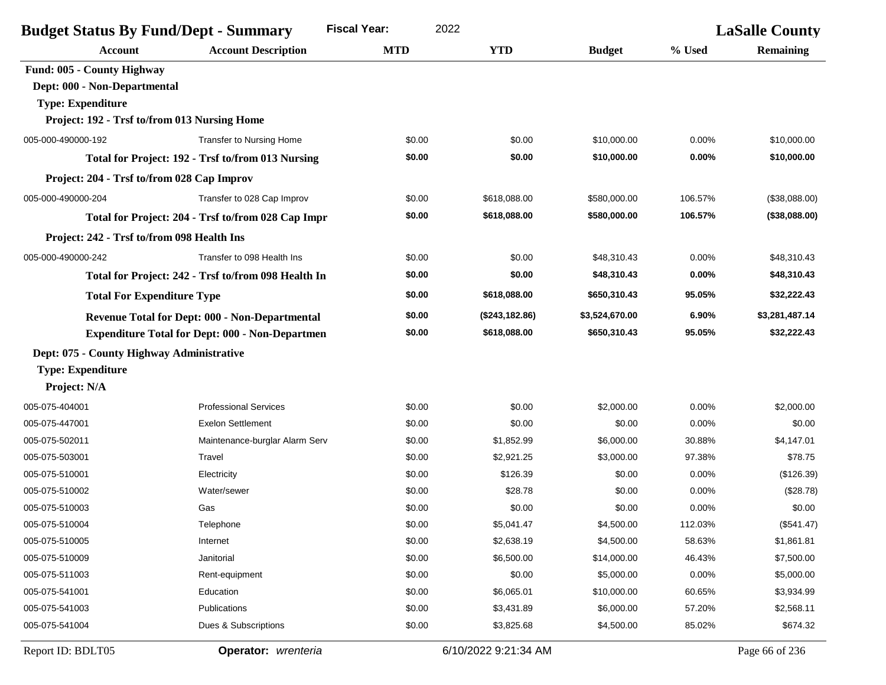# Budget Status By Fund/Dept - Summary

**Fiscal Year:** 2022

**LaSalle County**

| Account | Account Description | MTD | YTD | Budget | % Used | Remaining |
|---|---|---|---|---|---|---|
| **Fund: 005 - County Highway** | | | | | | |
| **Dept: 000 - Non-Departmental** | | | | | | |
| **Type: Expenditure** | | | | | | |
| **Project: 192 - Trsf to/from 013 Nursing Home** | | | | | | |
| 005-000-490000-192 | Transfer to Nursing Home | $0.00 | $0.00 | $10,000.00 | 0.00% | $10,000.00 |
| | **Total for Project: 192 - Trsf to/from 013 Nursing** | **$0.00** | **$0.00** | **$10,000.00** | **0.00%** | **$10,000.00** |
| **Project: 204 - Trsf to/from 028 Cap Improv** | | | | | | |
| 005-000-490000-204 | Transfer to 028 Cap Improv | $0.00 | $618,088.00 | $580,000.00 | 106.57% | ($38,088.00) |
| | **Total for Project: 204 - Trsf to/from 028 Cap Impr** | **$0.00** | **$618,088.00** | **$580,000.00** | **106.57%** | **($38,088.00)** |
| **Project: 242 - Trsf to/from 098 Health Ins** | | | | | | |
| 005-000-490000-242 | Transfer to 098 Health Ins | $0.00 | $0.00 | $48,310.43 | 0.00% | $48,310.43 |
| | **Total for Project: 242 - Trsf to/from 098 Health In** | **$0.00** | **$0.00** | **$48,310.43** | **0.00%** | **$48,310.43** |
| | **Total For Expenditure Type** | **$0.00** | **$618,088.00** | **$650,310.43** | **95.05%** | **$32,222.43** |
| | **Revenue Total for Dept: 000 - Non-Departmental** | **$0.00** | **($243,182.86)** | **$3,524,670.00** | **6.90%** | **$3,281,487.14** |
| | **Expenditure Total for Dept: 000 - Non-Departmen** | **$0.00** | **$618,088.00** | **$650,310.43** | **95.05%** | **$32,222.43** |
| **Dept: 075 - County Highway Administrative** | | | | | | |
| **Type: Expenditure** | | | | | | |
| **Project: N/A** | | | | | | |
| 005-075-404001 | Professional Services | $0.00 | $0.00 | $2,000.00 | 0.00% | $2,000.00 |
| 005-075-447001 | Exelon Settlement | $0.00 | $0.00 | $0.00 | 0.00% | $0.00 |
| 005-075-502011 | Maintenance-burglar Alarm Serv | $0.00 | $1,852.99 | $6,000.00 | 30.88% | $4,147.01 |
| 005-075-503001 | Travel | $0.00 | $2,921.25 | $3,000.00 | 97.38% | $78.75 |
| 005-075-510001 | Electricity | $0.00 | $126.39 | $0.00 | 0.00% | ($126.39) |
| 005-075-510002 | Water/sewer | $0.00 | $28.78 | $0.00 | 0.00% | ($28.78) |
| 005-075-510003 | Gas | $0.00 | $0.00 | $0.00 | 0.00% | $0.00 |
| 005-075-510004 | Telephone | $0.00 | $5,041.47 | $4,500.00 | 112.03% | ($541.47) |
| 005-075-510005 | Internet | $0.00 | $2,638.19 | $4,500.00 | 58.63% | $1,861.81 |
| 005-075-510009 | Janitorial | $0.00 | $6,500.00 | $14,000.00 | 46.43% | $7,500.00 |
| 005-075-511003 | Rent-equipment | $0.00 | $0.00 | $5,000.00 | 0.00% | $5,000.00 |
| 005-075-541001 | Education | $0.00 | $6,065.01 | $10,000.00 | 60.65% | $3,934.99 |
| 005-075-541003 | Publications | $0.00 | $3,431.89 | $6,000.00 | 57.20% | $2,568.11 |
| 005-075-541004 | Dues & Subscriptions | $0.00 | $3,825.68 | $4,500.00 | 85.02% | $674.32 |

Report ID: BDLT05 **Operator:** *wrenteria* 6/10/2022 9:21:34 AM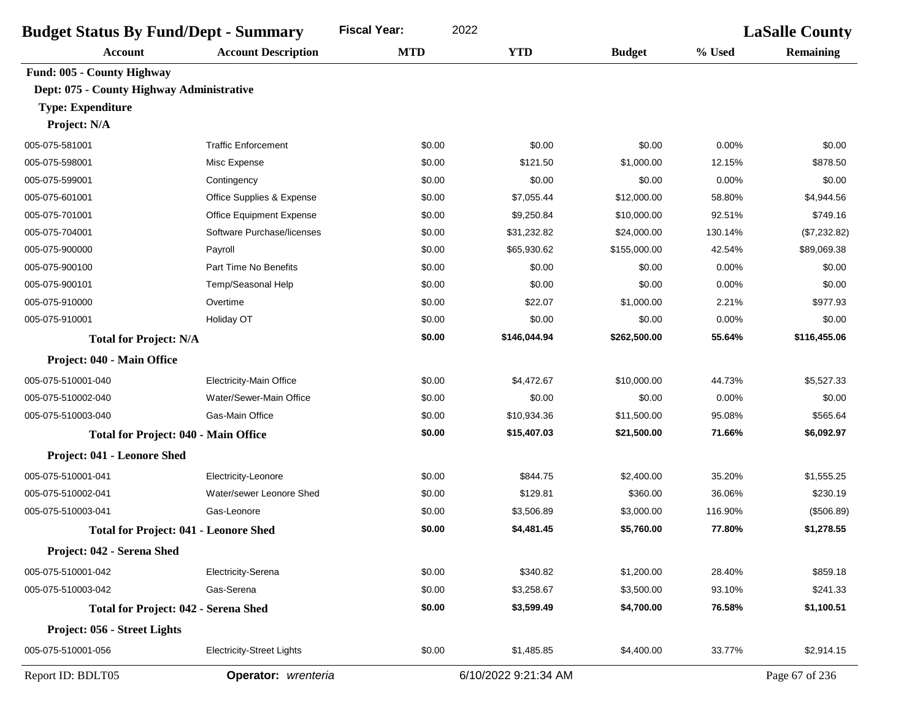# Budget Status By Fund/Dept - Summary

**Fiscal Year:** 2022

**LaSalle County**

| Account | Account Description | MTD | YTD | Budget | % Used | Remaining |
|---|---|---|---|---|---|---|
| **Fund: 005 - County Highway** | | | | | | |
| **Dept: 075 - County Highway Administrative** | | | | | | |
| **Type: Expenditure** | | | | | | |
| **Project: N/A** | | | | | | |
| 005-075-581001 | Traffic Enforcement | $0.00 | $0.00 | $0.00 | 0.00% | $0.00 |
| 005-075-598001 | Misc Expense | $0.00 | $121.50 | $1,000.00 | 12.15% | $878.50 |
| 005-075-599001 | Contingency | $0.00 | $0.00 | $0.00 | 0.00% | $0.00 |
| 005-075-601001 | Office Supplies & Expense | $0.00 | $7,055.44 | $12,000.00 | 58.80% | $4,944.56 |
| 005-075-701001 | Office Equipment Expense | $0.00 | $9,250.84 | $10,000.00 | 92.51% | $749.16 |
| 005-075-704001 | Software Purchase/licenses | $0.00 | $31,232.82 | $24,000.00 | 130.14% | ($7,232.82) |
| 005-075-900000 | Payroll | $0.00 | $65,930.62 | $155,000.00 | 42.54% | $89,069.38 |
| 005-075-900100 | Part Time No Benefits | $0.00 | $0.00 | $0.00 | 0.00% | $0.00 |
| 005-075-900101 | Temp/Seasonal Help | $0.00 | $0.00 | $0.00 | 0.00% | $0.00 |
| 005-075-910000 | Overtime | $0.00 | $22.07 | $1,000.00 | 2.21% | $977.93 |
| 005-075-910001 | Holiday OT | $0.00 | $0.00 | $0.00 | 0.00% | $0.00 |
| **Total for Project: N/A** | | **$0.00** | **$146,044.94** | **$262,500.00** | **55.64%** | **$116,455.06** |
| **Project: 040 - Main Office** | | | | | | |
| 005-075-510001-040 | Electricity-Main Office | $0.00 | $4,472.67 | $10,000.00 | 44.73% | $5,527.33 |
| 005-075-510002-040 | Water/Sewer-Main Office | $0.00 | $0.00 | $0.00 | 0.00% | $0.00 |
| 005-075-510003-040 | Gas-Main Office | $0.00 | $10,934.36 | $11,500.00 | 95.08% | $565.64 |
| **Total for Project: 040 - Main Office** | | **$0.00** | **$15,407.03** | **$21,500.00** | **71.66%** | **$6,092.97** |
| **Project: 041 - Leonore Shed** | | | | | | |
| 005-075-510001-041 | Electricity-Leonore | $0.00 | $844.75 | $2,400.00 | 35.20% | $1,555.25 |
| 005-075-510002-041 | Water/sewer Leonore Shed | $0.00 | $129.81 | $360.00 | 36.06% | $230.19 |
| 005-075-510003-041 | Gas-Leonore | $0.00 | $3,506.89 | $3,000.00 | 116.90% | ($506.89) |
| **Total for Project: 041 - Leonore Shed** | | **$0.00** | **$4,481.45** | **$5,760.00** | **77.80%** | **$1,278.55** |
| **Project: 042 - Serena Shed** | | | | | | |
| 005-075-510001-042 | Electricity-Serena | $0.00 | $340.82 | $1,200.00 | 28.40% | $859.18 |
| 005-075-510003-042 | Gas-Serena | $0.00 | $3,258.67 | $3,500.00 | 93.10% | $241.33 |
| **Total for Project: 042 - Serena Shed** | | **$0.00** | **$3,599.49** | **$4,700.00** | **76.58%** | **$1,100.51** |
| **Project: 056 - Street Lights** | | | | | | |
| 005-075-510001-056 | Electricity-Street Lights | $0.00 | $1,485.85 | $4,400.00 | 33.77% | $2,914.15 |

Report ID: BDLT05 | **Operator:** *wrenteria* | 6/10/2022 9:21:34 AM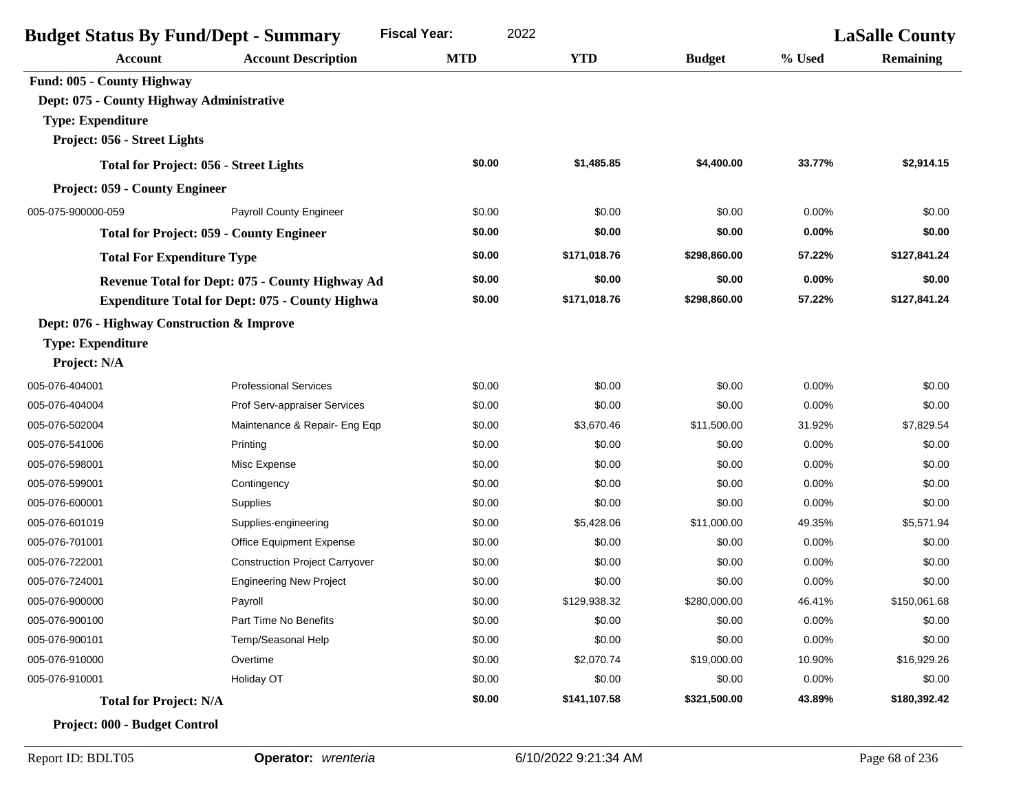# Budget Status By Fund/Dept - Summary

**Fiscal Year:** 2022

**LaSalle County**

| Account | Account Description | MTD | YTD | Budget | % Used | Remaining |
|---|---|---|---|---|---|---|
| **Fund: 005 - County Highway** | | | | | | |
| **Dept: 075 - County Highway Administrative** | | | | | | |
| **Type: Expenditure** | | | | | | |
| **Project: 056 - Street Lights** | | | | | | |
| **Total for Project: 056 - Street Lights** | | **$0.00** | **$1,485.85** | **$4,400.00** | **33.77%** | **$2,914.15** |
| **Project: 059 - County Engineer** | | | | | | |
| 005-075-900000-059 | Payroll County Engineer | $0.00 | $0.00 | $0.00 | 0.00% | $0.00 |
| **Total for Project: 059 - County Engineer** | | **$0.00** | **$0.00** | **$0.00** | **0.00%** | **$0.00** |
| **Total For Expenditure Type** | | **$0.00** | **$171,018.76** | **$298,860.00** | **57.22%** | **$127,841.24** |
| **Revenue Total for Dept: 075 - County Highway Ad** | | **$0.00** | **$0.00** | **$0.00** | **0.00%** | **$0.00** |
| **Expenditure Total for Dept: 075 - County Highwa** | | **$0.00** | **$171,018.76** | **$298,860.00** | **57.22%** | **$127,841.24** |
| **Dept: 076 - Highway Construction & Improve** | | | | | | |
| **Type: Expenditure** | | | | | | |
| **Project: N/A** | | | | | | |
| 005-076-404001 | Professional Services | $0.00 | $0.00 | $0.00 | 0.00% | $0.00 |
| 005-076-404004 | Prof Serv-appraiser Services | $0.00 | $0.00 | $0.00 | 0.00% | $0.00 |
| 005-076-502004 | Maintenance & Repair- Eng Eqp | $0.00 | $3,670.46 | $11,500.00 | 31.92% | $7,829.54 |
| 005-076-541006 | Printing | $0.00 | $0.00 | $0.00 | 0.00% | $0.00 |
| 005-076-598001 | Misc Expense | $0.00 | $0.00 | $0.00 | 0.00% | $0.00 |
| 005-076-599001 | Contingency | $0.00 | $0.00 | $0.00 | 0.00% | $0.00 |
| 005-076-600001 | Supplies | $0.00 | $0.00 | $0.00 | 0.00% | $0.00 |
| 005-076-601019 | Supplies-engineering | $0.00 | $5,428.06 | $11,000.00 | 49.35% | $5,571.94 |
| 005-076-701001 | Office Equipment Expense | $0.00 | $0.00 | $0.00 | 0.00% | $0.00 |
| 005-076-722001 | Construction Project Carryover | $0.00 | $0.00 | $0.00 | 0.00% | $0.00 |
| 005-076-724001 | Engineering New Project | $0.00 | $0.00 | $0.00 | 0.00% | $0.00 |
| 005-076-900000 | Payroll | $0.00 | $129,938.32 | $280,000.00 | 46.41% | $150,061.68 |
| 005-076-900100 | Part Time No Benefits | $0.00 | $0.00 | $0.00 | 0.00% | $0.00 |
| 005-076-900101 | Temp/Seasonal Help | $0.00 | $0.00 | $0.00 | 0.00% | $0.00 |
| 005-076-910000 | Overtime | $0.00 | $2,070.74 | $19,000.00 | 10.90% | $16,929.26 |
| 005-076-910001 | Holiday OT | $0.00 | $0.00 | $0.00 | 0.00% | $0.00 |
| **Total for Project: N/A** | | **$0.00** | **$141,107.58** | **$321,500.00** | **43.89%** | **$180,392.42** |
| **Project: 000 - Budget Control** | | | | | | |

Report ID: BDLT05 | **Operator:** *wrenteria* | 6/10/2022 9:21:34 AM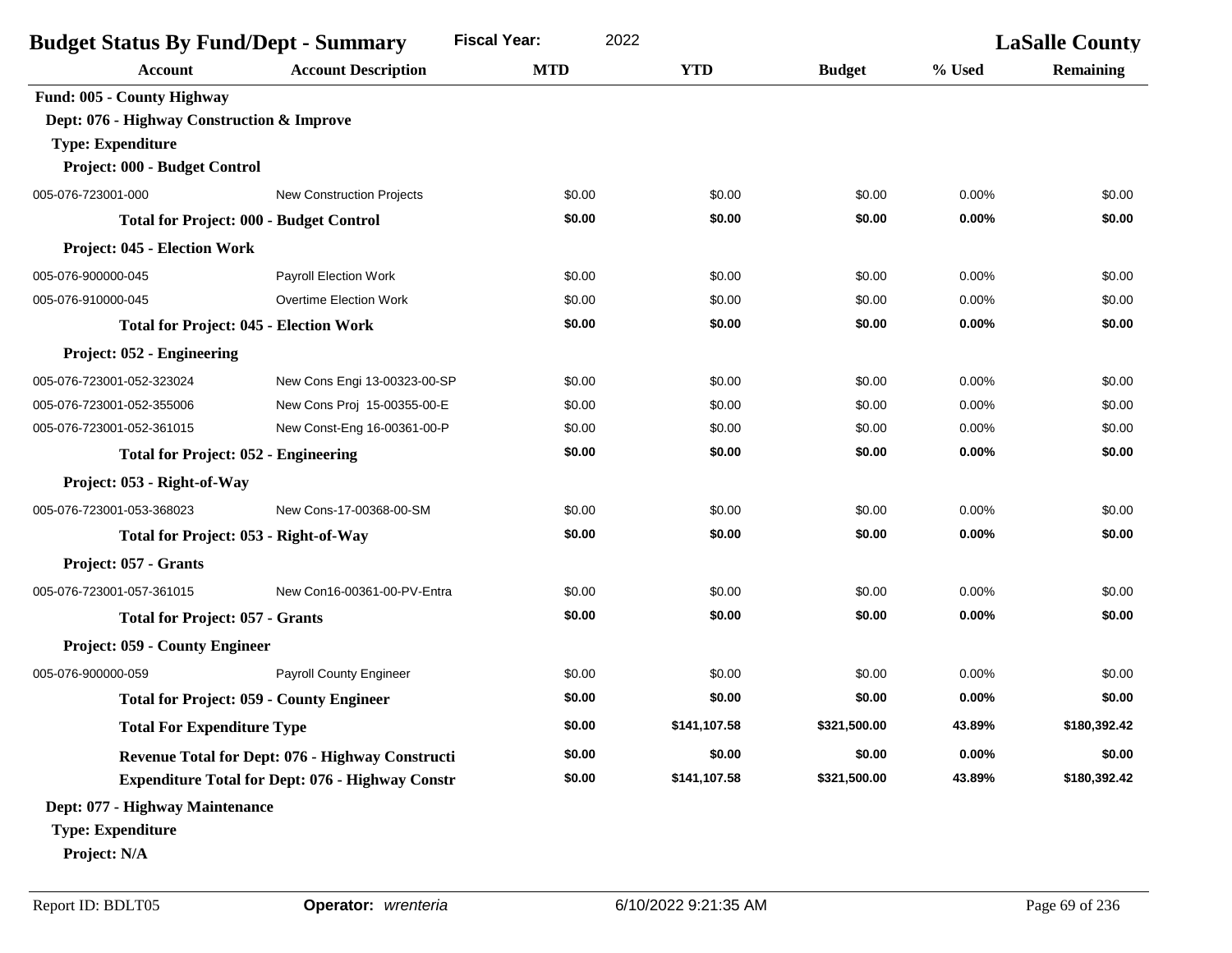## Budget Status By Fund/Dept - Summary

**Fiscal Year:** 2022

**LaSalle County**

| Account | Account Description | MTD | YTD | Budget | % Used | Remaining |
|---|---|---|---|---|---|---|
| **Fund: 005 - County Highway** | | | | | | |
| **Dept: 076 - Highway Construction & Improve** | | | | | | |
| **Type: Expenditure** | | | | | | |
| **Project: 000 - Budget Control** | | | | | | |
| 005-076-723001-000 | New Construction Projects | $0.00 | $0.00 | $0.00 | 0.00% | $0.00 |
| **Total for Project: 000 - Budget Control** | | **$0.00** | **$0.00** | **$0.00** | **0.00%** | **$0.00** |
| **Project: 045 - Election Work** | | | | | | |
| 005-076-900000-045 | Payroll Election Work | $0.00 | $0.00 | $0.00 | 0.00% | $0.00 |
| 005-076-910000-045 | Overtime Election Work | $0.00 | $0.00 | $0.00 | 0.00% | $0.00 |
| **Total for Project: 045 - Election Work** | | **$0.00** | **$0.00** | **$0.00** | **0.00%** | **$0.00** |
| **Project: 052 - Engineering** | | | | | | |
| 005-076-723001-052-323024 | New Cons Engi 13-00323-00-SP | $0.00 | $0.00 | $0.00 | 0.00% | $0.00 |
| 005-076-723001-052-355006 | New Cons Proj 15-00355-00-E | $0.00 | $0.00 | $0.00 | 0.00% | $0.00 |
| 005-076-723001-052-361015 | New Const-Eng 16-00361-00-P | $0.00 | $0.00 | $0.00 | 0.00% | $0.00 |
| **Total for Project: 052 - Engineering** | | **$0.00** | **$0.00** | **$0.00** | **0.00%** | **$0.00** |
| **Project: 053 - Right-of-Way** | | | | | | |
| 005-076-723001-053-368023 | New Cons-17-00368-00-SM | $0.00 | $0.00 | $0.00 | 0.00% | $0.00 |
| **Total for Project: 053 - Right-of-Way** | | **$0.00** | **$0.00** | **$0.00** | **0.00%** | **$0.00** |
| **Project: 057 - Grants** | | | | | | |
| 005-076-723001-057-361015 | New Con16-00361-00-PV-Entra | $0.00 | $0.00 | $0.00 | 0.00% | $0.00 |
| **Total for Project: 057 - Grants** | | **$0.00** | **$0.00** | **$0.00** | **0.00%** | **$0.00** |
| **Project: 059 - County Engineer** | | | | | | |
| 005-076-900000-059 | Payroll County Engineer | $0.00 | $0.00 | $0.00 | 0.00% | $0.00 |
| **Total for Project: 059 - County Engineer** | | **$0.00** | **$0.00** | **$0.00** | **0.00%** | **$0.00** |
| **Total For Expenditure Type** | | **$0.00** | **$141,107.58** | **$321,500.00** | **43.89%** | **$180,392.42** |
| **Revenue Total for Dept: 076 - Highway Constructi** | | **$0.00** | **$0.00** | **$0.00** | **0.00%** | **$0.00** |
| **Expenditure Total for Dept: 076 - Highway Constr** | | **$0.00** | **$141,107.58** | **$321,500.00** | **43.89%** | **$180,392.42** |
| **Dept: 077 - Highway Maintenance** | | | | | | |
| **Type: Expenditure** | | | | | | |
| **Project: N/A** | | | | | | |

Report ID: BDLT05 | **Operator:** *wrenteria* | 6/10/2022 9:21:35 AM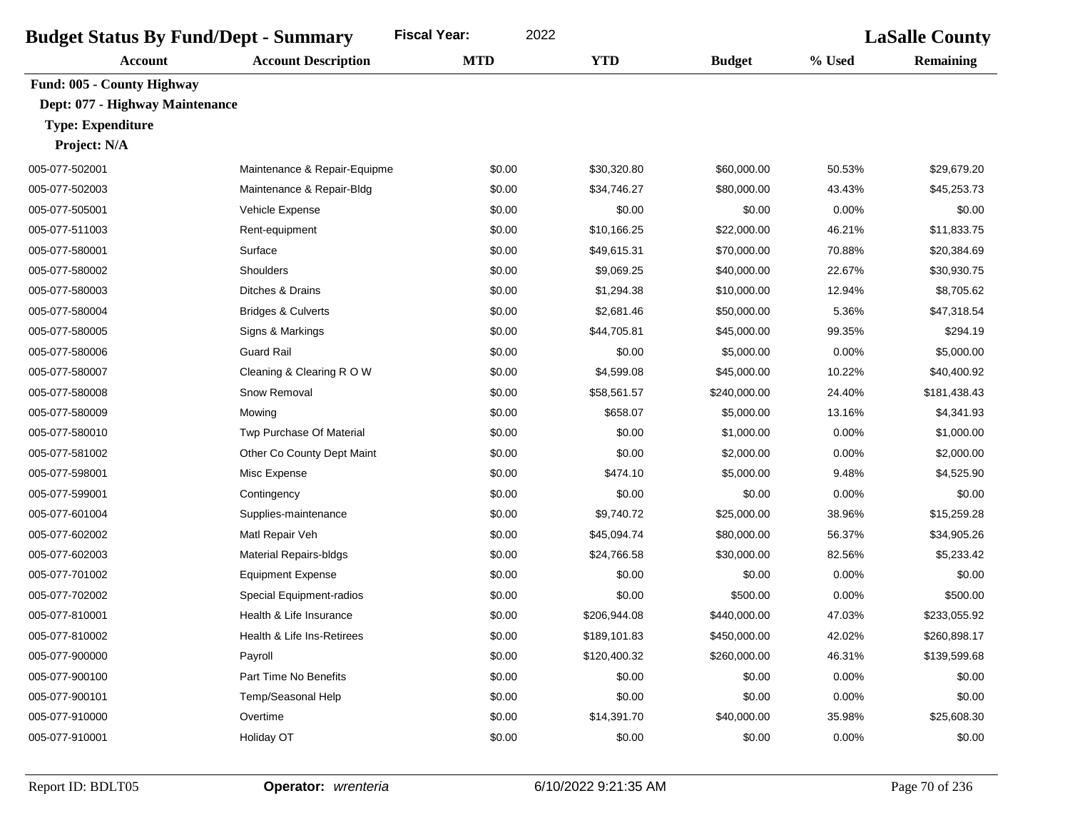# Budget Status By Fund/Dept - Summary

**Fiscal Year:** 2022

**LaSalle County**

| Account | Account Description | MTD | YTD | Budget | % Used | Remaining |
|---|---|---|---|---|---|---|

**Fund: 005 - County Highway**

**Dept: 077 - Highway Maintenance**

**Type: Expenditure**

**Project: N/A**

| Account | Account Description | MTD | YTD | Budget | % Used | Remaining |
|---|---|---|---|---|---|---|
| 005-077-502001 | Maintenance & Repair-Equipme | $0.00 | $30,320.80 | $60,000.00 | 50.53% | $29,679.20 |
| 005-077-502003 | Maintenance & Repair-Bldg | $0.00 | $34,746.27 | $80,000.00 | 43.43% | $45,253.73 |
| 005-077-505001 | Vehicle Expense | $0.00 | $0.00 | $0.00 | 0.00% | $0.00 |
| 005-077-511003 | Rent-equipment | $0.00 | $10,166.25 | $22,000.00 | 46.21% | $11,833.75 |
| 005-077-580001 | Surface | $0.00 | $49,615.31 | $70,000.00 | 70.88% | $20,384.69 |
| 005-077-580002 | Shoulders | $0.00 | $9,069.25 | $40,000.00 | 22.67% | $30,930.75 |
| 005-077-580003 | Ditches & Drains | $0.00 | $1,294.38 | $10,000.00 | 12.94% | $8,705.62 |
| 005-077-580004 | Bridges & Culverts | $0.00 | $2,681.46 | $50,000.00 | 5.36% | $47,318.54 |
| 005-077-580005 | Signs & Markings | $0.00 | $44,705.81 | $45,000.00 | 99.35% | $294.19 |
| 005-077-580006 | Guard Rail | $0.00 | $0.00 | $5,000.00 | 0.00% | $5,000.00 |
| 005-077-580007 | Cleaning & Clearing R O W | $0.00 | $4,599.08 | $45,000.00 | 10.22% | $40,400.92 |
| 005-077-580008 | Snow Removal | $0.00 | $58,561.57 | $240,000.00 | 24.40% | $181,438.43 |
| 005-077-580009 | Mowing | $0.00 | $658.07 | $5,000.00 | 13.16% | $4,341.93 |
| 005-077-580010 | Twp Purchase Of Material | $0.00 | $0.00 | $1,000.00 | 0.00% | $1,000.00 |
| 005-077-581002 | Other Co County Dept Maint | $0.00 | $0.00 | $2,000.00 | 0.00% | $2,000.00 |
| 005-077-598001 | Misc Expense | $0.00 | $474.10 | $5,000.00 | 9.48% | $4,525.90 |
| 005-077-599001 | Contingency | $0.00 | $0.00 | $0.00 | 0.00% | $0.00 |
| 005-077-601004 | Supplies-maintenance | $0.00 | $9,740.72 | $25,000.00 | 38.96% | $15,259.28 |
| 005-077-602002 | Matl Repair Veh | $0.00 | $45,094.74 | $80,000.00 | 56.37% | $34,905.26 |
| 005-077-602003 | Material Repairs-bldgs | $0.00 | $24,766.58 | $30,000.00 | 82.56% | $5,233.42 |
| 005-077-701002 | Equipment Expense | $0.00 | $0.00 | $0.00 | 0.00% | $0.00 |
| 005-077-702002 | Special Equipment-radios | $0.00 | $0.00 | $500.00 | 0.00% | $500.00 |
| 005-077-810001 | Health & Life Insurance | $0.00 | $206,944.08 | $440,000.00 | 47.03% | $233,055.92 |
| 005-077-810002 | Health & Life Ins-Retirees | $0.00 | $189,101.83 | $450,000.00 | 42.02% | $260,898.17 |
| 005-077-900000 | Payroll | $0.00 | $120,400.32 | $260,000.00 | 46.31% | $139,599.68 |
| 005-077-900100 | Part Time No Benefits | $0.00 | $0.00 | $0.00 | 0.00% | $0.00 |
| 005-077-900101 | Temp/Seasonal Help | $0.00 | $0.00 | $0.00 | 0.00% | $0.00 |
| 005-077-910000 | Overtime | $0.00 | $14,391.70 | $40,000.00 | 35.98% | $25,608.30 |
| 005-077-910001 | Holiday OT | $0.00 | $0.00 | $0.00 | 0.00% | $0.00 |

Report ID: BDLT05 **Operator:** *wrenteria* 6/10/2022 9:21:35 AM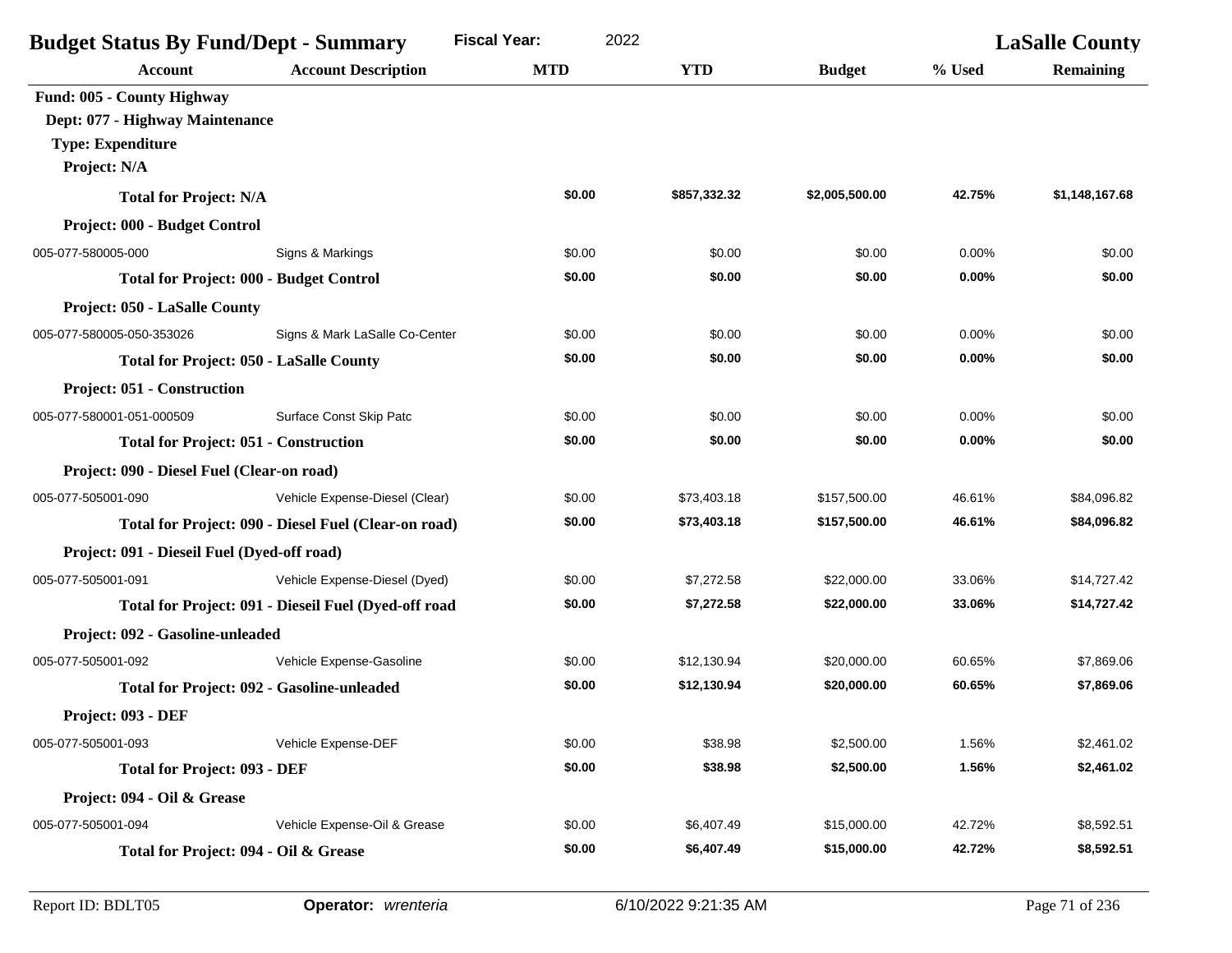# Budget Status By Fund/Dept - Summary

**Fiscal Year:** 2022

**LaSalle County**

| Account | Account Description | MTD | YTD | Budget | % Used | Remaining |
|---|---|---|---|---|---|---|
| **Fund: 005 - County Highway** | | | | | | |
| **Dept: 077 - Highway Maintenance** | | | | | | |
| **Type: Expenditure** | | | | | | |
| **Project: N/A** | | | | | | |
| **Total for Project: N/A** | | **$0.00** | **$857,332.32** | **$2,005,500.00** | **42.75%** | **$1,148,167.68** |
| **Project: 000 - Budget Control** | | | | | | |
| 005-077-580005-000 | Signs & Markings | $0.00 | $0.00 | $0.00 | 0.00% | $0.00 |
| **Total for Project: 000 - Budget Control** | | **$0.00** | **$0.00** | **$0.00** | **0.00%** | **$0.00** |
| **Project: 050 - LaSalle County** | | | | | | |
| 005-077-580005-050-353026 | Signs & Mark LaSalle Co-Center | $0.00 | $0.00 | $0.00 | 0.00% | $0.00 |
| **Total for Project: 050 - LaSalle County** | | **$0.00** | **$0.00** | **$0.00** | **0.00%** | **$0.00** |
| **Project: 051 - Construction** | | | | | | |
| 005-077-580001-051-000509 | Surface Const Skip Patc | $0.00 | $0.00 | $0.00 | 0.00% | $0.00 |
| **Total for Project: 051 - Construction** | | **$0.00** | **$0.00** | **$0.00** | **0.00%** | **$0.00** |
| **Project: 090 - Diesel Fuel (Clear-on road)** | | | | | | |
| 005-077-505001-090 | Vehicle Expense-Diesel (Clear) | $0.00 | $73,403.18 | $157,500.00 | 46.61% | $84,096.82 |
| **Total for Project: 090 - Diesel Fuel (Clear-on road)** | | **$0.00** | **$73,403.18** | **$157,500.00** | **46.61%** | **$84,096.82** |
| **Project: 091 - Dieseil Fuel (Dyed-off road)** | | | | | | |
| 005-077-505001-091 | Vehicle Expense-Diesel (Dyed) | $0.00 | $7,272.58 | $22,000.00 | 33.06% | $14,727.42 |
| **Total for Project: 091 - Dieseil Fuel (Dyed-off road** | | **$0.00** | **$7,272.58** | **$22,000.00** | **33.06%** | **$14,727.42** |
| **Project: 092 - Gasoline-unleaded** | | | | | | |
| 005-077-505001-092 | Vehicle Expense-Gasoline | $0.00 | $12,130.94 | $20,000.00 | 60.65% | $7,869.06 |
| **Total for Project: 092 - Gasoline-unleaded** | | **$0.00** | **$12,130.94** | **$20,000.00** | **60.65%** | **$7,869.06** |
| **Project: 093 - DEF** | | | | | | |
| 005-077-505001-093 | Vehicle Expense-DEF | $0.00 | $38.98 | $2,500.00 | 1.56% | $2,461.02 |
| **Total for Project: 093 - DEF** | | **$0.00** | **$38.98** | **$2,500.00** | **1.56%** | **$2,461.02** |
| **Project: 094 - Oil & Grease** | | | | | | |
| 005-077-505001-094 | Vehicle Expense-Oil & Grease | $0.00 | $6,407.49 | $15,000.00 | 42.72% | $8,592.51 |
| **Total for Project: 094 - Oil & Grease** | | **$0.00** | **$6,407.49** | **$15,000.00** | **42.72%** | **$8,592.51** |

Report ID: BDLT05 **Operator:** *wrenteria* 6/10/2022 9:21:35 AM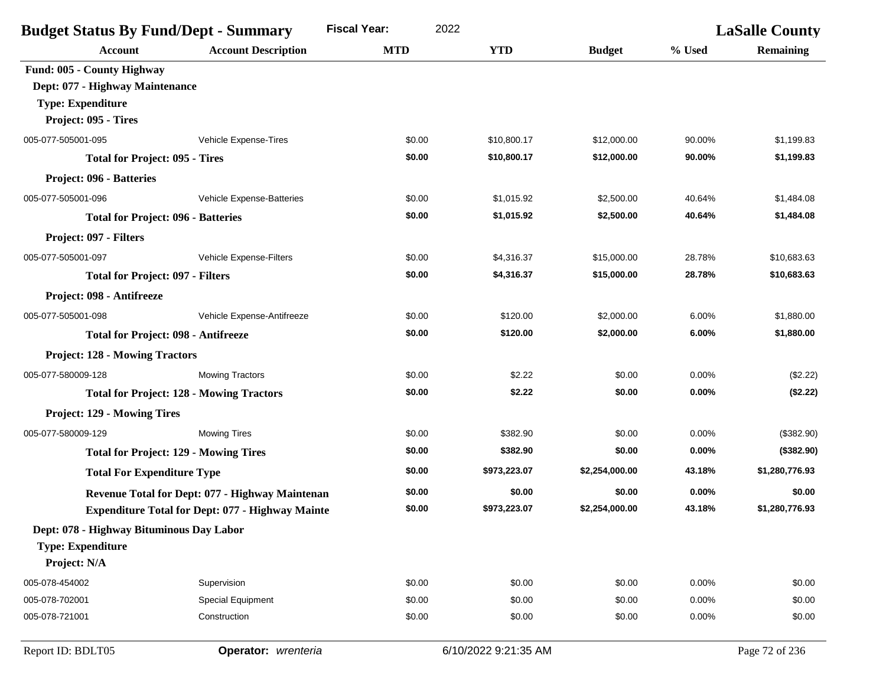# Budget Status By Fund/Dept - Summary

**Fiscal Year:** 2022

**LaSalle County**

| Account | Account Description | MTD | YTD | Budget | % Used | Remaining |
|---|---|---|---|---|---|---|
| **Fund: 005 - County Highway** | | | | | | |
| **Dept: 077 - Highway Maintenance** | | | | | | |
| **Type: Expenditure** | | | | | | |
| **Project: 095 - Tires** | | | | | | |
| 005-077-505001-095 | Vehicle Expense-Tires | $0.00 | $10,800.17 | $12,000.00 | 90.00% | $1,199.83 |
| **Total for Project: 095 - Tires** | | **$0.00** | **$10,800.17** | **$12,000.00** | **90.00%** | **$1,199.83** |
| **Project: 096 - Batteries** | | | | | | |
| 005-077-505001-096 | Vehicle Expense-Batteries | $0.00 | $1,015.92 | $2,500.00 | 40.64% | $1,484.08 |
| **Total for Project: 096 - Batteries** | | **$0.00** | **$1,015.92** | **$2,500.00** | **40.64%** | **$1,484.08** |
| **Project: 097 - Filters** | | | | | | |
| 005-077-505001-097 | Vehicle Expense-Filters | $0.00 | $4,316.37 | $15,000.00 | 28.78% | $10,683.63 |
| **Total for Project: 097 - Filters** | | **$0.00** | **$4,316.37** | **$15,000.00** | **28.78%** | **$10,683.63** |
| **Project: 098 - Antifreeze** | | | | | | |
| 005-077-505001-098 | Vehicle Expense-Antifreeze | $0.00 | $120.00 | $2,000.00 | 6.00% | $1,880.00 |
| **Total for Project: 098 - Antifreeze** | | **$0.00** | **$120.00** | **$2,000.00** | **6.00%** | **$1,880.00** |
| **Project: 128 - Mowing Tractors** | | | | | | |
| 005-077-580009-128 | Mowing Tractors | $0.00 | $2.22 | $0.00 | 0.00% | ($2.22) |
| **Total for Project: 128 - Mowing Tractors** | | **$0.00** | **$2.22** | **$0.00** | **0.00%** | **($2.22)** |
| **Project: 129 - Mowing Tires** | | | | | | |
| 005-077-580009-129 | Mowing Tires | $0.00 | $382.90 | $0.00 | 0.00% | ($382.90) |
| **Total for Project: 129 - Mowing Tires** | | **$0.00** | **$382.90** | **$0.00** | **0.00%** | **($382.90)** |
| **Total For Expenditure Type** | | **$0.00** | **$973,223.07** | **$2,254,000.00** | **43.18%** | **$1,280,776.93** |
| **Revenue Total for Dept: 077 - Highway Maintenan** | | **$0.00** | **$0.00** | **$0.00** | **0.00%** | **$0.00** |
| **Expenditure Total for Dept: 077 - Highway Mainte** | | **$0.00** | **$973,223.07** | **$2,254,000.00** | **43.18%** | **$1,280,776.93** |
| **Dept: 078 - Highway Bituminous Day Labor** | | | | | | |
| **Type: Expenditure** | | | | | | |
| **Project: N/A** | | | | | | |
| 005-078-454002 | Supervision | $0.00 | $0.00 | $0.00 | 0.00% | $0.00 |
| 005-078-702001 | Special Equipment | $0.00 | $0.00 | $0.00 | 0.00% | $0.00 |
| 005-078-721001 | Construction | $0.00 | $0.00 | $0.00 | 0.00% | $0.00 |

Report ID: BDLT05 **Operator:** *wrenteria* 6/10/2022 9:21:35 AM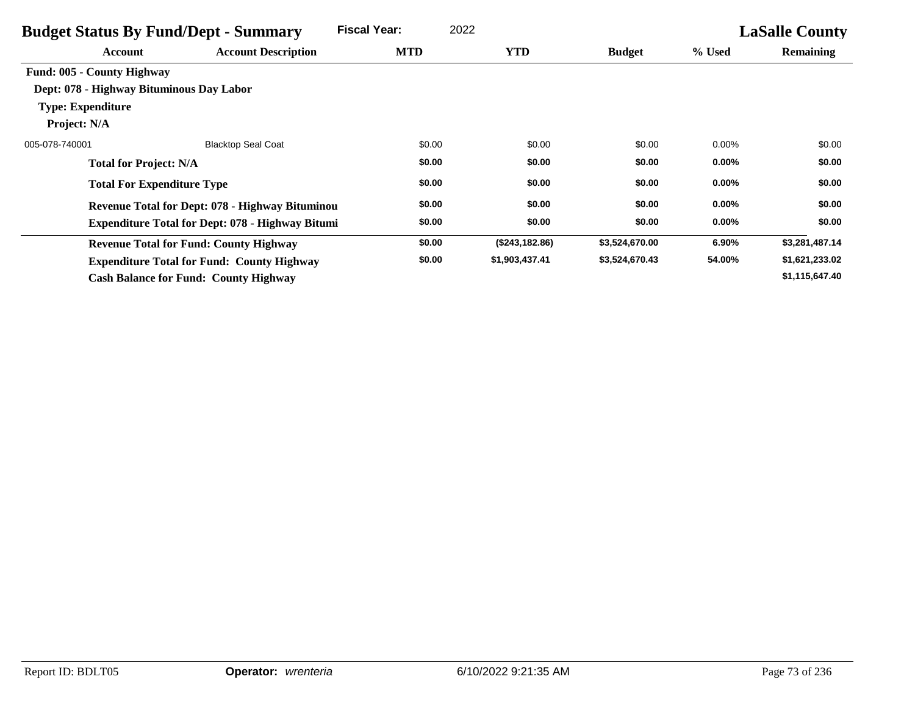# Budget Status By Fund/Dept - Summary

**Fiscal Year:** 2022

**LaSalle County**

| Account | Account Description | MTD | YTD | Budget | % Used | Remaining |
|---|---|---|---|---|---|---|
| **Fund: 005 - County Highway** | | | | | | |
| **Dept: 078 - Highway Bituminous Day Labor** | | | | | | |
| **Type: Expenditure** | | | | | | |
| **Project: N/A** | | | | | | |
| 005-078-740001 | Blacktop Seal Coat | $0.00 | $0.00 | $0.00 | 0.00% | $0.00 |
| **Total for Project: N/A** | | **$0.00** | **$0.00** | **$0.00** | **0.00%** | **$0.00** |
| **Total For Expenditure Type** | | **$0.00** | **$0.00** | **$0.00** | **0.00%** | **$0.00** |
| **Revenue Total for Dept: 078 - Highway Bituminou** | | **$0.00** | **$0.00** | **$0.00** | **0.00%** | **$0.00** |
| **Expenditure Total for Dept: 078 - Highway Bitumi** | | **$0.00** | **$0.00** | **$0.00** | **0.00%** | **$0.00** |
| **Revenue Total for Fund: County Highway** | | **$0.00** | **($243,182.86)** | **$3,524,670.00** | **6.90%** | **$3,281,487.14** |
| **Expenditure Total for Fund: County Highway** | | **$0.00** | **$1,903,437.41** | **$3,524,670.43** | **54.00%** | **$1,621,233.02** |
| **Cash Balance for Fund: County Highway** | | | | | | **$1,115,647.40** |

Report ID: BDLT05 **Operator:** *wrenteria* 6/10/2022 9:21:35 AM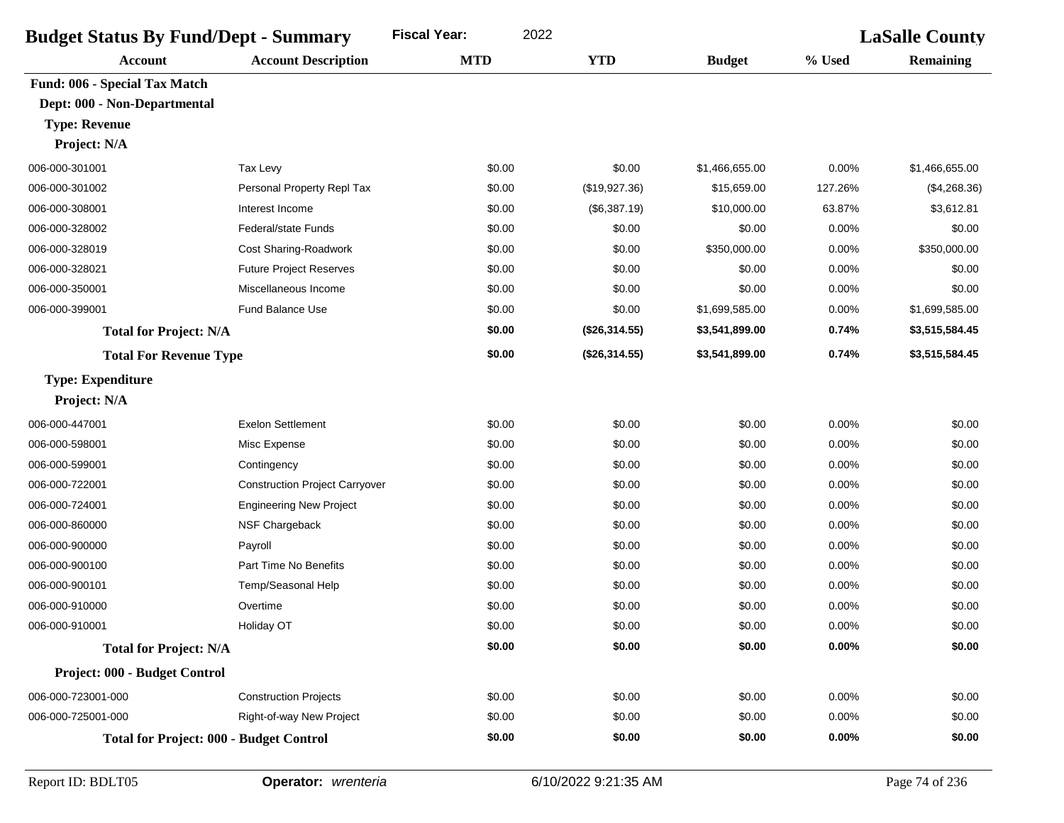# Budget Status By Fund/Dept - Summary

**Fiscal Year:** 2022

**LaSalle County**

| Account | Account Description | MTD | YTD | Budget | % Used | Remaining |
|---|---|---|---|---|---|---|
| **Fund: 006 - Special Tax Match** | | | | | | |
| **Dept: 000 - Non-Departmental** | | | | | | |
| **Type: Revenue** | | | | | | |
| **Project: N/A** | | | | | | |
| 006-000-301001 | Tax Levy | $0.00 | $0.00 | $1,466,655.00 | 0.00% | $1,466,655.00 |
| 006-000-301002 | Personal Property Repl Tax | $0.00 | ($19,927.36) | $15,659.00 | 127.26% | ($4,268.36) |
| 006-000-308001 | Interest Income | $0.00 | ($6,387.19) | $10,000.00 | 63.87% | $3,612.81 |
| 006-000-328002 | Federal/state Funds | $0.00 | $0.00 | $0.00 | 0.00% | $0.00 |
| 006-000-328019 | Cost Sharing-Roadwork | $0.00 | $0.00 | $350,000.00 | 0.00% | $350,000.00 |
| 006-000-328021 | Future Project Reserves | $0.00 | $0.00 | $0.00 | 0.00% | $0.00 |
| 006-000-350001 | Miscellaneous Income | $0.00 | $0.00 | $0.00 | 0.00% | $0.00 |
| 006-000-399001 | Fund Balance Use | $0.00 | $0.00 | $1,699,585.00 | 0.00% | $1,699,585.00 |
| **Total for Project: N/A** | | **$0.00** | **($26,314.55)** | **$3,541,899.00** | **0.74%** | **$3,515,584.45** |
| **Total For Revenue Type** | | **$0.00** | **($26,314.55)** | **$3,541,899.00** | **0.74%** | **$3,515,584.45** |
| **Type: Expenditure** | | | | | | |
| **Project: N/A** | | | | | | |
| 006-000-447001 | Exelon Settlement | $0.00 | $0.00 | $0.00 | 0.00% | $0.00 |
| 006-000-598001 | Misc Expense | $0.00 | $0.00 | $0.00 | 0.00% | $0.00 |
| 006-000-599001 | Contingency | $0.00 | $0.00 | $0.00 | 0.00% | $0.00 |
| 006-000-722001 | Construction Project Carryover | $0.00 | $0.00 | $0.00 | 0.00% | $0.00 |
| 006-000-724001 | Engineering New Project | $0.00 | $0.00 | $0.00 | 0.00% | $0.00 |
| 006-000-860000 | NSF Chargeback | $0.00 | $0.00 | $0.00 | 0.00% | $0.00 |
| 006-000-900000 | Payroll | $0.00 | $0.00 | $0.00 | 0.00% | $0.00 |
| 006-000-900100 | Part Time No Benefits | $0.00 | $0.00 | $0.00 | 0.00% | $0.00 |
| 006-000-900101 | Temp/Seasonal Help | $0.00 | $0.00 | $0.00 | 0.00% | $0.00 |
| 006-000-910000 | Overtime | $0.00 | $0.00 | $0.00 | 0.00% | $0.00 |
| 006-000-910001 | Holiday OT | $0.00 | $0.00 | $0.00 | 0.00% | $0.00 |
| **Total for Project: N/A** | | **$0.00** | **$0.00** | **$0.00** | **0.00%** | **$0.00** |
| **Project: 000 - Budget Control** | | | | | | |
| 006-000-723001-000 | Construction Projects | $0.00 | $0.00 | $0.00 | 0.00% | $0.00 |
| 006-000-725001-000 | Right-of-way New Project | $0.00 | $0.00 | $0.00 | 0.00% | $0.00 |
| **Total for Project: 000 - Budget Control** | | **$0.00** | **$0.00** | **$0.00** | **0.00%** | **$0.00** |

Report ID: BDLT05 **Operator:** *wrenteria* 6/10/2022 9:21:35 AM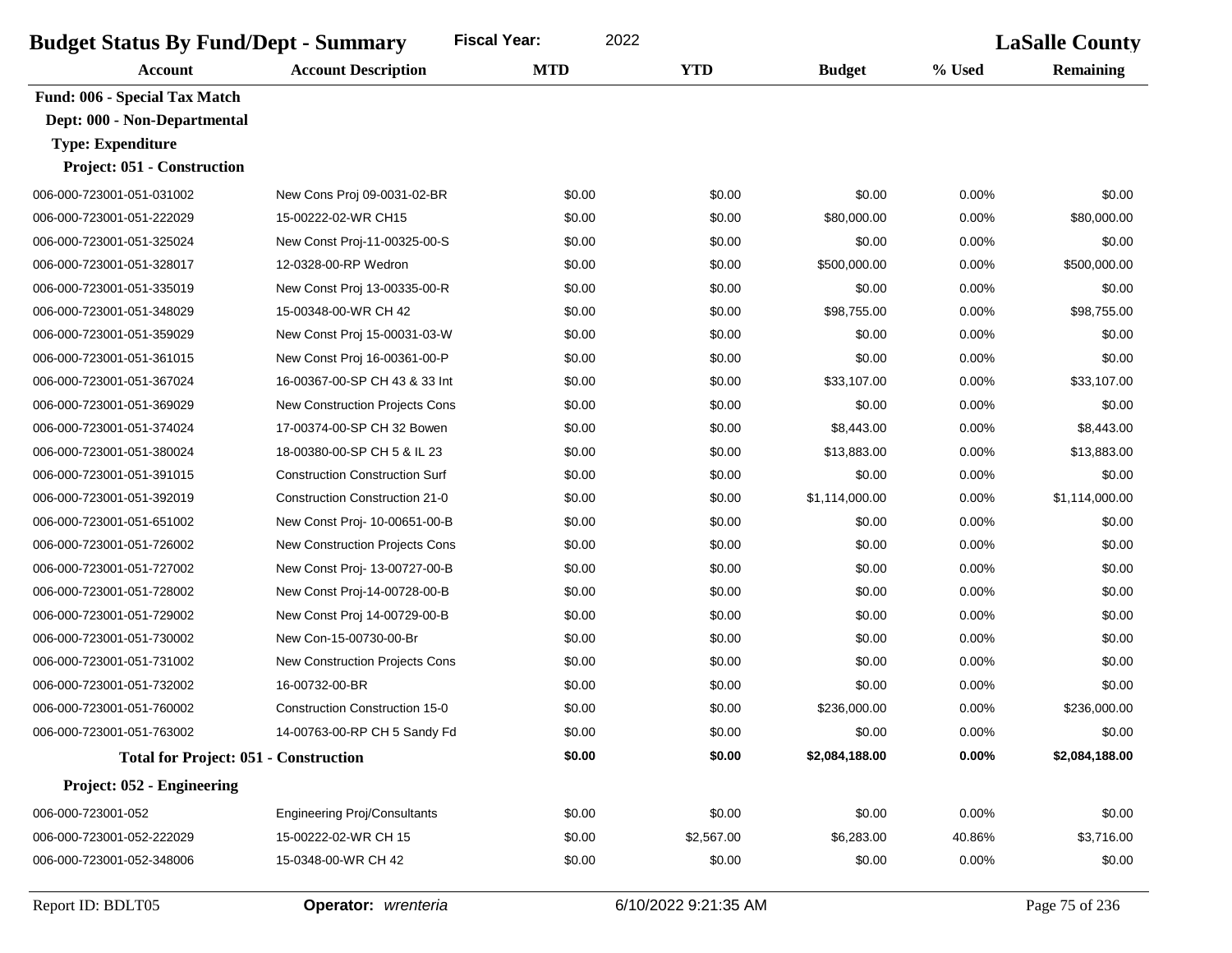# Budget Status By Fund/Dept - Summary

**Fiscal Year:** 2022

**LaSalle County**

| Account | Account Description | MTD | YTD | Budget | % Used | Remaining |
|---|---|---|---|---|---|---|
| **Fund: 006 - Special Tax Match** | | | | | | |
| **Dept: 000 - Non-Departmental** | | | | | | |
| **Type: Expenditure** | | | | | | |
| **Project: 051 - Construction** | | | | | | |
| 006-000-723001-051-031002 | New Cons Proj 09-0031-02-BR | $0.00 | $0.00 | $0.00 | 0.00% | $0.00 |
| 006-000-723001-051-222029 | 15-00222-02-WR CH15 | $0.00 | $0.00 | $80,000.00 | 0.00% | $80,000.00 |
| 006-000-723001-051-325024 | New Const Proj-11-00325-00-S | $0.00 | $0.00 | $0.00 | 0.00% | $0.00 |
| 006-000-723001-051-328017 | 12-0328-00-RP Wedron | $0.00 | $0.00 | $500,000.00 | 0.00% | $500,000.00 |
| 006-000-723001-051-335019 | New Const Proj 13-00335-00-R | $0.00 | $0.00 | $0.00 | 0.00% | $0.00 |
| 006-000-723001-051-348029 | 15-00348-00-WR CH 42 | $0.00 | $0.00 | $98,755.00 | 0.00% | $98,755.00 |
| 006-000-723001-051-359029 | New Const Proj 15-00031-03-W | $0.00 | $0.00 | $0.00 | 0.00% | $0.00 |
| 006-000-723001-051-361015 | New Const Proj 16-00361-00-P | $0.00 | $0.00 | $0.00 | 0.00% | $0.00 |
| 006-000-723001-051-367024 | 16-00367-00-SP CH 43 & 33 Int | $0.00 | $0.00 | $33,107.00 | 0.00% | $33,107.00 |
| 006-000-723001-051-369029 | New Construction Projects Cons | $0.00 | $0.00 | $0.00 | 0.00% | $0.00 |
| 006-000-723001-051-374024 | 17-00374-00-SP CH 32 Bowen | $0.00 | $0.00 | $8,443.00 | 0.00% | $8,443.00 |
| 006-000-723001-051-380024 | 18-00380-00-SP CH 5 & IL 23 | $0.00 | $0.00 | $13,883.00 | 0.00% | $13,883.00 |
| 006-000-723001-051-391015 | Construction Construction Surf | $0.00 | $0.00 | $0.00 | 0.00% | $0.00 |
| 006-000-723001-051-392019 | Construction Construction 21-0 | $0.00 | $0.00 | $1,114,000.00 | 0.00% | $1,114,000.00 |
| 006-000-723001-051-651002 | New Const Proj- 10-00651-00-B | $0.00 | $0.00 | $0.00 | 0.00% | $0.00 |
| 006-000-723001-051-726002 | New Construction Projects Cons | $0.00 | $0.00 | $0.00 | 0.00% | $0.00 |
| 006-000-723001-051-727002 | New Const Proj- 13-00727-00-B | $0.00 | $0.00 | $0.00 | 0.00% | $0.00 |
| 006-000-723001-051-728002 | New Const Proj-14-00728-00-B | $0.00 | $0.00 | $0.00 | 0.00% | $0.00 |
| 006-000-723001-051-729002 | New Const Proj 14-00729-00-B | $0.00 | $0.00 | $0.00 | 0.00% | $0.00 |
| 006-000-723001-051-730002 | New Con-15-00730-00-Br | $0.00 | $0.00 | $0.00 | 0.00% | $0.00 |
| 006-000-723001-051-731002 | New Construction Projects Cons | $0.00 | $0.00 | $0.00 | 0.00% | $0.00 |
| 006-000-723001-051-732002 | 16-00732-00-BR | $0.00 | $0.00 | $0.00 | 0.00% | $0.00 |
| 006-000-723001-051-760002 | Construction Construction 15-0 | $0.00 | $0.00 | $236,000.00 | 0.00% | $236,000.00 |
| 006-000-723001-051-763002 | 14-00763-00-RP CH 5 Sandy Fd | $0.00 | $0.00 | $0.00 | 0.00% | $0.00 |
| **Total for Project: 051 - Construction** | | **$0.00** | **$0.00** | **$2,084,188.00** | **0.00%** | **$2,084,188.00** |
| **Project: 052 - Engineering** | | | | | | |
| 006-000-723001-052 | Engineering Proj/Consultants | $0.00 | $0.00 | $0.00 | 0.00% | $0.00 |
| 006-000-723001-052-222029 | 15-00222-02-WR CH 15 | $0.00 | $2,567.00 | $6,283.00 | 40.86% | $3,716.00 |
| 006-000-723001-052-348006 | 15-0348-00-WR CH 42 | $0.00 | $0.00 | $0.00 | 0.00% | $0.00 |

Report ID: BDLT05 **Operator:** *wrenteria* 6/10/2022 9:21:35 AM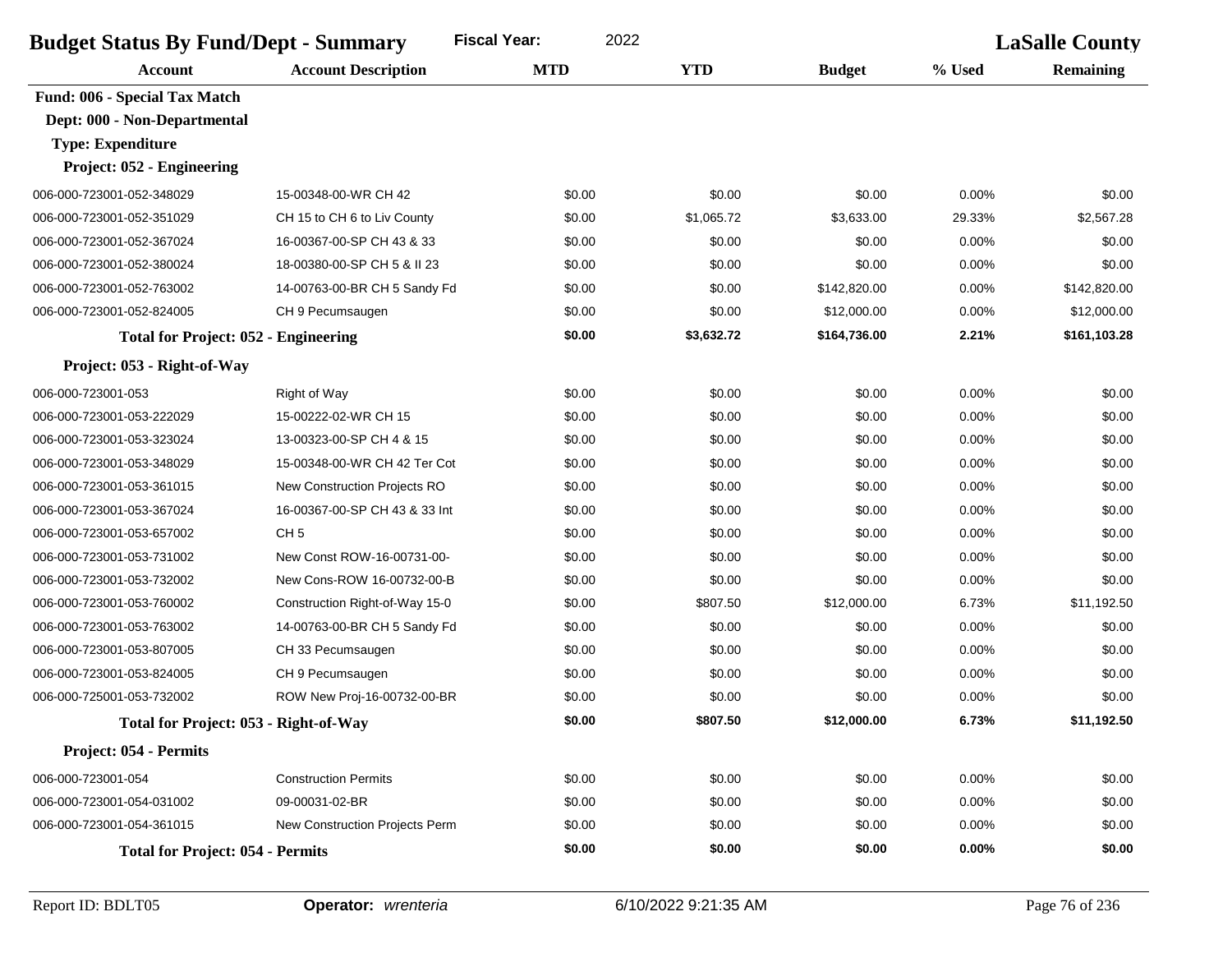# Budget Status By Fund/Dept - Summary

**Fiscal Year:** 2022

**LaSalle County**

| Account | Account Description | MTD | YTD | Budget | % Used | Remaining |
|---|---|---|---|---|---|---|
| **Fund: 006 - Special Tax Match** | | | | | | |
| **Dept: 000 - Non-Departmental** | | | | | | |
| **Type: Expenditure** | | | | | | |
| **Project: 052 - Engineering** | | | | | | |
| 006-000-723001-052-348029 | 15-00348-00-WR CH 42 | $0.00 | $0.00 | $0.00 | 0.00% | $0.00 |
| 006-000-723001-052-351029 | CH 15 to CH 6 to Liv County | $0.00 | $1,065.72 | $3,633.00 | 29.33% | $2,567.28 |
| 006-000-723001-052-367024 | 16-00367-00-SP CH 43 & 33 | $0.00 | $0.00 | $0.00 | 0.00% | $0.00 |
| 006-000-723001-052-380024 | 18-00380-00-SP CH 5 & Il 23 | $0.00 | $0.00 | $0.00 | 0.00% | $0.00 |
| 006-000-723001-052-763002 | 14-00763-00-BR CH 5 Sandy Fd | $0.00 | $0.00 | $142,820.00 | 0.00% | $142,820.00 |
| 006-000-723001-052-824005 | CH 9 Pecumsaugen | $0.00 | $0.00 | $12,000.00 | 0.00% | $12,000.00 |
| **Total for Project: 052 - Engineering** | | **$0.00** | **$3,632.72** | **$164,736.00** | **2.21%** | **$161,103.28** |
| **Project: 053 - Right-of-Way** | | | | | | |
| 006-000-723001-053 | Right of Way | $0.00 | $0.00 | $0.00 | 0.00% | $0.00 |
| 006-000-723001-053-222029 | 15-00222-02-WR CH 15 | $0.00 | $0.00 | $0.00 | 0.00% | $0.00 |
| 006-000-723001-053-323024 | 13-00323-00-SP CH 4 & 15 | $0.00 | $0.00 | $0.00 | 0.00% | $0.00 |
| 006-000-723001-053-348029 | 15-00348-00-WR CH 42 Ter Cot | $0.00 | $0.00 | $0.00 | 0.00% | $0.00 |
| 006-000-723001-053-361015 | New Construction Projects RO | $0.00 | $0.00 | $0.00 | 0.00% | $0.00 |
| 006-000-723001-053-367024 | 16-00367-00-SP CH 43 & 33 Int | $0.00 | $0.00 | $0.00 | 0.00% | $0.00 |
| 006-000-723001-053-657002 | CH 5 | $0.00 | $0.00 | $0.00 | 0.00% | $0.00 |
| 006-000-723001-053-731002 | New Const ROW-16-00731-00- | $0.00 | $0.00 | $0.00 | 0.00% | $0.00 |
| 006-000-723001-053-732002 | New Cons-ROW 16-00732-00-B | $0.00 | $0.00 | $0.00 | 0.00% | $0.00 |
| 006-000-723001-053-760002 | Construction Right-of-Way 15-0 | $0.00 | $807.50 | $12,000.00 | 6.73% | $11,192.50 |
| 006-000-723001-053-763002 | 14-00763-00-BR CH 5 Sandy Fd | $0.00 | $0.00 | $0.00 | 0.00% | $0.00 |
| 006-000-723001-053-807005 | CH 33 Pecumsaugen | $0.00 | $0.00 | $0.00 | 0.00% | $0.00 |
| 006-000-723001-053-824005 | CH 9 Pecumsaugen | $0.00 | $0.00 | $0.00 | 0.00% | $0.00 |
| 006-000-725001-053-732002 | ROW New Proj-16-00732-00-BR | $0.00 | $0.00 | $0.00 | 0.00% | $0.00 |
| **Total for Project: 053 - Right-of-Way** | | **$0.00** | **$807.50** | **$12,000.00** | **6.73%** | **$11,192.50** |
| **Project: 054 - Permits** | | | | | | |
| 006-000-723001-054 | Construction Permits | $0.00 | $0.00 | $0.00 | 0.00% | $0.00 |
| 006-000-723001-054-031002 | 09-00031-02-BR | $0.00 | $0.00 | $0.00 | 0.00% | $0.00 |
| 006-000-723001-054-361015 | New Construction Projects Perm | $0.00 | $0.00 | $0.00 | 0.00% | $0.00 |
| **Total for Project: 054 - Permits** | | **$0.00** | **$0.00** | **$0.00** | **0.00%** | **$0.00** |

Report ID: BDLT05 | **Operator:** *wrenteria* | 6/10/2022 9:21:35 AM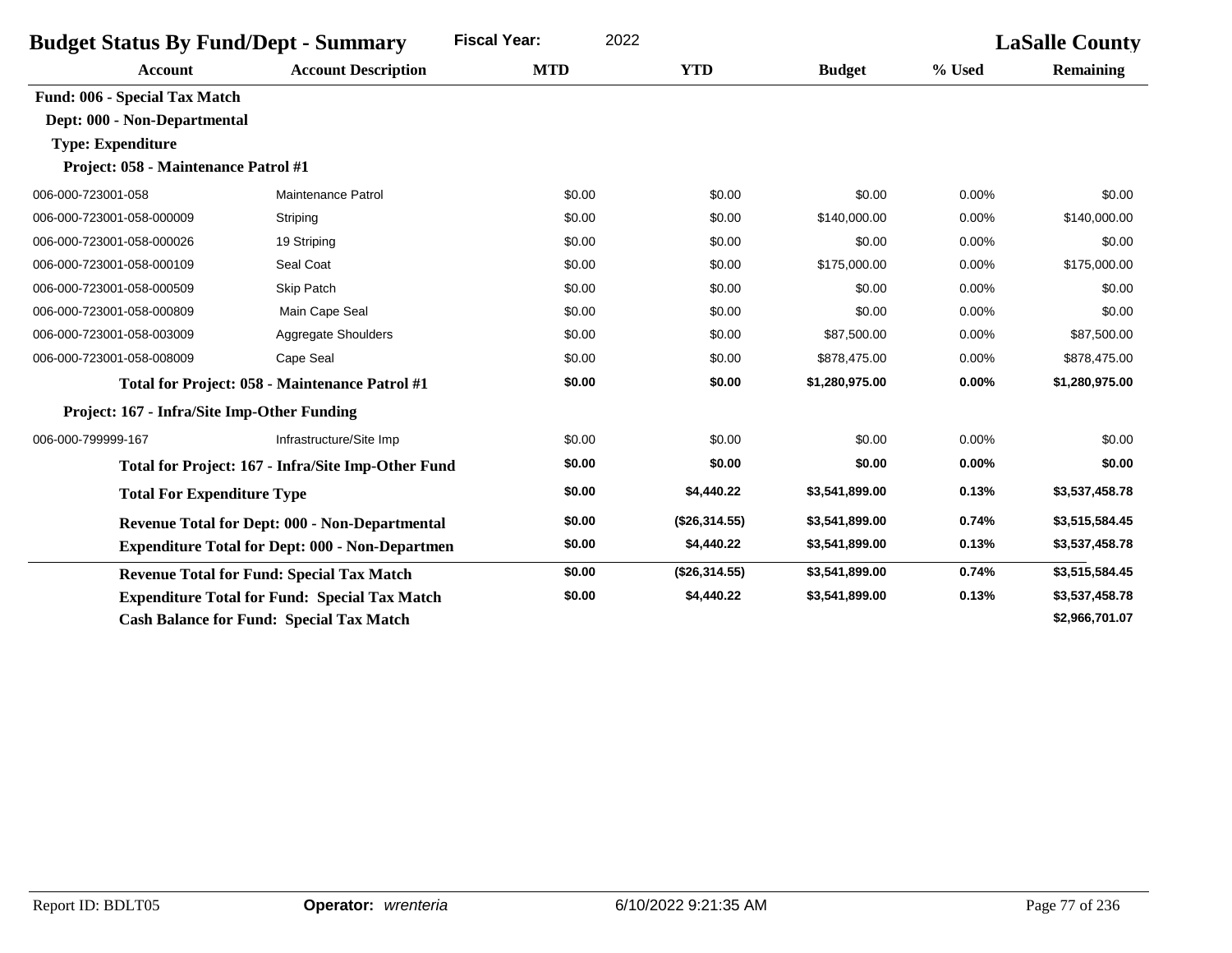# Budget Status By Fund/Dept - Summary

**Fiscal Year:** 2022

**LaSalle County**

| Account | Account Description | MTD | YTD | Budget | % Used | Remaining |
|---|---|---|---|---|---|---|
| **Fund: 006 - Special Tax Match** | | | | | | |
| **Dept: 000 - Non-Departmental** | | | | | | |
| **Type: Expenditure** | | | | | | |
| **Project: 058 - Maintenance Patrol #1** | | | | | | |
| 006-000-723001-058 | Maintenance Patrol | $0.00 | $0.00 | $0.00 | 0.00% | $0.00 |
| 006-000-723001-058-000009 | Striping | $0.00 | $0.00 | $140,000.00 | 0.00% | $140,000.00 |
| 006-000-723001-058-000026 | 19 Striping | $0.00 | $0.00 | $0.00 | 0.00% | $0.00 |
| 006-000-723001-058-000109 | Seal Coat | $0.00 | $0.00 | $175,000.00 | 0.00% | $175,000.00 |
| 006-000-723001-058-000509 | Skip Patch | $0.00 | $0.00 | $0.00 | 0.00% | $0.00 |
| 006-000-723001-058-000809 | Main Cape Seal | $0.00 | $0.00 | $0.00 | 0.00% | $0.00 |
| 006-000-723001-058-003009 | Aggregate Shoulders | $0.00 | $0.00 | $87,500.00 | 0.00% | $87,500.00 |
| 006-000-723001-058-008009 | Cape Seal | $0.00 | $0.00 | $878,475.00 | 0.00% | $878,475.00 |
| | **Total for Project: 058 - Maintenance Patrol #1** | **$0.00** | **$0.00** | **$1,280,975.00** | **0.00%** | **$1,280,975.00** |
| **Project: 167 - Infra/Site Imp-Other Funding** | | | | | | |
| 006-000-799999-167 | Infrastructure/Site Imp | $0.00 | $0.00 | $0.00 | 0.00% | $0.00 |
| | **Total for Project: 167 - Infra/Site Imp-Other Fund** | **$0.00** | **$0.00** | **$0.00** | **0.00%** | **$0.00** |
| | **Total For Expenditure Type** | **$0.00** | **$4,440.22** | **$3,541,899.00** | **0.13%** | **$3,537,458.78** |
| | **Revenue Total for Dept: 000 - Non-Departmental** | **$0.00** | **($26,314.55)** | **$3,541,899.00** | **0.74%** | **$3,515,584.45** |
| | **Expenditure Total for Dept: 000 - Non-Departmen** | **$0.00** | **$4,440.22** | **$3,541,899.00** | **0.13%** | **$3,537,458.78** |
| | **Revenue Total for Fund: Special Tax Match** | **$0.00** | **($26,314.55)** | **$3,541,899.00** | **0.74%** | **$3,515,584.45** |
| | **Expenditure Total for Fund: Special Tax Match** | **$0.00** | **$4,440.22** | **$3,541,899.00** | **0.13%** | **$3,537,458.78** |
| | **Cash Balance for Fund: Special Tax Match** | | | | | **$2,966,701.07** |

Report ID: BDLT05 **Operator:** *wrenteria* 6/10/2022 9:21:35 AM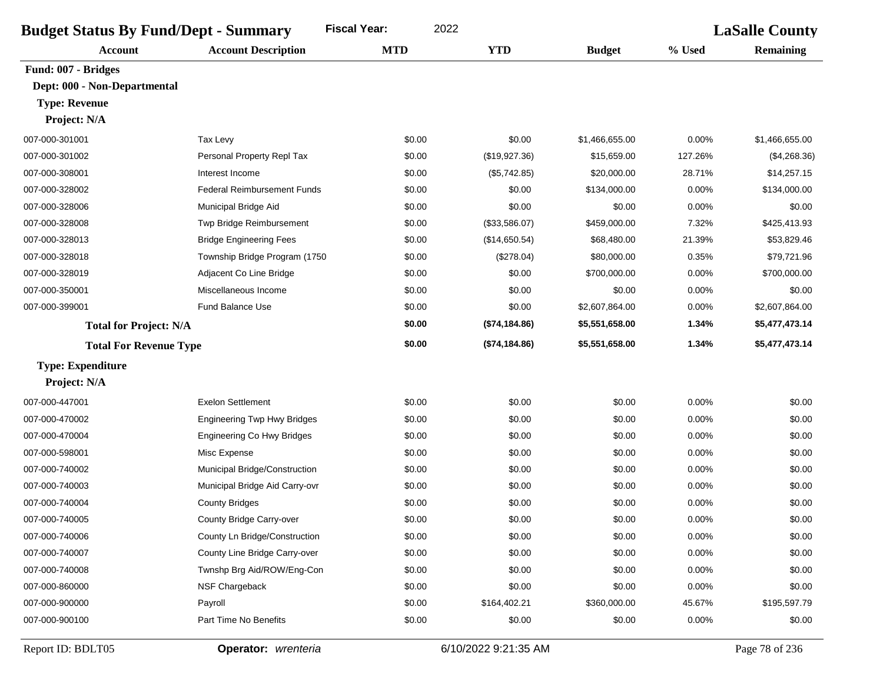# Budget Status By Fund/Dept - Summary

**Fiscal Year:** 2022

**LaSalle County**

| Account | Account Description | MTD | YTD | Budget | % Used | Remaining |
|---|---|---|---|---|---|---|
| **Fund: 007 - Bridges** | | | | | | |
| **Dept: 000 - Non-Departmental** | | | | | | |
| **Type: Revenue** | | | | | | |
| **Project: N/A** | | | | | | |
| 007-000-301001 | Tax Levy | $0.00 | $0.00 | $1,466,655.00 | 0.00% | $1,466,655.00 |
| 007-000-301002 | Personal Property Repl Tax | $0.00 | ($19,927.36) | $15,659.00 | 127.26% | ($4,268.36) |
| 007-000-308001 | Interest Income | $0.00 | ($5,742.85) | $20,000.00 | 28.71% | $14,257.15 |
| 007-000-328002 | Federal Reimbursement Funds | $0.00 | $0.00 | $134,000.00 | 0.00% | $134,000.00 |
| 007-000-328006 | Municipal Bridge Aid | $0.00 | $0.00 | $0.00 | 0.00% | $0.00 |
| 007-000-328008 | Twp Bridge Reimbursement | $0.00 | ($33,586.07) | $459,000.00 | 7.32% | $425,413.93 |
| 007-000-328013 | Bridge Engineering Fees | $0.00 | ($14,650.54) | $68,480.00 | 21.39% | $53,829.46 |
| 007-000-328018 | Township Bridge Program (1750 | $0.00 | ($278.04) | $80,000.00 | 0.35% | $79,721.96 |
| 007-000-328019 | Adjacent Co Line Bridge | $0.00 | $0.00 | $700,000.00 | 0.00% | $700,000.00 |
| 007-000-350001 | Miscellaneous Income | $0.00 | $0.00 | $0.00 | 0.00% | $0.00 |
| 007-000-399001 | Fund Balance Use | $0.00 | $0.00 | $2,607,864.00 | 0.00% | $2,607,864.00 |
| **Total for Project: N/A** | | **$0.00** | **($74,184.86)** | **$5,551,658.00** | **1.34%** | **$5,477,473.14** |
| **Total For Revenue Type** | | **$0.00** | **($74,184.86)** | **$5,551,658.00** | **1.34%** | **$5,477,473.14** |
| **Type: Expenditure** | | | | | | |
| **Project: N/A** | | | | | | |
| 007-000-447001 | Exelon Settlement | $0.00 | $0.00 | $0.00 | 0.00% | $0.00 |
| 007-000-470002 | Engineering Twp Hwy Bridges | $0.00 | $0.00 | $0.00 | 0.00% | $0.00 |
| 007-000-470004 | Engineering Co Hwy Bridges | $0.00 | $0.00 | $0.00 | 0.00% | $0.00 |
| 007-000-598001 | Misc Expense | $0.00 | $0.00 | $0.00 | 0.00% | $0.00 |
| 007-000-740002 | Municipal Bridge/Construction | $0.00 | $0.00 | $0.00 | 0.00% | $0.00 |
| 007-000-740003 | Municipal Bridge Aid Carry-ovr | $0.00 | $0.00 | $0.00 | 0.00% | $0.00 |
| 007-000-740004 | County Bridges | $0.00 | $0.00 | $0.00 | 0.00% | $0.00 |
| 007-000-740005 | County Bridge Carry-over | $0.00 | $0.00 | $0.00 | 0.00% | $0.00 |
| 007-000-740006 | County Ln Bridge/Construction | $0.00 | $0.00 | $0.00 | 0.00% | $0.00 |
| 007-000-740007 | County Line Bridge Carry-over | $0.00 | $0.00 | $0.00 | 0.00% | $0.00 |
| 007-000-740008 | Twnshp Brg Aid/ROW/Eng-Con | $0.00 | $0.00 | $0.00 | 0.00% | $0.00 |
| 007-000-860000 | NSF Chargeback | $0.00 | $0.00 | $0.00 | 0.00% | $0.00 |
| 007-000-900000 | Payroll | $0.00 | $164,402.21 | $360,000.00 | 45.67% | $195,597.79 |
| 007-000-900100 | Part Time No Benefits | $0.00 | $0.00 | $0.00 | 0.00% | $0.00 |

Report ID: BDLT05 **Operator:** *wrenteria* 6/10/2022 9:21:35 AM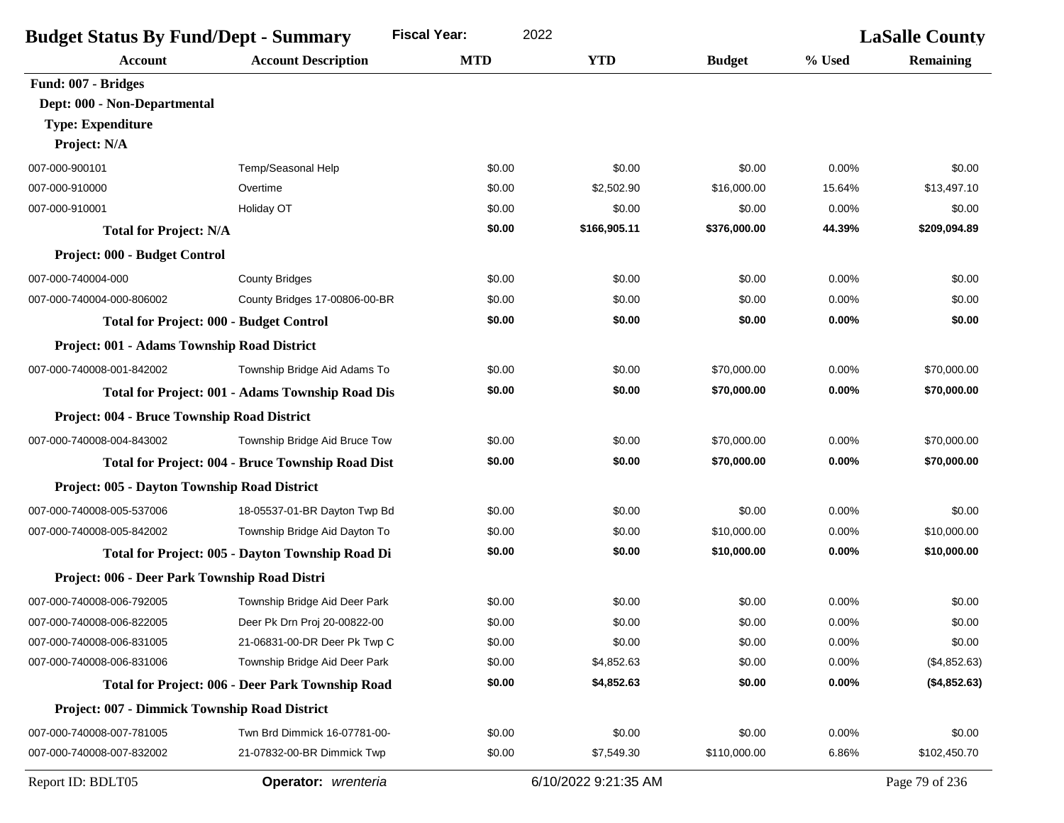# Budget Status By Fund/Dept - Summary

**Fiscal Year:** 2022

**LaSalle County**

| Account | Account Description | MTD | YTD | Budget | % Used | Remaining |
|---|---|---|---|---|---|---|
| **Fund: 007 - Bridges** | | | | | | |
| **Dept: 000 - Non-Departmental** | | | | | | |
| **Type: Expenditure** | | | | | | |
| **Project: N/A** | | | | | | |
| 007-000-900101 | Temp/Seasonal Help | $0.00 | $0.00 | $0.00 | 0.00% | $0.00 |
| 007-000-910000 | Overtime | $0.00 | $2,502.90 | $16,000.00 | 15.64% | $13,497.10 |
| 007-000-910001 | Holiday OT | $0.00 | $0.00 | $0.00 | 0.00% | $0.00 |
| **Total for Project: N/A** | | **$0.00** | **$166,905.11** | **$376,000.00** | **44.39%** | **$209,094.89** |
| **Project: 000 - Budget Control** | | | | | | |
| 007-000-740004-000 | County Bridges | $0.00 | $0.00 | $0.00 | 0.00% | $0.00 |
| 007-000-740004-000-806002 | County Bridges 17-00806-00-BR | $0.00 | $0.00 | $0.00 | 0.00% | $0.00 |
| **Total for Project: 000 - Budget Control** | | **$0.00** | **$0.00** | **$0.00** | **0.00%** | **$0.00** |
| **Project: 001 - Adams Township Road District** | | | | | | |
| 007-000-740008-001-842002 | Township Bridge Aid Adams To | $0.00 | $0.00 | $70,000.00 | 0.00% | $70,000.00 |
| **Total for Project: 001 - Adams Township Road Dis** | | **$0.00** | **$0.00** | **$70,000.00** | **0.00%** | **$70,000.00** |
| **Project: 004 - Bruce Township Road District** | | | | | | |
| 007-000-740008-004-843002 | Township Bridge Aid Bruce Tow | $0.00 | $0.00 | $70,000.00 | 0.00% | $70,000.00 |
| **Total for Project: 004 - Bruce Township Road Dist** | | **$0.00** | **$0.00** | **$70,000.00** | **0.00%** | **$70,000.00** |
| **Project: 005 - Dayton Township Road District** | | | | | | |
| 007-000-740008-005-537006 | 18-05537-01-BR Dayton Twp Bd | $0.00 | $0.00 | $0.00 | 0.00% | $0.00 |
| 007-000-740008-005-842002 | Township Bridge Aid Dayton To | $0.00 | $0.00 | $10,000.00 | 0.00% | $10,000.00 |
| **Total for Project: 005 - Dayton Township Road Di** | | **$0.00** | **$0.00** | **$10,000.00** | **0.00%** | **$10,000.00** |
| **Project: 006 - Deer Park Township Road Distri** | | | | | | |
| 007-000-740008-006-792005 | Township Bridge Aid Deer Park | $0.00 | $0.00 | $0.00 | 0.00% | $0.00 |
| 007-000-740008-006-822005 | Deer Pk Drn Proj 20-00822-00 | $0.00 | $0.00 | $0.00 | 0.00% | $0.00 |
| 007-000-740008-006-831005 | 21-06831-00-DR Deer Pk Twp C | $0.00 | $0.00 | $0.00 | 0.00% | $0.00 |
| 007-000-740008-006-831006 | Township Bridge Aid Deer Park | $0.00 | $4,852.63 | $0.00 | 0.00% | ($4,852.63) |
| **Total for Project: 006 - Deer Park Township Road** | | **$0.00** | **$4,852.63** | **$0.00** | **0.00%** | **($4,852.63)** |
| **Project: 007 - Dimmick Township Road District** | | | | | | |
| 007-000-740008-007-781005 | Twn Brd Dimmick 16-07781-00- | $0.00 | $0.00 | $0.00 | 0.00% | $0.00 |
| 007-000-740008-007-832002 | 21-07832-00-BR Dimmick Twp | $0.00 | $7,549.30 | $110,000.00 | 6.86% | $102,450.70 |

Report ID: BDLT05 — **Operator:** *wrenteria* — 6/10/2022 9:21:35 AM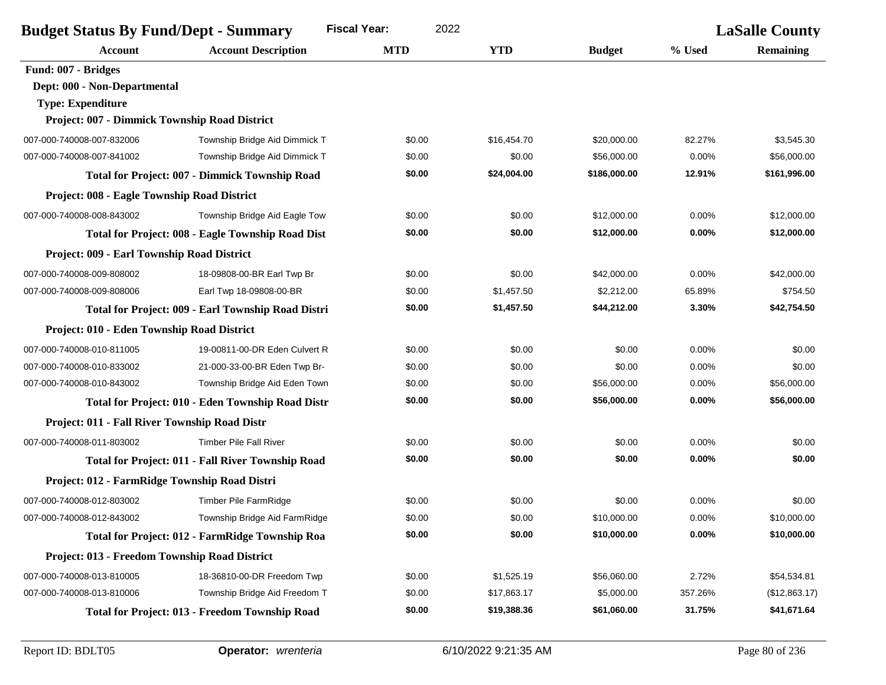# Budget Status By Fund/Dept - Summary

**Fiscal Year:** 2022

**LaSalle County**

| Account | Account Description | MTD | YTD | Budget | % Used | Remaining |
|---|---|---|---|---|---|---|
| **Fund: 007 - Bridges** | | | | | | |
| **Dept: 000 - Non-Departmental** | | | | | | |
| **Type: Expenditure** | | | | | | |
| **Project: 007 - Dimmick Township Road District** | | | | | | |
| 007-000-740008-007-832006 | Township Bridge Aid Dimmick T | $0.00 | $16,454.70 | $20,000.00 | 82.27% | $3,545.30 |
| 007-000-740008-007-841002 | Township Bridge Aid Dimmick T | $0.00 | $0.00 | $56,000.00 | 0.00% | $56,000.00 |
| | **Total for Project: 007 - Dimmick Township Road** | **$0.00** | **$24,004.00** | **$186,000.00** | **12.91%** | **$161,996.00** |
| **Project: 008 - Eagle Township Road District** | | | | | | |
| 007-000-740008-008-843002 | Township Bridge Aid Eagle Tow | $0.00 | $0.00 | $12,000.00 | 0.00% | $12,000.00 |
| | **Total for Project: 008 - Eagle Township Road Dist** | **$0.00** | **$0.00** | **$12,000.00** | **0.00%** | **$12,000.00** |
| **Project: 009 - Earl Township Road District** | | | | | | |
| 007-000-740008-009-808002 | 18-09808-00-BR Earl Twp Br | $0.00 | $0.00 | $42,000.00 | 0.00% | $42,000.00 |
| 007-000-740008-009-808006 | Earl Twp 18-09808-00-BR | $0.00 | $1,457.50 | $2,212.00 | 65.89% | $754.50 |
| | **Total for Project: 009 - Earl Township Road Distri** | **$0.00** | **$1,457.50** | **$44,212.00** | **3.30%** | **$42,754.50** |
| **Project: 010 - Eden Township Road District** | | | | | | |
| 007-000-740008-010-811005 | 19-00811-00-DR Eden Culvert R | $0.00 | $0.00 | $0.00 | 0.00% | $0.00 |
| 007-000-740008-010-833002 | 21-000-33-00-BR Eden Twp Br- | $0.00 | $0.00 | $0.00 | 0.00% | $0.00 |
| 007-000-740008-010-843002 | Township Bridge Aid Eden Town | $0.00 | $0.00 | $56,000.00 | 0.00% | $56,000.00 |
| | **Total for Project: 010 - Eden Township Road Distr** | **$0.00** | **$0.00** | **$56,000.00** | **0.00%** | **$56,000.00** |
| **Project: 011 - Fall River Township Road Distr** | | | | | | |
| 007-000-740008-011-803002 | Timber Pile Fall River | $0.00 | $0.00 | $0.00 | 0.00% | $0.00 |
| | **Total for Project: 011 - Fall River Township Road** | **$0.00** | **$0.00** | **$0.00** | **0.00%** | **$0.00** |
| **Project: 012 - FarmRidge Township Road Distri** | | | | | | |
| 007-000-740008-012-803002 | Timber Pile FarmRidge | $0.00 | $0.00 | $0.00 | 0.00% | $0.00 |
| 007-000-740008-012-843002 | Township Bridge Aid FarmRidge | $0.00 | $0.00 | $10,000.00 | 0.00% | $10,000.00 |
| | **Total for Project: 012 - FarmRidge Township Roa** | **$0.00** | **$0.00** | **$10,000.00** | **0.00%** | **$10,000.00** |
| **Project: 013 - Freedom Township Road District** | | | | | | |
| 007-000-740008-013-810005 | 18-36810-00-DR Freedom Twp | $0.00 | $1,525.19 | $56,060.00 | 2.72% | $54,534.81 |
| 007-000-740008-013-810006 | Township Bridge Aid Freedom T | $0.00 | $17,863.17 | $5,000.00 | 357.26% | ($12,863.17) |
| | **Total for Project: 013 - Freedom Township Road** | **$0.00** | **$19,388.36** | **$61,060.00** | **31.75%** | **$41,671.64** |

Report ID: BDLT05 **Operator:** *wrenteria* 6/10/2022 9:21:35 AM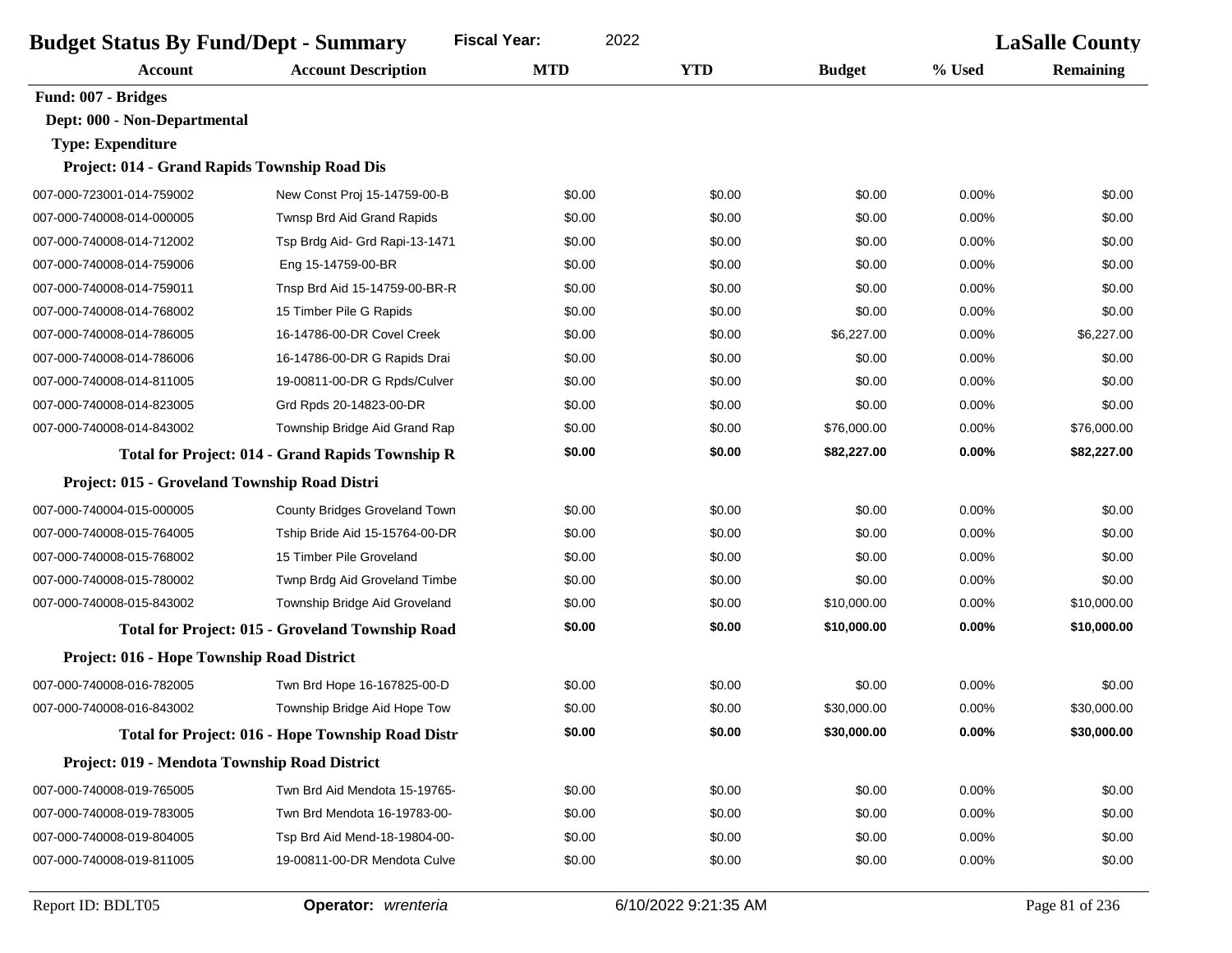# Budget Status By Fund/Dept - Summary

**Fiscal Year:** 2022

**LaSalle County**

| Account | Account Description | MTD | YTD | Budget | % Used | Remaining |
|---|---|---|---|---|---|---|
| **Fund: 007 - Bridges** | | | | | | |
| **Dept: 000 - Non-Departmental** | | | | | | |
| **Type: Expenditure** | | | | | | |
| **Project: 014 - Grand Rapids Township Road Dis** | | | | | | |
| 007-000-723001-014-759002 | New Const Proj 15-14759-00-B | $0.00 | $0.00 | $0.00 | 0.00% | $0.00 |
| 007-000-740008-014-000005 | Twnsp Brd Aid Grand Rapids | $0.00 | $0.00 | $0.00 | 0.00% | $0.00 |
| 007-000-740008-014-712002 | Tsp Brdg Aid- Grd Rapi-13-1471 | $0.00 | $0.00 | $0.00 | 0.00% | $0.00 |
| 007-000-740008-014-759006 | Eng 15-14759-00-BR | $0.00 | $0.00 | $0.00 | 0.00% | $0.00 |
| 007-000-740008-014-759011 | Tnsp Brd Aid 15-14759-00-BR-R | $0.00 | $0.00 | $0.00 | 0.00% | $0.00 |
| 007-000-740008-014-768002 | 15 Timber Pile G Rapids | $0.00 | $0.00 | $0.00 | 0.00% | $0.00 |
| 007-000-740008-014-786005 | 16-14786-00-DR Covel Creek | $0.00 | $0.00 | $6,227.00 | 0.00% | $6,227.00 |
| 007-000-740008-014-786006 | 16-14786-00-DR G Rapids Drai | $0.00 | $0.00 | $0.00 | 0.00% | $0.00 |
| 007-000-740008-014-811005 | 19-00811-00-DR G Rpds/Culver | $0.00 | $0.00 | $0.00 | 0.00% | $0.00 |
| 007-000-740008-014-823005 | Grd Rpds 20-14823-00-DR | $0.00 | $0.00 | $0.00 | 0.00% | $0.00 |
| 007-000-740008-014-843002 | Township Bridge Aid Grand Rap | $0.00 | $0.00 | $76,000.00 | 0.00% | $76,000.00 |
| | **Total for Project: 014 - Grand Rapids Township R** | **$0.00** | **$0.00** | **$82,227.00** | **0.00%** | **$82,227.00** |
| **Project: 015 - Groveland Township Road Distri** | | | | | | |
| 007-000-740004-015-000005 | County Bridges Groveland Town | $0.00 | $0.00 | $0.00 | 0.00% | $0.00 |
| 007-000-740008-015-764005 | Tship Bride Aid 15-15764-00-DR | $0.00 | $0.00 | $0.00 | 0.00% | $0.00 |
| 007-000-740008-015-768002 | 15 Timber Pile Groveland | $0.00 | $0.00 | $0.00 | 0.00% | $0.00 |
| 007-000-740008-015-780002 | Twnp Brdg Aid Groveland Timbe | $0.00 | $0.00 | $0.00 | 0.00% | $0.00 |
| 007-000-740008-015-843002 | Township Bridge Aid Groveland | $0.00 | $0.00 | $10,000.00 | 0.00% | $10,000.00 |
| | **Total for Project: 015 - Groveland Township Road** | **$0.00** | **$0.00** | **$10,000.00** | **0.00%** | **$10,000.00** |
| **Project: 016 - Hope Township Road District** | | | | | | |
| 007-000-740008-016-782005 | Twn Brd Hope 16-167825-00-D | $0.00 | $0.00 | $0.00 | 0.00% | $0.00 |
| 007-000-740008-016-843002 | Township Bridge Aid Hope Tow | $0.00 | $0.00 | $30,000.00 | 0.00% | $30,000.00 |
| | **Total for Project: 016 - Hope Township Road Distr** | **$0.00** | **$0.00** | **$30,000.00** | **0.00%** | **$30,000.00** |
| **Project: 019 - Mendota Township Road District** | | | | | | |
| 007-000-740008-019-765005 | Twn Brd Aid Mendota 15-19765- | $0.00 | $0.00 | $0.00 | 0.00% | $0.00 |
| 007-000-740008-019-783005 | Twn Brd Mendota 16-19783-00- | $0.00 | $0.00 | $0.00 | 0.00% | $0.00 |
| 007-000-740008-019-804005 | Tsp Brd Aid Mend-18-19804-00- | $0.00 | $0.00 | $0.00 | 0.00% | $0.00 |
| 007-000-740008-019-811005 | 19-00811-00-DR Mendota Culve | $0.00 | $0.00 | $0.00 | 0.00% | $0.00 |

Report ID: BDLT05 **Operator:** *wrenteria* 6/10/2022 9:21:35 AM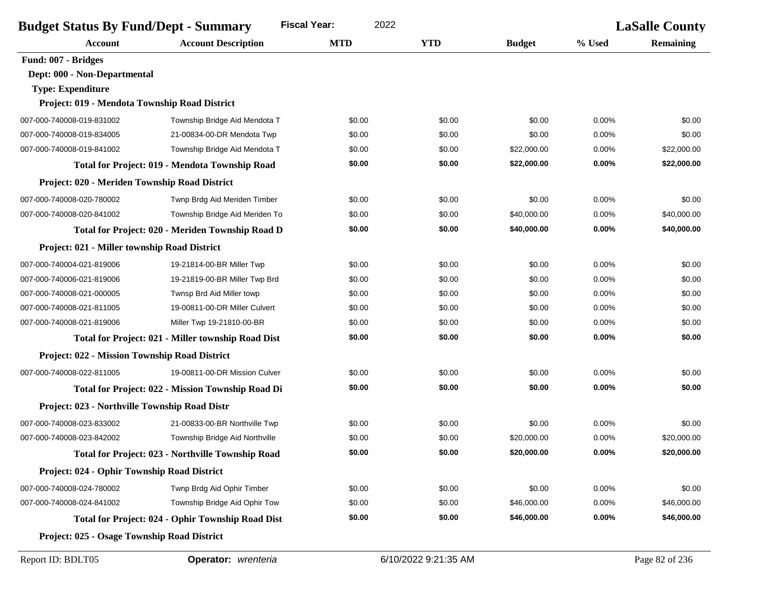# Budget Status By Fund/Dept - Summary

**Fiscal Year:** 2022

**LaSalle County**

| Account | Account Description | MTD | YTD | Budget | % Used | Remaining |
|---|---|---|---|---|---|---|
| **Fund: 007 - Bridges** | | | | | | |
| **Dept: 000 - Non-Departmental** | | | | | | |
| **Type: Expenditure** | | | | | | |
| **Project: 019 - Mendota Township Road District** | | | | | | |
| 007-000-740008-019-831002 | Township Bridge Aid Mendota T | $0.00 | $0.00 | $0.00 | 0.00% | $0.00 |
| 007-000-740008-019-834005 | 21-00834-00-DR Mendota Twp | $0.00 | $0.00 | $0.00 | 0.00% | $0.00 |
| 007-000-740008-019-841002 | Township Bridge Aid Mendota T | $0.00 | $0.00 | $22,000.00 | 0.00% | $22,000.00 |
| | **Total for Project: 019 - Mendota Township Road** | **$0.00** | **$0.00** | **$22,000.00** | **0.00%** | **$22,000.00** |
| **Project: 020 - Meriden Township Road District** | | | | | | |
| 007-000-740008-020-780002 | Twnp Brdg Aid Meriden Timber | $0.00 | $0.00 | $0.00 | 0.00% | $0.00 |
| 007-000-740008-020-841002 | Township Bridge Aid Meriden To | $0.00 | $0.00 | $40,000.00 | 0.00% | $40,000.00 |
| | **Total for Project: 020 - Meriden Township Road D** | **$0.00** | **$0.00** | **$40,000.00** | **0.00%** | **$40,000.00** |
| **Project: 021 - Miller township Road District** | | | | | | |
| 007-000-740004-021-819006 | 19-21814-00-BR Miller Twp | $0.00 | $0.00 | $0.00 | 0.00% | $0.00 |
| 007-000-740006-021-819006 | 19-21819-00-BR Miller Twp Brd | $0.00 | $0.00 | $0.00 | 0.00% | $0.00 |
| 007-000-740008-021-000005 | Twnsp Brd Aid Miller towp | $0.00 | $0.00 | $0.00 | 0.00% | $0.00 |
| 007-000-740008-021-811005 | 19-00811-00-DR Miller Culvert | $0.00 | $0.00 | $0.00 | 0.00% | $0.00 |
| 007-000-740008-021-819006 | Miller Twp 19-21810-00-BR | $0.00 | $0.00 | $0.00 | 0.00% | $0.00 |
| | **Total for Project: 021 - Miller township Road Dist** | **$0.00** | **$0.00** | **$0.00** | **0.00%** | **$0.00** |
| **Project: 022 - Mission Township Road District** | | | | | | |
| 007-000-740008-022-811005 | 19-00811-00-DR Mission Culver | $0.00 | $0.00 | $0.00 | 0.00% | $0.00 |
| | **Total for Project: 022 - Mission Township Road Di** | **$0.00** | **$0.00** | **$0.00** | **0.00%** | **$0.00** |
| **Project: 023 - Northville Township Road Distr** | | | | | | |
| 007-000-740008-023-833002 | 21-00833-00-BR Northville Twp | $0.00 | $0.00 | $0.00 | 0.00% | $0.00 |
| 007-000-740008-023-842002 | Township Bridge Aid Northville | $0.00 | $0.00 | $20,000.00 | 0.00% | $20,000.00 |
| | **Total for Project: 023 - Northville Township Road** | **$0.00** | **$0.00** | **$20,000.00** | **0.00%** | **$20,000.00** |
| **Project: 024 - Ophir Township Road District** | | | | | | |
| 007-000-740008-024-780002 | Twnp Brdg Aid Ophir Timber | $0.00 | $0.00 | $0.00 | 0.00% | $0.00 |
| 007-000-740008-024-841002 | Township Bridge Aid Ophir Tow | $0.00 | $0.00 | $46,000.00 | 0.00% | $46,000.00 |
| | **Total for Project: 024 - Ophir Township Road Dist** | **$0.00** | **$0.00** | **$46,000.00** | **0.00%** | **$46,000.00** |
| **Project: 025 - Osage Township Road District** | | | | | | |

Report ID: BDLT05 **Operator:** *wrenteria* 6/10/2022 9:21:35 AM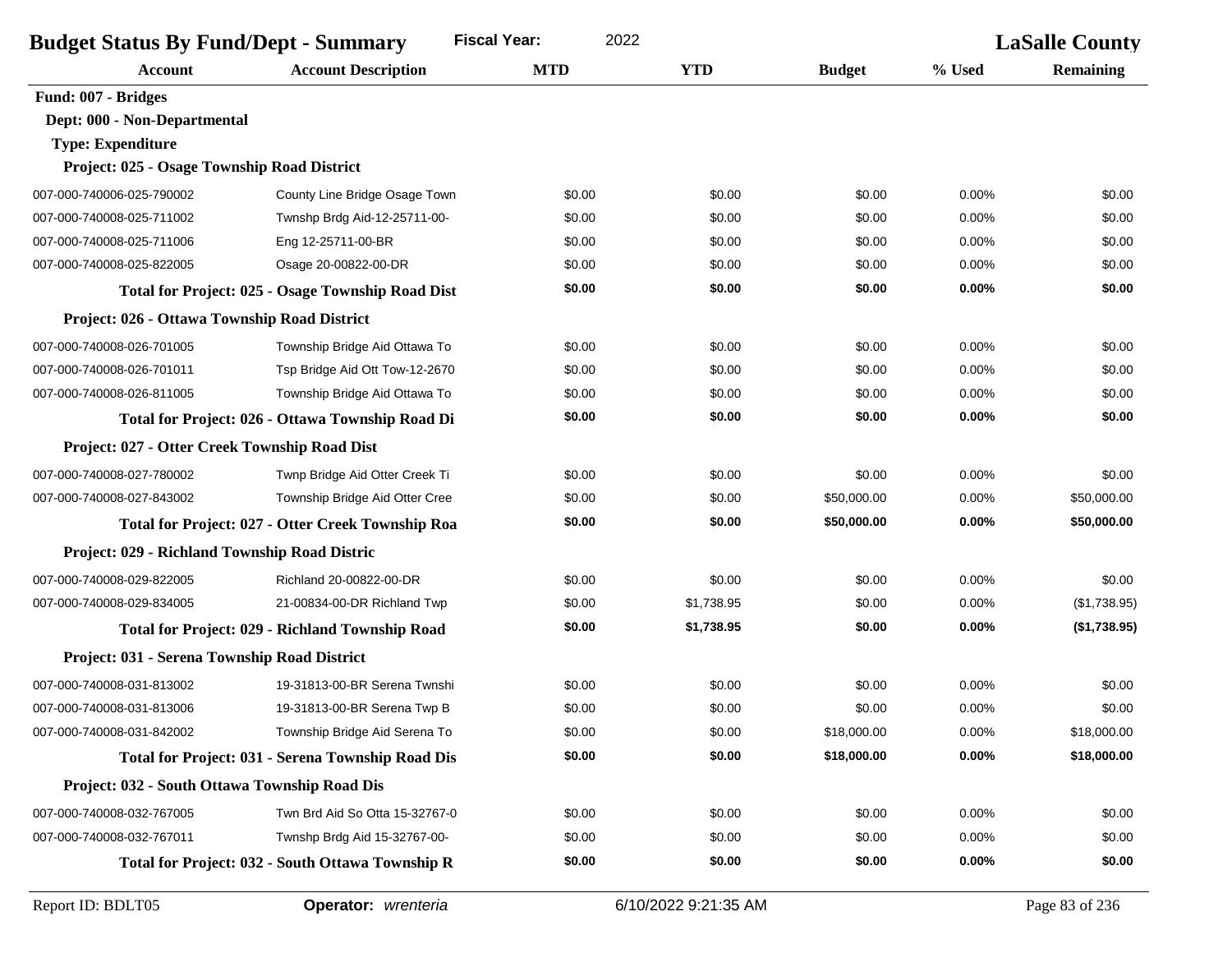# Budget Status By Fund/Dept - Summary

**Fiscal Year:** 2022 **LaSalle County**

| Account | Account Description | MTD | YTD | Budget | % Used | Remaining |
|---|---|---|---|---|---|---|
| **Fund: 007 - Bridges** | | | | | | |
| **Dept: 000 - Non-Departmental** | | | | | | |
| **Type: Expenditure** | | | | | | |
| **Project: 025 - Osage Township Road District** | | | | | | |
| 007-000-740006-025-790002 | County Line Bridge Osage Town | $0.00 | $0.00 | $0.00 | 0.00% | $0.00 |
| 007-000-740008-025-711002 | Twnshp Brdg Aid-12-25711-00- | $0.00 | $0.00 | $0.00 | 0.00% | $0.00 |
| 007-000-740008-025-711006 | Eng 12-25711-00-BR | $0.00 | $0.00 | $0.00 | 0.00% | $0.00 |
| 007-000-740008-025-822005 | Osage 20-00822-00-DR | $0.00 | $0.00 | $0.00 | 0.00% | $0.00 |
| | **Total for Project: 025 - Osage Township Road Dist** | **$0.00** | **$0.00** | **$0.00** | **0.00%** | **$0.00** |
| **Project: 026 - Ottawa Township Road District** | | | | | | |
| 007-000-740008-026-701005 | Township Bridge Aid Ottawa To | $0.00 | $0.00 | $0.00 | 0.00% | $0.00 |
| 007-000-740008-026-701011 | Tsp Bridge Aid Ott Tow-12-2670 | $0.00 | $0.00 | $0.00 | 0.00% | $0.00 |
| 007-000-740008-026-811005 | Township Bridge Aid Ottawa To | $0.00 | $0.00 | $0.00 | 0.00% | $0.00 |
| | **Total for Project: 026 - Ottawa Township Road Di** | **$0.00** | **$0.00** | **$0.00** | **0.00%** | **$0.00** |
| **Project: 027 - Otter Creek Township Road Dist** | | | | | | |
| 007-000-740008-027-780002 | Twnp Bridge Aid Otter Creek Ti | $0.00 | $0.00 | $0.00 | 0.00% | $0.00 |
| 007-000-740008-027-843002 | Township Bridge Aid Otter Cree | $0.00 | $0.00 | $50,000.00 | 0.00% | $50,000.00 |
| | **Total for Project: 027 - Otter Creek Township Roa** | **$0.00** | **$0.00** | **$50,000.00** | **0.00%** | **$50,000.00** |
| **Project: 029 - Richland Township Road Distric** | | | | | | |
| 007-000-740008-029-822005 | Richland 20-00822-00-DR | $0.00 | $0.00 | $0.00 | 0.00% | $0.00 |
| 007-000-740008-029-834005 | 21-00834-00-DR Richland Twp | $0.00 | $1,738.95 | $0.00 | 0.00% | ($1,738.95) |
| | **Total for Project: 029 - Richland Township Road** | **$0.00** | **$1,738.95** | **$0.00** | **0.00%** | **($1,738.95)** |
| **Project: 031 - Serena Township Road District** | | | | | | |
| 007-000-740008-031-813002 | 19-31813-00-BR Serena Twnshi | $0.00 | $0.00 | $0.00 | 0.00% | $0.00 |
| 007-000-740008-031-813006 | 19-31813-00-BR Serena Twp B | $0.00 | $0.00 | $0.00 | 0.00% | $0.00 |
| 007-000-740008-031-842002 | Township Bridge Aid Serena To | $0.00 | $0.00 | $18,000.00 | 0.00% | $18,000.00 |
| | **Total for Project: 031 - Serena Township Road Dis** | **$0.00** | **$0.00** | **$18,000.00** | **0.00%** | **$18,000.00** |
| **Project: 032 - South Ottawa Township Road Dis** | | | | | | |
| 007-000-740008-032-767005 | Twn Brd Aid So Otta 15-32767-0 | $0.00 | $0.00 | $0.00 | 0.00% | $0.00 |
| 007-000-740008-032-767011 | Twnshp Brdg Aid 15-32767-00- | $0.00 | $0.00 | $0.00 | 0.00% | $0.00 |
| | **Total for Project: 032 - South Ottawa Township R** | **$0.00** | **$0.00** | **$0.00** | **0.00%** | **$0.00** |

Report ID: BDLT05 **Operator:** *wrenteria* 6/10/2022 9:21:35 AM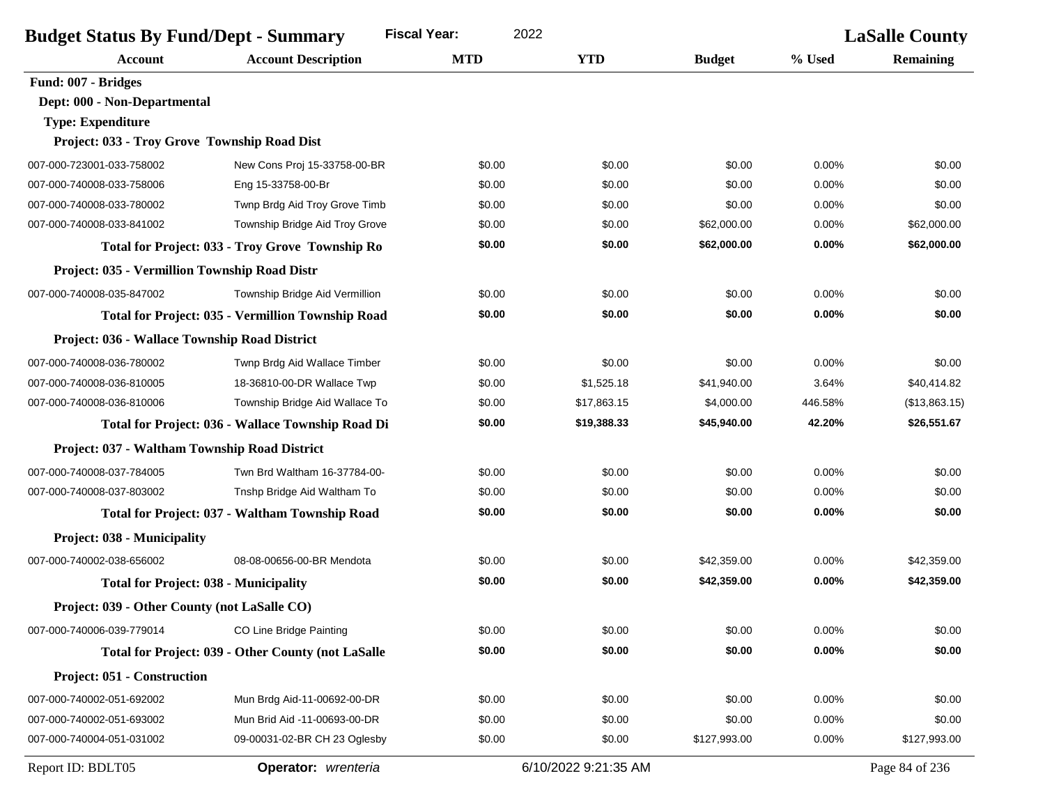# Budget Status By Fund/Dept - Summary

**Fiscal Year:** 2022

**LaSalle County**

| Account | Account Description | MTD | YTD | Budget | % Used | Remaining |
|---|---|---|---|---|---|---|
| **Fund: 007 - Bridges** | | | | | | |
| **Dept: 000 - Non-Departmental** | | | | | | |
| **Type: Expenditure** | | | | | | |
| **Project: 033 - Troy Grove Township Road Dist** | | | | | | |
| 007-000-723001-033-758002 | New Cons Proj 15-33758-00-BR | $0.00 | $0.00 | $0.00 | 0.00% | $0.00 |
| 007-000-740008-033-758006 | Eng 15-33758-00-Br | $0.00 | $0.00 | $0.00 | 0.00% | $0.00 |
| 007-000-740008-033-780002 | Twnp Brdg Aid Troy Grove Timb | $0.00 | $0.00 | $0.00 | 0.00% | $0.00 |
| 007-000-740008-033-841002 | Township Bridge Aid Troy Grove | $0.00 | $0.00 | $62,000.00 | 0.00% | $62,000.00 |
| | **Total for Project: 033 - Troy Grove Township Ro** | **$0.00** | **$0.00** | **$62,000.00** | **0.00%** | **$62,000.00** |
| **Project: 035 - Vermillion Township Road Distr** | | | | | | |
| 007-000-740008-035-847002 | Township Bridge Aid Vermillion | $0.00 | $0.00 | $0.00 | 0.00% | $0.00 |
| | **Total for Project: 035 - Vermillion Township Road** | **$0.00** | **$0.00** | **$0.00** | **0.00%** | **$0.00** |
| **Project: 036 - Wallace Township Road District** | | | | | | |
| 007-000-740008-036-780002 | Twnp Brdg Aid Wallace Timber | $0.00 | $0.00 | $0.00 | 0.00% | $0.00 |
| 007-000-740008-036-810005 | 18-36810-00-DR Wallace Twp | $0.00 | $1,525.18 | $41,940.00 | 3.64% | $40,414.82 |
| 007-000-740008-036-810006 | Township Bridge Aid Wallace To | $0.00 | $17,863.15 | $4,000.00 | 446.58% | ($13,863.15) |
| | **Total for Project: 036 - Wallace Township Road Di** | **$0.00** | **$19,388.33** | **$45,940.00** | **42.20%** | **$26,551.67** |
| **Project: 037 - Waltham Township Road District** | | | | | | |
| 007-000-740008-037-784005 | Twn Brd Waltham 16-37784-00- | $0.00 | $0.00 | $0.00 | 0.00% | $0.00 |
| 007-000-740008-037-803002 | Tnshp Bridge Aid Waltham To | $0.00 | $0.00 | $0.00 | 0.00% | $0.00 |
| | **Total for Project: 037 - Waltham Township Road** | **$0.00** | **$0.00** | **$0.00** | **0.00%** | **$0.00** |
| **Project: 038 - Municipality** | | | | | | |
| 007-000-740002-038-656002 | 08-08-00656-00-BR Mendota | $0.00 | $0.00 | $42,359.00 | 0.00% | $42,359.00 |
| | **Total for Project: 038 - Municipality** | **$0.00** | **$0.00** | **$42,359.00** | **0.00%** | **$42,359.00** |
| **Project: 039 - Other County (not LaSalle CO)** | | | | | | |
| 007-000-740006-039-779014 | CO Line Bridge Painting | $0.00 | $0.00 | $0.00 | 0.00% | $0.00 |
| | **Total for Project: 039 - Other County (not LaSalle** | **$0.00** | **$0.00** | **$0.00** | **0.00%** | **$0.00** |
| **Project: 051 - Construction** | | | | | | |
| 007-000-740002-051-692002 | Mun Brdg Aid-11-00692-00-DR | $0.00 | $0.00 | $0.00 | 0.00% | $0.00 |
| 007-000-740002-051-693002 | Mun Brid Aid -11-00693-00-DR | $0.00 | $0.00 | $0.00 | 0.00% | $0.00 |
| 007-000-740004-051-031002 | 09-00031-02-BR CH 23 Oglesby | $0.00 | $0.00 | $127,993.00 | 0.00% | $127,993.00 |

Report ID: BDLT05 | Operator: wrenteria | 6/10/2022 9:21:35 AM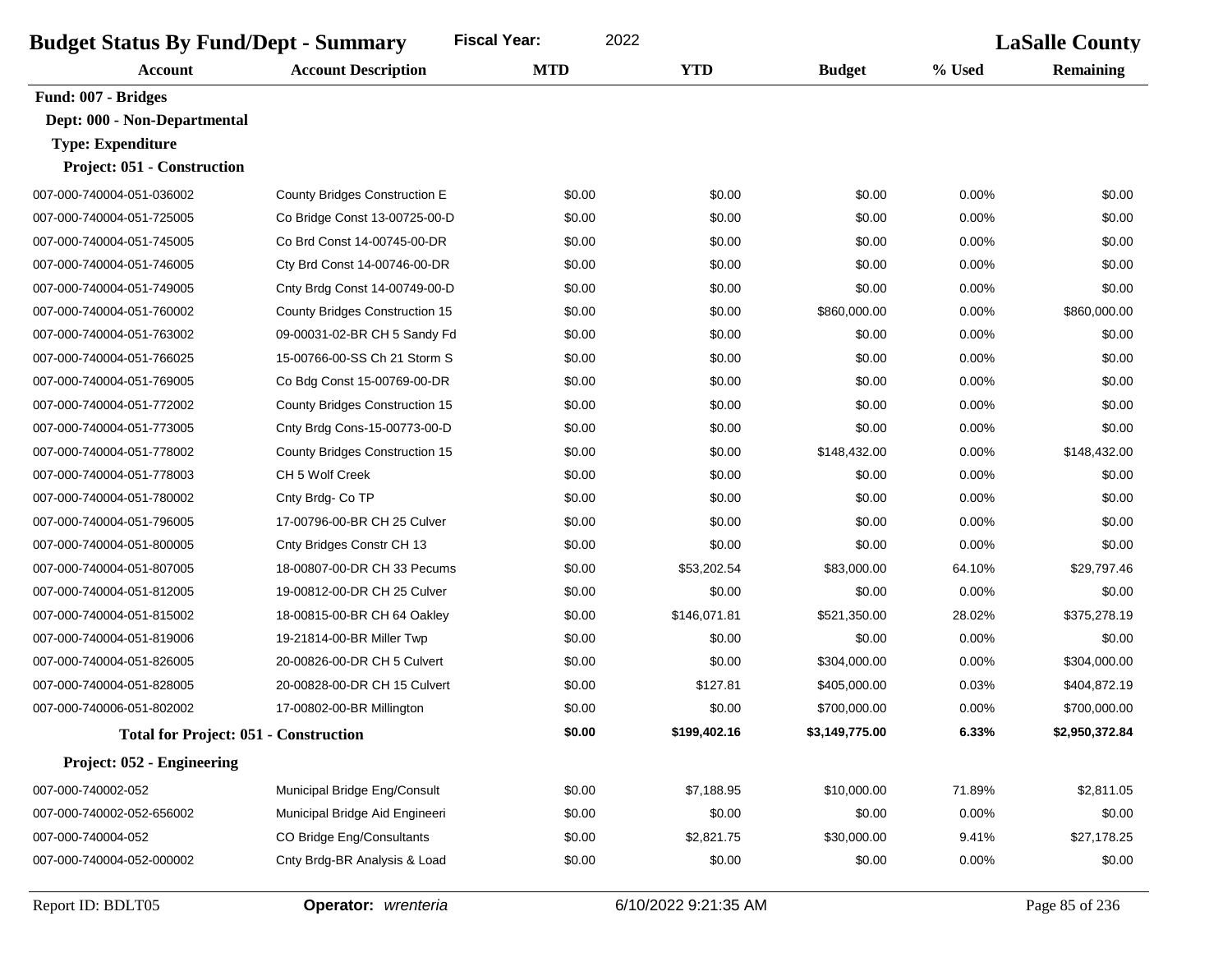# Budget Status By Fund/Dept - Summary

**Fiscal Year:** 2022

**LaSalle County**

| Account | Account Description | MTD | YTD | Budget | % Used | Remaining |
|---|---|---|---|---|---|---|
| **Fund: 007 - Bridges** | | | | | | |
| **Dept: 000 - Non-Departmental** | | | | | | |
| **Type: Expenditure** | | | | | | |
| **Project: 051 - Construction** | | | | | | |
| 007-000-740004-051-036002 | County Bridges Construction E | $0.00 | $0.00 | $0.00 | 0.00% | $0.00 |
| 007-000-740004-051-725005 | Co Bridge Const 13-00725-00-D | $0.00 | $0.00 | $0.00 | 0.00% | $0.00 |
| 007-000-740004-051-745005 | Co Brd Const 14-00745-00-DR | $0.00 | $0.00 | $0.00 | 0.00% | $0.00 |
| 007-000-740004-051-746005 | Cty Brd Const 14-00746-00-DR | $0.00 | $0.00 | $0.00 | 0.00% | $0.00 |
| 007-000-740004-051-749005 | Cnty Brdg Const 14-00749-00-D | $0.00 | $0.00 | $0.00 | 0.00% | $0.00 |
| 007-000-740004-051-760002 | County Bridges Construction 15 | $0.00 | $0.00 | $860,000.00 | 0.00% | $860,000.00 |
| 007-000-740004-051-763002 | 09-00031-02-BR CH 5 Sandy Fd | $0.00 | $0.00 | $0.00 | 0.00% | $0.00 |
| 007-000-740004-051-766025 | 15-00766-00-SS Ch 21 Storm S | $0.00 | $0.00 | $0.00 | 0.00% | $0.00 |
| 007-000-740004-051-769005 | Co Bdg Const 15-00769-00-DR | $0.00 | $0.00 | $0.00 | 0.00% | $0.00 |
| 007-000-740004-051-772002 | County Bridges Construction 15 | $0.00 | $0.00 | $0.00 | 0.00% | $0.00 |
| 007-000-740004-051-773005 | Cnty Brdg Cons-15-00773-00-D | $0.00 | $0.00 | $0.00 | 0.00% | $0.00 |
| 007-000-740004-051-778002 | County Bridges Construction 15 | $0.00 | $0.00 | $148,432.00 | 0.00% | $148,432.00 |
| 007-000-740004-051-778003 | CH 5 Wolf Creek | $0.00 | $0.00 | $0.00 | 0.00% | $0.00 |
| 007-000-740004-051-780002 | Cnty Brdg- Co TP | $0.00 | $0.00 | $0.00 | 0.00% | $0.00 |
| 007-000-740004-051-796005 | 17-00796-00-BR CH 25 Culver | $0.00 | $0.00 | $0.00 | 0.00% | $0.00 |
| 007-000-740004-051-800005 | Cnty Bridges Constr CH 13 | $0.00 | $0.00 | $0.00 | 0.00% | $0.00 |
| 007-000-740004-051-807005 | 18-00807-00-DR CH 33 Pecums | $0.00 | $53,202.54 | $83,000.00 | 64.10% | $29,797.46 |
| 007-000-740004-051-812005 | 19-00812-00-DR CH 25 Culver | $0.00 | $0.00 | $0.00 | 0.00% | $0.00 |
| 007-000-740004-051-815002 | 18-00815-00-BR CH 64 Oakley | $0.00 | $146,071.81 | $521,350.00 | 28.02% | $375,278.19 |
| 007-000-740004-051-819006 | 19-21814-00-BR Miller Twp | $0.00 | $0.00 | $0.00 | 0.00% | $0.00 |
| 007-000-740004-051-826005 | 20-00826-00-DR CH 5 Culvert | $0.00 | $0.00 | $304,000.00 | 0.00% | $304,000.00 |
| 007-000-740004-051-828005 | 20-00828-00-DR CH 15 Culvert | $0.00 | $127.81 | $405,000.00 | 0.03% | $404,872.19 |
| 007-000-740006-051-802002 | 17-00802-00-BR Millington | $0.00 | $0.00 | $700,000.00 | 0.00% | $700,000.00 |
| **Total for Project: 051 - Construction** | | **$0.00** | **$199,402.16** | **$3,149,775.00** | **6.33%** | **$2,950,372.84** |
| **Project: 052 - Engineering** | | | | | | |
| 007-000-740002-052 | Municipal Bridge Eng/Consult | $0.00 | $7,188.95 | $10,000.00 | 71.89% | $2,811.05 |
| 007-000-740002-052-656002 | Municipal Bridge Aid Engineeri | $0.00 | $0.00 | $0.00 | 0.00% | $0.00 |
| 007-000-740004-052 | CO Bridge Eng/Consultants | $0.00 | $2,821.75 | $30,000.00 | 9.41% | $27,178.25 |
| 007-000-740004-052-000002 | Cnty Brdg-BR Analysis & Load | $0.00 | $0.00 | $0.00 | 0.00% | $0.00 |

Report ID: BDLT05 **Operator:** *wrenteria* 6/10/2022 9:21:35 AM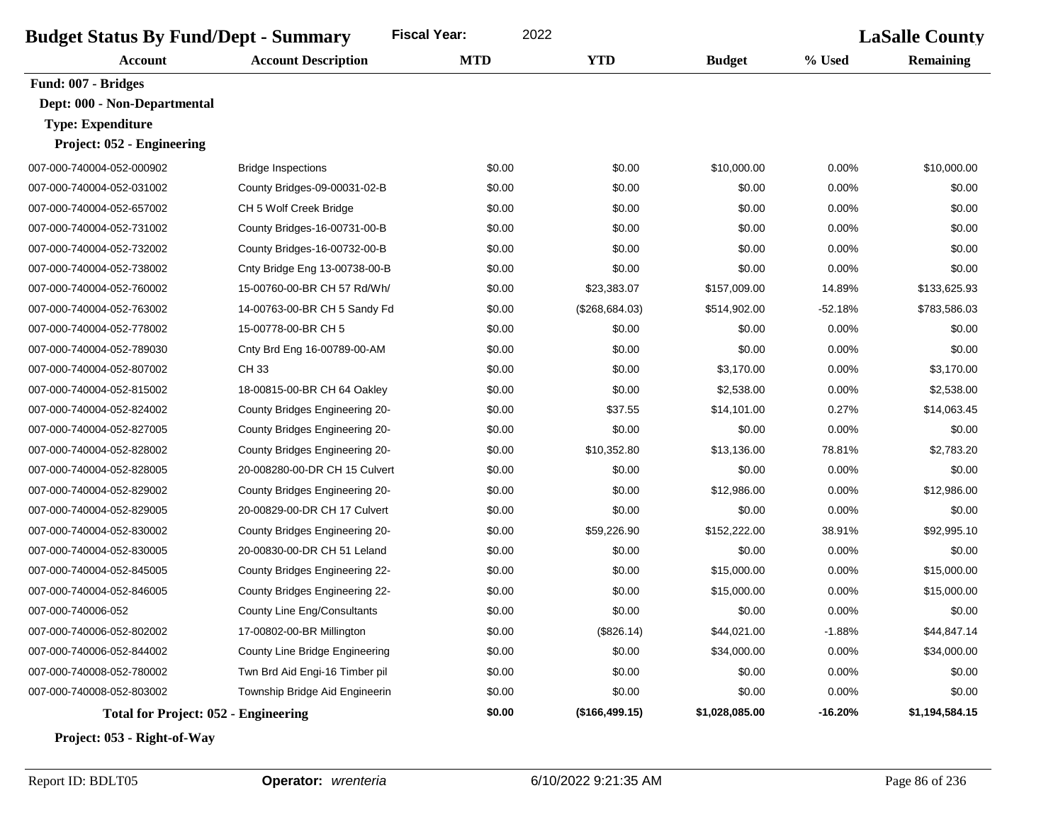# Budget Status By Fund/Dept - Summary

**Fiscal Year:** 2022

**LaSalle County**

| Account | Account Description | MTD | YTD | Budget | % Used | Remaining |
|---|---|---|---|---|---|---|
| **Fund: 007 - Bridges** | | | | | | |
| **Dept: 000 - Non-Departmental** | | | | | | |
| **Type: Expenditure** | | | | | | |
| **Project: 052 - Engineering** | | | | | | |
| 007-000-740004-052-000902 | Bridge Inspections | $0.00 | $0.00 | $10,000.00 | 0.00% | $10,000.00 |
| 007-000-740004-052-031002 | County Bridges-09-00031-02-B | $0.00 | $0.00 | $0.00 | 0.00% | $0.00 |
| 007-000-740004-052-657002 | CH 5 Wolf Creek Bridge | $0.00 | $0.00 | $0.00 | 0.00% | $0.00 |
| 007-000-740004-052-731002 | County Bridges-16-00731-00-B | $0.00 | $0.00 | $0.00 | 0.00% | $0.00 |
| 007-000-740004-052-732002 | County Bridges-16-00732-00-B | $0.00 | $0.00 | $0.00 | 0.00% | $0.00 |
| 007-000-740004-052-738002 | Cnty Bridge Eng 13-00738-00-B | $0.00 | $0.00 | $0.00 | 0.00% | $0.00 |
| 007-000-740004-052-760002 | 15-00760-00-BR CH 57 Rd/Wh/ | $0.00 | $23,383.07 | $157,009.00 | 14.89% | $133,625.93 |
| 007-000-740004-052-763002 | 14-00763-00-BR CH 5 Sandy Fd | $0.00 | ($268,684.03) | $514,902.00 | -52.18% | $783,586.03 |
| 007-000-740004-052-778002 | 15-00778-00-BR CH 5 | $0.00 | $0.00 | $0.00 | 0.00% | $0.00 |
| 007-000-740004-052-789030 | Cnty Brd Eng 16-00789-00-AM | $0.00 | $0.00 | $0.00 | 0.00% | $0.00 |
| 007-000-740004-052-807002 | CH 33 | $0.00 | $0.00 | $3,170.00 | 0.00% | $3,170.00 |
| 007-000-740004-052-815002 | 18-00815-00-BR CH 64 Oakley | $0.00 | $0.00 | $2,538.00 | 0.00% | $2,538.00 |
| 007-000-740004-052-824002 | County Bridges Engineering 20- | $0.00 | $37.55 | $14,101.00 | 0.27% | $14,063.45 |
| 007-000-740004-052-827005 | County Bridges Engineering 20- | $0.00 | $0.00 | $0.00 | 0.00% | $0.00 |
| 007-000-740004-052-828002 | County Bridges Engineering 20- | $0.00 | $10,352.80 | $13,136.00 | 78.81% | $2,783.20 |
| 007-000-740004-052-828005 | 20-008280-00-DR CH 15 Culvert | $0.00 | $0.00 | $0.00 | 0.00% | $0.00 |
| 007-000-740004-052-829002 | County Bridges Engineering 20- | $0.00 | $0.00 | $12,986.00 | 0.00% | $12,986.00 |
| 007-000-740004-052-829005 | 20-00829-00-DR CH 17 Culvert | $0.00 | $0.00 | $0.00 | 0.00% | $0.00 |
| 007-000-740004-052-830002 | County Bridges Engineering 20- | $0.00 | $59,226.90 | $152,222.00 | 38.91% | $92,995.10 |
| 007-000-740004-052-830005 | 20-00830-00-DR CH 51 Leland | $0.00 | $0.00 | $0.00 | 0.00% | $0.00 |
| 007-000-740004-052-845005 | County Bridges Engineering 22- | $0.00 | $0.00 | $15,000.00 | 0.00% | $15,000.00 |
| 007-000-740004-052-846005 | County Bridges Engineering 22- | $0.00 | $0.00 | $15,000.00 | 0.00% | $15,000.00 |
| 007-000-740006-052 | County Line Eng/Consultants | $0.00 | $0.00 | $0.00 | 0.00% | $0.00 |
| 007-000-740006-052-802002 | 17-00802-00-BR Millington | $0.00 | ($826.14) | $44,021.00 | -1.88% | $44,847.14 |
| 007-000-740006-052-844002 | County Line Bridge Engineering | $0.00 | $0.00 | $34,000.00 | 0.00% | $34,000.00 |
| 007-000-740008-052-780002 | Twn Brd Aid Engi-16 Timber pil | $0.00 | $0.00 | $0.00 | 0.00% | $0.00 |
| 007-000-740008-052-803002 | Township Bridge Aid Engineerin | $0.00 | $0.00 | $0.00 | 0.00% | $0.00 |
| **Total for Project: 052 - Engineering** | | **$0.00** | **($166,499.15)** | **$1,028,085.00** | **-16.20%** | **$1,194,584.15** |

**Project: 053 - Right-of-Way**

Report ID: BDLT05 **Operator:** *wrenteria* 6/10/2022 9:21:35 AM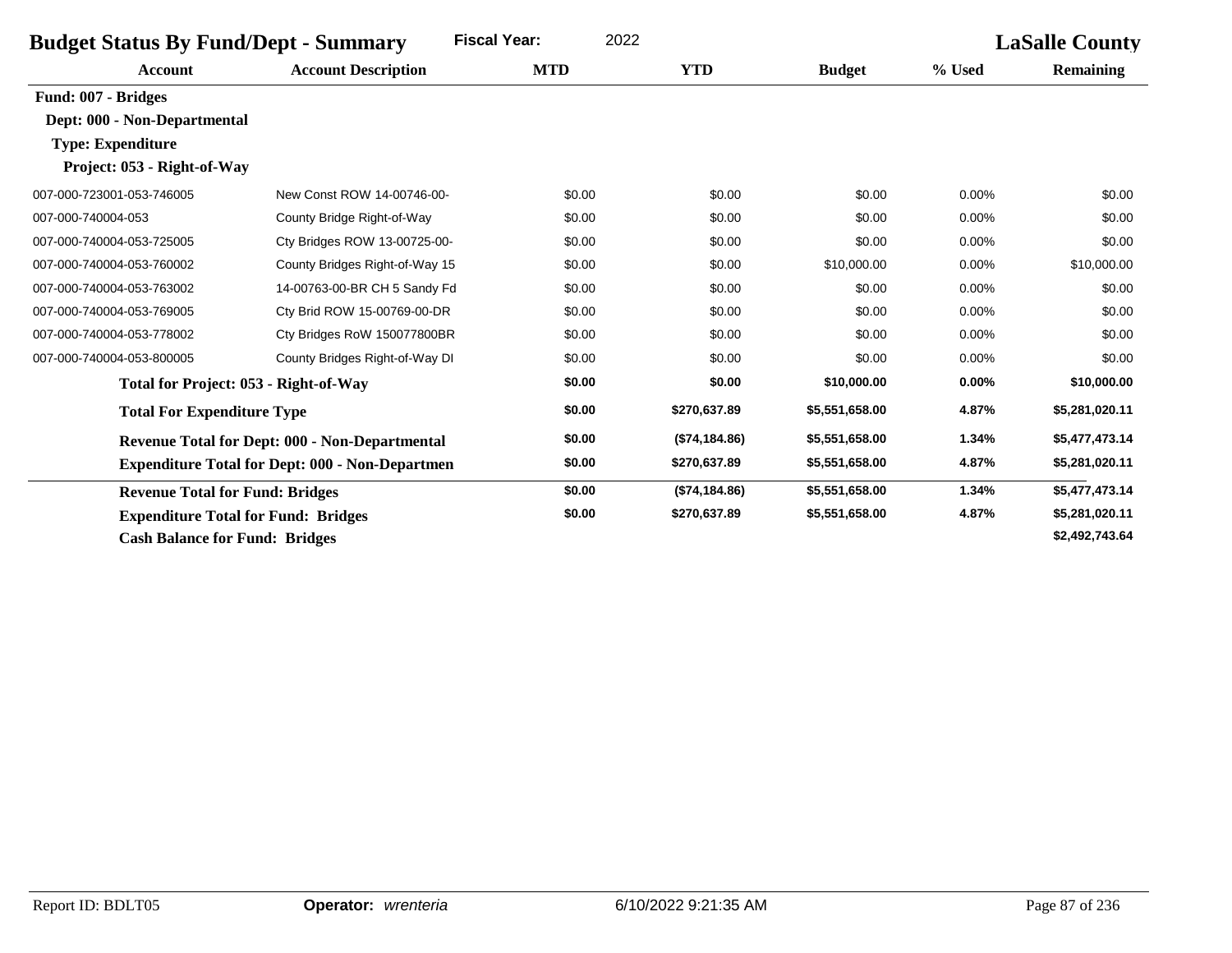# Budget Status By Fund/Dept - Summary

**Fiscal Year:** 2022

**LaSalle County**

| Account | Account Description | MTD | YTD | Budget | % Used | Remaining |
|---|---|---|---|---|---|---|
| **Fund: 007 - Bridges** | | | | | | |
| **Dept: 000 - Non-Departmental** | | | | | | |
| **Type: Expenditure** | | | | | | |
| **Project: 053 - Right-of-Way** | | | | | | |
| 007-000-723001-053-746005 | New Const ROW 14-00746-00- | $0.00 | $0.00 | $0.00 | 0.00% | $0.00 |
| 007-000-740004-053 | County Bridge Right-of-Way | $0.00 | $0.00 | $0.00 | 0.00% | $0.00 |
| 007-000-740004-053-725005 | Cty Bridges ROW 13-00725-00- | $0.00 | $0.00 | $0.00 | 0.00% | $0.00 |
| 007-000-740004-053-760002 | County Bridges Right-of-Way 15 | $0.00 | $0.00 | $10,000.00 | 0.00% | $10,000.00 |
| 007-000-740004-053-763002 | 14-00763-00-BR CH 5 Sandy Fd | $0.00 | $0.00 | $0.00 | 0.00% | $0.00 |
| 007-000-740004-053-769005 | Cty Brid ROW 15-00769-00-DR | $0.00 | $0.00 | $0.00 | 0.00% | $0.00 |
| 007-000-740004-053-778002 | Cty Bridges RoW 150077800BR | $0.00 | $0.00 | $0.00 | 0.00% | $0.00 |
| 007-000-740004-053-800005 | County Bridges Right-of-Way DI | $0.00 | $0.00 | $0.00 | 0.00% | $0.00 |
| **Total for Project: 053 - Right-of-Way** | | **$0.00** | **$0.00** | **$10,000.00** | **0.00%** | **$10,000.00** |
| **Total For Expenditure Type** | | **$0.00** | **$270,637.89** | **$5,551,658.00** | **4.87%** | **$5,281,020.11** |
| **Revenue Total for Dept: 000 - Non-Departmental** | | **$0.00** | **($74,184.86)** | **$5,551,658.00** | **1.34%** | **$5,477,473.14** |
| **Expenditure Total for Dept: 000 - Non-Departmen** | | **$0.00** | **$270,637.89** | **$5,551,658.00** | **4.87%** | **$5,281,020.11** |
| **Revenue Total for Fund: Bridges** | | **$0.00** | **($74,184.86)** | **$5,551,658.00** | **1.34%** | **$5,477,473.14** |
| **Expenditure Total for Fund: Bridges** | | **$0.00** | **$270,637.89** | **$5,551,658.00** | **4.87%** | **$5,281,020.11** |
| **Cash Balance for Fund: Bridges** | | | | | | **$2,492,743.64** |

Report ID: BDLT05 **Operator:** *wrenteria* 6/10/2022 9:21:35 AM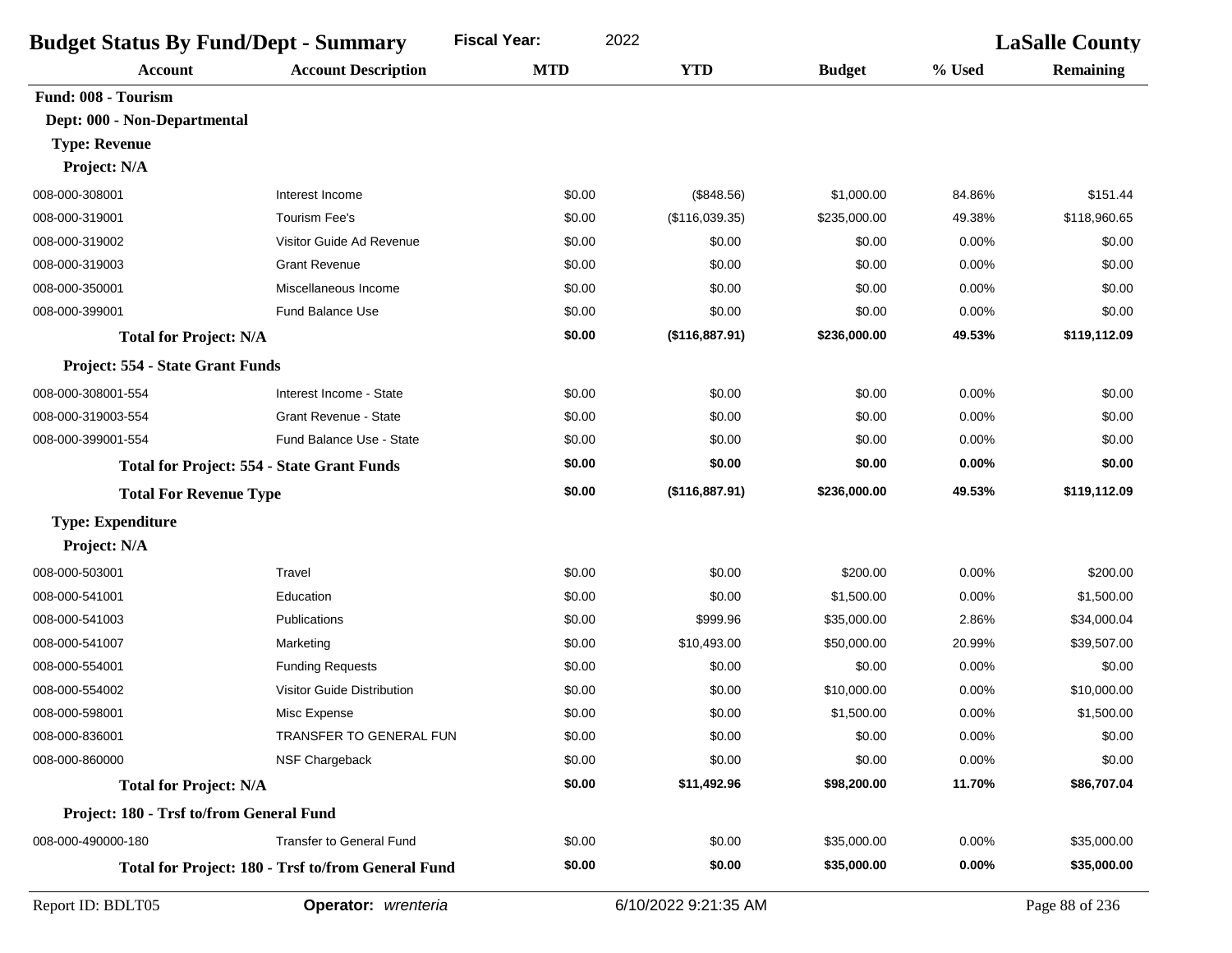# Budget Status By Fund/Dept - Summary

**Fiscal Year:** 2022

**LaSalle County**

| Account | Account Description | MTD | YTD | Budget | % Used | Remaining |
|---|---|---|---|---|---|---|
| **Fund: 008 - Tourism** | | | | | | |
| **Dept: 000 - Non-Departmental** | | | | | | |
| **Type: Revenue** | | | | | | |
| **Project: N/A** | | | | | | |
| 008-000-308001 | Interest Income | $0.00 | ($848.56) | $1,000.00 | 84.86% | $151.44 |
| 008-000-319001 | Tourism Fee's | $0.00 | ($116,039.35) | $235,000.00 | 49.38% | $118,960.65 |
| 008-000-319002 | Visitor Guide Ad Revenue | $0.00 | $0.00 | $0.00 | 0.00% | $0.00 |
| 008-000-319003 | Grant Revenue | $0.00 | $0.00 | $0.00 | 0.00% | $0.00 |
| 008-000-350001 | Miscellaneous Income | $0.00 | $0.00 | $0.00 | 0.00% | $0.00 |
| 008-000-399001 | Fund Balance Use | $0.00 | $0.00 | $0.00 | 0.00% | $0.00 |
| **Total for Project: N/A** | | **$0.00** | **($116,887.91)** | **$236,000.00** | **49.53%** | **$119,112.09** |
| **Project: 554 - State Grant Funds** | | | | | | |
| 008-000-308001-554 | Interest Income - State | $0.00 | $0.00 | $0.00 | 0.00% | $0.00 |
| 008-000-319003-554 | Grant Revenue - State | $0.00 | $0.00 | $0.00 | 0.00% | $0.00 |
| 008-000-399001-554 | Fund Balance Use - State | $0.00 | $0.00 | $0.00 | 0.00% | $0.00 |
| **Total for Project: 554 - State Grant Funds** | | **$0.00** | **$0.00** | **$0.00** | **0.00%** | **$0.00** |
| **Total For Revenue Type** | | **$0.00** | **($116,887.91)** | **$236,000.00** | **49.53%** | **$119,112.09** |
| **Type: Expenditure** | | | | | | |
| **Project: N/A** | | | | | | |
| 008-000-503001 | Travel | $0.00 | $0.00 | $200.00 | 0.00% | $200.00 |
| 008-000-541001 | Education | $0.00 | $0.00 | $1,500.00 | 0.00% | $1,500.00 |
| 008-000-541003 | Publications | $0.00 | $999.96 | $35,000.00 | 2.86% | $34,000.04 |
| 008-000-541007 | Marketing | $0.00 | $10,493.00 | $50,000.00 | 20.99% | $39,507.00 |
| 008-000-554001 | Funding Requests | $0.00 | $0.00 | $0.00 | 0.00% | $0.00 |
| 008-000-554002 | Visitor Guide Distribution | $0.00 | $0.00 | $10,000.00 | 0.00% | $10,000.00 |
| 008-000-598001 | Misc Expense | $0.00 | $0.00 | $1,500.00 | 0.00% | $1,500.00 |
| 008-000-836001 | TRANSFER TO GENERAL FUN | $0.00 | $0.00 | $0.00 | 0.00% | $0.00 |
| 008-000-860000 | NSF Chargeback | $0.00 | $0.00 | $0.00 | 0.00% | $0.00 |
| **Total for Project: N/A** | | **$0.00** | **$11,492.96** | **$98,200.00** | **11.70%** | **$86,707.04** |
| **Project: 180 - Trsf to/from General Fund** | | | | | | |
| 008-000-490000-180 | Transfer to General Fund | $0.00 | $0.00 | $35,000.00 | 0.00% | $35,000.00 |
| **Total for Project: 180 - Trsf to/from General Fund** | | **$0.00** | **$0.00** | **$35,000.00** | **0.00%** | **$35,000.00** |

Report ID: BDLT05 **Operator:** *wrenteria* 6/10/2022 9:21:35 AM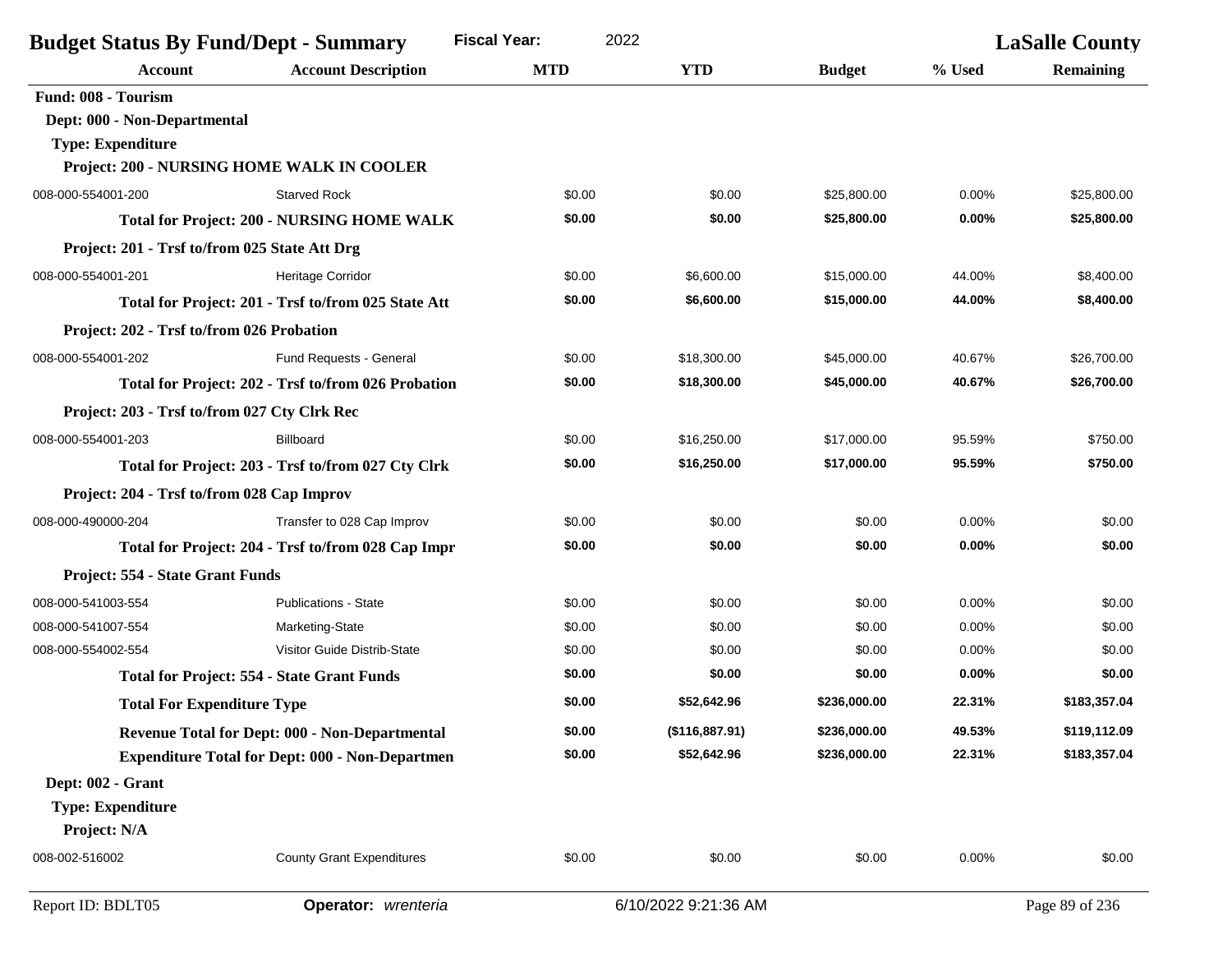# Budget Status By Fund/Dept - Summary

**Fiscal Year:** 2022

**LaSalle County**

| Account | Account Description | MTD | YTD | Budget | % Used | Remaining |
|---|---|---|---|---|---|---|
| **Fund: 008 - Tourism** | | | | | | |
| **Dept: 000 - Non-Departmental** | | | | | | |
| **Type: Expenditure** | | | | | | |
| **Project: 200 - NURSING HOME WALK IN COOLER** | | | | | | |
| 008-000-554001-200 | Starved Rock | $0.00 | $0.00 | $25,800.00 | 0.00% | $25,800.00 |
| | **Total for Project: 200 - NURSING HOME WALK** | **$0.00** | **$0.00** | **$25,800.00** | **0.00%** | **$25,800.00** |
| **Project: 201 - Trsf to/from 025 State Att Drg** | | | | | | |
| 008-000-554001-201 | Heritage Corridor | $0.00 | $6,600.00 | $15,000.00 | 44.00% | $8,400.00 |
| | **Total for Project: 201 - Trsf to/from 025 State Att** | **$0.00** | **$6,600.00** | **$15,000.00** | **44.00%** | **$8,400.00** |
| **Project: 202 - Trsf to/from 026 Probation** | | | | | | |
| 008-000-554001-202 | Fund Requests - General | $0.00 | $18,300.00 | $45,000.00 | 40.67% | $26,700.00 |
| | **Total for Project: 202 - Trsf to/from 026 Probation** | **$0.00** | **$18,300.00** | **$45,000.00** | **40.67%** | **$26,700.00** |
| **Project: 203 - Trsf to/from 027 Cty Clrk Rec** | | | | | | |
| 008-000-554001-203 | Billboard | $0.00 | $16,250.00 | $17,000.00 | 95.59% | $750.00 |
| | **Total for Project: 203 - Trsf to/from 027 Cty Clrk** | **$0.00** | **$16,250.00** | **$17,000.00** | **95.59%** | **$750.00** |
| **Project: 204 - Trsf to/from 028 Cap Improv** | | | | | | |
| 008-000-490000-204 | Transfer to 028 Cap Improv | $0.00 | $0.00 | $0.00 | 0.00% | $0.00 |
| | **Total for Project: 204 - Trsf to/from 028 Cap Impr** | **$0.00** | **$0.00** | **$0.00** | **0.00%** | **$0.00** |
| **Project: 554 - State Grant Funds** | | | | | | |
| 008-000-541003-554 | Publications - State | $0.00 | $0.00 | $0.00 | 0.00% | $0.00 |
| 008-000-541007-554 | Marketing-State | $0.00 | $0.00 | $0.00 | 0.00% | $0.00 |
| 008-000-554002-554 | Visitor Guide Distrib-State | $0.00 | $0.00 | $0.00 | 0.00% | $0.00 |
| | **Total for Project: 554 - State Grant Funds** | **$0.00** | **$0.00** | **$0.00** | **0.00%** | **$0.00** |
| | **Total For Expenditure Type** | **$0.00** | **$52,642.96** | **$236,000.00** | **22.31%** | **$183,357.04** |
| | **Revenue Total for Dept: 000 - Non-Departmental** | **$0.00** | **($116,887.91)** | **$236,000.00** | **49.53%** | **$119,112.09** |
| | **Expenditure Total for Dept: 000 - Non-Departmen** | **$0.00** | **$52,642.96** | **$236,000.00** | **22.31%** | **$183,357.04** |
| **Dept: 002 - Grant** | | | | | | |
| **Type: Expenditure** | | | | | | |
| **Project: N/A** | | | | | | |
| 008-002-516002 | County Grant Expenditures | $0.00 | $0.00 | $0.00 | 0.00% | $0.00 |

Report ID: BDLT05 | **Operator:** *wrenteria* | 6/10/2022 9:21:36 AM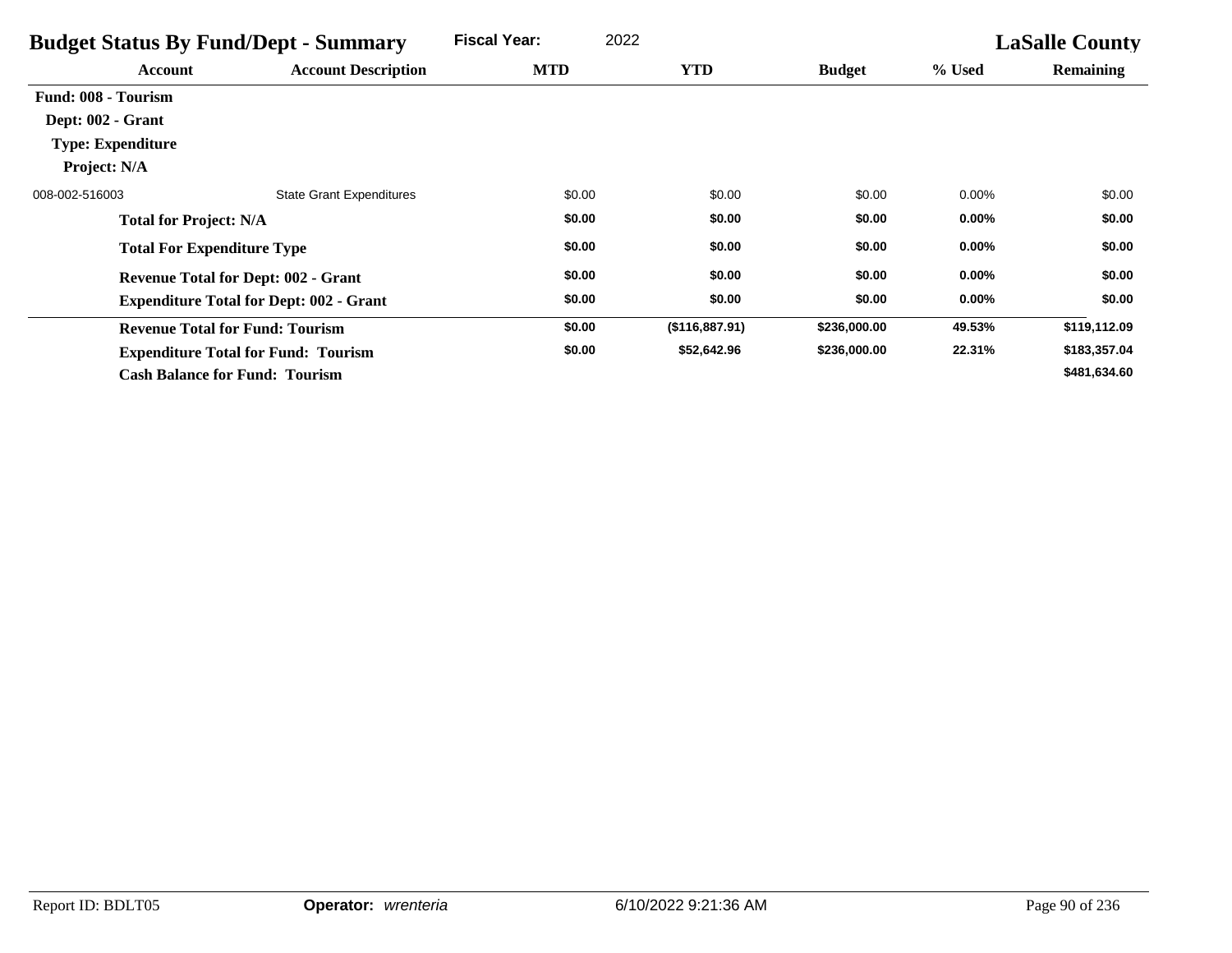# Budget Status By Fund/Dept - Summary

**Fiscal Year:** 2022

**LaSalle County**

| Account | Account Description | MTD | YTD | Budget | % Used | Remaining |
|---|---|---|---|---|---|---|
| **Fund: 008 - Tourism** | | | | | | |
| **Dept: 002 - Grant** | | | | | | |
| **Type: Expenditure** | | | | | | |
| **Project: N/A** | | | | | | |
| 008-002-516003 | State Grant Expenditures | $0.00 | $0.00 | $0.00 | 0.00% | $0.00 |
| **Total for Project: N/A** | | **$0.00** | **$0.00** | **$0.00** | **0.00%** | **$0.00** |
| **Total For Expenditure Type** | | **$0.00** | **$0.00** | **$0.00** | **0.00%** | **$0.00** |
| **Revenue Total for Dept: 002 - Grant** | | **$0.00** | **$0.00** | **$0.00** | **0.00%** | **$0.00** |
| **Expenditure Total for Dept: 002 - Grant** | | **$0.00** | **$0.00** | **$0.00** | **0.00%** | **$0.00** |
| **Revenue Total for Fund: Tourism** | | **$0.00** | **($116,887.91)** | **$236,000.00** | **49.53%** | **$119,112.09** |
| **Expenditure Total for Fund: Tourism** | | **$0.00** | **$52,642.96** | **$236,000.00** | **22.31%** | **$183,357.04** |
| **Cash Balance for Fund: Tourism** | | | | | | **$481,634.60** |

Report ID: BDLT05 **Operator:** *wrenteria* 6/10/2022 9:21:36 AM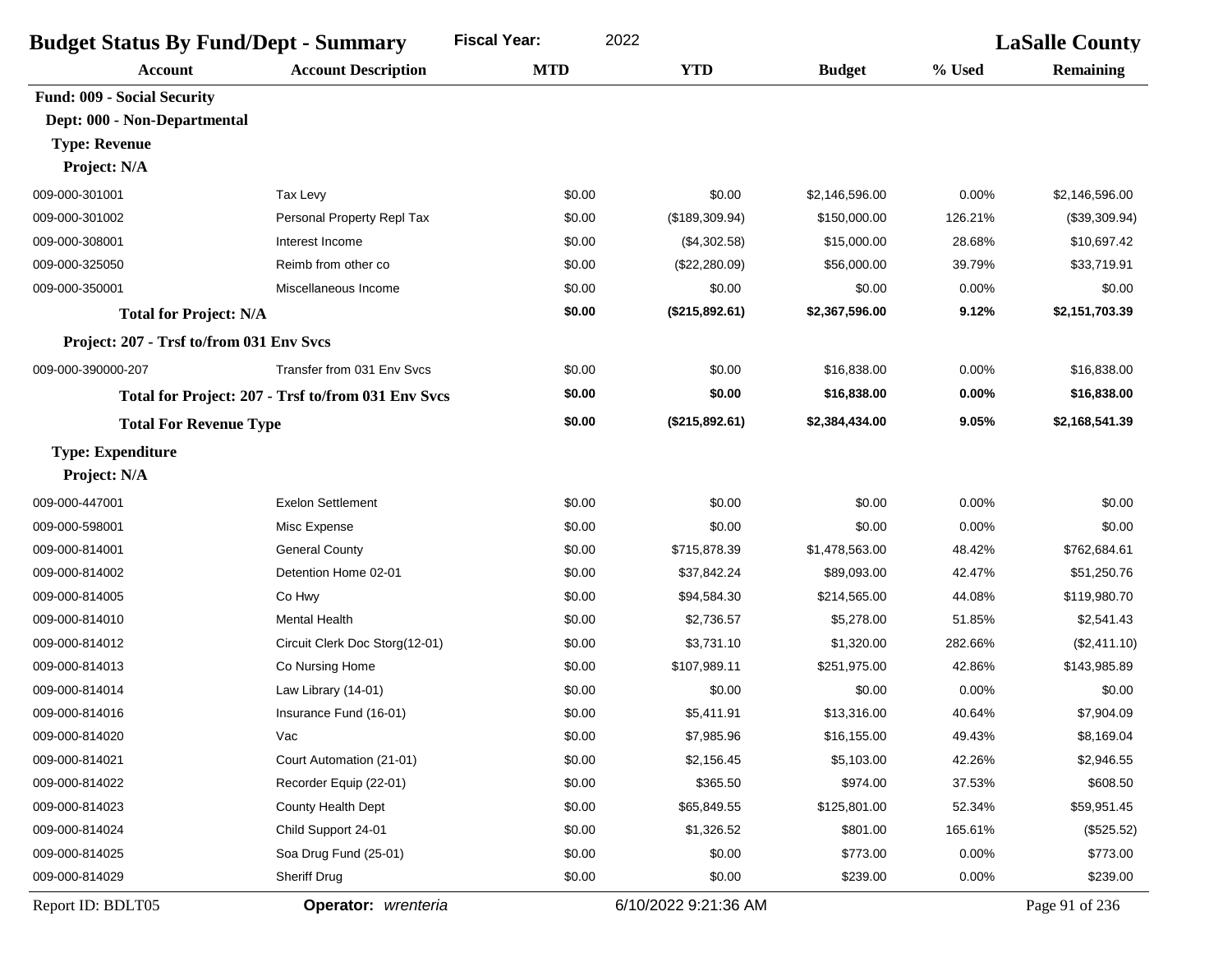# Budget Status By Fund/Dept - Summary

**Fiscal Year:** 2022

**LaSalle County**

| Account | Account Description | MTD | YTD | Budget | % Used | Remaining |
|---|---|---|---|---|---|---|
| **Fund: 009 - Social Security** | | | | | | |
| **Dept: 000 - Non-Departmental** | | | | | | |
| **Type: Revenue** | | | | | | |
| **Project: N/A** | | | | | | |
| 009-000-301001 | Tax Levy | $0.00 | $0.00 | $2,146,596.00 | 0.00% | $2,146,596.00 |
| 009-000-301002 | Personal Property Repl Tax | $0.00 | ($189,309.94) | $150,000.00 | 126.21% | ($39,309.94) |
| 009-000-308001 | Interest Income | $0.00 | ($4,302.58) | $15,000.00 | 28.68% | $10,697.42 |
| 009-000-325050 | Reimb from other co | $0.00 | ($22,280.09) | $56,000.00 | 39.79% | $33,719.91 |
| 009-000-350001 | Miscellaneous Income | $0.00 | $0.00 | $0.00 | 0.00% | $0.00 |
| **Total for Project: N/A** | | **$0.00** | **($215,892.61)** | **$2,367,596.00** | **9.12%** | **$2,151,703.39** |
| **Project: 207 - Trsf to/from 031 Env Svcs** | | | | | | |
| 009-000-390000-207 | Transfer from 031 Env Svcs | $0.00 | $0.00 | $16,838.00 | 0.00% | $16,838.00 |
| **Total for Project: 207 - Trsf to/from 031 Env Svcs** | | **$0.00** | **$0.00** | **$16,838.00** | **0.00%** | **$16,838.00** |
| **Total For Revenue Type** | | **$0.00** | **($215,892.61)** | **$2,384,434.00** | **9.05%** | **$2,168,541.39** |
| **Type: Expenditure** | | | | | | |
| **Project: N/A** | | | | | | |
| 009-000-447001 | Exelon Settlement | $0.00 | $0.00 | $0.00 | 0.00% | $0.00 |
| 009-000-598001 | Misc Expense | $0.00 | $0.00 | $0.00 | 0.00% | $0.00 |
| 009-000-814001 | General County | $0.00 | $715,878.39 | $1,478,563.00 | 48.42% | $762,684.61 |
| 009-000-814002 | Detention Home 02-01 | $0.00 | $37,842.24 | $89,093.00 | 42.47% | $51,250.76 |
| 009-000-814005 | Co Hwy | $0.00 | $94,584.30 | $214,565.00 | 44.08% | $119,980.70 |
| 009-000-814010 | Mental Health | $0.00 | $2,736.57 | $5,278.00 | 51.85% | $2,541.43 |
| 009-000-814012 | Circuit Clerk Doc Storg(12-01) | $0.00 | $3,731.10 | $1,320.00 | 282.66% | ($2,411.10) |
| 009-000-814013 | Co Nursing Home | $0.00 | $107,989.11 | $251,975.00 | 42.86% | $143,985.89 |
| 009-000-814014 | Law Library (14-01) | $0.00 | $0.00 | $0.00 | 0.00% | $0.00 |
| 009-000-814016 | Insurance Fund (16-01) | $0.00 | $5,411.91 | $13,316.00 | 40.64% | $7,904.09 |
| 009-000-814020 | Vac | $0.00 | $7,985.96 | $16,155.00 | 49.43% | $8,169.04 |
| 009-000-814021 | Court Automation (21-01) | $0.00 | $2,156.45 | $5,103.00 | 42.26% | $2,946.55 |
| 009-000-814022 | Recorder Equip (22-01) | $0.00 | $365.50 | $974.00 | 37.53% | $608.50 |
| 009-000-814023 | County Health Dept | $0.00 | $65,849.55 | $125,801.00 | 52.34% | $59,951.45 |
| 009-000-814024 | Child Support 24-01 | $0.00 | $1,326.52 | $801.00 | 165.61% | ($525.52) |
| 009-000-814025 | Soa Drug Fund (25-01) | $0.00 | $0.00 | $773.00 | 0.00% | $773.00 |
| 009-000-814029 | Sheriff Drug | $0.00 | $0.00 | $239.00 | 0.00% | $239.00 |

Report ID: BDLT05 **Operator:** *wrenteria* 6/10/2022 9:21:36 AM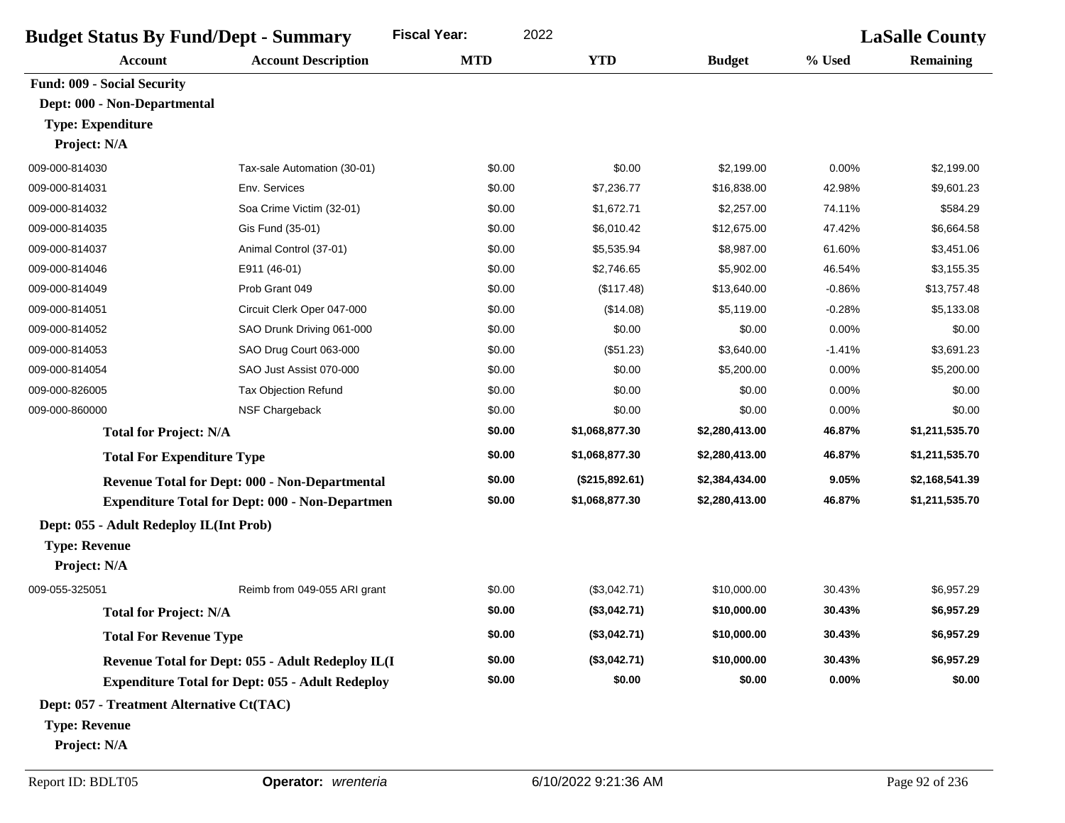# Budget Status By Fund/Dept - Summary

**Fiscal Year:** 2022

**LaSalle County**

| Account | Account Description | MTD | YTD | Budget | % Used | Remaining |
|---|---|---|---|---|---|---|
| **Fund: 009 - Social Security** | | | | | | |
| **Dept: 000 - Non-Departmental** | | | | | | |
| **Type: Expenditure** | | | | | | |
| **Project: N/A** | | | | | | |
| 009-000-814030 | Tax-sale Automation (30-01) | $0.00 | $0.00 | $2,199.00 | 0.00% | $2,199.00 |
| 009-000-814031 | Env. Services | $0.00 | $7,236.77 | $16,838.00 | 42.98% | $9,601.23 |
| 009-000-814032 | Soa Crime Victim (32-01) | $0.00 | $1,672.71 | $2,257.00 | 74.11% | $584.29 |
| 009-000-814035 | Gis Fund (35-01) | $0.00 | $6,010.42 | $12,675.00 | 47.42% | $6,664.58 |
| 009-000-814037 | Animal Control (37-01) | $0.00 | $5,535.94 | $8,987.00 | 61.60% | $3,451.06 |
| 009-000-814046 | E911 (46-01) | $0.00 | $2,746.65 | $5,902.00 | 46.54% | $3,155.35 |
| 009-000-814049 | Prob Grant 049 | $0.00 | ($117.48) | $13,640.00 | -0.86% | $13,757.48 |
| 009-000-814051 | Circuit Clerk Oper 047-000 | $0.00 | ($14.08) | $5,119.00 | -0.28% | $5,133.08 |
| 009-000-814052 | SAO Drunk Driving 061-000 | $0.00 | $0.00 | $0.00 | 0.00% | $0.00 |
| 009-000-814053 | SAO Drug Court 063-000 | $0.00 | ($51.23) | $3,640.00 | -1.41% | $3,691.23 |
| 009-000-814054 | SAO Just Assist 070-000 | $0.00 | $0.00 | $5,200.00 | 0.00% | $5,200.00 |
| 009-000-826005 | Tax Objection Refund | $0.00 | $0.00 | $0.00 | 0.00% | $0.00 |
| 009-000-860000 | NSF Chargeback | $0.00 | $0.00 | $0.00 | 0.00% | $0.00 |
| **Total for Project: N/A** | | **$0.00** | **$1,068,877.30** | **$2,280,413.00** | **46.87%** | **$1,211,535.70** |
| **Total For Expenditure Type** | | **$0.00** | **$1,068,877.30** | **$2,280,413.00** | **46.87%** | **$1,211,535.70** |
| **Revenue Total for Dept: 000 - Non-Departmental** | | **$0.00** | **($215,892.61)** | **$2,384,434.00** | **9.05%** | **$2,168,541.39** |
| **Expenditure Total for Dept: 000 - Non-Departmen** | | **$0.00** | **$1,068,877.30** | **$2,280,413.00** | **46.87%** | **$1,211,535.70** |
| **Dept: 055 - Adult Redeploy IL(Int Prob)** | | | | | | |
| **Type: Revenue** | | | | | | |
| **Project: N/A** | | | | | | |
| 009-055-325051 | Reimb from 049-055 ARI grant | $0.00 | ($3,042.71) | $10,000.00 | 30.43% | $6,957.29 |
| **Total for Project: N/A** | | **$0.00** | **($3,042.71)** | **$10,000.00** | **30.43%** | **$6,957.29** |
| **Total For Revenue Type** | | **$0.00** | **($3,042.71)** | **$10,000.00** | **30.43%** | **$6,957.29** |
| **Revenue Total for Dept: 055 - Adult Redeploy IL(I** | | **$0.00** | **($3,042.71)** | **$10,000.00** | **30.43%** | **$6,957.29** |
| **Expenditure Total for Dept: 055 - Adult Redeploy** | | **$0.00** | **$0.00** | **$0.00** | **0.00%** | **$0.00** |
| **Dept: 057 - Treatment Alternative Ct(TAC)** | | | | | | |
| **Type: Revenue** | | | | | | |
| **Project: N/A** | | | | | | |

Report ID: BDLT05 **Operator:** *wrenteria* 6/10/2022 9:21:36 AM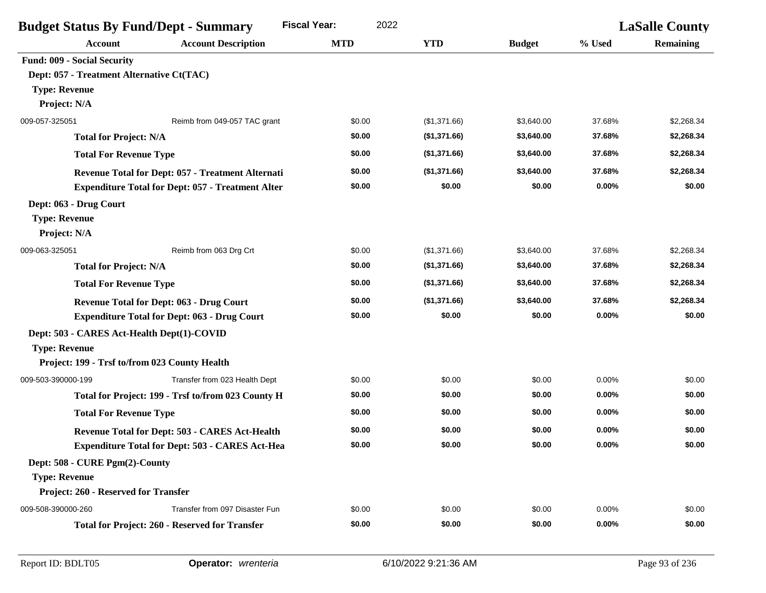# Budget Status By Fund/Dept - Summary

**Fiscal Year:** 2022

**LaSalle County**

| Account | Account Description | MTD | YTD | Budget | % Used | Remaining |
|---|---|---|---|---|---|---|
| **Fund: 009 - Social Security** | | | | | | |
| **Dept: 057 - Treatment Alternative Ct(TAC)** | | | | | | |
| **Type: Revenue** | | | | | | |
| **Project: N/A** | | | | | | |
| 009-057-325051 | Reimb from 049-057 TAC grant | $0.00 | ($1,371.66) | $3,640.00 | 37.68% | $2,268.34 |
| | **Total for Project: N/A** | **$0.00** | **($1,371.66)** | **$3,640.00** | **37.68%** | **$2,268.34** |
| | **Total For Revenue Type** | **$0.00** | **($1,371.66)** | **$3,640.00** | **37.68%** | **$2,268.34** |
| | **Revenue Total for Dept: 057 - Treatment Alternati** | **$0.00** | **($1,371.66)** | **$3,640.00** | **37.68%** | **$2,268.34** |
| | **Expenditure Total for Dept: 057 - Treatment Alter** | **$0.00** | **$0.00** | **$0.00** | **0.00%** | **$0.00** |
| **Dept: 063 - Drug Court** | | | | | | |
| **Type: Revenue** | | | | | | |
| **Project: N/A** | | | | | | |
| 009-063-325051 | Reimb from 063 Drg Crt | $0.00 | ($1,371.66) | $3,640.00 | 37.68% | $2,268.34 |
| | **Total for Project: N/A** | **$0.00** | **($1,371.66)** | **$3,640.00** | **37.68%** | **$2,268.34** |
| | **Total For Revenue Type** | **$0.00** | **($1,371.66)** | **$3,640.00** | **37.68%** | **$2,268.34** |
| | **Revenue Total for Dept: 063 - Drug Court** | **$0.00** | **($1,371.66)** | **$3,640.00** | **37.68%** | **$2,268.34** |
| | **Expenditure Total for Dept: 063 - Drug Court** | **$0.00** | **$0.00** | **$0.00** | **0.00%** | **$0.00** |
| **Dept: 503 - CARES Act-Health Dept(1)-COVID** | | | | | | |
| **Type: Revenue** | | | | | | |
| **Project: 199 - Trsf to/from 023 County Health** | | | | | | |
| 009-503-390000-199 | Transfer from 023 Health Dept | $0.00 | $0.00 | $0.00 | 0.00% | $0.00 |
| | **Total for Project: 199 - Trsf to/from 023 County H** | **$0.00** | **$0.00** | **$0.00** | **0.00%** | **$0.00** |
| | **Total For Revenue Type** | **$0.00** | **$0.00** | **$0.00** | **0.00%** | **$0.00** |
| | **Revenue Total for Dept: 503 - CARES Act-Health** | **$0.00** | **$0.00** | **$0.00** | **0.00%** | **$0.00** |
| | **Expenditure Total for Dept: 503 - CARES Act-Hea** | **$0.00** | **$0.00** | **$0.00** | **0.00%** | **$0.00** |
| **Dept: 508 - CURE Pgm(2)-County** | | | | | | |
| **Type: Revenue** | | | | | | |
| **Project: 260 - Reserved for Transfer** | | | | | | |
| 009-508-390000-260 | Transfer from 097 Disaster Fun | $0.00 | $0.00 | $0.00 | 0.00% | $0.00 |
| | **Total for Project: 260 - Reserved for Transfer** | **$0.00** | **$0.00** | **$0.00** | **0.00%** | **$0.00** |

Report ID: BDLT05 | **Operator:** *wrenteria* | 6/10/2022 9:21:36 AM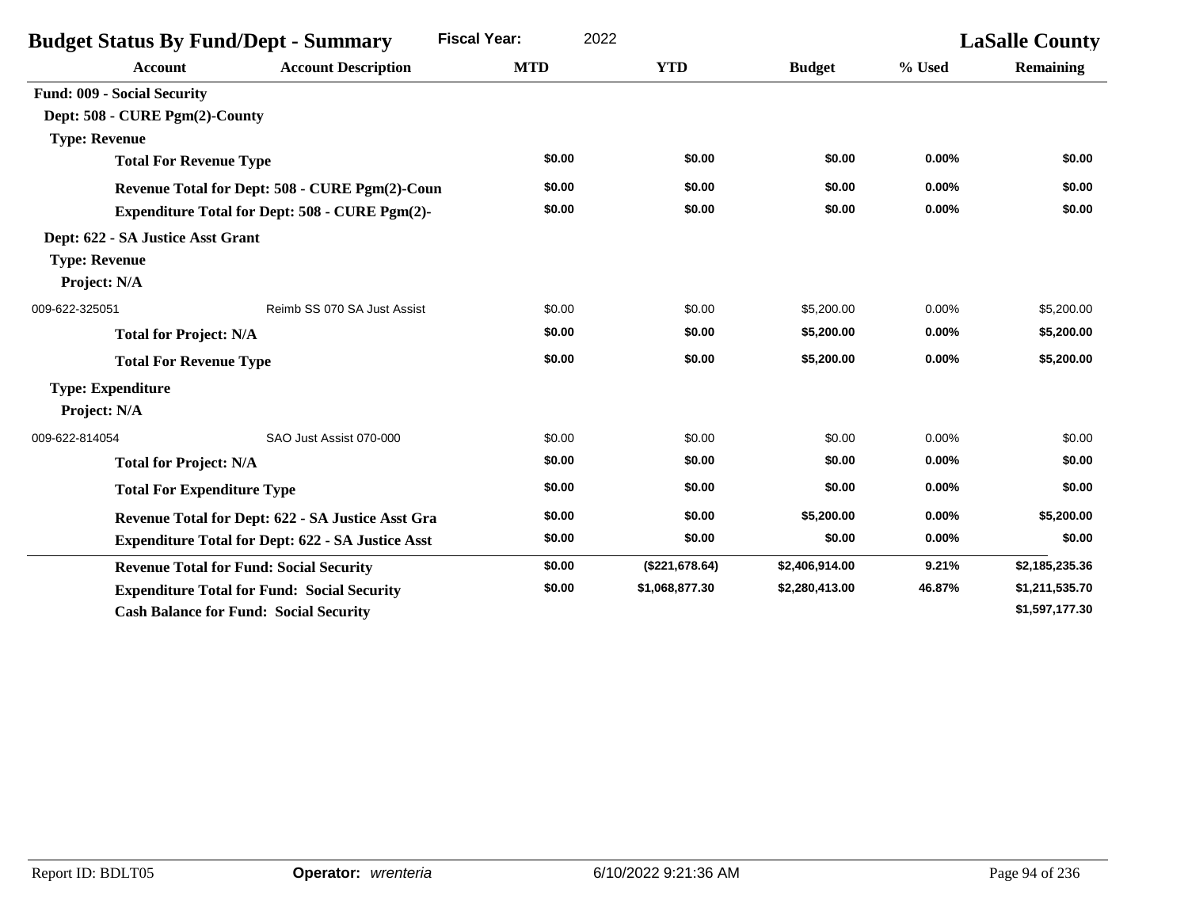# Budget Status By Fund/Dept - Summary

**Fiscal Year:** 2022 | **LaSalle County**

| Account | Account Description | MTD | YTD | Budget | % Used | Remaining |
|---|---|---|---|---|---|---|
| **Fund: 009 - Social Security** | | | | | | |
| **Dept: 508 - CURE Pgm(2)-County** | | | | | | |
| **Type: Revenue** | | | | | | |
| **Total For Revenue Type** | | **$0.00** | **$0.00** | **$0.00** | **0.00%** | **$0.00** |
| **Revenue Total for Dept: 508 - CURE Pgm(2)-Coun** | | **$0.00** | **$0.00** | **$0.00** | **0.00%** | **$0.00** |
| **Expenditure Total for Dept: 508 - CURE Pgm(2)-** | | **$0.00** | **$0.00** | **$0.00** | **0.00%** | **$0.00** |
| **Dept: 622 - SA Justice Asst Grant** | | | | | | |
| **Type: Revenue** | | | | | | |
| **Project: N/A** | | | | | | |
| 009-622-325051 | Reimb SS 070 SA Just Assist | $0.00 | $0.00 | $5,200.00 | 0.00% | $5,200.00 |
| **Total for Project: N/A** | | **$0.00** | **$0.00** | **$5,200.00** | **0.00%** | **$5,200.00** |
| **Total For Revenue Type** | | **$0.00** | **$0.00** | **$5,200.00** | **0.00%** | **$5,200.00** |
| **Type: Expenditure** | | | | | | |
| **Project: N/A** | | | | | | |
| 009-622-814054 | SAO Just Assist 070-000 | $0.00 | $0.00 | $0.00 | 0.00% | $0.00 |
| **Total for Project: N/A** | | **$0.00** | **$0.00** | **$0.00** | **0.00%** | **$0.00** |
| **Total For Expenditure Type** | | **$0.00** | **$0.00** | **$0.00** | **0.00%** | **$0.00** |
| **Revenue Total for Dept: 622 - SA Justice Asst Gra** | | **$0.00** | **$0.00** | **$5,200.00** | **0.00%** | **$5,200.00** |
| **Expenditure Total for Dept: 622 - SA Justice Asst** | | **$0.00** | **$0.00** | **$0.00** | **0.00%** | **$0.00** |
| **Revenue Total for Fund: Social Security** | | **$0.00** | **($221,678.64)** | **$2,406,914.00** | **9.21%** | **$2,185,235.36** |
| **Expenditure Total for Fund: Social Security** | | **$0.00** | **$1,068,877.30** | **$2,280,413.00** | **46.87%** | **$1,211,535.70** |
| **Cash Balance for Fund: Social Security** | | | | | | **$1,597,177.30** |

Report ID: BDLT05 | **Operator:** *wrenteria* | 6/10/2022 9:21:36 AM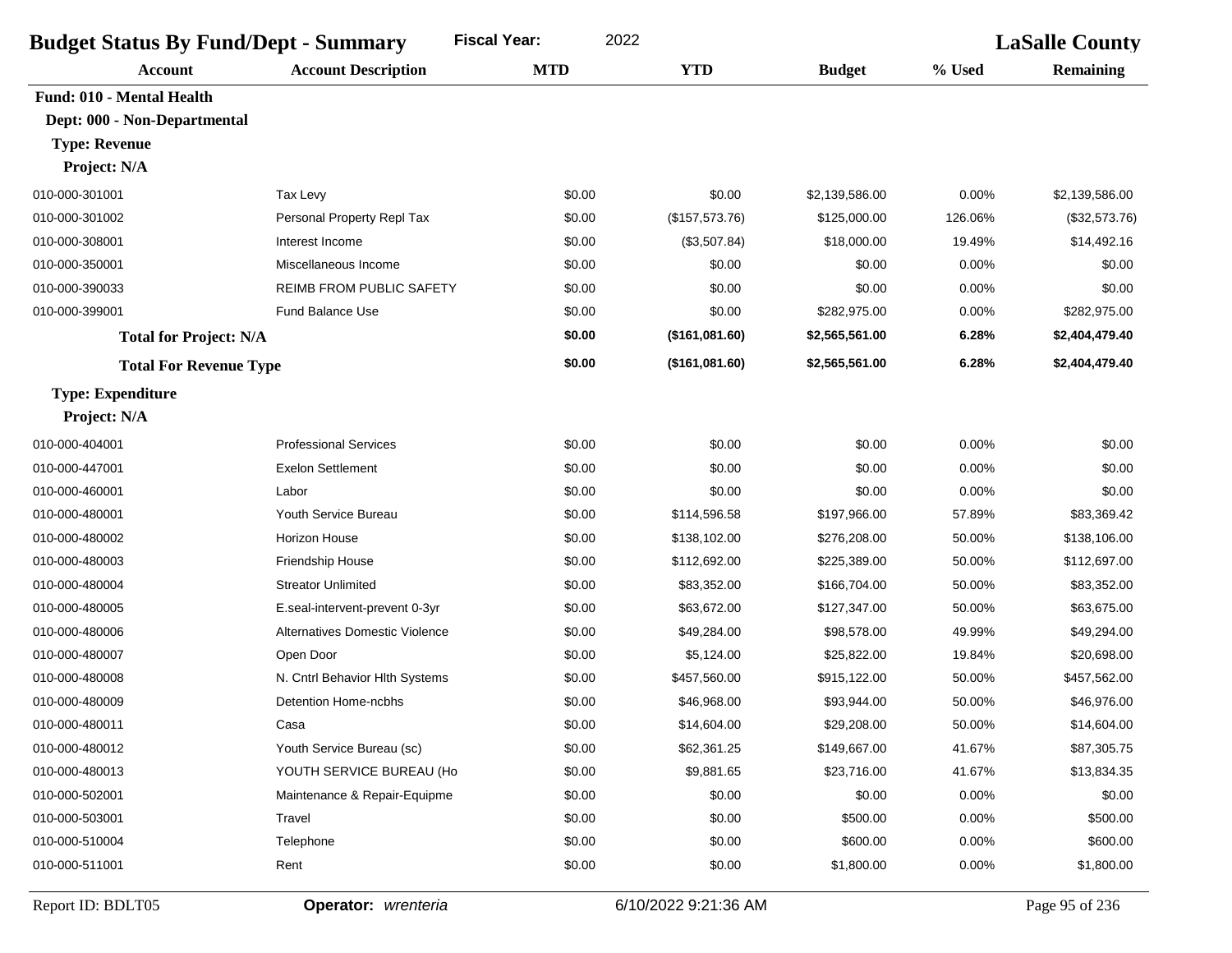# Budget Status By Fund/Dept - Summary

**Fiscal Year:** 2022

**LaSalle County**

| Account | Account Description | MTD | YTD | Budget | % Used | Remaining |
|---|---|---|---|---|---|---|
| **Fund: 010 - Mental Health** | | | | | | |
| **Dept: 000 - Non-Departmental** | | | | | | |
| **Type: Revenue** | | | | | | |
| **Project: N/A** | | | | | | |
| 010-000-301001 | Tax Levy | $0.00 | $0.00 | $2,139,586.00 | 0.00% | $2,139,586.00 |
| 010-000-301002 | Personal Property Repl Tax | $0.00 | ($157,573.76) | $125,000.00 | 126.06% | ($32,573.76) |
| 010-000-308001 | Interest Income | $0.00 | ($3,507.84) | $18,000.00 | 19.49% | $14,492.16 |
| 010-000-350001 | Miscellaneous Income | $0.00 | $0.00 | $0.00 | 0.00% | $0.00 |
| 010-000-390033 | REIMB FROM PUBLIC SAFETY | $0.00 | $0.00 | $0.00 | 0.00% | $0.00 |
| 010-000-399001 | Fund Balance Use | $0.00 | $0.00 | $282,975.00 | 0.00% | $282,975.00 |
| **Total for Project: N/A** | | **$0.00** | **($161,081.60)** | **$2,565,561.00** | **6.28%** | **$2,404,479.40** |
| **Total For Revenue Type** | | **$0.00** | **($161,081.60)** | **$2,565,561.00** | **6.28%** | **$2,404,479.40** |
| **Type: Expenditure** | | | | | | |
| **Project: N/A** | | | | | | |
| 010-000-404001 | Professional Services | $0.00 | $0.00 | $0.00 | 0.00% | $0.00 |
| 010-000-447001 | Exelon Settlement | $0.00 | $0.00 | $0.00 | 0.00% | $0.00 |
| 010-000-460001 | Labor | $0.00 | $0.00 | $0.00 | 0.00% | $0.00 |
| 010-000-480001 | Youth Service Bureau | $0.00 | $114,596.58 | $197,966.00 | 57.89% | $83,369.42 |
| 010-000-480002 | Horizon House | $0.00 | $138,102.00 | $276,208.00 | 50.00% | $138,106.00 |
| 010-000-480003 | Friendship House | $0.00 | $112,692.00 | $225,389.00 | 50.00% | $112,697.00 |
| 010-000-480004 | Streator Unlimited | $0.00 | $83,352.00 | $166,704.00 | 50.00% | $83,352.00 |
| 010-000-480005 | E.seal-intervent-prevent 0-3yr | $0.00 | $63,672.00 | $127,347.00 | 50.00% | $63,675.00 |
| 010-000-480006 | Alternatives Domestic Violence | $0.00 | $49,284.00 | $98,578.00 | 49.99% | $49,294.00 |
| 010-000-480007 | Open Door | $0.00 | $5,124.00 | $25,822.00 | 19.84% | $20,698.00 |
| 010-000-480008 | N. Cntrl Behavior Hlth Systems | $0.00 | $457,560.00 | $915,122.00 | 50.00% | $457,562.00 |
| 010-000-480009 | Detention Home-ncbhs | $0.00 | $46,968.00 | $93,944.00 | 50.00% | $46,976.00 |
| 010-000-480011 | Casa | $0.00 | $14,604.00 | $29,208.00 | 50.00% | $14,604.00 |
| 010-000-480012 | Youth Service Bureau (sc) | $0.00 | $62,361.25 | $149,667.00 | 41.67% | $87,305.75 |
| 010-000-480013 | YOUTH SERVICE BUREAU (Ho | $0.00 | $9,881.65 | $23,716.00 | 41.67% | $13,834.35 |
| 010-000-502001 | Maintenance & Repair-Equipme | $0.00 | $0.00 | $0.00 | 0.00% | $0.00 |
| 010-000-503001 | Travel | $0.00 | $0.00 | $500.00 | 0.00% | $500.00 |
| 010-000-510004 | Telephone | $0.00 | $0.00 | $600.00 | 0.00% | $600.00 |
| 010-000-511001 | Rent | $0.00 | $0.00 | $1,800.00 | 0.00% | $1,800.00 |

Report ID: BDLT05 **Operator:** *wrenteria* 6/10/2022 9:21:36 AM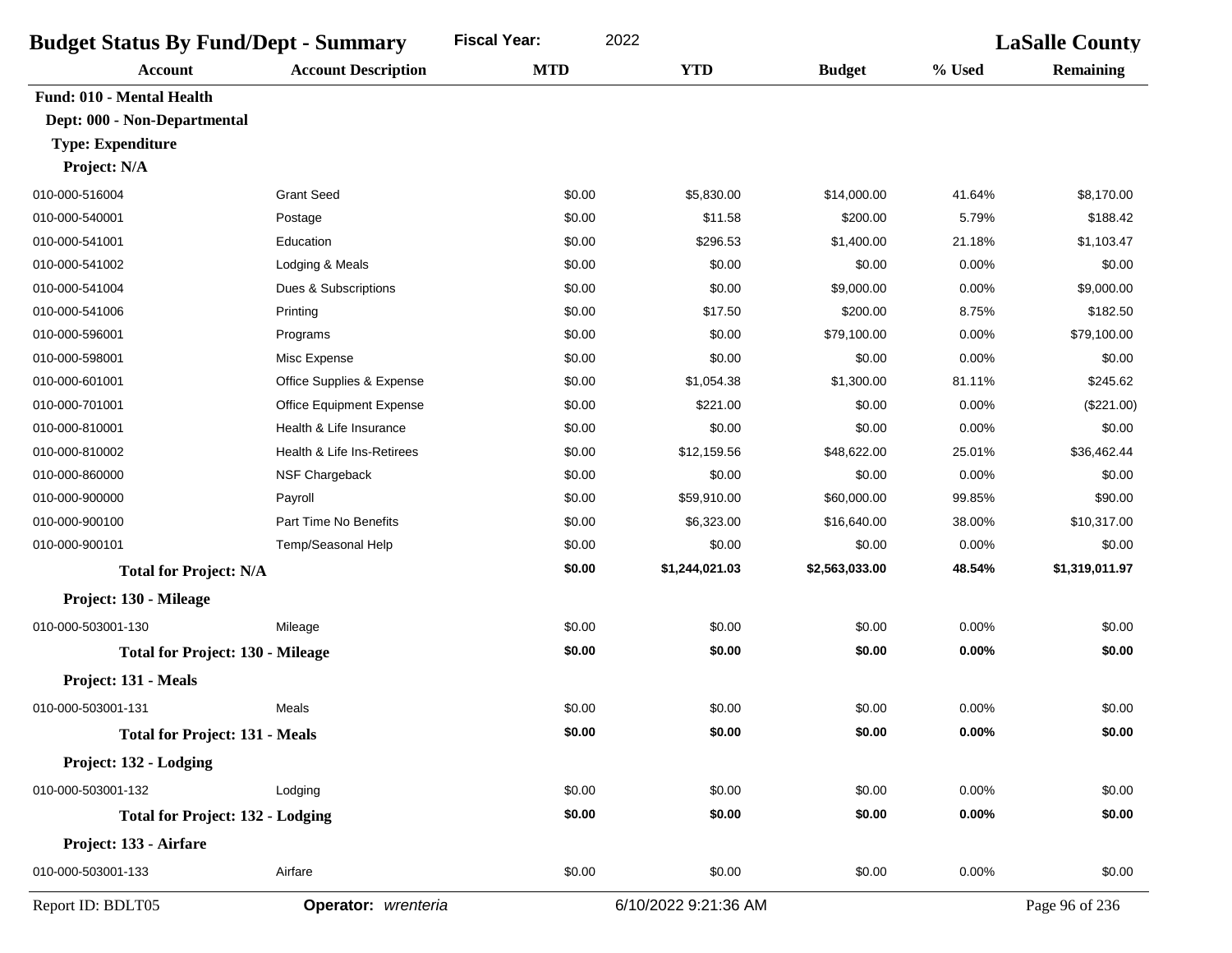# Budget Status By Fund/Dept - Summary

**Fiscal Year:** 2022

**LaSalle County**

| Account | Account Description | MTD | YTD | Budget | % Used | Remaining |
|---|---|---|---|---|---|---|
| **Fund: 010 - Mental Health** | | | | | | |
| **Dept: 000 - Non-Departmental** | | | | | | |
| **Type: Expenditure** | | | | | | |
| **Project: N/A** | | | | | | |
| 010-000-516004 | Grant Seed | $0.00 | $5,830.00 | $14,000.00 | 41.64% | $8,170.00 |
| 010-000-540001 | Postage | $0.00 | $11.58 | $200.00 | 5.79% | $188.42 |
| 010-000-541001 | Education | $0.00 | $296.53 | $1,400.00 | 21.18% | $1,103.47 |
| 010-000-541002 | Lodging & Meals | $0.00 | $0.00 | $0.00 | 0.00% | $0.00 |
| 010-000-541004 | Dues & Subscriptions | $0.00 | $0.00 | $9,000.00 | 0.00% | $9,000.00 |
| 010-000-541006 | Printing | $0.00 | $17.50 | $200.00 | 8.75% | $182.50 |
| 010-000-596001 | Programs | $0.00 | $0.00 | $79,100.00 | 0.00% | $79,100.00 |
| 010-000-598001 | Misc Expense | $0.00 | $0.00 | $0.00 | 0.00% | $0.00 |
| 010-000-601001 | Office Supplies & Expense | $0.00 | $1,054.38 | $1,300.00 | 81.11% | $245.62 |
| 010-000-701001 | Office Equipment Expense | $0.00 | $221.00 | $0.00 | 0.00% | ($221.00) |
| 010-000-810001 | Health & Life Insurance | $0.00 | $0.00 | $0.00 | 0.00% | $0.00 |
| 010-000-810002 | Health & Life Ins-Retirees | $0.00 | $12,159.56 | $48,622.00 | 25.01% | $36,462.44 |
| 010-000-860000 | NSF Chargeback | $0.00 | $0.00 | $0.00 | 0.00% | $0.00 |
| 010-000-900000 | Payroll | $0.00 | $59,910.00 | $60,000.00 | 99.85% | $90.00 |
| 010-000-900100 | Part Time No Benefits | $0.00 | $6,323.00 | $16,640.00 | 38.00% | $10,317.00 |
| 010-000-900101 | Temp/Seasonal Help | $0.00 | $0.00 | $0.00 | 0.00% | $0.00 |
| **Total for Project: N/A** | | **$0.00** | **$1,244,021.03** | **$2,563,033.00** | **48.54%** | **$1,319,011.97** |
| **Project: 130 - Mileage** | | | | | | |
| 010-000-503001-130 | Mileage | $0.00 | $0.00 | $0.00 | 0.00% | $0.00 |
| **Total for Project: 130 - Mileage** | | **$0.00** | **$0.00** | **$0.00** | **0.00%** | **$0.00** |
| **Project: 131 - Meals** | | | | | | |
| 010-000-503001-131 | Meals | $0.00 | $0.00 | $0.00 | 0.00% | $0.00 |
| **Total for Project: 131 - Meals** | | **$0.00** | **$0.00** | **$0.00** | **0.00%** | **$0.00** |
| **Project: 132 - Lodging** | | | | | | |
| 010-000-503001-132 | Lodging | $0.00 | $0.00 | $0.00 | 0.00% | $0.00 |
| **Total for Project: 132 - Lodging** | | **$0.00** | **$0.00** | **$0.00** | **0.00%** | **$0.00** |
| **Project: 133 - Airfare** | | | | | | |
| 010-000-503001-133 | Airfare | $0.00 | $0.00 | $0.00 | 0.00% | $0.00 |

Report ID: BDLT05 | **Operator:** *wrenteria* | 6/10/2022 9:21:36 AM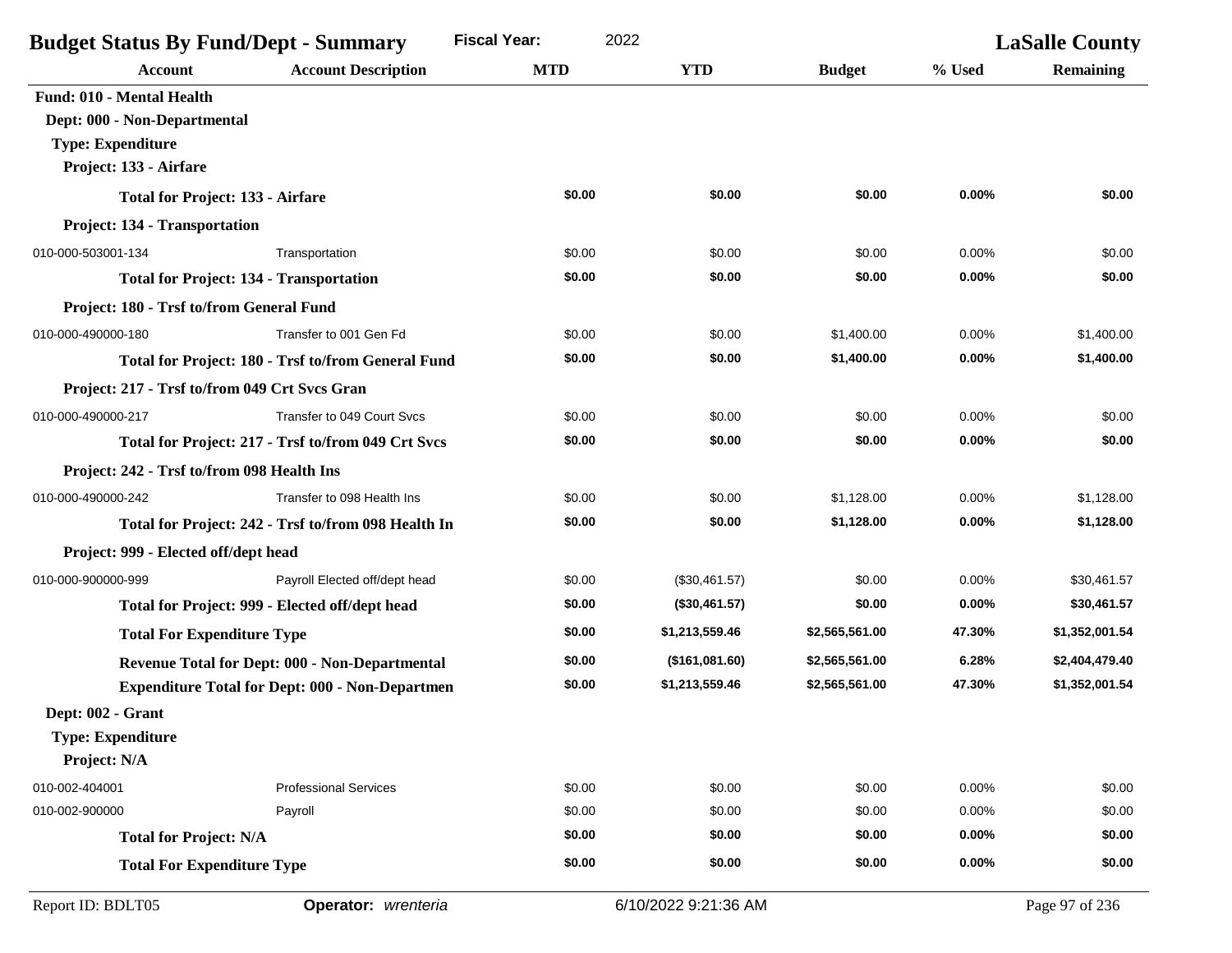# Budget Status By Fund/Dept - Summary

**Fiscal Year:** 2022 **LaSalle County**

| Account | Account Description | MTD | YTD | Budget | % Used | Remaining |
|---|---|---|---|---|---|---|
| **Fund: 010 - Mental Health** | | | | | | |
| **Dept: 000 - Non-Departmental** | | | | | | |
| **Type: Expenditure** | | | | | | |
| **Project: 133 - Airfare** | | | | | | |
| **Total for Project: 133 - Airfare** | | **$0.00** | **$0.00** | **$0.00** | **0.00%** | **$0.00** |
| **Project: 134 - Transportation** | | | | | | |
| 010-000-503001-134 | Transportation | $0.00 | $0.00 | $0.00 | 0.00% | $0.00 |
| **Total for Project: 134 - Transportation** | | **$0.00** | **$0.00** | **$0.00** | **0.00%** | **$0.00** |
| **Project: 180 - Trsf to/from General Fund** | | | | | | |
| 010-000-490000-180 | Transfer to 001 Gen Fd | $0.00 | $0.00 | $1,400.00 | 0.00% | $1,400.00 |
| **Total for Project: 180 - Trsf to/from General Fund** | | **$0.00** | **$0.00** | **$1,400.00** | **0.00%** | **$1,400.00** |
| **Project: 217 - Trsf to/from 049 Crt Svcs Gran** | | | | | | |
| 010-000-490000-217 | Transfer to 049 Court Svcs | $0.00 | $0.00 | $0.00 | 0.00% | $0.00 |
| **Total for Project: 217 - Trsf to/from 049 Crt Svcs** | | **$0.00** | **$0.00** | **$0.00** | **0.00%** | **$0.00** |
| **Project: 242 - Trsf to/from 098 Health Ins** | | | | | | |
| 010-000-490000-242 | Transfer to 098 Health Ins | $0.00 | $0.00 | $1,128.00 | 0.00% | $1,128.00 |
| **Total for Project: 242 - Trsf to/from 098 Health In** | | **$0.00** | **$0.00** | **$1,128.00** | **0.00%** | **$1,128.00** |
| **Project: 999 - Elected off/dept head** | | | | | | |
| 010-000-900000-999 | Payroll Elected off/dept head | $0.00 | ($30,461.57) | $0.00 | 0.00% | $30,461.57 |
| **Total for Project: 999 - Elected off/dept head** | | **$0.00** | **($30,461.57)** | **$0.00** | **0.00%** | **$30,461.57** |
| **Total For Expenditure Type** | | **$0.00** | **$1,213,559.46** | **$2,565,561.00** | **47.30%** | **$1,352,001.54** |
| **Revenue Total for Dept: 000 - Non-Departmental** | | **$0.00** | **($161,081.60)** | **$2,565,561.00** | **6.28%** | **$2,404,479.40** |
| **Expenditure Total for Dept: 000 - Non-Departmen** | | **$0.00** | **$1,213,559.46** | **$2,565,561.00** | **47.30%** | **$1,352,001.54** |
| **Dept: 002 - Grant** | | | | | | |
| **Type: Expenditure** | | | | | | |
| **Project: N/A** | | | | | | |
| 010-002-404001 | Professional Services | $0.00 | $0.00 | $0.00 | 0.00% | $0.00 |
| 010-002-900000 | Payroll | $0.00 | $0.00 | $0.00 | 0.00% | $0.00 |
| **Total for Project: N/A** | | **$0.00** | **$0.00** | **$0.00** | **0.00%** | **$0.00** |
| **Total For Expenditure Type** | | **$0.00** | **$0.00** | **$0.00** | **0.00%** | **$0.00** |

Report ID: BDLT05 **Operator:** *wrenteria* 6/10/2022 9:21:36 AM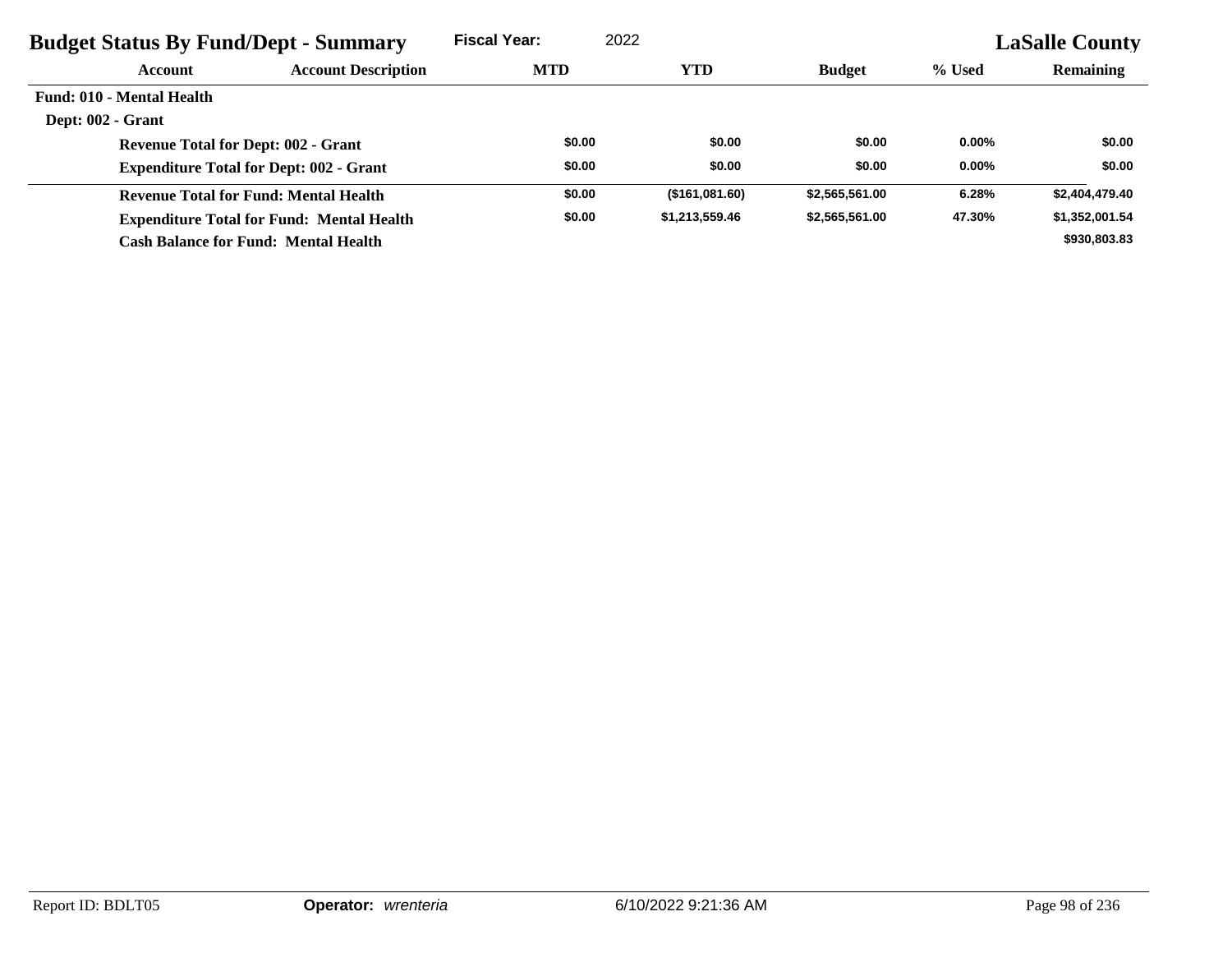# Budget Status By Fund/Dept - Summary

**Fiscal Year:** 2022

**LaSalle County**

| Account | Account Description | MTD | YTD | Budget | % Used | Remaining |
|---|---|---|---|---|---|---|
| **Fund: 010 - Mental Health** | | | | | | |
| **Dept: 002 - Grant** | | | | | | |
| | **Revenue Total for Dept: 002 - Grant** | $0.00 | $0.00 | $0.00 | 0.00% | $0.00 |
| | **Expenditure Total for Dept: 002 - Grant** | $0.00 | $0.00 | $0.00 | 0.00% | $0.00 |
| | **Revenue Total for Fund: Mental Health** | $0.00 | ($161,081.60) | $2,565,561.00 | 6.28% | $2,404,479.40 |
| | **Expenditure Total for Fund: Mental Health** | $0.00 | $1,213,559.46 | $2,565,561.00 | 47.30% | $1,352,001.54 |
| | **Cash Balance for Fund: Mental Health** | | | | | $930,803.83 |

Report ID: BDLT05 **Operator:** *wrenteria* 6/10/2022 9:21:36 AM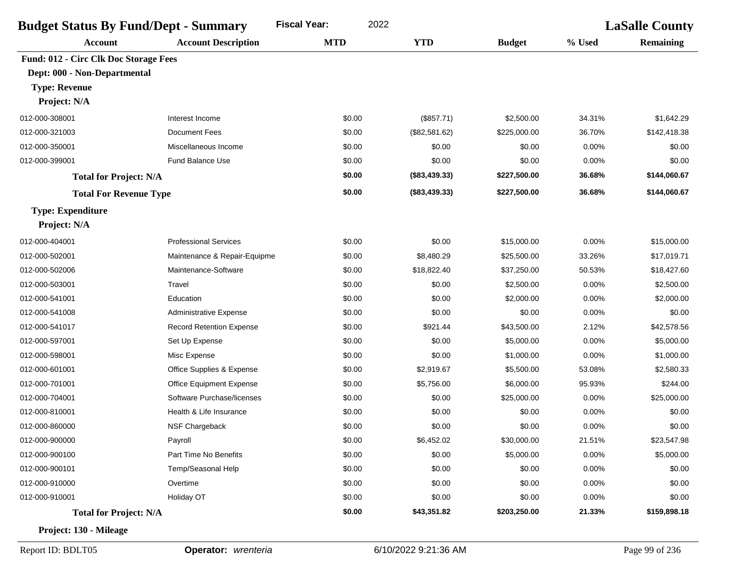# Budget Status By Fund/Dept - Summary

**Fiscal Year:** 2022

**LaSalle County**

| Account | Account Description | MTD | YTD | Budget | % Used | Remaining |
|---|---|---|---|---|---|---|
| **Fund: 012 - Circ Clk Doc Storage Fees** | | | | | | |
| **Dept: 000 - Non-Departmental** | | | | | | |
| **Type: Revenue** | | | | | | |
| **Project: N/A** | | | | | | |
| 012-000-308001 | Interest Income | $0.00 | ($857.71) | $2,500.00 | 34.31% | $1,642.29 |
| 012-000-321003 | Document Fees | $0.00 | ($82,581.62) | $225,000.00 | 36.70% | $142,418.38 |
| 012-000-350001 | Miscellaneous Income | $0.00 | $0.00 | $0.00 | 0.00% | $0.00 |
| 012-000-399001 | Fund Balance Use | $0.00 | $0.00 | $0.00 | 0.00% | $0.00 |
| **Total for Project: N/A** | | **$0.00** | **($83,439.33)** | **$227,500.00** | **36.68%** | **$144,060.67** |
| **Total For Revenue Type** | | **$0.00** | **($83,439.33)** | **$227,500.00** | **36.68%** | **$144,060.67** |
| **Type: Expenditure** | | | | | | |
| **Project: N/A** | | | | | | |
| 012-000-404001 | Professional Services | $0.00 | $0.00 | $15,000.00 | 0.00% | $15,000.00 |
| 012-000-502001 | Maintenance & Repair-Equipme | $0.00 | $8,480.29 | $25,500.00 | 33.26% | $17,019.71 |
| 012-000-502006 | Maintenance-Software | $0.00 | $18,822.40 | $37,250.00 | 50.53% | $18,427.60 |
| 012-000-503001 | Travel | $0.00 | $0.00 | $2,500.00 | 0.00% | $2,500.00 |
| 012-000-541001 | Education | $0.00 | $0.00 | $2,000.00 | 0.00% | $2,000.00 |
| 012-000-541008 | Administrative Expense | $0.00 | $0.00 | $0.00 | 0.00% | $0.00 |
| 012-000-541017 | Record Retention Expense | $0.00 | $921.44 | $43,500.00 | 2.12% | $42,578.56 |
| 012-000-597001 | Set Up Expense | $0.00 | $0.00 | $5,000.00 | 0.00% | $5,000.00 |
| 012-000-598001 | Misc Expense | $0.00 | $0.00 | $1,000.00 | 0.00% | $1,000.00 |
| 012-000-601001 | Office Supplies & Expense | $0.00 | $2,919.67 | $5,500.00 | 53.08% | $2,580.33 |
| 012-000-701001 | Office Equipment Expense | $0.00 | $5,756.00 | $6,000.00 | 95.93% | $244.00 |
| 012-000-704001 | Software Purchase/licenses | $0.00 | $0.00 | $25,000.00 | 0.00% | $25,000.00 |
| 012-000-810001 | Health & Life Insurance | $0.00 | $0.00 | $0.00 | 0.00% | $0.00 |
| 012-000-860000 | NSF Chargeback | $0.00 | $0.00 | $0.00 | 0.00% | $0.00 |
| 012-000-900000 | Payroll | $0.00 | $6,452.02 | $30,000.00 | 21.51% | $23,547.98 |
| 012-000-900100 | Part Time No Benefits | $0.00 | $0.00 | $5,000.00 | 0.00% | $5,000.00 |
| 012-000-900101 | Temp/Seasonal Help | $0.00 | $0.00 | $0.00 | 0.00% | $0.00 |
| 012-000-910000 | Overtime | $0.00 | $0.00 | $0.00 | 0.00% | $0.00 |
| 012-000-910001 | Holiday OT | $0.00 | $0.00 | $0.00 | 0.00% | $0.00 |
| **Total for Project: N/A** | | **$0.00** | **$43,351.82** | **$203,250.00** | **21.33%** | **$159,898.18** |
| **Project: 130 - Mileage** | | | | | | |

Report ID: BDLT05 **Operator:** *wrenteria* 6/10/2022 9:21:36 AM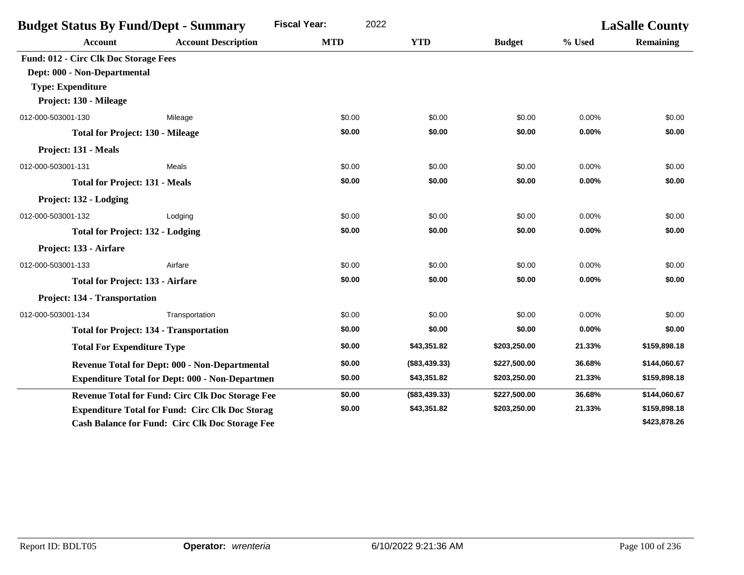# Budget Status By Fund/Dept - Summary

**Fiscal Year:** 2022

**LaSalle County**

| Account | Account Description | MTD | YTD | Budget | % Used | Remaining |
|---|---|---|---|---|---|---|
| **Fund: 012 - Circ Clk Doc Storage Fees** | | | | | | |
| **Dept: 000 - Non-Departmental** | | | | | | |
| **Type: Expenditure** | | | | | | |
| **Project: 130 - Mileage** | | | | | | |
| 012-000-503001-130 | Mileage | $0.00 | $0.00 | $0.00 | 0.00% | $0.00 |
| **Total for Project: 130 - Mileage** | | **$0.00** | **$0.00** | **$0.00** | **0.00%** | **$0.00** |
| **Project: 131 - Meals** | | | | | | |
| 012-000-503001-131 | Meals | $0.00 | $0.00 | $0.00 | 0.00% | $0.00 |
| **Total for Project: 131 - Meals** | | **$0.00** | **$0.00** | **$0.00** | **0.00%** | **$0.00** |
| **Project: 132 - Lodging** | | | | | | |
| 012-000-503001-132 | Lodging | $0.00 | $0.00 | $0.00 | 0.00% | $0.00 |
| **Total for Project: 132 - Lodging** | | **$0.00** | **$0.00** | **$0.00** | **0.00%** | **$0.00** |
| **Project: 133 - Airfare** | | | | | | |
| 012-000-503001-133 | Airfare | $0.00 | $0.00 | $0.00 | 0.00% | $0.00 |
| **Total for Project: 133 - Airfare** | | **$0.00** | **$0.00** | **$0.00** | **0.00%** | **$0.00** |
| **Project: 134 - Transportation** | | | | | | |
| 012-000-503001-134 | Transportation | $0.00 | $0.00 | $0.00 | 0.00% | $0.00 |
| **Total for Project: 134 - Transportation** | | **$0.00** | **$0.00** | **$0.00** | **0.00%** | **$0.00** |
| **Total For Expenditure Type** | | **$0.00** | **$43,351.82** | **$203,250.00** | **21.33%** | **$159,898.18** |
| **Revenue Total for Dept: 000 - Non-Departmental** | | **$0.00** | **($83,439.33)** | **$227,500.00** | **36.68%** | **$144,060.67** |
| **Expenditure Total for Dept: 000 - Non-Departmen** | | **$0.00** | **$43,351.82** | **$203,250.00** | **21.33%** | **$159,898.18** |
| **Revenue Total for Fund: Circ Clk Doc Storage Fee** | | **$0.00** | **($83,439.33)** | **$227,500.00** | **36.68%** | **$144,060.67** |
| **Expenditure Total for Fund: Circ Clk Doc Storag** | | **$0.00** | **$43,351.82** | **$203,250.00** | **21.33%** | **$159,898.18** |
| **Cash Balance for Fund: Circ Clk Doc Storage Fee** | | | | | | **$423,878.26** |

Report ID: BDLT05 **Operator:** *wrenteria* 6/10/2022 9:21:36 AM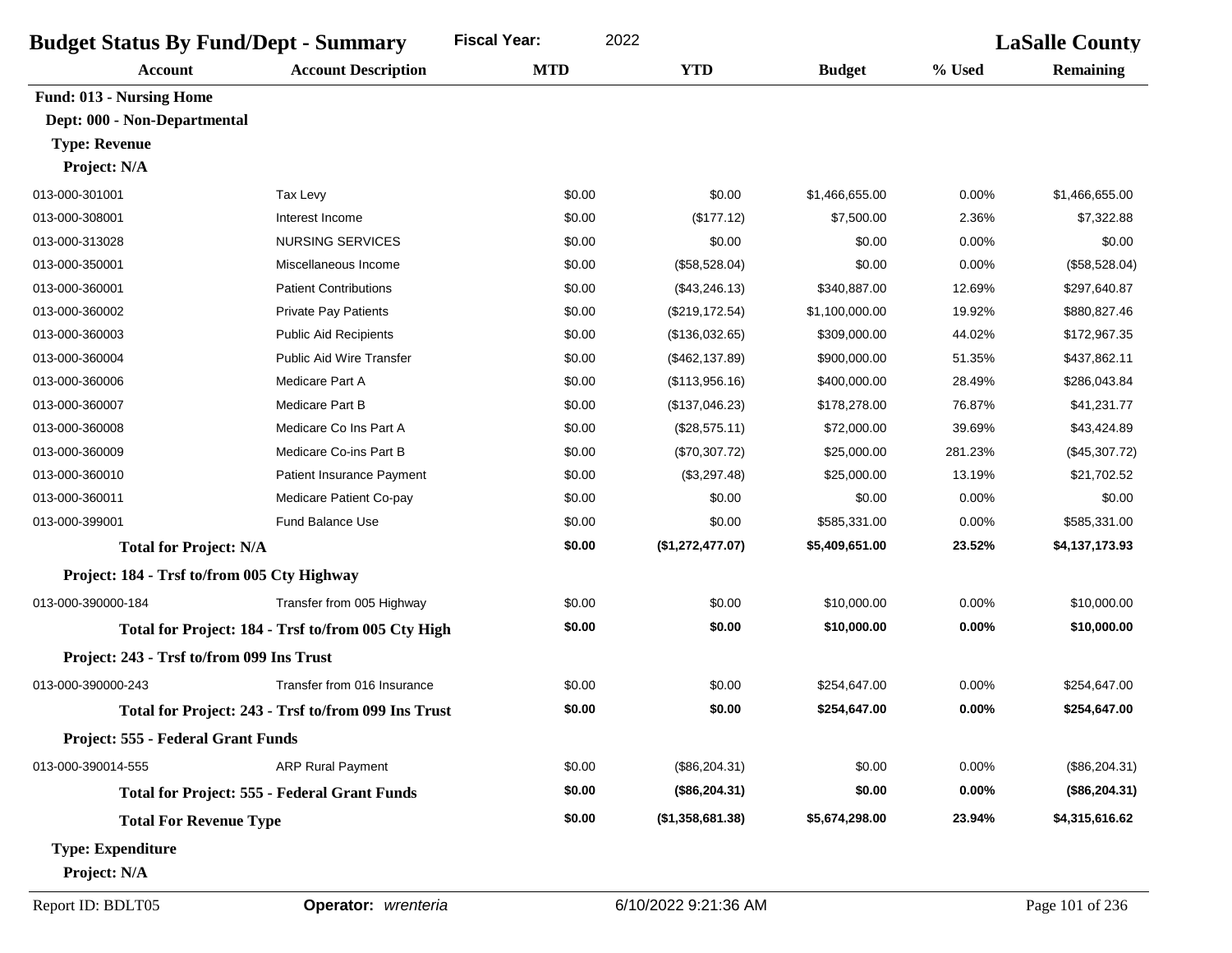# Budget Status By Fund/Dept - Summary

**Fiscal Year:** 2022

**LaSalle County**

| Account | Account Description | MTD | YTD | Budget | % Used | Remaining |
|---|---|---|---|---|---|---|
| **Fund: 013 - Nursing Home** | | | | | | |
| **Dept: 000 - Non-Departmental** | | | | | | |
| **Type: Revenue** | | | | | | |
| **Project: N/A** | | | | | | |
| 013-000-301001 | Tax Levy | $0.00 | $0.00 | $1,466,655.00 | 0.00% | $1,466,655.00 |
| 013-000-308001 | Interest Income | $0.00 | ($177.12) | $7,500.00 | 2.36% | $7,322.88 |
| 013-000-313028 | NURSING SERVICES | $0.00 | $0.00 | $0.00 | 0.00% | $0.00 |
| 013-000-350001 | Miscellaneous Income | $0.00 | ($58,528.04) | $0.00 | 0.00% | ($58,528.04) |
| 013-000-360001 | Patient Contributions | $0.00 | ($43,246.13) | $340,887.00 | 12.69% | $297,640.87 |
| 013-000-360002 | Private Pay Patients | $0.00 | ($219,172.54) | $1,100,000.00 | 19.92% | $880,827.46 |
| 013-000-360003 | Public Aid Recipients | $0.00 | ($136,032.65) | $309,000.00 | 44.02% | $172,967.35 |
| 013-000-360004 | Public Aid Wire Transfer | $0.00 | ($462,137.89) | $900,000.00 | 51.35% | $437,862.11 |
| 013-000-360006 | Medicare Part A | $0.00 | ($113,956.16) | $400,000.00 | 28.49% | $286,043.84 |
| 013-000-360007 | Medicare Part B | $0.00 | ($137,046.23) | $178,278.00 | 76.87% | $41,231.77 |
| 013-000-360008 | Medicare Co Ins Part A | $0.00 | ($28,575.11) | $72,000.00 | 39.69% | $43,424.89 |
| 013-000-360009 | Medicare Co-ins Part B | $0.00 | ($70,307.72) | $25,000.00 | 281.23% | ($45,307.72) |
| 013-000-360010 | Patient Insurance Payment | $0.00 | ($3,297.48) | $25,000.00 | 13.19% | $21,702.52 |
| 013-000-360011 | Medicare Patient Co-pay | $0.00 | $0.00 | $0.00 | 0.00% | $0.00 |
| 013-000-399001 | Fund Balance Use | $0.00 | $0.00 | $585,331.00 | 0.00% | $585,331.00 |
| **Total for Project: N/A** | | **$0.00** | **($1,272,477.07)** | **$5,409,651.00** | **23.52%** | **$4,137,173.93** |
| **Project: 184 - Trsf to/from 005 Cty Highway** | | | | | | |
| 013-000-390000-184 | Transfer from 005 Highway | $0.00 | $0.00 | $10,000.00 | 0.00% | $10,000.00 |
| **Total for Project: 184 - Trsf to/from 005 Cty High** | | **$0.00** | **$0.00** | **$10,000.00** | **0.00%** | **$10,000.00** |
| **Project: 243 - Trsf to/from 099 Ins Trust** | | | | | | |
| 013-000-390000-243 | Transfer from 016 Insurance | $0.00 | $0.00 | $254,647.00 | 0.00% | $254,647.00 |
| **Total for Project: 243 - Trsf to/from 099 Ins Trust** | | **$0.00** | **$0.00** | **$254,647.00** | **0.00%** | **$254,647.00** |
| **Project: 555 - Federal Grant Funds** | | | | | | |
| 013-000-390014-555 | ARP Rural Payment | $0.00 | ($86,204.31) | $0.00 | 0.00% | ($86,204.31) |
| **Total for Project: 555 - Federal Grant Funds** | | **$0.00** | **($86,204.31)** | **$0.00** | **0.00%** | **($86,204.31)** |
| **Total For Revenue Type** | | **$0.00** | **($1,358,681.38)** | **$5,674,298.00** | **23.94%** | **$4,315,616.62** |
| **Type: Expenditure** | | | | | | |
| **Project: N/A** | | | | | | |

Report ID: BDLT05 | **Operator:** *wrenteria* | 6/10/2022 9:21:36 AM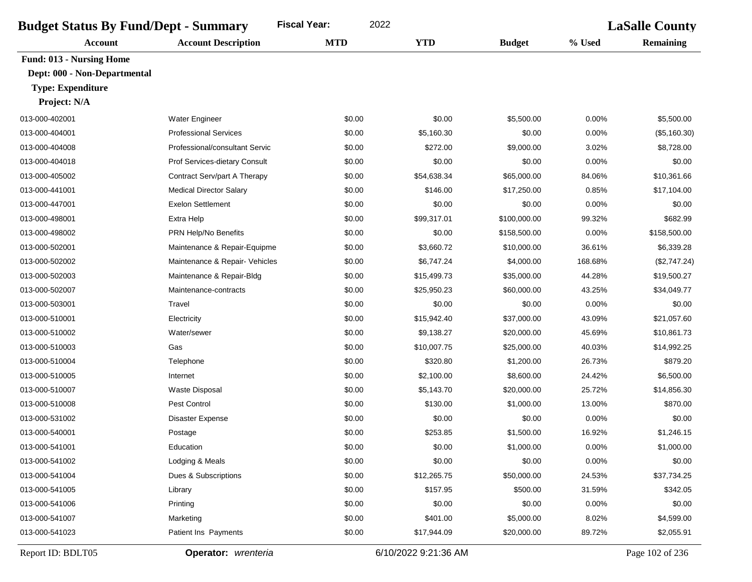# Budget Status By Fund/Dept - Summary

**Fiscal Year:** 2022

**LaSalle County**

| Account | Account Description | MTD | YTD | Budget | % Used | Remaining |
|---|---|---|---|---|---|---|
| **Fund: 013 - Nursing Home** | | | | | | |
| **Dept: 000 - Non-Departmental** | | | | | | |
| **Type: Expenditure** | | | | | | |
| **Project: N/A** | | | | | | |
| 013-000-402001 | Water Engineer | $0.00 | $0.00 | $5,500.00 | 0.00% | $5,500.00 |
| 013-000-404001 | Professional Services | $0.00 | $5,160.30 | $0.00 | 0.00% | ($5,160.30) |
| 013-000-404008 | Professional/consultant Servic | $0.00 | $272.00 | $9,000.00 | 3.02% | $8,728.00 |
| 013-000-404018 | Prof Services-dietary Consult | $0.00 | $0.00 | $0.00 | 0.00% | $0.00 |
| 013-000-405002 | Contract Serv/part A Therapy | $0.00 | $54,638.34 | $65,000.00 | 84.06% | $10,361.66 |
| 013-000-441001 | Medical Director Salary | $0.00 | $146.00 | $17,250.00 | 0.85% | $17,104.00 |
| 013-000-447001 | Exelon Settlement | $0.00 | $0.00 | $0.00 | 0.00% | $0.00 |
| 013-000-498001 | Extra Help | $0.00 | $99,317.01 | $100,000.00 | 99.32% | $682.99 |
| 013-000-498002 | PRN Help/No Benefits | $0.00 | $0.00 | $158,500.00 | 0.00% | $158,500.00 |
| 013-000-502001 | Maintenance & Repair-Equipme | $0.00 | $3,660.72 | $10,000.00 | 36.61% | $6,339.28 |
| 013-000-502002 | Maintenance & Repair- Vehicles | $0.00 | $6,747.24 | $4,000.00 | 168.68% | ($2,747.24) |
| 013-000-502003 | Maintenance & Repair-Bldg | $0.00 | $15,499.73 | $35,000.00 | 44.28% | $19,500.27 |
| 013-000-502007 | Maintenance-contracts | $0.00 | $25,950.23 | $60,000.00 | 43.25% | $34,049.77 |
| 013-000-503001 | Travel | $0.00 | $0.00 | $0.00 | 0.00% | $0.00 |
| 013-000-510001 | Electricity | $0.00 | $15,942.40 | $37,000.00 | 43.09% | $21,057.60 |
| 013-000-510002 | Water/sewer | $0.00 | $9,138.27 | $20,000.00 | 45.69% | $10,861.73 |
| 013-000-510003 | Gas | $0.00 | $10,007.75 | $25,000.00 | 40.03% | $14,992.25 |
| 013-000-510004 | Telephone | $0.00 | $320.80 | $1,200.00 | 26.73% | $879.20 |
| 013-000-510005 | Internet | $0.00 | $2,100.00 | $8,600.00 | 24.42% | $6,500.00 |
| 013-000-510007 | Waste Disposal | $0.00 | $5,143.70 | $20,000.00 | 25.72% | $14,856.30 |
| 013-000-510008 | Pest Control | $0.00 | $130.00 | $1,000.00 | 13.00% | $870.00 |
| 013-000-531002 | Disaster Expense | $0.00 | $0.00 | $0.00 | 0.00% | $0.00 |
| 013-000-540001 | Postage | $0.00 | $253.85 | $1,500.00 | 16.92% | $1,246.15 |
| 013-000-541001 | Education | $0.00 | $0.00 | $1,000.00 | 0.00% | $1,000.00 |
| 013-000-541002 | Lodging & Meals | $0.00 | $0.00 | $0.00 | 0.00% | $0.00 |
| 013-000-541004 | Dues & Subscriptions | $0.00 | $12,265.75 | $50,000.00 | 24.53% | $37,734.25 |
| 013-000-541005 | Library | $0.00 | $157.95 | $500.00 | 31.59% | $342.05 |
| 013-000-541006 | Printing | $0.00 | $0.00 | $0.00 | 0.00% | $0.00 |
| 013-000-541007 | Marketing | $0.00 | $401.00 | $5,000.00 | 8.02% | $4,599.00 |
| 013-000-541023 | Patient Ins Payments | $0.00 | $17,944.09 | $20,000.00 | 89.72% | $2,055.91 |

Report ID: BDLT05    **Operator:** *wrenteria*    6/10/2022 9:21:36 AM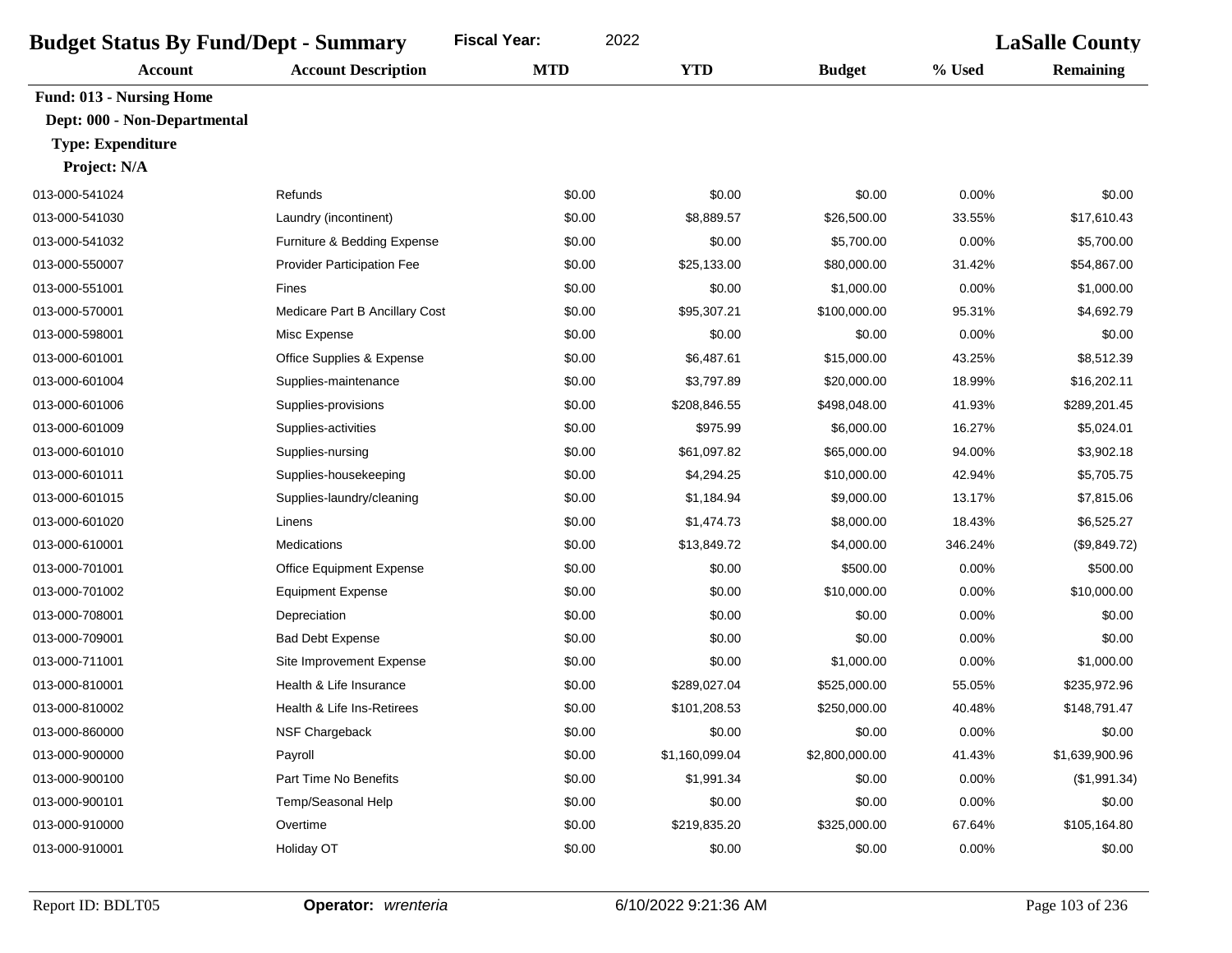# Budget Status By Fund/Dept - Summary

**Fiscal Year:** 2022

**LaSalle County**

| Account | Account Description | MTD | YTD | Budget | % Used | Remaining |
|---|---|---|---|---|---|---|
| **Fund: 013 - Nursing Home** | | | | | | |
| **Dept: 000 - Non-Departmental** | | | | | | |
| **Type: Expenditure** | | | | | | |
| **Project: N/A** | | | | | | |
| 013-000-541024 | Refunds | $0.00 | $0.00 | $0.00 | 0.00% | $0.00 |
| 013-000-541030 | Laundry (incontinent) | $0.00 | $8,889.57 | $26,500.00 | 33.55% | $17,610.43 |
| 013-000-541032 | Furniture & Bedding Expense | $0.00 | $0.00 | $5,700.00 | 0.00% | $5,700.00 |
| 013-000-550007 | Provider Participation Fee | $0.00 | $25,133.00 | $80,000.00 | 31.42% | $54,867.00 |
| 013-000-551001 | Fines | $0.00 | $0.00 | $1,000.00 | 0.00% | $1,000.00 |
| 013-000-570001 | Medicare Part B Ancillary Cost | $0.00 | $95,307.21 | $100,000.00 | 95.31% | $4,692.79 |
| 013-000-598001 | Misc Expense | $0.00 | $0.00 | $0.00 | 0.00% | $0.00 |
| 013-000-601001 | Office Supplies & Expense | $0.00 | $6,487.61 | $15,000.00 | 43.25% | $8,512.39 |
| 013-000-601004 | Supplies-maintenance | $0.00 | $3,797.89 | $20,000.00 | 18.99% | $16,202.11 |
| 013-000-601006 | Supplies-provisions | $0.00 | $208,846.55 | $498,048.00 | 41.93% | $289,201.45 |
| 013-000-601009 | Supplies-activities | $0.00 | $975.99 | $6,000.00 | 16.27% | $5,024.01 |
| 013-000-601010 | Supplies-nursing | $0.00 | $61,097.82 | $65,000.00 | 94.00% | $3,902.18 |
| 013-000-601011 | Supplies-housekeeping | $0.00 | $4,294.25 | $10,000.00 | 42.94% | $5,705.75 |
| 013-000-601015 | Supplies-laundry/cleaning | $0.00 | $1,184.94 | $9,000.00 | 13.17% | $7,815.06 |
| 013-000-601020 | Linens | $0.00 | $1,474.73 | $8,000.00 | 18.43% | $6,525.27 |
| 013-000-610001 | Medications | $0.00 | $13,849.72 | $4,000.00 | 346.24% | ($9,849.72) |
| 013-000-701001 | Office Equipment Expense | $0.00 | $0.00 | $500.00 | 0.00% | $500.00 |
| 013-000-701002 | Equipment Expense | $0.00 | $0.00 | $10,000.00 | 0.00% | $10,000.00 |
| 013-000-708001 | Depreciation | $0.00 | $0.00 | $0.00 | 0.00% | $0.00 |
| 013-000-709001 | Bad Debt Expense | $0.00 | $0.00 | $0.00 | 0.00% | $0.00 |
| 013-000-711001 | Site Improvement Expense | $0.00 | $0.00 | $1,000.00 | 0.00% | $1,000.00 |
| 013-000-810001 | Health & Life Insurance | $0.00 | $289,027.04 | $525,000.00 | 55.05% | $235,972.96 |
| 013-000-810002 | Health & Life Ins-Retirees | $0.00 | $101,208.53 | $250,000.00 | 40.48% | $148,791.47 |
| 013-000-860000 | NSF Chargeback | $0.00 | $0.00 | $0.00 | 0.00% | $0.00 |
| 013-000-900000 | Payroll | $0.00 | $1,160,099.04 | $2,800,000.00 | 41.43% | $1,639,900.96 |
| 013-000-900100 | Part Time No Benefits | $0.00 | $1,991.34 | $0.00 | 0.00% | ($1,991.34) |
| 013-000-900101 | Temp/Seasonal Help | $0.00 | $0.00 | $0.00 | 0.00% | $0.00 |
| 013-000-910000 | Overtime | $0.00 | $219,835.20 | $325,000.00 | 67.64% | $105,164.80 |
| 013-000-910001 | Holiday OT | $0.00 | $0.00 | $0.00 | 0.00% | $0.00 |

Report ID: BDLT05 **Operator:** *wrenteria* 6/10/2022 9:21:36 AM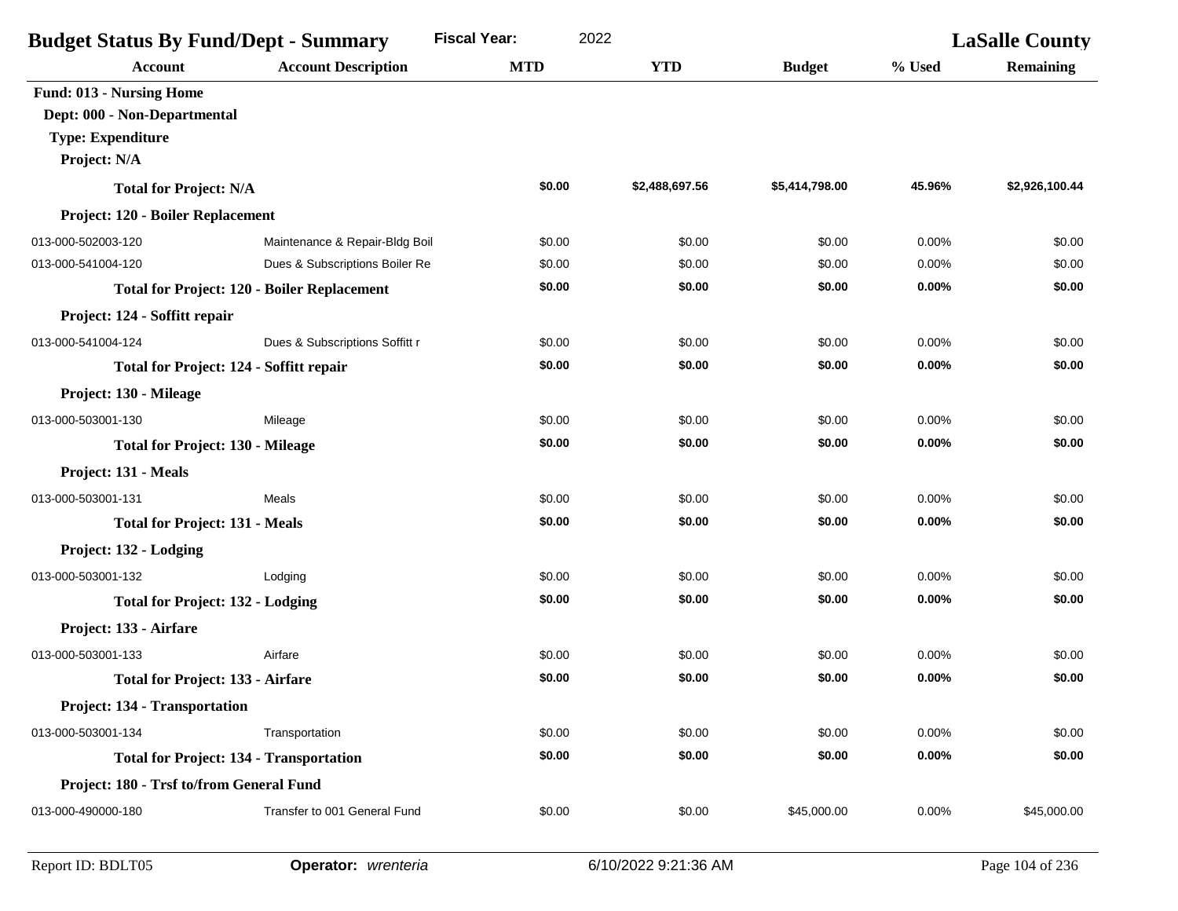# Budget Status By Fund/Dept - Summary

**Fiscal Year:** 2022

**LaSalle County**

| Account | Account Description | MTD | YTD | Budget | % Used | Remaining |
|---|---|---|---|---|---|---|
| **Fund: 013 - Nursing Home** | | | | | | |
| **Dept: 000 - Non-Departmental** | | | | | | |
| **Type: Expenditure** | | | | | | |
| **Project: N/A** | | | | | | |
| **Total for Project: N/A** | | **$0.00** | **$2,488,697.56** | **$5,414,798.00** | **45.96%** | **$2,926,100.44** |
| **Project: 120 - Boiler Replacement** | | | | | | |
| 013-000-502003-120 | Maintenance & Repair-Bldg Boil | $0.00 | $0.00 | $0.00 | 0.00% | $0.00 |
| 013-000-541004-120 | Dues & Subscriptions Boiler Re | $0.00 | $0.00 | $0.00 | 0.00% | $0.00 |
| **Total for Project: 120 - Boiler Replacement** | | **$0.00** | **$0.00** | **$0.00** | **0.00%** | **$0.00** |
| **Project: 124 - Soffitt repair** | | | | | | |
| 013-000-541004-124 | Dues & Subscriptions Soffitt r | $0.00 | $0.00 | $0.00 | 0.00% | $0.00 |
| **Total for Project: 124 - Soffitt repair** | | **$0.00** | **$0.00** | **$0.00** | **0.00%** | **$0.00** |
| **Project: 130 - Mileage** | | | | | | |
| 013-000-503001-130 | Mileage | $0.00 | $0.00 | $0.00 | 0.00% | $0.00 |
| **Total for Project: 130 - Mileage** | | **$0.00** | **$0.00** | **$0.00** | **0.00%** | **$0.00** |
| **Project: 131 - Meals** | | | | | | |
| 013-000-503001-131 | Meals | $0.00 | $0.00 | $0.00 | 0.00% | $0.00 |
| **Total for Project: 131 - Meals** | | **$0.00** | **$0.00** | **$0.00** | **0.00%** | **$0.00** |
| **Project: 132 - Lodging** | | | | | | |
| 013-000-503001-132 | Lodging | $0.00 | $0.00 | $0.00 | 0.00% | $0.00 |
| **Total for Project: 132 - Lodging** | | **$0.00** | **$0.00** | **$0.00** | **0.00%** | **$0.00** |
| **Project: 133 - Airfare** | | | | | | |
| 013-000-503001-133 | Airfare | $0.00 | $0.00 | $0.00 | 0.00% | $0.00 |
| **Total for Project: 133 - Airfare** | | **$0.00** | **$0.00** | **$0.00** | **0.00%** | **$0.00** |
| **Project: 134 - Transportation** | | | | | | |
| 013-000-503001-134 | Transportation | $0.00 | $0.00 | $0.00 | 0.00% | $0.00 |
| **Total for Project: 134 - Transportation** | | **$0.00** | **$0.00** | **$0.00** | **0.00%** | **$0.00** |
| **Project: 180 - Trsf to/from General Fund** | | | | | | |
| 013-000-490000-180 | Transfer to 001 General Fund | $0.00 | $0.00 | $45,000.00 | 0.00% | $45,000.00 |

Report ID: BDLT05 | **Operator:** *wrenteria* | 6/10/2022 9:21:36 AM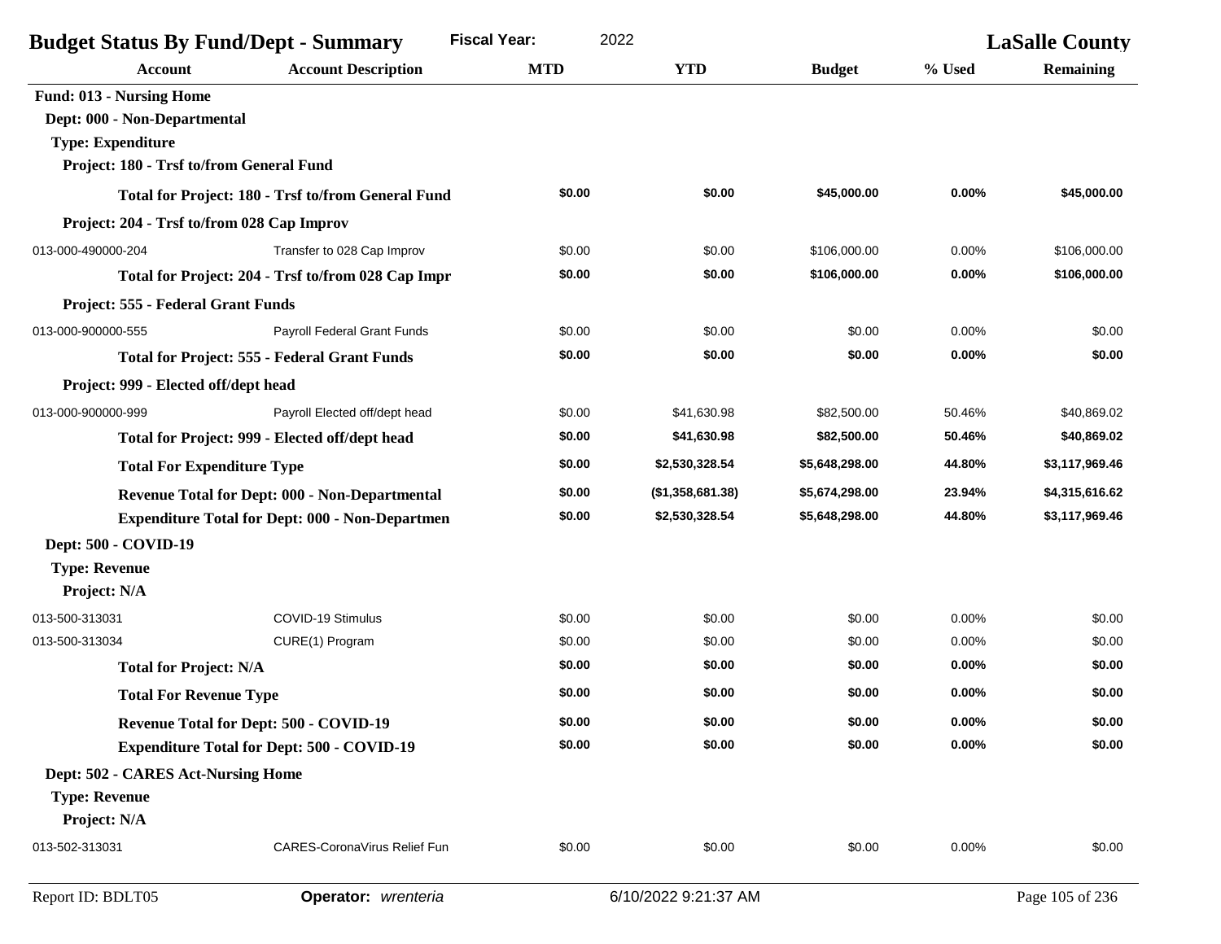# Budget Status By Fund/Dept - Summary

**Fiscal Year:** 2022 **LaSalle County**

| Account | Account Description | MTD | YTD | Budget | % Used | Remaining |
|---|---|---|---|---|---|---|
| **Fund: 013 - Nursing Home** | | | | | | |
| **Dept: 000 - Non-Departmental** | | | | | | |
| **Type: Expenditure** | | | | | | |
| **Project: 180 - Trsf to/from General Fund** | | | | | | |
| | **Total for Project: 180 - Trsf to/from General Fund** | **$0.00** | **$0.00** | **$45,000.00** | **0.00%** | **$45,000.00** |
| **Project: 204 - Trsf to/from 028 Cap Improv** | | | | | | |
| 013-000-490000-204 | Transfer to 028 Cap Improv | $0.00 | $0.00 | $106,000.00 | 0.00% | $106,000.00 |
| | **Total for Project: 204 - Trsf to/from 028 Cap Impr** | **$0.00** | **$0.00** | **$106,000.00** | **0.00%** | **$106,000.00** |
| **Project: 555 - Federal Grant Funds** | | | | | | |
| 013-000-900000-555 | Payroll Federal Grant Funds | $0.00 | $0.00 | $0.00 | 0.00% | $0.00 |
| | **Total for Project: 555 - Federal Grant Funds** | **$0.00** | **$0.00** | **$0.00** | **0.00%** | **$0.00** |
| **Project: 999 - Elected off/dept head** | | | | | | |
| 013-000-900000-999 | Payroll Elected off/dept head | $0.00 | $41,630.98 | $82,500.00 | 50.46% | $40,869.02 |
| | **Total for Project: 999 - Elected off/dept head** | **$0.00** | **$41,630.98** | **$82,500.00** | **50.46%** | **$40,869.02** |
| | **Total For Expenditure Type** | **$0.00** | **$2,530,328.54** | **$5,648,298.00** | **44.80%** | **$3,117,969.46** |
| | **Revenue Total for Dept: 000 - Non-Departmental** | **$0.00** | **($1,358,681.38)** | **$5,674,298.00** | **23.94%** | **$4,315,616.62** |
| | **Expenditure Total for Dept: 000 - Non-Departmen** | **$0.00** | **$2,530,328.54** | **$5,648,298.00** | **44.80%** | **$3,117,969.46** |
| **Dept: 500 - COVID-19** | | | | | | |
| **Type: Revenue** | | | | | | |
| **Project: N/A** | | | | | | |
| 013-500-313031 | COVID-19 Stimulus | $0.00 | $0.00 | $0.00 | 0.00% | $0.00 |
| 013-500-313034 | CURE(1) Program | $0.00 | $0.00 | $0.00 | 0.00% | $0.00 |
| | **Total for Project: N/A** | **$0.00** | **$0.00** | **$0.00** | **0.00%** | **$0.00** |
| | **Total For Revenue Type** | **$0.00** | **$0.00** | **$0.00** | **0.00%** | **$0.00** |
| | **Revenue Total for Dept: 500 - COVID-19** | **$0.00** | **$0.00** | **$0.00** | **0.00%** | **$0.00** |
| | **Expenditure Total for Dept: 500 - COVID-19** | **$0.00** | **$0.00** | **$0.00** | **0.00%** | **$0.00** |
| **Dept: 502 - CARES Act-Nursing Home** | | | | | | |
| **Type: Revenue** | | | | | | |
| **Project: N/A** | | | | | | |
| 013-502-313031 | CARES-CoronaVirus Relief Fun | $0.00 | $0.00 | $0.00 | 0.00% | $0.00 |

Report ID: BDLT05 **Operator:** *wrenteria* 6/10/2022 9:21:37 AM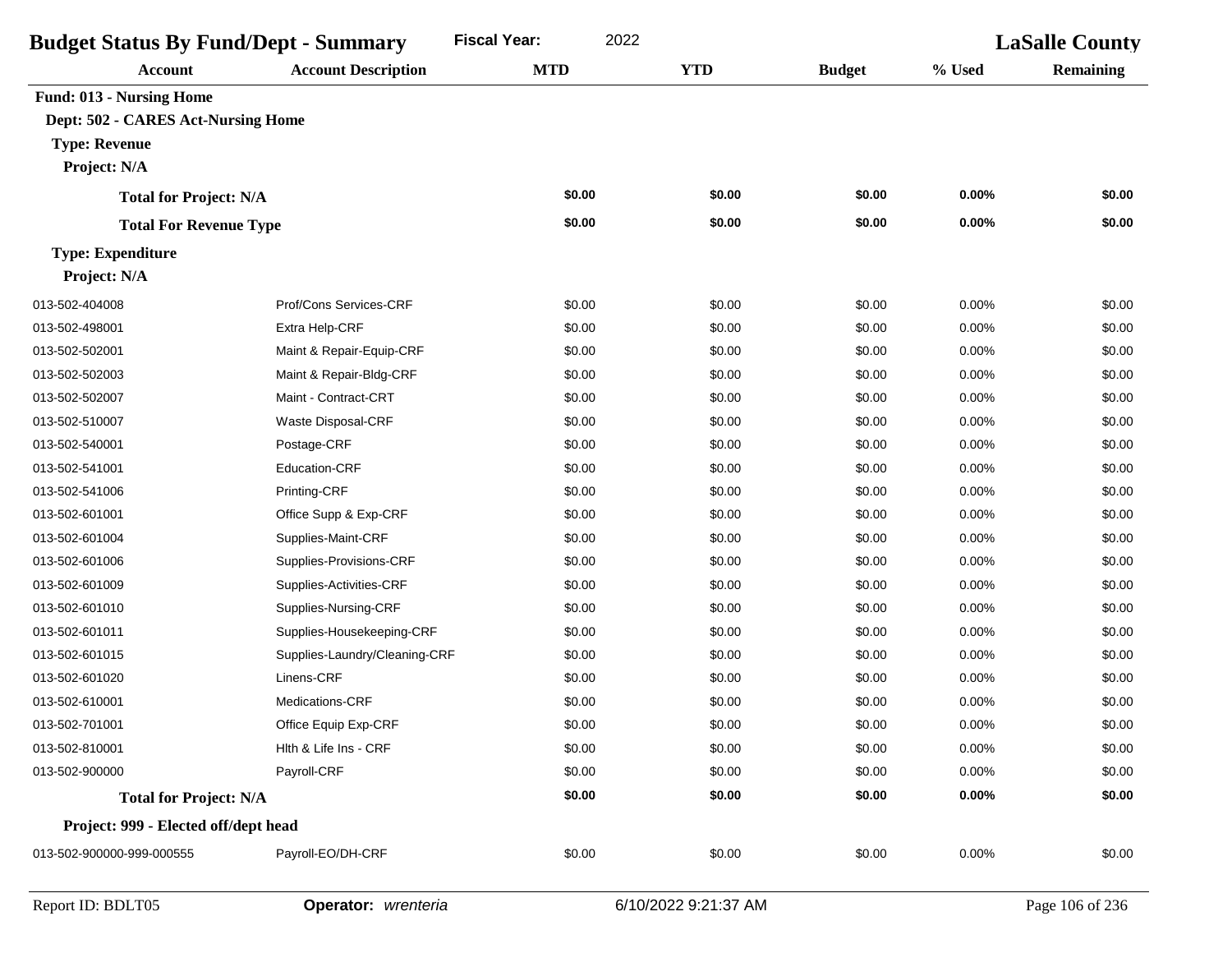# Budget Status By Fund/Dept - Summary

**Fiscal Year:** 2022

**LaSalle County**

| Account | Account Description | MTD | YTD | Budget | % Used | Remaining |
|---|---|---|---|---|---|---|
| **Fund: 013 - Nursing Home** | | | | | | |
| **Dept: 502 - CARES Act-Nursing Home** | | | | | | |
| **Type: Revenue** | | | | | | |
| **Project: N/A** | | | | | | |
| **Total for Project: N/A** | | **$0.00** | **$0.00** | **$0.00** | **0.00%** | **$0.00** |
| **Total For Revenue Type** | | **$0.00** | **$0.00** | **$0.00** | **0.00%** | **$0.00** |
| **Type: Expenditure** | | | | | | |
| **Project: N/A** | | | | | | |
| 013-502-404008 | Prof/Cons Services-CRF | $0.00 | $0.00 | $0.00 | 0.00% | $0.00 |
| 013-502-498001 | Extra Help-CRF | $0.00 | $0.00 | $0.00 | 0.00% | $0.00 |
| 013-502-502001 | Maint & Repair-Equip-CRF | $0.00 | $0.00 | $0.00 | 0.00% | $0.00 |
| 013-502-502003 | Maint & Repair-Bldg-CRF | $0.00 | $0.00 | $0.00 | 0.00% | $0.00 |
| 013-502-502007 | Maint - Contract-CRT | $0.00 | $0.00 | $0.00 | 0.00% | $0.00 |
| 013-502-510007 | Waste Disposal-CRF | $0.00 | $0.00 | $0.00 | 0.00% | $0.00 |
| 013-502-540001 | Postage-CRF | $0.00 | $0.00 | $0.00 | 0.00% | $0.00 |
| 013-502-541001 | Education-CRF | $0.00 | $0.00 | $0.00 | 0.00% | $0.00 |
| 013-502-541006 | Printing-CRF | $0.00 | $0.00 | $0.00 | 0.00% | $0.00 |
| 013-502-601001 | Office Supp & Exp-CRF | $0.00 | $0.00 | $0.00 | 0.00% | $0.00 |
| 013-502-601004 | Supplies-Maint-CRF | $0.00 | $0.00 | $0.00 | 0.00% | $0.00 |
| 013-502-601006 | Supplies-Provisions-CRF | $0.00 | $0.00 | $0.00 | 0.00% | $0.00 |
| 013-502-601009 | Supplies-Activities-CRF | $0.00 | $0.00 | $0.00 | 0.00% | $0.00 |
| 013-502-601010 | Supplies-Nursing-CRF | $0.00 | $0.00 | $0.00 | 0.00% | $0.00 |
| 013-502-601011 | Supplies-Housekeeping-CRF | $0.00 | $0.00 | $0.00 | 0.00% | $0.00 |
| 013-502-601015 | Supplies-Laundry/Cleaning-CRF | $0.00 | $0.00 | $0.00 | 0.00% | $0.00 |
| 013-502-601020 | Linens-CRF | $0.00 | $0.00 | $0.00 | 0.00% | $0.00 |
| 013-502-610001 | Medications-CRF | $0.00 | $0.00 | $0.00 | 0.00% | $0.00 |
| 013-502-701001 | Office Equip Exp-CRF | $0.00 | $0.00 | $0.00 | 0.00% | $0.00 |
| 013-502-810001 | Hlth & Life Ins - CRF | $0.00 | $0.00 | $0.00 | 0.00% | $0.00 |
| 013-502-900000 | Payroll-CRF | $0.00 | $0.00 | $0.00 | 0.00% | $0.00 |
| **Total for Project: N/A** | | **$0.00** | **$0.00** | **$0.00** | **0.00%** | **$0.00** |
| **Project: 999 - Elected off/dept head** | | | | | | |
| 013-502-900000-999-000555 | Payroll-EO/DH-CRF | $0.00 | $0.00 | $0.00 | 0.00% | $0.00 |

Report ID: BDLT05 **Operator:** *wrenteria* 6/10/2022 9:21:37 AM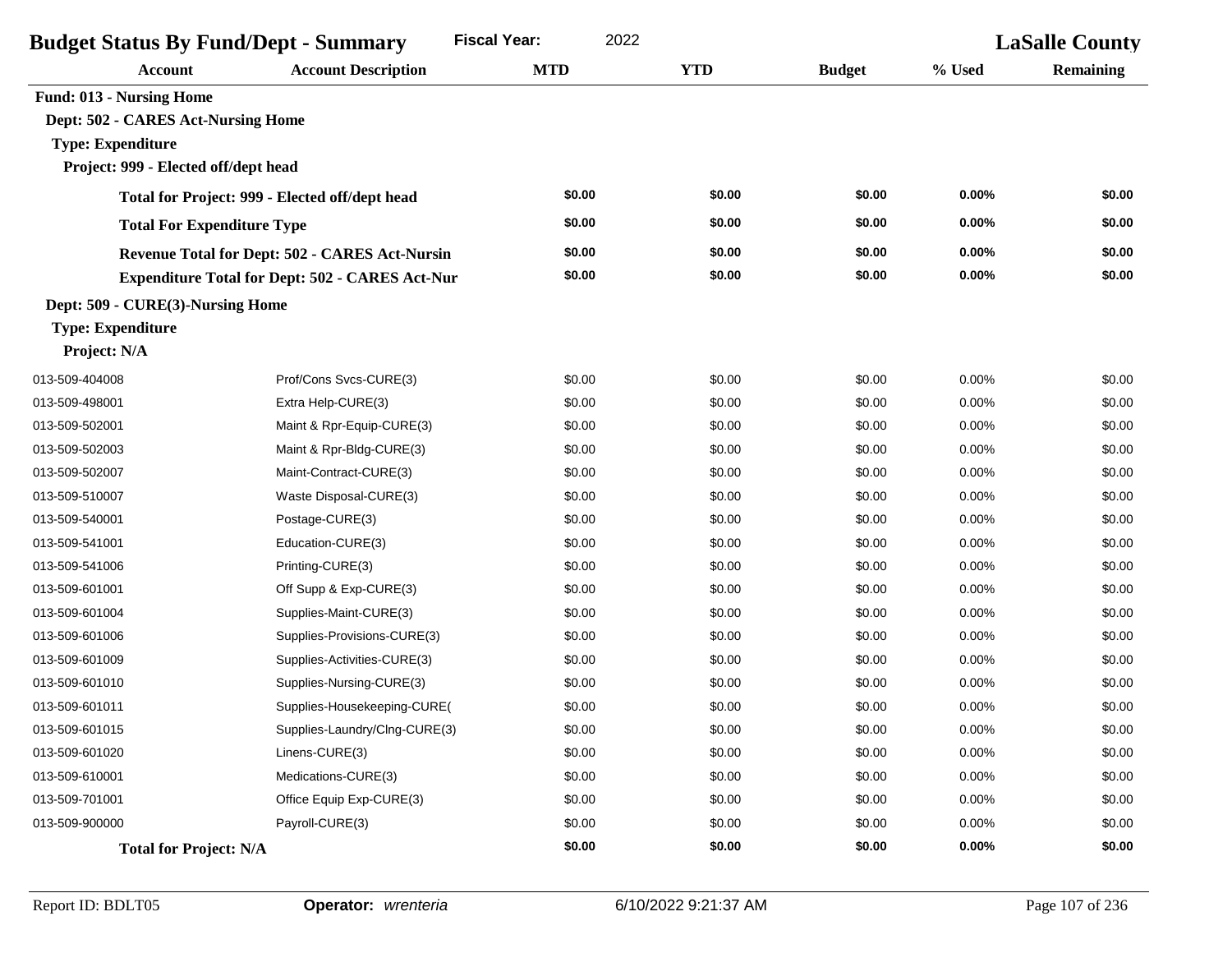# Budget Status By Fund/Dept - Summary

**Fiscal Year:** 2022

**LaSalle County**

| Account | Account Description | MTD | YTD | Budget | % Used | Remaining |
|---|---|---|---|---|---|---|
| **Fund: 013 - Nursing Home** | | | | | | |
| **Dept: 502 - CARES Act-Nursing Home** | | | | | | |
| **Type: Expenditure** | | | | | | |
| **Project: 999 - Elected off/dept head** | | | | | | |
| **Total for Project: 999 - Elected off/dept head** | | **$0.00** | **$0.00** | **$0.00** | **0.00%** | **$0.00** |
| **Total For Expenditure Type** | | **$0.00** | **$0.00** | **$0.00** | **0.00%** | **$0.00** |
| **Revenue Total for Dept: 502 - CARES Act-Nursin** | | **$0.00** | **$0.00** | **$0.00** | **0.00%** | **$0.00** |
| **Expenditure Total for Dept: 502 - CARES Act-Nur** | | **$0.00** | **$0.00** | **$0.00** | **0.00%** | **$0.00** |
| **Dept: 509 - CURE(3)-Nursing Home** | | | | | | |
| **Type: Expenditure** | | | | | | |
| **Project: N/A** | | | | | | |
| 013-509-404008 | Prof/Cons Svcs-CURE(3) | $0.00 | $0.00 | $0.00 | 0.00% | $0.00 |
| 013-509-498001 | Extra Help-CURE(3) | $0.00 | $0.00 | $0.00 | 0.00% | $0.00 |
| 013-509-502001 | Maint & Rpr-Equip-CURE(3) | $0.00 | $0.00 | $0.00 | 0.00% | $0.00 |
| 013-509-502003 | Maint & Rpr-Bldg-CURE(3) | $0.00 | $0.00 | $0.00 | 0.00% | $0.00 |
| 013-509-502007 | Maint-Contract-CURE(3) | $0.00 | $0.00 | $0.00 | 0.00% | $0.00 |
| 013-509-510007 | Waste Disposal-CURE(3) | $0.00 | $0.00 | $0.00 | 0.00% | $0.00 |
| 013-509-540001 | Postage-CURE(3) | $0.00 | $0.00 | $0.00 | 0.00% | $0.00 |
| 013-509-541001 | Education-CURE(3) | $0.00 | $0.00 | $0.00 | 0.00% | $0.00 |
| 013-509-541006 | Printing-CURE(3) | $0.00 | $0.00 | $0.00 | 0.00% | $0.00 |
| 013-509-601001 | Off Supp & Exp-CURE(3) | $0.00 | $0.00 | $0.00 | 0.00% | $0.00 |
| 013-509-601004 | Supplies-Maint-CURE(3) | $0.00 | $0.00 | $0.00 | 0.00% | $0.00 |
| 013-509-601006 | Supplies-Provisions-CURE(3) | $0.00 | $0.00 | $0.00 | 0.00% | $0.00 |
| 013-509-601009 | Supplies-Activities-CURE(3) | $0.00 | $0.00 | $0.00 | 0.00% | $0.00 |
| 013-509-601010 | Supplies-Nursing-CURE(3) | $0.00 | $0.00 | $0.00 | 0.00% | $0.00 |
| 013-509-601011 | Supplies-Housekeeping-CURE( | $0.00 | $0.00 | $0.00 | 0.00% | $0.00 |
| 013-509-601015 | Supplies-Laundry/Clng-CURE(3) | $0.00 | $0.00 | $0.00 | 0.00% | $0.00 |
| 013-509-601020 | Linens-CURE(3) | $0.00 | $0.00 | $0.00 | 0.00% | $0.00 |
| 013-509-610001 | Medications-CURE(3) | $0.00 | $0.00 | $0.00 | 0.00% | $0.00 |
| 013-509-701001 | Office Equip Exp-CURE(3) | $0.00 | $0.00 | $0.00 | 0.00% | $0.00 |
| 013-509-900000 | Payroll-CURE(3) | $0.00 | $0.00 | $0.00 | 0.00% | $0.00 |
| **Total for Project: N/A** | | **$0.00** | **$0.00** | **$0.00** | **0.00%** | **$0.00** |

Report ID: BDLT05 **Operator:** *wrenteria* 6/10/2022 9:21:37 AM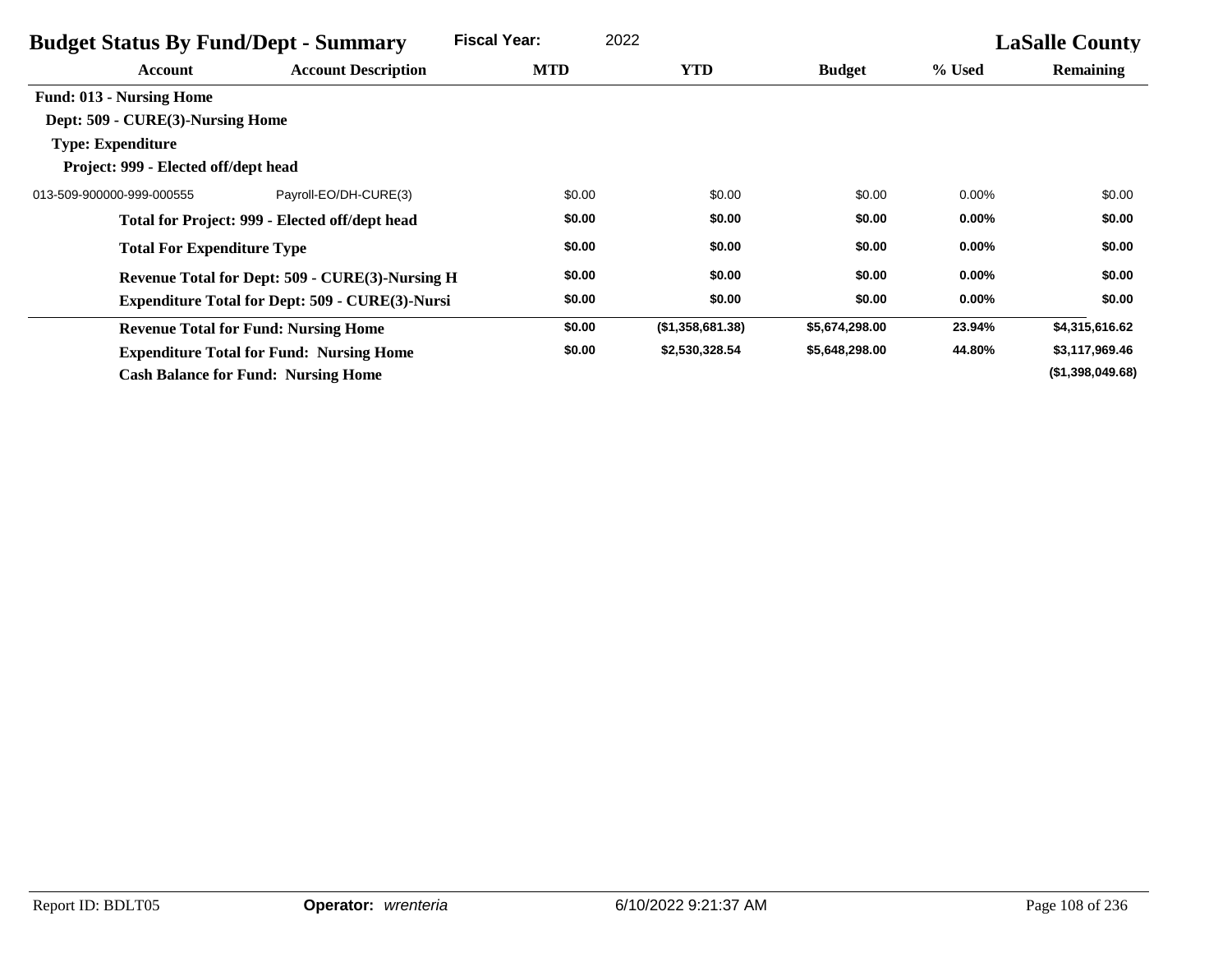# Budget Status By Fund/Dept - Summary

**Fiscal Year:** 2022

**LaSalle County**

| Account | Account Description | MTD | YTD | Budget | % Used | Remaining |
|---|---|---|---|---|---|---|
| **Fund: 013 - Nursing Home** | | | | | | |
| **Dept: 509 - CURE(3)-Nursing Home** | | | | | | |
| **Type: Expenditure** | | | | | | |
| **Project: 999 - Elected off/dept head** | | | | | | |
| 013-509-900000-999-000555 | Payroll-EO/DH-CURE(3) | $0.00 | $0.00 | $0.00 | 0.00% | $0.00 |
| | **Total for Project: 999 - Elected off/dept head** | **$0.00** | **$0.00** | **$0.00** | **0.00%** | **$0.00** |
| | **Total For Expenditure Type** | **$0.00** | **$0.00** | **$0.00** | **0.00%** | **$0.00** |
| | **Revenue Total for Dept: 509 - CURE(3)-Nursing H** | **$0.00** | **$0.00** | **$0.00** | **0.00%** | **$0.00** |
| | **Expenditure Total for Dept: 509 - CURE(3)-Nursi** | **$0.00** | **$0.00** | **$0.00** | **0.00%** | **$0.00** |
| | **Revenue Total for Fund: Nursing Home** | **$0.00** | **($1,358,681.38)** | **$5,674,298.00** | **23.94%** | **$4,315,616.62** |
| | **Expenditure Total for Fund: Nursing Home** | **$0.00** | **$2,530,328.54** | **$5,648,298.00** | **44.80%** | **$3,117,969.46** |
| | **Cash Balance for Fund: Nursing Home** | | | | | **($1,398,049.68)** |

Report ID: BDLT05 **Operator:** *wrenteria* 6/10/2022 9:21:37 AM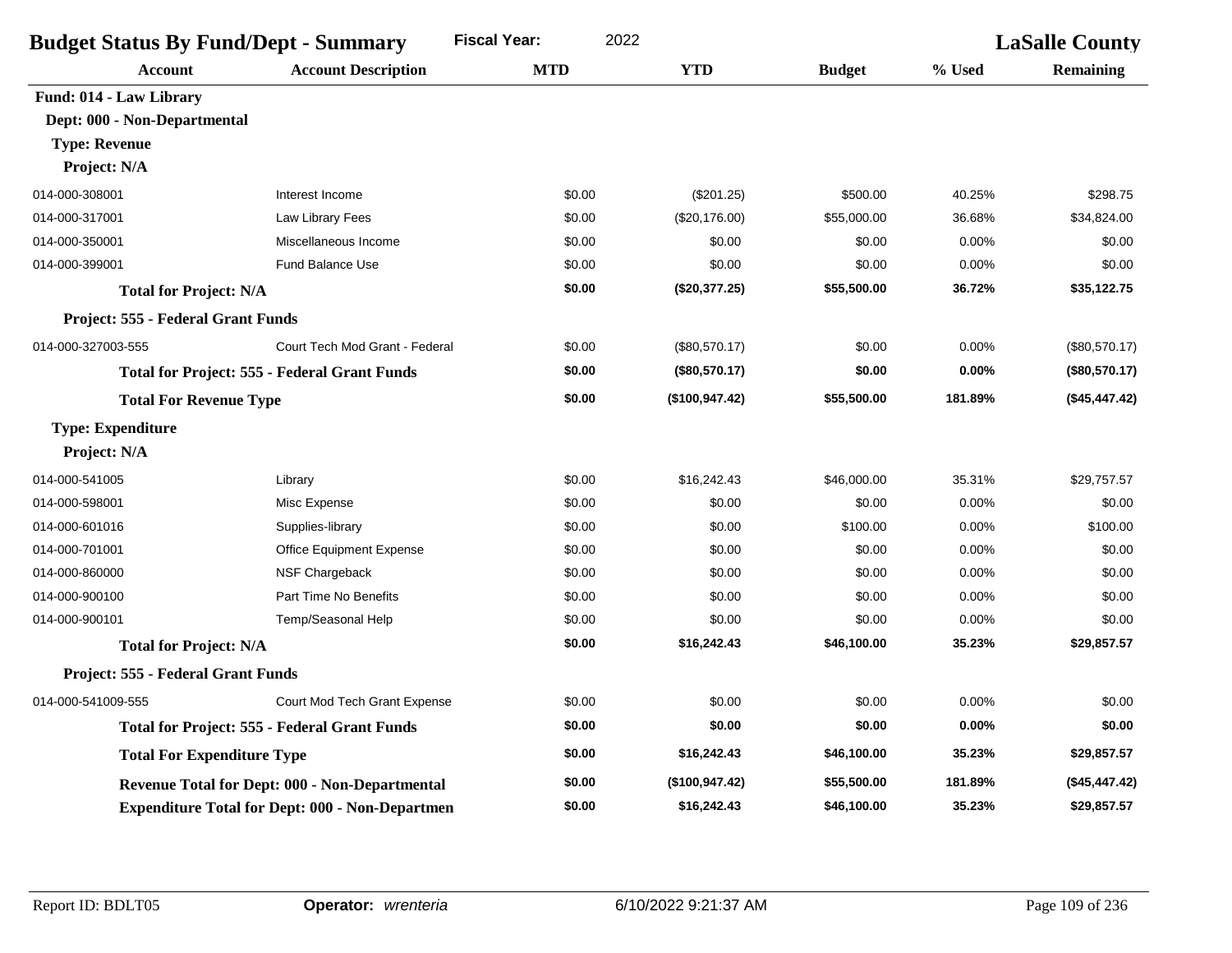# Budget Status By Fund/Dept - Summary

**Fiscal Year:** 2022 **LaSalle County**

| Account | Account Description | MTD | YTD | Budget | % Used | Remaining |
|---|---|---|---|---|---|---|
| **Fund: 014 - Law Library** | | | | | | |
| **Dept: 000 - Non-Departmental** | | | | | | |
| **Type: Revenue** | | | | | | |
| **Project: N/A** | | | | | | |
| 014-000-308001 | Interest Income | $0.00 | ($201.25) | $500.00 | 40.25% | $298.75 |
| 014-000-317001 | Law Library Fees | $0.00 | ($20,176.00) | $55,000.00 | 36.68% | $34,824.00 |
| 014-000-350001 | Miscellaneous Income | $0.00 | $0.00 | $0.00 | 0.00% | $0.00 |
| 014-000-399001 | Fund Balance Use | $0.00 | $0.00 | $0.00 | 0.00% | $0.00 |
| **Total for Project: N/A** | | **$0.00** | **($20,377.25)** | **$55,500.00** | **36.72%** | **$35,122.75** |
| **Project: 555 - Federal Grant Funds** | | | | | | |
| 014-000-327003-555 | Court Tech Mod Grant - Federal | $0.00 | ($80,570.17) | $0.00 | 0.00% | ($80,570.17) |
| **Total for Project: 555 - Federal Grant Funds** | | **$0.00** | **($80,570.17)** | **$0.00** | **0.00%** | **($80,570.17)** |
| **Total For Revenue Type** | | **$0.00** | **($100,947.42)** | **$55,500.00** | **181.89%** | **($45,447.42)** |
| **Type: Expenditure** | | | | | | |
| **Project: N/A** | | | | | | |
| 014-000-541005 | Library | $0.00 | $16,242.43 | $46,000.00 | 35.31% | $29,757.57 |
| 014-000-598001 | Misc Expense | $0.00 | $0.00 | $0.00 | 0.00% | $0.00 |
| 014-000-601016 | Supplies-library | $0.00 | $0.00 | $100.00 | 0.00% | $100.00 |
| 014-000-701001 | Office Equipment Expense | $0.00 | $0.00 | $0.00 | 0.00% | $0.00 |
| 014-000-860000 | NSF Chargeback | $0.00 | $0.00 | $0.00 | 0.00% | $0.00 |
| 014-000-900100 | Part Time No Benefits | $0.00 | $0.00 | $0.00 | 0.00% | $0.00 |
| 014-000-900101 | Temp/Seasonal Help | $0.00 | $0.00 | $0.00 | 0.00% | $0.00 |
| **Total for Project: N/A** | | **$0.00** | **$16,242.43** | **$46,100.00** | **35.23%** | **$29,857.57** |
| **Project: 555 - Federal Grant Funds** | | | | | | |
| 014-000-541009-555 | Court Mod Tech Grant Expense | $0.00 | $0.00 | $0.00 | 0.00% | $0.00 |
| **Total for Project: 555 - Federal Grant Funds** | | **$0.00** | **$0.00** | **$0.00** | **0.00%** | **$0.00** |
| **Total For Expenditure Type** | | **$0.00** | **$16,242.43** | **$46,100.00** | **35.23%** | **$29,857.57** |
| **Revenue Total for Dept: 000 - Non-Departmental** | | **$0.00** | **($100,947.42)** | **$55,500.00** | **181.89%** | **($45,447.42)** |
| **Expenditure Total for Dept: 000 - Non-Departmen** | | **$0.00** | **$16,242.43** | **$46,100.00** | **35.23%** | **$29,857.57** |

Report ID: BDLT05 **Operator:** *wrenteria* 6/10/2022 9:21:37 AM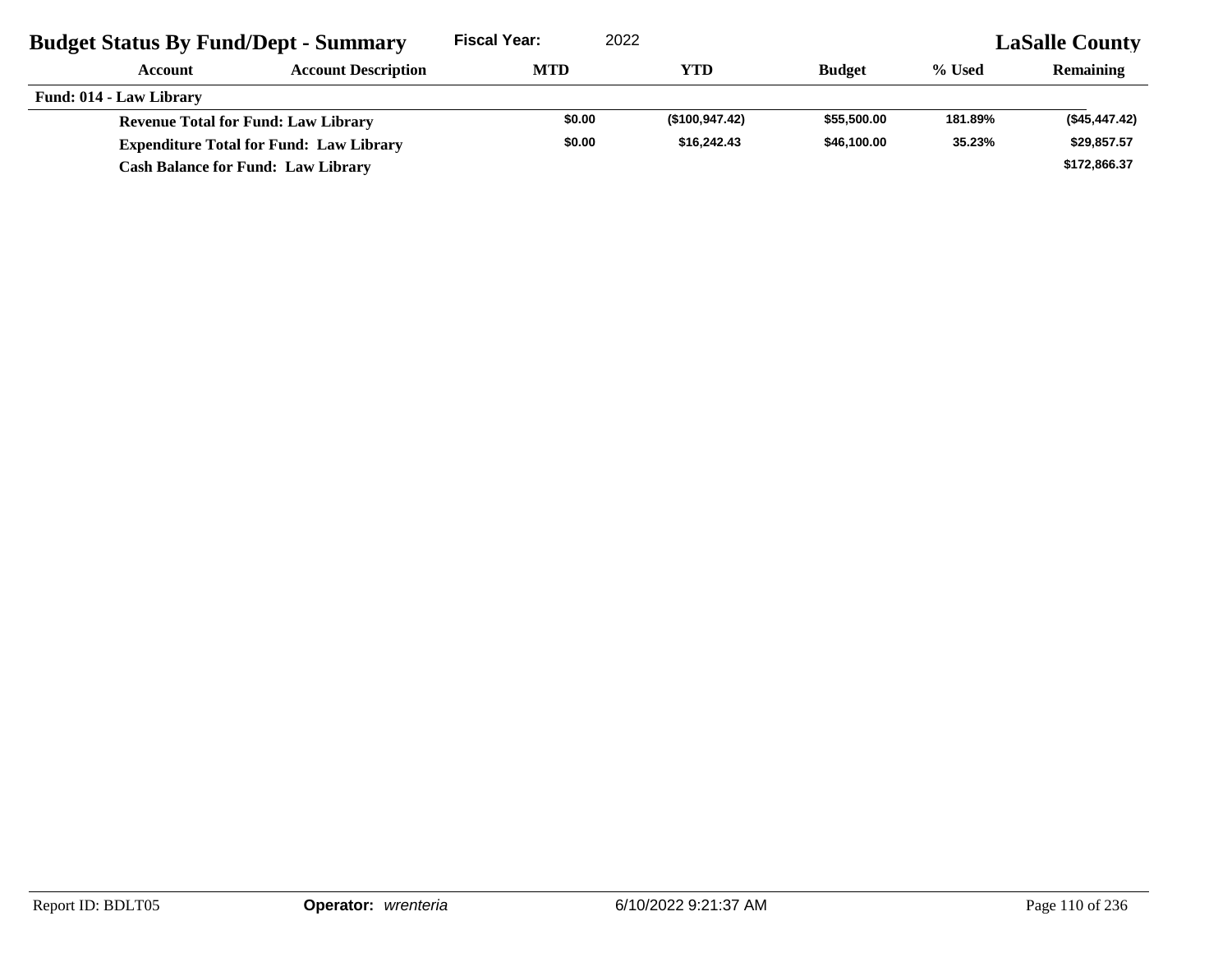## Budget Status By Fund/Dept - Summary

**Fiscal Year:** 2022

**LaSalle County**

| Account | Account Description | MTD | YTD | Budget | % Used | Remaining |
|---|---|---|---|---|---|---|
| **Fund: 014 - Law Library** | | | | | | |
| | **Revenue Total for Fund: Law Library** | $0.00 | ($100,947.42) | $55,500.00 | 181.89% | ($45,447.42) |
| | **Expenditure Total for Fund: Law Library** | $0.00 | $16,242.43 | $46,100.00 | 35.23% | $29,857.57 |
| | **Cash Balance for Fund: Law Library** | | | | | $172,866.37 |

Report ID: BDLT05 **Operator:** *wrenteria* 6/10/2022 9:21:37 AM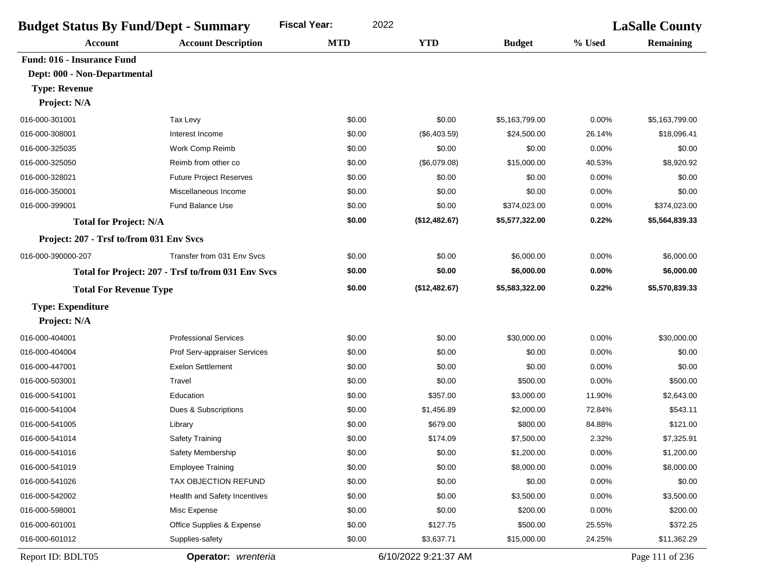# Budget Status By Fund/Dept - Summary

**Fiscal Year:** 2022

**LaSalle County**

| Account | Account Description | MTD | YTD | Budget | % Used | Remaining |
|---|---|---|---|---|---|---|
| **Fund: 016 - Insurance Fund** | | | | | | |
| **Dept: 000 - Non-Departmental** | | | | | | |
| **Type: Revenue** | | | | | | |
| **Project: N/A** | | | | | | |
| 016-000-301001 | Tax Levy | $0.00 | $0.00 | $5,163,799.00 | 0.00% | $5,163,799.00 |
| 016-000-308001 | Interest Income | $0.00 | ($6,403.59) | $24,500.00 | 26.14% | $18,096.41 |
| 016-000-325035 | Work Comp Reimb | $0.00 | $0.00 | $0.00 | 0.00% | $0.00 |
| 016-000-325050 | Reimb from other co | $0.00 | ($6,079.08) | $15,000.00 | 40.53% | $8,920.92 |
| 016-000-328021 | Future Project Reserves | $0.00 | $0.00 | $0.00 | 0.00% | $0.00 |
| 016-000-350001 | Miscellaneous Income | $0.00 | $0.00 | $0.00 | 0.00% | $0.00 |
| 016-000-399001 | Fund Balance Use | $0.00 | $0.00 | $374,023.00 | 0.00% | $374,023.00 |
| **Total for Project: N/A** | | **$0.00** | **($12,482.67)** | **$5,577,322.00** | **0.22%** | **$5,564,839.33** |
| **Project: 207 - Trsf to/from 031 Env Svcs** | | | | | | |
| 016-000-390000-207 | Transfer from 031 Env Svcs | $0.00 | $0.00 | $6,000.00 | 0.00% | $6,000.00 |
| **Total for Project: 207 - Trsf to/from 031 Env Svcs** | | **$0.00** | **$0.00** | **$6,000.00** | **0.00%** | **$6,000.00** |
| **Total For Revenue Type** | | **$0.00** | **($12,482.67)** | **$5,583,322.00** | **0.22%** | **$5,570,839.33** |
| **Type: Expenditure** | | | | | | |
| **Project: N/A** | | | | | | |
| 016-000-404001 | Professional Services | $0.00 | $0.00 | $30,000.00 | 0.00% | $30,000.00 |
| 016-000-404004 | Prof Serv-appraiser Services | $0.00 | $0.00 | $0.00 | 0.00% | $0.00 |
| 016-000-447001 | Exelon Settlement | $0.00 | $0.00 | $0.00 | 0.00% | $0.00 |
| 016-000-503001 | Travel | $0.00 | $0.00 | $500.00 | 0.00% | $500.00 |
| 016-000-541001 | Education | $0.00 | $357.00 | $3,000.00 | 11.90% | $2,643.00 |
| 016-000-541004 | Dues & Subscriptions | $0.00 | $1,456.89 | $2,000.00 | 72.84% | $543.11 |
| 016-000-541005 | Library | $0.00 | $679.00 | $800.00 | 84.88% | $121.00 |
| 016-000-541014 | Safety Training | $0.00 | $174.09 | $7,500.00 | 2.32% | $7,325.91 |
| 016-000-541016 | Safety Membership | $0.00 | $0.00 | $1,200.00 | 0.00% | $1,200.00 |
| 016-000-541019 | Employee Training | $0.00 | $0.00 | $8,000.00 | 0.00% | $8,000.00 |
| 016-000-541026 | TAX OBJECTION REFUND | $0.00 | $0.00 | $0.00 | 0.00% | $0.00 |
| 016-000-542002 | Health and Safety Incentives | $0.00 | $0.00 | $3,500.00 | 0.00% | $3,500.00 |
| 016-000-598001 | Misc Expense | $0.00 | $0.00 | $200.00 | 0.00% | $200.00 |
| 016-000-601001 | Office Supplies & Expense | $0.00 | $127.75 | $500.00 | 25.55% | $372.25 |
| 016-000-601012 | Supplies-safety | $0.00 | $3,637.71 | $15,000.00 | 24.25% | $11,362.29 |

Report ID: BDLT05 **Operator:** *wrenteria* 6/10/2022 9:21:37 AM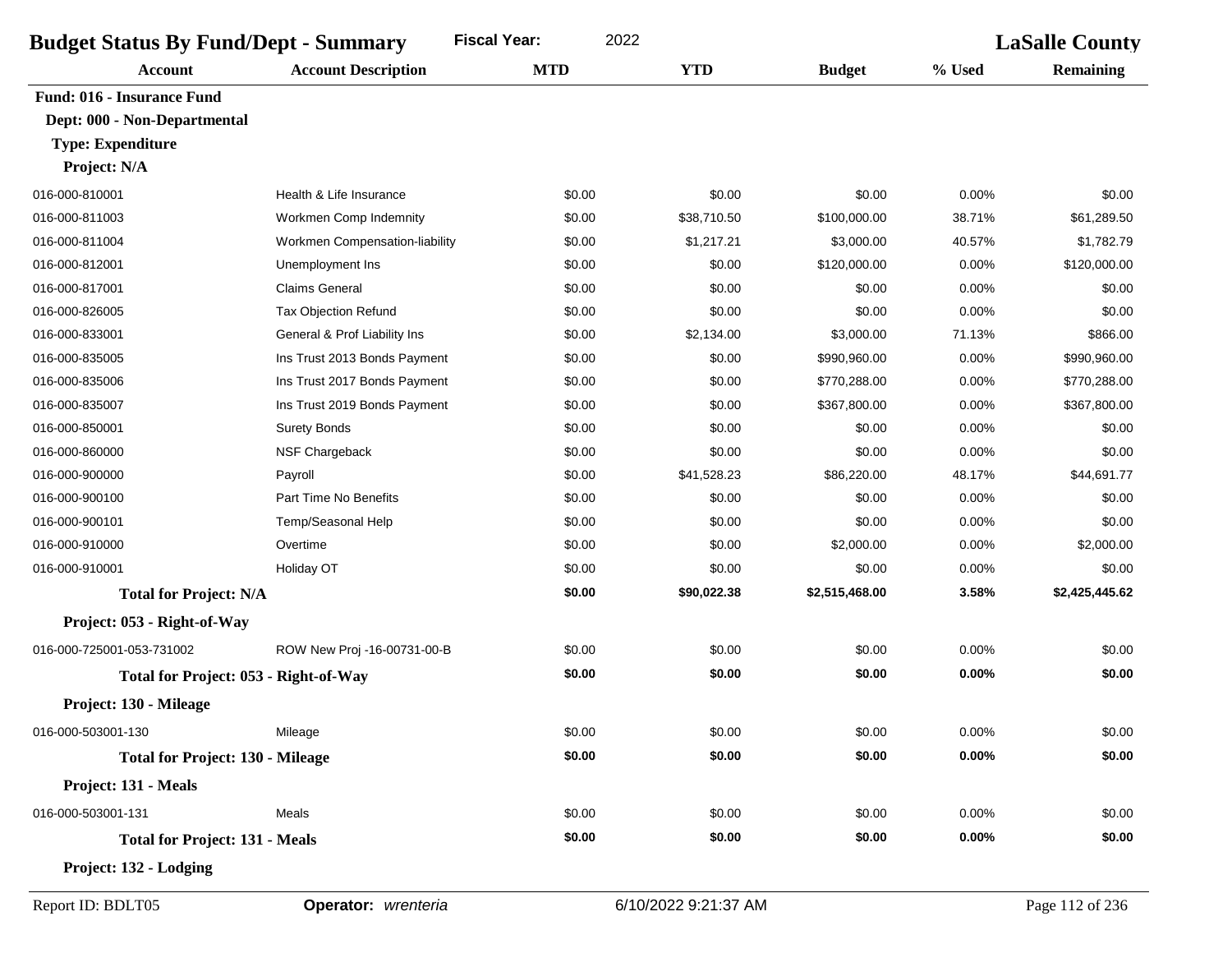# Budget Status By Fund/Dept - Summary

**Fiscal Year:** 2022

**LaSalle County**

| Account | Account Description | MTD | YTD | Budget | % Used | Remaining |
|---|---|---|---|---|---|---|
| **Fund: 016 - Insurance Fund** | | | | | | |
| **Dept: 000 - Non-Departmental** | | | | | | |
| **Type: Expenditure** | | | | | | |
| **Project: N/A** | | | | | | |
| 016-000-810001 | Health & Life Insurance | $0.00 | $0.00 | $0.00 | 0.00% | $0.00 |
| 016-000-811003 | Workmen Comp Indemnity | $0.00 | $38,710.50 | $100,000.00 | 38.71% | $61,289.50 |
| 016-000-811004 | Workmen Compensation-liability | $0.00 | $1,217.21 | $3,000.00 | 40.57% | $1,782.79 |
| 016-000-812001 | Unemployment Ins | $0.00 | $0.00 | $120,000.00 | 0.00% | $120,000.00 |
| 016-000-817001 | Claims General | $0.00 | $0.00 | $0.00 | 0.00% | $0.00 |
| 016-000-826005 | Tax Objection Refund | $0.00 | $0.00 | $0.00 | 0.00% | $0.00 |
| 016-000-833001 | General & Prof Liability Ins | $0.00 | $2,134.00 | $3,000.00 | 71.13% | $866.00 |
| 016-000-835005 | Ins Trust 2013 Bonds Payment | $0.00 | $0.00 | $990,960.00 | 0.00% | $990,960.00 |
| 016-000-835006 | Ins Trust 2017 Bonds Payment | $0.00 | $0.00 | $770,288.00 | 0.00% | $770,288.00 |
| 016-000-835007 | Ins Trust 2019 Bonds Payment | $0.00 | $0.00 | $367,800.00 | 0.00% | $367,800.00 |
| 016-000-850001 | Surety Bonds | $0.00 | $0.00 | $0.00 | 0.00% | $0.00 |
| 016-000-860000 | NSF Chargeback | $0.00 | $0.00 | $0.00 | 0.00% | $0.00 |
| 016-000-900000 | Payroll | $0.00 | $41,528.23 | $86,220.00 | 48.17% | $44,691.77 |
| 016-000-900100 | Part Time No Benefits | $0.00 | $0.00 | $0.00 | 0.00% | $0.00 |
| 016-000-900101 | Temp/Seasonal Help | $0.00 | $0.00 | $0.00 | 0.00% | $0.00 |
| 016-000-910000 | Overtime | $0.00 | $0.00 | $2,000.00 | 0.00% | $2,000.00 |
| 016-000-910001 | Holiday OT | $0.00 | $0.00 | $0.00 | 0.00% | $0.00 |
| **Total for Project: N/A** | | **$0.00** | **$90,022.38** | **$2,515,468.00** | **3.58%** | **$2,425,445.62** |
| **Project: 053 - Right-of-Way** | | | | | | |
| 016-000-725001-053-731002 | ROW New Proj -16-00731-00-B | $0.00 | $0.00 | $0.00 | 0.00% | $0.00 |
| **Total for Project: 053 - Right-of-Way** | | **$0.00** | **$0.00** | **$0.00** | **0.00%** | **$0.00** |
| **Project: 130 - Mileage** | | | | | | |
| 016-000-503001-130 | Mileage | $0.00 | $0.00 | $0.00 | 0.00% | $0.00 |
| **Total for Project: 130 - Mileage** | | **$0.00** | **$0.00** | **$0.00** | **0.00%** | **$0.00** |
| **Project: 131 - Meals** | | | | | | |
| 016-000-503001-131 | Meals | $0.00 | $0.00 | $0.00 | 0.00% | $0.00 |
| **Total for Project: 131 - Meals** | | **$0.00** | **$0.00** | **$0.00** | **0.00%** | **$0.00** |
| **Project: 132 - Lodging** | | | | | | |

Report ID: BDLT05 **Operator:** *wrenteria* 6/10/2022 9:21:37 AM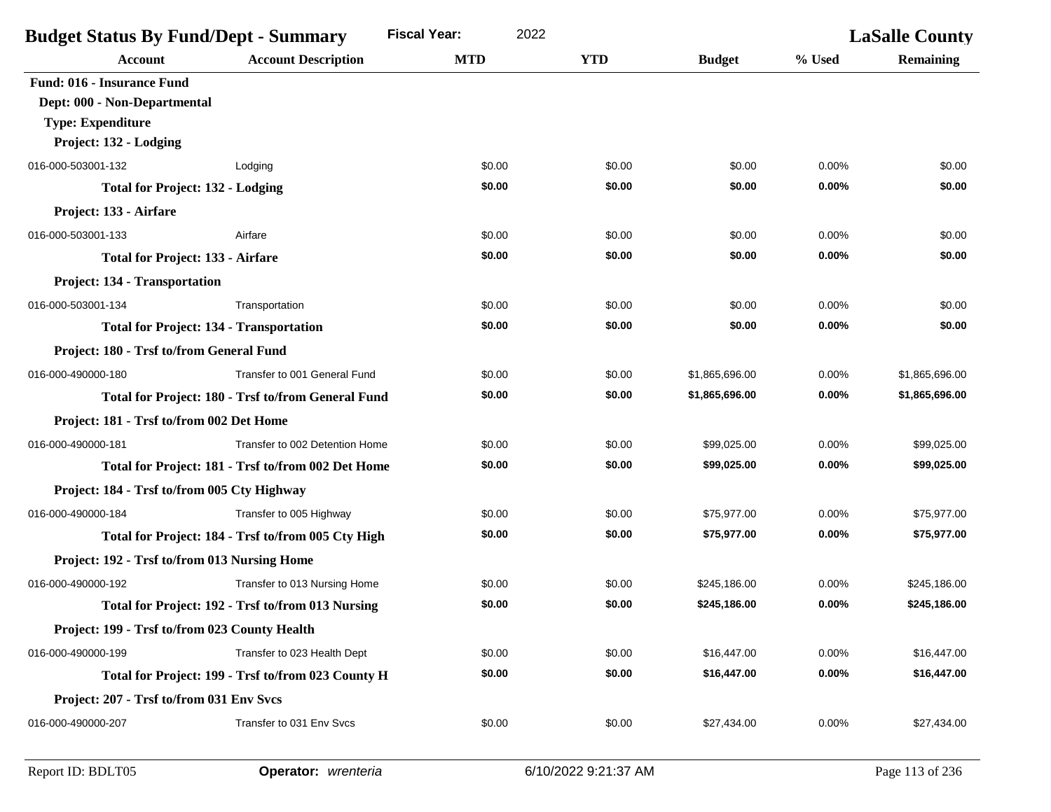# Budget Status By Fund/Dept - Summary

**Fiscal Year:** 2022

**LaSalle County**

| Account | Account Description | MTD | YTD | Budget | % Used | Remaining |
|---|---|---|---|---|---|---|
| **Fund: 016 - Insurance Fund** | | | | | | |
| **Dept: 000 - Non-Departmental** | | | | | | |
| **Type: Expenditure** | | | | | | |
| **Project: 132 - Lodging** | | | | | | |
| 016-000-503001-132 | Lodging | $0.00 | $0.00 | $0.00 | 0.00% | $0.00 |
| **Total for Project: 132 - Lodging** | | **$0.00** | **$0.00** | **$0.00** | **0.00%** | **$0.00** |
| **Project: 133 - Airfare** | | | | | | |
| 016-000-503001-133 | Airfare | $0.00 | $0.00 | $0.00 | 0.00% | $0.00 |
| **Total for Project: 133 - Airfare** | | **$0.00** | **$0.00** | **$0.00** | **0.00%** | **$0.00** |
| **Project: 134 - Transportation** | | | | | | |
| 016-000-503001-134 | Transportation | $0.00 | $0.00 | $0.00 | 0.00% | $0.00 |
| **Total for Project: 134 - Transportation** | | **$0.00** | **$0.00** | **$0.00** | **0.00%** | **$0.00** |
| **Project: 180 - Trsf to/from General Fund** | | | | | | |
| 016-000-490000-180 | Transfer to 001 General Fund | $0.00 | $0.00 | $1,865,696.00 | 0.00% | $1,865,696.00 |
| **Total for Project: 180 - Trsf to/from General Fund** | | **$0.00** | **$0.00** | **$1,865,696.00** | **0.00%** | **$1,865,696.00** |
| **Project: 181 - Trsf to/from 002 Det Home** | | | | | | |
| 016-000-490000-181 | Transfer to 002 Detention Home | $0.00 | $0.00 | $99,025.00 | 0.00% | $99,025.00 |
| **Total for Project: 181 - Trsf to/from 002 Det Home** | | **$0.00** | **$0.00** | **$99,025.00** | **0.00%** | **$99,025.00** |
| **Project: 184 - Trsf to/from 005 Cty Highway** | | | | | | |
| 016-000-490000-184 | Transfer to 005 Highway | $0.00 | $0.00 | $75,977.00 | 0.00% | $75,977.00 |
| **Total for Project: 184 - Trsf to/from 005 Cty High** | | **$0.00** | **$0.00** | **$75,977.00** | **0.00%** | **$75,977.00** |
| **Project: 192 - Trsf to/from 013 Nursing Home** | | | | | | |
| 016-000-490000-192 | Transfer to 013 Nursing Home | $0.00 | $0.00 | $245,186.00 | 0.00% | $245,186.00 |
| **Total for Project: 192 - Trsf to/from 013 Nursing** | | **$0.00** | **$0.00** | **$245,186.00** | **0.00%** | **$245,186.00** |
| **Project: 199 - Trsf to/from 023 County Health** | | | | | | |
| 016-000-490000-199 | Transfer to 023 Health Dept | $0.00 | $0.00 | $16,447.00 | 0.00% | $16,447.00 |
| **Total for Project: 199 - Trsf to/from 023 County H** | | **$0.00** | **$0.00** | **$16,447.00** | **0.00%** | **$16,447.00** |
| **Project: 207 - Trsf to/from 031 Env Svcs** | | | | | | |
| 016-000-490000-207 | Transfer to 031 Env Svcs | $0.00 | $0.00 | $27,434.00 | 0.00% | $27,434.00 |

Report ID: BDLT05 **Operator:** *wrenteria* 6/10/2022 9:21:37 AM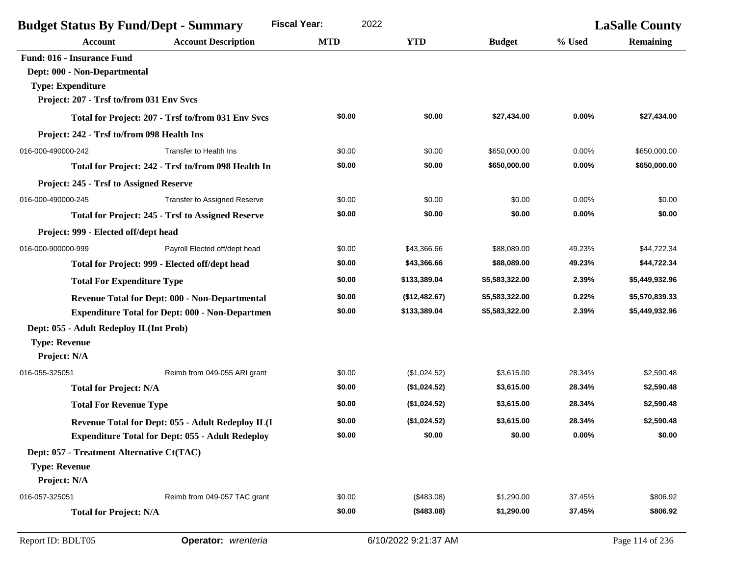# Budget Status By Fund/Dept - Summary

**Fiscal Year:** 2022 **LaSalle County**

| Account | Account Description | MTD | YTD | Budget | % Used | Remaining |
|---|---|---|---|---|---|---|
| **Fund: 016 - Insurance Fund** | | | | | | |
| **Dept: 000 - Non-Departmental** | | | | | | |
| **Type: Expenditure** | | | | | | |
| **Project: 207 - Trsf to/from 031 Env Svcs** | | | | | | |
| | **Total for Project: 207 - Trsf to/from 031 Env Svcs** | **$0.00** | **$0.00** | **$27,434.00** | **0.00%** | **$27,434.00** |
| **Project: 242 - Trsf to/from 098 Health Ins** | | | | | | |
| 016-000-490000-242 | Transfer to Health Ins | $0.00 | $0.00 | $650,000.00 | 0.00% | $650,000.00 |
| | **Total for Project: 242 - Trsf to/from 098 Health In** | **$0.00** | **$0.00** | **$650,000.00** | **0.00%** | **$650,000.00** |
| **Project: 245 - Trsf to Assigned Reserve** | | | | | | |
| 016-000-490000-245 | Transfer to Assigned Reserve | $0.00 | $0.00 | $0.00 | 0.00% | $0.00 |
| | **Total for Project: 245 - Trsf to Assigned Reserve** | **$0.00** | **$0.00** | **$0.00** | **0.00%** | **$0.00** |
| **Project: 999 - Elected off/dept head** | | | | | | |
| 016-000-900000-999 | Payroll Elected off/dept head | $0.00 | $43,366.66 | $88,089.00 | 49.23% | $44,722.34 |
| | **Total for Project: 999 - Elected off/dept head** | **$0.00** | **$43,366.66** | **$88,089.00** | **49.23%** | **$44,722.34** |
| | **Total For Expenditure Type** | **$0.00** | **$133,389.04** | **$5,583,322.00** | **2.39%** | **$5,449,932.96** |
| | **Revenue Total for Dept: 000 - Non-Departmental** | **$0.00** | **($12,482.67)** | **$5,583,322.00** | **0.22%** | **$5,570,839.33** |
| | **Expenditure Total for Dept: 000 - Non-Departmen** | **$0.00** | **$133,389.04** | **$5,583,322.00** | **2.39%** | **$5,449,932.96** |
| **Dept: 055 - Adult Redeploy IL(Int Prob)** | | | | | | |
| **Type: Revenue** | | | | | | |
| **Project: N/A** | | | | | | |
| 016-055-325051 | Reimb from 049-055 ARI grant | $0.00 | ($1,024.52) | $3,615.00 | 28.34% | $2,590.48 |
| | **Total for Project: N/A** | **$0.00** | **($1,024.52)** | **$3,615.00** | **28.34%** | **$2,590.48** |
| | **Total For Revenue Type** | **$0.00** | **($1,024.52)** | **$3,615.00** | **28.34%** | **$2,590.48** |
| | **Revenue Total for Dept: 055 - Adult Redeploy IL(I** | **$0.00** | **($1,024.52)** | **$3,615.00** | **28.34%** | **$2,590.48** |
| | **Expenditure Total for Dept: 055 - Adult Redeploy** | **$0.00** | **$0.00** | **$0.00** | **0.00%** | **$0.00** |
| **Dept: 057 - Treatment Alternative Ct(TAC)** | | | | | | |
| **Type: Revenue** | | | | | | |
| **Project: N/A** | | | | | | |
| 016-057-325051 | Reimb from 049-057 TAC grant | $0.00 | ($483.08) | $1,290.00 | 37.45% | $806.92 |
| | **Total for Project: N/A** | **$0.00** | **($483.08)** | **$1,290.00** | **37.45%** | **$806.92** |

Report ID: BDLT05 **Operator:** *wrenteria* 6/10/2022 9:21:37 AM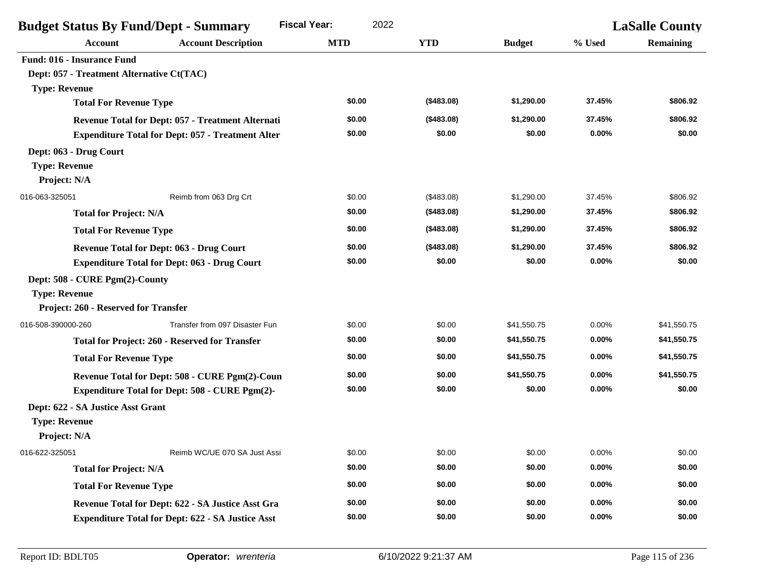# Budget Status By Fund/Dept - Summary

**Fiscal Year:** 2022

**LaSalle County**

| Account | Account Description | MTD | YTD | Budget | % Used | Remaining |
|---|---|---|---|---|---|---|
| **Fund: 016 - Insurance Fund** | | | | | | |
| **Dept: 057 - Treatment Alternative Ct(TAC)** | | | | | | |
| **Type: Revenue** | | | | | | |
| **Total For Revenue Type** | | **$0.00** | **($483.08)** | **$1,290.00** | **37.45%** | **$806.92** |
| **Revenue Total for Dept: 057 - Treatment Alternati** | | **$0.00** | **($483.08)** | **$1,290.00** | **37.45%** | **$806.92** |
| **Expenditure Total for Dept: 057 - Treatment Alter** | | **$0.00** | **$0.00** | **$0.00** | **0.00%** | **$0.00** |
| **Dept: 063 - Drug Court** | | | | | | |
| **Type: Revenue** | | | | | | |
| **Project: N/A** | | | | | | |
| 016-063-325051 | Reimb from 063 Drg Crt | $0.00 | ($483.08) | $1,290.00 | 37.45% | $806.92 |
| **Total for Project: N/A** | | **$0.00** | **($483.08)** | **$1,290.00** | **37.45%** | **$806.92** |
| **Total For Revenue Type** | | **$0.00** | **($483.08)** | **$1,290.00** | **37.45%** | **$806.92** |
| **Revenue Total for Dept: 063 - Drug Court** | | **$0.00** | **($483.08)** | **$1,290.00** | **37.45%** | **$806.92** |
| **Expenditure Total for Dept: 063 - Drug Court** | | **$0.00** | **$0.00** | **$0.00** | **0.00%** | **$0.00** |
| **Dept: 508 - CURE Pgm(2)-County** | | | | | | |
| **Type: Revenue** | | | | | | |
| **Project: 260 - Reserved for Transfer** | | | | | | |
| 016-508-390000-260 | Transfer from 097 Disaster Fun | $0.00 | $0.00 | $41,550.75 | 0.00% | $41,550.75 |
| **Total for Project: 260 - Reserved for Transfer** | | **$0.00** | **$0.00** | **$41,550.75** | **0.00%** | **$41,550.75** |
| **Total For Revenue Type** | | **$0.00** | **$0.00** | **$41,550.75** | **0.00%** | **$41,550.75** |
| **Revenue Total for Dept: 508 - CURE Pgm(2)-Coun** | | **$0.00** | **$0.00** | **$41,550.75** | **0.00%** | **$41,550.75** |
| **Expenditure Total for Dept: 508 - CURE Pgm(2)-** | | **$0.00** | **$0.00** | **$0.00** | **0.00%** | **$0.00** |
| **Dept: 622 - SA Justice Asst Grant** | | | | | | |
| **Type: Revenue** | | | | | | |
| **Project: N/A** | | | | | | |
| 016-622-325051 | Reimb WC/UE 070 SA Just Assi | $0.00 | $0.00 | $0.00 | 0.00% | $0.00 |
| **Total for Project: N/A** | | **$0.00** | **$0.00** | **$0.00** | **0.00%** | **$0.00** |
| **Total For Revenue Type** | | **$0.00** | **$0.00** | **$0.00** | **0.00%** | **$0.00** |
| **Revenue Total for Dept: 622 - SA Justice Asst Gra** | | **$0.00** | **$0.00** | **$0.00** | **0.00%** | **$0.00** |
| **Expenditure Total for Dept: 622 - SA Justice Asst** | | **$0.00** | **$0.00** | **$0.00** | **0.00%** | **$0.00** |

Report ID: BDLT05 **Operator:** *wrenteria* 6/10/2022 9:21:37 AM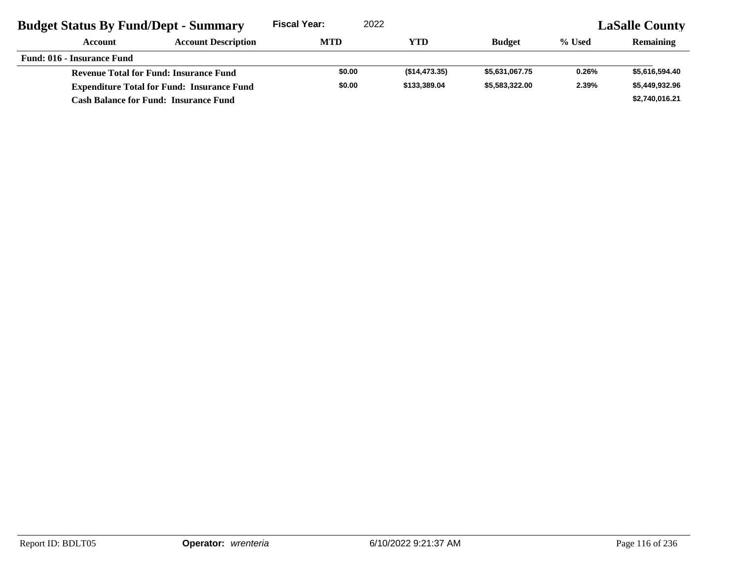# Budget Status By Fund/Dept - Summary

**Fiscal Year:** 2022

**LaSalle County**

| Account | Account Description | MTD | YTD | Budget | % Used | Remaining |
|---|---|---|---|---|---|---|
| **Fund: 016 - Insurance Fund** | | | | | | |
| **Revenue Total for Fund: Insurance Fund** | | $0.00 | ($14,473.35) | $5,631,067.75 | 0.26% | $5,616,594.40 |
| **Expenditure Total for Fund: Insurance Fund** | | $0.00 | $133,389.04 | $5,583,322.00 | 2.39% | $5,449,932.96 |
| **Cash Balance for Fund: Insurance Fund** | | | | | | $2,740,016.21 |

Report ID: BDLT05 **Operator:** *wrenteria* 6/10/2022 9:21:37 AM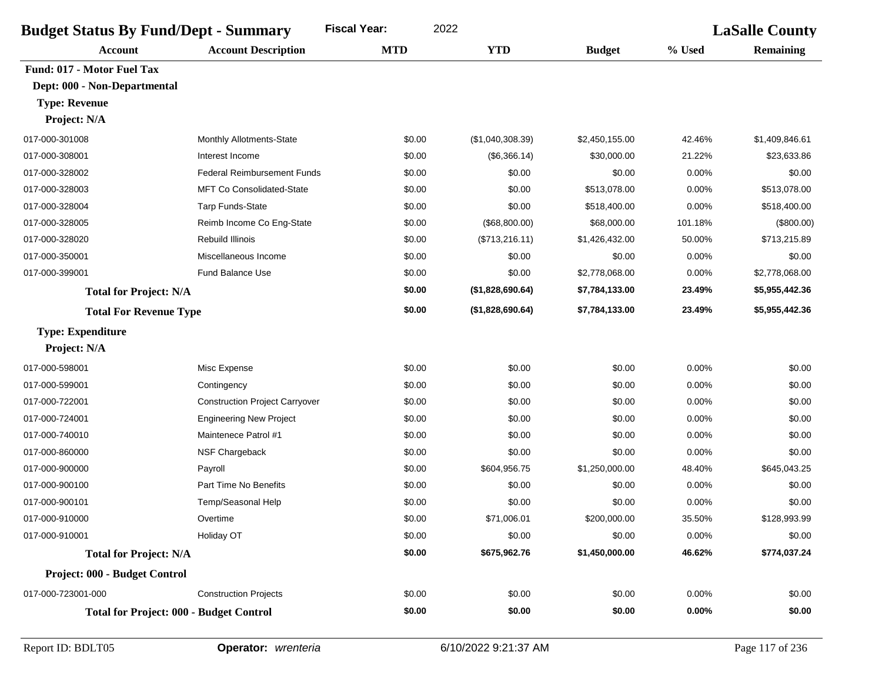# Budget Status By Fund/Dept - Summary

**Fiscal Year:** 2022

**LaSalle County**

| Account | Account Description | MTD | YTD | Budget | % Used | Remaining |
|---|---|---|---|---|---|---|
| **Fund: 017 - Motor Fuel Tax** | | | | | | |
| **Dept: 000 - Non-Departmental** | | | | | | |
| **Type: Revenue** | | | | | | |
| **Project: N/A** | | | | | | |
| 017-000-301008 | Monthly Allotments-State | $0.00 | ($1,040,308.39) | $2,450,155.00 | 42.46% | $1,409,846.61 |
| 017-000-308001 | Interest Income | $0.00 | ($6,366.14) | $30,000.00 | 21.22% | $23,633.86 |
| 017-000-328002 | Federal Reimbursement Funds | $0.00 | $0.00 | $0.00 | 0.00% | $0.00 |
| 017-000-328003 | MFT Co Consolidated-State | $0.00 | $0.00 | $513,078.00 | 0.00% | $513,078.00 |
| 017-000-328004 | Tarp Funds-State | $0.00 | $0.00 | $518,400.00 | 0.00% | $518,400.00 |
| 017-000-328005 | Reimb Income Co Eng-State | $0.00 | ($68,800.00) | $68,000.00 | 101.18% | ($800.00) |
| 017-000-328020 | Rebuild Illinois | $0.00 | ($713,216.11) | $1,426,432.00 | 50.00% | $713,215.89 |
| 017-000-350001 | Miscellaneous Income | $0.00 | $0.00 | $0.00 | 0.00% | $0.00 |
| 017-000-399001 | Fund Balance Use | $0.00 | $0.00 | $2,778,068.00 | 0.00% | $2,778,068.00 |
| **Total for Project: N/A** | | **$0.00** | **($1,828,690.64)** | **$7,784,133.00** | **23.49%** | **$5,955,442.36** |
| **Total For Revenue Type** | | **$0.00** | **($1,828,690.64)** | **$7,784,133.00** | **23.49%** | **$5,955,442.36** |
| **Type: Expenditure** | | | | | | |
| **Project: N/A** | | | | | | |
| 017-000-598001 | Misc Expense | $0.00 | $0.00 | $0.00 | 0.00% | $0.00 |
| 017-000-599001 | Contingency | $0.00 | $0.00 | $0.00 | 0.00% | $0.00 |
| 017-000-722001 | Construction Project Carryover | $0.00 | $0.00 | $0.00 | 0.00% | $0.00 |
| 017-000-724001 | Engineering New Project | $0.00 | $0.00 | $0.00 | 0.00% | $0.00 |
| 017-000-740010 | Maintenece Patrol #1 | $0.00 | $0.00 | $0.00 | 0.00% | $0.00 |
| 017-000-860000 | NSF Chargeback | $0.00 | $0.00 | $0.00 | 0.00% | $0.00 |
| 017-000-900000 | Payroll | $0.00 | $604,956.75 | $1,250,000.00 | 48.40% | $645,043.25 |
| 017-000-900100 | Part Time No Benefits | $0.00 | $0.00 | $0.00 | 0.00% | $0.00 |
| 017-000-900101 | Temp/Seasonal Help | $0.00 | $0.00 | $0.00 | 0.00% | $0.00 |
| 017-000-910000 | Overtime | $0.00 | $71,006.01 | $200,000.00 | 35.50% | $128,993.99 |
| 017-000-910001 | Holiday OT | $0.00 | $0.00 | $0.00 | 0.00% | $0.00 |
| **Total for Project: N/A** | | **$0.00** | **$675,962.76** | **$1,450,000.00** | **46.62%** | **$774,037.24** |
| **Project: 000 - Budget Control** | | | | | | |
| 017-000-723001-000 | Construction Projects | $0.00 | $0.00 | $0.00 | 0.00% | $0.00 |
| **Total for Project: 000 - Budget Control** | | **$0.00** | **$0.00** | **$0.00** | **0.00%** | **$0.00** |

Report ID: BDLT05 **Operator:** *wrenteria* 6/10/2022 9:21:37 AM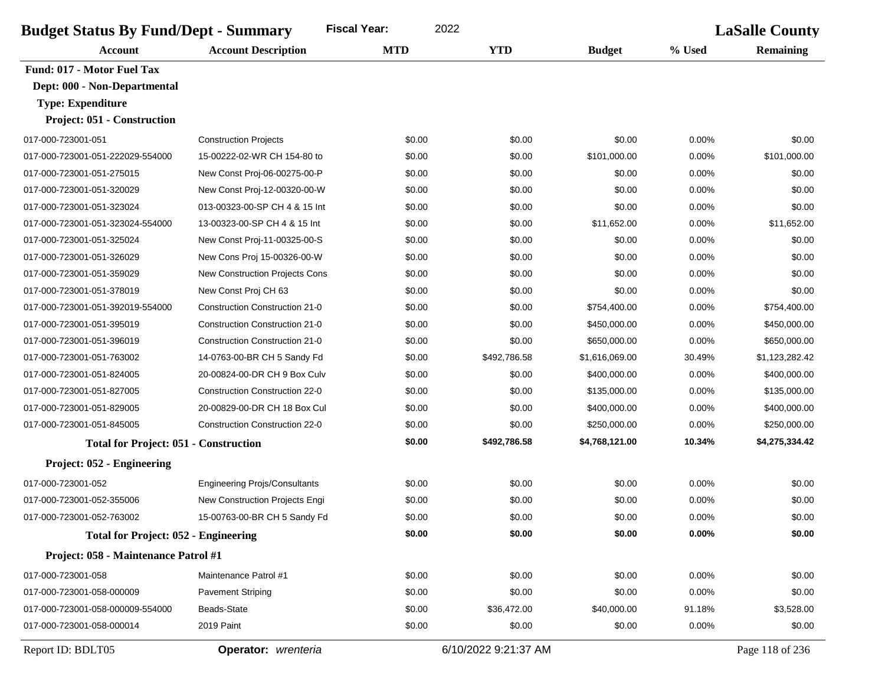# Budget Status By Fund/Dept - Summary

**Fiscal Year:** 2022

**LaSalle County**

| Account | Account Description | MTD | YTD | Budget | % Used | Remaining |
|---|---|---|---|---|---|---|
| **Fund: 017 - Motor Fuel Tax** | | | | | | |
| **Dept: 000 - Non-Departmental** | | | | | | |
| **Type: Expenditure** | | | | | | |
| **Project: 051 - Construction** | | | | | | |
| 017-000-723001-051 | Construction Projects | $0.00 | $0.00 | $0.00 | 0.00% | $0.00 |
| 017-000-723001-051-222029-554000 | 15-00222-02-WR CH 154-80 to | $0.00 | $0.00 | $101,000.00 | 0.00% | $101,000.00 |
| 017-000-723001-051-275015 | New Const Proj-06-00275-00-P | $0.00 | $0.00 | $0.00 | 0.00% | $0.00 |
| 017-000-723001-051-320029 | New Const Proj-12-00320-00-W | $0.00 | $0.00 | $0.00 | 0.00% | $0.00 |
| 017-000-723001-051-323024 | 013-00323-00-SP CH 4 & 15 Int | $0.00 | $0.00 | $0.00 | 0.00% | $0.00 |
| 017-000-723001-051-323024-554000 | 13-00323-00-SP CH 4 & 15 Int | $0.00 | $0.00 | $11,652.00 | 0.00% | $11,652.00 |
| 017-000-723001-051-325024 | New Const Proj-11-00325-00-S | $0.00 | $0.00 | $0.00 | 0.00% | $0.00 |
| 017-000-723001-051-326029 | New Cons Proj 15-00326-00-W | $0.00 | $0.00 | $0.00 | 0.00% | $0.00 |
| 017-000-723001-051-359029 | New Construction Projects Cons | $0.00 | $0.00 | $0.00 | 0.00% | $0.00 |
| 017-000-723001-051-378019 | New Const Proj CH 63 | $0.00 | $0.00 | $0.00 | 0.00% | $0.00 |
| 017-000-723001-051-392019-554000 | Construction Construction 21-0 | $0.00 | $0.00 | $754,400.00 | 0.00% | $754,400.00 |
| 017-000-723001-051-395019 | Construction Construction 21-0 | $0.00 | $0.00 | $450,000.00 | 0.00% | $450,000.00 |
| 017-000-723001-051-396019 | Construction Construction 21-0 | $0.00 | $0.00 | $650,000.00 | 0.00% | $650,000.00 |
| 017-000-723001-051-763002 | 14-0763-00-BR CH 5 Sandy Fd | $0.00 | $492,786.58 | $1,616,069.00 | 30.49% | $1,123,282.42 |
| 017-000-723001-051-824005 | 20-00824-00-DR CH 9 Box Culv | $0.00 | $0.00 | $400,000.00 | 0.00% | $400,000.00 |
| 017-000-723001-051-827005 | Construction Construction 22-0 | $0.00 | $0.00 | $135,000.00 | 0.00% | $135,000.00 |
| 017-000-723001-051-829005 | 20-00829-00-DR CH 18 Box Cul | $0.00 | $0.00 | $400,000.00 | 0.00% | $400,000.00 |
| 017-000-723001-051-845005 | Construction Construction 22-0 | $0.00 | $0.00 | $250,000.00 | 0.00% | $250,000.00 |
| **Total for Project: 051 - Construction** | | **$0.00** | **$492,786.58** | **$4,768,121.00** | **10.34%** | **$4,275,334.42** |
| **Project: 052 - Engineering** | | | | | | |
| 017-000-723001-052 | Engineering Projs/Consultants | $0.00 | $0.00 | $0.00 | 0.00% | $0.00 |
| 017-000-723001-052-355006 | New Construction Projects Engi | $0.00 | $0.00 | $0.00 | 0.00% | $0.00 |
| 017-000-723001-052-763002 | 15-00763-00-BR CH 5 Sandy Fd | $0.00 | $0.00 | $0.00 | 0.00% | $0.00 |
| **Total for Project: 052 - Engineering** | | **$0.00** | **$0.00** | **$0.00** | **0.00%** | **$0.00** |
| **Project: 058 - Maintenance Patrol #1** | | | | | | |
| 017-000-723001-058 | Maintenance Patrol #1 | $0.00 | $0.00 | $0.00 | 0.00% | $0.00 |
| 017-000-723001-058-000009 | Pavement Striping | $0.00 | $0.00 | $0.00 | 0.00% | $0.00 |
| 017-000-723001-058-000009-554000 | Beads-State | $0.00 | $36,472.00 | $40,000.00 | 91.18% | $3,528.00 |
| 017-000-723001-058-000014 | 2019 Paint | $0.00 | $0.00 | $0.00 | 0.00% | $0.00 |

Report ID: BDLT05 **Operator:** *wrenteria* 6/10/2022 9:21:37 AM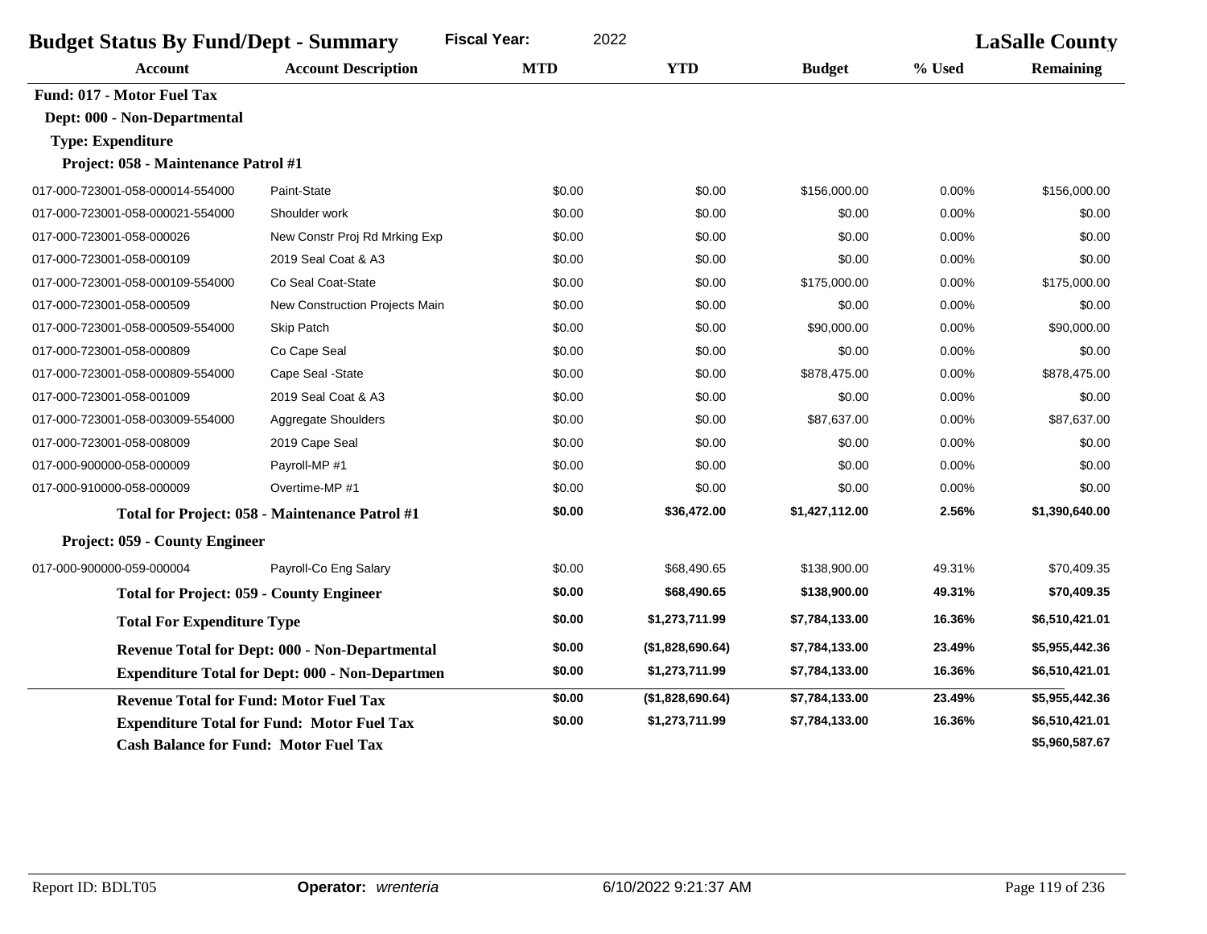# Budget Status By Fund/Dept - Summary

**Fiscal Year:** 2022

**LaSalle County**

| Account | Account Description | MTD | YTD | Budget | % Used | Remaining |
|---|---|---|---|---|---|---|
| **Fund: 017 - Motor Fuel Tax** | | | | | | |
| **Dept: 000 - Non-Departmental** | | | | | | |
| **Type: Expenditure** | | | | | | |
| **Project: 058 - Maintenance Patrol #1** | | | | | | |
| 017-000-723001-058-000014-554000 | Paint-State | $0.00 | $0.00 | $156,000.00 | 0.00% | $156,000.00 |
| 017-000-723001-058-000021-554000 | Shoulder work | $0.00 | $0.00 | $0.00 | 0.00% | $0.00 |
| 017-000-723001-058-000026 | New Constr Proj Rd Mrking Exp | $0.00 | $0.00 | $0.00 | 0.00% | $0.00 |
| 017-000-723001-058-000109 | 2019 Seal Coat & A3 | $0.00 | $0.00 | $0.00 | 0.00% | $0.00 |
| 017-000-723001-058-000109-554000 | Co Seal Coat-State | $0.00 | $0.00 | $175,000.00 | 0.00% | $175,000.00 |
| 017-000-723001-058-000509 | New Construction Projects Main | $0.00 | $0.00 | $0.00 | 0.00% | $0.00 |
| 017-000-723001-058-000509-554000 | Skip Patch | $0.00 | $0.00 | $90,000.00 | 0.00% | $90,000.00 |
| 017-000-723001-058-000809 | Co Cape Seal | $0.00 | $0.00 | $0.00 | 0.00% | $0.00 |
| 017-000-723001-058-000809-554000 | Cape Seal -State | $0.00 | $0.00 | $878,475.00 | 0.00% | $878,475.00 |
| 017-000-723001-058-001009 | 2019 Seal Coat & A3 | $0.00 | $0.00 | $0.00 | 0.00% | $0.00 |
| 017-000-723001-058-003009-554000 | Aggregate Shoulders | $0.00 | $0.00 | $87,637.00 | 0.00% | $87,637.00 |
| 017-000-723001-058-008009 | 2019 Cape Seal | $0.00 | $0.00 | $0.00 | 0.00% | $0.00 |
| 017-000-900000-058-000009 | Payroll-MP #1 | $0.00 | $0.00 | $0.00 | 0.00% | $0.00 |
| 017-000-910000-058-000009 | Overtime-MP #1 | $0.00 | $0.00 | $0.00 | 0.00% | $0.00 |
| **Total for Project: 058 - Maintenance Patrol #1** | | **$0.00** | **$36,472.00** | **$1,427,112.00** | **2.56%** | **$1,390,640.00** |
| **Project: 059 - County Engineer** | | | | | | |
| 017-000-900000-059-000004 | Payroll-Co Eng Salary | $0.00 | $68,490.65 | $138,900.00 | 49.31% | $70,409.35 |
| **Total for Project: 059 - County Engineer** | | **$0.00** | **$68,490.65** | **$138,900.00** | **49.31%** | **$70,409.35** |
| **Total For Expenditure Type** | | **$0.00** | **$1,273,711.99** | **$7,784,133.00** | **16.36%** | **$6,510,421.01** |
| **Revenue Total for Dept: 000 - Non-Departmental** | | **$0.00** | **($1,828,690.64)** | **$7,784,133.00** | **23.49%** | **$5,955,442.36** |
| **Expenditure Total for Dept: 000 - Non-Departmen** | | **$0.00** | **$1,273,711.99** | **$7,784,133.00** | **16.36%** | **$6,510,421.01** |
| **Revenue Total for Fund: Motor Fuel Tax** | | **$0.00** | **($1,828,690.64)** | **$7,784,133.00** | **23.49%** | **$5,955,442.36** |
| **Expenditure Total for Fund: Motor Fuel Tax** | | **$0.00** | **$1,273,711.99** | **$7,784,133.00** | **16.36%** | **$6,510,421.01** |
| **Cash Balance for Fund: Motor Fuel Tax** | | | | | | **$5,960,587.67** |

Report ID: BDLT05 | **Operator:** *wrenteria* | 6/10/2022 9:21:37 AM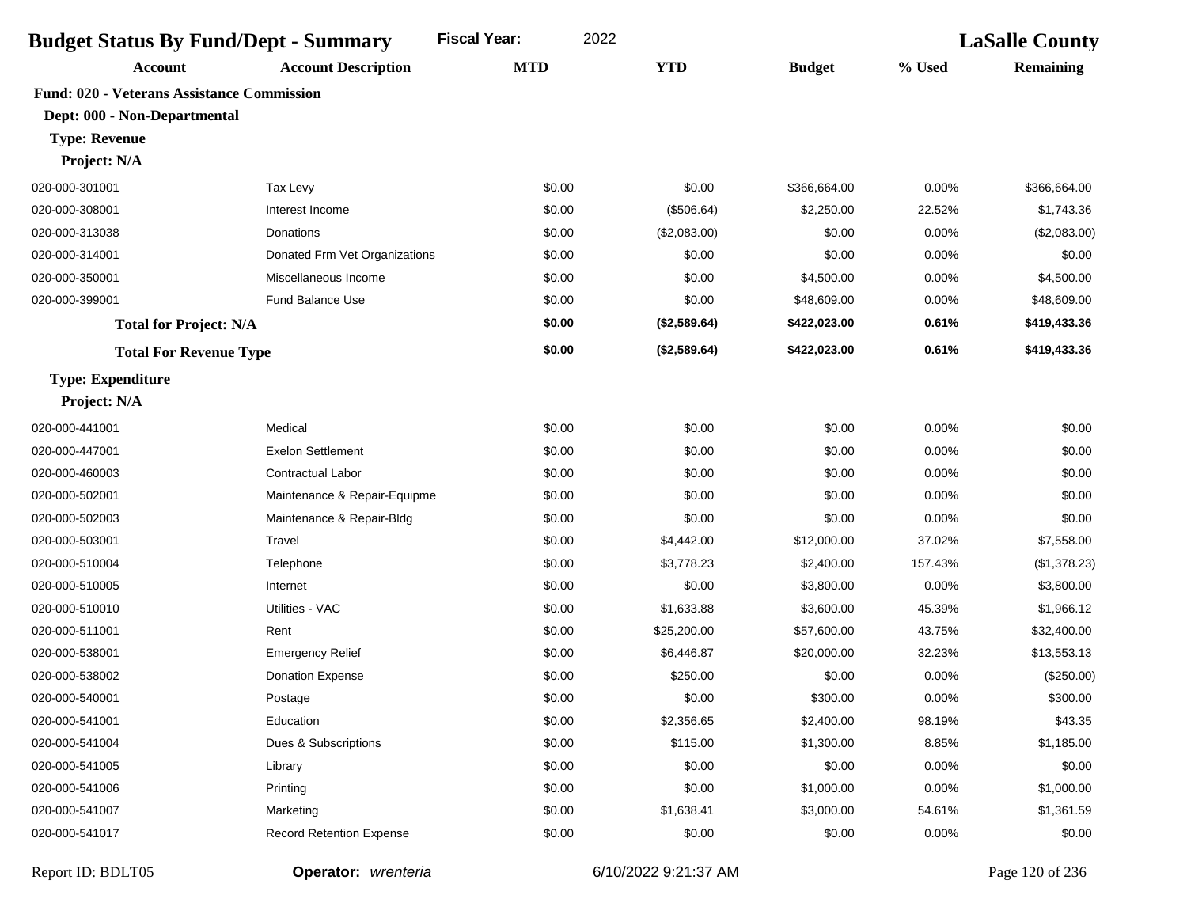# Budget Status By Fund/Dept - Summary

**Fiscal Year:** 2022

**LaSalle County**

| Account | Account Description | MTD | YTD | Budget | % Used | Remaining |
|---|---|---|---|---|---|---|
| **Fund: 020 - Veterans Assistance Commission** | | | | | | |
| **Dept: 000 - Non-Departmental** | | | | | | |
| **Type: Revenue** | | | | | | |
| **Project: N/A** | | | | | | |
| 020-000-301001 | Tax Levy | $0.00 | $0.00 | $366,664.00 | 0.00% | $366,664.00 |
| 020-000-308001 | Interest Income | $0.00 | ($506.64) | $2,250.00 | 22.52% | $1,743.36 |
| 020-000-313038 | Donations | $0.00 | ($2,083.00) | $0.00 | 0.00% | ($2,083.00) |
| 020-000-314001 | Donated Frm Vet Organizations | $0.00 | $0.00 | $0.00 | 0.00% | $0.00 |
| 020-000-350001 | Miscellaneous Income | $0.00 | $0.00 | $4,500.00 | 0.00% | $4,500.00 |
| 020-000-399001 | Fund Balance Use | $0.00 | $0.00 | $48,609.00 | 0.00% | $48,609.00 |
| **Total for Project: N/A** | | **$0.00** | **($2,589.64)** | **$422,023.00** | **0.61%** | **$419,433.36** |
| **Total For Revenue Type** | | **$0.00** | **($2,589.64)** | **$422,023.00** | **0.61%** | **$419,433.36** |
| **Type: Expenditure** | | | | | | |
| **Project: N/A** | | | | | | |
| 020-000-441001 | Medical | $0.00 | $0.00 | $0.00 | 0.00% | $0.00 |
| 020-000-447001 | Exelon Settlement | $0.00 | $0.00 | $0.00 | 0.00% | $0.00 |
| 020-000-460003 | Contractual Labor | $0.00 | $0.00 | $0.00 | 0.00% | $0.00 |
| 020-000-502001 | Maintenance & Repair-Equipme | $0.00 | $0.00 | $0.00 | 0.00% | $0.00 |
| 020-000-502003 | Maintenance & Repair-Bldg | $0.00 | $0.00 | $0.00 | 0.00% | $0.00 |
| 020-000-503001 | Travel | $0.00 | $4,442.00 | $12,000.00 | 37.02% | $7,558.00 |
| 020-000-510004 | Telephone | $0.00 | $3,778.23 | $2,400.00 | 157.43% | ($1,378.23) |
| 020-000-510005 | Internet | $0.00 | $0.00 | $3,800.00 | 0.00% | $3,800.00 |
| 020-000-510010 | Utilities - VAC | $0.00 | $1,633.88 | $3,600.00 | 45.39% | $1,966.12 |
| 020-000-511001 | Rent | $0.00 | $25,200.00 | $57,600.00 | 43.75% | $32,400.00 |
| 020-000-538001 | Emergency Relief | $0.00 | $6,446.87 | $20,000.00 | 32.23% | $13,553.13 |
| 020-000-538002 | Donation Expense | $0.00 | $250.00 | $0.00 | 0.00% | ($250.00) |
| 020-000-540001 | Postage | $0.00 | $0.00 | $300.00 | 0.00% | $300.00 |
| 020-000-541001 | Education | $0.00 | $2,356.65 | $2,400.00 | 98.19% | $43.35 |
| 020-000-541004 | Dues & Subscriptions | $0.00 | $115.00 | $1,300.00 | 8.85% | $1,185.00 |
| 020-000-541005 | Library | $0.00 | $0.00 | $0.00 | 0.00% | $0.00 |
| 020-000-541006 | Printing | $0.00 | $0.00 | $1,000.00 | 0.00% | $1,000.00 |
| 020-000-541007 | Marketing | $0.00 | $1,638.41 | $3,000.00 | 54.61% | $1,361.59 |
| 020-000-541017 | Record Retention Expense | $0.00 | $0.00 | $0.00 | 0.00% | $0.00 |

Report ID: BDLT05 **Operator:** *wrenteria* 6/10/2022 9:21:37 AM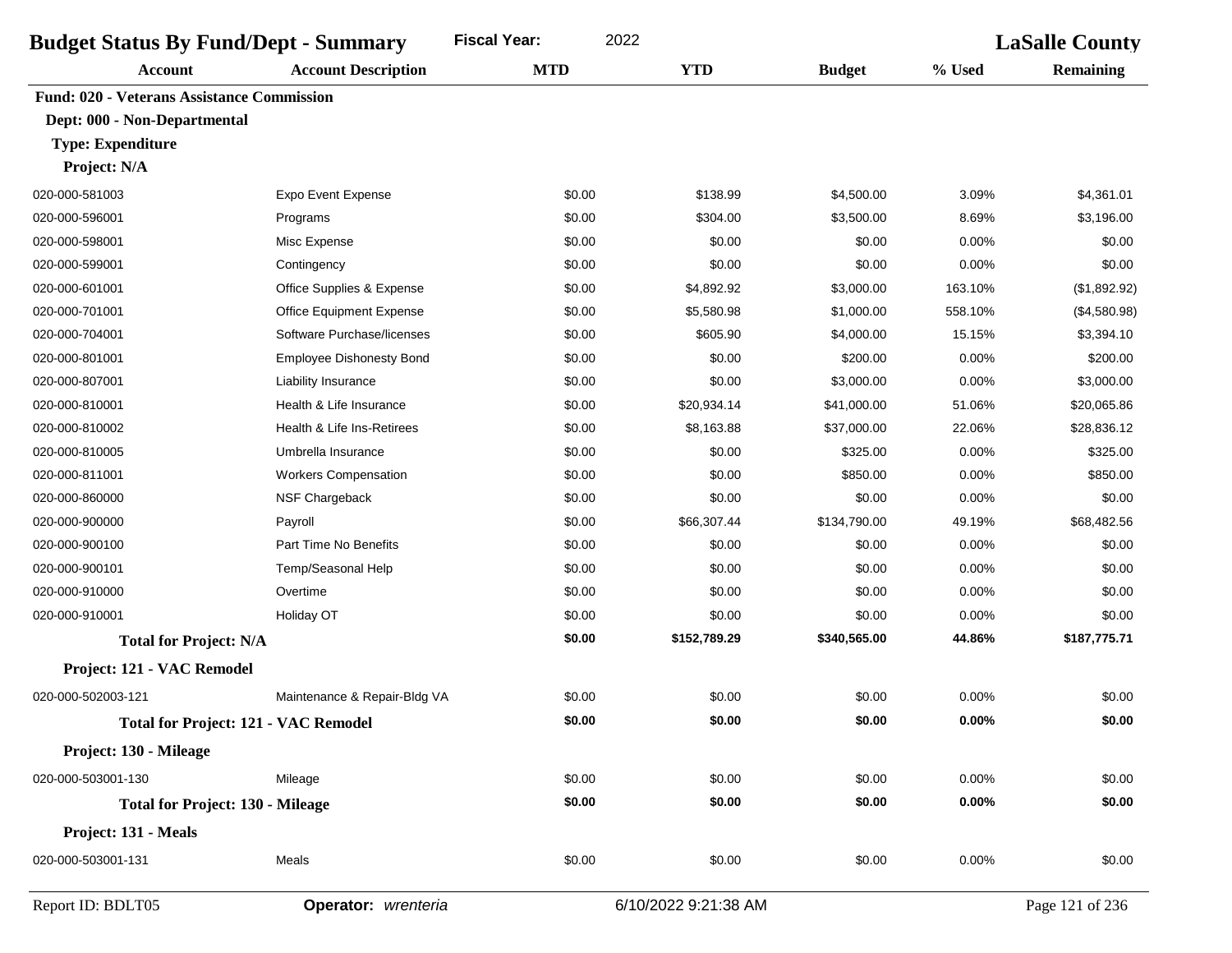# Budget Status By Fund/Dept - Summary

**Fiscal Year:** 2022

**LaSalle County**

| Account | Account Description | MTD | YTD | Budget | % Used | Remaining |
|---|---|---|---|---|---|---|
| **Fund: 020 - Veterans Assistance Commission** | | | | | | |
| **Dept: 000 - Non-Departmental** | | | | | | |
| **Type: Expenditure** | | | | | | |
| **Project: N/A** | | | | | | |
| 020-000-581003 | Expo Event Expense | $0.00 | $138.99 | $4,500.00 | 3.09% | $4,361.01 |
| 020-000-596001 | Programs | $0.00 | $304.00 | $3,500.00 | 8.69% | $3,196.00 |
| 020-000-598001 | Misc Expense | $0.00 | $0.00 | $0.00 | 0.00% | $0.00 |
| 020-000-599001 | Contingency | $0.00 | $0.00 | $0.00 | 0.00% | $0.00 |
| 020-000-601001 | Office Supplies & Expense | $0.00 | $4,892.92 | $3,000.00 | 163.10% | ($1,892.92) |
| 020-000-701001 | Office Equipment Expense | $0.00 | $5,580.98 | $1,000.00 | 558.10% | ($4,580.98) |
| 020-000-704001 | Software Purchase/licenses | $0.00 | $605.90 | $4,000.00 | 15.15% | $3,394.10 |
| 020-000-801001 | Employee Dishonesty Bond | $0.00 | $0.00 | $200.00 | 0.00% | $200.00 |
| 020-000-807001 | Liability Insurance | $0.00 | $0.00 | $3,000.00 | 0.00% | $3,000.00 |
| 020-000-810001 | Health & Life Insurance | $0.00 | $20,934.14 | $41,000.00 | 51.06% | $20,065.86 |
| 020-000-810002 | Health & Life Ins-Retirees | $0.00 | $8,163.88 | $37,000.00 | 22.06% | $28,836.12 |
| 020-000-810005 | Umbrella Insurance | $0.00 | $0.00 | $325.00 | 0.00% | $325.00 |
| 020-000-811001 | Workers Compensation | $0.00 | $0.00 | $850.00 | 0.00% | $850.00 |
| 020-000-860000 | NSF Chargeback | $0.00 | $0.00 | $0.00 | 0.00% | $0.00 |
| 020-000-900000 | Payroll | $0.00 | $66,307.44 | $134,790.00 | 49.19% | $68,482.56 |
| 020-000-900100 | Part Time No Benefits | $0.00 | $0.00 | $0.00 | 0.00% | $0.00 |
| 020-000-900101 | Temp/Seasonal Help | $0.00 | $0.00 | $0.00 | 0.00% | $0.00 |
| 020-000-910000 | Overtime | $0.00 | $0.00 | $0.00 | 0.00% | $0.00 |
| 020-000-910001 | Holiday OT | $0.00 | $0.00 | $0.00 | 0.00% | $0.00 |
| **Total for Project: N/A** | | **$0.00** | **$152,789.29** | **$340,565.00** | **44.86%** | **$187,775.71** |
| **Project: 121 - VAC Remodel** | | | | | | |
| 020-000-502003-121 | Maintenance & Repair-Bldg VA | $0.00 | $0.00 | $0.00 | 0.00% | $0.00 |
| **Total for Project: 121 - VAC Remodel** | | **$0.00** | **$0.00** | **$0.00** | **0.00%** | **$0.00** |
| **Project: 130 - Mileage** | | | | | | |
| 020-000-503001-130 | Mileage | $0.00 | $0.00 | $0.00 | 0.00% | $0.00 |
| **Total for Project: 130 - Mileage** | | **$0.00** | **$0.00** | **$0.00** | **0.00%** | **$0.00** |
| **Project: 131 - Meals** | | | | | | |
| 020-000-503001-131 | Meals | $0.00 | $0.00 | $0.00 | 0.00% | $0.00 |

Report ID: BDLT05 **Operator:** *wrenteria* 6/10/2022 9:21:38 AM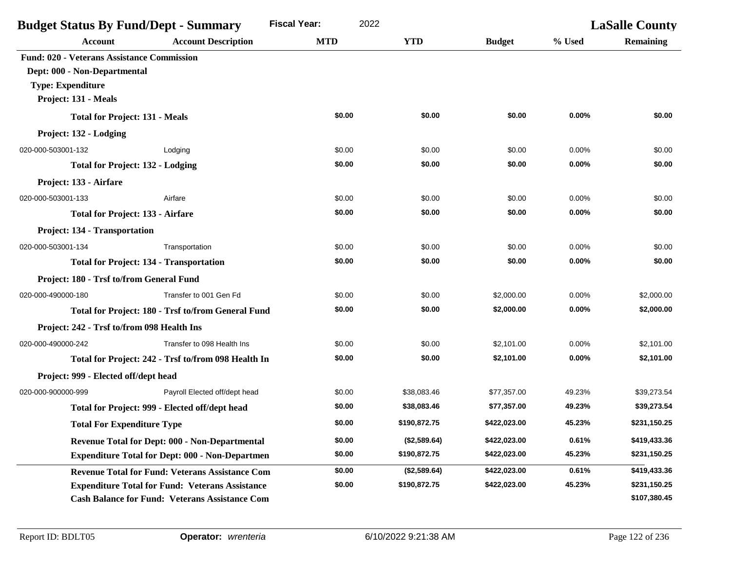# Budget Status By Fund/Dept - Summary

**Fiscal Year:** 2022

**LaSalle County**

| Account | Account Description | MTD | YTD | Budget | % Used | Remaining |
|---|---|---|---|---|---|---|
| **Fund: 020 - Veterans Assistance Commission** | | | | | | |
| **Dept: 000 - Non-Departmental** | | | | | | |
| **Type: Expenditure** | | | | | | |
| **Project: 131 - Meals** | | | | | | |
| **Total for Project: 131 - Meals** | | **$0.00** | **$0.00** | **$0.00** | **0.00%** | **$0.00** |
| **Project: 132 - Lodging** | | | | | | |
| 020-000-503001-132 | Lodging | $0.00 | $0.00 | $0.00 | 0.00% | $0.00 |
| **Total for Project: 132 - Lodging** | | **$0.00** | **$0.00** | **$0.00** | **0.00%** | **$0.00** |
| **Project: 133 - Airfare** | | | | | | |
| 020-000-503001-133 | Airfare | $0.00 | $0.00 | $0.00 | 0.00% | $0.00 |
| **Total for Project: 133 - Airfare** | | **$0.00** | **$0.00** | **$0.00** | **0.00%** | **$0.00** |
| **Project: 134 - Transportation** | | | | | | |
| 020-000-503001-134 | Transportation | $0.00 | $0.00 | $0.00 | 0.00% | $0.00 |
| **Total for Project: 134 - Transportation** | | **$0.00** | **$0.00** | **$0.00** | **0.00%** | **$0.00** |
| **Project: 180 - Trsf to/from General Fund** | | | | | | |
| 020-000-490000-180 | Transfer to 001 Gen Fd | $0.00 | $0.00 | $2,000.00 | 0.00% | $2,000.00 |
| **Total for Project: 180 - Trsf to/from General Fund** | | **$0.00** | **$0.00** | **$2,000.00** | **0.00%** | **$2,000.00** |
| **Project: 242 - Trsf to/from 098 Health Ins** | | | | | | |
| 020-000-490000-242 | Transfer to 098 Health Ins | $0.00 | $0.00 | $2,101.00 | 0.00% | $2,101.00 |
| **Total for Project: 242 - Trsf to/from 098 Health In** | | **$0.00** | **$0.00** | **$2,101.00** | **0.00%** | **$2,101.00** |
| **Project: 999 - Elected off/dept head** | | | | | | |
| 020-000-900000-999 | Payroll Elected off/dept head | $0.00 | $38,083.46 | $77,357.00 | 49.23% | $39,273.54 |
| **Total for Project: 999 - Elected off/dept head** | | **$0.00** | **$38,083.46** | **$77,357.00** | **49.23%** | **$39,273.54** |
| **Total For Expenditure Type** | | **$0.00** | **$190,872.75** | **$422,023.00** | **45.23%** | **$231,150.25** |
| **Revenue Total for Dept: 000 - Non-Departmental** | | **$0.00** | **($2,589.64)** | **$422,023.00** | **0.61%** | **$419,433.36** |
| **Expenditure Total for Dept: 000 - Non-Departmen** | | **$0.00** | **$190,872.75** | **$422,023.00** | **45.23%** | **$231,150.25** |
| **Revenue Total for Fund: Veterans Assistance Com** | | **$0.00** | **($2,589.64)** | **$422,023.00** | **0.61%** | **$419,433.36** |
| **Expenditure Total for Fund: Veterans Assistance** | | **$0.00** | **$190,872.75** | **$422,023.00** | **45.23%** | **$231,150.25** |
| **Cash Balance for Fund: Veterans Assistance Com** | | | | | | **$107,380.45** |

Report ID: BDLT05 **Operator:** *wrenteria* 6/10/2022 9:21:38 AM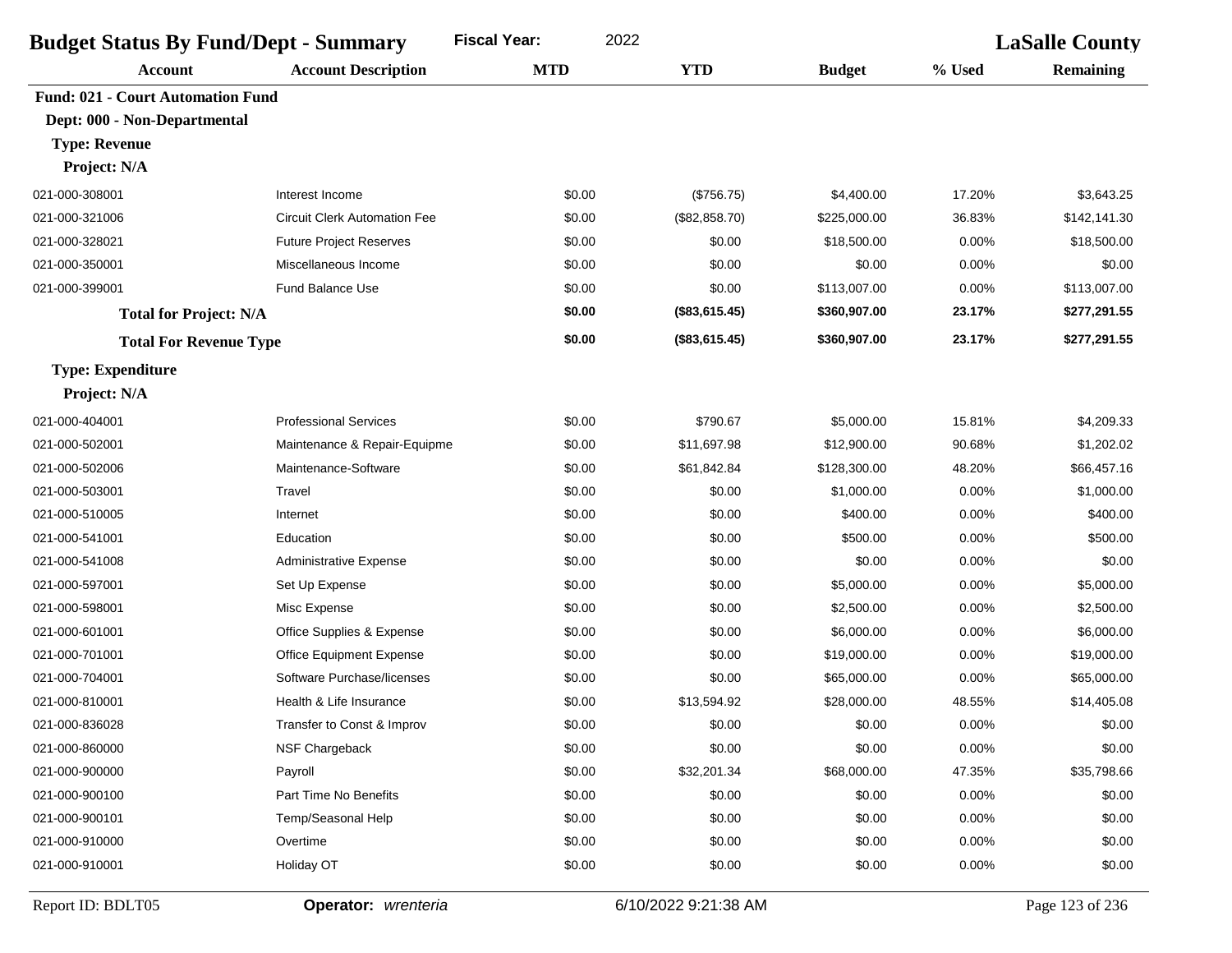# Budget Status By Fund/Dept - Summary

**Fiscal Year:** 2022

**LaSalle County**

| Account | Account Description | MTD | YTD | Budget | % Used | Remaining |
|---|---|---|---|---|---|---|
| **Fund: 021 - Court Automation Fund** | | | | | | |
| **Dept: 000 - Non-Departmental** | | | | | | |
| **Type: Revenue** | | | | | | |
| **Project: N/A** | | | | | | |
| 021-000-308001 | Interest Income | $0.00 | ($756.75) | $4,400.00 | 17.20% | $3,643.25 |
| 021-000-321006 | Circuit Clerk Automation Fee | $0.00 | ($82,858.70) | $225,000.00 | 36.83% | $142,141.30 |
| 021-000-328021 | Future Project Reserves | $0.00 | $0.00 | $18,500.00 | 0.00% | $18,500.00 |
| 021-000-350001 | Miscellaneous Income | $0.00 | $0.00 | $0.00 | 0.00% | $0.00 |
| 021-000-399001 | Fund Balance Use | $0.00 | $0.00 | $113,007.00 | 0.00% | $113,007.00 |
| **Total for Project: N/A** | | **$0.00** | **($83,615.45)** | **$360,907.00** | **23.17%** | **$277,291.55** |
| **Total For Revenue Type** | | **$0.00** | **($83,615.45)** | **$360,907.00** | **23.17%** | **$277,291.55** |
| **Type: Expenditure** | | | | | | |
| **Project: N/A** | | | | | | |
| 021-000-404001 | Professional Services | $0.00 | $790.67 | $5,000.00 | 15.81% | $4,209.33 |
| 021-000-502001 | Maintenance & Repair-Equipme | $0.00 | $11,697.98 | $12,900.00 | 90.68% | $1,202.02 |
| 021-000-502006 | Maintenance-Software | $0.00 | $61,842.84 | $128,300.00 | 48.20% | $66,457.16 |
| 021-000-503001 | Travel | $0.00 | $0.00 | $1,000.00 | 0.00% | $1,000.00 |
| 021-000-510005 | Internet | $0.00 | $0.00 | $400.00 | 0.00% | $400.00 |
| 021-000-541001 | Education | $0.00 | $0.00 | $500.00 | 0.00% | $500.00 |
| 021-000-541008 | Administrative Expense | $0.00 | $0.00 | $0.00 | 0.00% | $0.00 |
| 021-000-597001 | Set Up Expense | $0.00 | $0.00 | $5,000.00 | 0.00% | $5,000.00 |
| 021-000-598001 | Misc Expense | $0.00 | $0.00 | $2,500.00 | 0.00% | $2,500.00 |
| 021-000-601001 | Office Supplies & Expense | $0.00 | $0.00 | $6,000.00 | 0.00% | $6,000.00 |
| 021-000-701001 | Office Equipment Expense | $0.00 | $0.00 | $19,000.00 | 0.00% | $19,000.00 |
| 021-000-704001 | Software Purchase/licenses | $0.00 | $0.00 | $65,000.00 | 0.00% | $65,000.00 |
| 021-000-810001 | Health & Life Insurance | $0.00 | $13,594.92 | $28,000.00 | 48.55% | $14,405.08 |
| 021-000-836028 | Transfer to Const & Improv | $0.00 | $0.00 | $0.00 | 0.00% | $0.00 |
| 021-000-860000 | NSF Chargeback | $0.00 | $0.00 | $0.00 | 0.00% | $0.00 |
| 021-000-900000 | Payroll | $0.00 | $32,201.34 | $68,000.00 | 47.35% | $35,798.66 |
| 021-000-900100 | Part Time No Benefits | $0.00 | $0.00 | $0.00 | 0.00% | $0.00 |
| 021-000-900101 | Temp/Seasonal Help | $0.00 | $0.00 | $0.00 | 0.00% | $0.00 |
| 021-000-910000 | Overtime | $0.00 | $0.00 | $0.00 | 0.00% | $0.00 |
| 021-000-910001 | Holiday OT | $0.00 | $0.00 | $0.00 | 0.00% | $0.00 |

Report ID: BDLT05 **Operator:** *wrenteria* 6/10/2022 9:21:38 AM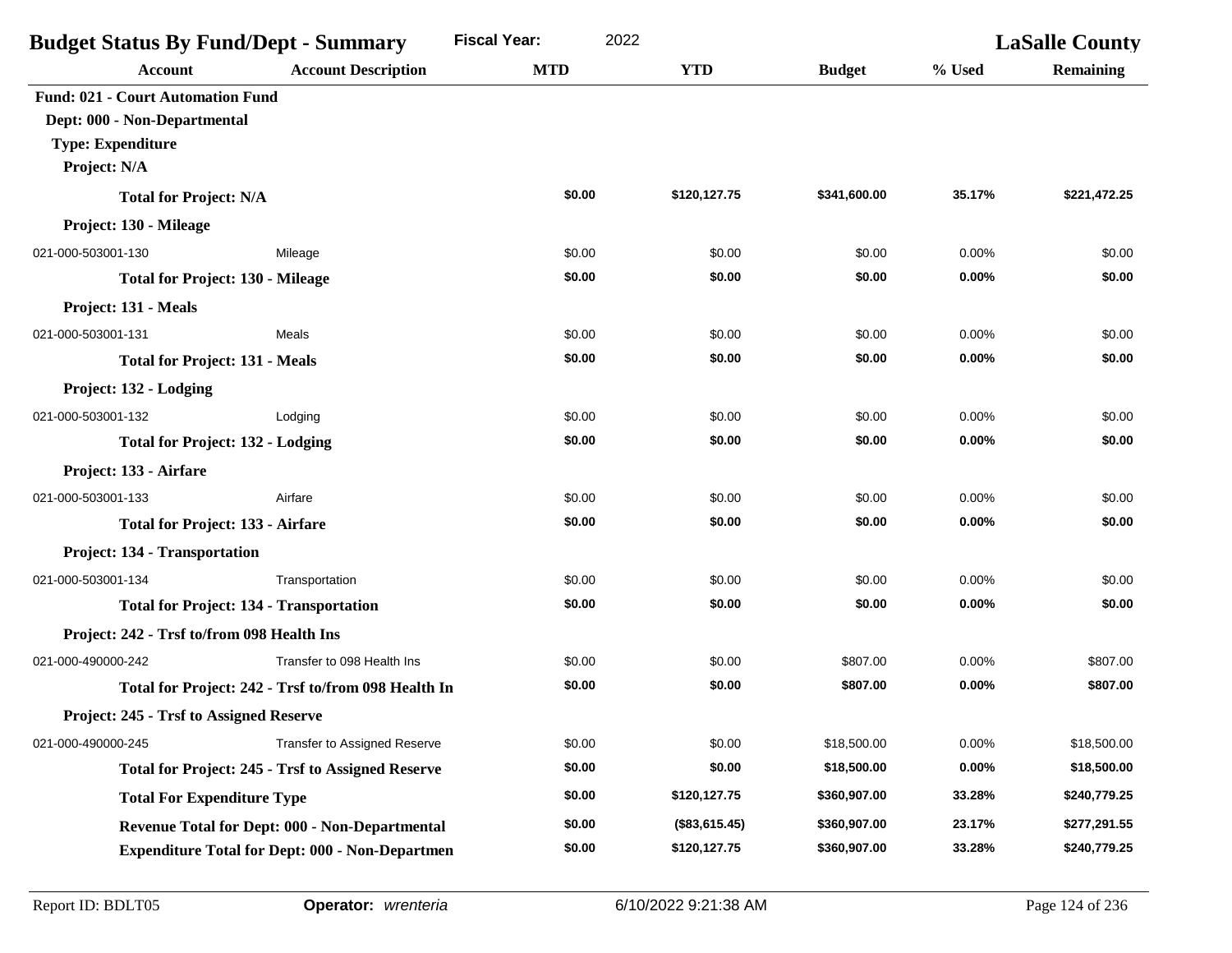# Budget Status By Fund/Dept - Summary

**Fiscal Year:** 2022

**LaSalle County**

| Account | Account Description | MTD | YTD | Budget | % Used | Remaining |
|---|---|---|---|---|---|---|
| **Fund: 021 - Court Automation Fund** | | | | | | |
| **Dept: 000 - Non-Departmental** | | | | | | |
| **Type: Expenditure** | | | | | | |
| **Project: N/A** | | | | | | |
| **Total for Project: N/A** | | **$0.00** | **$120,127.75** | **$341,600.00** | **35.17%** | **$221,472.25** |
| **Project: 130 - Mileage** | | | | | | |
| 021-000-503001-130 | Mileage | $0.00 | $0.00 | $0.00 | 0.00% | $0.00 |
| **Total for Project: 130 - Mileage** | | **$0.00** | **$0.00** | **$0.00** | **0.00%** | **$0.00** |
| **Project: 131 - Meals** | | | | | | |
| 021-000-503001-131 | Meals | $0.00 | $0.00 | $0.00 | 0.00% | $0.00 |
| **Total for Project: 131 - Meals** | | **$0.00** | **$0.00** | **$0.00** | **0.00%** | **$0.00** |
| **Project: 132 - Lodging** | | | | | | |
| 021-000-503001-132 | Lodging | $0.00 | $0.00 | $0.00 | 0.00% | $0.00 |
| **Total for Project: 132 - Lodging** | | **$0.00** | **$0.00** | **$0.00** | **0.00%** | **$0.00** |
| **Project: 133 - Airfare** | | | | | | |
| 021-000-503001-133 | Airfare | $0.00 | $0.00 | $0.00 | 0.00% | $0.00 |
| **Total for Project: 133 - Airfare** | | **$0.00** | **$0.00** | **$0.00** | **0.00%** | **$0.00** |
| **Project: 134 - Transportation** | | | | | | |
| 021-000-503001-134 | Transportation | $0.00 | $0.00 | $0.00 | 0.00% | $0.00 |
| **Total for Project: 134 - Transportation** | | **$0.00** | **$0.00** | **$0.00** | **0.00%** | **$0.00** |
| **Project: 242 - Trsf to/from 098 Health Ins** | | | | | | |
| 021-000-490000-242 | Transfer to 098 Health Ins | $0.00 | $0.00 | $807.00 | 0.00% | $807.00 |
| **Total for Project: 242 - Trsf to/from 098 Health In** | | **$0.00** | **$0.00** | **$807.00** | **0.00%** | **$807.00** |
| **Project: 245 - Trsf to Assigned Reserve** | | | | | | |
| 021-000-490000-245 | Transfer to Assigned Reserve | $0.00 | $0.00 | $18,500.00 | 0.00% | $18,500.00 |
| **Total for Project: 245 - Trsf to Assigned Reserve** | | **$0.00** | **$0.00** | **$18,500.00** | **0.00%** | **$18,500.00** |
| **Total For Expenditure Type** | | **$0.00** | **$120,127.75** | **$360,907.00** | **33.28%** | **$240,779.25** |
| **Revenue Total for Dept: 000 - Non-Departmental** | | **$0.00** | **($83,615.45)** | **$360,907.00** | **23.17%** | **$277,291.55** |
| **Expenditure Total for Dept: 000 - Non-Departmen** | | **$0.00** | **$120,127.75** | **$360,907.00** | **33.28%** | **$240,779.25** |

Report ID: BDLT05 **Operator:** *wrenteria* 6/10/2022 9:21:38 AM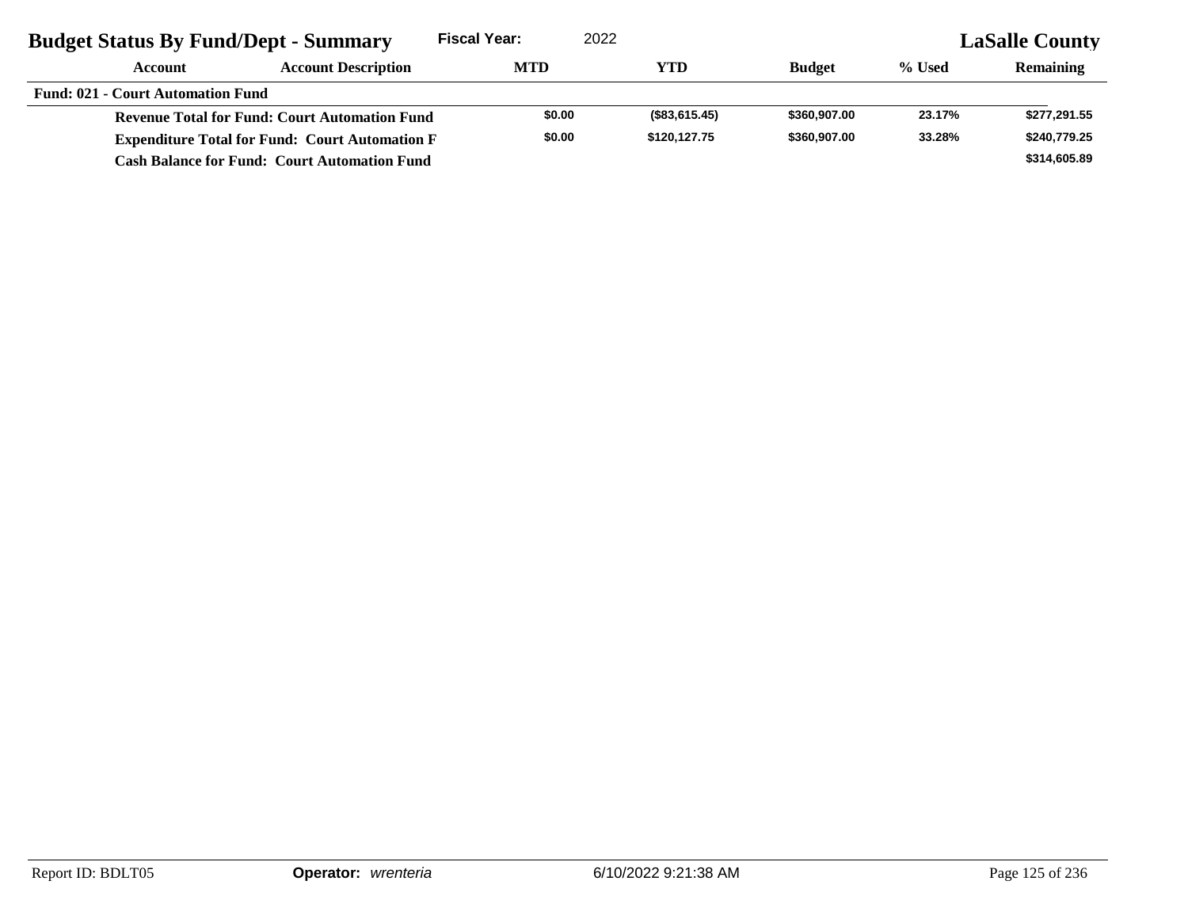# Budget Status By Fund/Dept - Summary

**Fiscal Year:** 2022

**LaSalle County**

| Account | Account Description | MTD | YTD | Budget | % Used | Remaining |
|---|---|---|---|---|---|---|
| **Fund: 021 - Court Automation Fund** | | | | | | |
| | **Revenue Total for Fund: Court Automation Fund** | $0.00 | ($83,615.45) | $360,907.00 | 23.17% | $277,291.55 |
| | **Expenditure Total for Fund: Court Automation F** | $0.00 | $120,127.75 | $360,907.00 | 33.28% | $240,779.25 |
| | **Cash Balance for Fund: Court Automation Fund** | | | | | $314,605.89 |

Report ID: BDLT05 **Operator:** *wrenteria* 6/10/2022 9:21:38 AM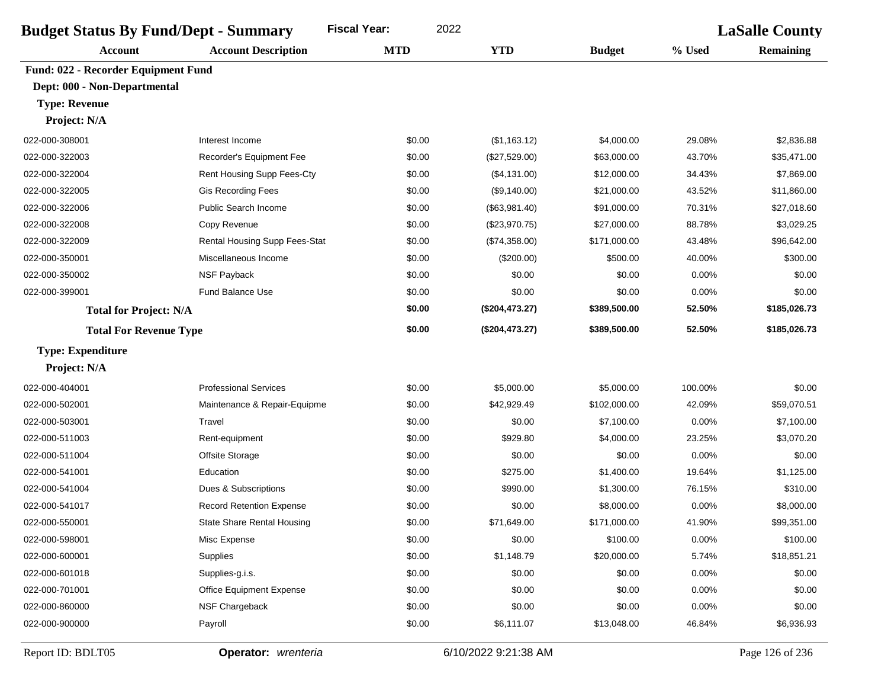# Budget Status By Fund/Dept - Summary

**Fiscal Year:** 2022 **LaSalle County**

| Account | Account Description | MTD | YTD | Budget | % Used | Remaining |
|---|---|---|---|---|---|---|
| **Fund: 022 - Recorder Equipment Fund** | | | | | | |
| **Dept: 000 - Non-Departmental** | | | | | | |
| **Type: Revenue** | | | | | | |
| **Project: N/A** | | | | | | |
| 022-000-308001 | Interest Income | $0.00 | ($1,163.12) | $4,000.00 | 29.08% | $2,836.88 |
| 022-000-322003 | Recorder's Equipment Fee | $0.00 | ($27,529.00) | $63,000.00 | 43.70% | $35,471.00 |
| 022-000-322004 | Rent Housing Supp Fees-Cty | $0.00 | ($4,131.00) | $12,000.00 | 34.43% | $7,869.00 |
| 022-000-322005 | Gis Recording Fees | $0.00 | ($9,140.00) | $21,000.00 | 43.52% | $11,860.00 |
| 022-000-322006 | Public Search Income | $0.00 | ($63,981.40) | $91,000.00 | 70.31% | $27,018.60 |
| 022-000-322008 | Copy Revenue | $0.00 | ($23,970.75) | $27,000.00 | 88.78% | $3,029.25 |
| 022-000-322009 | Rental Housing Supp Fees-Stat | $0.00 | ($74,358.00) | $171,000.00 | 43.48% | $96,642.00 |
| 022-000-350001 | Miscellaneous Income | $0.00 | ($200.00) | $500.00 | 40.00% | $300.00 |
| 022-000-350002 | NSF Payback | $0.00 | $0.00 | $0.00 | 0.00% | $0.00 |
| 022-000-399001 | Fund Balance Use | $0.00 | $0.00 | $0.00 | 0.00% | $0.00 |
| **Total for Project: N/A** | | **$0.00** | **($204,473.27)** | **$389,500.00** | **52.50%** | **$185,026.73** |
| **Total For Revenue Type** | | **$0.00** | **($204,473.27)** | **$389,500.00** | **52.50%** | **$185,026.73** |
| **Type: Expenditure** | | | | | | |
| **Project: N/A** | | | | | | |
| 022-000-404001 | Professional Services | $0.00 | $5,000.00 | $5,000.00 | 100.00% | $0.00 |
| 022-000-502001 | Maintenance & Repair-Equipme | $0.00 | $42,929.49 | $102,000.00 | 42.09% | $59,070.51 |
| 022-000-503001 | Travel | $0.00 | $0.00 | $7,100.00 | 0.00% | $7,100.00 |
| 022-000-511003 | Rent-equipment | $0.00 | $929.80 | $4,000.00 | 23.25% | $3,070.20 |
| 022-000-511004 | Offsite Storage | $0.00 | $0.00 | $0.00 | 0.00% | $0.00 |
| 022-000-541001 | Education | $0.00 | $275.00 | $1,400.00 | 19.64% | $1,125.00 |
| 022-000-541004 | Dues & Subscriptions | $0.00 | $990.00 | $1,300.00 | 76.15% | $310.00 |
| 022-000-541017 | Record Retention Expense | $0.00 | $0.00 | $8,000.00 | 0.00% | $8,000.00 |
| 022-000-550001 | State Share Rental Housing | $0.00 | $71,649.00 | $171,000.00 | 41.90% | $99,351.00 |
| 022-000-598001 | Misc Expense | $0.00 | $0.00 | $100.00 | 0.00% | $100.00 |
| 022-000-600001 | Supplies | $0.00 | $1,148.79 | $20,000.00 | 5.74% | $18,851.21 |
| 022-000-601018 | Supplies-g.i.s. | $0.00 | $0.00 | $0.00 | 0.00% | $0.00 |
| 022-000-701001 | Office Equipment Expense | $0.00 | $0.00 | $0.00 | 0.00% | $0.00 |
| 022-000-860000 | NSF Chargeback | $0.00 | $0.00 | $0.00 | 0.00% | $0.00 |
| 022-000-900000 | Payroll | $0.00 | $6,111.07 | $13,048.00 | 46.84% | $6,936.93 |

Report ID: BDLT05 **Operator:** *wrenteria* 6/10/2022 9:21:38 AM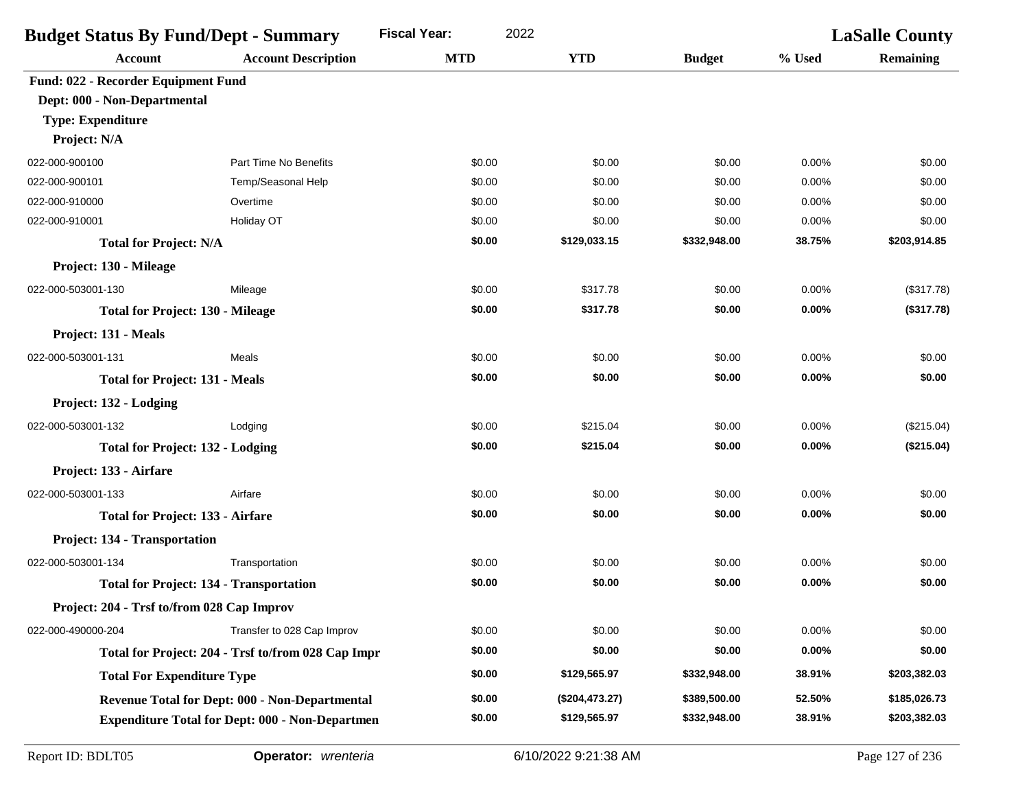# Budget Status By Fund/Dept - Summary

**Fiscal Year:** 2022 **LaSalle County**

| Account | Account Description | MTD | YTD | Budget | % Used | Remaining |
|---|---|---|---|---|---|---|
| **Fund: 022 - Recorder Equipment Fund** | | | | | | |
| **Dept: 000 - Non-Departmental** | | | | | | |
| **Type: Expenditure** | | | | | | |
| **Project: N/A** | | | | | | |
| 022-000-900100 | Part Time No Benefits | $0.00 | $0.00 | $0.00 | 0.00% | $0.00 |
| 022-000-900101 | Temp/Seasonal Help | $0.00 | $0.00 | $0.00 | 0.00% | $0.00 |
| 022-000-910000 | Overtime | $0.00 | $0.00 | $0.00 | 0.00% | $0.00 |
| 022-000-910001 | Holiday OT | $0.00 | $0.00 | $0.00 | 0.00% | $0.00 |
| **Total for Project: N/A** | | **$0.00** | **$129,033.15** | **$332,948.00** | **38.75%** | **$203,914.85** |
| **Project: 130 - Mileage** | | | | | | |
| 022-000-503001-130 | Mileage | $0.00 | $317.78 | $0.00 | 0.00% | ($317.78) |
| **Total for Project: 130 - Mileage** | | **$0.00** | **$317.78** | **$0.00** | **0.00%** | **($317.78)** |
| **Project: 131 - Meals** | | | | | | |
| 022-000-503001-131 | Meals | $0.00 | $0.00 | $0.00 | 0.00% | $0.00 |
| **Total for Project: 131 - Meals** | | **$0.00** | **$0.00** | **$0.00** | **0.00%** | **$0.00** |
| **Project: 132 - Lodging** | | | | | | |
| 022-000-503001-132 | Lodging | $0.00 | $215.04 | $0.00 | 0.00% | ($215.04) |
| **Total for Project: 132 - Lodging** | | **$0.00** | **$215.04** | **$0.00** | **0.00%** | **($215.04)** |
| **Project: 133 - Airfare** | | | | | | |
| 022-000-503001-133 | Airfare | $0.00 | $0.00 | $0.00 | 0.00% | $0.00 |
| **Total for Project: 133 - Airfare** | | **$0.00** | **$0.00** | **$0.00** | **0.00%** | **$0.00** |
| **Project: 134 - Transportation** | | | | | | |
| 022-000-503001-134 | Transportation | $0.00 | $0.00 | $0.00 | 0.00% | $0.00 |
| **Total for Project: 134 - Transportation** | | **$0.00** | **$0.00** | **$0.00** | **0.00%** | **$0.00** |
| **Project: 204 - Trsf to/from 028 Cap Improv** | | | | | | |
| 022-000-490000-204 | Transfer to 028 Cap Improv | $0.00 | $0.00 | $0.00 | 0.00% | $0.00 |
| **Total for Project: 204 - Trsf to/from 028 Cap Impr** | | **$0.00** | **$0.00** | **$0.00** | **0.00%** | **$0.00** |
| **Total For Expenditure Type** | | **$0.00** | **$129,565.97** | **$332,948.00** | **38.91%** | **$203,382.03** |
| **Revenue Total for Dept: 000 - Non-Departmental** | | **$0.00** | **($204,473.27)** | **$389,500.00** | **52.50%** | **$185,026.73** |
| **Expenditure Total for Dept: 000 - Non-Departmen** | | **$0.00** | **$129,565.97** | **$332,948.00** | **38.91%** | **$203,382.03** |

Report ID: BDLT05 **Operator:** *wrenteria* 6/10/2022 9:21:38 AM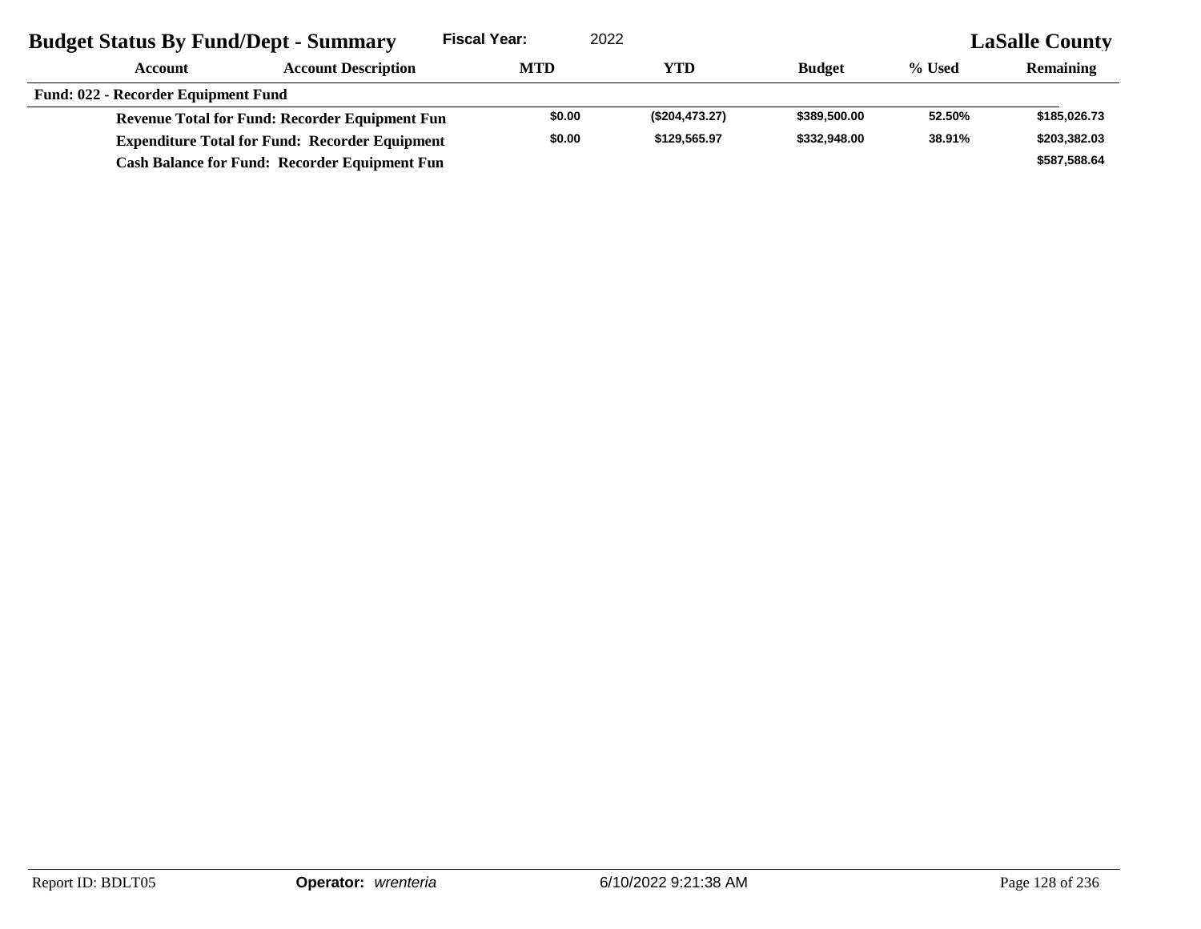# Budget Status By Fund/Dept - Summary

**Fiscal Year:** 2022

**LaSalle County**

| Account | Account Description | MTD | YTD | Budget | % Used | Remaining |
|---|---|---|---|---|---|---|
| **Fund: 022 - Recorder Equipment Fund** | | | | | | |
| | **Revenue Total for Fund: Recorder Equipment Fun** | $0.00 | ($204,473.27) | $389,500.00 | 52.50% | $185,026.73 |
| | **Expenditure Total for Fund: Recorder Equipment** | $0.00 | $129,565.97 | $332,948.00 | 38.91% | $203,382.03 |
| | **Cash Balance for Fund: Recorder Equipment Fun** | | | | | $587,588.64 |

Report ID: BDLT05 **Operator:** *wrenteria* 6/10/2022 9:21:38 AM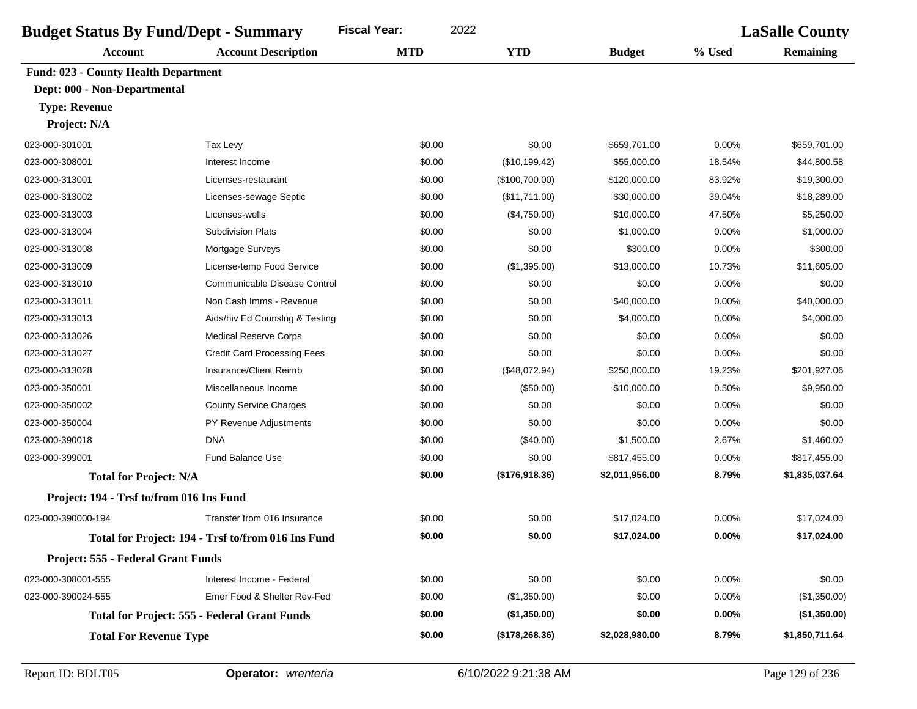# Budget Status By Fund/Dept - Summary

**Fiscal Year:** 2022

**LaSalle County**

| Account | Account Description | MTD | YTD | Budget | % Used | Remaining |
|---|---|---|---|---|---|---|
| **Fund: 023 - County Health Department** | | | | | | |
| **Dept: 000 - Non-Departmental** | | | | | | |
| **Type: Revenue** | | | | | | |
| **Project: N/A** | | | | | | |
| 023-000-301001 | Tax Levy | $0.00 | $0.00 | $659,701.00 | 0.00% | $659,701.00 |
| 023-000-308001 | Interest Income | $0.00 | ($10,199.42) | $55,000.00 | 18.54% | $44,800.58 |
| 023-000-313001 | Licenses-restaurant | $0.00 | ($100,700.00) | $120,000.00 | 83.92% | $19,300.00 |
| 023-000-313002 | Licenses-sewage Septic | $0.00 | ($11,711.00) | $30,000.00 | 39.04% | $18,289.00 |
| 023-000-313003 | Licenses-wells | $0.00 | ($4,750.00) | $10,000.00 | 47.50% | $5,250.00 |
| 023-000-313004 | Subdivision Plats | $0.00 | $0.00 | $1,000.00 | 0.00% | $1,000.00 |
| 023-000-313008 | Mortgage Surveys | $0.00 | $0.00 | $300.00 | 0.00% | $300.00 |
| 023-000-313009 | License-temp Food Service | $0.00 | ($1,395.00) | $13,000.00 | 10.73% | $11,605.00 |
| 023-000-313010 | Communicable Disease Control | $0.00 | $0.00 | $0.00 | 0.00% | $0.00 |
| 023-000-313011 | Non Cash Imms - Revenue | $0.00 | $0.00 | $40,000.00 | 0.00% | $40,000.00 |
| 023-000-313013 | Aids/hiv Ed Counslng & Testing | $0.00 | $0.00 | $4,000.00 | 0.00% | $4,000.00 |
| 023-000-313026 | Medical Reserve Corps | $0.00 | $0.00 | $0.00 | 0.00% | $0.00 |
| 023-000-313027 | Credit Card Processing Fees | $0.00 | $0.00 | $0.00 | 0.00% | $0.00 |
| 023-000-313028 | Insurance/Client Reimb | $0.00 | ($48,072.94) | $250,000.00 | 19.23% | $201,927.06 |
| 023-000-350001 | Miscellaneous Income | $0.00 | ($50.00) | $10,000.00 | 0.50% | $9,950.00 |
| 023-000-350002 | County Service Charges | $0.00 | $0.00 | $0.00 | 0.00% | $0.00 |
| 023-000-350004 | PY Revenue Adjustments | $0.00 | $0.00 | $0.00 | 0.00% | $0.00 |
| 023-000-390018 | DNA | $0.00 | ($40.00) | $1,500.00 | 2.67% | $1,460.00 |
| 023-000-399001 | Fund Balance Use | $0.00 | $0.00 | $817,455.00 | 0.00% | $817,455.00 |
| **Total for Project: N/A** | | **$0.00** | **($176,918.36)** | **$2,011,956.00** | **8.79%** | **$1,835,037.64** |
| **Project: 194 - Trsf to/from 016 Ins Fund** | | | | | | |
| 023-000-390000-194 | Transfer from 016 Insurance | $0.00 | $0.00 | $17,024.00 | 0.00% | $17,024.00 |
| **Total for Project: 194 - Trsf to/from 016 Ins Fund** | | **$0.00** | **$0.00** | **$17,024.00** | **0.00%** | **$17,024.00** |
| **Project: 555 - Federal Grant Funds** | | | | | | |
| 023-000-308001-555 | Interest Income - Federal | $0.00 | $0.00 | $0.00 | 0.00% | $0.00 |
| 023-000-390024-555 | Emer Food & Shelter Rev-Fed | $0.00 | ($1,350.00) | $0.00 | 0.00% | ($1,350.00) |
| **Total for Project: 555 - Federal Grant Funds** | | **$0.00** | **($1,350.00)** | **$0.00** | **0.00%** | **($1,350.00)** |
| **Total For Revenue Type** | | **$0.00** | **($178,268.36)** | **$2,028,980.00** | **8.79%** | **$1,850,711.64** |

Report ID: BDLT05 | **Operator:** *wrenteria* | 6/10/2022 9:21:38 AM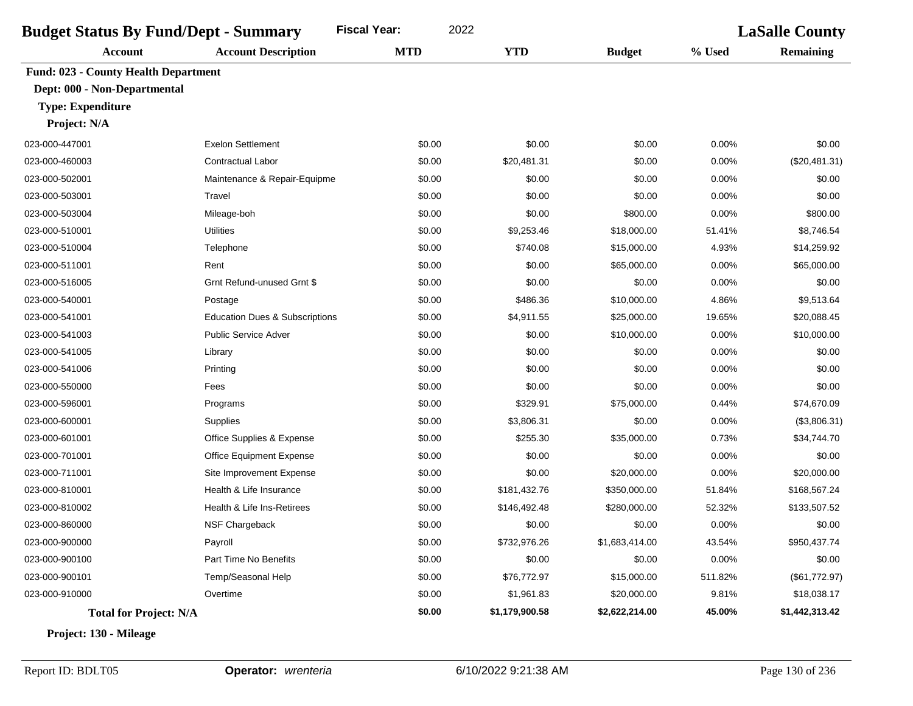# Budget Status By Fund/Dept - Summary

**Fiscal Year:** 2022

**LaSalle County**

| Account | Account Description | MTD | YTD | Budget | % Used | Remaining |
|---|---|---|---|---|---|---|
| **Fund: 023 - County Health Department** | | | | | | |
| **Dept: 000 - Non-Departmental** | | | | | | |
| **Type: Expenditure** | | | | | | |
| **Project: N/A** | | | | | | |
| 023-000-447001 | Exelon Settlement | $0.00 | $0.00 | $0.00 | 0.00% | $0.00 |
| 023-000-460003 | Contractual Labor | $0.00 | $20,481.31 | $0.00 | 0.00% | ($20,481.31) |
| 023-000-502001 | Maintenance & Repair-Equipme | $0.00 | $0.00 | $0.00 | 0.00% | $0.00 |
| 023-000-503001 | Travel | $0.00 | $0.00 | $0.00 | 0.00% | $0.00 |
| 023-000-503004 | Mileage-boh | $0.00 | $0.00 | $800.00 | 0.00% | $800.00 |
| 023-000-510001 | Utilities | $0.00 | $9,253.46 | $18,000.00 | 51.41% | $8,746.54 |
| 023-000-510004 | Telephone | $0.00 | $740.08 | $15,000.00 | 4.93% | $14,259.92 |
| 023-000-511001 | Rent | $0.00 | $0.00 | $65,000.00 | 0.00% | $65,000.00 |
| 023-000-516005 | Grnt Refund-unused Grnt $ | $0.00 | $0.00 | $0.00 | 0.00% | $0.00 |
| 023-000-540001 | Postage | $0.00 | $486.36 | $10,000.00 | 4.86% | $9,513.64 |
| 023-000-541001 | Education Dues & Subscriptions | $0.00 | $4,911.55 | $25,000.00 | 19.65% | $20,088.45 |
| 023-000-541003 | Public Service Adver | $0.00 | $0.00 | $10,000.00 | 0.00% | $10,000.00 |
| 023-000-541005 | Library | $0.00 | $0.00 | $0.00 | 0.00% | $0.00 |
| 023-000-541006 | Printing | $0.00 | $0.00 | $0.00 | 0.00% | $0.00 |
| 023-000-550000 | Fees | $0.00 | $0.00 | $0.00 | 0.00% | $0.00 |
| 023-000-596001 | Programs | $0.00 | $329.91 | $75,000.00 | 0.44% | $74,670.09 |
| 023-000-600001 | Supplies | $0.00 | $3,806.31 | $0.00 | 0.00% | ($3,806.31) |
| 023-000-601001 | Office Supplies & Expense | $0.00 | $255.30 | $35,000.00 | 0.73% | $34,744.70 |
| 023-000-701001 | Office Equipment Expense | $0.00 | $0.00 | $0.00 | 0.00% | $0.00 |
| 023-000-711001 | Site Improvement Expense | $0.00 | $0.00 | $20,000.00 | 0.00% | $20,000.00 |
| 023-000-810001 | Health & Life Insurance | $0.00 | $181,432.76 | $350,000.00 | 51.84% | $168,567.24 |
| 023-000-810002 | Health & Life Ins-Retirees | $0.00 | $146,492.48 | $280,000.00 | 52.32% | $133,507.52 |
| 023-000-860000 | NSF Chargeback | $0.00 | $0.00 | $0.00 | 0.00% | $0.00 |
| 023-000-900000 | Payroll | $0.00 | $732,976.26 | $1,683,414.00 | 43.54% | $950,437.74 |
| 023-000-900100 | Part Time No Benefits | $0.00 | $0.00 | $0.00 | 0.00% | $0.00 |
| 023-000-900101 | Temp/Seasonal Help | $0.00 | $76,772.97 | $15,000.00 | 511.82% | ($61,772.97) |
| 023-000-910000 | Overtime | $0.00 | $1,961.83 | $20,000.00 | 9.81% | $18,038.17 |
| **Total for Project: N/A** | | **$0.00** | **$1,179,900.58** | **$2,622,214.00** | **45.00%** | **$1,442,313.42** |
| **Project: 130 - Mileage** | | | | | | |

Report ID: BDLT05 **Operator:** *wrenteria* 6/10/2022 9:21:38 AM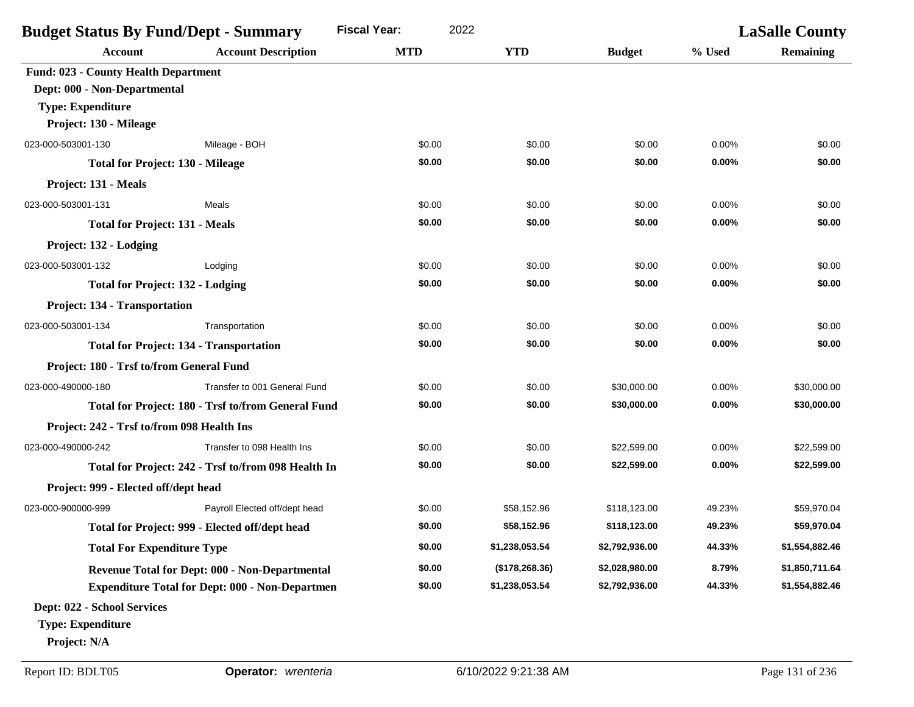# Budget Status By Fund/Dept - Summary

**Fiscal Year:** 2022

**LaSalle County**

| Account | Account Description | MTD | YTD | Budget | % Used | Remaining |
|---|---|---|---|---|---|---|
| **Fund: 023 - County Health Department** | | | | | | |
| **Dept: 000 - Non-Departmental** | | | | | | |
| **Type: Expenditure** | | | | | | |
| **Project: 130 - Mileage** | | | | | | |
| 023-000-503001-130 | Mileage - BOH | $0.00 | $0.00 | $0.00 | 0.00% | $0.00 |
| **Total for Project: 130 - Mileage** | | **$0.00** | **$0.00** | **$0.00** | **0.00%** | **$0.00** |
| **Project: 131 - Meals** | | | | | | |
| 023-000-503001-131 | Meals | $0.00 | $0.00 | $0.00 | 0.00% | $0.00 |
| **Total for Project: 131 - Meals** | | **$0.00** | **$0.00** | **$0.00** | **0.00%** | **$0.00** |
| **Project: 132 - Lodging** | | | | | | |
| 023-000-503001-132 | Lodging | $0.00 | $0.00 | $0.00 | 0.00% | $0.00 |
| **Total for Project: 132 - Lodging** | | **$0.00** | **$0.00** | **$0.00** | **0.00%** | **$0.00** |
| **Project: 134 - Transportation** | | | | | | |
| 023-000-503001-134 | Transportation | $0.00 | $0.00 | $0.00 | 0.00% | $0.00 |
| **Total for Project: 134 - Transportation** | | **$0.00** | **$0.00** | **$0.00** | **0.00%** | **$0.00** |
| **Project: 180 - Trsf to/from General Fund** | | | | | | |
| 023-000-490000-180 | Transfer to 001 General Fund | $0.00 | $0.00 | $30,000.00 | 0.00% | $30,000.00 |
| **Total for Project: 180 - Trsf to/from General Fund** | | **$0.00** | **$0.00** | **$30,000.00** | **0.00%** | **$30,000.00** |
| **Project: 242 - Trsf to/from 098 Health Ins** | | | | | | |
| 023-000-490000-242 | Transfer to 098 Health Ins | $0.00 | $0.00 | $22,599.00 | 0.00% | $22,599.00 |
| **Total for Project: 242 - Trsf to/from 098 Health In** | | **$0.00** | **$0.00** | **$22,599.00** | **0.00%** | **$22,599.00** |
| **Project: 999 - Elected off/dept head** | | | | | | |
| 023-000-900000-999 | Payroll Elected off/dept head | $0.00 | $58,152.96 | $118,123.00 | 49.23% | $59,970.04 |
| **Total for Project: 999 - Elected off/dept head** | | **$0.00** | **$58,152.96** | **$118,123.00** | **49.23%** | **$59,970.04** |
| **Total For Expenditure Type** | | **$0.00** | **$1,238,053.54** | **$2,792,936.00** | **44.33%** | **$1,554,882.46** |
| **Revenue Total for Dept: 000 - Non-Departmental** | | **$0.00** | **($178,268.36)** | **$2,028,980.00** | **8.79%** | **$1,850,711.64** |
| **Expenditure Total for Dept: 000 - Non-Departmen** | | **$0.00** | **$1,238,053.54** | **$2,792,936.00** | **44.33%** | **$1,554,882.46** |
| **Dept: 022 - School Services** | | | | | | |
| **Type: Expenditure** | | | | | | |
| **Project: N/A** | | | | | | |

Report ID: BDLT05 **Operator:** *wrenteria* 6/10/2022 9:21:38 AM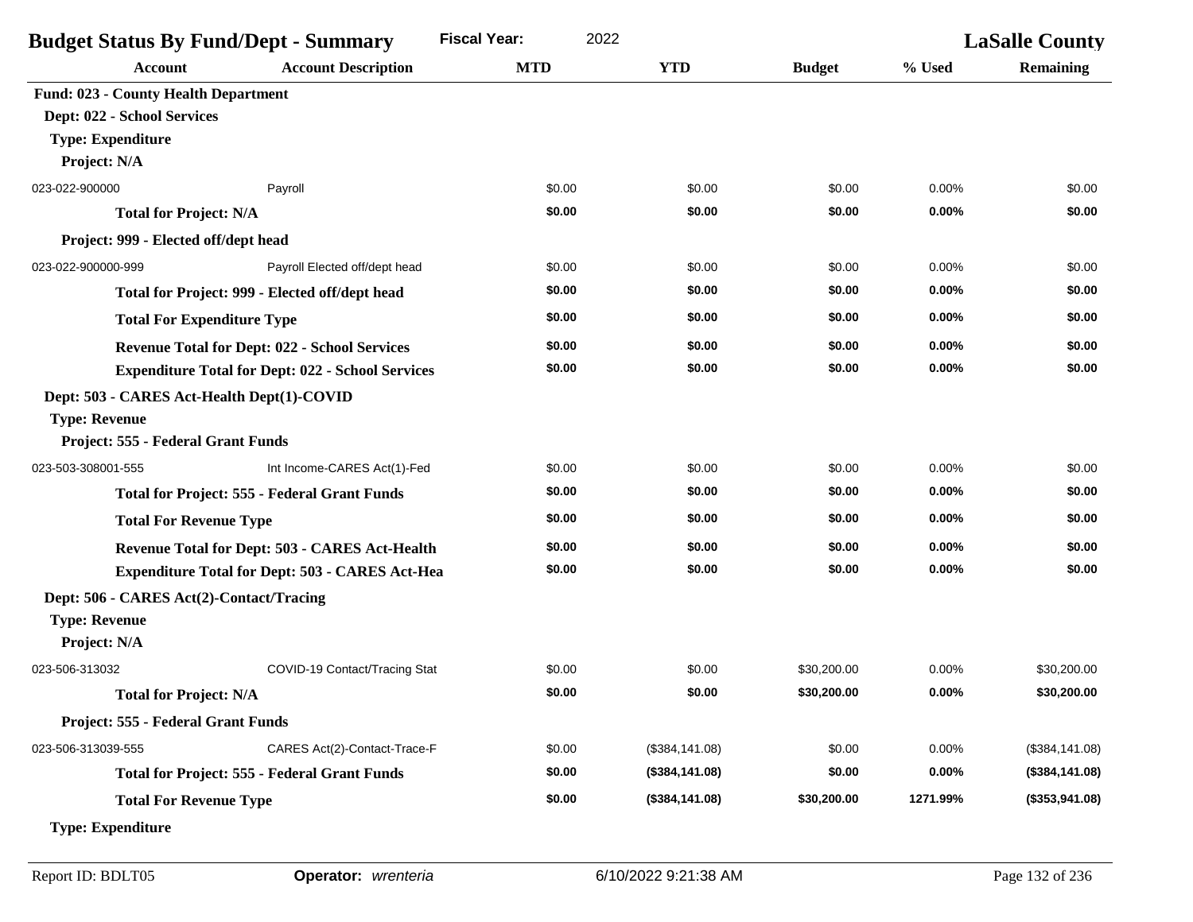## Budget Status By Fund/Dept - Summary

**Fiscal Year:** 2022

**LaSalle County**

| Account | Account Description | MTD | YTD | Budget | % Used | Remaining |
|---|---|---|---|---|---|---|
| **Fund: 023 - County Health Department** | | | | | | |
| **Dept: 022 - School Services** | | | | | | |
| **Type: Expenditure** | | | | | | |
| **Project: N/A** | | | | | | |
| 023-022-900000 | Payroll | $0.00 | $0.00 | $0.00 | 0.00% | $0.00 |
| **Total for Project: N/A** | | **$0.00** | **$0.00** | **$0.00** | **0.00%** | **$0.00** |
| **Project: 999 - Elected off/dept head** | | | | | | |
| 023-022-900000-999 | Payroll Elected off/dept head | $0.00 | $0.00 | $0.00 | 0.00% | $0.00 |
| **Total for Project: 999 - Elected off/dept head** | | **$0.00** | **$0.00** | **$0.00** | **0.00%** | **$0.00** |
| **Total For Expenditure Type** | | **$0.00** | **$0.00** | **$0.00** | **0.00%** | **$0.00** |
| **Revenue Total for Dept: 022 - School Services** | | **$0.00** | **$0.00** | **$0.00** | **0.00%** | **$0.00** |
| **Expenditure Total for Dept: 022 - School Services** | | **$0.00** | **$0.00** | **$0.00** | **0.00%** | **$0.00** |
| **Dept: 503 - CARES Act-Health Dept(1)-COVID** | | | | | | |
| **Type: Revenue** | | | | | | |
| **Project: 555 - Federal Grant Funds** | | | | | | |
| 023-503-308001-555 | Int Income-CARES Act(1)-Fed | $0.00 | $0.00 | $0.00 | 0.00% | $0.00 |
| **Total for Project: 555 - Federal Grant Funds** | | **$0.00** | **$0.00** | **$0.00** | **0.00%** | **$0.00** |
| **Total For Revenue Type** | | **$0.00** | **$0.00** | **$0.00** | **0.00%** | **$0.00** |
| **Revenue Total for Dept: 503 - CARES Act-Health** | | **$0.00** | **$0.00** | **$0.00** | **0.00%** | **$0.00** |
| **Expenditure Total for Dept: 503 - CARES Act-Hea** | | **$0.00** | **$0.00** | **$0.00** | **0.00%** | **$0.00** |
| **Dept: 506 - CARES Act(2)-Contact/Tracing** | | | | | | |
| **Type: Revenue** | | | | | | |
| **Project: N/A** | | | | | | |
| 023-506-313032 | COVID-19 Contact/Tracing Stat | $0.00 | $0.00 | $30,200.00 | 0.00% | $30,200.00 |
| **Total for Project: N/A** | | **$0.00** | **$0.00** | **$30,200.00** | **0.00%** | **$30,200.00** |
| **Project: 555 - Federal Grant Funds** | | | | | | |
| 023-506-313039-555 | CARES Act(2)-Contact-Trace-F | $0.00 | ($384,141.08) | $0.00 | 0.00% | ($384,141.08) |
| **Total for Project: 555 - Federal Grant Funds** | | **$0.00** | **($384,141.08)** | **$0.00** | **0.00%** | **($384,141.08)** |
| **Total For Revenue Type** | | **$0.00** | **($384,141.08)** | **$30,200.00** | **1271.99%** | **($353,941.08)** |
| **Type: Expenditure** | | | | | | |

Report ID: BDLT05 **Operator:** *wrenteria* 6/10/2022 9:21:38 AM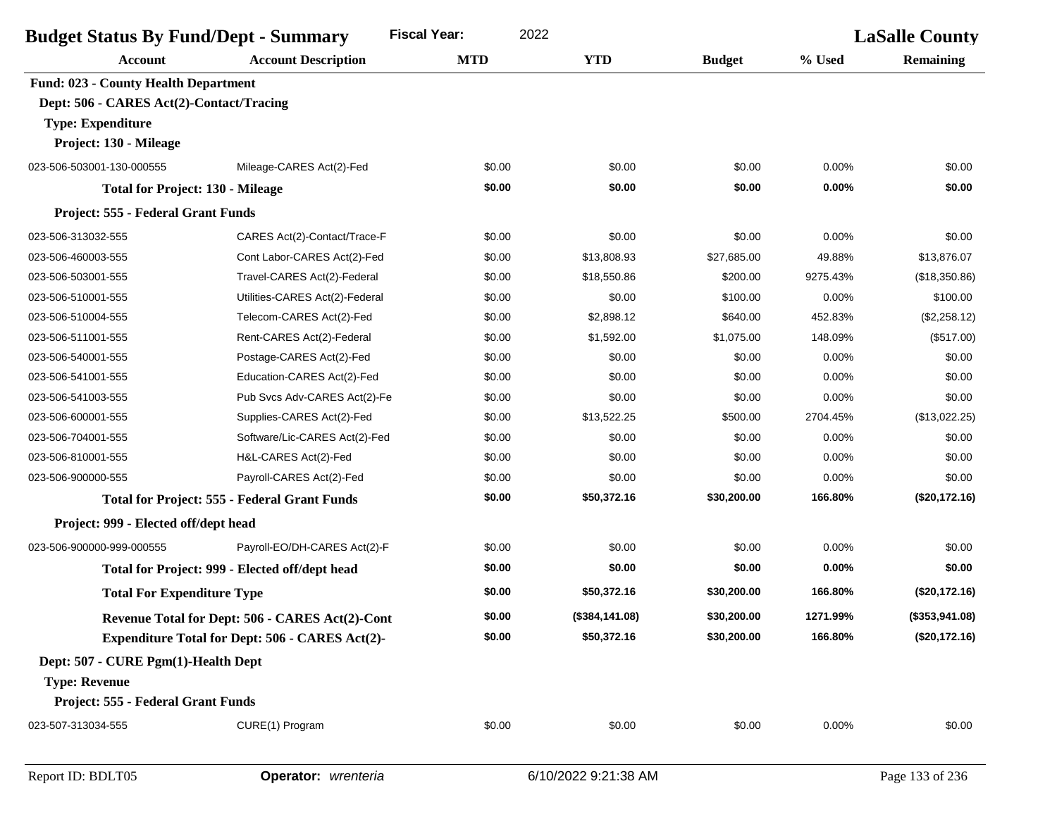# Budget Status By Fund/Dept - Summary

**Fiscal Year:** 2022 **LaSalle County**

| Account | Account Description | MTD | YTD | Budget | % Used | Remaining |
|---|---|---|---|---|---|---|
| **Fund: 023 - County Health Department** | | | | | | |
| **Dept: 506 - CARES Act(2)-Contact/Tracing** | | | | | | |
| **Type: Expenditure** | | | | | | |
| **Project: 130 - Mileage** | | | | | | |
| 023-506-503001-130-000555 | Mileage-CARES Act(2)-Fed | $0.00 | $0.00 | $0.00 | 0.00% | $0.00 |
| | **Total for Project: 130 - Mileage** | **$0.00** | **$0.00** | **$0.00** | **0.00%** | **$0.00** |
| **Project: 555 - Federal Grant Funds** | | | | | | |
| 023-506-313032-555 | CARES Act(2)-Contact/Trace-F | $0.00 | $0.00 | $0.00 | 0.00% | $0.00 |
| 023-506-460003-555 | Cont Labor-CARES Act(2)-Fed | $0.00 | $13,808.93 | $27,685.00 | 49.88% | $13,876.07 |
| 023-506-503001-555 | Travel-CARES Act(2)-Federal | $0.00 | $18,550.86 | $200.00 | 9275.43% | ($18,350.86) |
| 023-506-510001-555 | Utilities-CARES Act(2)-Federal | $0.00 | $0.00 | $100.00 | 0.00% | $100.00 |
| 023-506-510004-555 | Telecom-CARES Act(2)-Fed | $0.00 | $2,898.12 | $640.00 | 452.83% | ($2,258.12) |
| 023-506-511001-555 | Rent-CARES Act(2)-Federal | $0.00 | $1,592.00 | $1,075.00 | 148.09% | ($517.00) |
| 023-506-540001-555 | Postage-CARES Act(2)-Fed | $0.00 | $0.00 | $0.00 | 0.00% | $0.00 |
| 023-506-541001-555 | Education-CARES Act(2)-Fed | $0.00 | $0.00 | $0.00 | 0.00% | $0.00 |
| 023-506-541003-555 | Pub Svcs Adv-CARES Act(2)-Fe | $0.00 | $0.00 | $0.00 | 0.00% | $0.00 |
| 023-506-600001-555 | Supplies-CARES Act(2)-Fed | $0.00 | $13,522.25 | $500.00 | 2704.45% | ($13,022.25) |
| 023-506-704001-555 | Software/Lic-CARES Act(2)-Fed | $0.00 | $0.00 | $0.00 | 0.00% | $0.00 |
| 023-506-810001-555 | H&L-CARES Act(2)-Fed | $0.00 | $0.00 | $0.00 | 0.00% | $0.00 |
| 023-506-900000-555 | Payroll-CARES Act(2)-Fed | $0.00 | $0.00 | $0.00 | 0.00% | $0.00 |
| | **Total for Project: 555 - Federal Grant Funds** | **$0.00** | **$50,372.16** | **$30,200.00** | **166.80%** | **($20,172.16)** |
| **Project: 999 - Elected off/dept head** | | | | | | |
| 023-506-900000-999-000555 | Payroll-EO/DH-CARES Act(2)-F | $0.00 | $0.00 | $0.00 | 0.00% | $0.00 |
| | **Total for Project: 999 - Elected off/dept head** | **$0.00** | **$0.00** | **$0.00** | **0.00%** | **$0.00** |
| | **Total For Expenditure Type** | **$0.00** | **$50,372.16** | **$30,200.00** | **166.80%** | **($20,172.16)** |
| | **Revenue Total for Dept: 506 - CARES Act(2)-Cont** | **$0.00** | **($384,141.08)** | **$30,200.00** | **1271.99%** | **($353,941.08)** |
| | **Expenditure Total for Dept: 506 - CARES Act(2)-** | **$0.00** | **$50,372.16** | **$30,200.00** | **166.80%** | **($20,172.16)** |
| **Dept: 507 - CURE Pgm(1)-Health Dept** | | | | | | |
| **Type: Revenue** | | | | | | |
| **Project: 555 - Federal Grant Funds** | | | | | | |
| 023-507-313034-555 | CURE(1) Program | $0.00 | $0.00 | $0.00 | 0.00% | $0.00 |

Report ID: BDLT05 **Operator:** *wrenteria* 6/10/2022 9:21:38 AM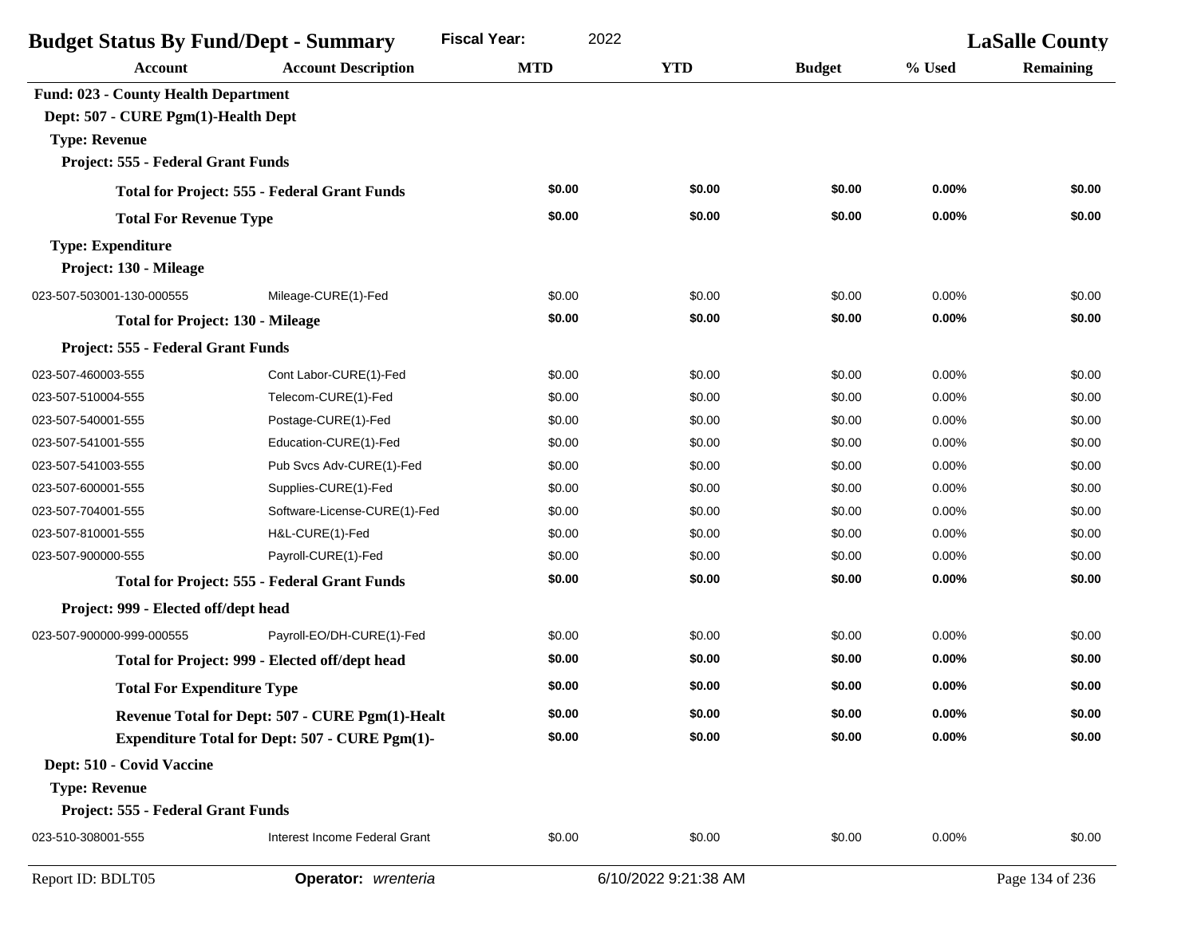# Budget Status By Fund/Dept - Summary

**Fiscal Year:** 2022 **LaSalle County**

| Account | Account Description | MTD | YTD | Budget | % Used | Remaining |
|---|---|---|---|---|---|---|
| **Fund: 023 - County Health Department** | | | | | | |
| **Dept: 507 - CURE Pgm(1)-Health Dept** | | | | | | |
| **Type: Revenue** | | | | | | |
| **Project: 555 - Federal Grant Funds** | | | | | | |
| | **Total for Project: 555 - Federal Grant Funds** | **$0.00** | **$0.00** | **$0.00** | **0.00%** | **$0.00** |
| | **Total For Revenue Type** | **$0.00** | **$0.00** | **$0.00** | **0.00%** | **$0.00** |
| **Type: Expenditure** | | | | | | |
| **Project: 130 - Mileage** | | | | | | |
| 023-507-503001-130-000555 | Mileage-CURE(1)-Fed | $0.00 | $0.00 | $0.00 | 0.00% | $0.00 |
| | **Total for Project: 130 - Mileage** | **$0.00** | **$0.00** | **$0.00** | **0.00%** | **$0.00** |
| **Project: 555 - Federal Grant Funds** | | | | | | |
| 023-507-460003-555 | Cont Labor-CURE(1)-Fed | $0.00 | $0.00 | $0.00 | 0.00% | $0.00 |
| 023-507-510004-555 | Telecom-CURE(1)-Fed | $0.00 | $0.00 | $0.00 | 0.00% | $0.00 |
| 023-507-540001-555 | Postage-CURE(1)-Fed | $0.00 | $0.00 | $0.00 | 0.00% | $0.00 |
| 023-507-541001-555 | Education-CURE(1)-Fed | $0.00 | $0.00 | $0.00 | 0.00% | $0.00 |
| 023-507-541003-555 | Pub Svcs Adv-CURE(1)-Fed | $0.00 | $0.00 | $0.00 | 0.00% | $0.00 |
| 023-507-600001-555 | Supplies-CURE(1)-Fed | $0.00 | $0.00 | $0.00 | 0.00% | $0.00 |
| 023-507-704001-555 | Software-License-CURE(1)-Fed | $0.00 | $0.00 | $0.00 | 0.00% | $0.00 |
| 023-507-810001-555 | H&L-CURE(1)-Fed | $0.00 | $0.00 | $0.00 | 0.00% | $0.00 |
| 023-507-900000-555 | Payroll-CURE(1)-Fed | $0.00 | $0.00 | $0.00 | 0.00% | $0.00 |
| | **Total for Project: 555 - Federal Grant Funds** | **$0.00** | **$0.00** | **$0.00** | **0.00%** | **$0.00** |
| **Project: 999 - Elected off/dept head** | | | | | | |
| 023-507-900000-999-000555 | Payroll-EO/DH-CURE(1)-Fed | $0.00 | $0.00 | $0.00 | 0.00% | $0.00 |
| | **Total for Project: 999 - Elected off/dept head** | **$0.00** | **$0.00** | **$0.00** | **0.00%** | **$0.00** |
| | **Total For Expenditure Type** | **$0.00** | **$0.00** | **$0.00** | **0.00%** | **$0.00** |
| | **Revenue Total for Dept: 507 - CURE Pgm(1)-Healt** | **$0.00** | **$0.00** | **$0.00** | **0.00%** | **$0.00** |
| | **Expenditure Total for Dept: 507 - CURE Pgm(1)-** | **$0.00** | **$0.00** | **$0.00** | **0.00%** | **$0.00** |
| **Dept: 510 - Covid Vaccine** | | | | | | |
| **Type: Revenue** | | | | | | |
| **Project: 555 - Federal Grant Funds** | | | | | | |
| 023-510-308001-555 | Interest Income Federal Grant | $0.00 | $0.00 | $0.00 | 0.00% | $0.00 |

Report ID: BDLT05 **Operator:** *wrenteria* 6/10/2022 9:21:38 AM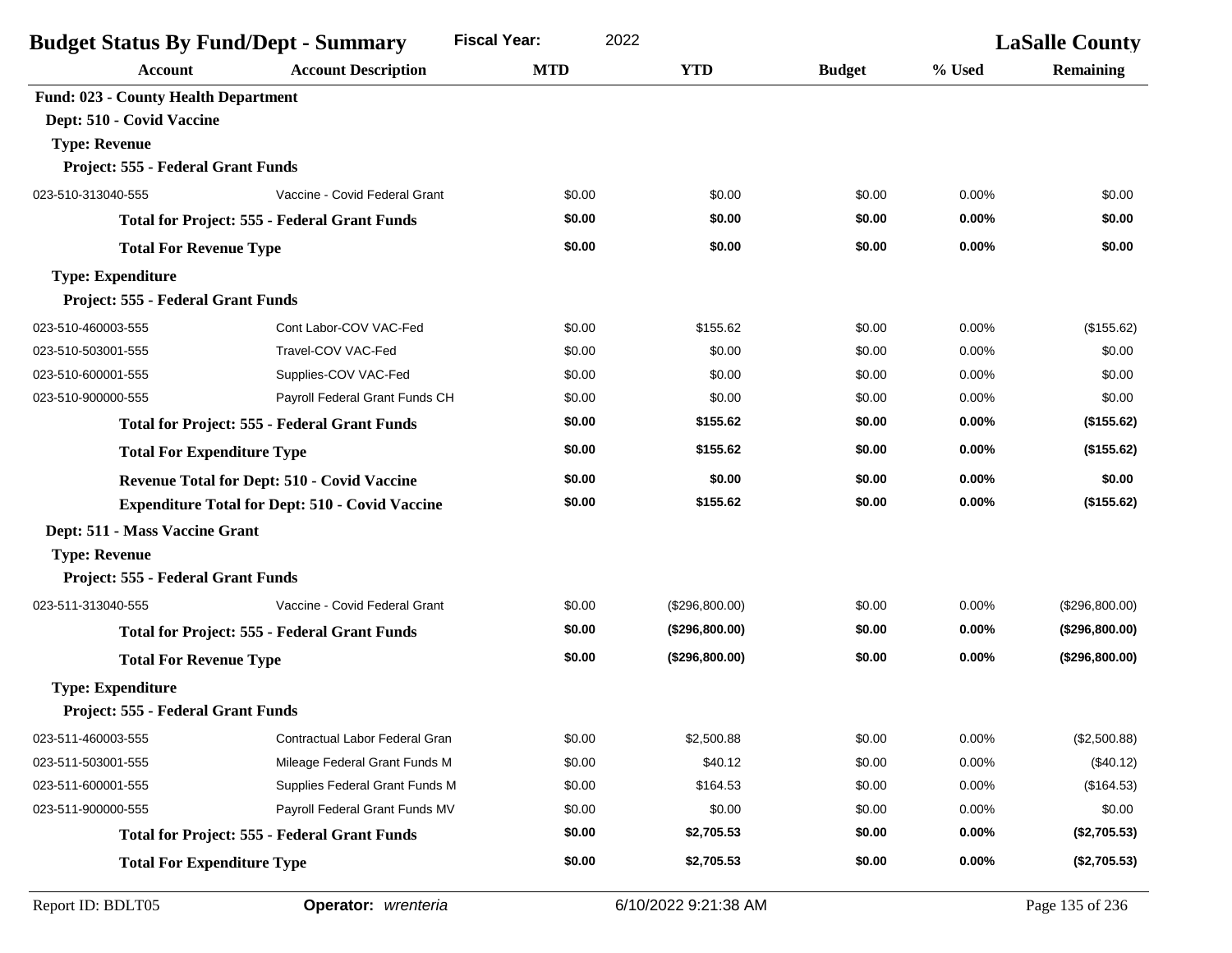# Budget Status By Fund/Dept - Summary

**Fiscal Year:** 2022 **LaSalle County**

| Account | Account Description | MTD | YTD | Budget | % Used | Remaining |
|---|---|---|---|---|---|---|
| **Fund: 023 - County Health Department** | | | | | | |
| **Dept: 510 - Covid Vaccine** | | | | | | |
| **Type: Revenue** | | | | | | |
| **Project: 555 - Federal Grant Funds** | | | | | | |
| 023-510-313040-555 | Vaccine - Covid Federal Grant | $0.00 | $0.00 | $0.00 | 0.00% | $0.00 |
| | **Total for Project: 555 - Federal Grant Funds** | **$0.00** | **$0.00** | **$0.00** | **0.00%** | **$0.00** |
| | **Total For Revenue Type** | **$0.00** | **$0.00** | **$0.00** | **0.00%** | **$0.00** |
| **Type: Expenditure** | | | | | | |
| **Project: 555 - Federal Grant Funds** | | | | | | |
| 023-510-460003-555 | Cont Labor-COV VAC-Fed | $0.00 | $155.62 | $0.00 | 0.00% | ($155.62) |
| 023-510-503001-555 | Travel-COV VAC-Fed | $0.00 | $0.00 | $0.00 | 0.00% | $0.00 |
| 023-510-600001-555 | Supplies-COV VAC-Fed | $0.00 | $0.00 | $0.00 | 0.00% | $0.00 |
| 023-510-900000-555 | Payroll Federal Grant Funds CH | $0.00 | $0.00 | $0.00 | 0.00% | $0.00 |
| | **Total for Project: 555 - Federal Grant Funds** | **$0.00** | **$155.62** | **$0.00** | **0.00%** | **($155.62)** |
| | **Total For Expenditure Type** | **$0.00** | **$155.62** | **$0.00** | **0.00%** | **($155.62)** |
| | **Revenue Total for Dept: 510 - Covid Vaccine** | **$0.00** | **$0.00** | **$0.00** | **0.00%** | **$0.00** |
| | **Expenditure Total for Dept: 510 - Covid Vaccine** | **$0.00** | **$155.62** | **$0.00** | **0.00%** | **($155.62)** |
| **Dept: 511 - Mass Vaccine Grant** | | | | | | |
| **Type: Revenue** | | | | | | |
| **Project: 555 - Federal Grant Funds** | | | | | | |
| 023-511-313040-555 | Vaccine - Covid Federal Grant | $0.00 | ($296,800.00) | $0.00 | 0.00% | ($296,800.00) |
| | **Total for Project: 555 - Federal Grant Funds** | **$0.00** | **($296,800.00)** | **$0.00** | **0.00%** | **($296,800.00)** |
| | **Total For Revenue Type** | **$0.00** | **($296,800.00)** | **$0.00** | **0.00%** | **($296,800.00)** |
| **Type: Expenditure** | | | | | | |
| **Project: 555 - Federal Grant Funds** | | | | | | |
| 023-511-460003-555 | Contractual Labor Federal Gran | $0.00 | $2,500.88 | $0.00 | 0.00% | ($2,500.88) |
| 023-511-503001-555 | Mileage Federal Grant Funds M | $0.00 | $40.12 | $0.00 | 0.00% | ($40.12) |
| 023-511-600001-555 | Supplies Federal Grant Funds M | $0.00 | $164.53 | $0.00 | 0.00% | ($164.53) |
| 023-511-900000-555 | Payroll Federal Grant Funds MV | $0.00 | $0.00 | $0.00 | 0.00% | $0.00 |
| | **Total for Project: 555 - Federal Grant Funds** | **$0.00** | **$2,705.53** | **$0.00** | **0.00%** | **($2,705.53)** |
| | **Total For Expenditure Type** | **$0.00** | **$2,705.53** | **$0.00** | **0.00%** | **($2,705.53)** |

Report ID: BDLT05 **Operator:** *wrenteria* 6/10/2022 9:21:38 AM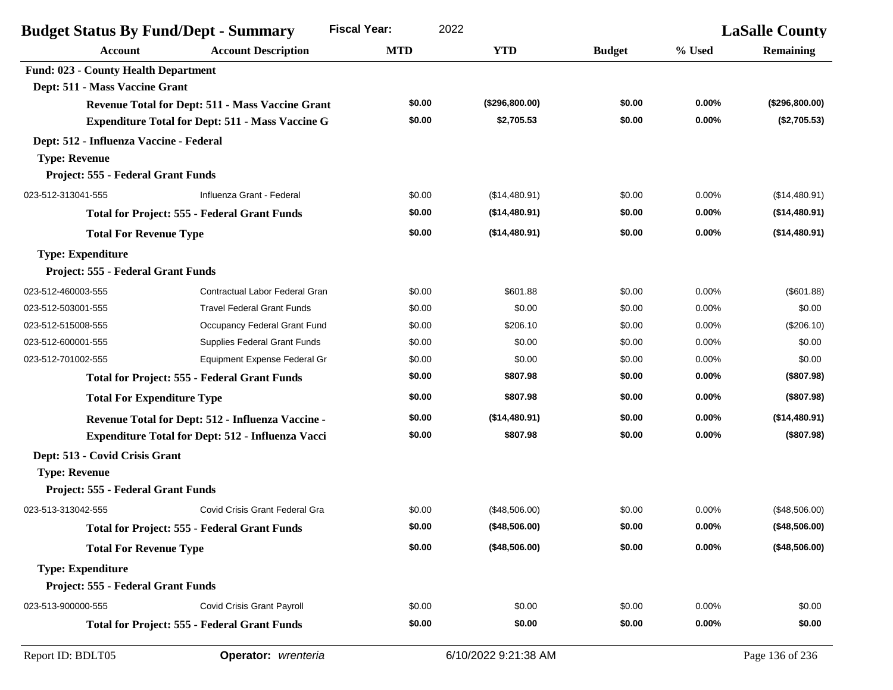# Budget Status By Fund/Dept - Summary

**Fiscal Year:** 2022 **LaSalle County**

| Account | Account Description | MTD | YTD | Budget | % Used | Remaining |
|---|---|---|---|---|---|---|
| **Fund: 023 - County Health Department** | | | | | | |
| **Dept: 511 - Mass Vaccine Grant** | | | | | | |
| | **Revenue Total for Dept: 511 - Mass Vaccine Grant** | **$0.00** | **($296,800.00)** | **$0.00** | **0.00%** | **($296,800.00)** |
| | **Expenditure Total for Dept: 511 - Mass Vaccine G** | **$0.00** | **$2,705.53** | **$0.00** | **0.00%** | **($2,705.53)** |
| **Dept: 512 - Influenza Vaccine - Federal** | | | | | | |
| **Type: Revenue** | | | | | | |
| **Project: 555 - Federal Grant Funds** | | | | | | |
| 023-512-313041-555 | Influenza Grant - Federal | $0.00 | ($14,480.91) | $0.00 | 0.00% | ($14,480.91) |
| | **Total for Project: 555 - Federal Grant Funds** | **$0.00** | **($14,480.91)** | **$0.00** | **0.00%** | **($14,480.91)** |
| | **Total For Revenue Type** | **$0.00** | **($14,480.91)** | **$0.00** | **0.00%** | **($14,480.91)** |
| **Type: Expenditure** | | | | | | |
| **Project: 555 - Federal Grant Funds** | | | | | | |
| 023-512-460003-555 | Contractual Labor Federal Gran | $0.00 | $601.88 | $0.00 | 0.00% | ($601.88) |
| 023-512-503001-555 | Travel Federal Grant Funds | $0.00 | $0.00 | $0.00 | 0.00% | $0.00 |
| 023-512-515008-555 | Occupancy Federal Grant Fund | $0.00 | $206.10 | $0.00 | 0.00% | ($206.10) |
| 023-512-600001-555 | Supplies Federal Grant Funds | $0.00 | $0.00 | $0.00 | 0.00% | $0.00 |
| 023-512-701002-555 | Equipment Expense Federal Gr | $0.00 | $0.00 | $0.00 | 0.00% | $0.00 |
| | **Total for Project: 555 - Federal Grant Funds** | **$0.00** | **$807.98** | **$0.00** | **0.00%** | **($807.98)** |
| | **Total For Expenditure Type** | **$0.00** | **$807.98** | **$0.00** | **0.00%** | **($807.98)** |
| | **Revenue Total for Dept: 512 - Influenza Vaccine -** | **$0.00** | **($14,480.91)** | **$0.00** | **0.00%** | **($14,480.91)** |
| | **Expenditure Total for Dept: 512 - Influenza Vacci** | **$0.00** | **$807.98** | **$0.00** | **0.00%** | **($807.98)** |
| **Dept: 513 - Covid Crisis Grant** | | | | | | |
| **Type: Revenue** | | | | | | |
| **Project: 555 - Federal Grant Funds** | | | | | | |
| 023-513-313042-555 | Covid Crisis Grant Federal Gra | $0.00 | ($48,506.00) | $0.00 | 0.00% | ($48,506.00) |
| | **Total for Project: 555 - Federal Grant Funds** | **$0.00** | **($48,506.00)** | **$0.00** | **0.00%** | **($48,506.00)** |
| | **Total For Revenue Type** | **$0.00** | **($48,506.00)** | **$0.00** | **0.00%** | **($48,506.00)** |
| **Type: Expenditure** | | | | | | |
| **Project: 555 - Federal Grant Funds** | | | | | | |
| 023-513-900000-555 | Covid Crisis Grant Payroll | $0.00 | $0.00 | $0.00 | 0.00% | $0.00 |
| | **Total for Project: 555 - Federal Grant Funds** | **$0.00** | **$0.00** | **$0.00** | **0.00%** | **$0.00** |

Report ID: BDLT05 **Operator:** *wrenteria* 6/10/2022 9:21:38 AM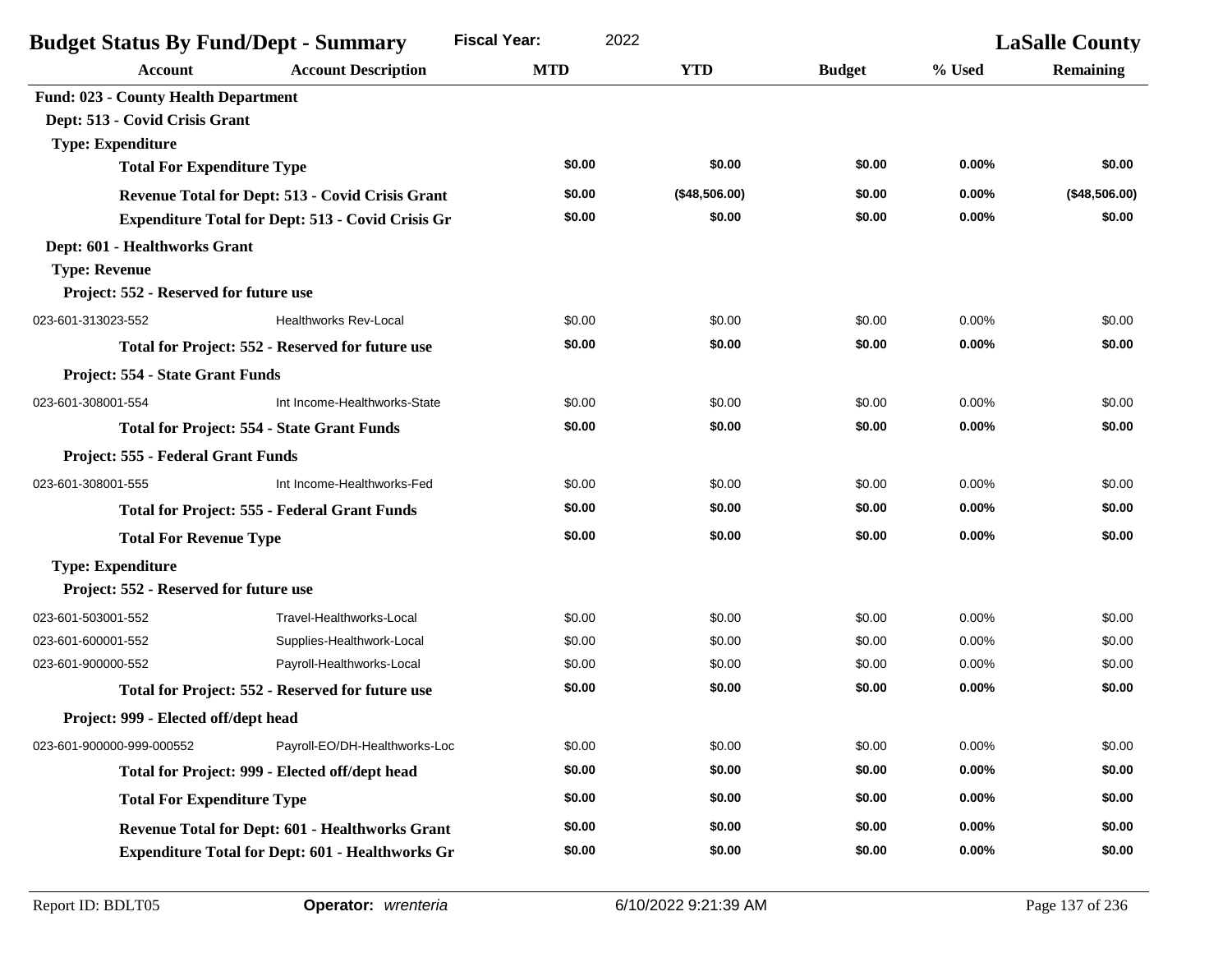# Budget Status By Fund/Dept - Summary

**Fiscal Year:** 2022 **LaSalle County**

| Account | Account Description | MTD | YTD | Budget | % Used | Remaining |
|---|---|---|---|---|---|---|
| **Fund: 023 - County Health Department** | | | | | | |
| **Dept: 513 - Covid Crisis Grant** | | | | | | |
| **Type: Expenditure** | | | | | | |
| | **Total For Expenditure Type** | **$0.00** | **$0.00** | **$0.00** | **0.00%** | **$0.00** |
| | **Revenue Total for Dept: 513 - Covid Crisis Grant** | **$0.00** | **($48,506.00)** | **$0.00** | **0.00%** | **($48,506.00)** |
| | **Expenditure Total for Dept: 513 - Covid Crisis Gr** | **$0.00** | **$0.00** | **$0.00** | **0.00%** | **$0.00** |
| **Dept: 601 - Healthworks Grant** | | | | | | |
| **Type: Revenue** | | | | | | |
| **Project: 552 - Reserved for future use** | | | | | | |
| 023-601-313023-552 | Healthworks Rev-Local | $0.00 | $0.00 | $0.00 | 0.00% | $0.00 |
| | **Total for Project: 552 - Reserved for future use** | **$0.00** | **$0.00** | **$0.00** | **0.00%** | **$0.00** |
| **Project: 554 - State Grant Funds** | | | | | | |
| 023-601-308001-554 | Int Income-Healthworks-State | $0.00 | $0.00 | $0.00 | 0.00% | $0.00 |
| | **Total for Project: 554 - State Grant Funds** | **$0.00** | **$0.00** | **$0.00** | **0.00%** | **$0.00** |
| **Project: 555 - Federal Grant Funds** | | | | | | |
| 023-601-308001-555 | Int Income-Healthworks-Fed | $0.00 | $0.00 | $0.00 | 0.00% | $0.00 |
| | **Total for Project: 555 - Federal Grant Funds** | **$0.00** | **$0.00** | **$0.00** | **0.00%** | **$0.00** |
| | **Total For Revenue Type** | **$0.00** | **$0.00** | **$0.00** | **0.00%** | **$0.00** |
| **Type: Expenditure** | | | | | | |
| **Project: 552 - Reserved for future use** | | | | | | |
| 023-601-503001-552 | Travel-Healthworks-Local | $0.00 | $0.00 | $0.00 | 0.00% | $0.00 |
| 023-601-600001-552 | Supplies-Healthwork-Local | $0.00 | $0.00 | $0.00 | 0.00% | $0.00 |
| 023-601-900000-552 | Payroll-Healthworks-Local | $0.00 | $0.00 | $0.00 | 0.00% | $0.00 |
| | **Total for Project: 552 - Reserved for future use** | **$0.00** | **$0.00** | **$0.00** | **0.00%** | **$0.00** |
| **Project: 999 - Elected off/dept head** | | | | | | |
| 023-601-900000-999-000552 | Payroll-EO/DH-Healthworks-Loc | $0.00 | $0.00 | $0.00 | 0.00% | $0.00 |
| | **Total for Project: 999 - Elected off/dept head** | **$0.00** | **$0.00** | **$0.00** | **0.00%** | **$0.00** |
| | **Total For Expenditure Type** | **$0.00** | **$0.00** | **$0.00** | **0.00%** | **$0.00** |
| | **Revenue Total for Dept: 601 - Healthworks Grant** | **$0.00** | **$0.00** | **$0.00** | **0.00%** | **$0.00** |
| | **Expenditure Total for Dept: 601 - Healthworks Gr** | **$0.00** | **$0.00** | **$0.00** | **0.00%** | **$0.00** |

Report ID: BDLT05 **Operator:** *wrenteria* 6/10/2022 9:21:39 AM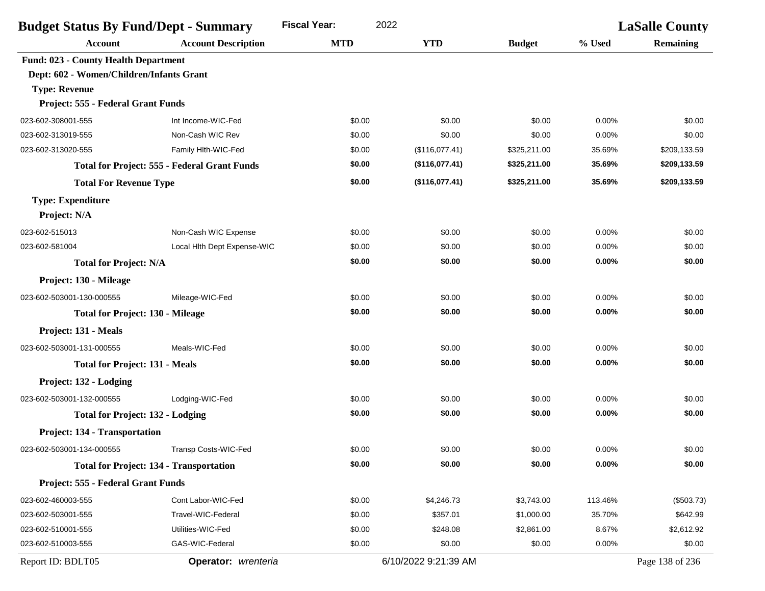# Budget Status By Fund/Dept - Summary

**Fiscal Year:** 2022

**LaSalle County**

| Account | Account Description | MTD | YTD | Budget | % Used | Remaining |
|---|---|---|---|---|---|---|
| **Fund: 023 - County Health Department** | | | | | | |
| **Dept: 602 - Women/Children/Infants Grant** | | | | | | |
| **Type: Revenue** | | | | | | |
| **Project: 555 - Federal Grant Funds** | | | | | | |
| 023-602-308001-555 | Int Income-WIC-Fed | $0.00 | $0.00 | $0.00 | 0.00% | $0.00 |
| 023-602-313019-555 | Non-Cash WIC Rev | $0.00 | $0.00 | $0.00 | 0.00% | $0.00 |
| 023-602-313020-555 | Family Hlth-WIC-Fed | $0.00 | ($116,077.41) | $325,211.00 | 35.69% | $209,133.59 |
| **Total for Project: 555 - Federal Grant Funds** | | **$0.00** | **($116,077.41)** | **$325,211.00** | **35.69%** | **$209,133.59** |
| **Total For Revenue Type** | | **$0.00** | **($116,077.41)** | **$325,211.00** | **35.69%** | **$209,133.59** |
| **Type: Expenditure** | | | | | | |
| **Project: N/A** | | | | | | |
| 023-602-515013 | Non-Cash WIC Expense | $0.00 | $0.00 | $0.00 | 0.00% | $0.00 |
| 023-602-581004 | Local Hlth Dept Expense-WIC | $0.00 | $0.00 | $0.00 | 0.00% | $0.00 |
| **Total for Project: N/A** | | **$0.00** | **$0.00** | **$0.00** | **0.00%** | **$0.00** |
| **Project: 130 - Mileage** | | | | | | |
| 023-602-503001-130-000555 | Mileage-WIC-Fed | $0.00 | $0.00 | $0.00 | 0.00% | $0.00 |
| **Total for Project: 130 - Mileage** | | **$0.00** | **$0.00** | **$0.00** | **0.00%** | **$0.00** |
| **Project: 131 - Meals** | | | | | | |
| 023-602-503001-131-000555 | Meals-WIC-Fed | $0.00 | $0.00 | $0.00 | 0.00% | $0.00 |
| **Total for Project: 131 - Meals** | | **$0.00** | **$0.00** | **$0.00** | **0.00%** | **$0.00** |
| **Project: 132 - Lodging** | | | | | | |
| 023-602-503001-132-000555 | Lodging-WIC-Fed | $0.00 | $0.00 | $0.00 | 0.00% | $0.00 |
| **Total for Project: 132 - Lodging** | | **$0.00** | **$0.00** | **$0.00** | **0.00%** | **$0.00** |
| **Project: 134 - Transportation** | | | | | | |
| 023-602-503001-134-000555 | Transp Costs-WIC-Fed | $0.00 | $0.00 | $0.00 | 0.00% | $0.00 |
| **Total for Project: 134 - Transportation** | | **$0.00** | **$0.00** | **$0.00** | **0.00%** | **$0.00** |
| **Project: 555 - Federal Grant Funds** | | | | | | |
| 023-602-460003-555 | Cont Labor-WIC-Fed | $0.00 | $4,246.73 | $3,743.00 | 113.46% | ($503.73) |
| 023-602-503001-555 | Travel-WIC-Federal | $0.00 | $357.01 | $1,000.00 | 35.70% | $642.99 |
| 023-602-510001-555 | Utilities-WIC-Fed | $0.00 | $248.08 | $2,861.00 | 8.67% | $2,612.92 |
| 023-602-510003-555 | GAS-WIC-Federal | $0.00 | $0.00 | $0.00 | 0.00% | $0.00 |

Report ID: BDLT05 **Operator:** *wrenteria* 6/10/2022 9:21:39 AM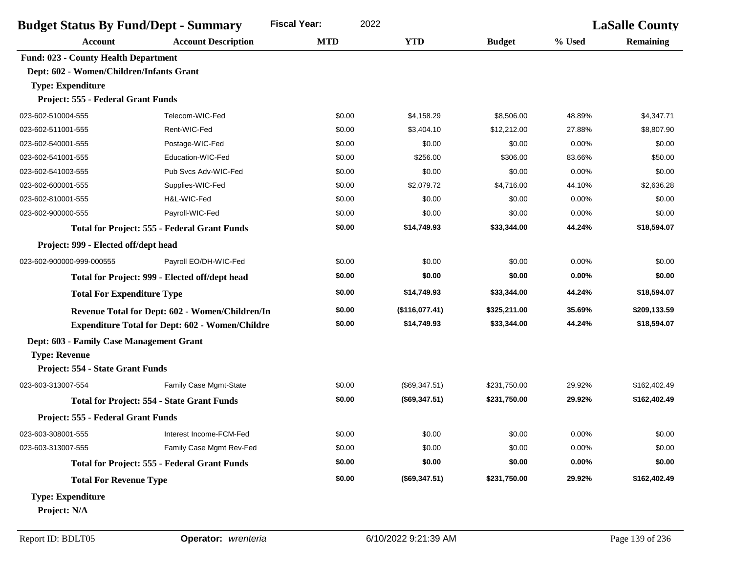# Budget Status By Fund/Dept - Summary

**Fiscal Year:** 2022

**LaSalle County**

| Account | Account Description | MTD | YTD | Budget | % Used | Remaining |
|---|---|---|---|---|---|---|
| **Fund: 023 - County Health Department** | | | | | | |
| **Dept: 602 - Women/Children/Infants Grant** | | | | | | |
| **Type: Expenditure** | | | | | | |
| **Project: 555 - Federal Grant Funds** | | | | | | |
| 023-602-510004-555 | Telecom-WIC-Fed | $0.00 | $4,158.29 | $8,506.00 | 48.89% | $4,347.71 |
| 023-602-511001-555 | Rent-WIC-Fed | $0.00 | $3,404.10 | $12,212.00 | 27.88% | $8,807.90 |
| 023-602-540001-555 | Postage-WIC-Fed | $0.00 | $0.00 | $0.00 | 0.00% | $0.00 |
| 023-602-541001-555 | Education-WIC-Fed | $0.00 | $256.00 | $306.00 | 83.66% | $50.00 |
| 023-602-541003-555 | Pub Svcs Adv-WIC-Fed | $0.00 | $0.00 | $0.00 | 0.00% | $0.00 |
| 023-602-600001-555 | Supplies-WIC-Fed | $0.00 | $2,079.72 | $4,716.00 | 44.10% | $2,636.28 |
| 023-602-810001-555 | H&L-WIC-Fed | $0.00 | $0.00 | $0.00 | 0.00% | $0.00 |
| 023-602-900000-555 | Payroll-WIC-Fed | $0.00 | $0.00 | $0.00 | 0.00% | $0.00 |
| | **Total for Project: 555 - Federal Grant Funds** | **$0.00** | **$14,749.93** | **$33,344.00** | **44.24%** | **$18,594.07** |
| **Project: 999 - Elected off/dept head** | | | | | | |
| 023-602-900000-999-000555 | Payroll EO/DH-WIC-Fed | $0.00 | $0.00 | $0.00 | 0.00% | $0.00 |
| | **Total for Project: 999 - Elected off/dept head** | **$0.00** | **$0.00** | **$0.00** | **0.00%** | **$0.00** |
| | **Total For Expenditure Type** | **$0.00** | **$14,749.93** | **$33,344.00** | **44.24%** | **$18,594.07** |
| | **Revenue Total for Dept: 602 - Women/Children/In** | **$0.00** | **($116,077.41)** | **$325,211.00** | **35.69%** | **$209,133.59** |
| | **Expenditure Total for Dept: 602 - Women/Childre** | **$0.00** | **$14,749.93** | **$33,344.00** | **44.24%** | **$18,594.07** |
| **Dept: 603 - Family Case Management Grant** | | | | | | |
| **Type: Revenue** | | | | | | |
| **Project: 554 - State Grant Funds** | | | | | | |
| 023-603-313007-554 | Family Case Mgmt-State | $0.00 | ($69,347.51) | $231,750.00 | 29.92% | $162,402.49 |
| | **Total for Project: 554 - State Grant Funds** | **$0.00** | **($69,347.51)** | **$231,750.00** | **29.92%** | **$162,402.49** |
| **Project: 555 - Federal Grant Funds** | | | | | | |
| 023-603-308001-555 | Interest Income-FCM-Fed | $0.00 | $0.00 | $0.00 | 0.00% | $0.00 |
| 023-603-313007-555 | Family Case Mgmt Rev-Fed | $0.00 | $0.00 | $0.00 | 0.00% | $0.00 |
| | **Total for Project: 555 - Federal Grant Funds** | **$0.00** | **$0.00** | **$0.00** | **0.00%** | **$0.00** |
| | **Total For Revenue Type** | **$0.00** | **($69,347.51)** | **$231,750.00** | **29.92%** | **$162,402.49** |
| **Type: Expenditure** | | | | | | |
| **Project: N/A** | | | | | | |

Report ID: BDLT05 | **Operator:** *wrenteria* | 6/10/2022 9:21:39 AM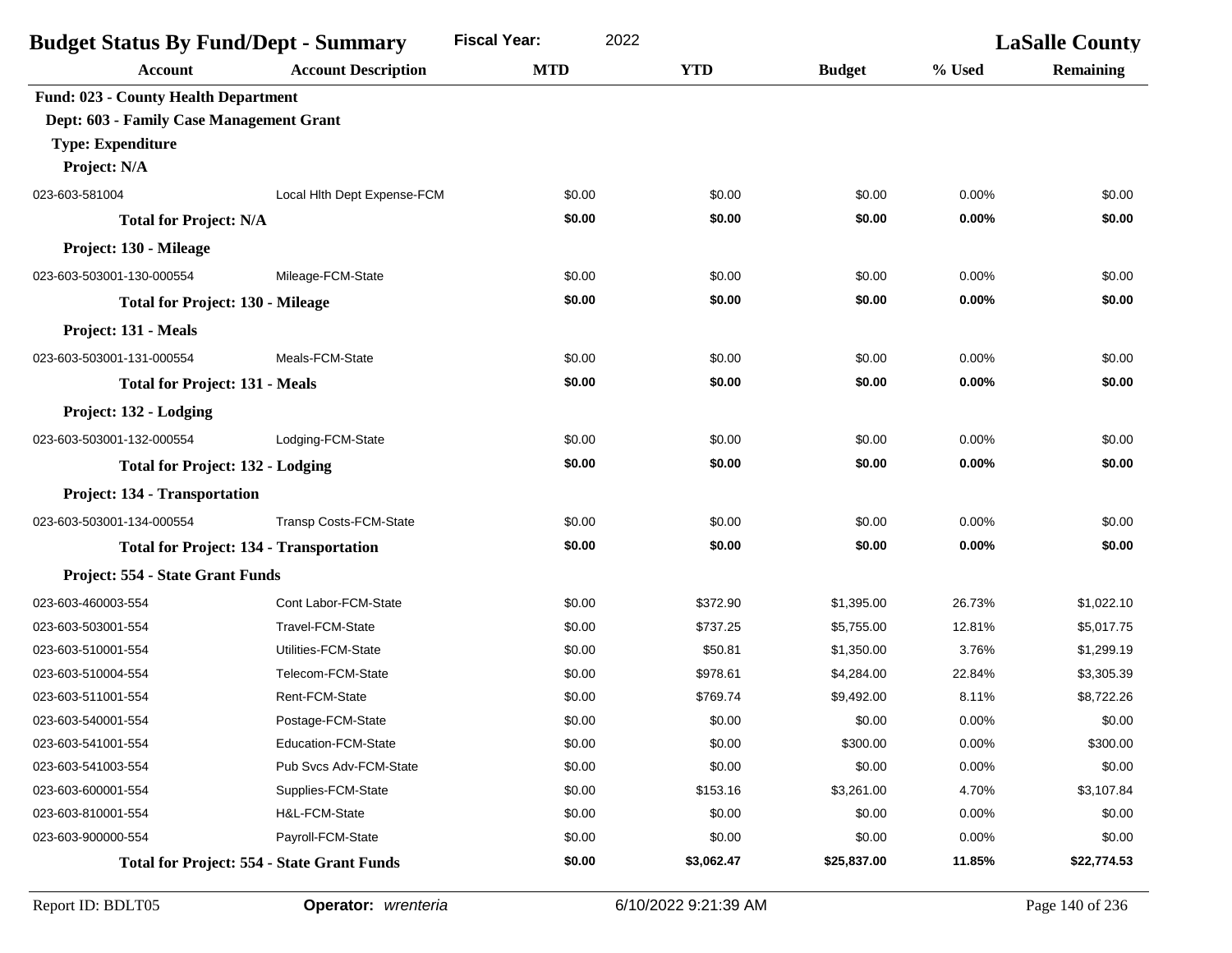# Budget Status By Fund/Dept - Summary

**Fiscal Year:** 2022

**LaSalle County**

| Account | Account Description | MTD | YTD | Budget | % Used | Remaining |
|---|---|---|---|---|---|---|
| **Fund: 023 - County Health Department** | | | | | | |
| **Dept: 603 - Family Case Management Grant** | | | | | | |
| **Type: Expenditure** | | | | | | |
| **Project: N/A** | | | | | | |
| 023-603-581004 | Local Hlth Dept Expense-FCM | $0.00 | $0.00 | $0.00 | 0.00% | $0.00 |
| **Total for Project: N/A** | | **$0.00** | **$0.00** | **$0.00** | **0.00%** | **$0.00** |
| **Project: 130 - Mileage** | | | | | | |
| 023-603-503001-130-000554 | Mileage-FCM-State | $0.00 | $0.00 | $0.00 | 0.00% | $0.00 |
| **Total for Project: 130 - Mileage** | | **$0.00** | **$0.00** | **$0.00** | **0.00%** | **$0.00** |
| **Project: 131 - Meals** | | | | | | |
| 023-603-503001-131-000554 | Meals-FCM-State | $0.00 | $0.00 | $0.00 | 0.00% | $0.00 |
| **Total for Project: 131 - Meals** | | **$0.00** | **$0.00** | **$0.00** | **0.00%** | **$0.00** |
| **Project: 132 - Lodging** | | | | | | |
| 023-603-503001-132-000554 | Lodging-FCM-State | $0.00 | $0.00 | $0.00 | 0.00% | $0.00 |
| **Total for Project: 132 - Lodging** | | **$0.00** | **$0.00** | **$0.00** | **0.00%** | **$0.00** |
| **Project: 134 - Transportation** | | | | | | |
| 023-603-503001-134-000554 | Transp Costs-FCM-State | $0.00 | $0.00 | $0.00 | 0.00% | $0.00 |
| **Total for Project: 134 - Transportation** | | **$0.00** | **$0.00** | **$0.00** | **0.00%** | **$0.00** |
| **Project: 554 - State Grant Funds** | | | | | | |
| 023-603-460003-554 | Cont Labor-FCM-State | $0.00 | $372.90 | $1,395.00 | 26.73% | $1,022.10 |
| 023-603-503001-554 | Travel-FCM-State | $0.00 | $737.25 | $5,755.00 | 12.81% | $5,017.75 |
| 023-603-510001-554 | Utilities-FCM-State | $0.00 | $50.81 | $1,350.00 | 3.76% | $1,299.19 |
| 023-603-510004-554 | Telecom-FCM-State | $0.00 | $978.61 | $4,284.00 | 22.84% | $3,305.39 |
| 023-603-511001-554 | Rent-FCM-State | $0.00 | $769.74 | $9,492.00 | 8.11% | $8,722.26 |
| 023-603-540001-554 | Postage-FCM-State | $0.00 | $0.00 | $0.00 | 0.00% | $0.00 |
| 023-603-541001-554 | Education-FCM-State | $0.00 | $0.00 | $300.00 | 0.00% | $300.00 |
| 023-603-541003-554 | Pub Svcs Adv-FCM-State | $0.00 | $0.00 | $0.00 | 0.00% | $0.00 |
| 023-603-600001-554 | Supplies-FCM-State | $0.00 | $153.16 | $3,261.00 | 4.70% | $3,107.84 |
| 023-603-810001-554 | H&L-FCM-State | $0.00 | $0.00 | $0.00 | 0.00% | $0.00 |
| 023-603-900000-554 | Payroll-FCM-State | $0.00 | $0.00 | $0.00 | 0.00% | $0.00 |
| **Total for Project: 554 - State Grant Funds** | | **$0.00** | **$3,062.47** | **$25,837.00** | **11.85%** | **$22,774.53** |

Report ID: BDLT05 **Operator:** *wrenteria* 6/10/2022 9:21:39 AM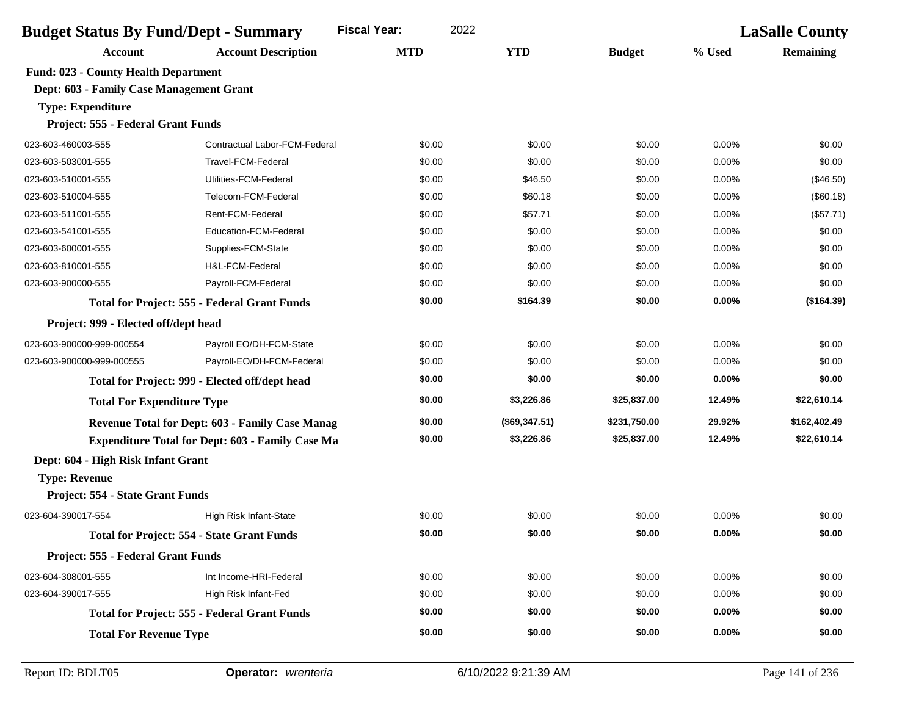# Budget Status By Fund/Dept - Summary

**Fiscal Year:** 2022

**LaSalle County**

| Account | Account Description | MTD | YTD | Budget | % Used | Remaining |
|---|---|---|---|---|---|---|
| **Fund: 023 - County Health Department** | | | | | | |
| **Dept: 603 - Family Case Management Grant** | | | | | | |
| **Type: Expenditure** | | | | | | |
| **Project: 555 - Federal Grant Funds** | | | | | | |
| 023-603-460003-555 | Contractual Labor-FCM-Federal | $0.00 | $0.00 | $0.00 | 0.00% | $0.00 |
| 023-603-503001-555 | Travel-FCM-Federal | $0.00 | $0.00 | $0.00 | 0.00% | $0.00 |
| 023-603-510001-555 | Utilities-FCM-Federal | $0.00 | $46.50 | $0.00 | 0.00% | ($46.50) |
| 023-603-510004-555 | Telecom-FCM-Federal | $0.00 | $60.18 | $0.00 | 0.00% | ($60.18) |
| 023-603-511001-555 | Rent-FCM-Federal | $0.00 | $57.71 | $0.00 | 0.00% | ($57.71) |
| 023-603-541001-555 | Education-FCM-Federal | $0.00 | $0.00 | $0.00 | 0.00% | $0.00 |
| 023-603-600001-555 | Supplies-FCM-State | $0.00 | $0.00 | $0.00 | 0.00% | $0.00 |
| 023-603-810001-555 | H&L-FCM-Federal | $0.00 | $0.00 | $0.00 | 0.00% | $0.00 |
| 023-603-900000-555 | Payroll-FCM-Federal | $0.00 | $0.00 | $0.00 | 0.00% | $0.00 |
| | **Total for Project: 555 - Federal Grant Funds** | **$0.00** | **$164.39** | **$0.00** | **0.00%** | **($164.39)** |
| **Project: 999 - Elected off/dept head** | | | | | | |
| 023-603-900000-999-000554 | Payroll EO/DH-FCM-State | $0.00 | $0.00 | $0.00 | 0.00% | $0.00 |
| 023-603-900000-999-000555 | Payroll-EO/DH-FCM-Federal | $0.00 | $0.00 | $0.00 | 0.00% | $0.00 |
| | **Total for Project: 999 - Elected off/dept head** | **$0.00** | **$0.00** | **$0.00** | **0.00%** | **$0.00** |
| | **Total For Expenditure Type** | **$0.00** | **$3,226.86** | **$25,837.00** | **12.49%** | **$22,610.14** |
| | **Revenue Total for Dept: 603 - Family Case Manag** | **$0.00** | **($69,347.51)** | **$231,750.00** | **29.92%** | **$162,402.49** |
| | **Expenditure Total for Dept: 603 - Family Case Ma** | **$0.00** | **$3,226.86** | **$25,837.00** | **12.49%** | **$22,610.14** |
| **Dept: 604 - High Risk Infant Grant** | | | | | | |
| **Type: Revenue** | | | | | | |
| **Project: 554 - State Grant Funds** | | | | | | |
| 023-604-390017-554 | High Risk Infant-State | $0.00 | $0.00 | $0.00 | 0.00% | $0.00 |
| | **Total for Project: 554 - State Grant Funds** | **$0.00** | **$0.00** | **$0.00** | **0.00%** | **$0.00** |
| **Project: 555 - Federal Grant Funds** | | | | | | |
| 023-604-308001-555 | Int Income-HRI-Federal | $0.00 | $0.00 | $0.00 | 0.00% | $0.00 |
| 023-604-390017-555 | High Risk Infant-Fed | $0.00 | $0.00 | $0.00 | 0.00% | $0.00 |
| | **Total for Project: 555 - Federal Grant Funds** | **$0.00** | **$0.00** | **$0.00** | **0.00%** | **$0.00** |
| | **Total For Revenue Type** | **$0.00** | **$0.00** | **$0.00** | **0.00%** | **$0.00** |

Report ID: BDLT05 **Operator:** *wrenteria* 6/10/2022 9:21:39 AM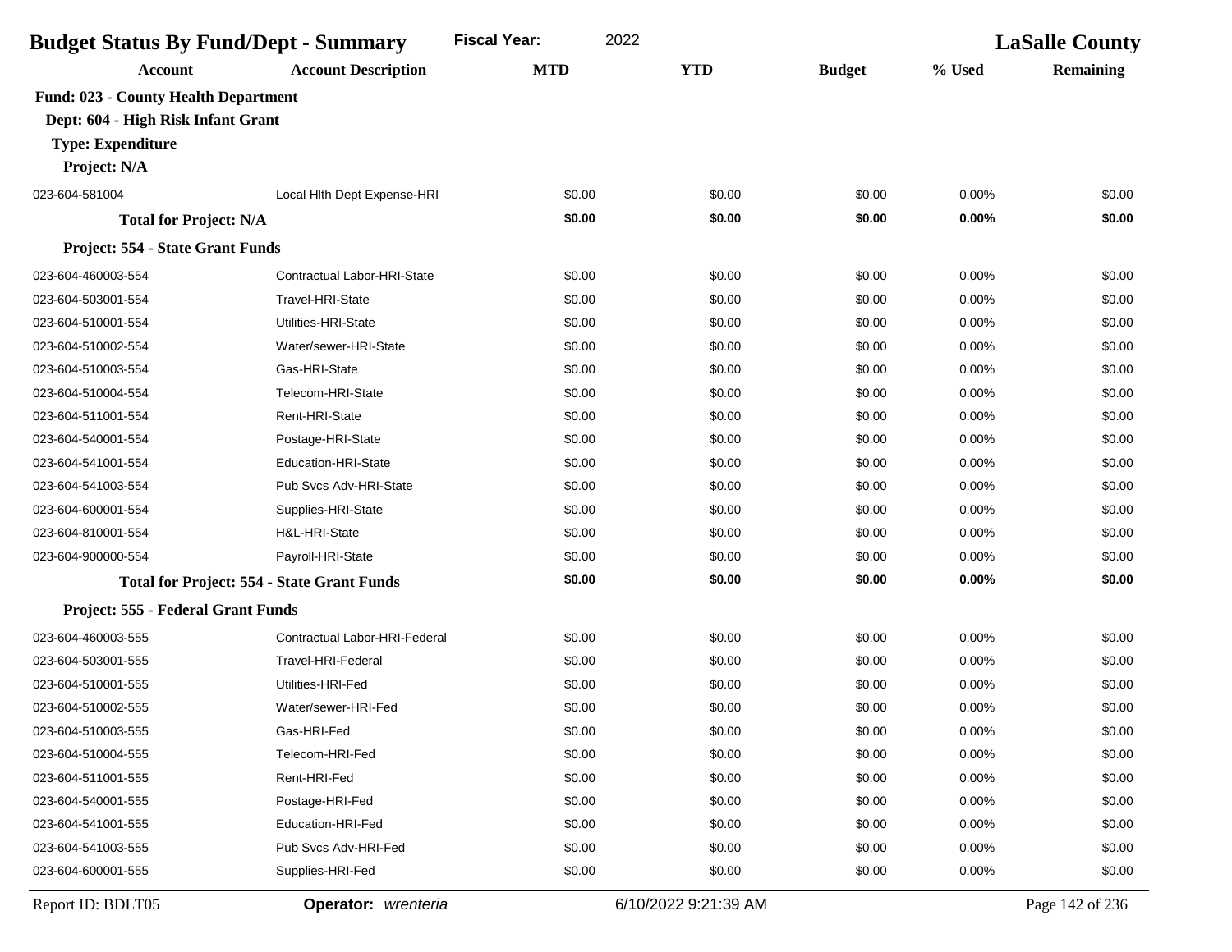# Budget Status By Fund/Dept - Summary

**Fiscal Year:** 2022

**LaSalle County**

| Account | Account Description | MTD | YTD | Budget | % Used | Remaining |
|---|---|---|---|---|---|---|
| **Fund: 023 - County Health Department** | | | | | | |
| **Dept: 604 - High Risk Infant Grant** | | | | | | |
| **Type: Expenditure** | | | | | | |
| **Project: N/A** | | | | | | |
| 023-604-581004 | Local Hlth Dept Expense-HRI | $0.00 | $0.00 | $0.00 | 0.00% | $0.00 |
| **Total for Project: N/A** | | **$0.00** | **$0.00** | **$0.00** | **0.00%** | **$0.00** |
| **Project: 554 - State Grant Funds** | | | | | | |
| 023-604-460003-554 | Contractual Labor-HRI-State | $0.00 | $0.00 | $0.00 | 0.00% | $0.00 |
| 023-604-503001-554 | Travel-HRI-State | $0.00 | $0.00 | $0.00 | 0.00% | $0.00 |
| 023-604-510001-554 | Utilities-HRI-State | $0.00 | $0.00 | $0.00 | 0.00% | $0.00 |
| 023-604-510002-554 | Water/sewer-HRI-State | $0.00 | $0.00 | $0.00 | 0.00% | $0.00 |
| 023-604-510003-554 | Gas-HRI-State | $0.00 | $0.00 | $0.00 | 0.00% | $0.00 |
| 023-604-510004-554 | Telecom-HRI-State | $0.00 | $0.00 | $0.00 | 0.00% | $0.00 |
| 023-604-511001-554 | Rent-HRI-State | $0.00 | $0.00 | $0.00 | 0.00% | $0.00 |
| 023-604-540001-554 | Postage-HRI-State | $0.00 | $0.00 | $0.00 | 0.00% | $0.00 |
| 023-604-541001-554 | Education-HRI-State | $0.00 | $0.00 | $0.00 | 0.00% | $0.00 |
| 023-604-541003-554 | Pub Svcs Adv-HRI-State | $0.00 | $0.00 | $0.00 | 0.00% | $0.00 |
| 023-604-600001-554 | Supplies-HRI-State | $0.00 | $0.00 | $0.00 | 0.00% | $0.00 |
| 023-604-810001-554 | H&L-HRI-State | $0.00 | $0.00 | $0.00 | 0.00% | $0.00 |
| 023-604-900000-554 | Payroll-HRI-State | $0.00 | $0.00 | $0.00 | 0.00% | $0.00 |
| **Total for Project: 554 - State Grant Funds** | | **$0.00** | **$0.00** | **$0.00** | **0.00%** | **$0.00** |
| **Project: 555 - Federal Grant Funds** | | | | | | |
| 023-604-460003-555 | Contractual Labor-HRI-Federal | $0.00 | $0.00 | $0.00 | 0.00% | $0.00 |
| 023-604-503001-555 | Travel-HRI-Federal | $0.00 | $0.00 | $0.00 | 0.00% | $0.00 |
| 023-604-510001-555 | Utilities-HRI-Fed | $0.00 | $0.00 | $0.00 | 0.00% | $0.00 |
| 023-604-510002-555 | Water/sewer-HRI-Fed | $0.00 | $0.00 | $0.00 | 0.00% | $0.00 |
| 023-604-510003-555 | Gas-HRI-Fed | $0.00 | $0.00 | $0.00 | 0.00% | $0.00 |
| 023-604-510004-555 | Telecom-HRI-Fed | $0.00 | $0.00 | $0.00 | 0.00% | $0.00 |
| 023-604-511001-555 | Rent-HRI-Fed | $0.00 | $0.00 | $0.00 | 0.00% | $0.00 |
| 023-604-540001-555 | Postage-HRI-Fed | $0.00 | $0.00 | $0.00 | 0.00% | $0.00 |
| 023-604-541001-555 | Education-HRI-Fed | $0.00 | $0.00 | $0.00 | 0.00% | $0.00 |
| 023-604-541003-555 | Pub Svcs Adv-HRI-Fed | $0.00 | $0.00 | $0.00 | 0.00% | $0.00 |
| 023-604-600001-555 | Supplies-HRI-Fed | $0.00 | $0.00 | $0.00 | 0.00% | $0.00 |

Report ID: BDLT05 **Operator:** *wrenteria* 6/10/2022 9:21:39 AM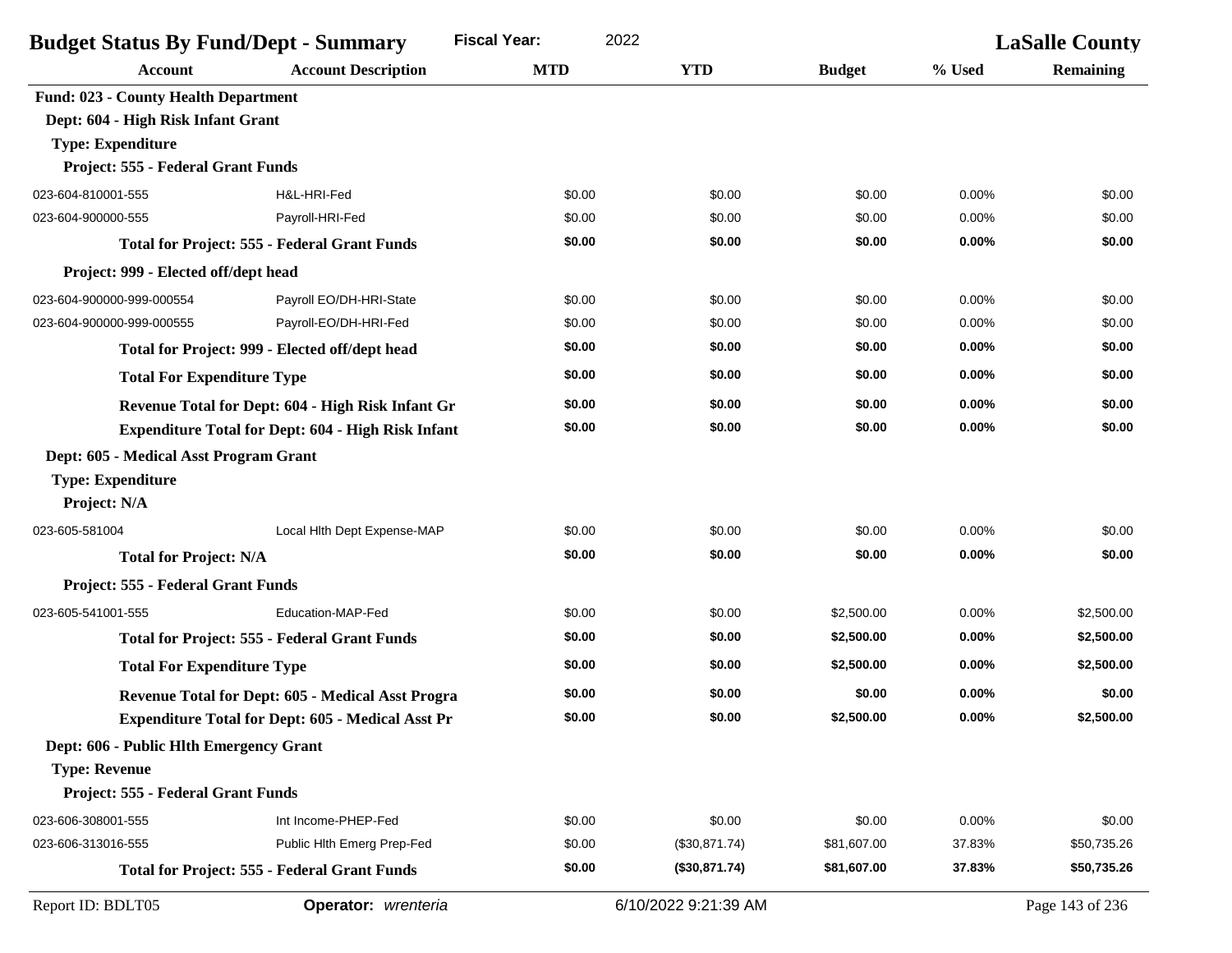# Budget Status By Fund/Dept - Summary

**Fiscal Year:** 2022

**LaSalle County**

| Account | Account Description | MTD | YTD | Budget | % Used | Remaining |
|---|---|---|---|---|---|---|
| **Fund: 023 - County Health Department** | | | | | | |
| **Dept: 604 - High Risk Infant Grant** | | | | | | |
| **Type: Expenditure** | | | | | | |
| **Project: 555 - Federal Grant Funds** | | | | | | |
| 023-604-810001-555 | H&L-HRI-Fed | $0.00 | $0.00 | $0.00 | 0.00% | $0.00 |
| 023-604-900000-555 | Payroll-HRI-Fed | $0.00 | $0.00 | $0.00 | 0.00% | $0.00 |
| | **Total for Project: 555 - Federal Grant Funds** | **$0.00** | **$0.00** | **$0.00** | **0.00%** | **$0.00** |
| **Project: 999 - Elected off/dept head** | | | | | | |
| 023-604-900000-999-000554 | Payroll EO/DH-HRI-State | $0.00 | $0.00 | $0.00 | 0.00% | $0.00 |
| 023-604-900000-999-000555 | Payroll-EO/DH-HRI-Fed | $0.00 | $0.00 | $0.00 | 0.00% | $0.00 |
| | **Total for Project: 999 - Elected off/dept head** | **$0.00** | **$0.00** | **$0.00** | **0.00%** | **$0.00** |
| | **Total For Expenditure Type** | **$0.00** | **$0.00** | **$0.00** | **0.00%** | **$0.00** |
| | **Revenue Total for Dept: 604 - High Risk Infant Gr** | **$0.00** | **$0.00** | **$0.00** | **0.00%** | **$0.00** |
| | **Expenditure Total for Dept: 604 - High Risk Infant** | **$0.00** | **$0.00** | **$0.00** | **0.00%** | **$0.00** |
| **Dept: 605 - Medical Asst Program Grant** | | | | | | |
| **Type: Expenditure** | | | | | | |
| **Project: N/A** | | | | | | |
| 023-605-581004 | Local Hlth Dept Expense-MAP | $0.00 | $0.00 | $0.00 | 0.00% | $0.00 |
| | **Total for Project: N/A** | **$0.00** | **$0.00** | **$0.00** | **0.00%** | **$0.00** |
| **Project: 555 - Federal Grant Funds** | | | | | | |
| 023-605-541001-555 | Education-MAP-Fed | $0.00 | $0.00 | $2,500.00 | 0.00% | $2,500.00 |
| | **Total for Project: 555 - Federal Grant Funds** | **$0.00** | **$0.00** | **$2,500.00** | **0.00%** | **$2,500.00** |
| | **Total For Expenditure Type** | **$0.00** | **$0.00** | **$2,500.00** | **0.00%** | **$2,500.00** |
| | **Revenue Total for Dept: 605 - Medical Asst Progra** | **$0.00** | **$0.00** | **$0.00** | **0.00%** | **$0.00** |
| | **Expenditure Total for Dept: 605 - Medical Asst Pr** | **$0.00** | **$0.00** | **$2,500.00** | **0.00%** | **$2,500.00** |
| **Dept: 606 - Public Hlth Emergency Grant** | | | | | | |
| **Type: Revenue** | | | | | | |
| **Project: 555 - Federal Grant Funds** | | | | | | |
| 023-606-308001-555 | Int Income-PHEP-Fed | $0.00 | $0.00 | $0.00 | 0.00% | $0.00 |
| 023-606-313016-555 | Public Hlth Emerg Prep-Fed | $0.00 | ($30,871.74) | $81,607.00 | 37.83% | $50,735.26 |
| | **Total for Project: 555 - Federal Grant Funds** | **$0.00** | **($30,871.74)** | **$81,607.00** | **37.83%** | **$50,735.26** |

Report ID: BDLT05 | **Operator:** *wrenteria* | 6/10/2022 9:21:39 AM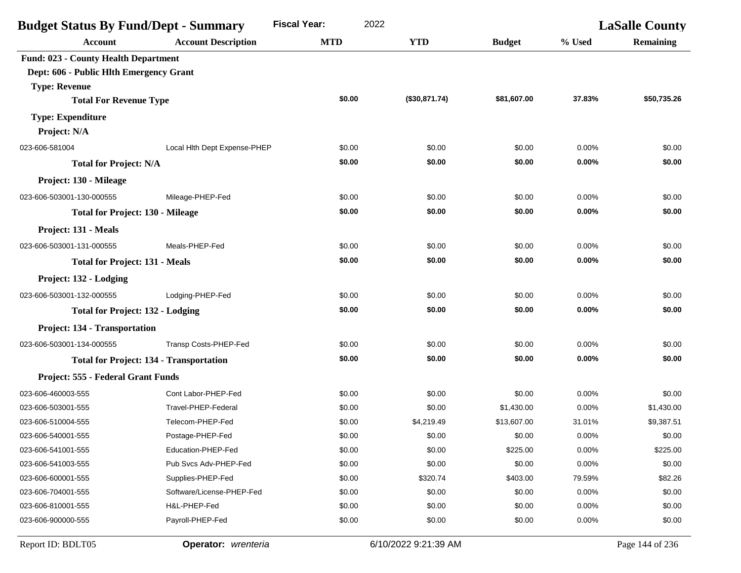# Budget Status By Fund/Dept - Summary

**Fiscal Year:** 2022

**LaSalle County**

| Account | Account Description | MTD | YTD | Budget | % Used | Remaining |
|---|---|---|---|---|---|---|
| **Fund: 023 - County Health Department** | | | | | | |
| **Dept: 606 - Public Hlth Emergency Grant** | | | | | | |
| **Type: Revenue** | | | | | | |
| **Total For Revenue Type** | | **$0.00** | **($30,871.74)** | **$81,607.00** | **37.83%** | **$50,735.26** |
| **Type: Expenditure** | | | | | | |
| **Project: N/A** | | | | | | |
| 023-606-581004 | Local Hlth Dept Expense-PHEP | $0.00 | $0.00 | $0.00 | 0.00% | $0.00 |
| **Total for Project: N/A** | | **$0.00** | **$0.00** | **$0.00** | **0.00%** | **$0.00** |
| **Project: 130 - Mileage** | | | | | | |
| 023-606-503001-130-000555 | Mileage-PHEP-Fed | $0.00 | $0.00 | $0.00 | 0.00% | $0.00 |
| **Total for Project: 130 - Mileage** | | **$0.00** | **$0.00** | **$0.00** | **0.00%** | **$0.00** |
| **Project: 131 - Meals** | | | | | | |
| 023-606-503001-131-000555 | Meals-PHEP-Fed | $0.00 | $0.00 | $0.00 | 0.00% | $0.00 |
| **Total for Project: 131 - Meals** | | **$0.00** | **$0.00** | **$0.00** | **0.00%** | **$0.00** |
| **Project: 132 - Lodging** | | | | | | |
| 023-606-503001-132-000555 | Lodging-PHEP-Fed | $0.00 | $0.00 | $0.00 | 0.00% | $0.00 |
| **Total for Project: 132 - Lodging** | | **$0.00** | **$0.00** | **$0.00** | **0.00%** | **$0.00** |
| **Project: 134 - Transportation** | | | | | | |
| 023-606-503001-134-000555 | Transp Costs-PHEP-Fed | $0.00 | $0.00 | $0.00 | 0.00% | $0.00 |
| **Total for Project: 134 - Transportation** | | **$0.00** | **$0.00** | **$0.00** | **0.00%** | **$0.00** |
| **Project: 555 - Federal Grant Funds** | | | | | | |
| 023-606-460003-555 | Cont Labor-PHEP-Fed | $0.00 | $0.00 | $0.00 | 0.00% | $0.00 |
| 023-606-503001-555 | Travel-PHEP-Federal | $0.00 | $0.00 | $1,430.00 | 0.00% | $1,430.00 |
| 023-606-510004-555 | Telecom-PHEP-Fed | $0.00 | $4,219.49 | $13,607.00 | 31.01% | $9,387.51 |
| 023-606-540001-555 | Postage-PHEP-Fed | $0.00 | $0.00 | $0.00 | 0.00% | $0.00 |
| 023-606-541001-555 | Education-PHEP-Fed | $0.00 | $0.00 | $225.00 | 0.00% | $225.00 |
| 023-606-541003-555 | Pub Svcs Adv-PHEP-Fed | $0.00 | $0.00 | $0.00 | 0.00% | $0.00 |
| 023-606-600001-555 | Supplies-PHEP-Fed | $0.00 | $320.74 | $403.00 | 79.59% | $82.26 |
| 023-606-704001-555 | Software/License-PHEP-Fed | $0.00 | $0.00 | $0.00 | 0.00% | $0.00 |
| 023-606-810001-555 | H&L-PHEP-Fed | $0.00 | $0.00 | $0.00 | 0.00% | $0.00 |
| 023-606-900000-555 | Payroll-PHEP-Fed | $0.00 | $0.00 | $0.00 | 0.00% | $0.00 |

Report ID: BDLT05 **Operator:** *wrenteria* 6/10/2022 9:21:39 AM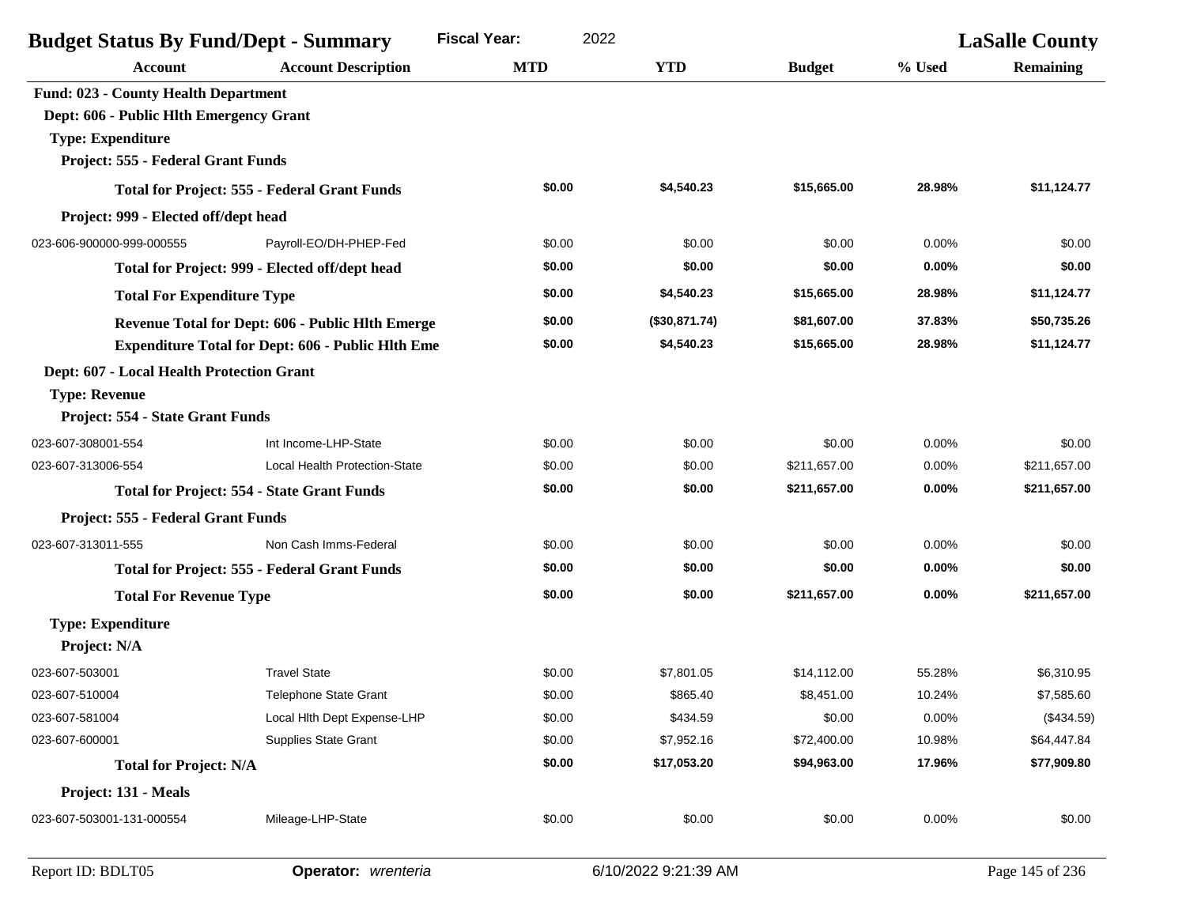## Budget Status By Fund/Dept - Summary

**Fiscal Year:** 2022

**LaSalle County**

| Account | Account Description | MTD | YTD | Budget | % Used | Remaining |
|---|---|---|---|---|---|---|
| **Fund: 023 - County Health Department** | | | | | | |
| **Dept: 606 - Public Hlth Emergency Grant** | | | | | | |
| **Type: Expenditure** | | | | | | |
| **Project: 555 - Federal Grant Funds** | | | | | | |
| | **Total for Project: 555 - Federal Grant Funds** | **$0.00** | **$4,540.23** | **$15,665.00** | **28.98%** | **$11,124.77** |
| **Project: 999 - Elected off/dept head** | | | | | | |
| 023-606-900000-999-000555 | Payroll-EO/DH-PHEP-Fed | $0.00 | $0.00 | $0.00 | 0.00% | $0.00 |
| | **Total for Project: 999 - Elected off/dept head** | **$0.00** | **$0.00** | **$0.00** | **0.00%** | **$0.00** |
| | **Total For Expenditure Type** | **$0.00** | **$4,540.23** | **$15,665.00** | **28.98%** | **$11,124.77** |
| | **Revenue Total for Dept: 606 - Public Hlth Emerge** | **$0.00** | **($30,871.74)** | **$81,607.00** | **37.83%** | **$50,735.26** |
| | **Expenditure Total for Dept: 606 - Public Hlth Eme** | **$0.00** | **$4,540.23** | **$15,665.00** | **28.98%** | **$11,124.77** |
| **Dept: 607 - Local Health Protection Grant** | | | | | | |
| **Type: Revenue** | | | | | | |
| **Project: 554 - State Grant Funds** | | | | | | |
| 023-607-308001-554 | Int Income-LHP-State | $0.00 | $0.00 | $0.00 | 0.00% | $0.00 |
| 023-607-313006-554 | Local Health Protection-State | $0.00 | $0.00 | $211,657.00 | 0.00% | $211,657.00 |
| | **Total for Project: 554 - State Grant Funds** | **$0.00** | **$0.00** | **$211,657.00** | **0.00%** | **$211,657.00** |
| **Project: 555 - Federal Grant Funds** | | | | | | |
| 023-607-313011-555 | Non Cash Imms-Federal | $0.00 | $0.00 | $0.00 | 0.00% | $0.00 |
| | **Total for Project: 555 - Federal Grant Funds** | **$0.00** | **$0.00** | **$0.00** | **0.00%** | **$0.00** |
| | **Total For Revenue Type** | **$0.00** | **$0.00** | **$211,657.00** | **0.00%** | **$211,657.00** |
| **Type: Expenditure** | | | | | | |
| **Project: N/A** | | | | | | |
| 023-607-503001 | Travel State | $0.00 | $7,801.05 | $14,112.00 | 55.28% | $6,310.95 |
| 023-607-510004 | Telephone State Grant | $0.00 | $865.40 | $8,451.00 | 10.24% | $7,585.60 |
| 023-607-581004 | Local Hlth Dept Expense-LHP | $0.00 | $434.59 | $0.00 | 0.00% | ($434.59) |
| 023-607-600001 | Supplies State Grant | $0.00 | $7,952.16 | $72,400.00 | 10.98% | $64,447.84 |
| | **Total for Project: N/A** | **$0.00** | **$17,053.20** | **$94,963.00** | **17.96%** | **$77,909.80** |
| **Project: 131 - Meals** | | | | | | |
| 023-607-503001-131-000554 | Mileage-LHP-State | $0.00 | $0.00 | $0.00 | 0.00% | $0.00 |

Report ID: BDLT05 | **Operator:** *wrenteria* | 6/10/2022 9:21:39 AM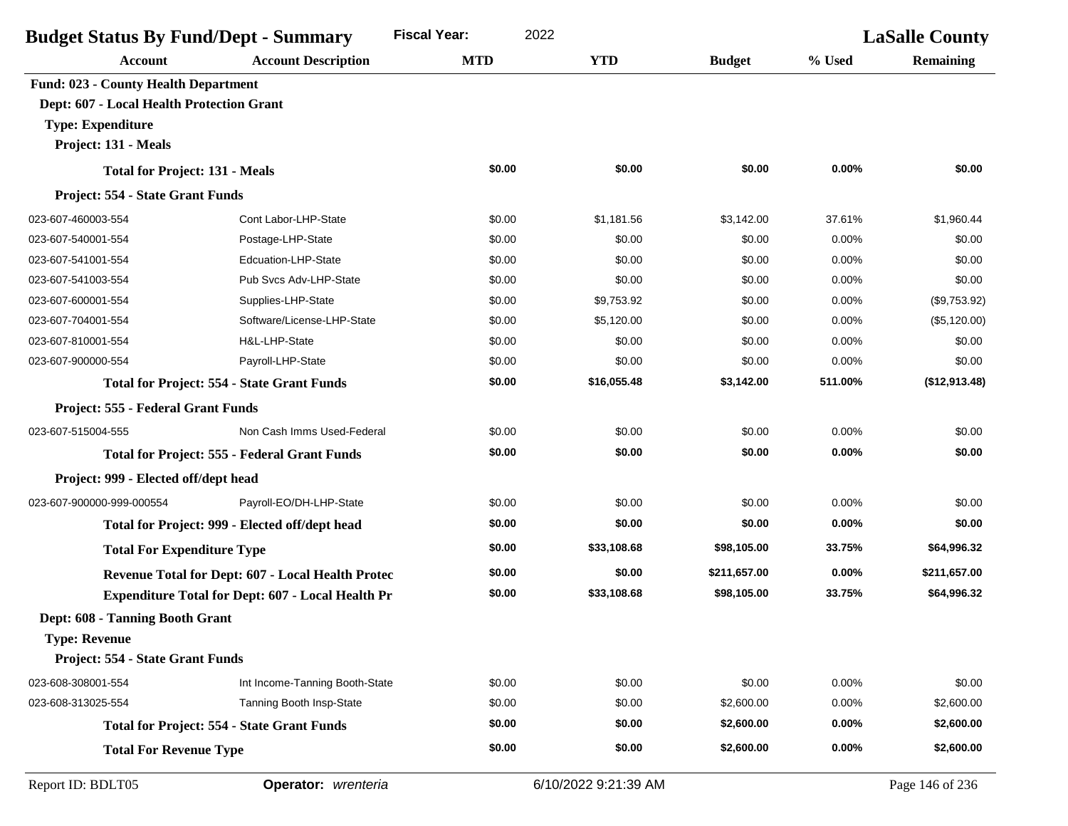# Budget Status By Fund/Dept - Summary

**Fiscal Year:** 2022 **LaSalle County**

| Account | Account Description | MTD | YTD | Budget | % Used | Remaining |
|---|---|---|---|---|---|---|
| **Fund: 023 - County Health Department** | | | | | | |
| **Dept: 607 - Local Health Protection Grant** | | | | | | |
| **Type: Expenditure** | | | | | | |
| **Project: 131 - Meals** | | | | | | |
| **Total for Project: 131 - Meals** | | **$0.00** | **$0.00** | **$0.00** | **0.00%** | **$0.00** |
| **Project: 554 - State Grant Funds** | | | | | | |
| 023-607-460003-554 | Cont Labor-LHP-State | $0.00 | $1,181.56 | $3,142.00 | 37.61% | $1,960.44 |
| 023-607-540001-554 | Postage-LHP-State | $0.00 | $0.00 | $0.00 | 0.00% | $0.00 |
| 023-607-541001-554 | Edcuation-LHP-State | $0.00 | $0.00 | $0.00 | 0.00% | $0.00 |
| 023-607-541003-554 | Pub Svcs Adv-LHP-State | $0.00 | $0.00 | $0.00 | 0.00% | $0.00 |
| 023-607-600001-554 | Supplies-LHP-State | $0.00 | $9,753.92 | $0.00 | 0.00% | ($9,753.92) |
| 023-607-704001-554 | Software/License-LHP-State | $0.00 | $5,120.00 | $0.00 | 0.00% | ($5,120.00) |
| 023-607-810001-554 | H&L-LHP-State | $0.00 | $0.00 | $0.00 | 0.00% | $0.00 |
| 023-607-900000-554 | Payroll-LHP-State | $0.00 | $0.00 | $0.00 | 0.00% | $0.00 |
| **Total for Project: 554 - State Grant Funds** | | **$0.00** | **$16,055.48** | **$3,142.00** | **511.00%** | **($12,913.48)** |
| **Project: 555 - Federal Grant Funds** | | | | | | |
| 023-607-515004-555 | Non Cash Imms Used-Federal | $0.00 | $0.00 | $0.00 | 0.00% | $0.00 |
| **Total for Project: 555 - Federal Grant Funds** | | **$0.00** | **$0.00** | **$0.00** | **0.00%** | **$0.00** |
| **Project: 999 - Elected off/dept head** | | | | | | |
| 023-607-900000-999-000554 | Payroll-EO/DH-LHP-State | $0.00 | $0.00 | $0.00 | 0.00% | $0.00 |
| **Total for Project: 999 - Elected off/dept head** | | **$0.00** | **$0.00** | **$0.00** | **0.00%** | **$0.00** |
| **Total For Expenditure Type** | | **$0.00** | **$33,108.68** | **$98,105.00** | **33.75%** | **$64,996.32** |
| **Revenue Total for Dept: 607 - Local Health Protec** | | **$0.00** | **$0.00** | **$211,657.00** | **0.00%** | **$211,657.00** |
| **Expenditure Total for Dept: 607 - Local Health Pr** | | **$0.00** | **$33,108.68** | **$98,105.00** | **33.75%** | **$64,996.32** |
| **Dept: 608 - Tanning Booth Grant** | | | | | | |
| **Type: Revenue** | | | | | | |
| **Project: 554 - State Grant Funds** | | | | | | |
| 023-608-308001-554 | Int Income-Tanning Booth-State | $0.00 | $0.00 | $0.00 | 0.00% | $0.00 |
| 023-608-313025-554 | Tanning Booth Insp-State | $0.00 | $0.00 | $2,600.00 | 0.00% | $2,600.00 |
| **Total for Project: 554 - State Grant Funds** | | **$0.00** | **$0.00** | **$2,600.00** | **0.00%** | **$2,600.00** |
| **Total For Revenue Type** | | **$0.00** | **$0.00** | **$2,600.00** | **0.00%** | **$2,600.00** |

Report ID: BDLT05 **Operator:** *wrenteria* 6/10/2022 9:21:39 AM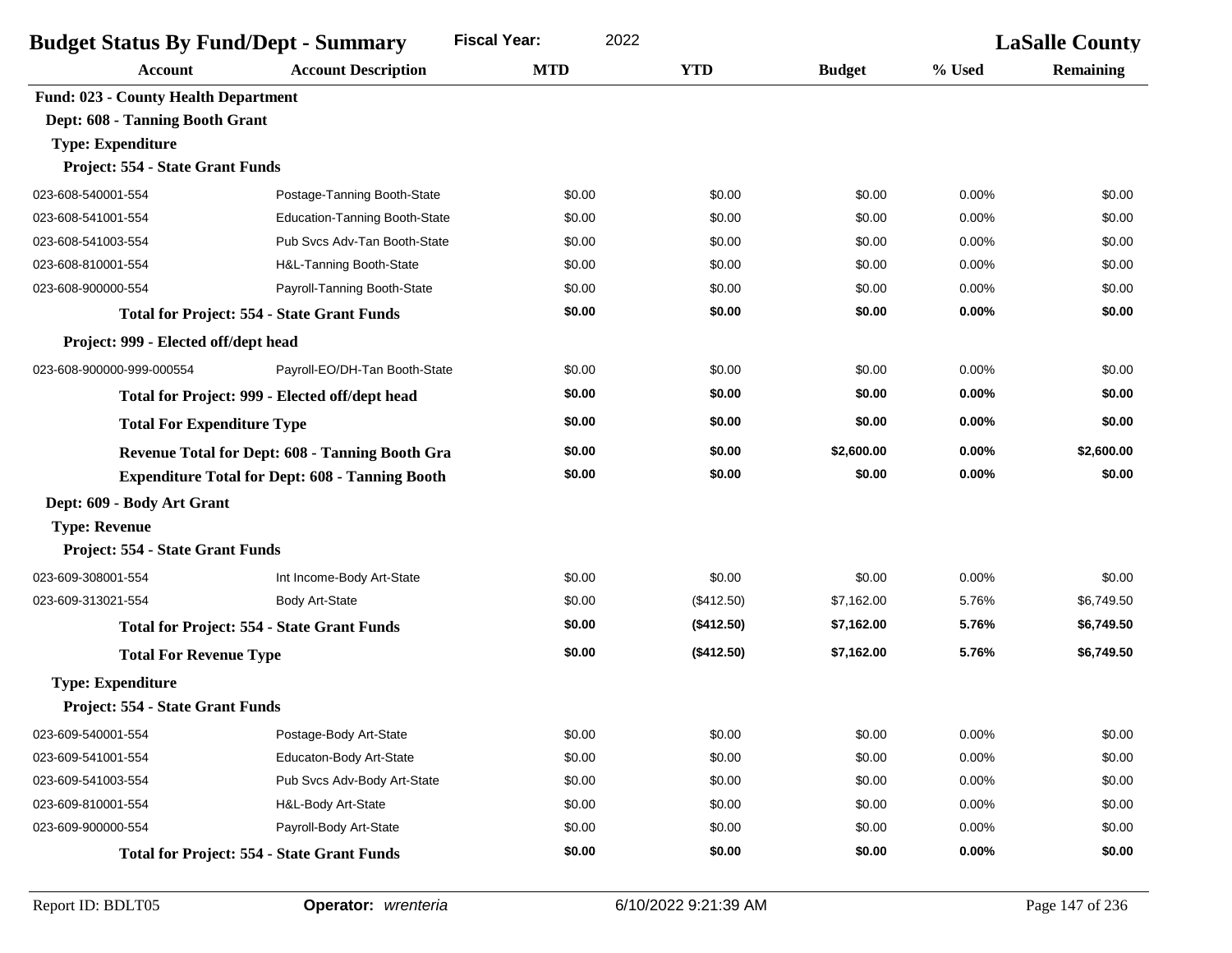# Budget Status By Fund/Dept - Summary

**Fiscal Year:** 2022

**LaSalle County**

| Account | Account Description | MTD | YTD | Budget | % Used | Remaining |
|---|---|---|---|---|---|---|
| **Fund: 023 - County Health Department** | | | | | | |
| **Dept: 608 - Tanning Booth Grant** | | | | | | |
| **Type: Expenditure** | | | | | | |
| **Project: 554 - State Grant Funds** | | | | | | |
| 023-608-540001-554 | Postage-Tanning Booth-State | $0.00 | $0.00 | $0.00 | 0.00% | $0.00 |
| 023-608-541001-554 | Education-Tanning Booth-State | $0.00 | $0.00 | $0.00 | 0.00% | $0.00 |
| 023-608-541003-554 | Pub Svcs Adv-Tan Booth-State | $0.00 | $0.00 | $0.00 | 0.00% | $0.00 |
| 023-608-810001-554 | H&L-Tanning Booth-State | $0.00 | $0.00 | $0.00 | 0.00% | $0.00 |
| 023-608-900000-554 | Payroll-Tanning Booth-State | $0.00 | $0.00 | $0.00 | 0.00% | $0.00 |
| | **Total for Project: 554 - State Grant Funds** | **$0.00** | **$0.00** | **$0.00** | **0.00%** | **$0.00** |
| **Project: 999 - Elected off/dept head** | | | | | | |
| 023-608-900000-999-000554 | Payroll-EO/DH-Tan Booth-State | $0.00 | $0.00 | $0.00 | 0.00% | $0.00 |
| | **Total for Project: 999 - Elected off/dept head** | **$0.00** | **$0.00** | **$0.00** | **0.00%** | **$0.00** |
| | **Total For Expenditure Type** | **$0.00** | **$0.00** | **$0.00** | **0.00%** | **$0.00** |
| | **Revenue Total for Dept: 608 - Tanning Booth Gra** | **$0.00** | **$0.00** | **$2,600.00** | **0.00%** | **$2,600.00** |
| | **Expenditure Total for Dept: 608 - Tanning Booth** | **$0.00** | **$0.00** | **$0.00** | **0.00%** | **$0.00** |
| **Dept: 609 - Body Art Grant** | | | | | | |
| **Type: Revenue** | | | | | | |
| **Project: 554 - State Grant Funds** | | | | | | |
| 023-609-308001-554 | Int Income-Body Art-State | $0.00 | $0.00 | $0.00 | 0.00% | $0.00 |
| 023-609-313021-554 | Body Art-State | $0.00 | ($412.50) | $7,162.00 | 5.76% | $6,749.50 |
| | **Total for Project: 554 - State Grant Funds** | **$0.00** | **($412.50)** | **$7,162.00** | **5.76%** | **$6,749.50** |
| | **Total For Revenue Type** | **$0.00** | **($412.50)** | **$7,162.00** | **5.76%** | **$6,749.50** |
| **Type: Expenditure** | | | | | | |
| **Project: 554 - State Grant Funds** | | | | | | |
| 023-609-540001-554 | Postage-Body Art-State | $0.00 | $0.00 | $0.00 | 0.00% | $0.00 |
| 023-609-541001-554 | Educaton-Body Art-State | $0.00 | $0.00 | $0.00 | 0.00% | $0.00 |
| 023-609-541003-554 | Pub Svcs Adv-Body Art-State | $0.00 | $0.00 | $0.00 | 0.00% | $0.00 |
| 023-609-810001-554 | H&L-Body Art-State | $0.00 | $0.00 | $0.00 | 0.00% | $0.00 |
| 023-609-900000-554 | Payroll-Body Art-State | $0.00 | $0.00 | $0.00 | 0.00% | $0.00 |
| | **Total for Project: 554 - State Grant Funds** | **$0.00** | **$0.00** | **$0.00** | **0.00%** | **$0.00** |

Report ID: BDLT05 | **Operator:** *wrenteria* | 6/10/2022 9:21:39 AM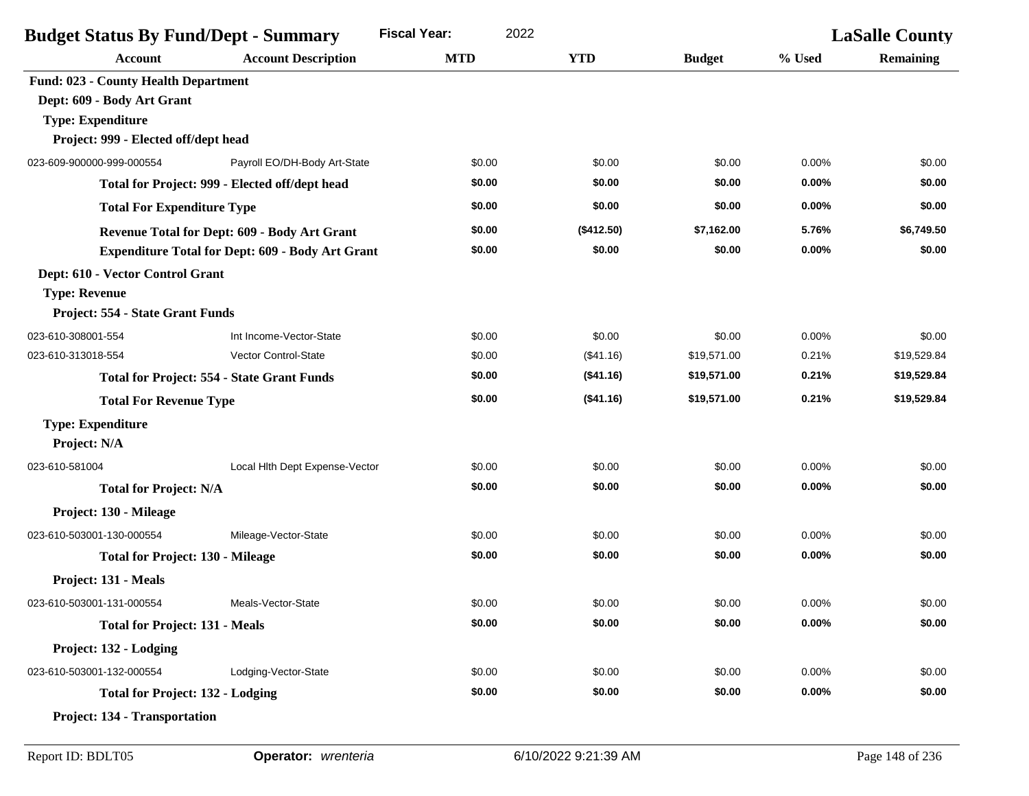# Budget Status By Fund/Dept - Summary

**Fiscal Year:** 2022 — **LaSalle County**

| Account | Account Description | MTD | YTD | Budget | % Used | Remaining |
|---|---|---|---|---|---|---|
| **Fund: 023 - County Health Department** | | | | | | |
| **Dept: 609 - Body Art Grant** | | | | | | |
| **Type: Expenditure** | | | | | | |
| **Project: 999 - Elected off/dept head** | | | | | | |
| 023-609-900000-999-000554 | Payroll EO/DH-Body Art-State | $0.00 | $0.00 | $0.00 | 0.00% | $0.00 |
| | **Total for Project: 999 - Elected off/dept head** | **$0.00** | **$0.00** | **$0.00** | **0.00%** | **$0.00** |
| | **Total For Expenditure Type** | **$0.00** | **$0.00** | **$0.00** | **0.00%** | **$0.00** |
| | **Revenue Total for Dept: 609 - Body Art Grant** | **$0.00** | **($412.50)** | **$7,162.00** | **5.76%** | **$6,749.50** |
| | **Expenditure Total for Dept: 609 - Body Art Grant** | **$0.00** | **$0.00** | **$0.00** | **0.00%** | **$0.00** |
| **Dept: 610 - Vector Control Grant** | | | | | | |
| **Type: Revenue** | | | | | | |
| **Project: 554 - State Grant Funds** | | | | | | |
| 023-610-308001-554 | Int Income-Vector-State | $0.00 | $0.00 | $0.00 | 0.00% | $0.00 |
| 023-610-313018-554 | Vector Control-State | $0.00 | ($41.16) | $19,571.00 | 0.21% | $19,529.84 |
| | **Total for Project: 554 - State Grant Funds** | **$0.00** | **($41.16)** | **$19,571.00** | **0.21%** | **$19,529.84** |
| | **Total For Revenue Type** | **$0.00** | **($41.16)** | **$19,571.00** | **0.21%** | **$19,529.84** |
| **Type: Expenditure** | | | | | | |
| **Project: N/A** | | | | | | |
| 023-610-581004 | Local Hlth Dept Expense-Vector | $0.00 | $0.00 | $0.00 | 0.00% | $0.00 |
| | **Total for Project: N/A** | **$0.00** | **$0.00** | **$0.00** | **0.00%** | **$0.00** |
| **Project: 130 - Mileage** | | | | | | |
| 023-610-503001-130-000554 | Mileage-Vector-State | $0.00 | $0.00 | $0.00 | 0.00% | $0.00 |
| | **Total for Project: 130 - Mileage** | **$0.00** | **$0.00** | **$0.00** | **0.00%** | **$0.00** |
| **Project: 131 - Meals** | | | | | | |
| 023-610-503001-131-000554 | Meals-Vector-State | $0.00 | $0.00 | $0.00 | 0.00% | $0.00 |
| | **Total for Project: 131 - Meals** | **$0.00** | **$0.00** | **$0.00** | **0.00%** | **$0.00** |
| **Project: 132 - Lodging** | | | | | | |
| 023-610-503001-132-000554 | Lodging-Vector-State | $0.00 | $0.00 | $0.00 | 0.00% | $0.00 |
| | **Total for Project: 132 - Lodging** | **$0.00** | **$0.00** | **$0.00** | **0.00%** | **$0.00** |
| **Project: 134 - Transportation** | | | | | | |

Report ID: BDLT05 — Operator: *wrenteria* — 6/10/2022 9:21:39 AM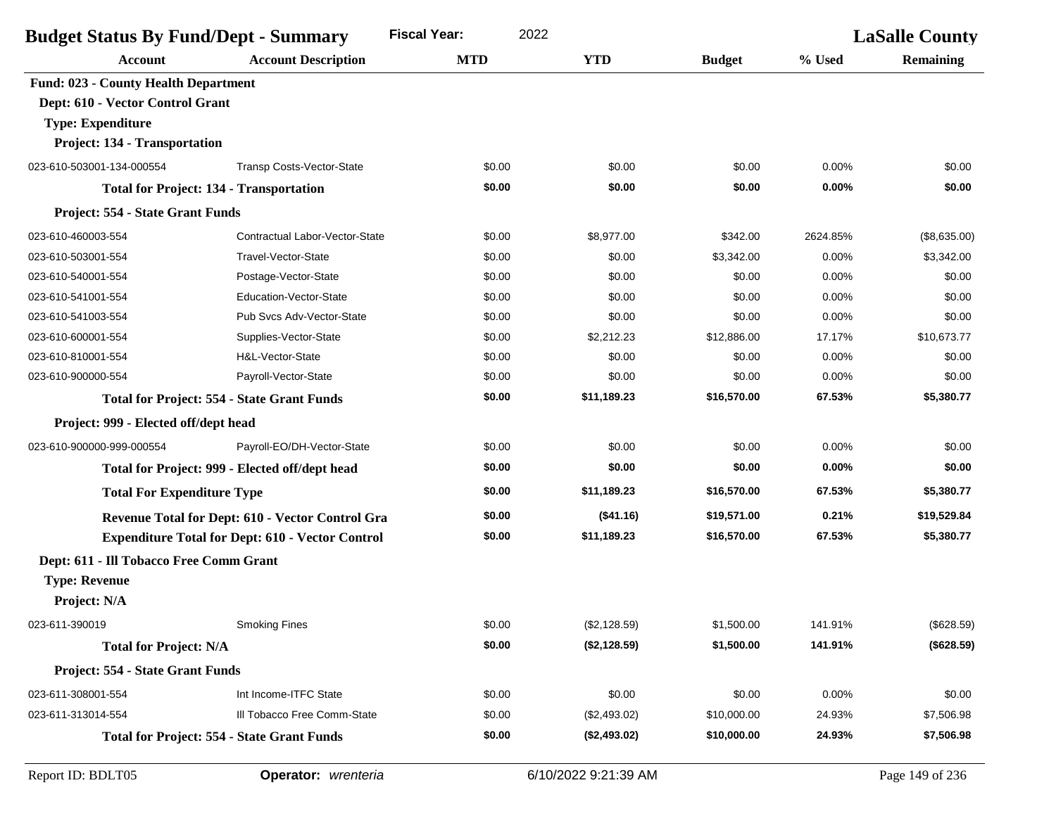# Budget Status By Fund/Dept - Summary

**Fiscal Year:** 2022

**LaSalle County**

| Account | Account Description | MTD | YTD | Budget | % Used | Remaining |
|---|---|---|---|---|---|---|
| **Fund: 023 - County Health Department** | | | | | | |
| **Dept: 610 - Vector Control Grant** | | | | | | |
| **Type: Expenditure** | | | | | | |
| **Project: 134 - Transportation** | | | | | | |
| 023-610-503001-134-000554 | Transp Costs-Vector-State | $0.00 | $0.00 | $0.00 | 0.00% | $0.00 |
| **Total for Project: 134 - Transportation** | | **$0.00** | **$0.00** | **$0.00** | **0.00%** | **$0.00** |
| **Project: 554 - State Grant Funds** | | | | | | |
| 023-610-460003-554 | Contractual Labor-Vector-State | $0.00 | $8,977.00 | $342.00 | 2624.85% | ($8,635.00) |
| 023-610-503001-554 | Travel-Vector-State | $0.00 | $0.00 | $3,342.00 | 0.00% | $3,342.00 |
| 023-610-540001-554 | Postage-Vector-State | $0.00 | $0.00 | $0.00 | 0.00% | $0.00 |
| 023-610-541001-554 | Education-Vector-State | $0.00 | $0.00 | $0.00 | 0.00% | $0.00 |
| 023-610-541003-554 | Pub Svcs Adv-Vector-State | $0.00 | $0.00 | $0.00 | 0.00% | $0.00 |
| 023-610-600001-554 | Supplies-Vector-State | $0.00 | $2,212.23 | $12,886.00 | 17.17% | $10,673.77 |
| 023-610-810001-554 | H&L-Vector-State | $0.00 | $0.00 | $0.00 | 0.00% | $0.00 |
| 023-610-900000-554 | Payroll-Vector-State | $0.00 | $0.00 | $0.00 | 0.00% | $0.00 |
| **Total for Project: 554 - State Grant Funds** | | **$0.00** | **$11,189.23** | **$16,570.00** | **67.53%** | **$5,380.77** |
| **Project: 999 - Elected off/dept head** | | | | | | |
| 023-610-900000-999-000554 | Payroll-EO/DH-Vector-State | $0.00 | $0.00 | $0.00 | 0.00% | $0.00 |
| **Total for Project: 999 - Elected off/dept head** | | **$0.00** | **$0.00** | **$0.00** | **0.00%** | **$0.00** |
| **Total For Expenditure Type** | | **$0.00** | **$11,189.23** | **$16,570.00** | **67.53%** | **$5,380.77** |
| **Revenue Total for Dept: 610 - Vector Control Gra** | | **$0.00** | **($41.16)** | **$19,571.00** | **0.21%** | **$19,529.84** |
| **Expenditure Total for Dept: 610 - Vector Control** | | **$0.00** | **$11,189.23** | **$16,570.00** | **67.53%** | **$5,380.77** |
| **Dept: 611 - Ill Tobacco Free Comm Grant** | | | | | | |
| **Type: Revenue** | | | | | | |
| **Project: N/A** | | | | | | |
| 023-611-390019 | Smoking Fines | $0.00 | ($2,128.59) | $1,500.00 | 141.91% | ($628.59) |
| **Total for Project: N/A** | | **$0.00** | **($2,128.59)** | **$1,500.00** | **141.91%** | **($628.59)** |
| **Project: 554 - State Grant Funds** | | | | | | |
| 023-611-308001-554 | Int Income-ITFC State | $0.00 | $0.00 | $0.00 | 0.00% | $0.00 |
| 023-611-313014-554 | Ill Tobacco Free Comm-State | $0.00 | ($2,493.02) | $10,000.00 | 24.93% | $7,506.98 |
| **Total for Project: 554 - State Grant Funds** | | **$0.00** | **($2,493.02)** | **$10,000.00** | **24.93%** | **$7,506.98** |

Report ID: BDLT05 **Operator:** *wrenteria* 6/10/2022 9:21:39 AM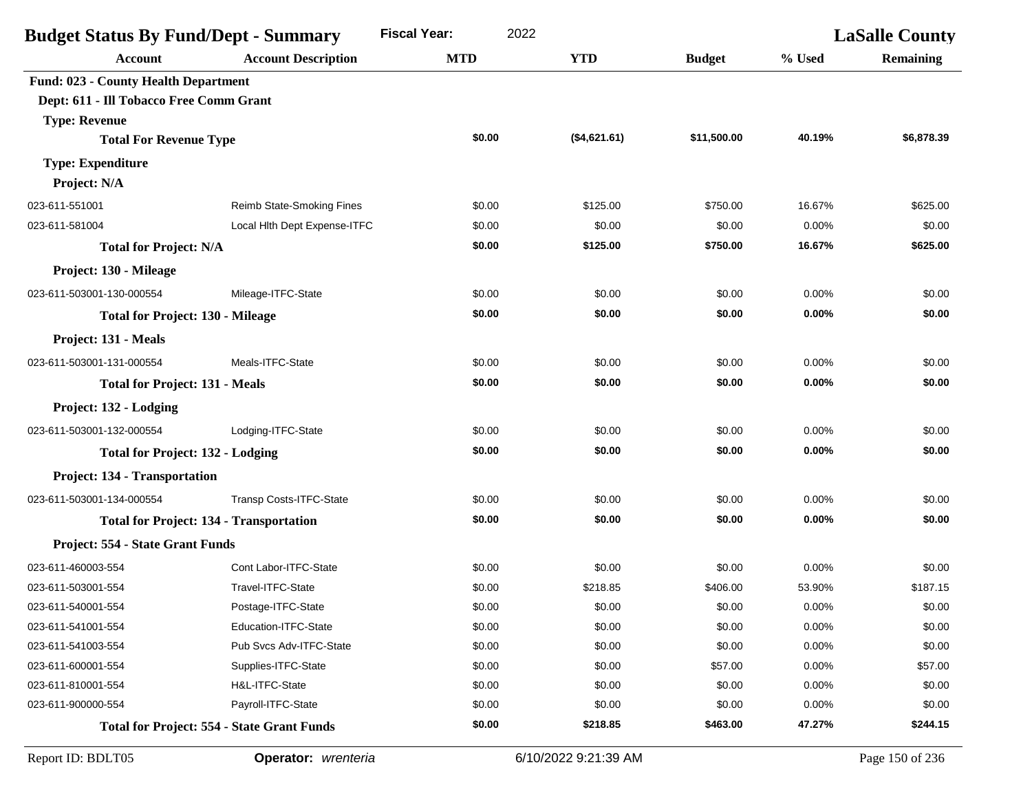# Budget Status By Fund/Dept - Summary

**Fiscal Year:** 2022

**LaSalle County**

| Account | Account Description | MTD | YTD | Budget | % Used | Remaining |
|---|---|---|---|---|---|---|
| **Fund: 023 - County Health Department** | | | | | | |
| **Dept: 611 - Ill Tobacco Free Comm Grant** | | | | | | |
| **Type: Revenue** | | | | | | |
| **Total For Revenue Type** | | **$0.00** | **($4,621.61)** | **$11,500.00** | **40.19%** | **$6,878.39** |
| **Type: Expenditure** | | | | | | |
| **Project: N/A** | | | | | | |
| 023-611-551001 | Reimb State-Smoking Fines | $0.00 | $125.00 | $750.00 | 16.67% | $625.00 |
| 023-611-581004 | Local Hlth Dept Expense-ITFC | $0.00 | $0.00 | $0.00 | 0.00% | $0.00 |
| **Total for Project: N/A** | | **$0.00** | **$125.00** | **$750.00** | **16.67%** | **$625.00** |
| **Project: 130 - Mileage** | | | | | | |
| 023-611-503001-130-000554 | Mileage-ITFC-State | $0.00 | $0.00 | $0.00 | 0.00% | $0.00 |
| **Total for Project: 130 - Mileage** | | **$0.00** | **$0.00** | **$0.00** | **0.00%** | **$0.00** |
| **Project: 131 - Meals** | | | | | | |
| 023-611-503001-131-000554 | Meals-ITFC-State | $0.00 | $0.00 | $0.00 | 0.00% | $0.00 |
| **Total for Project: 131 - Meals** | | **$0.00** | **$0.00** | **$0.00** | **0.00%** | **$0.00** |
| **Project: 132 - Lodging** | | | | | | |
| 023-611-503001-132-000554 | Lodging-ITFC-State | $0.00 | $0.00 | $0.00 | 0.00% | $0.00 |
| **Total for Project: 132 - Lodging** | | **$0.00** | **$0.00** | **$0.00** | **0.00%** | **$0.00** |
| **Project: 134 - Transportation** | | | | | | |
| 023-611-503001-134-000554 | Transp Costs-ITFC-State | $0.00 | $0.00 | $0.00 | 0.00% | $0.00 |
| **Total for Project: 134 - Transportation** | | **$0.00** | **$0.00** | **$0.00** | **0.00%** | **$0.00** |
| **Project: 554 - State Grant Funds** | | | | | | |
| 023-611-460003-554 | Cont Labor-ITFC-State | $0.00 | $0.00 | $0.00 | 0.00% | $0.00 |
| 023-611-503001-554 | Travel-ITFC-State | $0.00 | $218.85 | $406.00 | 53.90% | $187.15 |
| 023-611-540001-554 | Postage-ITFC-State | $0.00 | $0.00 | $0.00 | 0.00% | $0.00 |
| 023-611-541001-554 | Education-ITFC-State | $0.00 | $0.00 | $0.00 | 0.00% | $0.00 |
| 023-611-541003-554 | Pub Svcs Adv-ITFC-State | $0.00 | $0.00 | $0.00 | 0.00% | $0.00 |
| 023-611-600001-554 | Supplies-ITFC-State | $0.00 | $0.00 | $57.00 | 0.00% | $57.00 |
| 023-611-810001-554 | H&L-ITFC-State | $0.00 | $0.00 | $0.00 | 0.00% | $0.00 |
| 023-611-900000-554 | Payroll-ITFC-State | $0.00 | $0.00 | $0.00 | 0.00% | $0.00 |
| **Total for Project: 554 - State Grant Funds** | | **$0.00** | **$218.85** | **$463.00** | **47.27%** | **$244.15** |

Report ID: BDLT05 **Operator:** *wrenteria* 6/10/2022 9:21:39 AM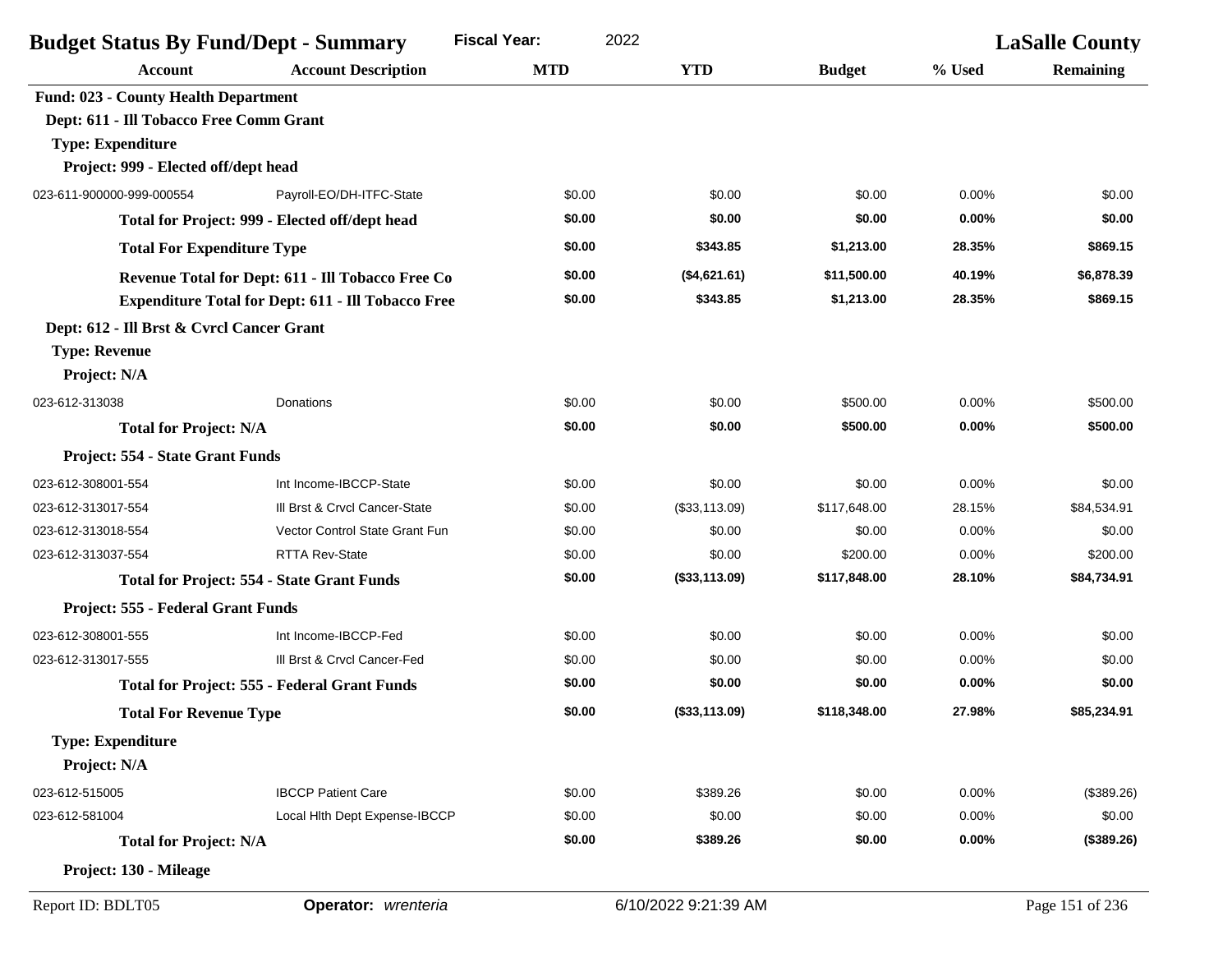# Budget Status By Fund/Dept - Summary

**Fiscal Year:** 2022

**LaSalle County**

| Account | Account Description | MTD | YTD | Budget | % Used | Remaining |
|---|---|---|---|---|---|---|
| **Fund: 023 - County Health Department** | | | | | | |
| **Dept: 611 - Ill Tobacco Free Comm Grant** | | | | | | |
| **Type: Expenditure** | | | | | | |
| **Project: 999 - Elected off/dept head** | | | | | | |
| 023-611-900000-999-000554 | Payroll-EO/DH-ITFC-State | $0.00 | $0.00 | $0.00 | 0.00% | $0.00 |
| **Total for Project: 999 - Elected off/dept head** | | **$0.00** | **$0.00** | **$0.00** | **0.00%** | **$0.00** |
| **Total For Expenditure Type** | | **$0.00** | **$343.85** | **$1,213.00** | **28.35%** | **$869.15** |
| **Revenue Total for Dept: 611 - Ill Tobacco Free Co** | | **$0.00** | **($4,621.61)** | **$11,500.00** | **40.19%** | **$6,878.39** |
| **Expenditure Total for Dept: 611 - Ill Tobacco Free** | | **$0.00** | **$343.85** | **$1,213.00** | **28.35%** | **$869.15** |
| **Dept: 612 - Ill Brst & Cvrcl Cancer Grant** | | | | | | |
| **Type: Revenue** | | | | | | |
| **Project: N/A** | | | | | | |
| 023-612-313038 | Donations | $0.00 | $0.00 | $500.00 | 0.00% | $500.00 |
| **Total for Project: N/A** | | **$0.00** | **$0.00** | **$500.00** | **0.00%** | **$500.00** |
| **Project: 554 - State Grant Funds** | | | | | | |
| 023-612-308001-554 | Int Income-IBCCP-State | $0.00 | $0.00 | $0.00 | 0.00% | $0.00 |
| 023-612-313017-554 | Ill Brst & Crvcl Cancer-State | $0.00 | ($33,113.09) | $117,648.00 | 28.15% | $84,534.91 |
| 023-612-313018-554 | Vector Control State Grant Fun | $0.00 | $0.00 | $0.00 | 0.00% | $0.00 |
| 023-612-313037-554 | RTTA Rev-State | $0.00 | $0.00 | $200.00 | 0.00% | $200.00 |
| **Total for Project: 554 - State Grant Funds** | | **$0.00** | **($33,113.09)** | **$117,848.00** | **28.10%** | **$84,734.91** |
| **Project: 555 - Federal Grant Funds** | | | | | | |
| 023-612-308001-555 | Int Income-IBCCP-Fed | $0.00 | $0.00 | $0.00 | 0.00% | $0.00 |
| 023-612-313017-555 | Ill Brst & Crvcl Cancer-Fed | $0.00 | $0.00 | $0.00 | 0.00% | $0.00 |
| **Total for Project: 555 - Federal Grant Funds** | | **$0.00** | **$0.00** | **$0.00** | **0.00%** | **$0.00** |
| **Total For Revenue Type** | | **$0.00** | **($33,113.09)** | **$118,348.00** | **27.98%** | **$85,234.91** |
| **Type: Expenditure** | | | | | | |
| **Project: N/A** | | | | | | |
| 023-612-515005 | IBCCP Patient Care | $0.00 | $389.26 | $0.00 | 0.00% | ($389.26) |
| 023-612-581004 | Local Hlth Dept Expense-IBCCP | $0.00 | $0.00 | $0.00 | 0.00% | $0.00 |
| **Total for Project: N/A** | | **$0.00** | **$389.26** | **$0.00** | **0.00%** | **($389.26)** |
| **Project: 130 - Mileage** | | | | | | |

Report ID: BDLT05 | **Operator:** *wrenteria* | 6/10/2022 9:21:39 AM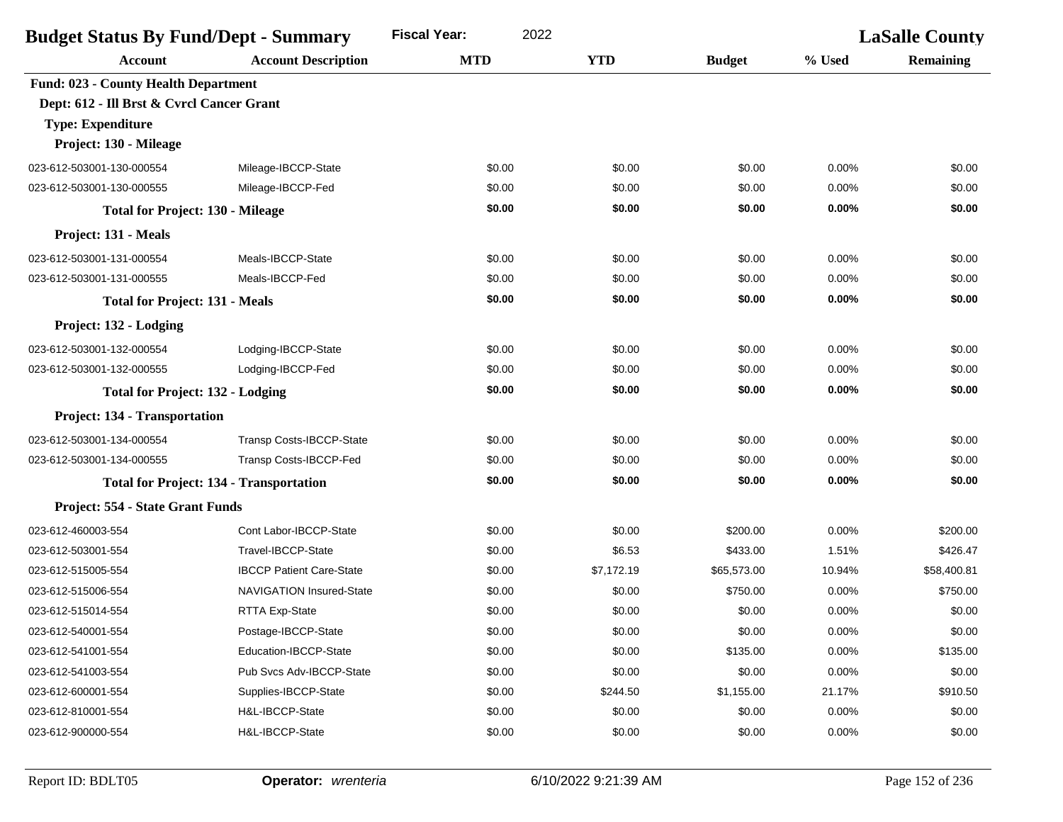# Budget Status By Fund/Dept - Summary

**Fiscal Year:** 2022

**LaSalle County**

| Account | Account Description | MTD | YTD | Budget | % Used | Remaining |
|---|---|---|---|---|---|---|
| **Fund: 023 - County Health Department** | | | | | | |
| **Dept: 612 - Ill Brst & Cvrcl Cancer Grant** | | | | | | |
| **Type: Expenditure** | | | | | | |
| **Project: 130 - Mileage** | | | | | | |
| 023-612-503001-130-000554 | Mileage-IBCCP-State | $0.00 | $0.00 | $0.00 | 0.00% | $0.00 |
| 023-612-503001-130-000555 | Mileage-IBCCP-Fed | $0.00 | $0.00 | $0.00 | 0.00% | $0.00 |
| **Total for Project: 130 - Mileage** | | **$0.00** | **$0.00** | **$0.00** | **0.00%** | **$0.00** |
| **Project: 131 - Meals** | | | | | | |
| 023-612-503001-131-000554 | Meals-IBCCP-State | $0.00 | $0.00 | $0.00 | 0.00% | $0.00 |
| 023-612-503001-131-000555 | Meals-IBCCP-Fed | $0.00 | $0.00 | $0.00 | 0.00% | $0.00 |
| **Total for Project: 131 - Meals** | | **$0.00** | **$0.00** | **$0.00** | **0.00%** | **$0.00** |
| **Project: 132 - Lodging** | | | | | | |
| 023-612-503001-132-000554 | Lodging-IBCCP-State | $0.00 | $0.00 | $0.00 | 0.00% | $0.00 |
| 023-612-503001-132-000555 | Lodging-IBCCP-Fed | $0.00 | $0.00 | $0.00 | 0.00% | $0.00 |
| **Total for Project: 132 - Lodging** | | **$0.00** | **$0.00** | **$0.00** | **0.00%** | **$0.00** |
| **Project: 134 - Transportation** | | | | | | |
| 023-612-503001-134-000554 | Transp Costs-IBCCP-State | $0.00 | $0.00 | $0.00 | 0.00% | $0.00 |
| 023-612-503001-134-000555 | Transp Costs-IBCCP-Fed | $0.00 | $0.00 | $0.00 | 0.00% | $0.00 |
| **Total for Project: 134 - Transportation** | | **$0.00** | **$0.00** | **$0.00** | **0.00%** | **$0.00** |
| **Project: 554 - State Grant Funds** | | | | | | |
| 023-612-460003-554 | Cont Labor-IBCCP-State | $0.00 | $0.00 | $200.00 | 0.00% | $200.00 |
| 023-612-503001-554 | Travel-IBCCP-State | $0.00 | $6.53 | $433.00 | 1.51% | $426.47 |
| 023-612-515005-554 | IBCCP Patient Care-State | $0.00 | $7,172.19 | $65,573.00 | 10.94% | $58,400.81 |
| 023-612-515006-554 | NAVIGATION Insured-State | $0.00 | $0.00 | $750.00 | 0.00% | $750.00 |
| 023-612-515014-554 | RTTA Exp-State | $0.00 | $0.00 | $0.00 | 0.00% | $0.00 |
| 023-612-540001-554 | Postage-IBCCP-State | $0.00 | $0.00 | $0.00 | 0.00% | $0.00 |
| 023-612-541001-554 | Education-IBCCP-State | $0.00 | $0.00 | $135.00 | 0.00% | $135.00 |
| 023-612-541003-554 | Pub Svcs Adv-IBCCP-State | $0.00 | $0.00 | $0.00 | 0.00% | $0.00 |
| 023-612-600001-554 | Supplies-IBCCP-State | $0.00 | $244.50 | $1,155.00 | 21.17% | $910.50 |
| 023-612-810001-554 | H&L-IBCCP-State | $0.00 | $0.00 | $0.00 | 0.00% | $0.00 |
| 023-612-900000-554 | H&L-IBCCP-State | $0.00 | $0.00 | $0.00 | 0.00% | $0.00 |

Report ID: BDLT05 **Operator:** *wrenteria* 6/10/2022 9:21:39 AM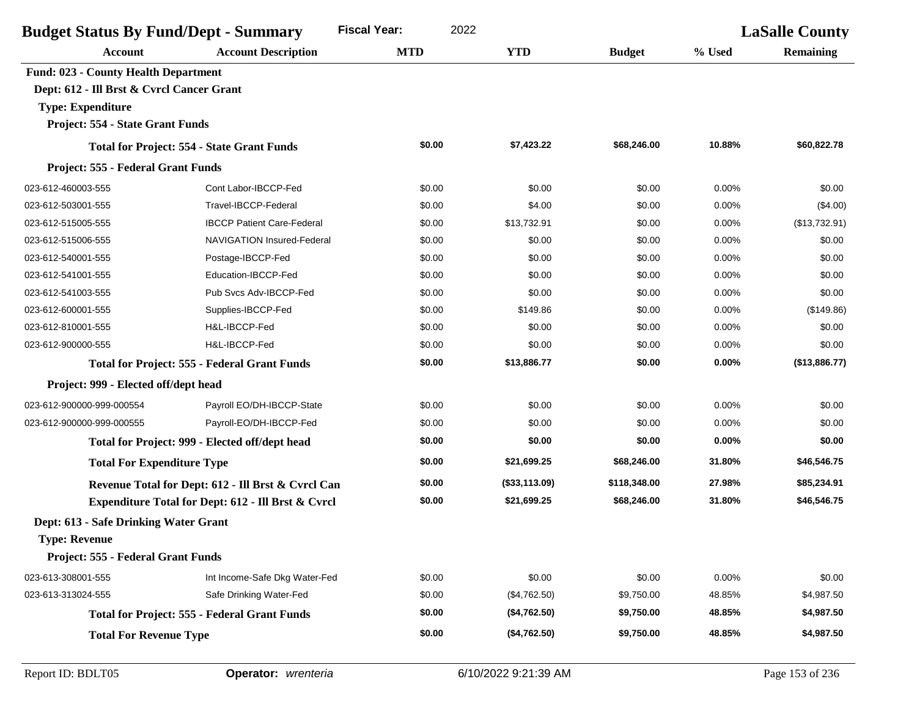# Budget Status By Fund/Dept - Summary

**Fiscal Year:** 2022

**LaSalle County**

| Account | Account Description | MTD | YTD | Budget | % Used | Remaining |
|---|---|---|---|---|---|---|
| **Fund: 023 - County Health Department** | | | | | | |
| **Dept: 612 - Ill Brst & Cvrcl Cancer Grant** | | | | | | |
| **Type: Expenditure** | | | | | | |
| **Project: 554 - State Grant Funds** | | | | | | |
| **Total for Project: 554 - State Grant Funds** | | **$0.00** | **$7,423.22** | **$68,246.00** | **10.88%** | **$60,822.78** |
| **Project: 555 - Federal Grant Funds** | | | | | | |
| 023-612-460003-555 | Cont Labor-IBCCP-Fed | $0.00 | $0.00 | $0.00 | 0.00% | $0.00 |
| 023-612-503001-555 | Travel-IBCCP-Federal | $0.00 | $4.00 | $0.00 | 0.00% | ($4.00) |
| 023-612-515005-555 | IBCCP Patient Care-Federal | $0.00 | $13,732.91 | $0.00 | 0.00% | ($13,732.91) |
| 023-612-515006-555 | NAVIGATION Insured-Federal | $0.00 | $0.00 | $0.00 | 0.00% | $0.00 |
| 023-612-540001-555 | Postage-IBCCP-Fed | $0.00 | $0.00 | $0.00 | 0.00% | $0.00 |
| 023-612-541001-555 | Education-IBCCP-Fed | $0.00 | $0.00 | $0.00 | 0.00% | $0.00 |
| 023-612-541003-555 | Pub Svcs Adv-IBCCP-Fed | $0.00 | $0.00 | $0.00 | 0.00% | $0.00 |
| 023-612-600001-555 | Supplies-IBCCP-Fed | $0.00 | $149.86 | $0.00 | 0.00% | ($149.86) |
| 023-612-810001-555 | H&L-IBCCP-Fed | $0.00 | $0.00 | $0.00 | 0.00% | $0.00 |
| 023-612-900000-555 | H&L-IBCCP-Fed | $0.00 | $0.00 | $0.00 | 0.00% | $0.00 |
| **Total for Project: 555 - Federal Grant Funds** | | **$0.00** | **$13,886.77** | **$0.00** | **0.00%** | **($13,886.77)** |
| **Project: 999 - Elected off/dept head** | | | | | | |
| 023-612-900000-999-000554 | Payroll EO/DH-IBCCP-State | $0.00 | $0.00 | $0.00 | 0.00% | $0.00 |
| 023-612-900000-999-000555 | Payroll-EO/DH-IBCCP-Fed | $0.00 | $0.00 | $0.00 | 0.00% | $0.00 |
| **Total for Project: 999 - Elected off/dept head** | | **$0.00** | **$0.00** | **$0.00** | **0.00%** | **$0.00** |
| **Total For Expenditure Type** | | **$0.00** | **$21,699.25** | **$68,246.00** | **31.80%** | **$46,546.75** |
| **Revenue Total for Dept: 612 - Ill Brst & Cvrcl Can** | | **$0.00** | **($33,113.09)** | **$118,348.00** | **27.98%** | **$85,234.91** |
| **Expenditure Total for Dept: 612 - Ill Brst & Cvrcl** | | **$0.00** | **$21,699.25** | **$68,246.00** | **31.80%** | **$46,546.75** |
| **Dept: 613 - Safe Drinking Water Grant** | | | | | | |
| **Type: Revenue** | | | | | | |
| **Project: 555 - Federal Grant Funds** | | | | | | |
| 023-613-308001-555 | Int Income-Safe Dkg Water-Fed | $0.00 | $0.00 | $0.00 | 0.00% | $0.00 |
| 023-613-313024-555 | Safe Drinking Water-Fed | $0.00 | ($4,762.50) | $9,750.00 | 48.85% | $4,987.50 |
| **Total for Project: 555 - Federal Grant Funds** | | **$0.00** | **($4,762.50)** | **$9,750.00** | **48.85%** | **$4,987.50** |
| **Total For Revenue Type** | | **$0.00** | **($4,762.50)** | **$9,750.00** | **48.85%** | **$4,987.50** |

Report ID: BDLT05 **Operator:** *wrenteria* 6/10/2022 9:21:39 AM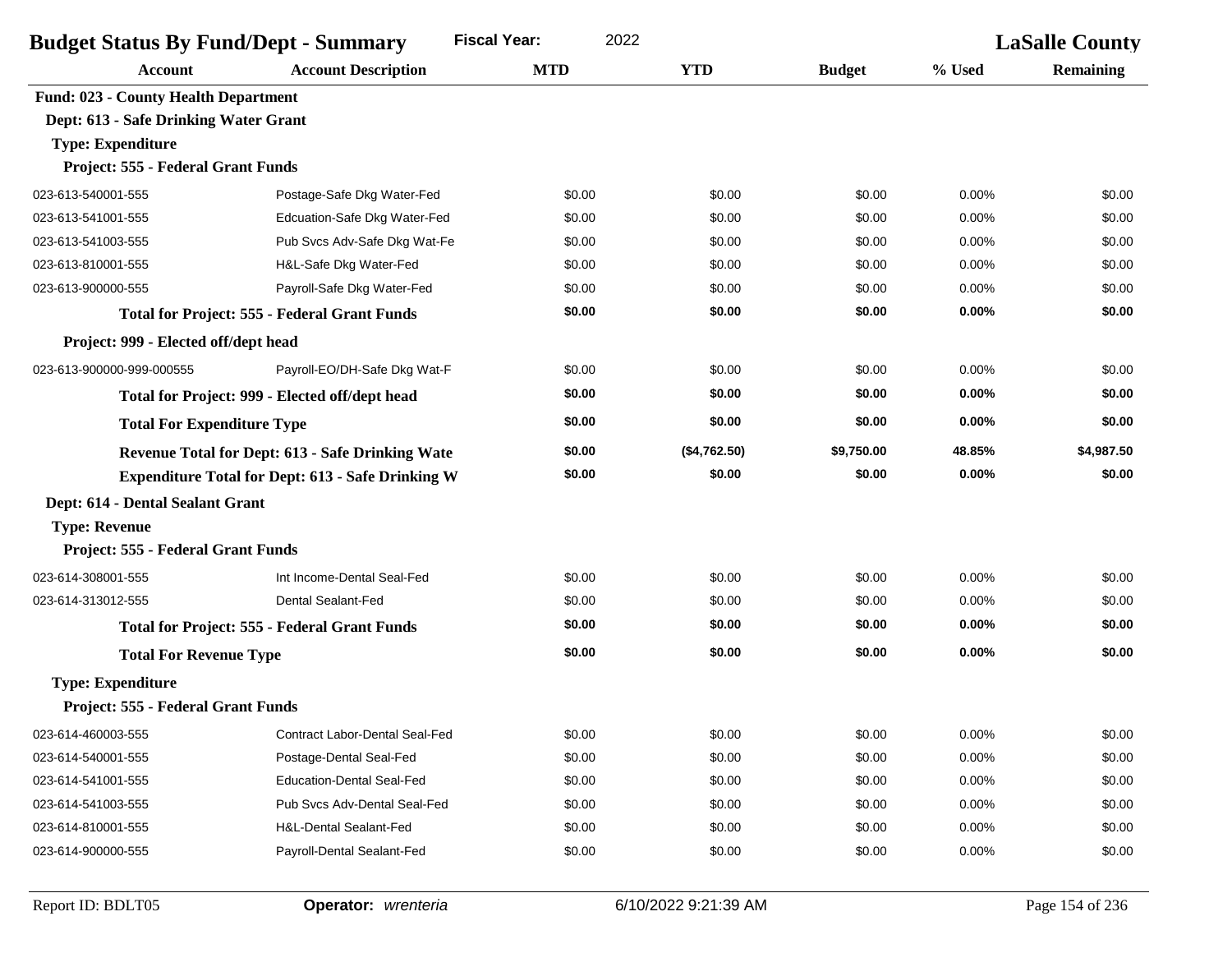# Budget Status By Fund/Dept - Summary

**Fiscal Year:** 2022 — **LaSalle County**

| Account | Account Description | MTD | YTD | Budget | % Used | Remaining |
|---|---|---|---|---|---|---|
| **Fund: 023 - County Health Department** | | | | | | |
| **Dept: 613 - Safe Drinking Water Grant** | | | | | | |
| **Type: Expenditure** | | | | | | |
| **Project: 555 - Federal Grant Funds** | | | | | | |
| 023-613-540001-555 | Postage-Safe Dkg Water-Fed | $0.00 | $0.00 | $0.00 | 0.00% | $0.00 |
| 023-613-541001-555 | Edcuation-Safe Dkg Water-Fed | $0.00 | $0.00 | $0.00 | 0.00% | $0.00 |
| 023-613-541003-555 | Pub Svcs Adv-Safe Dkg Wat-Fe | $0.00 | $0.00 | $0.00 | 0.00% | $0.00 |
| 023-613-810001-555 | H&L-Safe Dkg Water-Fed | $0.00 | $0.00 | $0.00 | 0.00% | $0.00 |
| 023-613-900000-555 | Payroll-Safe Dkg Water-Fed | $0.00 | $0.00 | $0.00 | 0.00% | $0.00 |
| | **Total for Project: 555 - Federal Grant Funds** | **$0.00** | **$0.00** | **$0.00** | **0.00%** | **$0.00** |
| **Project: 999 - Elected off/dept head** | | | | | | |
| 023-613-900000-999-000555 | Payroll-EO/DH-Safe Dkg Wat-F | $0.00 | $0.00 | $0.00 | 0.00% | $0.00 |
| | **Total for Project: 999 - Elected off/dept head** | **$0.00** | **$0.00** | **$0.00** | **0.00%** | **$0.00** |
| | **Total For Expenditure Type** | **$0.00** | **$0.00** | **$0.00** | **0.00%** | **$0.00** |
| | **Revenue Total for Dept: 613 - Safe Drinking Wate** | **$0.00** | **($4,762.50)** | **$9,750.00** | **48.85%** | **$4,987.50** |
| | **Expenditure Total for Dept: 613 - Safe Drinking W** | **$0.00** | **$0.00** | **$0.00** | **0.00%** | **$0.00** |
| **Dept: 614 - Dental Sealant Grant** | | | | | | |
| **Type: Revenue** | | | | | | |
| **Project: 555 - Federal Grant Funds** | | | | | | |
| 023-614-308001-555 | Int Income-Dental Seal-Fed | $0.00 | $0.00 | $0.00 | 0.00% | $0.00 |
| 023-614-313012-555 | Dental Sealant-Fed | $0.00 | $0.00 | $0.00 | 0.00% | $0.00 |
| | **Total for Project: 555 - Federal Grant Funds** | **$0.00** | **$0.00** | **$0.00** | **0.00%** | **$0.00** |
| | **Total For Revenue Type** | **$0.00** | **$0.00** | **$0.00** | **0.00%** | **$0.00** |
| **Type: Expenditure** | | | | | | |
| **Project: 555 - Federal Grant Funds** | | | | | | |
| 023-614-460003-555 | Contract Labor-Dental Seal-Fed | $0.00 | $0.00 | $0.00 | 0.00% | $0.00 |
| 023-614-540001-555 | Postage-Dental Seal-Fed | $0.00 | $0.00 | $0.00 | 0.00% | $0.00 |
| 023-614-541001-555 | Education-Dental Seal-Fed | $0.00 | $0.00 | $0.00 | 0.00% | $0.00 |
| 023-614-541003-555 | Pub Svcs Adv-Dental Seal-Fed | $0.00 | $0.00 | $0.00 | 0.00% | $0.00 |
| 023-614-810001-555 | H&L-Dental Sealant-Fed | $0.00 | $0.00 | $0.00 | 0.00% | $0.00 |
| 023-614-900000-555 | Payroll-Dental Sealant-Fed | $0.00 | $0.00 | $0.00 | 0.00% | $0.00 |

Report ID: BDLT05 — Operator: *wrenteria* — 6/10/2022 9:21:39 AM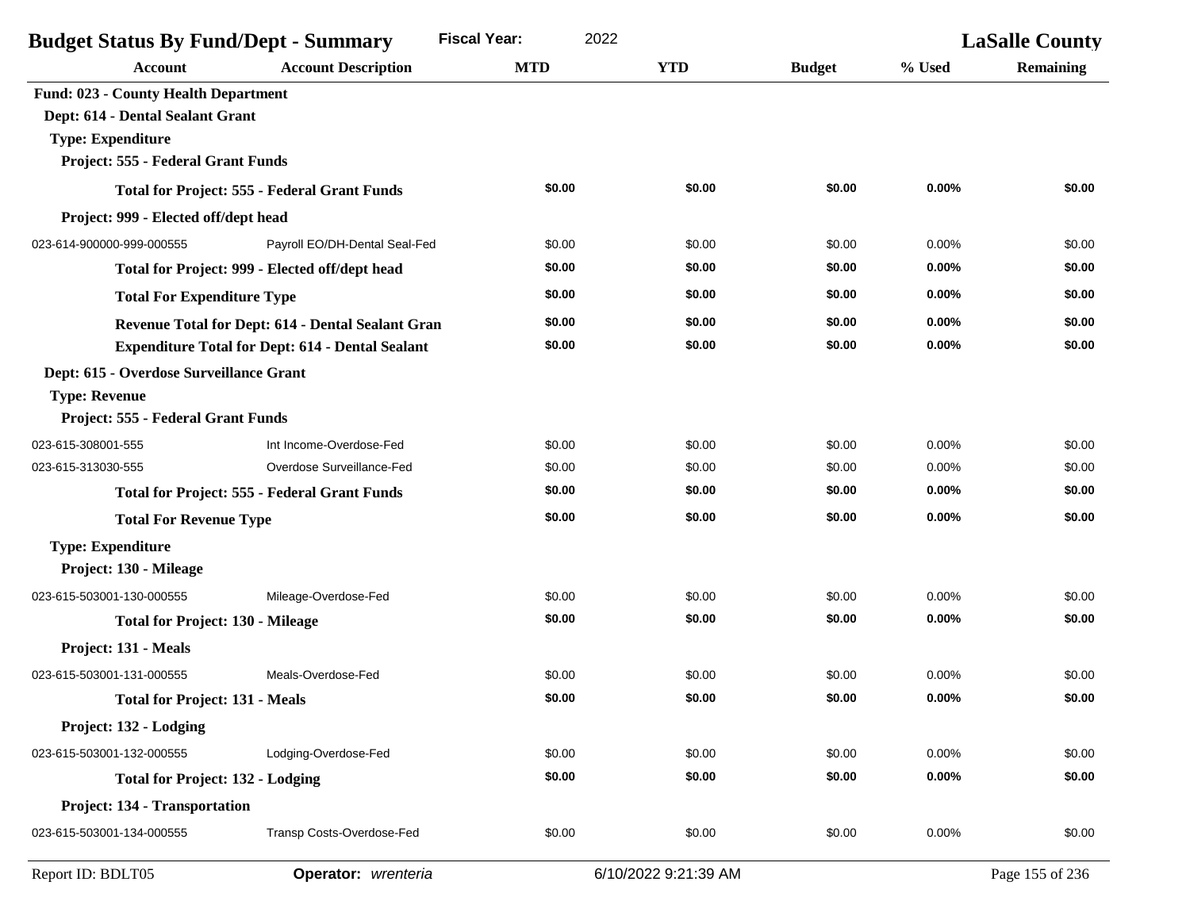# Budget Status By Fund/Dept - Summary

**Fiscal Year:** 2022

**LaSalle County**

| Account | Account Description | MTD | YTD | Budget | % Used | Remaining |
|---|---|---|---|---|---|---|
| **Fund: 023 - County Health Department** | | | | | | |
| **Dept: 614 - Dental Sealant Grant** | | | | | | |
| **Type: Expenditure** | | | | | | |
| **Project: 555 - Federal Grant Funds** | | | | | | |
| | **Total for Project: 555 - Federal Grant Funds** | **$0.00** | **$0.00** | **$0.00** | **0.00%** | **$0.00** |
| **Project: 999 - Elected off/dept head** | | | | | | |
| 023-614-900000-999-000555 | Payroll EO/DH-Dental Seal-Fed | $0.00 | $0.00 | $0.00 | 0.00% | $0.00 |
| | **Total for Project: 999 - Elected off/dept head** | **$0.00** | **$0.00** | **$0.00** | **0.00%** | **$0.00** |
| | **Total For Expenditure Type** | **$0.00** | **$0.00** | **$0.00** | **0.00%** | **$0.00** |
| | **Revenue Total for Dept: 614 - Dental Sealant Gran** | **$0.00** | **$0.00** | **$0.00** | **0.00%** | **$0.00** |
| | **Expenditure Total for Dept: 614 - Dental Sealant** | **$0.00** | **$0.00** | **$0.00** | **0.00%** | **$0.00** |
| **Dept: 615 - Overdose Surveillance Grant** | | | | | | |
| **Type: Revenue** | | | | | | |
| **Project: 555 - Federal Grant Funds** | | | | | | |
| 023-615-308001-555 | Int Income-Overdose-Fed | $0.00 | $0.00 | $0.00 | 0.00% | $0.00 |
| 023-615-313030-555 | Overdose Surveillance-Fed | $0.00 | $0.00 | $0.00 | 0.00% | $0.00 |
| | **Total for Project: 555 - Federal Grant Funds** | **$0.00** | **$0.00** | **$0.00** | **0.00%** | **$0.00** |
| | **Total For Revenue Type** | **$0.00** | **$0.00** | **$0.00** | **0.00%** | **$0.00** |
| **Type: Expenditure** | | | | | | |
| **Project: 130 - Mileage** | | | | | | |
| 023-615-503001-130-000555 | Mileage-Overdose-Fed | $0.00 | $0.00 | $0.00 | 0.00% | $0.00 |
| | **Total for Project: 130 - Mileage** | **$0.00** | **$0.00** | **$0.00** | **0.00%** | **$0.00** |
| **Project: 131 - Meals** | | | | | | |
| 023-615-503001-131-000555 | Meals-Overdose-Fed | $0.00 | $0.00 | $0.00 | 0.00% | $0.00 |
| | **Total for Project: 131 - Meals** | **$0.00** | **$0.00** | **$0.00** | **0.00%** | **$0.00** |
| **Project: 132 - Lodging** | | | | | | |
| 023-615-503001-132-000555 | Lodging-Overdose-Fed | $0.00 | $0.00 | $0.00 | 0.00% | $0.00 |
| | **Total for Project: 132 - Lodging** | **$0.00** | **$0.00** | **$0.00** | **0.00%** | **$0.00** |
| **Project: 134 - Transportation** | | | | | | |
| 023-615-503001-134-000555 | Transp Costs-Overdose-Fed | $0.00 | $0.00 | $0.00 | 0.00% | $0.00 |

Report ID: BDLT05 | **Operator:** *wrenteria* | 6/10/2022 9:21:39 AM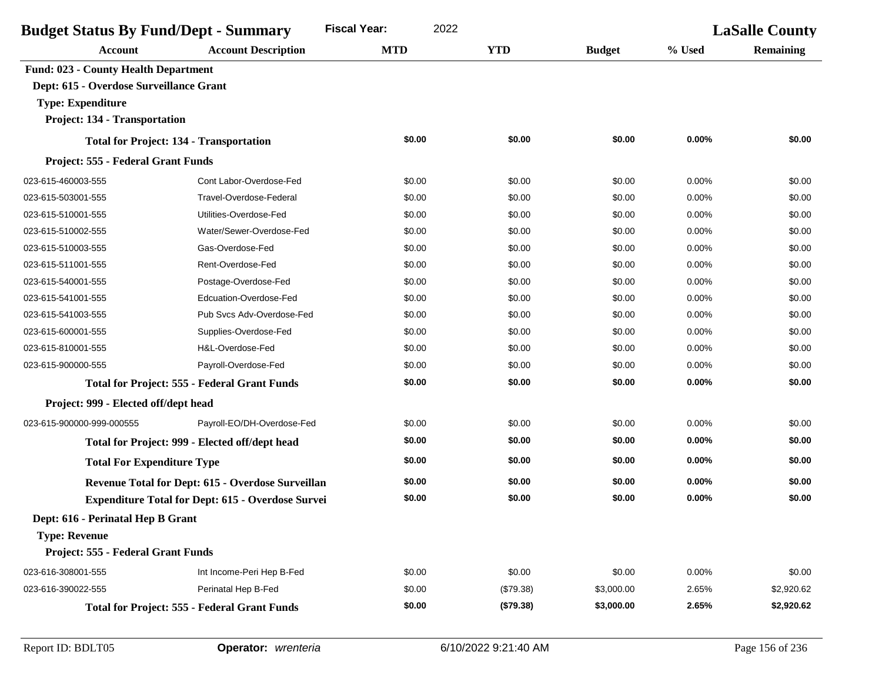# Budget Status By Fund/Dept - Summary

**Fiscal Year:** 2022

**LaSalle County**

| Account | Account Description | MTD | YTD | Budget | % Used | Remaining |
|---|---|---|---|---|---|---|
| **Fund: 023 - County Health Department** | | | | | | |
| **Dept: 615 - Overdose Surveillance Grant** | | | | | | |
| **Type: Expenditure** | | | | | | |
| **Project: 134 - Transportation** | | | | | | |
| **Total for Project: 134 - Transportation** | | **$0.00** | **$0.00** | **$0.00** | **0.00%** | **$0.00** |
| **Project: 555 - Federal Grant Funds** | | | | | | |
| 023-615-460003-555 | Cont Labor-Overdose-Fed | $0.00 | $0.00 | $0.00 | 0.00% | $0.00 |
| 023-615-503001-555 | Travel-Overdose-Federal | $0.00 | $0.00 | $0.00 | 0.00% | $0.00 |
| 023-615-510001-555 | Utilities-Overdose-Fed | $0.00 | $0.00 | $0.00 | 0.00% | $0.00 |
| 023-615-510002-555 | Water/Sewer-Overdose-Fed | $0.00 | $0.00 | $0.00 | 0.00% | $0.00 |
| 023-615-510003-555 | Gas-Overdose-Fed | $0.00 | $0.00 | $0.00 | 0.00% | $0.00 |
| 023-615-511001-555 | Rent-Overdose-Fed | $0.00 | $0.00 | $0.00 | 0.00% | $0.00 |
| 023-615-540001-555 | Postage-Overdose-Fed | $0.00 | $0.00 | $0.00 | 0.00% | $0.00 |
| 023-615-541001-555 | Edcuation-Overdose-Fed | $0.00 | $0.00 | $0.00 | 0.00% | $0.00 |
| 023-615-541003-555 | Pub Svcs Adv-Overdose-Fed | $0.00 | $0.00 | $0.00 | 0.00% | $0.00 |
| 023-615-600001-555 | Supplies-Overdose-Fed | $0.00 | $0.00 | $0.00 | 0.00% | $0.00 |
| 023-615-810001-555 | H&L-Overdose-Fed | $0.00 | $0.00 | $0.00 | 0.00% | $0.00 |
| 023-615-900000-555 | Payroll-Overdose-Fed | $0.00 | $0.00 | $0.00 | 0.00% | $0.00 |
| **Total for Project: 555 - Federal Grant Funds** | | **$0.00** | **$0.00** | **$0.00** | **0.00%** | **$0.00** |
| **Project: 999 - Elected off/dept head** | | | | | | |
| 023-615-900000-999-000555 | Payroll-EO/DH-Overdose-Fed | $0.00 | $0.00 | $0.00 | 0.00% | $0.00 |
| **Total for Project: 999 - Elected off/dept head** | | **$0.00** | **$0.00** | **$0.00** | **0.00%** | **$0.00** |
| **Total For Expenditure Type** | | **$0.00** | **$0.00** | **$0.00** | **0.00%** | **$0.00** |
| **Revenue Total for Dept: 615 - Overdose Surveillan** | | **$0.00** | **$0.00** | **$0.00** | **0.00%** | **$0.00** |
| **Expenditure Total for Dept: 615 - Overdose Survei** | | **$0.00** | **$0.00** | **$0.00** | **0.00%** | **$0.00** |
| **Dept: 616 - Perinatal Hep B Grant** | | | | | | |
| **Type: Revenue** | | | | | | |
| **Project: 555 - Federal Grant Funds** | | | | | | |
| 023-616-308001-555 | Int Income-Peri Hep B-Fed | $0.00 | $0.00 | $0.00 | 0.00% | $0.00 |
| 023-616-390022-555 | Perinatal Hep B-Fed | $0.00 | ($79.38) | $3,000.00 | 2.65% | $2,920.62 |
| **Total for Project: 555 - Federal Grant Funds** | | **$0.00** | **($79.38)** | **$3,000.00** | **2.65%** | **$2,920.62** |

Report ID: BDLT05 **Operator:** *wrenteria* 6/10/2022 9:21:40 AM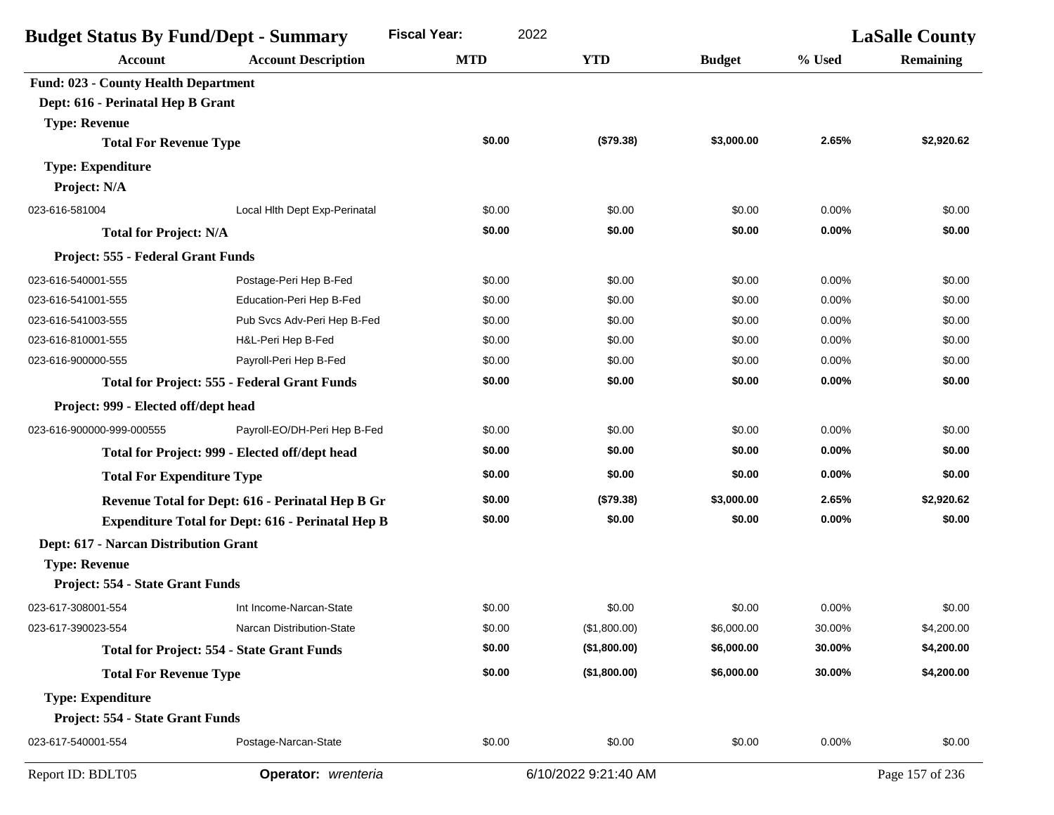## Budget Status By Fund/Dept - Summary

**Fiscal Year:** 2022

**LaSalle County**

| Account | Account Description | MTD | YTD | Budget | % Used | Remaining |
|---|---|---|---|---|---|---|
| **Fund: 023 - County Health Department** | | | | | | |
| **Dept: 616 - Perinatal Hep B Grant** | | | | | | |
| **Type: Revenue** | | | | | | |
| **Total For Revenue Type** | | **$0.00** | **($79.38)** | **$3,000.00** | **2.65%** | **$2,920.62** |
| **Type: Expenditure** | | | | | | |
| **Project: N/A** | | | | | | |
| 023-616-581004 | Local Hlth Dept Exp-Perinatal | $0.00 | $0.00 | $0.00 | 0.00% | $0.00 |
| **Total for Project: N/A** | | **$0.00** | **$0.00** | **$0.00** | **0.00%** | **$0.00** |
| **Project: 555 - Federal Grant Funds** | | | | | | |
| 023-616-540001-555 | Postage-Peri Hep B-Fed | $0.00 | $0.00 | $0.00 | 0.00% | $0.00 |
| 023-616-541001-555 | Education-Peri Hep B-Fed | $0.00 | $0.00 | $0.00 | 0.00% | $0.00 |
| 023-616-541003-555 | Pub Svcs Adv-Peri Hep B-Fed | $0.00 | $0.00 | $0.00 | 0.00% | $0.00 |
| 023-616-810001-555 | H&L-Peri Hep B-Fed | $0.00 | $0.00 | $0.00 | 0.00% | $0.00 |
| 023-616-900000-555 | Payroll-Peri Hep B-Fed | $0.00 | $0.00 | $0.00 | 0.00% | $0.00 |
| **Total for Project: 555 - Federal Grant Funds** | | **$0.00** | **$0.00** | **$0.00** | **0.00%** | **$0.00** |
| **Project: 999 - Elected off/dept head** | | | | | | |
| 023-616-900000-999-000555 | Payroll-EO/DH-Peri Hep B-Fed | $0.00 | $0.00 | $0.00 | 0.00% | $0.00 |
| **Total for Project: 999 - Elected off/dept head** | | **$0.00** | **$0.00** | **$0.00** | **0.00%** | **$0.00** |
| **Total For Expenditure Type** | | **$0.00** | **$0.00** | **$0.00** | **0.00%** | **$0.00** |
| **Revenue Total for Dept: 616 - Perinatal Hep B Gr** | | **$0.00** | **($79.38)** | **$3,000.00** | **2.65%** | **$2,920.62** |
| **Expenditure Total for Dept: 616 - Perinatal Hep B** | | **$0.00** | **$0.00** | **$0.00** | **0.00%** | **$0.00** |
| **Dept: 617 - Narcan Distribution Grant** | | | | | | |
| **Type: Revenue** | | | | | | |
| **Project: 554 - State Grant Funds** | | | | | | |
| 023-617-308001-554 | Int Income-Narcan-State | $0.00 | $0.00 | $0.00 | 0.00% | $0.00 |
| 023-617-390023-554 | Narcan Distribution-State | $0.00 | ($1,800.00) | $6,000.00 | 30.00% | $4,200.00 |
| **Total for Project: 554 - State Grant Funds** | | **$0.00** | **($1,800.00)** | **$6,000.00** | **30.00%** | **$4,200.00** |
| **Total For Revenue Type** | | **$0.00** | **($1,800.00)** | **$6,000.00** | **30.00%** | **$4,200.00** |
| **Type: Expenditure** | | | | | | |
| **Project: 554 - State Grant Funds** | | | | | | |
| 023-617-540001-554 | Postage-Narcan-State | $0.00 | $0.00 | $0.00 | 0.00% | $0.00 |

Report ID: BDLT05 | **Operator:** *wrenteria* | 6/10/2022 9:21:40 AM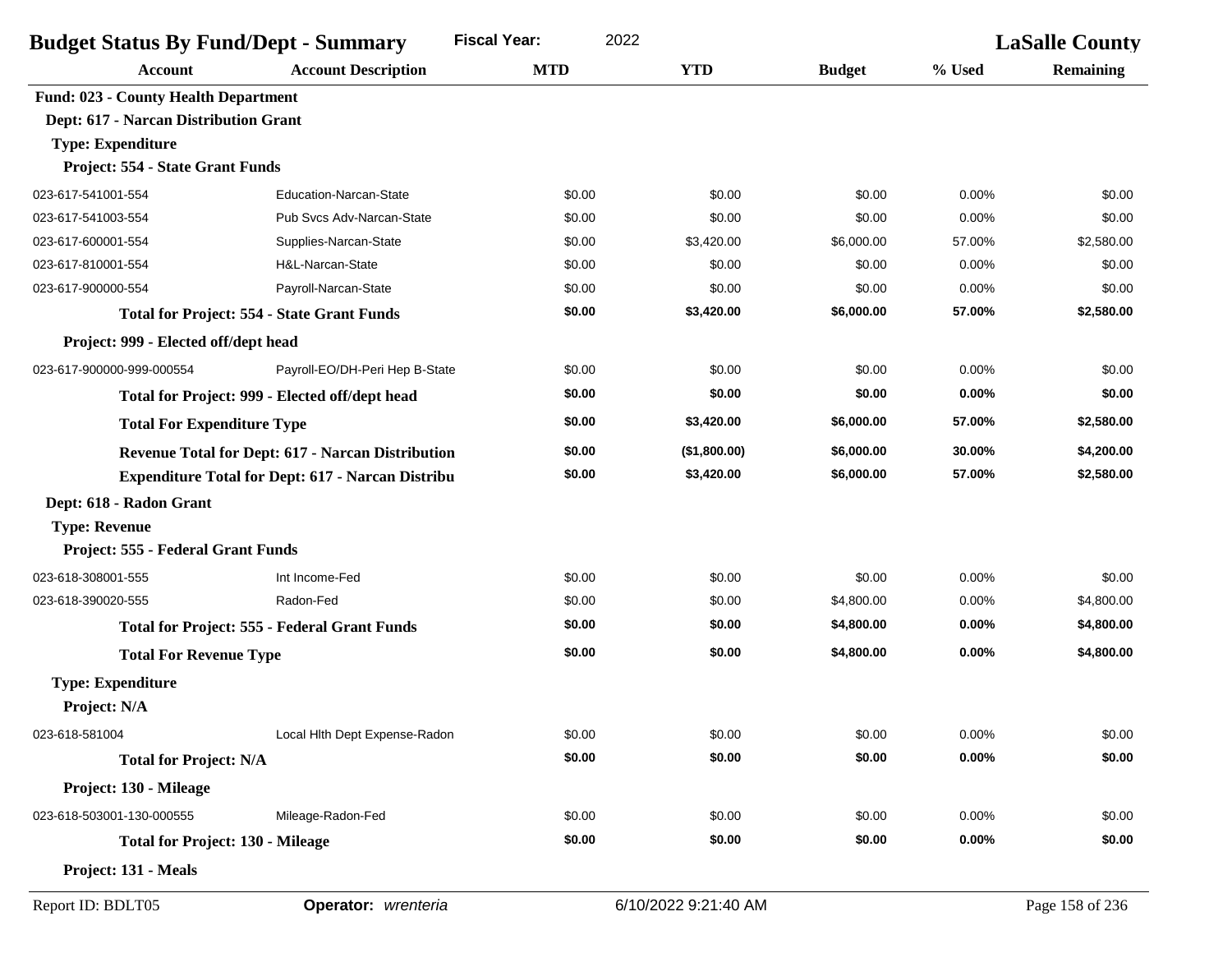# Budget Status By Fund/Dept - Summary

**Fiscal Year:** 2022

**LaSalle County**

| Account | Account Description | MTD | YTD | Budget | % Used | Remaining |
|---|---|---|---|---|---|---|
| **Fund: 023 - County Health Department** | | | | | | |
| **Dept: 617 - Narcan Distribution Grant** | | | | | | |
| **Type: Expenditure** | | | | | | |
| **Project: 554 - State Grant Funds** | | | | | | |
| 023-617-541001-554 | Education-Narcan-State | $0.00 | $0.00 | $0.00 | 0.00% | $0.00 |
| 023-617-541003-554 | Pub Svcs Adv-Narcan-State | $0.00 | $0.00 | $0.00 | 0.00% | $0.00 |
| 023-617-600001-554 | Supplies-Narcan-State | $0.00 | $3,420.00 | $6,000.00 | 57.00% | $2,580.00 |
| 023-617-810001-554 | H&L-Narcan-State | $0.00 | $0.00 | $0.00 | 0.00% | $0.00 |
| 023-617-900000-554 | Payroll-Narcan-State | $0.00 | $0.00 | $0.00 | 0.00% | $0.00 |
| **Total for Project: 554 - State Grant Funds** | | **$0.00** | **$3,420.00** | **$6,000.00** | **57.00%** | **$2,580.00** |
| **Project: 999 - Elected off/dept head** | | | | | | |
| 023-617-900000-999-000554 | Payroll-EO/DH-Peri Hep B-State | $0.00 | $0.00 | $0.00 | 0.00% | $0.00 |
| **Total for Project: 999 - Elected off/dept head** | | **$0.00** | **$0.00** | **$0.00** | **0.00%** | **$0.00** |
| **Total For Expenditure Type** | | **$0.00** | **$3,420.00** | **$6,000.00** | **57.00%** | **$2,580.00** |
| **Revenue Total for Dept: 617 - Narcan Distribution** | | **$0.00** | **($1,800.00)** | **$6,000.00** | **30.00%** | **$4,200.00** |
| **Expenditure Total for Dept: 617 - Narcan Distribu** | | **$0.00** | **$3,420.00** | **$6,000.00** | **57.00%** | **$2,580.00** |
| **Dept: 618 - Radon Grant** | | | | | | |
| **Type: Revenue** | | | | | | |
| **Project: 555 - Federal Grant Funds** | | | | | | |
| 023-618-308001-555 | Int Income-Fed | $0.00 | $0.00 | $0.00 | 0.00% | $0.00 |
| 023-618-390020-555 | Radon-Fed | $0.00 | $0.00 | $4,800.00 | 0.00% | $4,800.00 |
| **Total for Project: 555 - Federal Grant Funds** | | **$0.00** | **$0.00** | **$4,800.00** | **0.00%** | **$4,800.00** |
| **Total For Revenue Type** | | **$0.00** | **$0.00** | **$4,800.00** | **0.00%** | **$4,800.00** |
| **Type: Expenditure** | | | | | | |
| **Project: N/A** | | | | | | |
| 023-618-581004 | Local Hlth Dept Expense-Radon | $0.00 | $0.00 | $0.00 | 0.00% | $0.00 |
| **Total for Project: N/A** | | **$0.00** | **$0.00** | **$0.00** | **0.00%** | **$0.00** |
| **Project: 130 - Mileage** | | | | | | |
| 023-618-503001-130-000555 | Mileage-Radon-Fed | $0.00 | $0.00 | $0.00 | 0.00% | $0.00 |
| **Total for Project: 130 - Mileage** | | **$0.00** | **$0.00** | **$0.00** | **0.00%** | **$0.00** |
| **Project: 131 - Meals** | | | | | | |

Report ID: BDLT05 **Operator:** *wrenteria* 6/10/2022 9:21:40 AM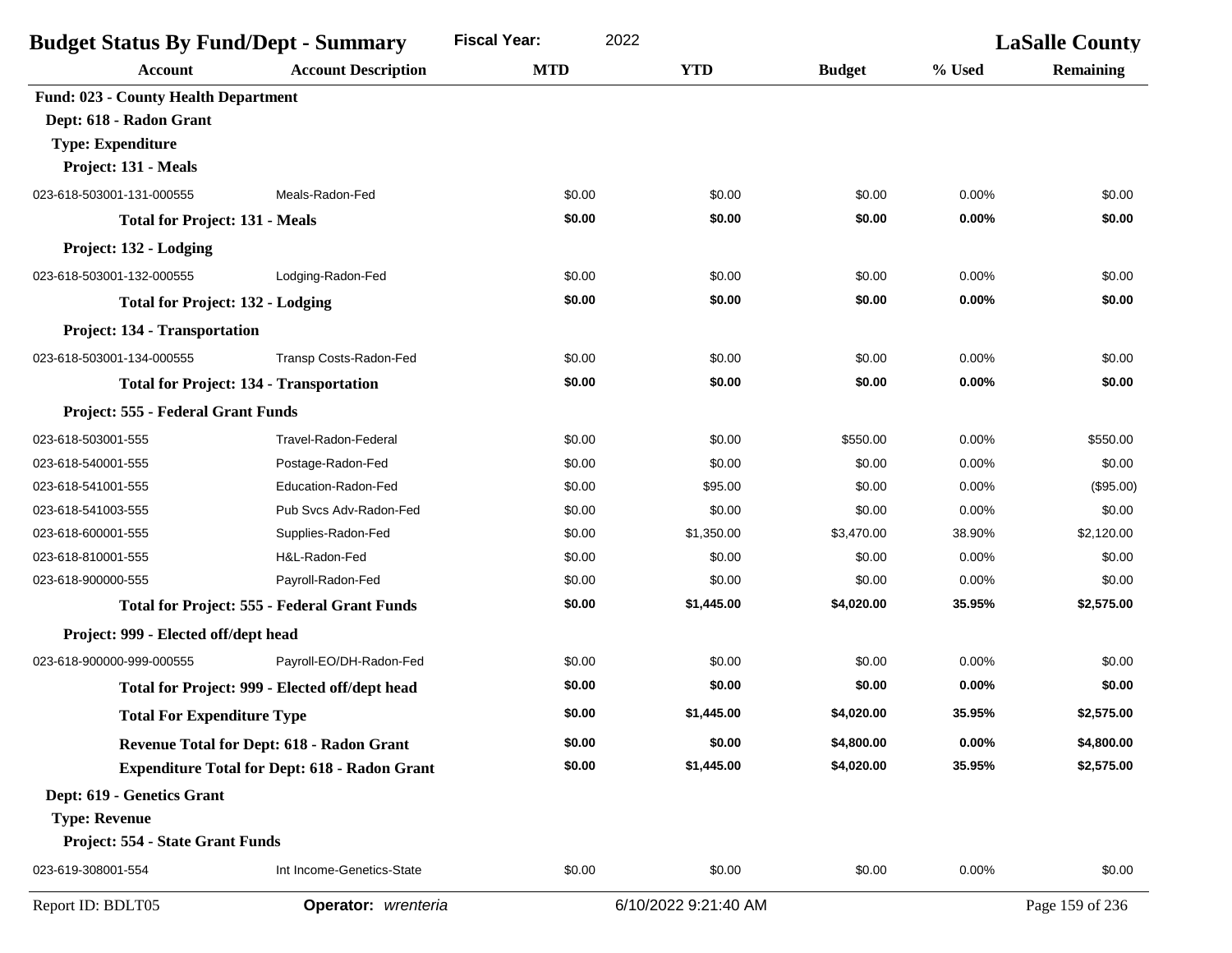# Budget Status By Fund/Dept - Summary

**Fiscal Year:** 2022

**LaSalle County**

| Account | Account Description | MTD | YTD | Budget | % Used | Remaining |
|---|---|---|---|---|---|---|
| **Fund: 023 - County Health Department** | | | | | | |
| **Dept: 618 - Radon Grant** | | | | | | |
| **Type: Expenditure** | | | | | | |
| **Project: 131 - Meals** | | | | | | |
| 023-618-503001-131-000555 | Meals-Radon-Fed | $0.00 | $0.00 | $0.00 | 0.00% | $0.00 |
| **Total for Project: 131 - Meals** | | **$0.00** | **$0.00** | **$0.00** | **0.00%** | **$0.00** |
| **Project: 132 - Lodging** | | | | | | |
| 023-618-503001-132-000555 | Lodging-Radon-Fed | $0.00 | $0.00 | $0.00 | 0.00% | $0.00 |
| **Total for Project: 132 - Lodging** | | **$0.00** | **$0.00** | **$0.00** | **0.00%** | **$0.00** |
| **Project: 134 - Transportation** | | | | | | |
| 023-618-503001-134-000555 | Transp Costs-Radon-Fed | $0.00 | $0.00 | $0.00 | 0.00% | $0.00 |
| **Total for Project: 134 - Transportation** | | **$0.00** | **$0.00** | **$0.00** | **0.00%** | **$0.00** |
| **Project: 555 - Federal Grant Funds** | | | | | | |
| 023-618-503001-555 | Travel-Radon-Federal | $0.00 | $0.00 | $550.00 | 0.00% | $550.00 |
| 023-618-540001-555 | Postage-Radon-Fed | $0.00 | $0.00 | $0.00 | 0.00% | $0.00 |
| 023-618-541001-555 | Education-Radon-Fed | $0.00 | $95.00 | $0.00 | 0.00% | ($95.00) |
| 023-618-541003-555 | Pub Svcs Adv-Radon-Fed | $0.00 | $0.00 | $0.00 | 0.00% | $0.00 |
| 023-618-600001-555 | Supplies-Radon-Fed | $0.00 | $1,350.00 | $3,470.00 | 38.90% | $2,120.00 |
| 023-618-810001-555 | H&L-Radon-Fed | $0.00 | $0.00 | $0.00 | 0.00% | $0.00 |
| 023-618-900000-555 | Payroll-Radon-Fed | $0.00 | $0.00 | $0.00 | 0.00% | $0.00 |
| **Total for Project: 555 - Federal Grant Funds** | | **$0.00** | **$1,445.00** | **$4,020.00** | **35.95%** | **$2,575.00** |
| **Project: 999 - Elected off/dept head** | | | | | | |
| 023-618-900000-999-000555 | Payroll-EO/DH-Radon-Fed | $0.00 | $0.00 | $0.00 | 0.00% | $0.00 |
| **Total for Project: 999 - Elected off/dept head** | | **$0.00** | **$0.00** | **$0.00** | **0.00%** | **$0.00** |
| **Total For Expenditure Type** | | **$0.00** | **$1,445.00** | **$4,020.00** | **35.95%** | **$2,575.00** |
| **Revenue Total for Dept: 618 - Radon Grant** | | **$0.00** | **$0.00** | **$4,800.00** | **0.00%** | **$4,800.00** |
| **Expenditure Total for Dept: 618 - Radon Grant** | | **$0.00** | **$1,445.00** | **$4,020.00** | **35.95%** | **$2,575.00** |
| **Dept: 619 - Genetics Grant** | | | | | | |
| **Type: Revenue** | | | | | | |
| **Project: 554 - State Grant Funds** | | | | | | |
| 023-619-308001-554 | Int Income-Genetics-State | $0.00 | $0.00 | $0.00 | 0.00% | $0.00 |

Report ID: BDLT05 | **Operator:** *wrenteria* | 6/10/2022 9:21:40 AM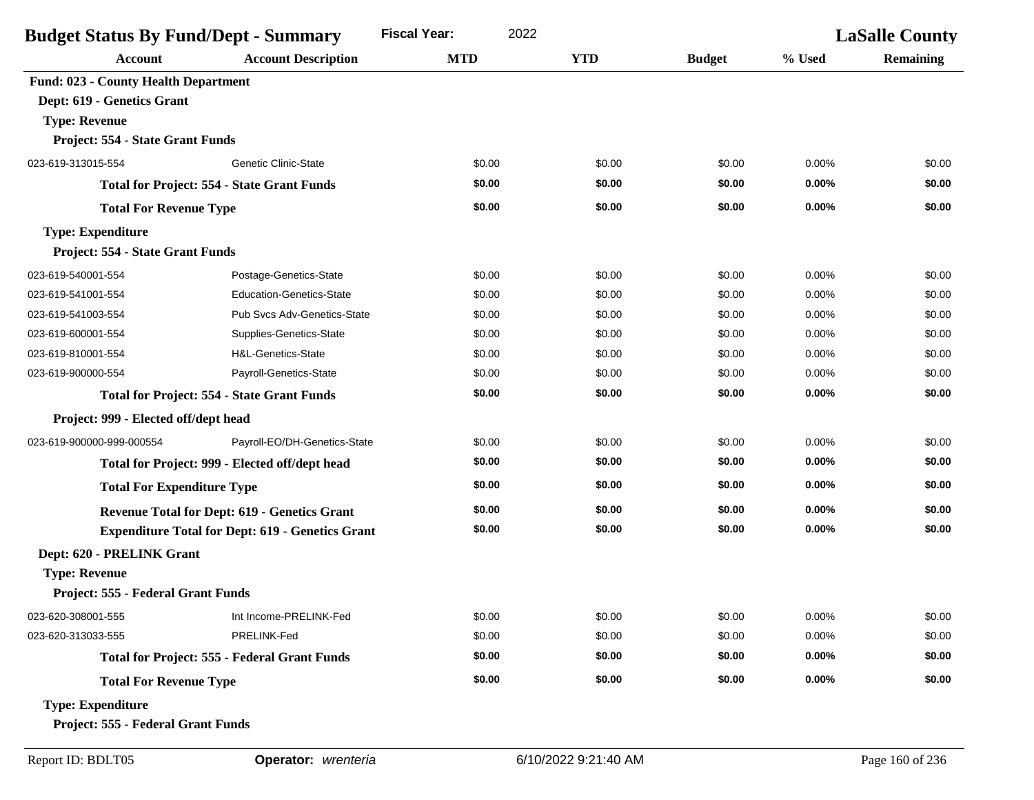# Budget Status By Fund/Dept - Summary

**Fiscal Year:** 2022

**LaSalle County**

| Account | Account Description | MTD | YTD | Budget | % Used | Remaining |
|---|---|---|---|---|---|---|
| **Fund: 023 - County Health Department** | | | | | | |
| **Dept: 619 - Genetics Grant** | | | | | | |
| **Type: Revenue** | | | | | | |
| **Project: 554 - State Grant Funds** | | | | | | |
| 023-619-313015-554 | Genetic Clinic-State | $0.00 | $0.00 | $0.00 | 0.00% | $0.00 |
| | **Total for Project: 554 - State Grant Funds** | **$0.00** | **$0.00** | **$0.00** | **0.00%** | **$0.00** |
| | **Total For Revenue Type** | **$0.00** | **$0.00** | **$0.00** | **0.00%** | **$0.00** |
| **Type: Expenditure** | | | | | | |
| **Project: 554 - State Grant Funds** | | | | | | |
| 023-619-540001-554 | Postage-Genetics-State | $0.00 | $0.00 | $0.00 | 0.00% | $0.00 |
| 023-619-541001-554 | Education-Genetics-State | $0.00 | $0.00 | $0.00 | 0.00% | $0.00 |
| 023-619-541003-554 | Pub Svcs Adv-Genetics-State | $0.00 | $0.00 | $0.00 | 0.00% | $0.00 |
| 023-619-600001-554 | Supplies-Genetics-State | $0.00 | $0.00 | $0.00 | 0.00% | $0.00 |
| 023-619-810001-554 | H&L-Genetics-State | $0.00 | $0.00 | $0.00 | 0.00% | $0.00 |
| 023-619-900000-554 | Payroll-Genetics-State | $0.00 | $0.00 | $0.00 | 0.00% | $0.00 |
| | **Total for Project: 554 - State Grant Funds** | **$0.00** | **$0.00** | **$0.00** | **0.00%** | **$0.00** |
| **Project: 999 - Elected off/dept head** | | | | | | |
| 023-619-900000-999-000554 | Payroll-EO/DH-Genetics-State | $0.00 | $0.00 | $0.00 | 0.00% | $0.00 |
| | **Total for Project: 999 - Elected off/dept head** | **$0.00** | **$0.00** | **$0.00** | **0.00%** | **$0.00** |
| | **Total For Expenditure Type** | **$0.00** | **$0.00** | **$0.00** | **0.00%** | **$0.00** |
| | **Revenue Total for Dept: 619 - Genetics Grant** | **$0.00** | **$0.00** | **$0.00** | **0.00%** | **$0.00** |
| | **Expenditure Total for Dept: 619 - Genetics Grant** | **$0.00** | **$0.00** | **$0.00** | **0.00%** | **$0.00** |
| **Dept: 620 - PRELINK Grant** | | | | | | |
| **Type: Revenue** | | | | | | |
| **Project: 555 - Federal Grant Funds** | | | | | | |
| 023-620-308001-555 | Int Income-PRELINK-Fed | $0.00 | $0.00 | $0.00 | 0.00% | $0.00 |
| 023-620-313033-555 | PRELINK-Fed | $0.00 | $0.00 | $0.00 | 0.00% | $0.00 |
| | **Total for Project: 555 - Federal Grant Funds** | **$0.00** | **$0.00** | **$0.00** | **0.00%** | **$0.00** |
| | **Total For Revenue Type** | **$0.00** | **$0.00** | **$0.00** | **0.00%** | **$0.00** |
| **Type: Expenditure** | | | | | | |
| **Project: 555 - Federal Grant Funds** | | | | | | |

Report ID: BDLT05 | **Operator:** *wrenteria* | 6/10/2022 9:21:40 AM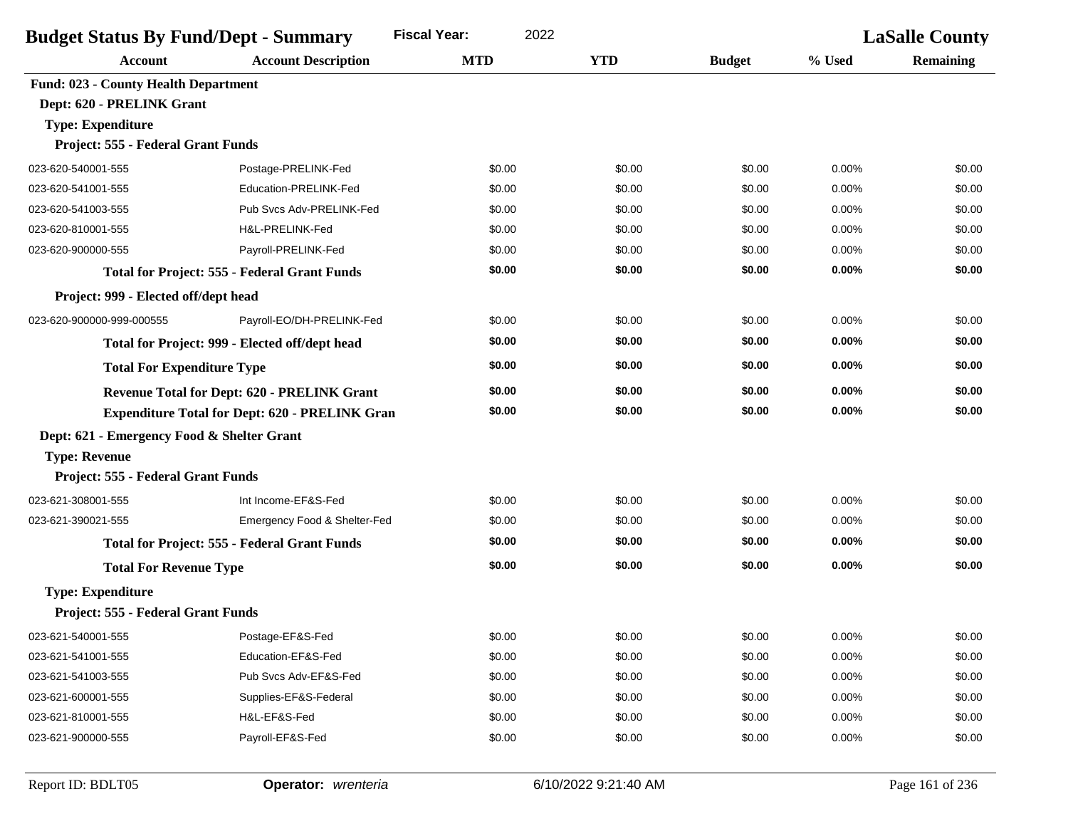# Budget Status By Fund/Dept - Summary

**Fiscal Year:** 2022

**LaSalle County**

| Account | Account Description | MTD | YTD | Budget | % Used | Remaining |
|---|---|---|---|---|---|---|
| **Fund: 023 - County Health Department** | | | | | | |
| **Dept: 620 - PRELINK Grant** | | | | | | |
| **Type: Expenditure** | | | | | | |
| **Project: 555 - Federal Grant Funds** | | | | | | |
| 023-620-540001-555 | Postage-PRELINK-Fed | $0.00 | $0.00 | $0.00 | 0.00% | $0.00 |
| 023-620-541001-555 | Education-PRELINK-Fed | $0.00 | $0.00 | $0.00 | 0.00% | $0.00 |
| 023-620-541003-555 | Pub Svcs Adv-PRELINK-Fed | $0.00 | $0.00 | $0.00 | 0.00% | $0.00 |
| 023-620-810001-555 | H&L-PRELINK-Fed | $0.00 | $0.00 | $0.00 | 0.00% | $0.00 |
| 023-620-900000-555 | Payroll-PRELINK-Fed | $0.00 | $0.00 | $0.00 | 0.00% | $0.00 |
| | **Total for Project: 555 - Federal Grant Funds** | **$0.00** | **$0.00** | **$0.00** | **0.00%** | **$0.00** |
| **Project: 999 - Elected off/dept head** | | | | | | |
| 023-620-900000-999-000555 | Payroll-EO/DH-PRELINK-Fed | $0.00 | $0.00 | $0.00 | 0.00% | $0.00 |
| | **Total for Project: 999 - Elected off/dept head** | **$0.00** | **$0.00** | **$0.00** | **0.00%** | **$0.00** |
| | **Total For Expenditure Type** | **$0.00** | **$0.00** | **$0.00** | **0.00%** | **$0.00** |
| | **Revenue Total for Dept: 620 - PRELINK Grant** | **$0.00** | **$0.00** | **$0.00** | **0.00%** | **$0.00** |
| | **Expenditure Total for Dept: 620 - PRELINK Gran** | **$0.00** | **$0.00** | **$0.00** | **0.00%** | **$0.00** |
| **Dept: 621 - Emergency Food & Shelter Grant** | | | | | | |
| **Type: Revenue** | | | | | | |
| **Project: 555 - Federal Grant Funds** | | | | | | |
| 023-621-308001-555 | Int Income-EF&S-Fed | $0.00 | $0.00 | $0.00 | 0.00% | $0.00 |
| 023-621-390021-555 | Emergency Food & Shelter-Fed | $0.00 | $0.00 | $0.00 | 0.00% | $0.00 |
| | **Total for Project: 555 - Federal Grant Funds** | **$0.00** | **$0.00** | **$0.00** | **0.00%** | **$0.00** |
| | **Total For Revenue Type** | **$0.00** | **$0.00** | **$0.00** | **0.00%** | **$0.00** |
| **Type: Expenditure** | | | | | | |
| **Project: 555 - Federal Grant Funds** | | | | | | |
| 023-621-540001-555 | Postage-EF&S-Fed | $0.00 | $0.00 | $0.00 | 0.00% | $0.00 |
| 023-621-541001-555 | Education-EF&S-Fed | $0.00 | $0.00 | $0.00 | 0.00% | $0.00 |
| 023-621-541003-555 | Pub Svcs Adv-EF&S-Fed | $0.00 | $0.00 | $0.00 | 0.00% | $0.00 |
| 023-621-600001-555 | Supplies-EF&S-Federal | $0.00 | $0.00 | $0.00 | 0.00% | $0.00 |
| 023-621-810001-555 | H&L-EF&S-Fed | $0.00 | $0.00 | $0.00 | 0.00% | $0.00 |
| 023-621-900000-555 | Payroll-EF&S-Fed | $0.00 | $0.00 | $0.00 | 0.00% | $0.00 |

Report ID: BDLT05 **Operator:** *wrenteria* 6/10/2022 9:21:40 AM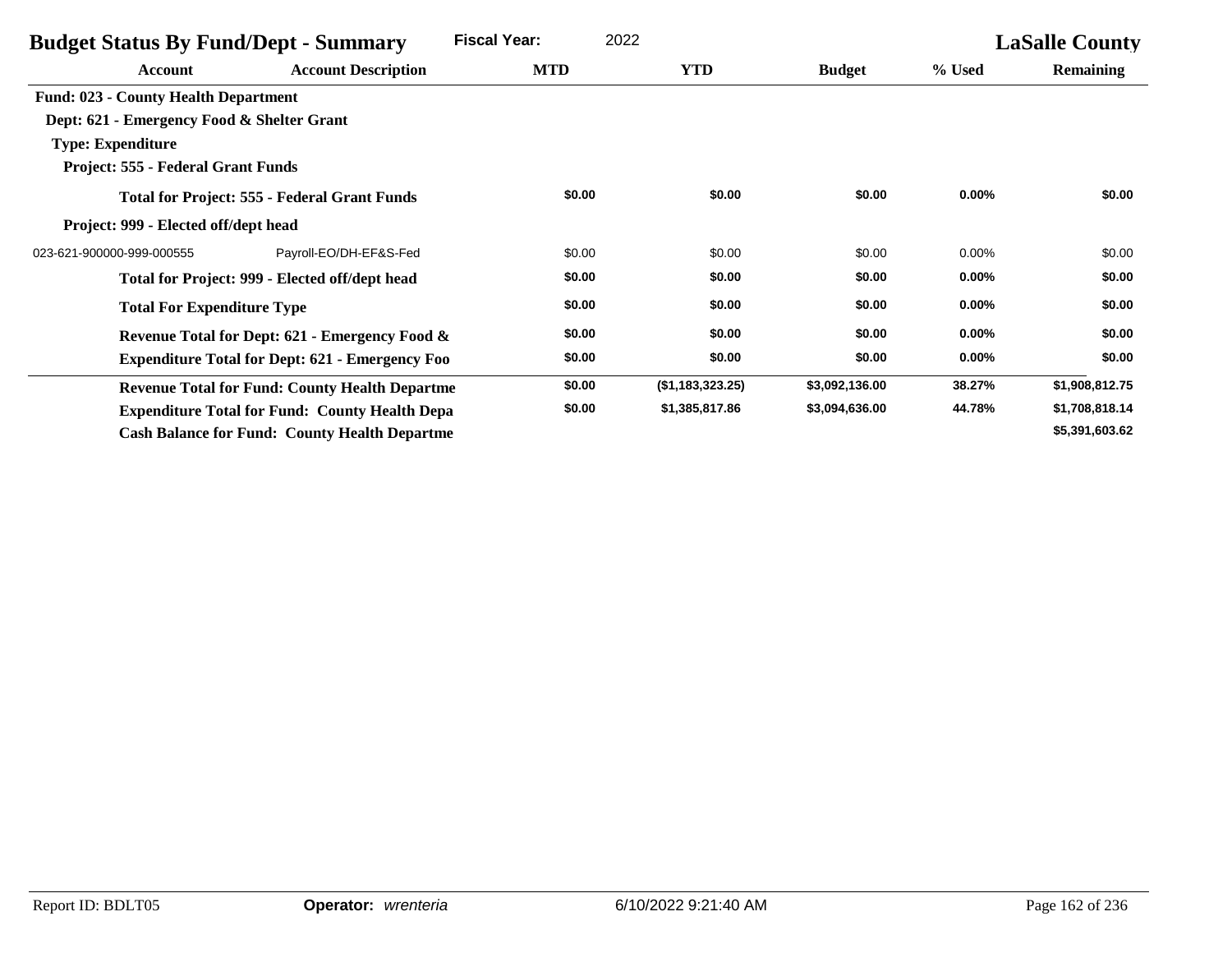## Budget Status By Fund/Dept - Summary

**Fiscal Year:** 2022

**LaSalle County**

| Account | Account Description | MTD | YTD | Budget | % Used | Remaining |
| --- | --- | --- | --- | --- | --- | --- |
| **Fund: 023 - County Health Department** | | | | | | |
| **Dept: 621 - Emergency Food & Shelter Grant** | | | | | | |
| **Type: Expenditure** | | | | | | |
| **Project: 555 - Federal Grant Funds** | | | | | | |
| | **Total for Project: 555 - Federal Grant Funds** | **$0.00** | **$0.00** | **$0.00** | **0.00%** | **$0.00** |
| **Project: 999 - Elected off/dept head** | | | | | | |
| 023-621-900000-999-000555 | Payroll-EO/DH-EF&S-Fed | $0.00 | $0.00 | $0.00 | 0.00% | $0.00 |
| | **Total for Project: 999 - Elected off/dept head** | **$0.00** | **$0.00** | **$0.00** | **0.00%** | **$0.00** |
| | **Total For Expenditure Type** | **$0.00** | **$0.00** | **$0.00** | **0.00%** | **$0.00** |
| | **Revenue Total for Dept: 621 - Emergency Food &** | **$0.00** | **$0.00** | **$0.00** | **0.00%** | **$0.00** |
| | **Expenditure Total for Dept: 621 - Emergency Foo** | **$0.00** | **$0.00** | **$0.00** | **0.00%** | **$0.00** |
| | **Revenue Total for Fund: County Health Departme** | **$0.00** | **($1,183,323.25)** | **$3,092,136.00** | **38.27%** | **$1,908,812.75** |
| | **Expenditure Total for Fund: County Health Depa** | **$0.00** | **$1,385,817.86** | **$3,094,636.00** | **44.78%** | **$1,708,818.14** |
| | **Cash Balance for Fund: County Health Departme** | | | | | **$5,391,603.62** |

Report ID: BDLT05 **Operator:** *wrenteria* 6/10/2022 9:21:40 AM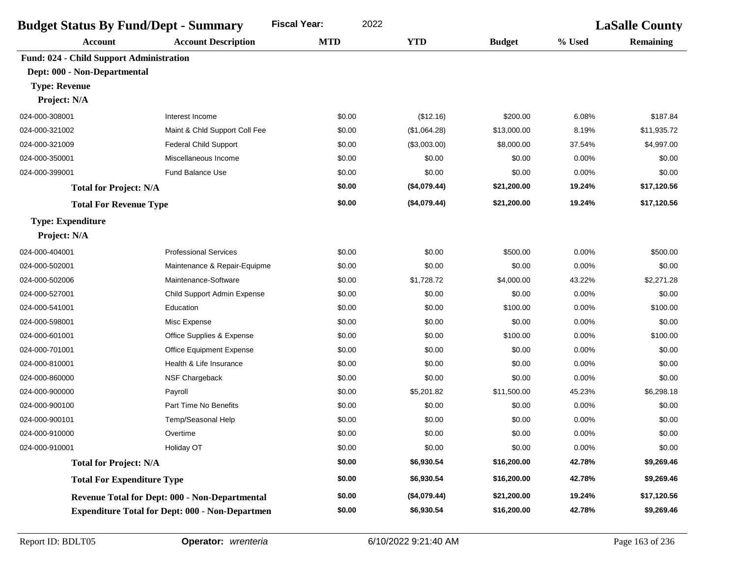# Budget Status By Fund/Dept - Summary

**Fiscal Year:** 2022

**LaSalle County**

| Account | Account Description | MTD | YTD | Budget | % Used | Remaining |
|---|---|---|---|---|---|---|
| **Fund: 024 - Child Support Administration** | | | | | | |
| **Dept: 000 - Non-Departmental** | | | | | | |
| **Type: Revenue** | | | | | | |
| **Project: N/A** | | | | | | |
| 024-000-308001 | Interest Income | $0.00 | ($12.16) | $200.00 | 6.08% | $187.84 |
| 024-000-321002 | Maint & Chld Support Coll Fee | $0.00 | ($1,064.28) | $13,000.00 | 8.19% | $11,935.72 |
| 024-000-321009 | Federal Child Support | $0.00 | ($3,003.00) | $8,000.00 | 37.54% | $4,997.00 |
| 024-000-350001 | Miscellaneous Income | $0.00 | $0.00 | $0.00 | 0.00% | $0.00 |
| 024-000-399001 | Fund Balance Use | $0.00 | $0.00 | $0.00 | 0.00% | $0.00 |
| **Total for Project: N/A** | | **$0.00** | **($4,079.44)** | **$21,200.00** | **19.24%** | **$17,120.56** |
| **Total For Revenue Type** | | **$0.00** | **($4,079.44)** | **$21,200.00** | **19.24%** | **$17,120.56** |
| **Type: Expenditure** | | | | | | |
| **Project: N/A** | | | | | | |
| 024-000-404001 | Professional Services | $0.00 | $0.00 | $500.00 | 0.00% | $500.00 |
| 024-000-502001 | Maintenance & Repair-Equipme | $0.00 | $0.00 | $0.00 | 0.00% | $0.00 |
| 024-000-502006 | Maintenance-Software | $0.00 | $1,728.72 | $4,000.00 | 43.22% | $2,271.28 |
| 024-000-527001 | Child Support Admin Expense | $0.00 | $0.00 | $0.00 | 0.00% | $0.00 |
| 024-000-541001 | Education | $0.00 | $0.00 | $100.00 | 0.00% | $100.00 |
| 024-000-598001 | Misc Expense | $0.00 | $0.00 | $0.00 | 0.00% | $0.00 |
| 024-000-601001 | Office Supplies & Expense | $0.00 | $0.00 | $100.00 | 0.00% | $100.00 |
| 024-000-701001 | Office Equipment Expense | $0.00 | $0.00 | $0.00 | 0.00% | $0.00 |
| 024-000-810001 | Health & Life Insurance | $0.00 | $0.00 | $0.00 | 0.00% | $0.00 |
| 024-000-860000 | NSF Chargeback | $0.00 | $0.00 | $0.00 | 0.00% | $0.00 |
| 024-000-900000 | Payroll | $0.00 | $5,201.82 | $11,500.00 | 45.23% | $6,298.18 |
| 024-000-900100 | Part Time No Benefits | $0.00 | $0.00 | $0.00 | 0.00% | $0.00 |
| 024-000-900101 | Temp/Seasonal Help | $0.00 | $0.00 | $0.00 | 0.00% | $0.00 |
| 024-000-910000 | Overtime | $0.00 | $0.00 | $0.00 | 0.00% | $0.00 |
| 024-000-910001 | Holiday OT | $0.00 | $0.00 | $0.00 | 0.00% | $0.00 |
| **Total for Project: N/A** | | **$0.00** | **$6,930.54** | **$16,200.00** | **42.78%** | **$9,269.46** |
| **Total For Expenditure Type** | | **$0.00** | **$6,930.54** | **$16,200.00** | **42.78%** | **$9,269.46** |
| **Revenue Total for Dept: 000 - Non-Departmental** | | **$0.00** | **($4,079.44)** | **$21,200.00** | **19.24%** | **$17,120.56** |
| **Expenditure Total for Dept: 000 - Non-Departmen** | | **$0.00** | **$6,930.54** | **$16,200.00** | **42.78%** | **$9,269.46** |

Report ID: BDLT05 | **Operator:** *wrenteria* | 6/10/2022 9:21:40 AM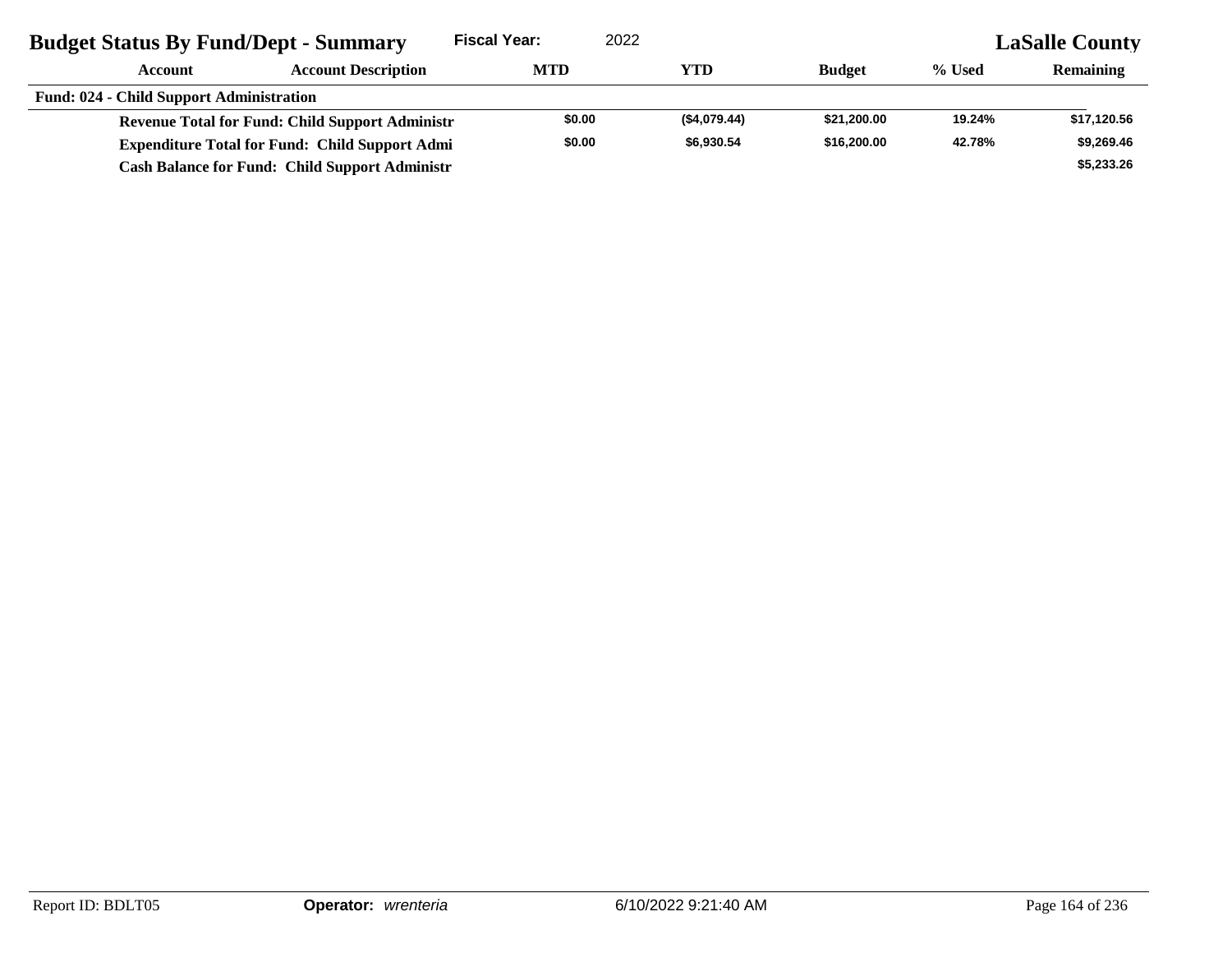# Budget Status By Fund/Dept - Summary

**Fiscal Year:** 2022

**LaSalle County**

| Account | Account Description | MTD | YTD | Budget | % Used | Remaining |
|---|---|---|---|---|---|---|
| **Fund: 024 - Child Support Administration** | | | | | | |
| | **Revenue Total for Fund: Child Support Administr** | $0.00 | ($4,079.44) | $21,200.00 | 19.24% | $17,120.56 |
| | **Expenditure Total for Fund: Child Support Admi** | $0.00 | $6,930.54 | $16,200.00 | 42.78% | $9,269.46 |
| | **Cash Balance for Fund: Child Support Administr** | | | | | $5,233.26 |

Report ID: BDLT05 **Operator:** *wrenteria* 6/10/2022 9:21:40 AM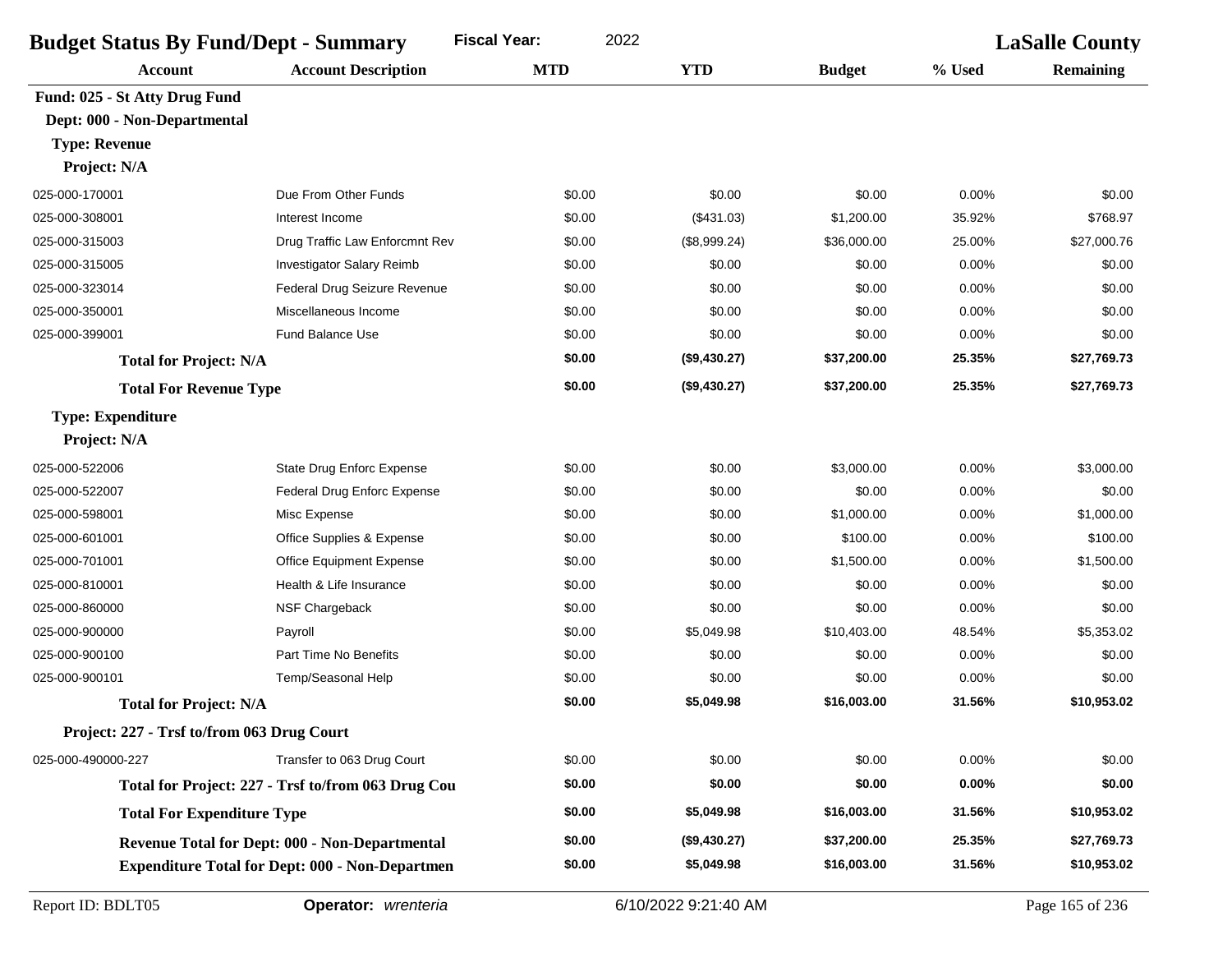# Budget Status By Fund/Dept - Summary

**Fiscal Year:** 2022

**LaSalle County**

| Account | Account Description | MTD | YTD | Budget | % Used | Remaining |
|---|---|---|---|---|---|---|
| **Fund: 025 - St Atty Drug Fund** | | | | | | |
| **Dept: 000 - Non-Departmental** | | | | | | |
| **Type: Revenue** | | | | | | |
| **Project: N/A** | | | | | | |
| 025-000-170001 | Due From Other Funds | $0.00 | $0.00 | $0.00 | 0.00% | $0.00 |
| 025-000-308001 | Interest Income | $0.00 | ($431.03) | $1,200.00 | 35.92% | $768.97 |
| 025-000-315003 | Drug Traffic Law Enforcmnt Rev | $0.00 | ($8,999.24) | $36,000.00 | 25.00% | $27,000.76 |
| 025-000-315005 | Investigator Salary Reimb | $0.00 | $0.00 | $0.00 | 0.00% | $0.00 |
| 025-000-323014 | Federal Drug Seizure Revenue | $0.00 | $0.00 | $0.00 | 0.00% | $0.00 |
| 025-000-350001 | Miscellaneous Income | $0.00 | $0.00 | $0.00 | 0.00% | $0.00 |
| 025-000-399001 | Fund Balance Use | $0.00 | $0.00 | $0.00 | 0.00% | $0.00 |
| **Total for Project: N/A** | | **$0.00** | **($9,430.27)** | **$37,200.00** | **25.35%** | **$27,769.73** |
| **Total For Revenue Type** | | **$0.00** | **($9,430.27)** | **$37,200.00** | **25.35%** | **$27,769.73** |
| **Type: Expenditure** | | | | | | |
| **Project: N/A** | | | | | | |
| 025-000-522006 | State Drug Enforc Expense | $0.00 | $0.00 | $3,000.00 | 0.00% | $3,000.00 |
| 025-000-522007 | Federal Drug Enforc Expense | $0.00 | $0.00 | $0.00 | 0.00% | $0.00 |
| 025-000-598001 | Misc Expense | $0.00 | $0.00 | $1,000.00 | 0.00% | $1,000.00 |
| 025-000-601001 | Office Supplies & Expense | $0.00 | $0.00 | $100.00 | 0.00% | $100.00 |
| 025-000-701001 | Office Equipment Expense | $0.00 | $0.00 | $1,500.00 | 0.00% | $1,500.00 |
| 025-000-810001 | Health & Life Insurance | $0.00 | $0.00 | $0.00 | 0.00% | $0.00 |
| 025-000-860000 | NSF Chargeback | $0.00 | $0.00 | $0.00 | 0.00% | $0.00 |
| 025-000-900000 | Payroll | $0.00 | $5,049.98 | $10,403.00 | 48.54% | $5,353.02 |
| 025-000-900100 | Part Time No Benefits | $0.00 | $0.00 | $0.00 | 0.00% | $0.00 |
| 025-000-900101 | Temp/Seasonal Help | $0.00 | $0.00 | $0.00 | 0.00% | $0.00 |
| **Total for Project: N/A** | | **$0.00** | **$5,049.98** | **$16,003.00** | **31.56%** | **$10,953.02** |
| **Project: 227 - Trsf to/from 063 Drug Court** | | | | | | |
| 025-000-490000-227 | Transfer to 063 Drug Court | $0.00 | $0.00 | $0.00 | 0.00% | $0.00 |
| **Total for Project: 227 - Trsf to/from 063 Drug Cou** | | **$0.00** | **$0.00** | **$0.00** | **0.00%** | **$0.00** |
| **Total For Expenditure Type** | | **$0.00** | **$5,049.98** | **$16,003.00** | **31.56%** | **$10,953.02** |
| **Revenue Total for Dept: 000 - Non-Departmental** | | **$0.00** | **($9,430.27)** | **$37,200.00** | **25.35%** | **$27,769.73** |
| **Expenditure Total for Dept: 000 - Non-Departmen** | | **$0.00** | **$5,049.98** | **$16,003.00** | **31.56%** | **$10,953.02** |

Report ID: BDLT05 **Operator:** *wrenteria* 6/10/2022 9:21:40 AM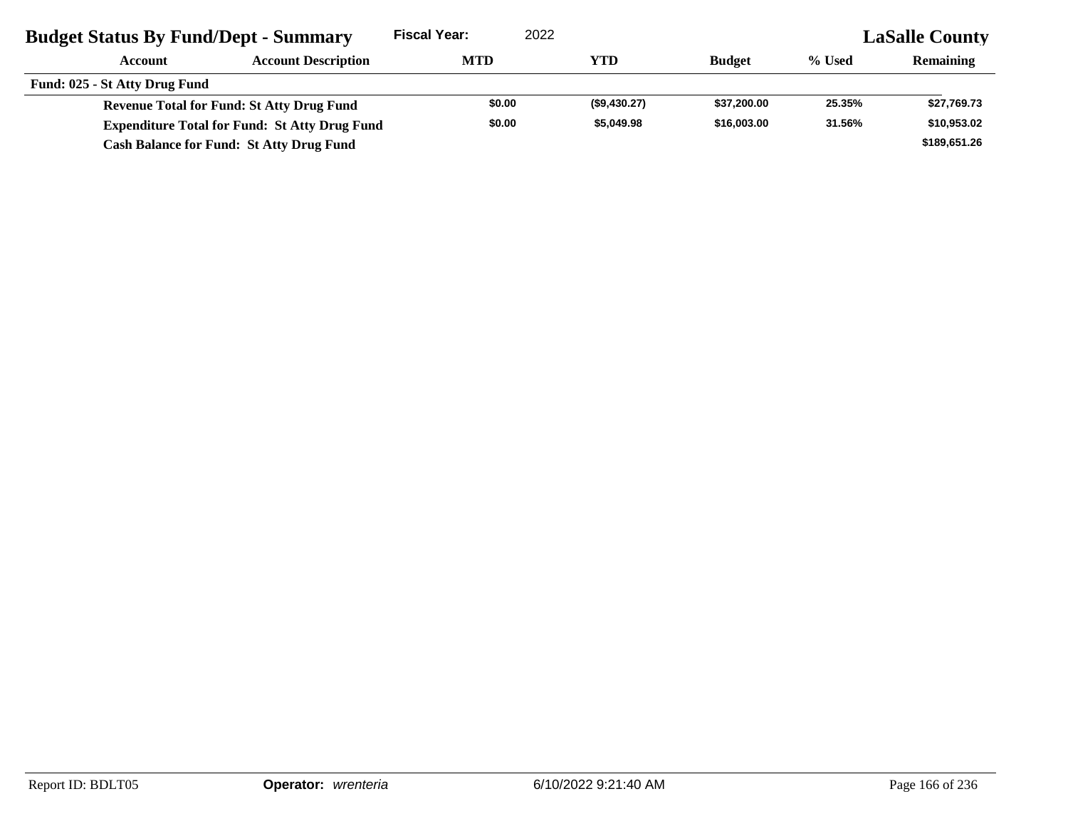# Budget Status By Fund/Dept - Summary

**Fiscal Year:** 2022

**LaSalle County**

| Account | Account Description | MTD | YTD | Budget | % Used | Remaining |
|---|---|---|---|---|---|---|
| **Fund: 025 - St Atty Drug Fund** | | | | | | |
| **Revenue Total for Fund: St Atty Drug Fund** | | $0.00 | ($9,430.27) | $37,200.00 | 25.35% | $27,769.73 |
| **Expenditure Total for Fund: St Atty Drug Fund** | | $0.00 | $5,049.98 | $16,003.00 | 31.56% | $10,953.02 |
| **Cash Balance for Fund: St Atty Drug Fund** | | | | | | $189,651.26 |

Report ID: BDLT05 | **Operator:** *wrenteria* | 6/10/2022 9:21:40 AM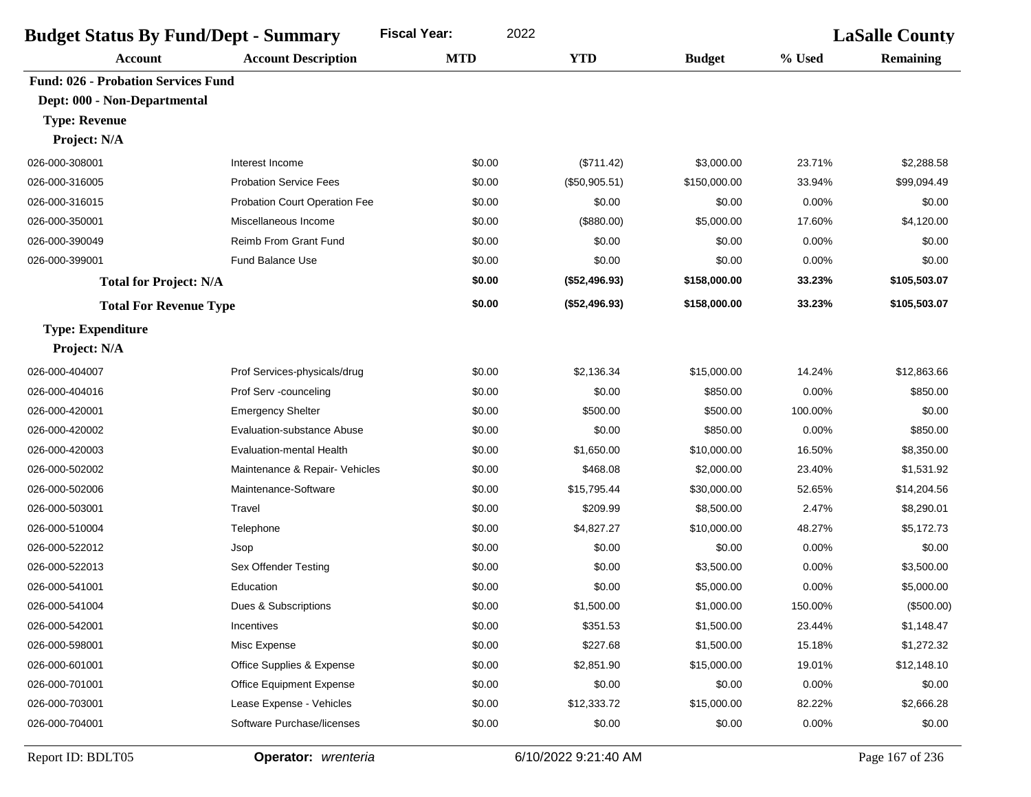# Budget Status By Fund/Dept - Summary

**Fiscal Year:** 2022

**LaSalle County**

| Account | Account Description | MTD | YTD | Budget | % Used | Remaining |
|---|---|---|---|---|---|---|
| **Fund: 026 - Probation Services Fund** | | | | | | |
| **Dept: 000 - Non-Departmental** | | | | | | |
| **Type: Revenue** | | | | | | |
| **Project: N/A** | | | | | | |
| 026-000-308001 | Interest Income | $0.00 | ($711.42) | $3,000.00 | 23.71% | $2,288.58 |
| 026-000-316005 | Probation Service Fees | $0.00 | ($50,905.51) | $150,000.00 | 33.94% | $99,094.49 |
| 026-000-316015 | Probation Court Operation Fee | $0.00 | $0.00 | $0.00 | 0.00% | $0.00 |
| 026-000-350001 | Miscellaneous Income | $0.00 | ($880.00) | $5,000.00 | 17.60% | $4,120.00 |
| 026-000-390049 | Reimb From Grant Fund | $0.00 | $0.00 | $0.00 | 0.00% | $0.00 |
| 026-000-399001 | Fund Balance Use | $0.00 | $0.00 | $0.00 | 0.00% | $0.00 |
| **Total for Project: N/A** | | **$0.00** | **($52,496.93)** | **$158,000.00** | **33.23%** | **$105,503.07** |
| **Total For Revenue Type** | | **$0.00** | **($52,496.93)** | **$158,000.00** | **33.23%** | **$105,503.07** |
| **Type: Expenditure** | | | | | | |
| **Project: N/A** | | | | | | |
| 026-000-404007 | Prof Services-physicals/drug | $0.00 | $2,136.34 | $15,000.00 | 14.24% | $12,863.66 |
| 026-000-404016 | Prof Serv -counceling | $0.00 | $0.00 | $850.00 | 0.00% | $850.00 |
| 026-000-420001 | Emergency Shelter | $0.00 | $500.00 | $500.00 | 100.00% | $0.00 |
| 026-000-420002 | Evaluation-substance Abuse | $0.00 | $0.00 | $850.00 | 0.00% | $850.00 |
| 026-000-420003 | Evaluation-mental Health | $0.00 | $1,650.00 | $10,000.00 | 16.50% | $8,350.00 |
| 026-000-502002 | Maintenance & Repair- Vehicles | $0.00 | $468.08 | $2,000.00 | 23.40% | $1,531.92 |
| 026-000-502006 | Maintenance-Software | $0.00 | $15,795.44 | $30,000.00 | 52.65% | $14,204.56 |
| 026-000-503001 | Travel | $0.00 | $209.99 | $8,500.00 | 2.47% | $8,290.01 |
| 026-000-510004 | Telephone | $0.00 | $4,827.27 | $10,000.00 | 48.27% | $5,172.73 |
| 026-000-522012 | Jsop | $0.00 | $0.00 | $0.00 | 0.00% | $0.00 |
| 026-000-522013 | Sex Offender Testing | $0.00 | $0.00 | $3,500.00 | 0.00% | $3,500.00 |
| 026-000-541001 | Education | $0.00 | $0.00 | $5,000.00 | 0.00% | $5,000.00 |
| 026-000-541004 | Dues & Subscriptions | $0.00 | $1,500.00 | $1,000.00 | 150.00% | ($500.00) |
| 026-000-542001 | Incentives | $0.00 | $351.53 | $1,500.00 | 23.44% | $1,148.47 |
| 026-000-598001 | Misc Expense | $0.00 | $227.68 | $1,500.00 | 15.18% | $1,272.32 |
| 026-000-601001 | Office Supplies & Expense | $0.00 | $2,851.90 | $15,000.00 | 19.01% | $12,148.10 |
| 026-000-701001 | Office Equipment Expense | $0.00 | $0.00 | $0.00 | 0.00% | $0.00 |
| 026-000-703001 | Lease Expense - Vehicles | $0.00 | $12,333.72 | $15,000.00 | 82.22% | $2,666.28 |
| 026-000-704001 | Software Purchase/licenses | $0.00 | $0.00 | $0.00 | 0.00% | $0.00 |

Report ID: BDLT05 **Operator:** *wrenteria* 6/10/2022 9:21:40 AM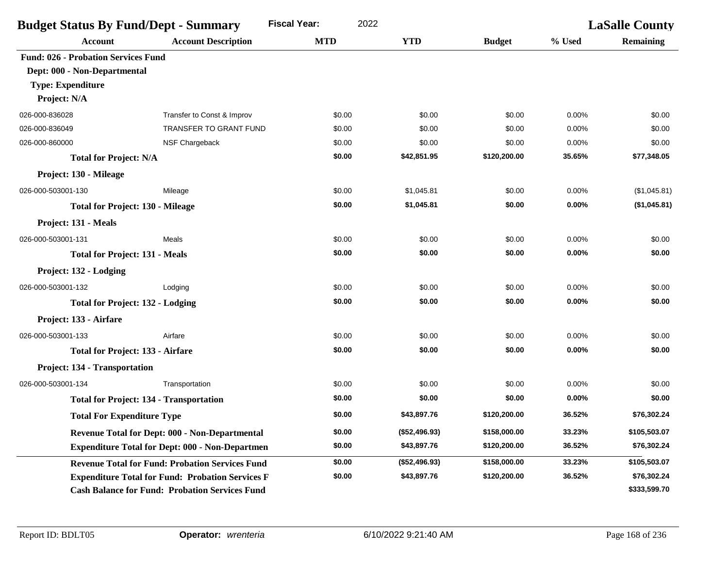# Budget Status By Fund/Dept - Summary

**Fiscal Year:** 2022

**LaSalle County**

| Account | Account Description | MTD | YTD | Budget | % Used | Remaining |
|---|---|---|---|---|---|---|
| **Fund: 026 - Probation Services Fund** | | | | | | |
| **Dept: 000 - Non-Departmental** | | | | | | |
| **Type: Expenditure** | | | | | | |
| **Project: N/A** | | | | | | |
| 026-000-836028 | Transfer to Const & Improv | $0.00 | $0.00 | $0.00 | 0.00% | $0.00 |
| 026-000-836049 | TRANSFER TO GRANT FUND | $0.00 | $0.00 | $0.00 | 0.00% | $0.00 |
| 026-000-860000 | NSF Chargeback | $0.00 | $0.00 | $0.00 | 0.00% | $0.00 |
| **Total for Project: N/A** | | **$0.00** | **$42,851.95** | **$120,200.00** | **35.65%** | **$77,348.05** |
| **Project: 130 - Mileage** | | | | | | |
| 026-000-503001-130 | Mileage | $0.00 | $1,045.81 | $0.00 | 0.00% | ($1,045.81) |
| **Total for Project: 130 - Mileage** | | **$0.00** | **$1,045.81** | **$0.00** | **0.00%** | **($1,045.81)** |
| **Project: 131 - Meals** | | | | | | |
| 026-000-503001-131 | Meals | $0.00 | $0.00 | $0.00 | 0.00% | $0.00 |
| **Total for Project: 131 - Meals** | | **$0.00** | **$0.00** | **$0.00** | **0.00%** | **$0.00** |
| **Project: 132 - Lodging** | | | | | | |
| 026-000-503001-132 | Lodging | $0.00 | $0.00 | $0.00 | 0.00% | $0.00 |
| **Total for Project: 132 - Lodging** | | **$0.00** | **$0.00** | **$0.00** | **0.00%** | **$0.00** |
| **Project: 133 - Airfare** | | | | | | |
| 026-000-503001-133 | Airfare | $0.00 | $0.00 | $0.00 | 0.00% | $0.00 |
| **Total for Project: 133 - Airfare** | | **$0.00** | **$0.00** | **$0.00** | **0.00%** | **$0.00** |
| **Project: 134 - Transportation** | | | | | | |
| 026-000-503001-134 | Transportation | $0.00 | $0.00 | $0.00 | 0.00% | $0.00 |
| **Total for Project: 134 - Transportation** | | **$0.00** | **$0.00** | **$0.00** | **0.00%** | **$0.00** |
| **Total For Expenditure Type** | | **$0.00** | **$43,897.76** | **$120,200.00** | **36.52%** | **$76,302.24** |
| **Revenue Total for Dept: 000 - Non-Departmental** | | **$0.00** | **($52,496.93)** | **$158,000.00** | **33.23%** | **$105,503.07** |
| **Expenditure Total for Dept: 000 - Non-Departmen** | | **$0.00** | **$43,897.76** | **$120,200.00** | **36.52%** | **$76,302.24** |
| **Revenue Total for Fund: Probation Services Fund** | | **$0.00** | **($52,496.93)** | **$158,000.00** | **33.23%** | **$105,503.07** |
| **Expenditure Total for Fund: Probation Services F** | | **$0.00** | **$43,897.76** | **$120,200.00** | **36.52%** | **$76,302.24** |
| **Cash Balance for Fund: Probation Services Fund** | | | | | | **$333,599.70** |

Report ID: BDLT05 **Operator:** *wrenteria* 6/10/2022 9:21:40 AM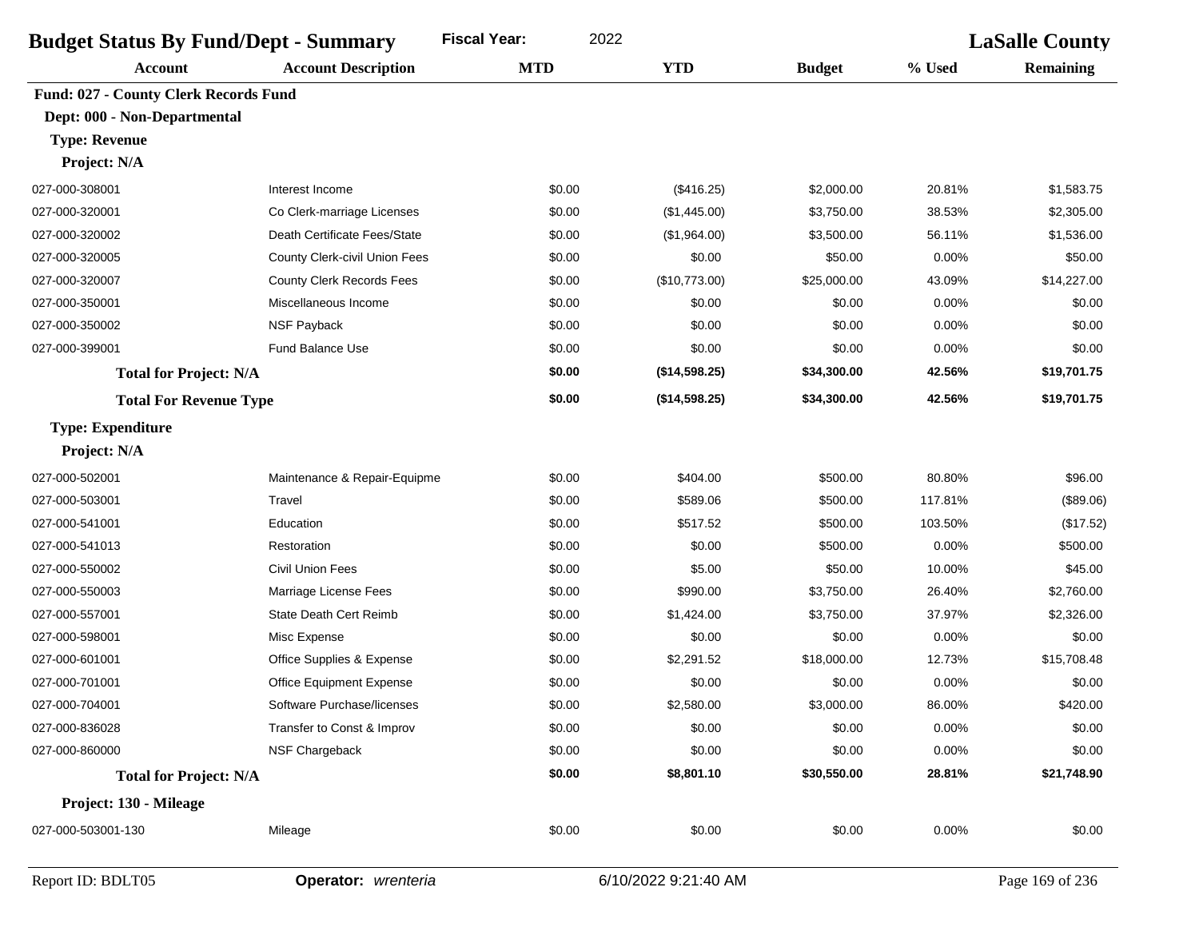# Budget Status By Fund/Dept - Summary

**Fiscal Year:** 2022

**LaSalle County**

| Account | Account Description | MTD | YTD | Budget | % Used | Remaining |
|---|---|---|---|---|---|---|
| **Fund: 027 - County Clerk Records Fund** | | | | | | |
| **Dept: 000 - Non-Departmental** | | | | | | |
| **Type: Revenue** | | | | | | |
| **Project: N/A** | | | | | | |
| 027-000-308001 | Interest Income | $0.00 | ($416.25) | $2,000.00 | 20.81% | $1,583.75 |
| 027-000-320001 | Co Clerk-marriage Licenses | $0.00 | ($1,445.00) | $3,750.00 | 38.53% | $2,305.00 |
| 027-000-320002 | Death Certificate Fees/State | $0.00 | ($1,964.00) | $3,500.00 | 56.11% | $1,536.00 |
| 027-000-320005 | County Clerk-civil Union Fees | $0.00 | $0.00 | $50.00 | 0.00% | $50.00 |
| 027-000-320007 | County Clerk Records Fees | $0.00 | ($10,773.00) | $25,000.00 | 43.09% | $14,227.00 |
| 027-000-350001 | Miscellaneous Income | $0.00 | $0.00 | $0.00 | 0.00% | $0.00 |
| 027-000-350002 | NSF Payback | $0.00 | $0.00 | $0.00 | 0.00% | $0.00 |
| 027-000-399001 | Fund Balance Use | $0.00 | $0.00 | $0.00 | 0.00% | $0.00 |
| **Total for Project: N/A** | | **$0.00** | **($14,598.25)** | **$34,300.00** | **42.56%** | **$19,701.75** |
| **Total For Revenue Type** | | **$0.00** | **($14,598.25)** | **$34,300.00** | **42.56%** | **$19,701.75** |
| **Type: Expenditure** | | | | | | |
| **Project: N/A** | | | | | | |
| 027-000-502001 | Maintenance & Repair-Equipme | $0.00 | $404.00 | $500.00 | 80.80% | $96.00 |
| 027-000-503001 | Travel | $0.00 | $589.06 | $500.00 | 117.81% | ($89.06) |
| 027-000-541001 | Education | $0.00 | $517.52 | $500.00 | 103.50% | ($17.52) |
| 027-000-541013 | Restoration | $0.00 | $0.00 | $500.00 | 0.00% | $500.00 |
| 027-000-550002 | Civil Union Fees | $0.00 | $5.00 | $50.00 | 10.00% | $45.00 |
| 027-000-550003 | Marriage License Fees | $0.00 | $990.00 | $3,750.00 | 26.40% | $2,760.00 |
| 027-000-557001 | State Death Cert Reimb | $0.00 | $1,424.00 | $3,750.00 | 37.97% | $2,326.00 |
| 027-000-598001 | Misc Expense | $0.00 | $0.00 | $0.00 | 0.00% | $0.00 |
| 027-000-601001 | Office Supplies & Expense | $0.00 | $2,291.52 | $18,000.00 | 12.73% | $15,708.48 |
| 027-000-701001 | Office Equipment Expense | $0.00 | $0.00 | $0.00 | 0.00% | $0.00 |
| 027-000-704001 | Software Purchase/licenses | $0.00 | $2,580.00 | $3,000.00 | 86.00% | $420.00 |
| 027-000-836028 | Transfer to Const & Improv | $0.00 | $0.00 | $0.00 | 0.00% | $0.00 |
| 027-000-860000 | NSF Chargeback | $0.00 | $0.00 | $0.00 | 0.00% | $0.00 |
| **Total for Project: N/A** | | **$0.00** | **$8,801.10** | **$30,550.00** | **28.81%** | **$21,748.90** |
| **Project: 130 - Mileage** | | | | | | |
| 027-000-503001-130 | Mileage | $0.00 | $0.00 | $0.00 | 0.00% | $0.00 |

Report ID: BDLT05 **Operator:** *wrenteria* 6/10/2022 9:21:40 AM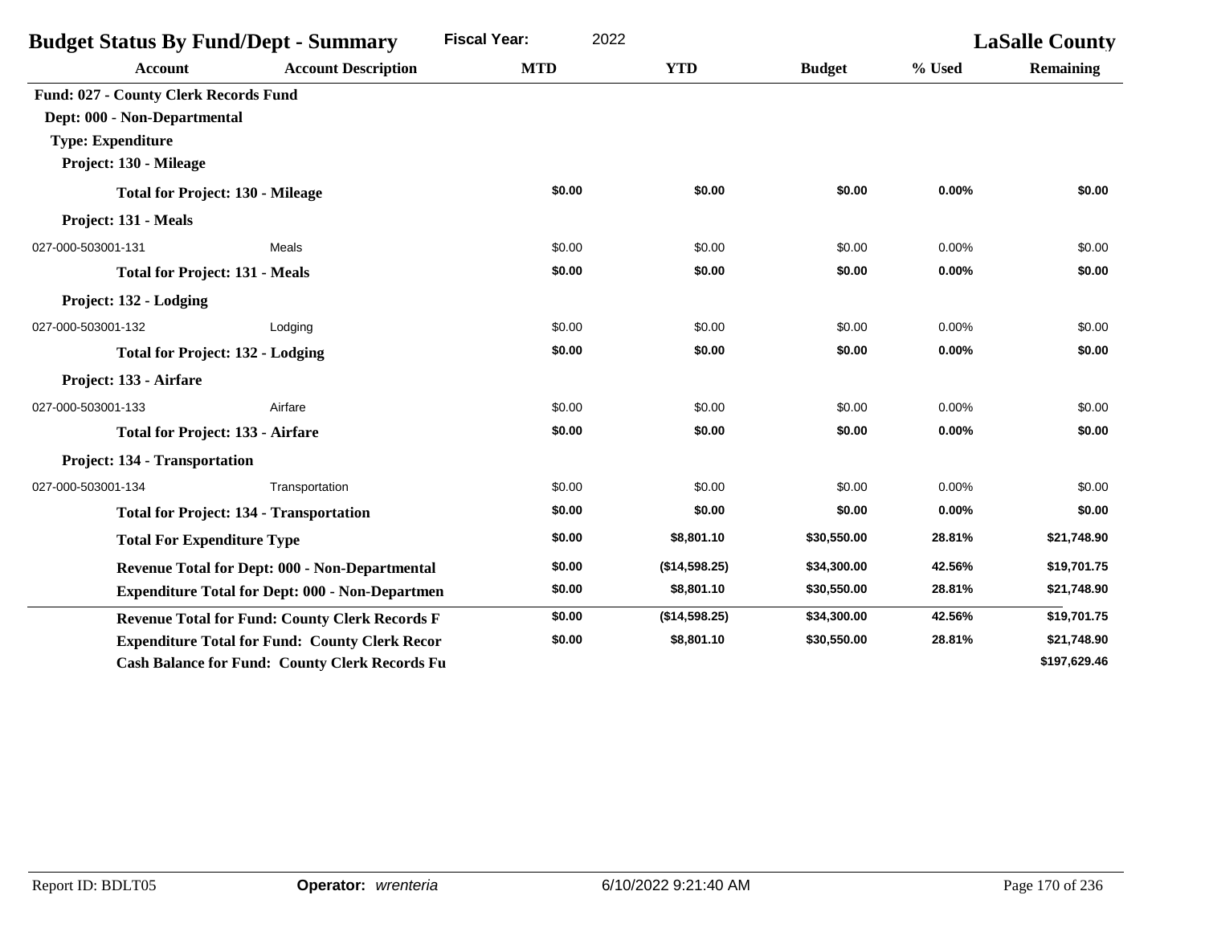# Budget Status By Fund/Dept - Summary

**Fiscal Year:** 2022

**LaSalle County**

| Account | Account Description | MTD | YTD | Budget | % Used | Remaining |
|---|---|---|---|---|---|---|
| **Fund: 027 - County Clerk Records Fund** | | | | | | |
| **Dept: 000 - Non-Departmental** | | | | | | |
| **Type: Expenditure** | | | | | | |
| **Project: 130 - Mileage** | | | | | | |
| **Total for Project: 130 - Mileage** | | **$0.00** | **$0.00** | **$0.00** | **0.00%** | **$0.00** |
| **Project: 131 - Meals** | | | | | | |
| 027-000-503001-131 | Meals | $0.00 | $0.00 | $0.00 | 0.00% | $0.00 |
| **Total for Project: 131 - Meals** | | **$0.00** | **$0.00** | **$0.00** | **0.00%** | **$0.00** |
| **Project: 132 - Lodging** | | | | | | |
| 027-000-503001-132 | Lodging | $0.00 | $0.00 | $0.00 | 0.00% | $0.00 |
| **Total for Project: 132 - Lodging** | | **$0.00** | **$0.00** | **$0.00** | **0.00%** | **$0.00** |
| **Project: 133 - Airfare** | | | | | | |
| 027-000-503001-133 | Airfare | $0.00 | $0.00 | $0.00 | 0.00% | $0.00 |
| **Total for Project: 133 - Airfare** | | **$0.00** | **$0.00** | **$0.00** | **0.00%** | **$0.00** |
| **Project: 134 - Transportation** | | | | | | |
| 027-000-503001-134 | Transportation | $0.00 | $0.00 | $0.00 | 0.00% | $0.00 |
| **Total for Project: 134 - Transportation** | | **$0.00** | **$0.00** | **$0.00** | **0.00%** | **$0.00** |
| **Total For Expenditure Type** | | **$0.00** | **$8,801.10** | **$30,550.00** | **28.81%** | **$21,748.90** |
| **Revenue Total for Dept: 000 - Non-Departmental** | | **$0.00** | **($14,598.25)** | **$34,300.00** | **42.56%** | **$19,701.75** |
| **Expenditure Total for Dept: 000 - Non-Departmen** | | **$0.00** | **$8,801.10** | **$30,550.00** | **28.81%** | **$21,748.90** |
| **Revenue Total for Fund: County Clerk Records F** | | **$0.00** | **($14,598.25)** | **$34,300.00** | **42.56%** | **$19,701.75** |
| **Expenditure Total for Fund: County Clerk Recor** | | **$0.00** | **$8,801.10** | **$30,550.00** | **28.81%** | **$21,748.90** |
| **Cash Balance for Fund: County Clerk Records Fu** | | | | | | **$197,629.46** |

Report ID: BDLT05 **Operator:** *wrenteria* 6/10/2022 9:21:40 AM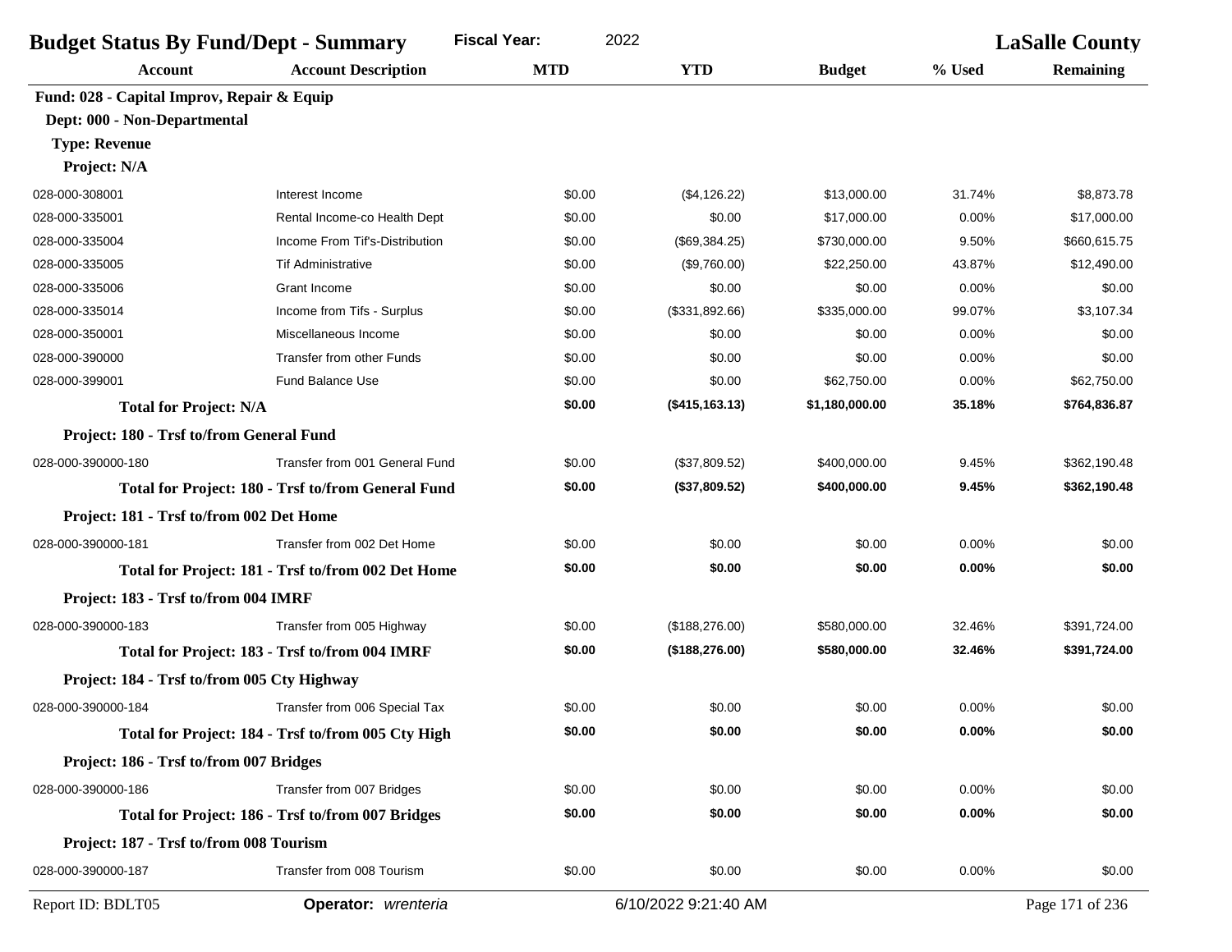# Budget Status By Fund/Dept - Summary

**Fiscal Year:** 2022

**LaSalle County**

| Account | Account Description | MTD | YTD | Budget | % Used | Remaining |
|---|---|---|---|---|---|---|
| **Fund: 028 - Capital Improv, Repair & Equip** | | | | | | |
| **Dept: 000 - Non-Departmental** | | | | | | |
| **Type: Revenue** | | | | | | |
| **Project: N/A** | | | | | | |
| 028-000-308001 | Interest Income | $0.00 | ($4,126.22) | $13,000.00 | 31.74% | $8,873.78 |
| 028-000-335001 | Rental Income-co Health Dept | $0.00 | $0.00 | $17,000.00 | 0.00% | $17,000.00 |
| 028-000-335004 | Income From Tif's-Distribution | $0.00 | ($69,384.25) | $730,000.00 | 9.50% | $660,615.75 |
| 028-000-335005 | Tif Administrative | $0.00 | ($9,760.00) | $22,250.00 | 43.87% | $12,490.00 |
| 028-000-335006 | Grant Income | $0.00 | $0.00 | $0.00 | 0.00% | $0.00 |
| 028-000-335014 | Income from Tifs - Surplus | $0.00 | ($331,892.66) | $335,000.00 | 99.07% | $3,107.34 |
| 028-000-350001 | Miscellaneous Income | $0.00 | $0.00 | $0.00 | 0.00% | $0.00 |
| 028-000-390000 | Transfer from other Funds | $0.00 | $0.00 | $0.00 | 0.00% | $0.00 |
| 028-000-399001 | Fund Balance Use | $0.00 | $0.00 | $62,750.00 | 0.00% | $62,750.00 |
| **Total for Project: N/A** | | **$0.00** | **($415,163.13)** | **$1,180,000.00** | **35.18%** | **$764,836.87** |
| **Project: 180 - Trsf to/from General Fund** | | | | | | |
| 028-000-390000-180 | Transfer from 001 General Fund | $0.00 | ($37,809.52) | $400,000.00 | 9.45% | $362,190.48 |
| **Total for Project: 180 - Trsf to/from General Fund** | | **$0.00** | **($37,809.52)** | **$400,000.00** | **9.45%** | **$362,190.48** |
| **Project: 181 - Trsf to/from 002 Det Home** | | | | | | |
| 028-000-390000-181 | Transfer from 002 Det Home | $0.00 | $0.00 | $0.00 | 0.00% | $0.00 |
| **Total for Project: 181 - Trsf to/from 002 Det Home** | | **$0.00** | **$0.00** | **$0.00** | **0.00%** | **$0.00** |
| **Project: 183 - Trsf to/from 004 IMRF** | | | | | | |
| 028-000-390000-183 | Transfer from 005 Highway | $0.00 | ($188,276.00) | $580,000.00 | 32.46% | $391,724.00 |
| **Total for Project: 183 - Trsf to/from 004 IMRF** | | **$0.00** | **($188,276.00)** | **$580,000.00** | **32.46%** | **$391,724.00** |
| **Project: 184 - Trsf to/from 005 Cty Highway** | | | | | | |
| 028-000-390000-184 | Transfer from 006 Special Tax | $0.00 | $0.00 | $0.00 | 0.00% | $0.00 |
| **Total for Project: 184 - Trsf to/from 005 Cty High** | | **$0.00** | **$0.00** | **$0.00** | **0.00%** | **$0.00** |
| **Project: 186 - Trsf to/from 007 Bridges** | | | | | | |
| 028-000-390000-186 | Transfer from 007 Bridges | $0.00 | $0.00 | $0.00 | 0.00% | $0.00 |
| **Total for Project: 186 - Trsf to/from 007 Bridges** | | **$0.00** | **$0.00** | **$0.00** | **0.00%** | **$0.00** |
| **Project: 187 - Trsf to/from 008 Tourism** | | | | | | |
| 028-000-390000-187 | Transfer from 008 Tourism | $0.00 | $0.00 | $0.00 | 0.00% | $0.00 |

Report ID: BDLT05 **Operator:** *wrenteria* 6/10/2022 9:21:40 AM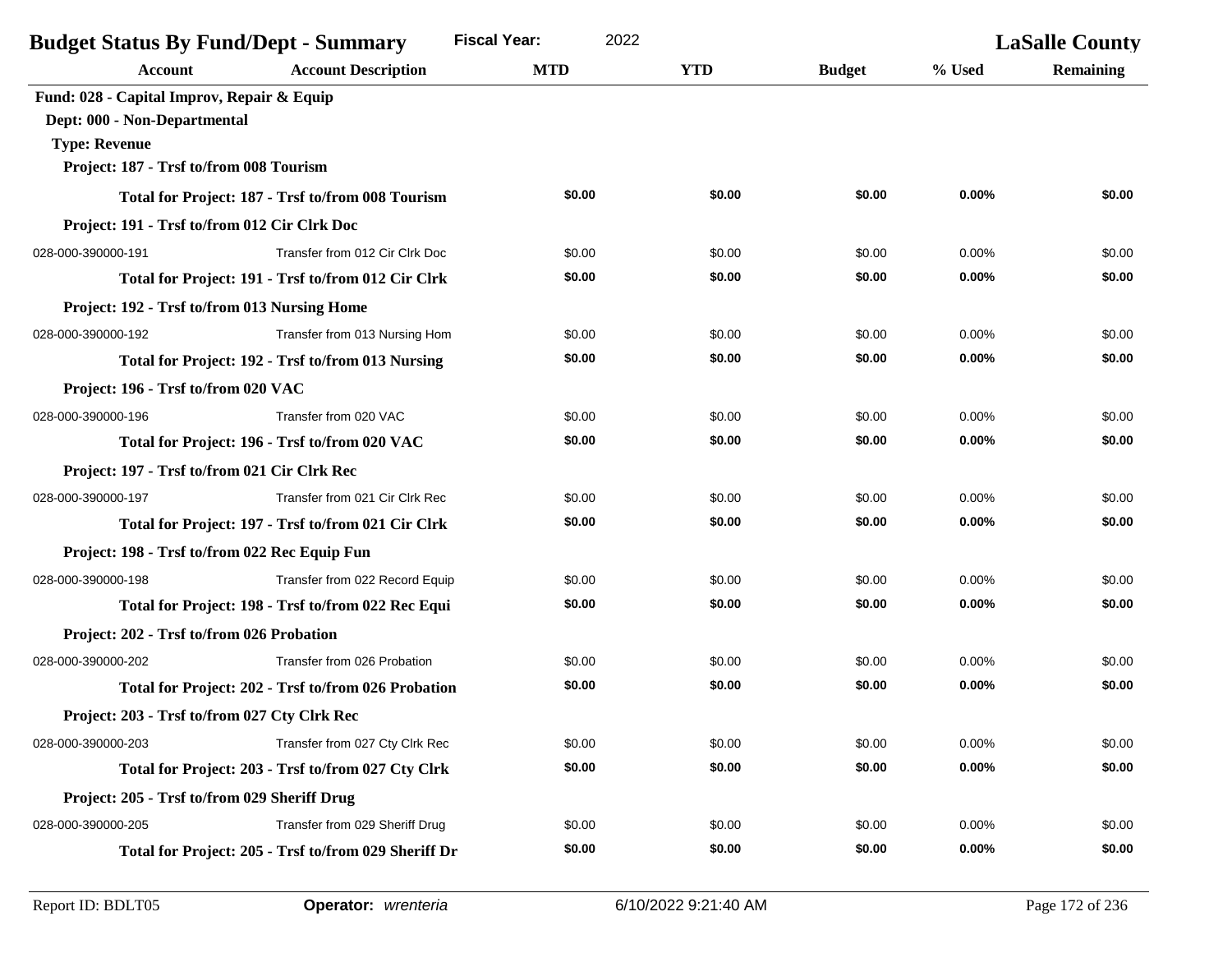# Budget Status By Fund/Dept - Summary

**Fiscal Year:** 2022

**LaSalle County**

| Account | Account Description | MTD | YTD | Budget | % Used | Remaining |
|---|---|---|---|---|---|---|
| **Fund: 028 - Capital Improv, Repair & Equip** | | | | | | |
| **Dept: 000 - Non-Departmental** | | | | | | |
| **Type: Revenue** | | | | | | |
| **Project: 187 - Trsf to/from 008 Tourism** | | | | | | |
| | **Total for Project: 187 - Trsf to/from 008 Tourism** | **$0.00** | **$0.00** | **$0.00** | **0.00%** | **$0.00** |
| **Project: 191 - Trsf to/from 012 Cir Clrk Doc** | | | | | | |
| 028-000-390000-191 | Transfer from 012 Cir Clrk Doc | $0.00 | $0.00 | $0.00 | 0.00% | $0.00 |
| | **Total for Project: 191 - Trsf to/from 012 Cir Clrk** | **$0.00** | **$0.00** | **$0.00** | **0.00%** | **$0.00** |
| **Project: 192 - Trsf to/from 013 Nursing Home** | | | | | | |
| 028-000-390000-192 | Transfer from 013 Nursing Hom | $0.00 | $0.00 | $0.00 | 0.00% | $0.00 |
| | **Total for Project: 192 - Trsf to/from 013 Nursing** | **$0.00** | **$0.00** | **$0.00** | **0.00%** | **$0.00** |
| **Project: 196 - Trsf to/from 020 VAC** | | | | | | |
| 028-000-390000-196 | Transfer from 020 VAC | $0.00 | $0.00 | $0.00 | 0.00% | $0.00 |
| | **Total for Project: 196 - Trsf to/from 020 VAC** | **$0.00** | **$0.00** | **$0.00** | **0.00%** | **$0.00** |
| **Project: 197 - Trsf to/from 021 Cir Clrk Rec** | | | | | | |
| 028-000-390000-197 | Transfer from 021 Cir Clrk Rec | $0.00 | $0.00 | $0.00 | 0.00% | $0.00 |
| | **Total for Project: 197 - Trsf to/from 021 Cir Clrk** | **$0.00** | **$0.00** | **$0.00** | **0.00%** | **$0.00** |
| **Project: 198 - Trsf to/from 022 Rec Equip Fun** | | | | | | |
| 028-000-390000-198 | Transfer from 022 Record Equip | $0.00 | $0.00 | $0.00 | 0.00% | $0.00 |
| | **Total for Project: 198 - Trsf to/from 022 Rec Equi** | **$0.00** | **$0.00** | **$0.00** | **0.00%** | **$0.00** |
| **Project: 202 - Trsf to/from 026 Probation** | | | | | | |
| 028-000-390000-202 | Transfer from 026 Probation | $0.00 | $0.00 | $0.00 | 0.00% | $0.00 |
| | **Total for Project: 202 - Trsf to/from 026 Probation** | **$0.00** | **$0.00** | **$0.00** | **0.00%** | **$0.00** |
| **Project: 203 - Trsf to/from 027 Cty Clrk Rec** | | | | | | |
| 028-000-390000-203 | Transfer from 027 Cty Clrk Rec | $0.00 | $0.00 | $0.00 | 0.00% | $0.00 |
| | **Total for Project: 203 - Trsf to/from 027 Cty Clrk** | **$0.00** | **$0.00** | **$0.00** | **0.00%** | **$0.00** |
| **Project: 205 - Trsf to/from 029 Sheriff Drug** | | | | | | |
| 028-000-390000-205 | Transfer from 029 Sheriff Drug | $0.00 | $0.00 | $0.00 | 0.00% | $0.00 |
| | **Total for Project: 205 - Trsf to/from 029 Sheriff Dr** | **$0.00** | **$0.00** | **$0.00** | **0.00%** | **$0.00** |

Report ID: BDLT05 **Operator:** *wrenteria* 6/10/2022 9:21:40 AM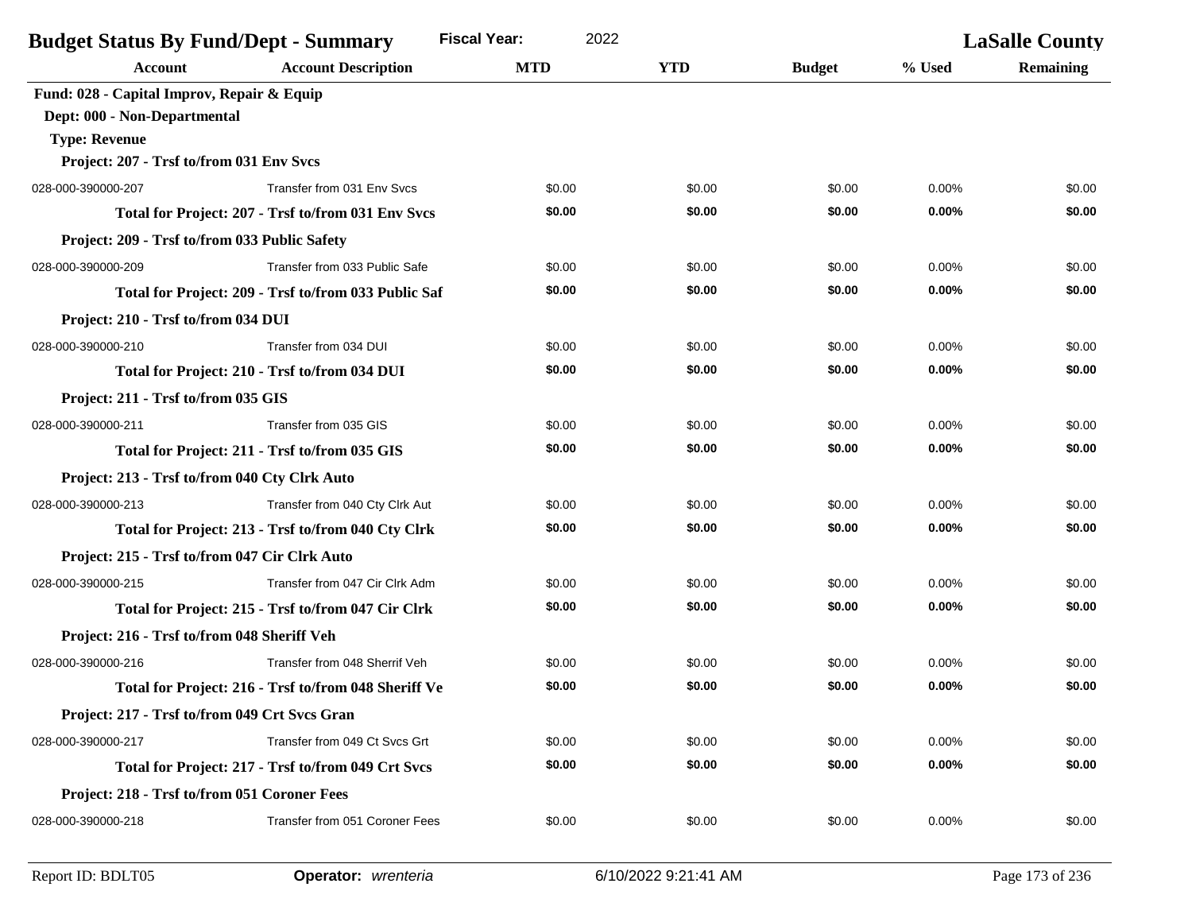## Budget Status By Fund/Dept - Summary

**Fiscal Year:** 2022

**LaSalle County**

| Account | Account Description | MTD | YTD | Budget | % Used | Remaining |
|---|---|---|---|---|---|---|
| **Fund: 028 - Capital Improv, Repair & Equip** | | | | | | |
| **Dept: 000 - Non-Departmental** | | | | | | |
| **Type: Revenue** | | | | | | |
| **Project: 207 - Trsf to/from 031 Env Svcs** | | | | | | |
| 028-000-390000-207 | Transfer from 031 Env Svcs | $0.00 | $0.00 | $0.00 | 0.00% | $0.00 |
| | **Total for Project: 207 - Trsf to/from 031 Env Svcs** | **$0.00** | **$0.00** | **$0.00** | **0.00%** | **$0.00** |
| **Project: 209 - Trsf to/from 033 Public Safety** | | | | | | |
| 028-000-390000-209 | Transfer from 033 Public Safe | $0.00 | $0.00 | $0.00 | 0.00% | $0.00 |
| | **Total for Project: 209 - Trsf to/from 033 Public Saf** | **$0.00** | **$0.00** | **$0.00** | **0.00%** | **$0.00** |
| **Project: 210 - Trsf to/from 034 DUI** | | | | | | |
| 028-000-390000-210 | Transfer from 034 DUI | $0.00 | $0.00 | $0.00 | 0.00% | $0.00 |
| | **Total for Project: 210 - Trsf to/from 034 DUI** | **$0.00** | **$0.00** | **$0.00** | **0.00%** | **$0.00** |
| **Project: 211 - Trsf to/from 035 GIS** | | | | | | |
| 028-000-390000-211 | Transfer from 035 GIS | $0.00 | $0.00 | $0.00 | 0.00% | $0.00 |
| | **Total for Project: 211 - Trsf to/from 035 GIS** | **$0.00** | **$0.00** | **$0.00** | **0.00%** | **$0.00** |
| **Project: 213 - Trsf to/from 040 Cty Clrk Auto** | | | | | | |
| 028-000-390000-213 | Transfer from 040 Cty Clrk Aut | $0.00 | $0.00 | $0.00 | 0.00% | $0.00 |
| | **Total for Project: 213 - Trsf to/from 040 Cty Clrk** | **$0.00** | **$0.00** | **$0.00** | **0.00%** | **$0.00** |
| **Project: 215 - Trsf to/from 047 Cir Clrk Auto** | | | | | | |
| 028-000-390000-215 | Transfer from 047 Cir Clrk Adm | $0.00 | $0.00 | $0.00 | 0.00% | $0.00 |
| | **Total for Project: 215 - Trsf to/from 047 Cir Clrk** | **$0.00** | **$0.00** | **$0.00** | **0.00%** | **$0.00** |
| **Project: 216 - Trsf to/from 048 Sheriff Veh** | | | | | | |
| 028-000-390000-216 | Transfer from 048 Sherrif Veh | $0.00 | $0.00 | $0.00 | 0.00% | $0.00 |
| | **Total for Project: 216 - Trsf to/from 048 Sheriff Ve** | **$0.00** | **$0.00** | **$0.00** | **0.00%** | **$0.00** |
| **Project: 217 - Trsf to/from 049 Crt Svcs Gran** | | | | | | |
| 028-000-390000-217 | Transfer from 049 Ct Svcs Grt | $0.00 | $0.00 | $0.00 | 0.00% | $0.00 |
| | **Total for Project: 217 - Trsf to/from 049 Crt Svcs** | **$0.00** | **$0.00** | **$0.00** | **0.00%** | **$0.00** |
| **Project: 218 - Trsf to/from 051 Coroner Fees** | | | | | | |
| 028-000-390000-218 | Transfer from 051 Coroner Fees | $0.00 | $0.00 | $0.00 | 0.00% | $0.00 |

Report ID: BDLT05 **Operator:** *wrenteria* 6/10/2022 9:21:41 AM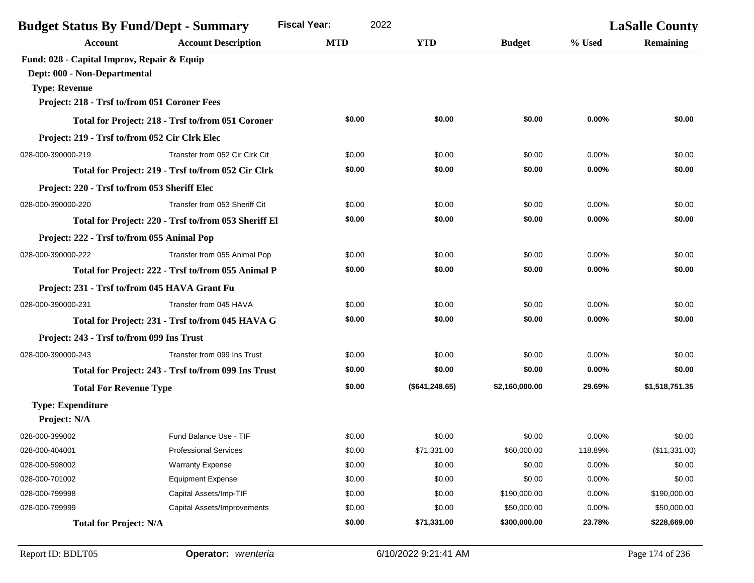# Budget Status By Fund/Dept - Summary

**Fiscal Year:** 2022 **LaSalle County**

| Account | Account Description | MTD | YTD | Budget | % Used | Remaining |
|---|---|---|---|---|---|---|
| **Fund: 028 - Capital Improv, Repair & Equip** | | | | | | |
| **Dept: 000 - Non-Departmental** | | | | | | |
| **Type: Revenue** | | | | | | |
| **Project: 218 - Trsf to/from 051 Coroner Fees** | | | | | | |
| **Total for Project: 218 - Trsf to/from 051 Coroner** | | **$0.00** | **$0.00** | **$0.00** | **0.00%** | **$0.00** |
| **Project: 219 - Trsf to/from 052 Cir Clrk Elec** | | | | | | |
| 028-000-390000-219 | Transfer from 052 Cir Clrk Cit | $0.00 | $0.00 | $0.00 | 0.00% | $0.00 |
| **Total for Project: 219 - Trsf to/from 052 Cir Clrk** | | **$0.00** | **$0.00** | **$0.00** | **0.00%** | **$0.00** |
| **Project: 220 - Trsf to/from 053 Sheriff Elec** | | | | | | |
| 028-000-390000-220 | Transfer from 053 Sheriff Cit | $0.00 | $0.00 | $0.00 | 0.00% | $0.00 |
| **Total for Project: 220 - Trsf to/from 053 Sheriff El** | | **$0.00** | **$0.00** | **$0.00** | **0.00%** | **$0.00** |
| **Project: 222 - Trsf to/from 055 Animal Pop** | | | | | | |
| 028-000-390000-222 | Transfer from 055 Animal Pop | $0.00 | $0.00 | $0.00 | 0.00% | $0.00 |
| **Total for Project: 222 - Trsf to/from 055 Animal P** | | **$0.00** | **$0.00** | **$0.00** | **0.00%** | **$0.00** |
| **Project: 231 - Trsf to/from 045 HAVA Grant Fu** | | | | | | |
| 028-000-390000-231 | Transfer from 045 HAVA | $0.00 | $0.00 | $0.00 | 0.00% | $0.00 |
| **Total for Project: 231 - Trsf to/from 045 HAVA G** | | **$0.00** | **$0.00** | **$0.00** | **0.00%** | **$0.00** |
| **Project: 243 - Trsf to/from 099 Ins Trust** | | | | | | |
| 028-000-390000-243 | Transfer from 099 Ins Trust | $0.00 | $0.00 | $0.00 | 0.00% | $0.00 |
| **Total for Project: 243 - Trsf to/from 099 Ins Trust** | | **$0.00** | **$0.00** | **$0.00** | **0.00%** | **$0.00** |
| **Total For Revenue Type** | | **$0.00** | **($641,248.65)** | **$2,160,000.00** | **29.69%** | **$1,518,751.35** |
| **Type: Expenditure** | | | | | | |
| **Project: N/A** | | | | | | |
| 028-000-399002 | Fund Balance Use - TIF | $0.00 | $0.00 | $0.00 | 0.00% | $0.00 |
| 028-000-404001 | Professional Services | $0.00 | $71,331.00 | $60,000.00 | 118.89% | ($11,331.00) |
| 028-000-598002 | Warranty Expense | $0.00 | $0.00 | $0.00 | 0.00% | $0.00 |
| 028-000-701002 | Equipment Expense | $0.00 | $0.00 | $0.00 | 0.00% | $0.00 |
| 028-000-799998 | Capital Assets/Imp-TIF | $0.00 | $0.00 | $190,000.00 | 0.00% | $190,000.00 |
| 028-000-799999 | Capital Assets/Improvements | $0.00 | $0.00 | $50,000.00 | 0.00% | $50,000.00 |
| **Total for Project: N/A** | | **$0.00** | **$71,331.00** | **$300,000.00** | **23.78%** | **$228,669.00** |

Report ID: BDLT05 **Operator:** *wrenteria* 6/10/2022 9:21:41 AM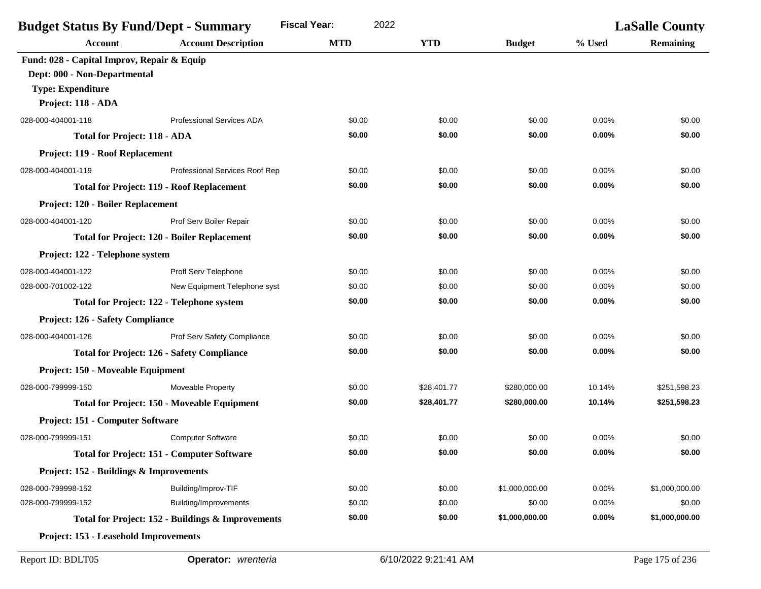# Budget Status By Fund/Dept - Summary

**Fiscal Year:** 2022

**LaSalle County**

| Account | Account Description | MTD | YTD | Budget | % Used | Remaining |
|---|---|---|---|---|---|---|
| **Fund: 028 - Capital Improv, Repair & Equip** | | | | | | |
| **Dept: 000 - Non-Departmental** | | | | | | |
| **Type: Expenditure** | | | | | | |
| **Project: 118 - ADA** | | | | | | |
| 028-000-404001-118 | Professional Services ADA | $0.00 | $0.00 | $0.00 | 0.00% | $0.00 |
| **Total for Project: 118 - ADA** | | **$0.00** | **$0.00** | **$0.00** | **0.00%** | **$0.00** |
| **Project: 119 - Roof Replacement** | | | | | | |
| 028-000-404001-119 | Professional Services Roof Rep | $0.00 | $0.00 | $0.00 | 0.00% | $0.00 |
| **Total for Project: 119 - Roof Replacement** | | **$0.00** | **$0.00** | **$0.00** | **0.00%** | **$0.00** |
| **Project: 120 - Boiler Replacement** | | | | | | |
| 028-000-404001-120 | Prof Serv Boiler Repair | $0.00 | $0.00 | $0.00 | 0.00% | $0.00 |
| **Total for Project: 120 - Boiler Replacement** | | **$0.00** | **$0.00** | **$0.00** | **0.00%** | **$0.00** |
| **Project: 122 - Telephone system** | | | | | | |
| 028-000-404001-122 | Profl Serv Telephone | $0.00 | $0.00 | $0.00 | 0.00% | $0.00 |
| 028-000-701002-122 | New Equipment Telephone syst | $0.00 | $0.00 | $0.00 | 0.00% | $0.00 |
| **Total for Project: 122 - Telephone system** | | **$0.00** | **$0.00** | **$0.00** | **0.00%** | **$0.00** |
| **Project: 126 - Safety Compliance** | | | | | | |
| 028-000-404001-126 | Prof Serv Safety Compliance | $0.00 | $0.00 | $0.00 | 0.00% | $0.00 |
| **Total for Project: 126 - Safety Compliance** | | **$0.00** | **$0.00** | **$0.00** | **0.00%** | **$0.00** |
| **Project: 150 - Moveable Equipment** | | | | | | |
| 028-000-799999-150 | Moveable Property | $0.00 | $28,401.77 | $280,000.00 | 10.14% | $251,598.23 |
| **Total for Project: 150 - Moveable Equipment** | | **$0.00** | **$28,401.77** | **$280,000.00** | **10.14%** | **$251,598.23** |
| **Project: 151 - Computer Software** | | | | | | |
| 028-000-799999-151 | Computer Software | $0.00 | $0.00 | $0.00 | 0.00% | $0.00 |
| **Total for Project: 151 - Computer Software** | | **$0.00** | **$0.00** | **$0.00** | **0.00%** | **$0.00** |
| **Project: 152 - Buildings & Improvements** | | | | | | |
| 028-000-799998-152 | Building/Improv-TIF | $0.00 | $0.00 | $1,000,000.00 | 0.00% | $1,000,000.00 |
| 028-000-799999-152 | Building/Improvements | $0.00 | $0.00 | $0.00 | 0.00% | $0.00 |
| **Total for Project: 152 - Buildings & Improvements** | | **$0.00** | **$0.00** | **$1,000,000.00** | **0.00%** | **$1,000,000.00** |
| **Project: 153 - Leasehold Improvements** | | | | | | |

Report ID: BDLT05 **Operator:** *wrenteria* 6/10/2022 9:21:41 AM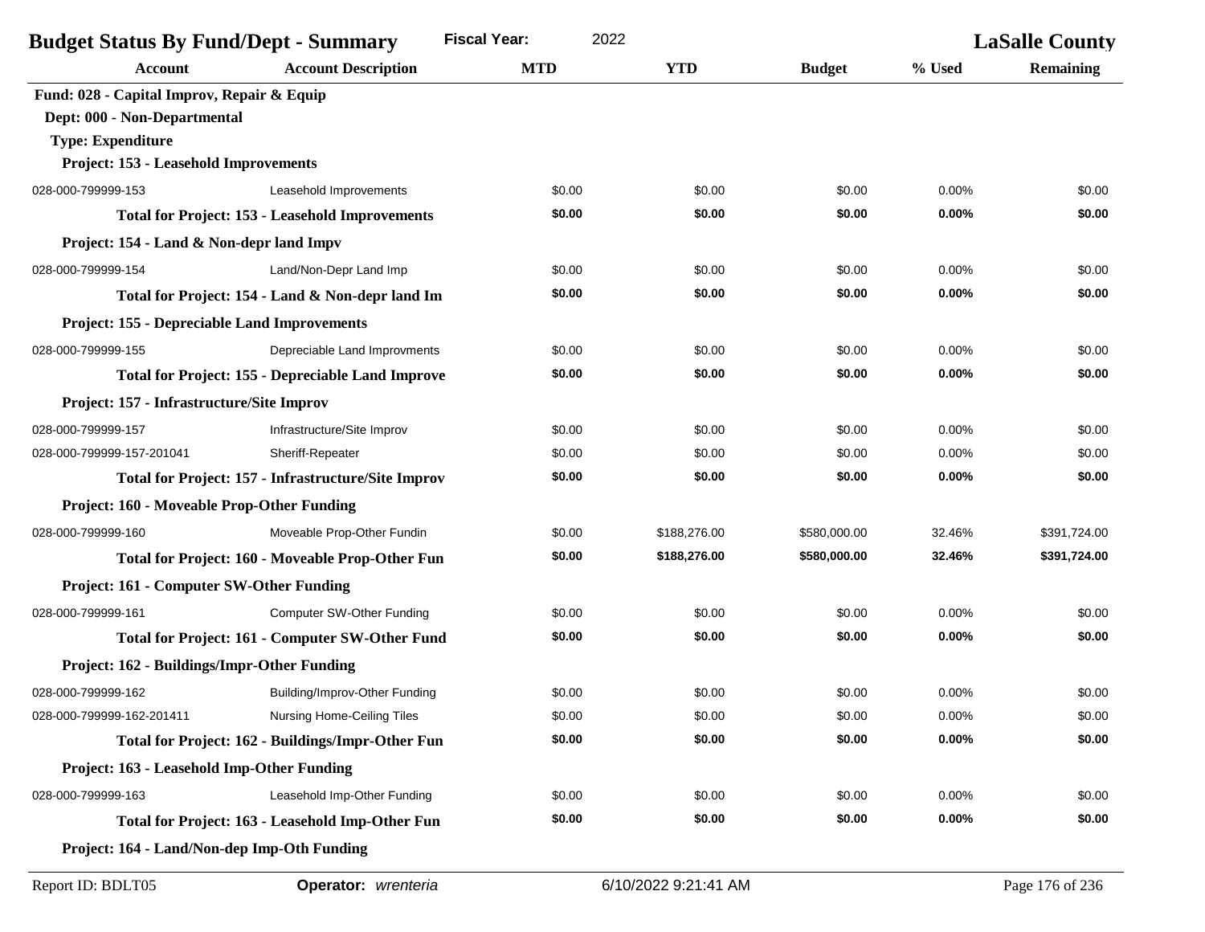# Budget Status By Fund/Dept - Summary

**Fiscal Year:** 2022

**LaSalle County**

| Account | Account Description | MTD | YTD | Budget | % Used | Remaining |
|---|---|---|---|---|---|---|
| **Fund: 028 - Capital Improv, Repair & Equip** | | | | | | |
| **Dept: 000 - Non-Departmental** | | | | | | |
| **Type: Expenditure** | | | | | | |
| **Project: 153 - Leasehold Improvements** | | | | | | |
| 028-000-799999-153 | Leasehold Improvements | $0.00 | $0.00 | $0.00 | 0.00% | $0.00 |
| | **Total for Project: 153 - Leasehold Improvements** | **$0.00** | **$0.00** | **$0.00** | **0.00%** | **$0.00** |
| **Project: 154 - Land & Non-depr land Impv** | | | | | | |
| 028-000-799999-154 | Land/Non-Depr Land Imp | $0.00 | $0.00 | $0.00 | 0.00% | $0.00 |
| | **Total for Project: 154 - Land & Non-depr land Im** | **$0.00** | **$0.00** | **$0.00** | **0.00%** | **$0.00** |
| **Project: 155 - Depreciable Land Improvements** | | | | | | |
| 028-000-799999-155 | Depreciable Land Improvments | $0.00 | $0.00 | $0.00 | 0.00% | $0.00 |
| | **Total for Project: 155 - Depreciable Land Improve** | **$0.00** | **$0.00** | **$0.00** | **0.00%** | **$0.00** |
| **Project: 157 - Infrastructure/Site Improv** | | | | | | |
| 028-000-799999-157 | Infrastructure/Site Improv | $0.00 | $0.00 | $0.00 | 0.00% | $0.00 |
| 028-000-799999-157-201041 | Sheriff-Repeater | $0.00 | $0.00 | $0.00 | 0.00% | $0.00 |
| | **Total for Project: 157 - Infrastructure/Site Improv** | **$0.00** | **$0.00** | **$0.00** | **0.00%** | **$0.00** |
| **Project: 160 - Moveable Prop-Other Funding** | | | | | | |
| 028-000-799999-160 | Moveable Prop-Other Fundin | $0.00 | $188,276.00 | $580,000.00 | 32.46% | $391,724.00 |
| | **Total for Project: 160 - Moveable Prop-Other Fun** | **$0.00** | **$188,276.00** | **$580,000.00** | **32.46%** | **$391,724.00** |
| **Project: 161 - Computer SW-Other Funding** | | | | | | |
| 028-000-799999-161 | Computer SW-Other Funding | $0.00 | $0.00 | $0.00 | 0.00% | $0.00 |
| | **Total for Project: 161 - Computer SW-Other Fund** | **$0.00** | **$0.00** | **$0.00** | **0.00%** | **$0.00** |
| **Project: 162 - Buildings/Impr-Other Funding** | | | | | | |
| 028-000-799999-162 | Building/Improv-Other Funding | $0.00 | $0.00 | $0.00 | 0.00% | $0.00 |
| 028-000-799999-162-201411 | Nursing Home-Ceiling Tiles | $0.00 | $0.00 | $0.00 | 0.00% | $0.00 |
| | **Total for Project: 162 - Buildings/Impr-Other Fun** | **$0.00** | **$0.00** | **$0.00** | **0.00%** | **$0.00** |
| **Project: 163 - Leasehold Imp-Other Funding** | | | | | | |
| 028-000-799999-163 | Leasehold Imp-Other Funding | $0.00 | $0.00 | $0.00 | 0.00% | $0.00 |
| | **Total for Project: 163 - Leasehold Imp-Other Fun** | **$0.00** | **$0.00** | **$0.00** | **0.00%** | **$0.00** |
| **Project: 164 - Land/Non-dep Imp-Oth Funding** | | | | | | |

Report ID: BDLT05 | **Operator:** *wrenteria* | 6/10/2022 9:21:41 AM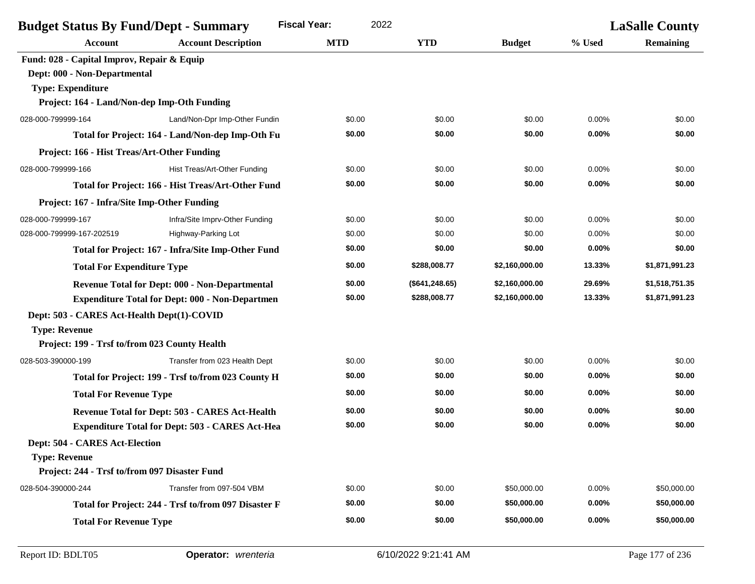# Budget Status By Fund/Dept - Summary

**Fiscal Year:** 2022 **LaSalle County**

| Account | Account Description | MTD | YTD | Budget | % Used | Remaining |
|---|---|---|---|---|---|---|
| **Fund: 028 - Capital Improv, Repair & Equip** | | | | | | |
| **Dept: 000 - Non-Departmental** | | | | | | |
| **Type: Expenditure** | | | | | | |
| **Project: 164 - Land/Non-dep Imp-Oth Funding** | | | | | | |
| 028-000-799999-164 | Land/Non-Dpr Imp-Other Fundin | $0.00 | $0.00 | $0.00 | 0.00% | $0.00 |
| | **Total for Project: 164 - Land/Non-dep Imp-Oth Fu** | **$0.00** | **$0.00** | **$0.00** | **0.00%** | **$0.00** |
| **Project: 166 - Hist Treas/Art-Other Funding** | | | | | | |
| 028-000-799999-166 | Hist Treas/Art-Other Funding | $0.00 | $0.00 | $0.00 | 0.00% | $0.00 |
| | **Total for Project: 166 - Hist Treas/Art-Other Fund** | **$0.00** | **$0.00** | **$0.00** | **0.00%** | **$0.00** |
| **Project: 167 - Infra/Site Imp-Other Funding** | | | | | | |
| 028-000-799999-167 | Infra/Site Imprv-Other Funding | $0.00 | $0.00 | $0.00 | 0.00% | $0.00 |
| 028-000-799999-167-202519 | Highway-Parking Lot | $0.00 | $0.00 | $0.00 | 0.00% | $0.00 |
| | **Total for Project: 167 - Infra/Site Imp-Other Fund** | **$0.00** | **$0.00** | **$0.00** | **0.00%** | **$0.00** |
| | **Total For Expenditure Type** | **$0.00** | **$288,008.77** | **$2,160,000.00** | **13.33%** | **$1,871,991.23** |
| | **Revenue Total for Dept: 000 - Non-Departmental** | **$0.00** | **($641,248.65)** | **$2,160,000.00** | **29.69%** | **$1,518,751.35** |
| | **Expenditure Total for Dept: 000 - Non-Departmen** | **$0.00** | **$288,008.77** | **$2,160,000.00** | **13.33%** | **$1,871,991.23** |
| **Dept: 503 - CARES Act-Health Dept(1)-COVID** | | | | | | |
| **Type: Revenue** | | | | | | |
| **Project: 199 - Trsf to/from 023 County Health** | | | | | | |
| 028-503-390000-199 | Transfer from 023 Health Dept | $0.00 | $0.00 | $0.00 | 0.00% | $0.00 |
| | **Total for Project: 199 - Trsf to/from 023 County H** | **$0.00** | **$0.00** | **$0.00** | **0.00%** | **$0.00** |
| | **Total For Revenue Type** | **$0.00** | **$0.00** | **$0.00** | **0.00%** | **$0.00** |
| | **Revenue Total for Dept: 503 - CARES Act-Health** | **$0.00** | **$0.00** | **$0.00** | **0.00%** | **$0.00** |
| | **Expenditure Total for Dept: 503 - CARES Act-Hea** | **$0.00** | **$0.00** | **$0.00** | **0.00%** | **$0.00** |
| **Dept: 504 - CARES Act-Election** | | | | | | |
| **Type: Revenue** | | | | | | |
| **Project: 244 - Trsf to/from 097 Disaster Fund** | | | | | | |
| 028-504-390000-244 | Transfer from 097-504 VBM | $0.00 | $0.00 | $50,000.00 | 0.00% | $50,000.00 |
| | **Total for Project: 244 - Trsf to/from 097 Disaster F** | **$0.00** | **$0.00** | **$50,000.00** | **0.00%** | **$50,000.00** |
| | **Total For Revenue Type** | **$0.00** | **$0.00** | **$50,000.00** | **0.00%** | **$50,000.00** |

Report ID: BDLT05 **Operator:** *wrenteria* 6/10/2022 9:21:41 AM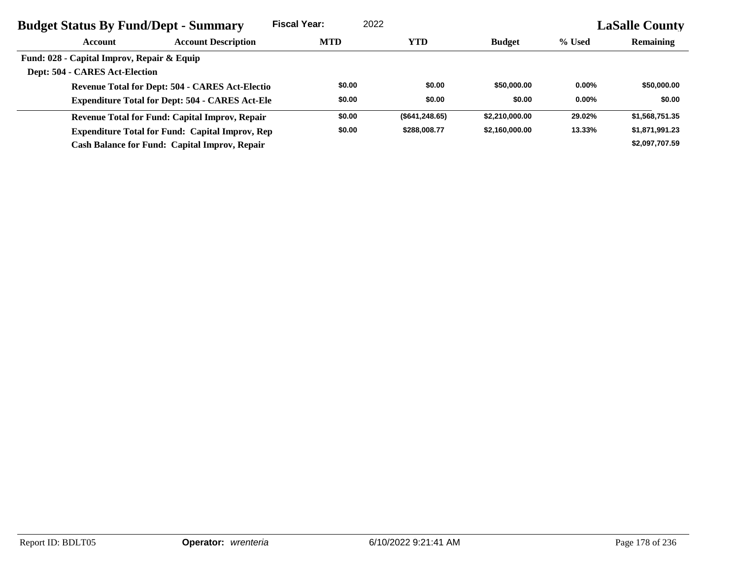## Budget Status By Fund/Dept - Summary

**Fiscal Year:** 2022

**LaSalle County**

| Account | Account Description | MTD | YTD | Budget | % Used | Remaining |
|---|---|---|---|---|---|---|
| **Fund: 028 - Capital Improv, Repair & Equip** | | | | | | |
| **Dept: 504 - CARES Act-Election** | | | | | | |
| | **Revenue Total for Dept: 504 - CARES Act-Electio** | $0.00 | $0.00 | $50,000.00 | 0.00% | $50,000.00 |
| | **Expenditure Total for Dept: 504 - CARES Act-Ele** | $0.00 | $0.00 | $0.00 | 0.00% | $0.00 |
| | **Revenue Total for Fund: Capital Improv, Repair** | $0.00 | ($641,248.65) | $2,210,000.00 | 29.02% | $1,568,751.35 |
| | **Expenditure Total for Fund: Capital Improv, Rep** | $0.00 | $288,008.77 | $2,160,000.00 | 13.33% | $1,871,991.23 |
| | **Cash Balance for Fund: Capital Improv, Repair** | | | | | $2,097,707.59 |

Report ID: BDLT05 **Operator:** *wrenteria* 6/10/2022 9:21:41 AM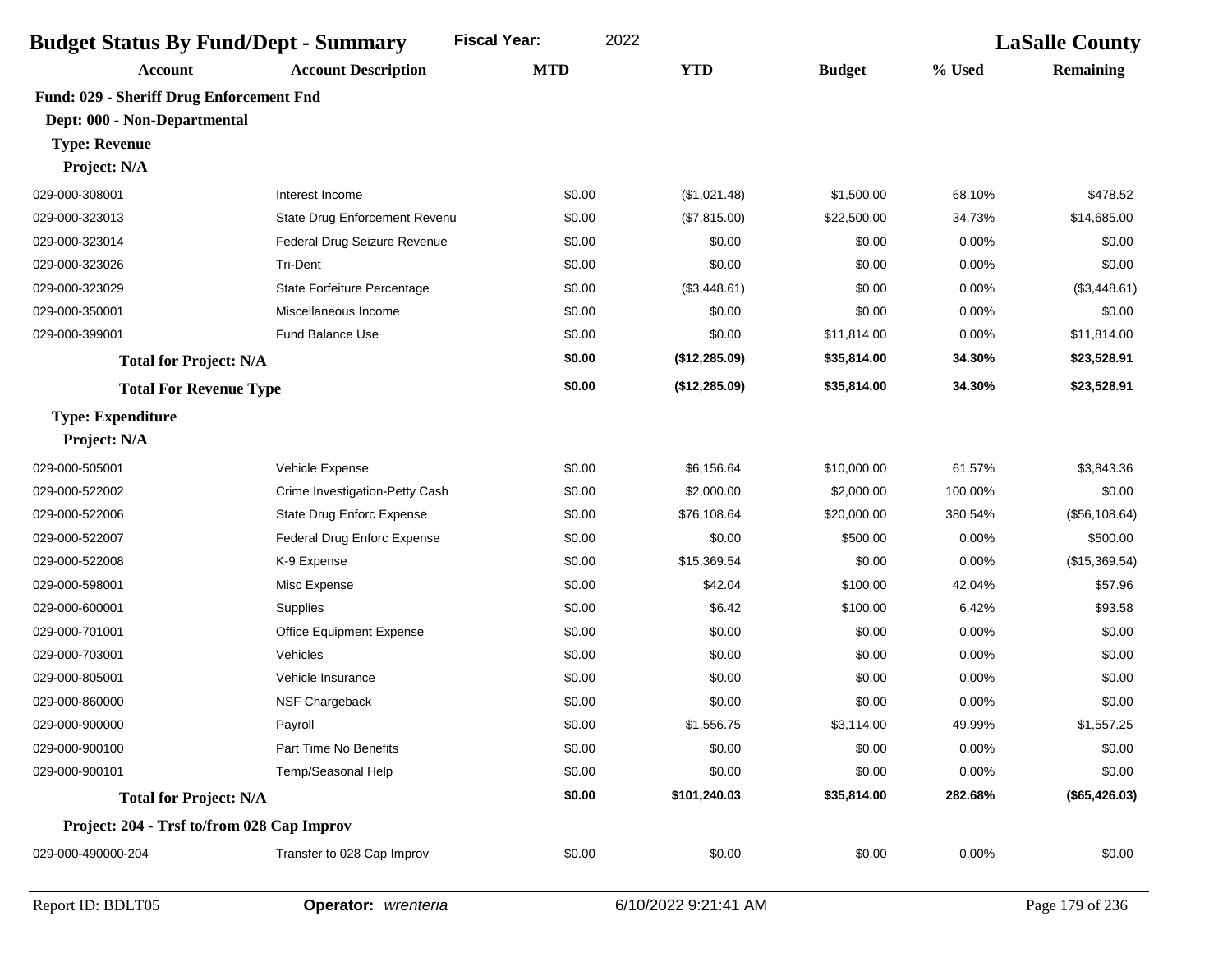# Budget Status By Fund/Dept - Summary

**Fiscal Year:** 2022

**LaSalle County**

| Account | Account Description | MTD | YTD | Budget | % Used | Remaining |
|---|---|---|---|---|---|---|
| **Fund: 029 - Sheriff Drug Enforcement Fnd** | | | | | | |
| **Dept: 000 - Non-Departmental** | | | | | | |
| **Type: Revenue** | | | | | | |
| **Project: N/A** | | | | | | |
| 029-000-308001 | Interest Income | $0.00 | ($1,021.48) | $1,500.00 | 68.10% | $478.52 |
| 029-000-323013 | State Drug Enforcement Revenu | $0.00 | ($7,815.00) | $22,500.00 | 34.73% | $14,685.00 |
| 029-000-323014 | Federal Drug Seizure Revenue | $0.00 | $0.00 | $0.00 | 0.00% | $0.00 |
| 029-000-323026 | Tri-Dent | $0.00 | $0.00 | $0.00 | 0.00% | $0.00 |
| 029-000-323029 | State Forfeiture Percentage | $0.00 | ($3,448.61) | $0.00 | 0.00% | ($3,448.61) |
| 029-000-350001 | Miscellaneous Income | $0.00 | $0.00 | $0.00 | 0.00% | $0.00 |
| 029-000-399001 | Fund Balance Use | $0.00 | $0.00 | $11,814.00 | 0.00% | $11,814.00 |
| **Total for Project: N/A** | | **$0.00** | **($12,285.09)** | **$35,814.00** | **34.30%** | **$23,528.91** |
| **Total For Revenue Type** | | **$0.00** | **($12,285.09)** | **$35,814.00** | **34.30%** | **$23,528.91** |
| **Type: Expenditure** | | | | | | |
| **Project: N/A** | | | | | | |
| 029-000-505001 | Vehicle Expense | $0.00 | $6,156.64 | $10,000.00 | 61.57% | $3,843.36 |
| 029-000-522002 | Crime Investigation-Petty Cash | $0.00 | $2,000.00 | $2,000.00 | 100.00% | $0.00 |
| 029-000-522006 | State Drug Enforc Expense | $0.00 | $76,108.64 | $20,000.00 | 380.54% | ($56,108.64) |
| 029-000-522007 | Federal Drug Enforc Expense | $0.00 | $0.00 | $500.00 | 0.00% | $500.00 |
| 029-000-522008 | K-9 Expense | $0.00 | $15,369.54 | $0.00 | 0.00% | ($15,369.54) |
| 029-000-598001 | Misc Expense | $0.00 | $42.04 | $100.00 | 42.04% | $57.96 |
| 029-000-600001 | Supplies | $0.00 | $6.42 | $100.00 | 6.42% | $93.58 |
| 029-000-701001 | Office Equipment Expense | $0.00 | $0.00 | $0.00 | 0.00% | $0.00 |
| 029-000-703001 | Vehicles | $0.00 | $0.00 | $0.00 | 0.00% | $0.00 |
| 029-000-805001 | Vehicle Insurance | $0.00 | $0.00 | $0.00 | 0.00% | $0.00 |
| 029-000-860000 | NSF Chargeback | $0.00 | $0.00 | $0.00 | 0.00% | $0.00 |
| 029-000-900000 | Payroll | $0.00 | $1,556.75 | $3,114.00 | 49.99% | $1,557.25 |
| 029-000-900100 | Part Time No Benefits | $0.00 | $0.00 | $0.00 | 0.00% | $0.00 |
| 029-000-900101 | Temp/Seasonal Help | $0.00 | $0.00 | $0.00 | 0.00% | $0.00 |
| **Total for Project: N/A** | | **$0.00** | **$101,240.03** | **$35,814.00** | **282.68%** | **($65,426.03)** |
| **Project: 204 - Trsf to/from 028 Cap Improv** | | | | | | |
| 029-000-490000-204 | Transfer to 028 Cap Improv | $0.00 | $0.00 | $0.00 | 0.00% | $0.00 |

Report ID: BDLT05 | **Operator:** *wrenteria* | 6/10/2022 9:21:41 AM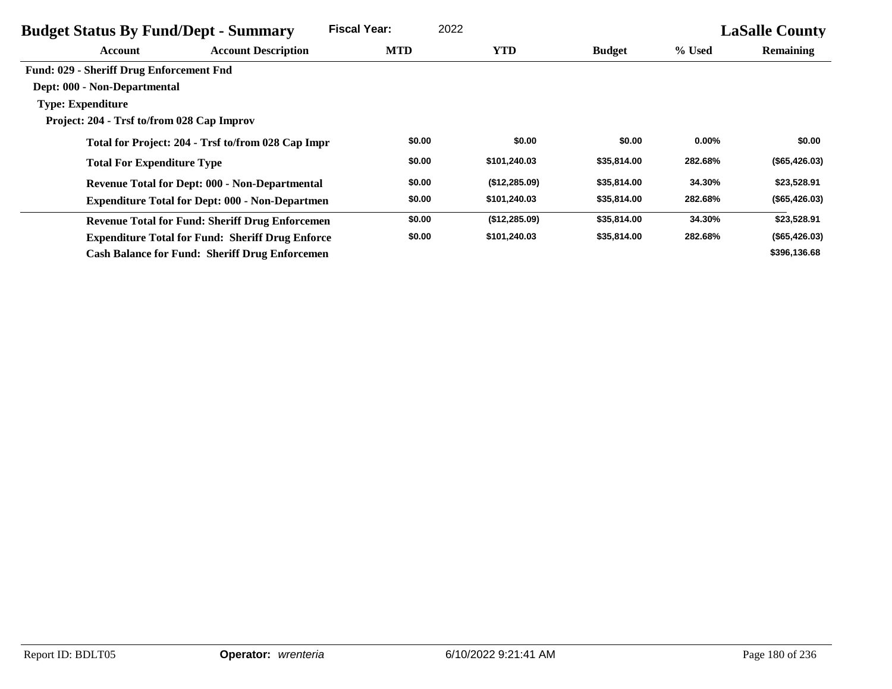## Budget Status By Fund/Dept - Summary

**Fiscal Year:** 2022

**LaSalle County**

| Account | Account Description | MTD | YTD | Budget | % Used | Remaining |
|---|---|---|---|---|---|---|
| **Fund: 029 - Sheriff Drug Enforcement Fnd** | | | | | | |
| **Dept: 000 - Non-Departmental** | | | | | | |
| **Type: Expenditure** | | | | | | |
| **Project: 204 - Trsf to/from 028 Cap Improv** | | | | | | |
| | **Total for Project: 204 - Trsf to/from 028 Cap Impr** | $0.00 | $0.00 | $0.00 | 0.00% | $0.00 |
| | **Total For Expenditure Type** | $0.00 | $101,240.03 | $35,814.00 | 282.68% | ($65,426.03) |
| | **Revenue Total for Dept: 000 - Non-Departmental** | $0.00 | ($12,285.09) | $35,814.00 | 34.30% | $23,528.91 |
| | **Expenditure Total for Dept: 000 - Non-Departmen** | $0.00 | $101,240.03 | $35,814.00 | 282.68% | ($65,426.03) |
| | **Revenue Total for Fund: Sheriff Drug Enforcemen** | $0.00 | ($12,285.09) | $35,814.00 | 34.30% | $23,528.91 |
| | **Expenditure Total for Fund: Sheriff Drug Enforce** | $0.00 | $101,240.03 | $35,814.00 | 282.68% | ($65,426.03) |
| | **Cash Balance for Fund: Sheriff Drug Enforcemen** | | | | | $396,136.68 |

Report ID: BDLT05 **Operator:** *wrenteria* 6/10/2022 9:21:41 AM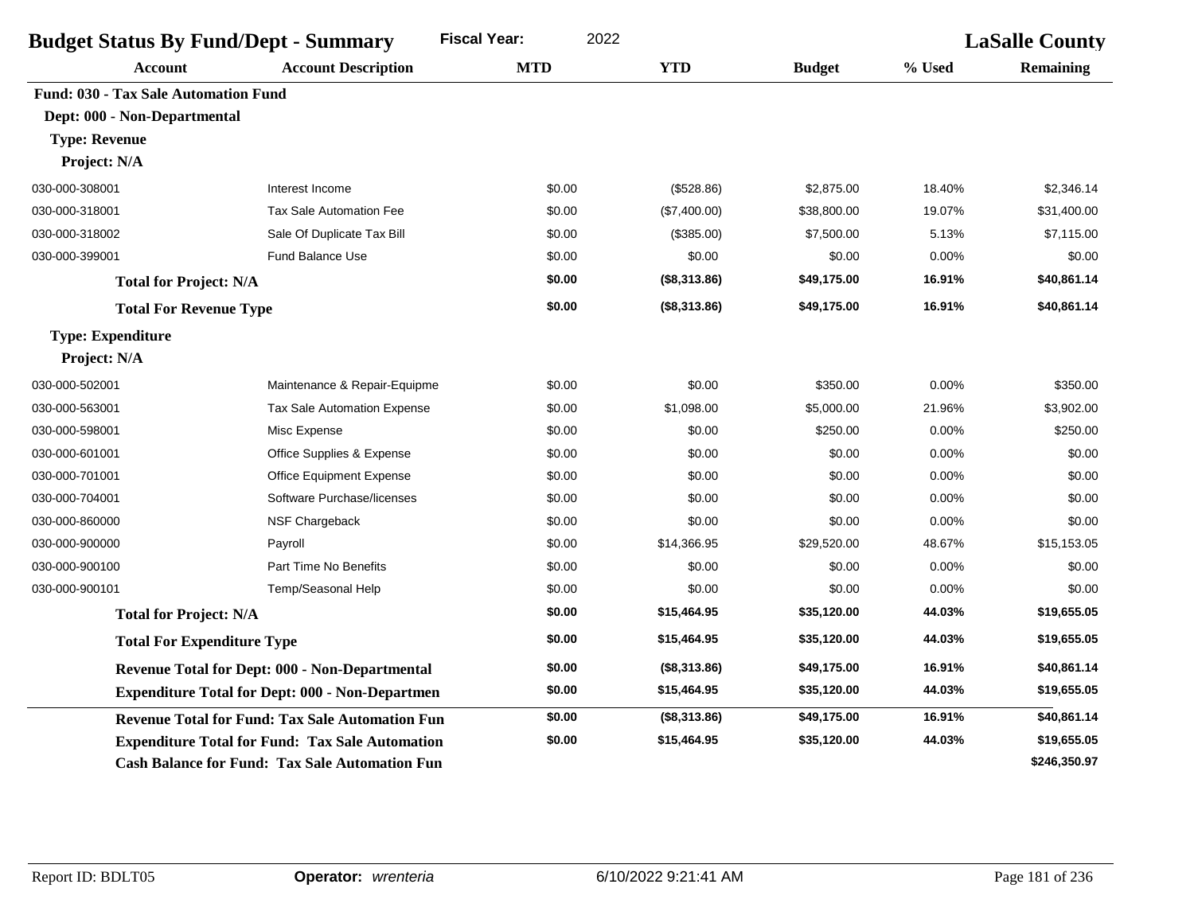# Budget Status By Fund/Dept - Summary

**Fiscal Year:** 2022

**LaSalle County**

| Account | Account Description | MTD | YTD | Budget | % Used | Remaining |
|---|---|---|---|---|---|---|
| **Fund: 030 - Tax Sale Automation Fund** | | | | | | |
| **Dept: 000 - Non-Departmental** | | | | | | |
| **Type: Revenue** | | | | | | |
| **Project: N/A** | | | | | | |
| 030-000-308001 | Interest Income | $0.00 | ($528.86) | $2,875.00 | 18.40% | $2,346.14 |
| 030-000-318001 | Tax Sale Automation Fee | $0.00 | ($7,400.00) | $38,800.00 | 19.07% | $31,400.00 |
| 030-000-318002 | Sale Of Duplicate Tax Bill | $0.00 | ($385.00) | $7,500.00 | 5.13% | $7,115.00 |
| 030-000-399001 | Fund Balance Use | $0.00 | $0.00 | $0.00 | 0.00% | $0.00 |
| **Total for Project: N/A** | | **$0.00** | **($8,313.86)** | **$49,175.00** | **16.91%** | **$40,861.14** |
| **Total For Revenue Type** | | **$0.00** | **($8,313.86)** | **$49,175.00** | **16.91%** | **$40,861.14** |
| **Type: Expenditure** | | | | | | |
| **Project: N/A** | | | | | | |
| 030-000-502001 | Maintenance & Repair-Equipme | $0.00 | $0.00 | $350.00 | 0.00% | $350.00 |
| 030-000-563001 | Tax Sale Automation Expense | $0.00 | $1,098.00 | $5,000.00 | 21.96% | $3,902.00 |
| 030-000-598001 | Misc Expense | $0.00 | $0.00 | $250.00 | 0.00% | $250.00 |
| 030-000-601001 | Office Supplies & Expense | $0.00 | $0.00 | $0.00 | 0.00% | $0.00 |
| 030-000-701001 | Office Equipment Expense | $0.00 | $0.00 | $0.00 | 0.00% | $0.00 |
| 030-000-704001 | Software Purchase/licenses | $0.00 | $0.00 | $0.00 | 0.00% | $0.00 |
| 030-000-860000 | NSF Chargeback | $0.00 | $0.00 | $0.00 | 0.00% | $0.00 |
| 030-000-900000 | Payroll | $0.00 | $14,366.95 | $29,520.00 | 48.67% | $15,153.05 |
| 030-000-900100 | Part Time No Benefits | $0.00 | $0.00 | $0.00 | 0.00% | $0.00 |
| 030-000-900101 | Temp/Seasonal Help | $0.00 | $0.00 | $0.00 | 0.00% | $0.00 |
| **Total for Project: N/A** | | **$0.00** | **$15,464.95** | **$35,120.00** | **44.03%** | **$19,655.05** |
| **Total For Expenditure Type** | | **$0.00** | **$15,464.95** | **$35,120.00** | **44.03%** | **$19,655.05** |
| **Revenue Total for Dept: 000 - Non-Departmental** | | **$0.00** | **($8,313.86)** | **$49,175.00** | **16.91%** | **$40,861.14** |
| **Expenditure Total for Dept: 000 - Non-Departmen** | | **$0.00** | **$15,464.95** | **$35,120.00** | **44.03%** | **$19,655.05** |
| **Revenue Total for Fund: Tax Sale Automation Fun** | | **$0.00** | **($8,313.86)** | **$49,175.00** | **16.91%** | **$40,861.14** |
| **Expenditure Total for Fund: Tax Sale Automation** | | **$0.00** | **$15,464.95** | **$35,120.00** | **44.03%** | **$19,655.05** |
| **Cash Balance for Fund: Tax Sale Automation Fun** | | | | | | **$246,350.97** |

Report ID: BDLT05 **Operator:** *wrenteria* 6/10/2022 9:21:41 AM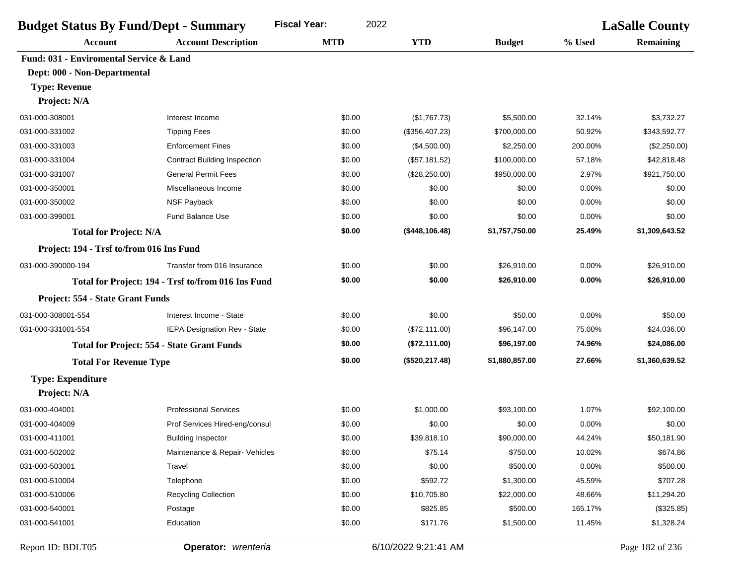# Budget Status By Fund/Dept - Summary

**Fiscal Year:** 2022

**LaSalle County**

| Account | Account Description | MTD | YTD | Budget | % Used | Remaining |
|---|---|---|---|---|---|---|
| **Fund: 031 - Enviromental Service & Land** | | | | | | |
| **Dept: 000 - Non-Departmental** | | | | | | |
| **Type: Revenue** | | | | | | |
| **Project: N/A** | | | | | | |
| 031-000-308001 | Interest Income | $0.00 | ($1,767.73) | $5,500.00 | 32.14% | $3,732.27 |
| 031-000-331002 | Tipping Fees | $0.00 | ($356,407.23) | $700,000.00 | 50.92% | $343,592.77 |
| 031-000-331003 | Enforcement Fines | $0.00 | ($4,500.00) | $2,250.00 | 200.00% | ($2,250.00) |
| 031-000-331004 | Contract Building Inspection | $0.00 | ($57,181.52) | $100,000.00 | 57.18% | $42,818.48 |
| 031-000-331007 | General Permit Fees | $0.00 | ($28,250.00) | $950,000.00 | 2.97% | $921,750.00 |
| 031-000-350001 | Miscellaneous Income | $0.00 | $0.00 | $0.00 | 0.00% | $0.00 |
| 031-000-350002 | NSF Payback | $0.00 | $0.00 | $0.00 | 0.00% | $0.00 |
| 031-000-399001 | Fund Balance Use | $0.00 | $0.00 | $0.00 | 0.00% | $0.00 |
| **Total for Project: N/A** | | **$0.00** | **($448,106.48)** | **$1,757,750.00** | **25.49%** | **$1,309,643.52** |
| **Project: 194 - Trsf to/from 016 Ins Fund** | | | | | | |
| 031-000-390000-194 | Transfer from 016 Insurance | $0.00 | $0.00 | $26,910.00 | 0.00% | $26,910.00 |
| **Total for Project: 194 - Trsf to/from 016 Ins Fund** | | **$0.00** | **$0.00** | **$26,910.00** | **0.00%** | **$26,910.00** |
| **Project: 554 - State Grant Funds** | | | | | | |
| 031-000-308001-554 | Interest Income - State | $0.00 | $0.00 | $50.00 | 0.00% | $50.00 |
| 031-000-331001-554 | IEPA Designation Rev - State | $0.00 | ($72,111.00) | $96,147.00 | 75.00% | $24,036.00 |
| **Total for Project: 554 - State Grant Funds** | | **$0.00** | **($72,111.00)** | **$96,197.00** | **74.96%** | **$24,086.00** |
| **Total For Revenue Type** | | **$0.00** | **($520,217.48)** | **$1,880,857.00** | **27.66%** | **$1,360,639.52** |
| **Type: Expenditure** | | | | | | |
| **Project: N/A** | | | | | | |
| 031-000-404001 | Professional Services | $0.00 | $1,000.00 | $93,100.00 | 1.07% | $92,100.00 |
| 031-000-404009 | Prof Services Hired-eng/consul | $0.00 | $0.00 | $0.00 | 0.00% | $0.00 |
| 031-000-411001 | Building Inspector | $0.00 | $39,818.10 | $90,000.00 | 44.24% | $50,181.90 |
| 031-000-502002 | Maintenance & Repair- Vehicles | $0.00 | $75.14 | $750.00 | 10.02% | $674.86 |
| 031-000-503001 | Travel | $0.00 | $0.00 | $500.00 | 0.00% | $500.00 |
| 031-000-510004 | Telephone | $0.00 | $592.72 | $1,300.00 | 45.59% | $707.28 |
| 031-000-510006 | Recycling Collection | $0.00 | $10,705.80 | $22,000.00 | 48.66% | $11,294.20 |
| 031-000-540001 | Postage | $0.00 | $825.85 | $500.00 | 165.17% | ($325.85) |
| 031-000-541001 | Education | $0.00 | $171.76 | $1,500.00 | 11.45% | $1,328.24 |

Report ID: BDLT05 **Operator:** *wrenteria* 6/10/2022 9:21:41 AM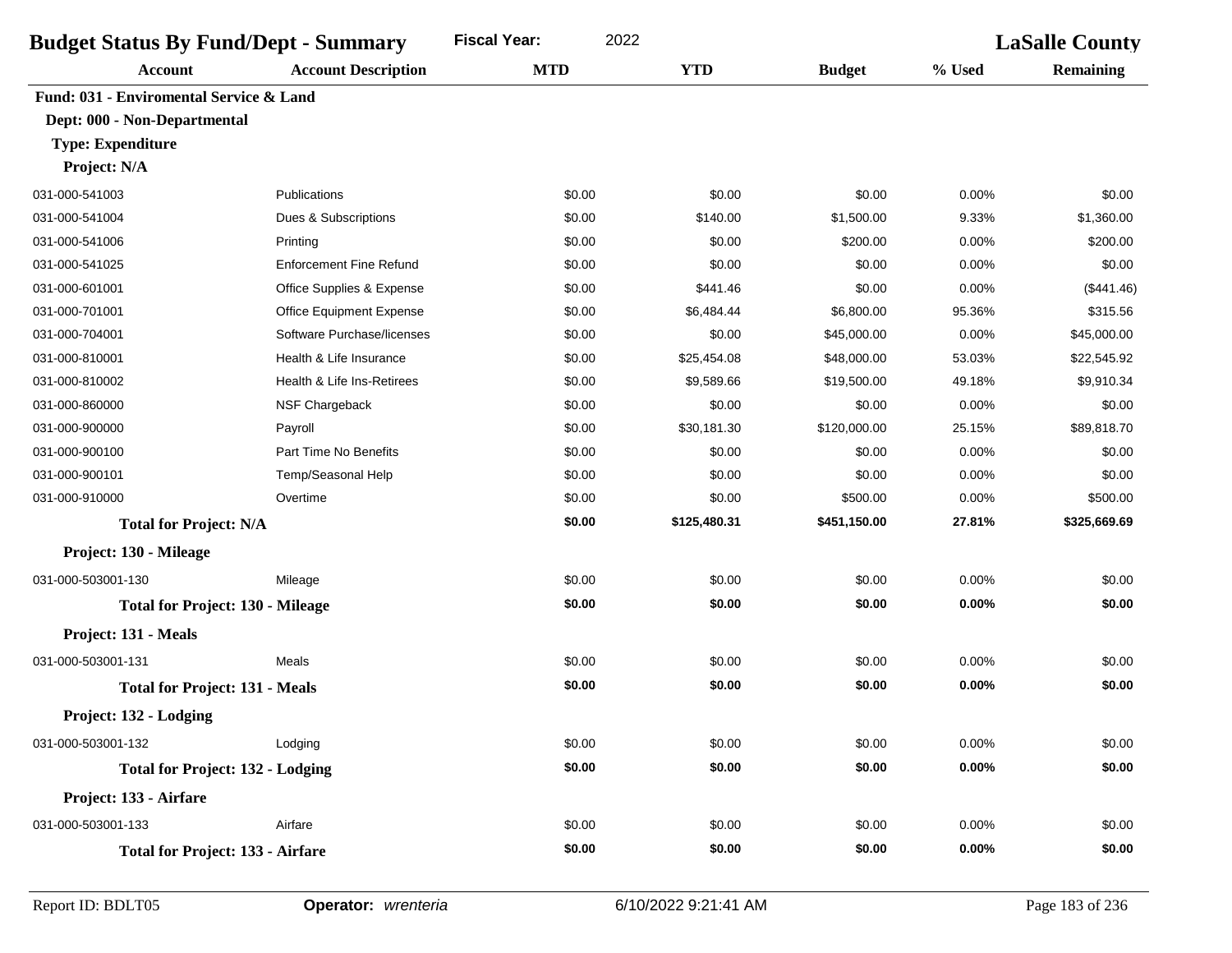# Budget Status By Fund/Dept - Summary

**Fiscal Year:** 2022

**LaSalle County**

| Account | Account Description | MTD | YTD | Budget | % Used | Remaining |
|---|---|---|---|---|---|---|
| **Fund: 031 - Enviromental Service & Land** | | | | | | |
| **Dept: 000 - Non-Departmental** | | | | | | |
| **Type: Expenditure** | | | | | | |
| **Project: N/A** | | | | | | |
| 031-000-541003 | Publications | $0.00 | $0.00 | $0.00 | 0.00% | $0.00 |
| 031-000-541004 | Dues & Subscriptions | $0.00 | $140.00 | $1,500.00 | 9.33% | $1,360.00 |
| 031-000-541006 | Printing | $0.00 | $0.00 | $200.00 | 0.00% | $200.00 |
| 031-000-541025 | Enforcement Fine Refund | $0.00 | $0.00 | $0.00 | 0.00% | $0.00 |
| 031-000-601001 | Office Supplies & Expense | $0.00 | $441.46 | $0.00 | 0.00% | ($441.46) |
| 031-000-701001 | Office Equipment Expense | $0.00 | $6,484.44 | $6,800.00 | 95.36% | $315.56 |
| 031-000-704001 | Software Purchase/licenses | $0.00 | $0.00 | $45,000.00 | 0.00% | $45,000.00 |
| 031-000-810001 | Health & Life Insurance | $0.00 | $25,454.08 | $48,000.00 | 53.03% | $22,545.92 |
| 031-000-810002 | Health & Life Ins-Retirees | $0.00 | $9,589.66 | $19,500.00 | 49.18% | $9,910.34 |
| 031-000-860000 | NSF Chargeback | $0.00 | $0.00 | $0.00 | 0.00% | $0.00 |
| 031-000-900000 | Payroll | $0.00 | $30,181.30 | $120,000.00 | 25.15% | $89,818.70 |
| 031-000-900100 | Part Time No Benefits | $0.00 | $0.00 | $0.00 | 0.00% | $0.00 |
| 031-000-900101 | Temp/Seasonal Help | $0.00 | $0.00 | $0.00 | 0.00% | $0.00 |
| 031-000-910000 | Overtime | $0.00 | $0.00 | $500.00 | 0.00% | $500.00 |
| **Total for Project: N/A** | | **$0.00** | **$125,480.31** | **$451,150.00** | **27.81%** | **$325,669.69** |
| **Project: 130 - Mileage** | | | | | | |
| 031-000-503001-130 | Mileage | $0.00 | $0.00 | $0.00 | 0.00% | $0.00 |
| **Total for Project: 130 - Mileage** | | **$0.00** | **$0.00** | **$0.00** | **0.00%** | **$0.00** |
| **Project: 131 - Meals** | | | | | | |
| 031-000-503001-131 | Meals | $0.00 | $0.00 | $0.00 | 0.00% | $0.00 |
| **Total for Project: 131 - Meals** | | **$0.00** | **$0.00** | **$0.00** | **0.00%** | **$0.00** |
| **Project: 132 - Lodging** | | | | | | |
| 031-000-503001-132 | Lodging | $0.00 | $0.00 | $0.00 | 0.00% | $0.00 |
| **Total for Project: 132 - Lodging** | | **$0.00** | **$0.00** | **$0.00** | **0.00%** | **$0.00** |
| **Project: 133 - Airfare** | | | | | | |
| 031-000-503001-133 | Airfare | $0.00 | $0.00 | $0.00 | 0.00% | $0.00 |
| **Total for Project: 133 - Airfare** | | **$0.00** | **$0.00** | **$0.00** | **0.00%** | **$0.00** |

Report ID: BDLT05 **Operator:** *wrenteria* 6/10/2022 9:21:41 AM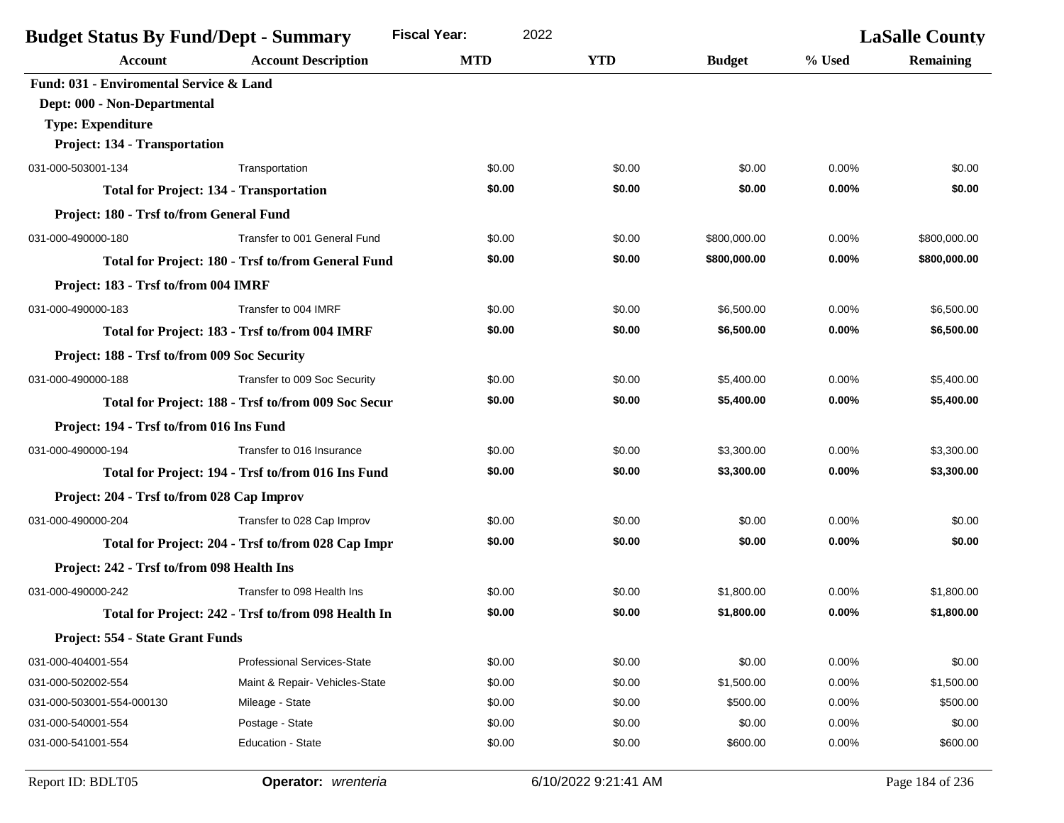# Budget Status By Fund/Dept - Summary

**Fiscal Year:** 2022 **LaSalle County**

| Account | Account Description | MTD | YTD | Budget | % Used | Remaining |
|---|---|---|---|---|---|---|
| **Fund: 031 - Enviromental Service & Land** | | | | | | |
| **Dept: 000 - Non-Departmental** | | | | | | |
| **Type: Expenditure** | | | | | | |
| **Project: 134 - Transportation** | | | | | | |
| 031-000-503001-134 | Transportation | $0.00 | $0.00 | $0.00 | 0.00% | $0.00 |
| | **Total for Project: 134 - Transportation** | **$0.00** | **$0.00** | **$0.00** | **0.00%** | **$0.00** |
| **Project: 180 - Trsf to/from General Fund** | | | | | | |
| 031-000-490000-180 | Transfer to 001 General Fund | $0.00 | $0.00 | $800,000.00 | 0.00% | $800,000.00 |
| | **Total for Project: 180 - Trsf to/from General Fund** | **$0.00** | **$0.00** | **$800,000.00** | **0.00%** | **$800,000.00** |
| **Project: 183 - Trsf to/from 004 IMRF** | | | | | | |
| 031-000-490000-183 | Transfer to 004 IMRF | $0.00 | $0.00 | $6,500.00 | 0.00% | $6,500.00 |
| | **Total for Project: 183 - Trsf to/from 004 IMRF** | **$0.00** | **$0.00** | **$6,500.00** | **0.00%** | **$6,500.00** |
| **Project: 188 - Trsf to/from 009 Soc Security** | | | | | | |
| 031-000-490000-188 | Transfer to 009 Soc Security | $0.00 | $0.00 | $5,400.00 | 0.00% | $5,400.00 |
| | **Total for Project: 188 - Trsf to/from 009 Soc Secur** | **$0.00** | **$0.00** | **$5,400.00** | **0.00%** | **$5,400.00** |
| **Project: 194 - Trsf to/from 016 Ins Fund** | | | | | | |
| 031-000-490000-194 | Transfer to 016 Insurance | $0.00 | $0.00 | $3,300.00 | 0.00% | $3,300.00 |
| | **Total for Project: 194 - Trsf to/from 016 Ins Fund** | **$0.00** | **$0.00** | **$3,300.00** | **0.00%** | **$3,300.00** |
| **Project: 204 - Trsf to/from 028 Cap Improv** | | | | | | |
| 031-000-490000-204 | Transfer to 028 Cap Improv | $0.00 | $0.00 | $0.00 | 0.00% | $0.00 |
| | **Total for Project: 204 - Trsf to/from 028 Cap Impr** | **$0.00** | **$0.00** | **$0.00** | **0.00%** | **$0.00** |
| **Project: 242 - Trsf to/from 098 Health Ins** | | | | | | |
| 031-000-490000-242 | Transfer to 098 Health Ins | $0.00 | $0.00 | $1,800.00 | 0.00% | $1,800.00 |
| | **Total for Project: 242 - Trsf to/from 098 Health In** | **$0.00** | **$0.00** | **$1,800.00** | **0.00%** | **$1,800.00** |
| **Project: 554 - State Grant Funds** | | | | | | |
| 031-000-404001-554 | Professional Services-State | $0.00 | $0.00 | $0.00 | 0.00% | $0.00 |
| 031-000-502002-554 | Maint & Repair- Vehicles-State | $0.00 | $0.00 | $1,500.00 | 0.00% | $1,500.00 |
| 031-000-503001-554-000130 | Mileage - State | $0.00 | $0.00 | $500.00 | 0.00% | $500.00 |
| 031-000-540001-554 | Postage - State | $0.00 | $0.00 | $0.00 | 0.00% | $0.00 |
| 031-000-541001-554 | Education - State | $0.00 | $0.00 | $600.00 | 0.00% | $600.00 |

Report ID: BDLT05 **Operator:** *wrenteria* 6/10/2022 9:21:41 AM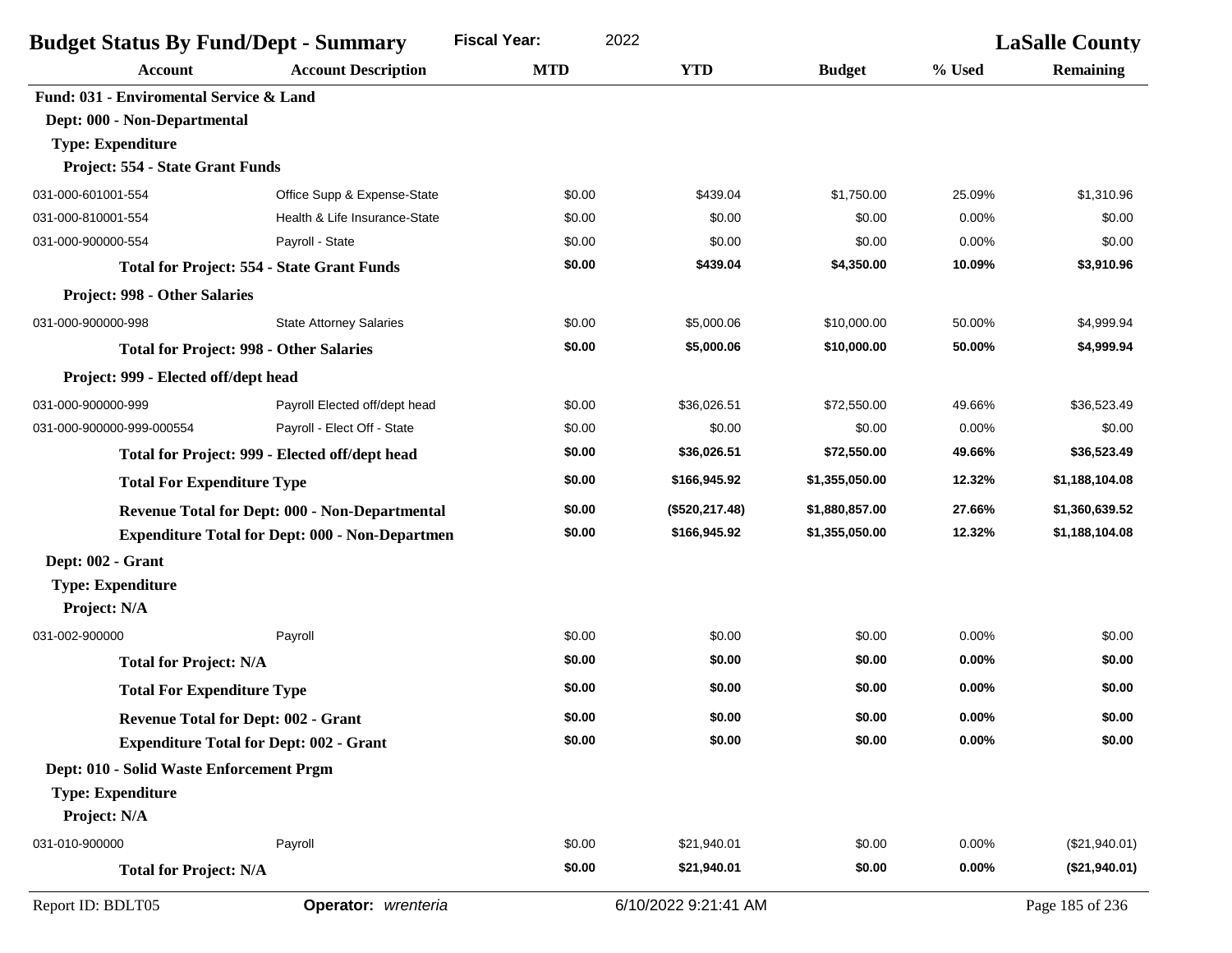# Budget Status By Fund/Dept - Summary

**Fiscal Year:** 2022

**LaSalle County**

| Account | Account Description | MTD | YTD | Budget | % Used | Remaining |
|---|---|---|---|---|---|---|
| **Fund: 031 - Enviromental Service & Land** | | | | | | |
| **Dept: 000 - Non-Departmental** | | | | | | |
| **Type: Expenditure** | | | | | | |
| **Project: 554 - State Grant Funds** | | | | | | |
| 031-000-601001-554 | Office Supp & Expense-State | $0.00 | $439.04 | $1,750.00 | 25.09% | $1,310.96 |
| 031-000-810001-554 | Health & Life Insurance-State | $0.00 | $0.00 | $0.00 | 0.00% | $0.00 |
| 031-000-900000-554 | Payroll - State | $0.00 | $0.00 | $0.00 | 0.00% | $0.00 |
| | **Total for Project: 554 - State Grant Funds** | **$0.00** | **$439.04** | **$4,350.00** | **10.09%** | **$3,910.96** |
| **Project: 998 - Other Salaries** | | | | | | |
| 031-000-900000-998 | State Attorney Salaries | $0.00 | $5,000.06 | $10,000.00 | 50.00% | $4,999.94 |
| | **Total for Project: 998 - Other Salaries** | **$0.00** | **$5,000.06** | **$10,000.00** | **50.00%** | **$4,999.94** |
| **Project: 999 - Elected off/dept head** | | | | | | |
| 031-000-900000-999 | Payroll Elected off/dept head | $0.00 | $36,026.51 | $72,550.00 | 49.66% | $36,523.49 |
| 031-000-900000-999-000554 | Payroll - Elect Off - State | $0.00 | $0.00 | $0.00 | 0.00% | $0.00 |
| | **Total for Project: 999 - Elected off/dept head** | **$0.00** | **$36,026.51** | **$72,550.00** | **49.66%** | **$36,523.49** |
| | **Total For Expenditure Type** | **$0.00** | **$166,945.92** | **$1,355,050.00** | **12.32%** | **$1,188,104.08** |
| | **Revenue Total for Dept: 000 - Non-Departmental** | **$0.00** | **($520,217.48)** | **$1,880,857.00** | **27.66%** | **$1,360,639.52** |
| | **Expenditure Total for Dept: 000 - Non-Departmen** | **$0.00** | **$166,945.92** | **$1,355,050.00** | **12.32%** | **$1,188,104.08** |
| **Dept: 002 - Grant** | | | | | | |
| **Type: Expenditure** | | | | | | |
| **Project: N/A** | | | | | | |
| 031-002-900000 | Payroll | $0.00 | $0.00 | $0.00 | 0.00% | $0.00 |
| | **Total for Project: N/A** | **$0.00** | **$0.00** | **$0.00** | **0.00%** | **$0.00** |
| | **Total For Expenditure Type** | **$0.00** | **$0.00** | **$0.00** | **0.00%** | **$0.00** |
| | **Revenue Total for Dept: 002 - Grant** | **$0.00** | **$0.00** | **$0.00** | **0.00%** | **$0.00** |
| | **Expenditure Total for Dept: 002 - Grant** | **$0.00** | **$0.00** | **$0.00** | **0.00%** | **$0.00** |
| **Dept: 010 - Solid Waste Enforcement Prgm** | | | | | | |
| **Type: Expenditure** | | | | | | |
| **Project: N/A** | | | | | | |
| 031-010-900000 | Payroll | $0.00 | $21,940.01 | $0.00 | 0.00% | ($21,940.01) |
| | **Total for Project: N/A** | **$0.00** | **$21,940.01** | **$0.00** | **0.00%** | **($21,940.01)** |

Report ID: BDLT05 | **Operator:** *wrenteria* | 6/10/2022 9:21:41 AM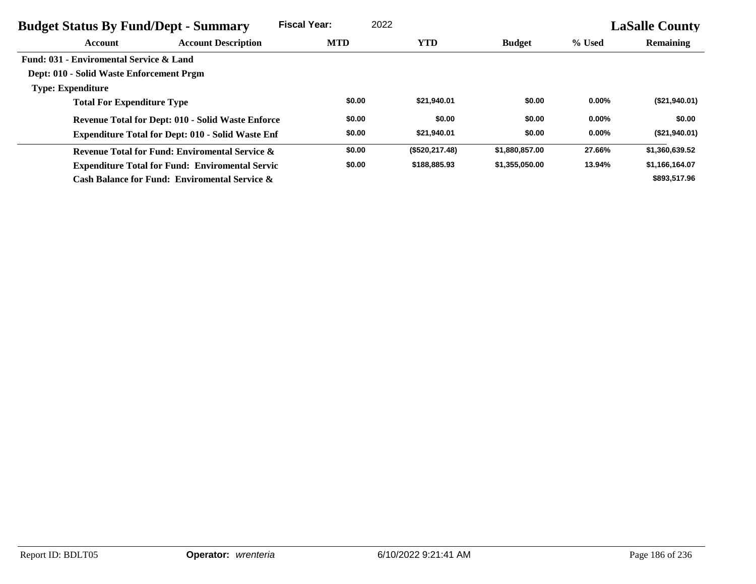## Budget Status By Fund/Dept - Summary

**Fiscal Year:** 2022

**LaSalle County**

| Account | Account Description | MTD | YTD | Budget | % Used | Remaining |
|---|---|---|---|---|---|---|
| **Fund: 031 - Enviromental Service & Land** | | | | | | |
| **Dept: 010 - Solid Waste Enforcement Prgm** | | | | | | |
| **Type: Expenditure** | | | | | | |
| | **Total For Expenditure Type** | $0.00 | $21,940.01 | $0.00 | 0.00% | ($21,940.01) |
| | **Revenue Total for Dept: 010 - Solid Waste Enforce** | $0.00 | $0.00 | $0.00 | 0.00% | $0.00 |
| | **Expenditure Total for Dept: 010 - Solid Waste Enf** | $0.00 | $21,940.01 | $0.00 | 0.00% | ($21,940.01) |
| | **Revenue Total for Fund: Enviromental Service &** | $0.00 | ($520,217.48) | $1,880,857.00 | 27.66% | $1,360,639.52 |
| | **Expenditure Total for Fund: Enviromental Servic** | $0.00 | $188,885.93 | $1,355,050.00 | 13.94% | $1,166,164.07 |
| | **Cash Balance for Fund: Enviromental Service &** | | | | | $893,517.96 |

Report ID: BDLT05 **Operator:** *wrenteria* 6/10/2022 9:21:41 AM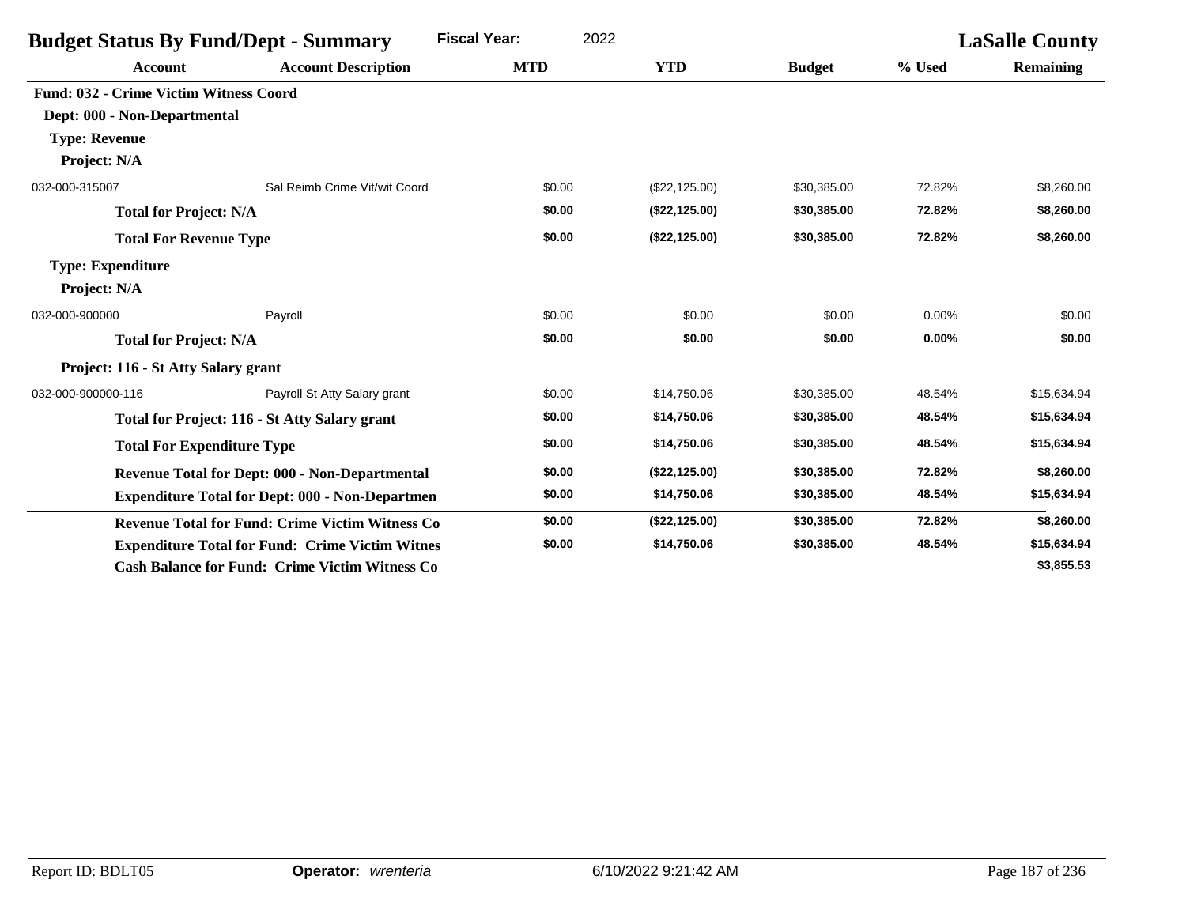# Budget Status By Fund/Dept - Summary

**Fiscal Year:** 2022 **LaSalle County**

| Account | Account Description | MTD | YTD | Budget | % Used | Remaining |
|---|---|---|---|---|---|---|
| **Fund: 032 - Crime Victim Witness Coord** | | | | | | |
| **Dept: 000 - Non-Departmental** | | | | | | |
| **Type: Revenue** | | | | | | |
| **Project: N/A** | | | | | | |
| 032-000-315007 | Sal Reimb Crime Vit/wit Coord | $0.00 | ($22,125.00) | $30,385.00 | 72.82% | $8,260.00 |
| **Total for Project: N/A** | | **$0.00** | **($22,125.00)** | **$30,385.00** | **72.82%** | **$8,260.00** |
| **Total For Revenue Type** | | **$0.00** | **($22,125.00)** | **$30,385.00** | **72.82%** | **$8,260.00** |
| **Type: Expenditure** | | | | | | |
| **Project: N/A** | | | | | | |
| 032-000-900000 | Payroll | $0.00 | $0.00 | $0.00 | 0.00% | $0.00 |
| **Total for Project: N/A** | | **$0.00** | **$0.00** | **$0.00** | **0.00%** | **$0.00** |
| **Project: 116 - St Atty Salary grant** | | | | | | |
| 032-000-900000-116 | Payroll St Atty Salary grant | $0.00 | $14,750.06 | $30,385.00 | 48.54% | $15,634.94 |
| **Total for Project: 116 - St Atty Salary grant** | | **$0.00** | **$14,750.06** | **$30,385.00** | **48.54%** | **$15,634.94** |
| **Total For Expenditure Type** | | **$0.00** | **$14,750.06** | **$30,385.00** | **48.54%** | **$15,634.94** |
| **Revenue Total for Dept: 000 - Non-Departmental** | | **$0.00** | **($22,125.00)** | **$30,385.00** | **72.82%** | **$8,260.00** |
| **Expenditure Total for Dept: 000 - Non-Departmen** | | **$0.00** | **$14,750.06** | **$30,385.00** | **48.54%** | **$15,634.94** |
| **Revenue Total for Fund: Crime Victim Witness Co** | | **$0.00** | **($22,125.00)** | **$30,385.00** | **72.82%** | **$8,260.00** |
| **Expenditure Total for Fund: Crime Victim Witnes** | | **$0.00** | **$14,750.06** | **$30,385.00** | **48.54%** | **$15,634.94** |
| **Cash Balance for Fund: Crime Victim Witness Co** | | | | | | **$3,855.53** |

Report ID: BDLT05 **Operator:** *wrenteria* 6/10/2022 9:21:42 AM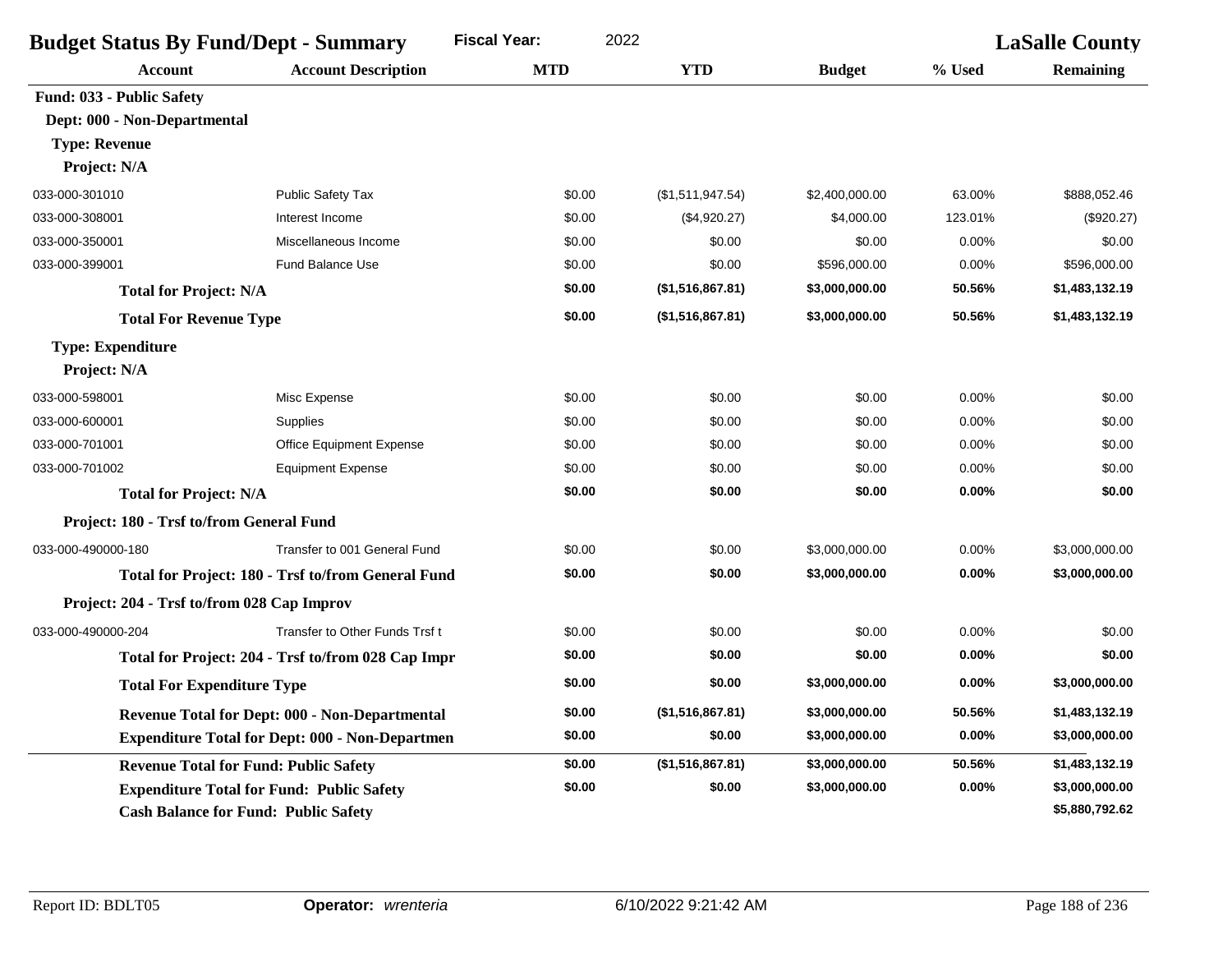# Budget Status By Fund/Dept - Summary

**Fiscal Year:** 2022

**LaSalle County**

| Account | Account Description | MTD | YTD | Budget | % Used | Remaining |
|---|---|---|---|---|---|---|
| **Fund: 033 - Public Safety** | | | | | | |
| **Dept: 000 - Non-Departmental** | | | | | | |
| **Type: Revenue** | | | | | | |
| **Project: N/A** | | | | | | |
| 033-000-301010 | Public Safety Tax | $0.00 | ($1,511,947.54) | $2,400,000.00 | 63.00% | $888,052.46 |
| 033-000-308001 | Interest Income | $0.00 | ($4,920.27) | $4,000.00 | 123.01% | ($920.27) |
| 033-000-350001 | Miscellaneous Income | $0.00 | $0.00 | $0.00 | 0.00% | $0.00 |
| 033-000-399001 | Fund Balance Use | $0.00 | $0.00 | $596,000.00 | 0.00% | $596,000.00 |
| **Total for Project: N/A** | | **$0.00** | **($1,516,867.81)** | **$3,000,000.00** | **50.56%** | **$1,483,132.19** |
| **Total For Revenue Type** | | **$0.00** | **($1,516,867.81)** | **$3,000,000.00** | **50.56%** | **$1,483,132.19** |
| **Type: Expenditure** | | | | | | |
| **Project: N/A** | | | | | | |
| 033-000-598001 | Misc Expense | $0.00 | $0.00 | $0.00 | 0.00% | $0.00 |
| 033-000-600001 | Supplies | $0.00 | $0.00 | $0.00 | 0.00% | $0.00 |
| 033-000-701001 | Office Equipment Expense | $0.00 | $0.00 | $0.00 | 0.00% | $0.00 |
| 033-000-701002 | Equipment Expense | $0.00 | $0.00 | $0.00 | 0.00% | $0.00 |
| **Total for Project: N/A** | | **$0.00** | **$0.00** | **$0.00** | **0.00%** | **$0.00** |
| **Project: 180 - Trsf to/from General Fund** | | | | | | |
| 033-000-490000-180 | Transfer to 001 General Fund | $0.00 | $0.00 | $3,000,000.00 | 0.00% | $3,000,000.00 |
| **Total for Project: 180 - Trsf to/from General Fund** | | **$0.00** | **$0.00** | **$3,000,000.00** | **0.00%** | **$3,000,000.00** |
| **Project: 204 - Trsf to/from 028 Cap Improv** | | | | | | |
| 033-000-490000-204 | Transfer to Other Funds Trsf t | $0.00 | $0.00 | $0.00 | 0.00% | $0.00 |
| **Total for Project: 204 - Trsf to/from 028 Cap Impr** | | **$0.00** | **$0.00** | **$0.00** | **0.00%** | **$0.00** |
| **Total For Expenditure Type** | | **$0.00** | **$0.00** | **$3,000,000.00** | **0.00%** | **$3,000,000.00** |
| **Revenue Total for Dept: 000 - Non-Departmental** | | **$0.00** | **($1,516,867.81)** | **$3,000,000.00** | **50.56%** | **$1,483,132.19** |
| **Expenditure Total for Dept: 000 - Non-Departmen** | | **$0.00** | **$0.00** | **$3,000,000.00** | **0.00%** | **$3,000,000.00** |
| **Revenue Total for Fund: Public Safety** | | **$0.00** | **($1,516,867.81)** | **$3,000,000.00** | **50.56%** | **$1,483,132.19** |
| **Expenditure Total for Fund: Public Safety** | | **$0.00** | **$0.00** | **$3,000,000.00** | **0.00%** | **$3,000,000.00** |
| **Cash Balance for Fund: Public Safety** | | | | | | **$5,880,792.62** |

Report ID: BDLT05 **Operator:** *wrenteria* 6/10/2022 9:21:42 AM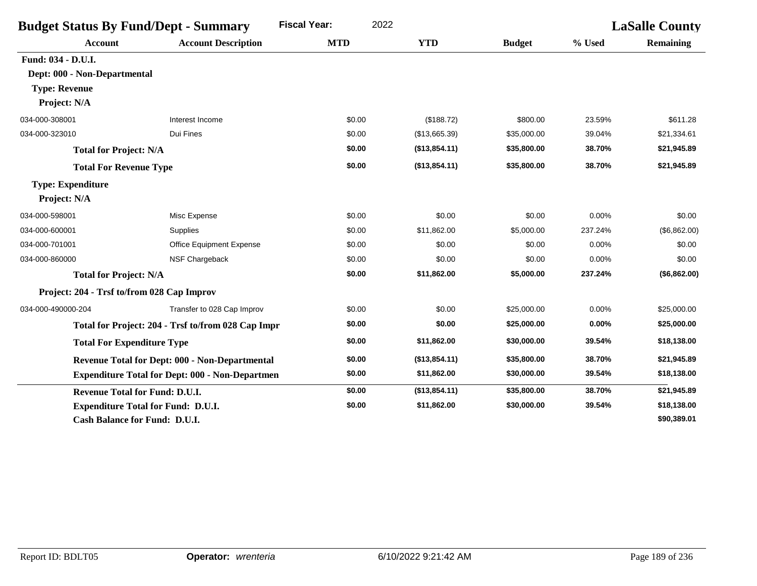# Budget Status By Fund/Dept - Summary

**Fiscal Year:** 2022

**LaSalle County**

| Account | Account Description | MTD | YTD | Budget | % Used | Remaining |
|---|---|---|---|---|---|---|
| **Fund: 034 - D.U.I.** | | | | | | |
| **Dept: 000 - Non-Departmental** | | | | | | |
| **Type: Revenue** | | | | | | |
| **Project: N/A** | | | | | | |
| 034-000-308001 | Interest Income | $0.00 | ($188.72) | $800.00 | 23.59% | $611.28 |
| 034-000-323010 | Dui Fines | $0.00 | ($13,665.39) | $35,000.00 | 39.04% | $21,334.61 |
| **Total for Project: N/A** | | **$0.00** | **($13,854.11)** | **$35,800.00** | **38.70%** | **$21,945.89** |
| **Total For Revenue Type** | | **$0.00** | **($13,854.11)** | **$35,800.00** | **38.70%** | **$21,945.89** |
| **Type: Expenditure** | | | | | | |
| **Project: N/A** | | | | | | |
| 034-000-598001 | Misc Expense | $0.00 | $0.00 | $0.00 | 0.00% | $0.00 |
| 034-000-600001 | Supplies | $0.00 | $11,862.00 | $5,000.00 | 237.24% | ($6,862.00) |
| 034-000-701001 | Office Equipment Expense | $0.00 | $0.00 | $0.00 | 0.00% | $0.00 |
| 034-000-860000 | NSF Chargeback | $0.00 | $0.00 | $0.00 | 0.00% | $0.00 |
| **Total for Project: N/A** | | **$0.00** | **$11,862.00** | **$5,000.00** | **237.24%** | **($6,862.00)** |
| **Project: 204 - Trsf to/from 028 Cap Improv** | | | | | | |
| 034-000-490000-204 | Transfer to 028 Cap Improv | $0.00 | $0.00 | $25,000.00 | 0.00% | $25,000.00 |
| **Total for Project: 204 - Trsf to/from 028 Cap Impr** | | **$0.00** | **$0.00** | **$25,000.00** | **0.00%** | **$25,000.00** |
| **Total For Expenditure Type** | | **$0.00** | **$11,862.00** | **$30,000.00** | **39.54%** | **$18,138.00** |
| **Revenue Total for Dept: 000 - Non-Departmental** | | **$0.00** | **($13,854.11)** | **$35,800.00** | **38.70%** | **$21,945.89** |
| **Expenditure Total for Dept: 000 - Non-Departmen** | | **$0.00** | **$11,862.00** | **$30,000.00** | **39.54%** | **$18,138.00** |
| **Revenue Total for Fund: D.U.I.** | | **$0.00** | **($13,854.11)** | **$35,800.00** | **38.70%** | **$21,945.89** |
| **Expenditure Total for Fund: D.U.I.** | | **$0.00** | **$11,862.00** | **$30,000.00** | **39.54%** | **$18,138.00** |
| **Cash Balance for Fund: D.U.I.** | | | | | | **$90,389.01** |

Report ID: BDLT05 **Operator:** *wrenteria* 6/10/2022 9:21:42 AM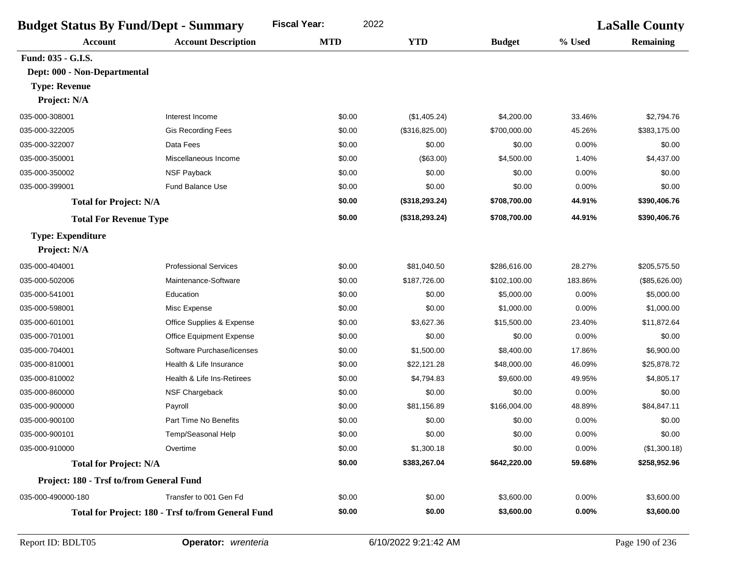# Budget Status By Fund/Dept - Summary

**Fiscal Year:** 2022

**LaSalle County**

| Account | Account Description | MTD | YTD | Budget | % Used | Remaining |
|---|---|---|---|---|---|---|
| **Fund: 035 - G.I.S.** | | | | | | |
| **Dept: 000 - Non-Departmental** | | | | | | |
| **Type: Revenue** | | | | | | |
| **Project: N/A** | | | | | | |
| 035-000-308001 | Interest Income | $0.00 | ($1,405.24) | $4,200.00 | 33.46% | $2,794.76 |
| 035-000-322005 | Gis Recording Fees | $0.00 | ($316,825.00) | $700,000.00 | 45.26% | $383,175.00 |
| 035-000-322007 | Data Fees | $0.00 | $0.00 | $0.00 | 0.00% | $0.00 |
| 035-000-350001 | Miscellaneous Income | $0.00 | ($63.00) | $4,500.00 | 1.40% | $4,437.00 |
| 035-000-350002 | NSF Payback | $0.00 | $0.00 | $0.00 | 0.00% | $0.00 |
| 035-000-399001 | Fund Balance Use | $0.00 | $0.00 | $0.00 | 0.00% | $0.00 |
| **Total for Project: N/A** | | **$0.00** | **($318,293.24)** | **$708,700.00** | **44.91%** | **$390,406.76** |
| **Total For Revenue Type** | | **$0.00** | **($318,293.24)** | **$708,700.00** | **44.91%** | **$390,406.76** |
| **Type: Expenditure** | | | | | | |
| **Project: N/A** | | | | | | |
| 035-000-404001 | Professional Services | $0.00 | $81,040.50 | $286,616.00 | 28.27% | $205,575.50 |
| 035-000-502006 | Maintenance-Software | $0.00 | $187,726.00 | $102,100.00 | 183.86% | ($85,626.00) |
| 035-000-541001 | Education | $0.00 | $0.00 | $5,000.00 | 0.00% | $5,000.00 |
| 035-000-598001 | Misc Expense | $0.00 | $0.00 | $1,000.00 | 0.00% | $1,000.00 |
| 035-000-601001 | Office Supplies & Expense | $0.00 | $3,627.36 | $15,500.00 | 23.40% | $11,872.64 |
| 035-000-701001 | Office Equipment Expense | $0.00 | $0.00 | $0.00 | 0.00% | $0.00 |
| 035-000-704001 | Software Purchase/licenses | $0.00 | $1,500.00 | $8,400.00 | 17.86% | $6,900.00 |
| 035-000-810001 | Health & Life Insurance | $0.00 | $22,121.28 | $48,000.00 | 46.09% | $25,878.72 |
| 035-000-810002 | Health & Life Ins-Retirees | $0.00 | $4,794.83 | $9,600.00 | 49.95% | $4,805.17 |
| 035-000-860000 | NSF Chargeback | $0.00 | $0.00 | $0.00 | 0.00% | $0.00 |
| 035-000-900000 | Payroll | $0.00 | $81,156.89 | $166,004.00 | 48.89% | $84,847.11 |
| 035-000-900100 | Part Time No Benefits | $0.00 | $0.00 | $0.00 | 0.00% | $0.00 |
| 035-000-900101 | Temp/Seasonal Help | $0.00 | $0.00 | $0.00 | 0.00% | $0.00 |
| 035-000-910000 | Overtime | $0.00 | $1,300.18 | $0.00 | 0.00% | ($1,300.18) |
| **Total for Project: N/A** | | **$0.00** | **$383,267.04** | **$642,220.00** | **59.68%** | **$258,952.96** |
| **Project: 180 - Trsf to/from General Fund** | | | | | | |
| 035-000-490000-180 | Transfer to 001 Gen Fd | $0.00 | $0.00 | $3,600.00 | 0.00% | $3,600.00 |
| **Total for Project: 180 - Trsf to/from General Fund** | | **$0.00** | **$0.00** | **$3,600.00** | **0.00%** | **$3,600.00** |

Report ID: BDLT05 **Operator:** *wrenteria* 6/10/2022 9:21:42 AM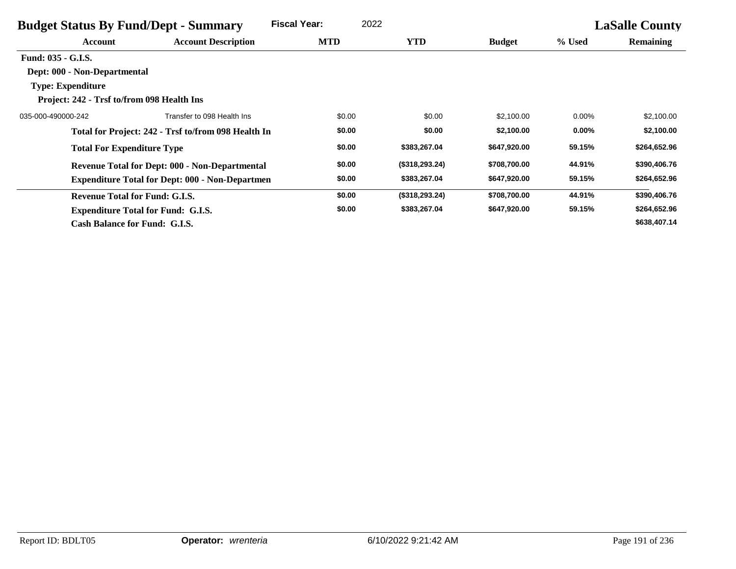# Budget Status By Fund/Dept - Summary

**Fiscal Year:** 2022

**LaSalle County**

| Account | Account Description | MTD | YTD | Budget | % Used | Remaining |
|---|---|---|---|---|---|---|
| **Fund: 035 - G.I.S.** | | | | | | |
| **Dept: 000 - Non-Departmental** | | | | | | |
| **Type: Expenditure** | | | | | | |
| **Project: 242 - Trsf to/from 098 Health Ins** | | | | | | |
| 035-000-490000-242 | Transfer to 098 Health Ins | $0.00 | $0.00 | $2,100.00 | 0.00% | $2,100.00 |
| | **Total for Project: 242 - Trsf to/from 098 Health In** | **$0.00** | **$0.00** | **$2,100.00** | **0.00%** | **$2,100.00** |
| | **Total For Expenditure Type** | **$0.00** | **$383,267.04** | **$647,920.00** | **59.15%** | **$264,652.96** |
| | **Revenue Total for Dept: 000 - Non-Departmental** | **$0.00** | **($318,293.24)** | **$708,700.00** | **44.91%** | **$390,406.76** |
| | **Expenditure Total for Dept: 000 - Non-Departmen** | **$0.00** | **$383,267.04** | **$647,920.00** | **59.15%** | **$264,652.96** |
| | **Revenue Total for Fund: G.I.S.** | **$0.00** | **($318,293.24)** | **$708,700.00** | **44.91%** | **$390,406.76** |
| | **Expenditure Total for Fund: G.I.S.** | **$0.00** | **$383,267.04** | **$647,920.00** | **59.15%** | **$264,652.96** |
| | **Cash Balance for Fund: G.I.S.** | | | | | **$638,407.14** |

Report ID: BDLT05 **Operator:** *wrenteria* 6/10/2022 9:21:42 AM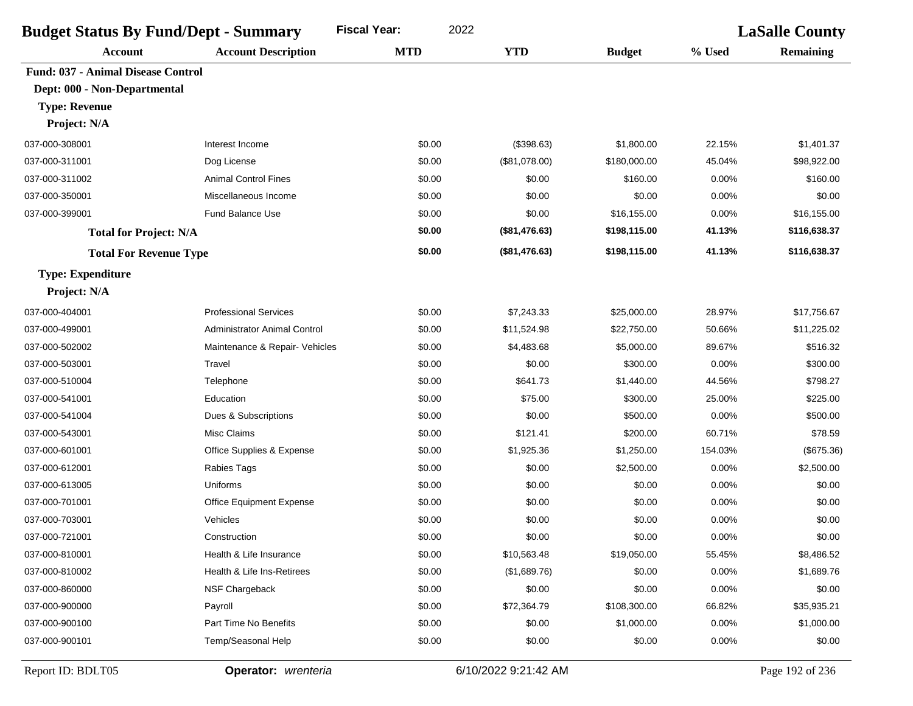# Budget Status By Fund/Dept - Summary

**Fiscal Year:** 2022 **LaSalle County**

| Account | Account Description | MTD | YTD | Budget | % Used | Remaining |
|---|---|---|---|---|---|---|
| **Fund: 037 - Animal Disease Control** | | | | | | |
| **Dept: 000 - Non-Departmental** | | | | | | |
| **Type: Revenue** | | | | | | |
| **Project: N/A** | | | | | | |
| 037-000-308001 | Interest Income | $0.00 | ($398.63) | $1,800.00 | 22.15% | $1,401.37 |
| 037-000-311001 | Dog License | $0.00 | ($81,078.00) | $180,000.00 | 45.04% | $98,922.00 |
| 037-000-311002 | Animal Control Fines | $0.00 | $0.00 | $160.00 | 0.00% | $160.00 |
| 037-000-350001 | Miscellaneous Income | $0.00 | $0.00 | $0.00 | 0.00% | $0.00 |
| 037-000-399001 | Fund Balance Use | $0.00 | $0.00 | $16,155.00 | 0.00% | $16,155.00 |
| **Total for Project: N/A** | | **$0.00** | **($81,476.63)** | **$198,115.00** | **41.13%** | **$116,638.37** |
| **Total For Revenue Type** | | **$0.00** | **($81,476.63)** | **$198,115.00** | **41.13%** | **$116,638.37** |
| **Type: Expenditure** | | | | | | |
| **Project: N/A** | | | | | | |
| 037-000-404001 | Professional Services | $0.00 | $7,243.33 | $25,000.00 | 28.97% | $17,756.67 |
| 037-000-499001 | Administrator Animal Control | $0.00 | $11,524.98 | $22,750.00 | 50.66% | $11,225.02 |
| 037-000-502002 | Maintenance & Repair- Vehicles | $0.00 | $4,483.68 | $5,000.00 | 89.67% | $516.32 |
| 037-000-503001 | Travel | $0.00 | $0.00 | $300.00 | 0.00% | $300.00 |
| 037-000-510004 | Telephone | $0.00 | $641.73 | $1,440.00 | 44.56% | $798.27 |
| 037-000-541001 | Education | $0.00 | $75.00 | $300.00 | 25.00% | $225.00 |
| 037-000-541004 | Dues & Subscriptions | $0.00 | $0.00 | $500.00 | 0.00% | $500.00 |
| 037-000-543001 | Misc Claims | $0.00 | $121.41 | $200.00 | 60.71% | $78.59 |
| 037-000-601001 | Office Supplies & Expense | $0.00 | $1,925.36 | $1,250.00 | 154.03% | ($675.36) |
| 037-000-612001 | Rabies Tags | $0.00 | $0.00 | $2,500.00 | 0.00% | $2,500.00 |
| 037-000-613005 | Uniforms | $0.00 | $0.00 | $0.00 | 0.00% | $0.00 |
| 037-000-701001 | Office Equipment Expense | $0.00 | $0.00 | $0.00 | 0.00% | $0.00 |
| 037-000-703001 | Vehicles | $0.00 | $0.00 | $0.00 | 0.00% | $0.00 |
| 037-000-721001 | Construction | $0.00 | $0.00 | $0.00 | 0.00% | $0.00 |
| 037-000-810001 | Health & Life Insurance | $0.00 | $10,563.48 | $19,050.00 | 55.45% | $8,486.52 |
| 037-000-810002 | Health & Life Ins-Retirees | $0.00 | ($1,689.76) | $0.00 | 0.00% | $1,689.76 |
| 037-000-860000 | NSF Chargeback | $0.00 | $0.00 | $0.00 | 0.00% | $0.00 |
| 037-000-900000 | Payroll | $0.00 | $72,364.79 | $108,300.00 | 66.82% | $35,935.21 |
| 037-000-900100 | Part Time No Benefits | $0.00 | $0.00 | $1,000.00 | 0.00% | $1,000.00 |
| 037-000-900101 | Temp/Seasonal Help | $0.00 | $0.00 | $0.00 | 0.00% | $0.00 |

Report ID: BDLT05 **Operator:** *wrenteria* 6/10/2022 9:21:42 AM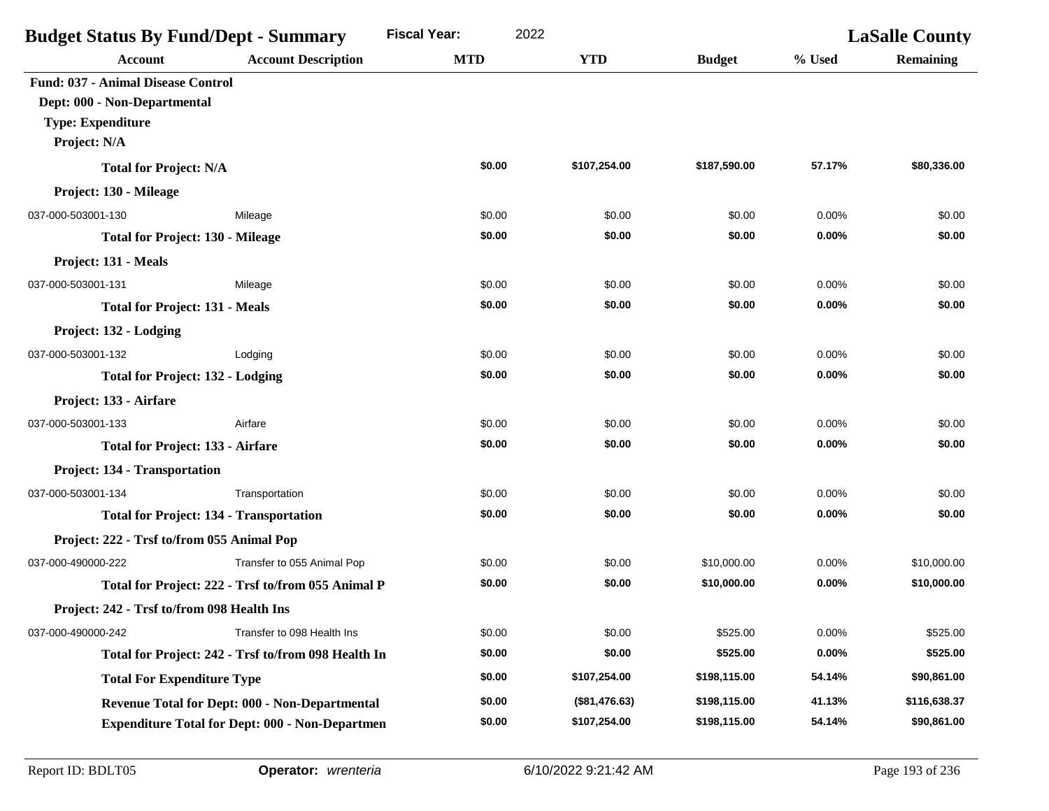# Budget Status By Fund/Dept - Summary

**Fiscal Year:** 2022

**LaSalle County**

| Account | Account Description | MTD | YTD | Budget | % Used | Remaining |
|---|---|---|---|---|---|---|
| **Fund: 037 - Animal Disease Control** | | | | | | |
| **Dept: 000 - Non-Departmental** | | | | | | |
| **Type: Expenditure** | | | | | | |
| **Project: N/A** | | | | | | |
| **Total for Project: N/A** | | **$0.00** | **$107,254.00** | **$187,590.00** | **57.17%** | **$80,336.00** |
| **Project: 130 - Mileage** | | | | | | |
| 037-000-503001-130 | Mileage | $0.00 | $0.00 | $0.00 | 0.00% | $0.00 |
| **Total for Project: 130 - Mileage** | | **$0.00** | **$0.00** | **$0.00** | **0.00%** | **$0.00** |
| **Project: 131 - Meals** | | | | | | |
| 037-000-503001-131 | Mileage | $0.00 | $0.00 | $0.00 | 0.00% | $0.00 |
| **Total for Project: 131 - Meals** | | **$0.00** | **$0.00** | **$0.00** | **0.00%** | **$0.00** |
| **Project: 132 - Lodging** | | | | | | |
| 037-000-503001-132 | Lodging | $0.00 | $0.00 | $0.00 | 0.00% | $0.00 |
| **Total for Project: 132 - Lodging** | | **$0.00** | **$0.00** | **$0.00** | **0.00%** | **$0.00** |
| **Project: 133 - Airfare** | | | | | | |
| 037-000-503001-133 | Airfare | $0.00 | $0.00 | $0.00 | 0.00% | $0.00 |
| **Total for Project: 133 - Airfare** | | **$0.00** | **$0.00** | **$0.00** | **0.00%** | **$0.00** |
| **Project: 134 - Transportation** | | | | | | |
| 037-000-503001-134 | Transportation | $0.00 | $0.00 | $0.00 | 0.00% | $0.00 |
| **Total for Project: 134 - Transportation** | | **$0.00** | **$0.00** | **$0.00** | **0.00%** | **$0.00** |
| **Project: 222 - Trsf to/from 055 Animal Pop** | | | | | | |
| 037-000-490000-222 | Transfer to 055 Animal Pop | $0.00 | $0.00 | $10,000.00 | 0.00% | $10,000.00 |
| **Total for Project: 222 - Trsf to/from 055 Animal P** | | **$0.00** | **$0.00** | **$10,000.00** | **0.00%** | **$10,000.00** |
| **Project: 242 - Trsf to/from 098 Health Ins** | | | | | | |
| 037-000-490000-242 | Transfer to 098 Health Ins | $0.00 | $0.00 | $525.00 | 0.00% | $525.00 |
| **Total for Project: 242 - Trsf to/from 098 Health In** | | **$0.00** | **$0.00** | **$525.00** | **0.00%** | **$525.00** |
| **Total For Expenditure Type** | | **$0.00** | **$107,254.00** | **$198,115.00** | **54.14%** | **$90,861.00** |
| **Revenue Total for Dept: 000 - Non-Departmental** | | **$0.00** | **($81,476.63)** | **$198,115.00** | **41.13%** | **$116,638.37** |
| **Expenditure Total for Dept: 000 - Non-Departmen** | | **$0.00** | **$107,254.00** | **$198,115.00** | **54.14%** | **$90,861.00** |

Report ID: BDLT05 **Operator:** *wrenteria* 6/10/2022 9:21:42 AM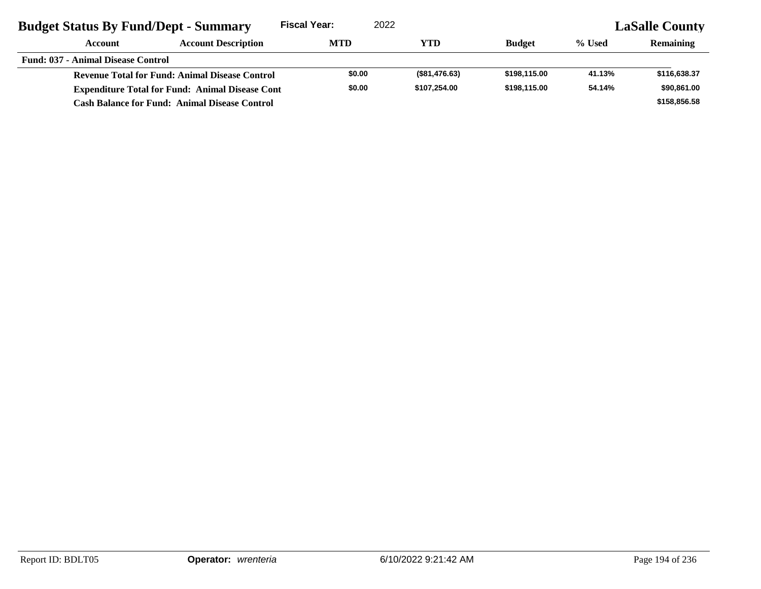# Budget Status By Fund/Dept - Summary

**Fiscal Year:** 2022

**LaSalle County**

| Account | Account Description | MTD | YTD | Budget | % Used | Remaining |
|---|---|---|---|---|---|---|
| **Fund: 037 - Animal Disease Control** | | | | | | |
| | **Revenue Total for Fund: Animal Disease Control** | $0.00 | ($81,476.63) | $198,115.00 | 41.13% | $116,638.37 |
| | **Expenditure Total for Fund: Animal Disease Cont** | $0.00 | $107,254.00 | $198,115.00 | 54.14% | $90,861.00 |
| | **Cash Balance for Fund: Animal Disease Control** | | | | | $158,856.58 |

Report ID: BDLT05 **Operator:** *wrenteria* 6/10/2022 9:21:42 AM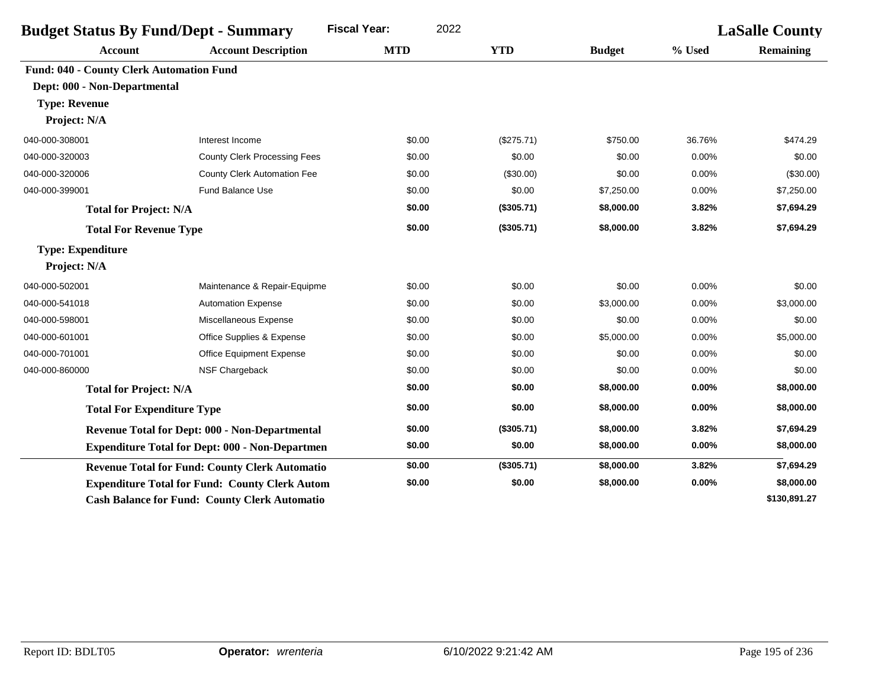# Budget Status By Fund/Dept - Summary

**Fiscal Year:** 2022

**LaSalle County**

| Account | Account Description | MTD | YTD | Budget | % Used | Remaining |
|---|---|---|---|---|---|---|
| **Fund: 040 - County Clerk Automation Fund** | | | | | | |
| **Dept: 000 - Non-Departmental** | | | | | | |
| **Type: Revenue** | | | | | | |
| **Project: N/A** | | | | | | |
| 040-000-308001 | Interest Income | $0.00 | ($275.71) | $750.00 | 36.76% | $474.29 |
| 040-000-320003 | County Clerk Processing Fees | $0.00 | $0.00 | $0.00 | 0.00% | $0.00 |
| 040-000-320006 | County Clerk Automation Fee | $0.00 | ($30.00) | $0.00 | 0.00% | ($30.00) |
| 040-000-399001 | Fund Balance Use | $0.00 | $0.00 | $7,250.00 | 0.00% | $7,250.00 |
| **Total for Project: N/A** | | **$0.00** | **($305.71)** | **$8,000.00** | **3.82%** | **$7,694.29** |
| **Total For Revenue Type** | | **$0.00** | **($305.71)** | **$8,000.00** | **3.82%** | **$7,694.29** |
| **Type: Expenditure** | | | | | | |
| **Project: N/A** | | | | | | |
| 040-000-502001 | Maintenance & Repair-Equipme | $0.00 | $0.00 | $0.00 | 0.00% | $0.00 |
| 040-000-541018 | Automation Expense | $0.00 | $0.00 | $3,000.00 | 0.00% | $3,000.00 |
| 040-000-598001 | Miscellaneous Expense | $0.00 | $0.00 | $0.00 | 0.00% | $0.00 |
| 040-000-601001 | Office Supplies & Expense | $0.00 | $0.00 | $5,000.00 | 0.00% | $5,000.00 |
| 040-000-701001 | Office Equipment Expense | $0.00 | $0.00 | $0.00 | 0.00% | $0.00 |
| 040-000-860000 | NSF Chargeback | $0.00 | $0.00 | $0.00 | 0.00% | $0.00 |
| **Total for Project: N/A** | | **$0.00** | **$0.00** | **$8,000.00** | **0.00%** | **$8,000.00** |
| **Total For Expenditure Type** | | **$0.00** | **$0.00** | **$8,000.00** | **0.00%** | **$8,000.00** |
| **Revenue Total for Dept: 000 - Non-Departmental** | | **$0.00** | **($305.71)** | **$8,000.00** | **3.82%** | **$7,694.29** |
| **Expenditure Total for Dept: 000 - Non-Departmen** | | **$0.00** | **$0.00** | **$8,000.00** | **0.00%** | **$8,000.00** |
| **Revenue Total for Fund: County Clerk Automatio** | | **$0.00** | **($305.71)** | **$8,000.00** | **3.82%** | **$7,694.29** |
| **Expenditure Total for Fund: County Clerk Autom** | | **$0.00** | **$0.00** | **$8,000.00** | **0.00%** | **$8,000.00** |
| **Cash Balance for Fund: County Clerk Automatio** | | | | | | **$130,891.27** |

Report ID: BDLT05 **Operator:** *wrenteria* 6/10/2022 9:21:42 AM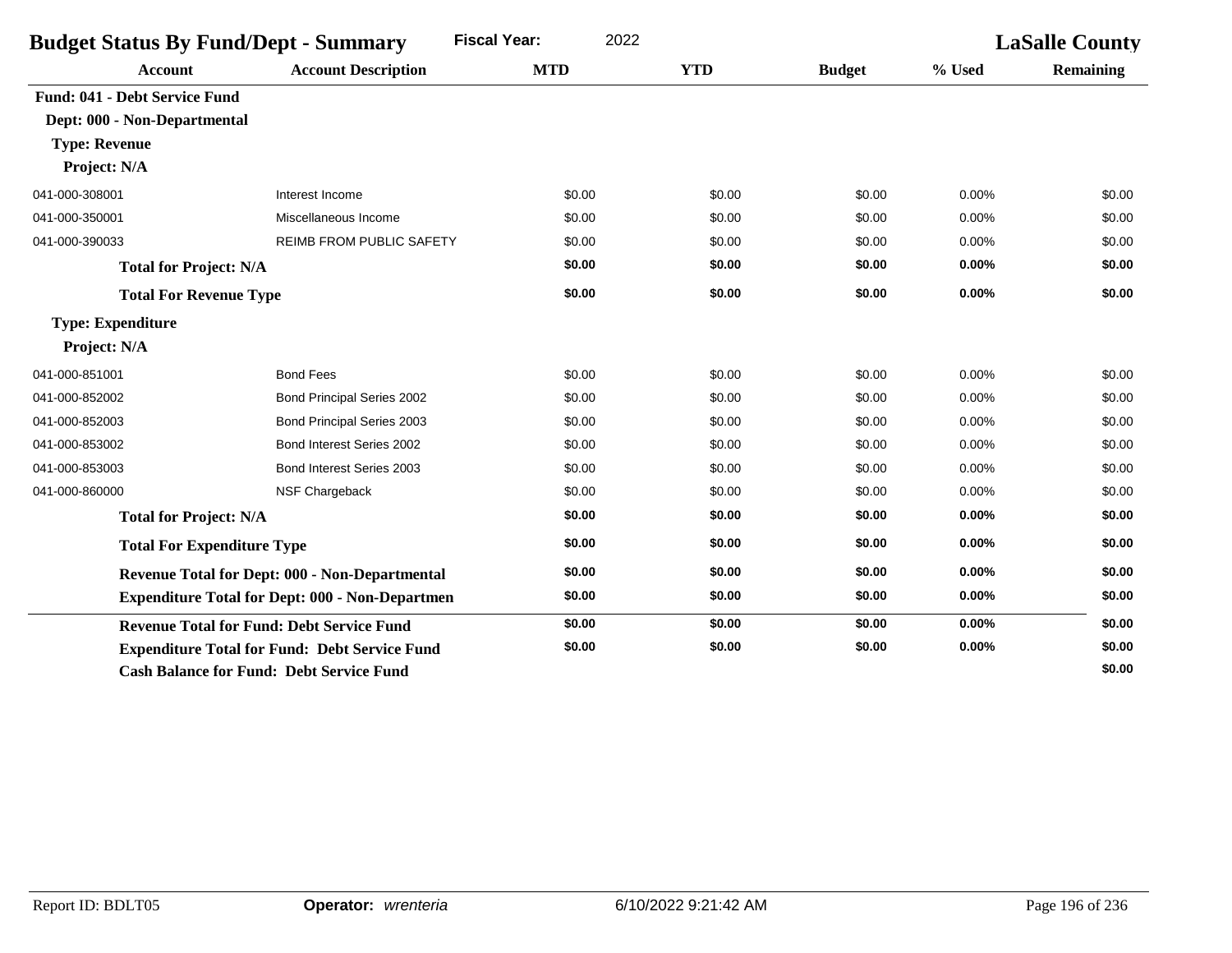# Budget Status By Fund/Dept - Summary

**Fiscal Year:** 2022

**LaSalle County**

| Account | Account Description | MTD | YTD | Budget | % Used | Remaining |
|---|---|---|---|---|---|---|
| **Fund: 041 - Debt Service Fund** | | | | | | |
| **Dept: 000 - Non-Departmental** | | | | | | |
| **Type: Revenue** | | | | | | |
| **Project: N/A** | | | | | | |
| 041-000-308001 | Interest Income | $0.00 | $0.00 | $0.00 | 0.00% | $0.00 |
| 041-000-350001 | Miscellaneous Income | $0.00 | $0.00 | $0.00 | 0.00% | $0.00 |
| 041-000-390033 | REIMB FROM PUBLIC SAFETY | $0.00 | $0.00 | $0.00 | 0.00% | $0.00 |
| **Total for Project: N/A** | | **$0.00** | **$0.00** | **$0.00** | **0.00%** | **$0.00** |
| **Total For Revenue Type** | | **$0.00** | **$0.00** | **$0.00** | **0.00%** | **$0.00** |
| **Type: Expenditure** | | | | | | |
| **Project: N/A** | | | | | | |
| 041-000-851001 | Bond Fees | $0.00 | $0.00 | $0.00 | 0.00% | $0.00 |
| 041-000-852002 | Bond Principal Series 2002 | $0.00 | $0.00 | $0.00 | 0.00% | $0.00 |
| 041-000-852003 | Bond Principal Series 2003 | $0.00 | $0.00 | $0.00 | 0.00% | $0.00 |
| 041-000-853002 | Bond Interest Series 2002 | $0.00 | $0.00 | $0.00 | 0.00% | $0.00 |
| 041-000-853003 | Bond Interest Series 2003 | $0.00 | $0.00 | $0.00 | 0.00% | $0.00 |
| 041-000-860000 | NSF Chargeback | $0.00 | $0.00 | $0.00 | 0.00% | $0.00 |
| **Total for Project: N/A** | | **$0.00** | **$0.00** | **$0.00** | **0.00%** | **$0.00** |
| **Total For Expenditure Type** | | **$0.00** | **$0.00** | **$0.00** | **0.00%** | **$0.00** |
| **Revenue Total for Dept: 000 - Non-Departmental** | | **$0.00** | **$0.00** | **$0.00** | **0.00%** | **$0.00** |
| **Expenditure Total for Dept: 000 - Non-Departmen** | | **$0.00** | **$0.00** | **$0.00** | **0.00%** | **$0.00** |
| **Revenue Total for Fund: Debt Service Fund** | | **$0.00** | **$0.00** | **$0.00** | **0.00%** | **$0.00** |
| **Expenditure Total for Fund: Debt Service Fund** | | **$0.00** | **$0.00** | **$0.00** | **0.00%** | **$0.00** |
| **Cash Balance for Fund: Debt Service Fund** | | | | | | **$0.00** |

Report ID: BDLT05 | **Operator:** *wrenteria* | 6/10/2022 9:21:42 AM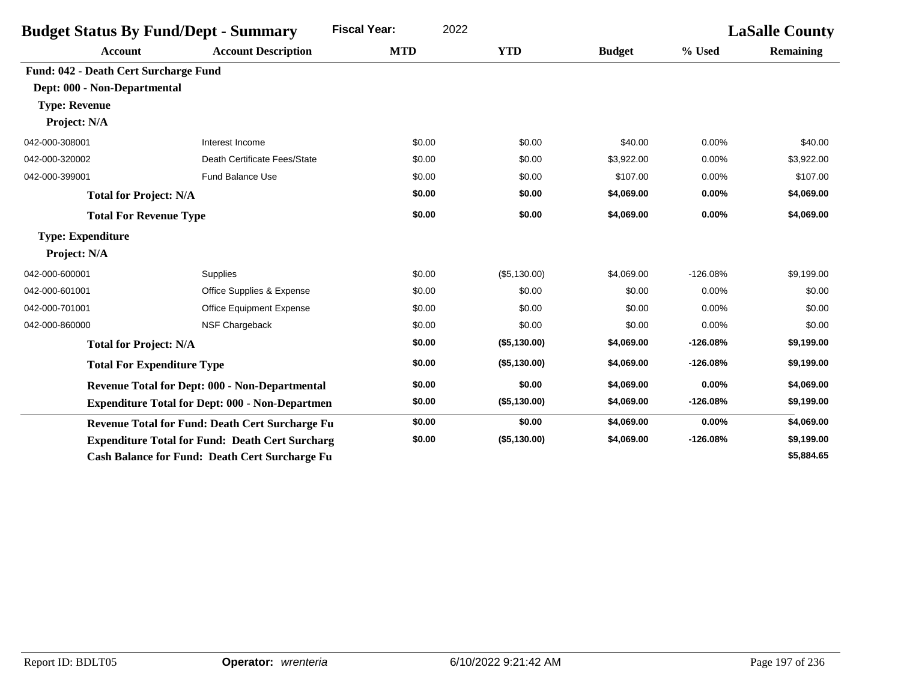# Budget Status By Fund/Dept - Summary

**Fiscal Year:** 2022

**LaSalle County**

| Account | Account Description | MTD | YTD | Budget | % Used | Remaining |
|---|---|---|---|---|---|---|
| **Fund: 042 - Death Cert Surcharge Fund** | | | | | | |
| **Dept: 000 - Non-Departmental** | | | | | | |
| **Type: Revenue** | | | | | | |
| **Project: N/A** | | | | | | |
| 042-000-308001 | Interest Income | $0.00 | $0.00 | $40.00 | 0.00% | $40.00 |
| 042-000-320002 | Death Certificate Fees/State | $0.00 | $0.00 | $3,922.00 | 0.00% | $3,922.00 |
| 042-000-399001 | Fund Balance Use | $0.00 | $0.00 | $107.00 | 0.00% | $107.00 |
| **Total for Project: N/A** | | **$0.00** | **$0.00** | **$4,069.00** | **0.00%** | **$4,069.00** |
| **Total For Revenue Type** | | **$0.00** | **$0.00** | **$4,069.00** | **0.00%** | **$4,069.00** |
| **Type: Expenditure** | | | | | | |
| **Project: N/A** | | | | | | |
| 042-000-600001 | Supplies | $0.00 | ($5,130.00) | $4,069.00 | -126.08% | $9,199.00 |
| 042-000-601001 | Office Supplies & Expense | $0.00 | $0.00 | $0.00 | 0.00% | $0.00 |
| 042-000-701001 | Office Equipment Expense | $0.00 | $0.00 | $0.00 | 0.00% | $0.00 |
| 042-000-860000 | NSF Chargeback | $0.00 | $0.00 | $0.00 | 0.00% | $0.00 |
| **Total for Project: N/A** | | **$0.00** | **($5,130.00)** | **$4,069.00** | **-126.08%** | **$9,199.00** |
| **Total For Expenditure Type** | | **$0.00** | **($5,130.00)** | **$4,069.00** | **-126.08%** | **$9,199.00** |
| **Revenue Total for Dept: 000 - Non-Departmental** | | **$0.00** | **$0.00** | **$4,069.00** | **0.00%** | **$4,069.00** |
| **Expenditure Total for Dept: 000 - Non-Departmen** | | **$0.00** | **($5,130.00)** | **$4,069.00** | **-126.08%** | **$9,199.00** |
| **Revenue Total for Fund: Death Cert Surcharge Fu** | | **$0.00** | **$0.00** | **$4,069.00** | **0.00%** | **$4,069.00** |
| **Expenditure Total for Fund: Death Cert Surcharg** | | **$0.00** | **($5,130.00)** | **$4,069.00** | **-126.08%** | **$9,199.00** |
| **Cash Balance for Fund: Death Cert Surcharge Fu** | | | | | | **$5,884.65** |

Report ID: BDLT05 **Operator:** *wrenteria* 6/10/2022 9:21:42 AM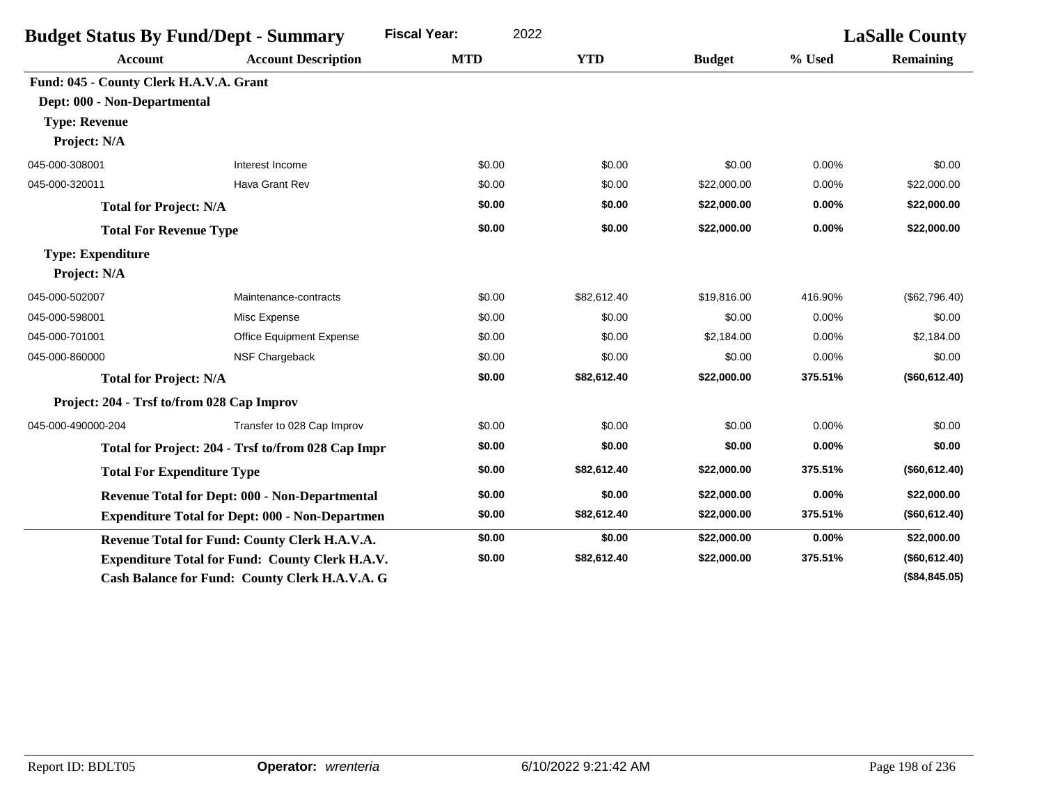# Budget Status By Fund/Dept - Summary

**Fiscal Year:** 2022

**LaSalle County**

| Account | Account Description | MTD | YTD | Budget | % Used | Remaining |
|---|---|---|---|---|---|---|
| **Fund: 045 - County Clerk H.A.V.A. Grant** | | | | | | |
| **Dept: 000 - Non-Departmental** | | | | | | |
| **Type: Revenue** | | | | | | |
| **Project: N/A** | | | | | | |
| 045-000-308001 | Interest Income | $0.00 | $0.00 | $0.00 | 0.00% | $0.00 |
| 045-000-320011 | Hava Grant Rev | $0.00 | $0.00 | $22,000.00 | 0.00% | $22,000.00 |
| **Total for Project: N/A** | | **$0.00** | **$0.00** | **$22,000.00** | **0.00%** | **$22,000.00** |
| **Total For Revenue Type** | | **$0.00** | **$0.00** | **$22,000.00** | **0.00%** | **$22,000.00** |
| **Type: Expenditure** | | | | | | |
| **Project: N/A** | | | | | | |
| 045-000-502007 | Maintenance-contracts | $0.00 | $82,612.40 | $19,816.00 | 416.90% | ($62,796.40) |
| 045-000-598001 | Misc Expense | $0.00 | $0.00 | $0.00 | 0.00% | $0.00 |
| 045-000-701001 | Office Equipment Expense | $0.00 | $0.00 | $2,184.00 | 0.00% | $2,184.00 |
| 045-000-860000 | NSF Chargeback | $0.00 | $0.00 | $0.00 | 0.00% | $0.00 |
| **Total for Project: N/A** | | **$0.00** | **$82,612.40** | **$22,000.00** | **375.51%** | **($60,612.40)** |
| **Project: 204 - Trsf to/from 028 Cap Improv** | | | | | | |
| 045-000-490000-204 | Transfer to 028 Cap Improv | $0.00 | $0.00 | $0.00 | 0.00% | $0.00 |
| | **Total for Project: 204 - Trsf to/from 028 Cap Impr** | **$0.00** | **$0.00** | **$0.00** | **0.00%** | **$0.00** |
| **Total For Expenditure Type** | | **$0.00** | **$82,612.40** | **$22,000.00** | **375.51%** | **($60,612.40)** |
| | **Revenue Total for Dept: 000 - Non-Departmental** | **$0.00** | **$0.00** | **$22,000.00** | **0.00%** | **$22,000.00** |
| | **Expenditure Total for Dept: 000 - Non-Departmen** | **$0.00** | **$82,612.40** | **$22,000.00** | **375.51%** | **($60,612.40)** |
| | **Revenue Total for Fund: County Clerk H.A.V.A.** | **$0.00** | **$0.00** | **$22,000.00** | **0.00%** | **$22,000.00** |
| | **Expenditure Total for Fund: County Clerk H.A.V.** | **$0.00** | **$82,612.40** | **$22,000.00** | **375.51%** | **($60,612.40)** |
| | **Cash Balance for Fund: County Clerk H.A.V.A. G** | | | | | **($84,845.05)** |

Report ID: BDLT05 **Operator:** *wrenteria* 6/10/2022 9:21:42 AM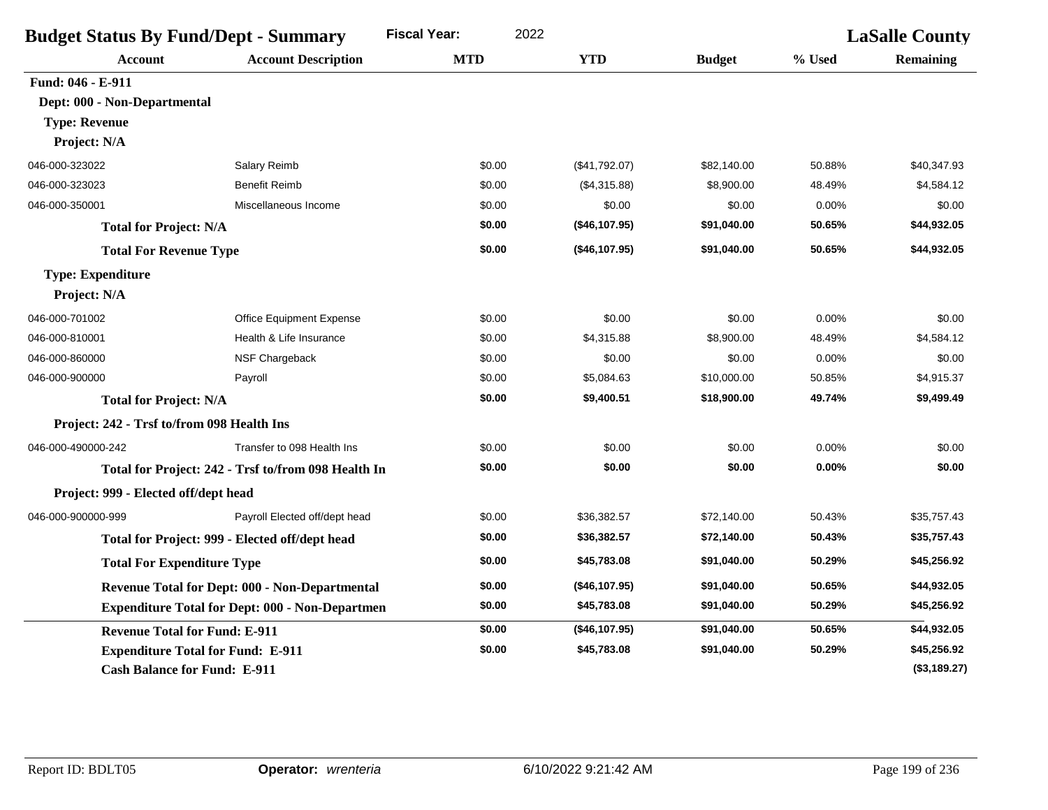# Budget Status By Fund/Dept - Summary

**Fiscal Year:** 2022

**LaSalle County**

| Account | Account Description | MTD | YTD | Budget | % Used | Remaining |
|---|---|---|---|---|---|---|
| **Fund: 046 - E-911** | | | | | | |
| **Dept: 000 - Non-Departmental** | | | | | | |
| **Type: Revenue** | | | | | | |
| **Project: N/A** | | | | | | |
| 046-000-323022 | Salary Reimb | $0.00 | ($41,792.07) | $82,140.00 | 50.88% | $40,347.93 |
| 046-000-323023 | Benefit Reimb | $0.00 | ($4,315.88) | $8,900.00 | 48.49% | $4,584.12 |
| 046-000-350001 | Miscellaneous Income | $0.00 | $0.00 | $0.00 | 0.00% | $0.00 |
| **Total for Project: N/A** | | **$0.00** | **($46,107.95)** | **$91,040.00** | **50.65%** | **$44,932.05** |
| **Total For Revenue Type** | | **$0.00** | **($46,107.95)** | **$91,040.00** | **50.65%** | **$44,932.05** |
| **Type: Expenditure** | | | | | | |
| **Project: N/A** | | | | | | |
| 046-000-701002 | Office Equipment Expense | $0.00 | $0.00 | $0.00 | 0.00% | $0.00 |
| 046-000-810001 | Health & Life Insurance | $0.00 | $4,315.88 | $8,900.00 | 48.49% | $4,584.12 |
| 046-000-860000 | NSF Chargeback | $0.00 | $0.00 | $0.00 | 0.00% | $0.00 |
| 046-000-900000 | Payroll | $0.00 | $5,084.63 | $10,000.00 | 50.85% | $4,915.37 |
| **Total for Project: N/A** | | **$0.00** | **$9,400.51** | **$18,900.00** | **49.74%** | **$9,499.49** |
| **Project: 242 - Trsf to/from 098 Health Ins** | | | | | | |
| 046-000-490000-242 | Transfer to 098 Health Ins | $0.00 | $0.00 | $0.00 | 0.00% | $0.00 |
| **Total for Project: 242 - Trsf to/from 098 Health In** | | **$0.00** | **$0.00** | **$0.00** | **0.00%** | **$0.00** |
| **Project: 999 - Elected off/dept head** | | | | | | |
| 046-000-900000-999 | Payroll Elected off/dept head | $0.00 | $36,382.57 | $72,140.00 | 50.43% | $35,757.43 |
| **Total for Project: 999 - Elected off/dept head** | | **$0.00** | **$36,382.57** | **$72,140.00** | **50.43%** | **$35,757.43** |
| **Total For Expenditure Type** | | **$0.00** | **$45,783.08** | **$91,040.00** | **50.29%** | **$45,256.92** |
| **Revenue Total for Dept: 000 - Non-Departmental** | | **$0.00** | **($46,107.95)** | **$91,040.00** | **50.65%** | **$44,932.05** |
| **Expenditure Total for Dept: 000 - Non-Departmen** | | **$0.00** | **$45,783.08** | **$91,040.00** | **50.29%** | **$45,256.92** |
| **Revenue Total for Fund: E-911** | | **$0.00** | **($46,107.95)** | **$91,040.00** | **50.65%** | **$44,932.05** |
| **Expenditure Total for Fund: E-911** | | **$0.00** | **$45,783.08** | **$91,040.00** | **50.29%** | **$45,256.92** |
| **Cash Balance for Fund: E-911** | | | | | | **($3,189.27)** |

Report ID: BDLT05 **Operator:** *wrenteria* 6/10/2022 9:21:42 AM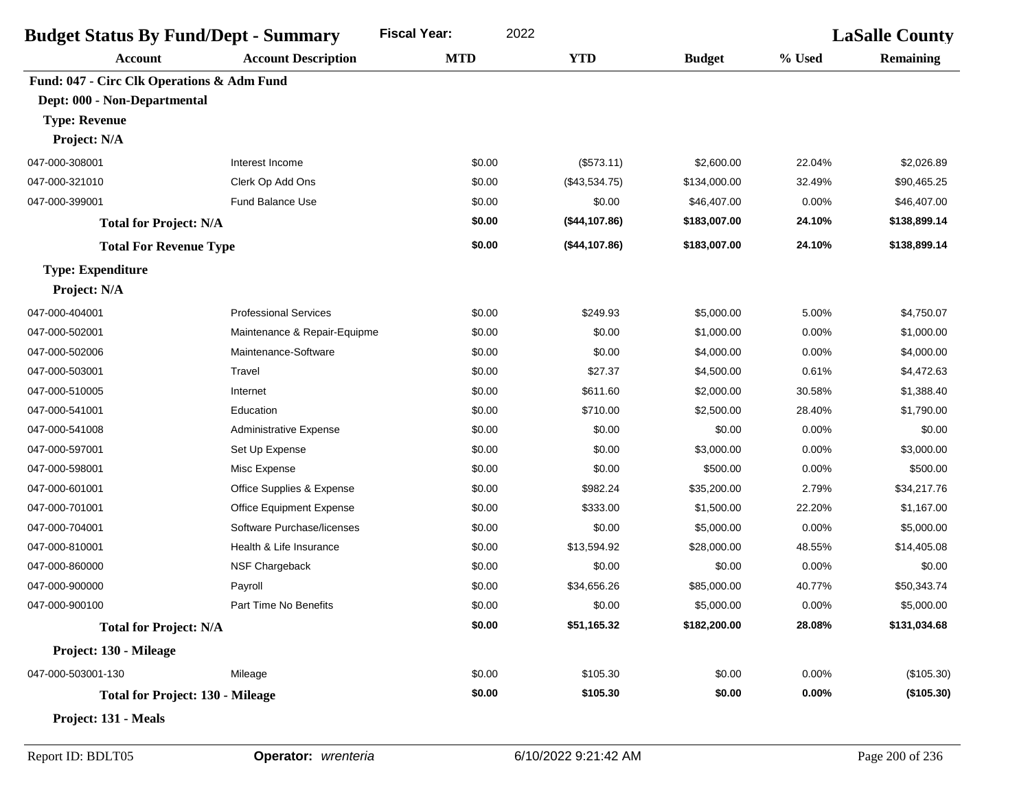# Budget Status By Fund/Dept - Summary

**Fiscal Year:** 2022 **LaSalle County**

| Account | Account Description | MTD | YTD | Budget | % Used | Remaining |
|---|---|---|---|---|---|---|
| **Fund: 047 - Circ Clk Operations & Adm Fund** | | | | | | |
| **Dept: 000 - Non-Departmental** | | | | | | |
| **Type: Revenue** | | | | | | |
| **Project: N/A** | | | | | | |
| 047-000-308001 | Interest Income | $0.00 | ($573.11) | $2,600.00 | 22.04% | $2,026.89 |
| 047-000-321010 | Clerk Op Add Ons | $0.00 | ($43,534.75) | $134,000.00 | 32.49% | $90,465.25 |
| 047-000-399001 | Fund Balance Use | $0.00 | $0.00 | $46,407.00 | 0.00% | $46,407.00 |
| **Total for Project: N/A** | | **$0.00** | **($44,107.86)** | **$183,007.00** | **24.10%** | **$138,899.14** |
| **Total For Revenue Type** | | **$0.00** | **($44,107.86)** | **$183,007.00** | **24.10%** | **$138,899.14** |
| **Type: Expenditure** | | | | | | |
| **Project: N/A** | | | | | | |
| 047-000-404001 | Professional Services | $0.00 | $249.93 | $5,000.00 | 5.00% | $4,750.07 |
| 047-000-502001 | Maintenance & Repair-Equipme | $0.00 | $0.00 | $1,000.00 | 0.00% | $1,000.00 |
| 047-000-502006 | Maintenance-Software | $0.00 | $0.00 | $4,000.00 | 0.00% | $4,000.00 |
| 047-000-503001 | Travel | $0.00 | $27.37 | $4,500.00 | 0.61% | $4,472.63 |
| 047-000-510005 | Internet | $0.00 | $611.60 | $2,000.00 | 30.58% | $1,388.40 |
| 047-000-541001 | Education | $0.00 | $710.00 | $2,500.00 | 28.40% | $1,790.00 |
| 047-000-541008 | Administrative Expense | $0.00 | $0.00 | $0.00 | 0.00% | $0.00 |
| 047-000-597001 | Set Up Expense | $0.00 | $0.00 | $3,000.00 | 0.00% | $3,000.00 |
| 047-000-598001 | Misc Expense | $0.00 | $0.00 | $500.00 | 0.00% | $500.00 |
| 047-000-601001 | Office Supplies & Expense | $0.00 | $982.24 | $35,200.00 | 2.79% | $34,217.76 |
| 047-000-701001 | Office Equipment Expense | $0.00 | $333.00 | $1,500.00 | 22.20% | $1,167.00 |
| 047-000-704001 | Software Purchase/licenses | $0.00 | $0.00 | $5,000.00 | 0.00% | $5,000.00 |
| 047-000-810001 | Health & Life Insurance | $0.00 | $13,594.92 | $28,000.00 | 48.55% | $14,405.08 |
| 047-000-860000 | NSF Chargeback | $0.00 | $0.00 | $0.00 | 0.00% | $0.00 |
| 047-000-900000 | Payroll | $0.00 | $34,656.26 | $85,000.00 | 40.77% | $50,343.74 |
| 047-000-900100 | Part Time No Benefits | $0.00 | $0.00 | $5,000.00 | 0.00% | $5,000.00 |
| **Total for Project: N/A** | | **$0.00** | **$51,165.32** | **$182,200.00** | **28.08%** | **$131,034.68** |
| **Project: 130 - Mileage** | | | | | | |
| 047-000-503001-130 | Mileage | $0.00 | $105.30 | $0.00 | 0.00% | ($105.30) |
| **Total for Project: 130 - Mileage** | | **$0.00** | **$105.30** | **$0.00** | **0.00%** | **($105.30)** |
| **Project: 131 - Meals** | | | | | | |

Report ID: BDLT05 **Operator:** *wrenteria* 6/10/2022 9:21:42 AM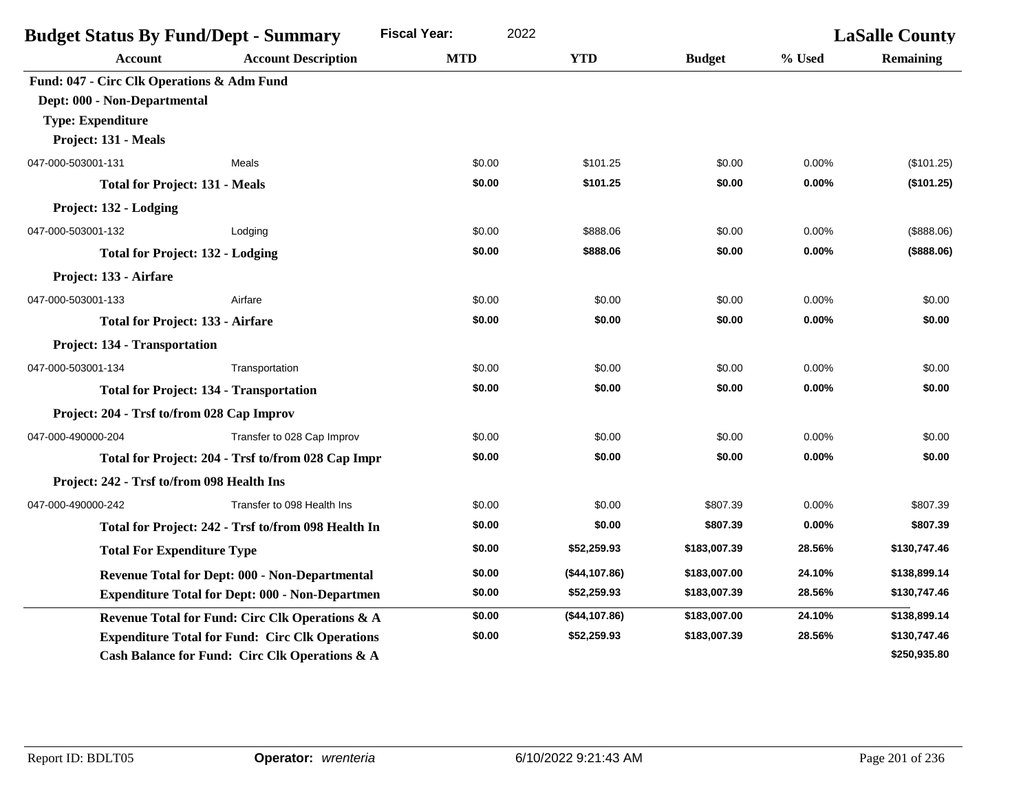# Budget Status By Fund/Dept - Summary

**Fiscal Year:** 2022

**LaSalle County**

| Account | Account Description | MTD | YTD | Budget | % Used | Remaining |
|---|---|---|---|---|---|---|
| **Fund: 047 - Circ Clk Operations & Adm Fund** | | | | | | |
| **Dept: 000 - Non-Departmental** | | | | | | |
| **Type: Expenditure** | | | | | | |
| **Project: 131 - Meals** | | | | | | |
| 047-000-503001-131 | Meals | $0.00 | $101.25 | $0.00 | 0.00% | ($101.25) |
| | **Total for Project: 131 - Meals** | **$0.00** | **$101.25** | **$0.00** | **0.00%** | **($101.25)** |
| **Project: 132 - Lodging** | | | | | | |
| 047-000-503001-132 | Lodging | $0.00 | $888.06 | $0.00 | 0.00% | ($888.06) |
| | **Total for Project: 132 - Lodging** | **$0.00** | **$888.06** | **$0.00** | **0.00%** | **($888.06)** |
| **Project: 133 - Airfare** | | | | | | |
| 047-000-503001-133 | Airfare | $0.00 | $0.00 | $0.00 | 0.00% | $0.00 |
| | **Total for Project: 133 - Airfare** | **$0.00** | **$0.00** | **$0.00** | **0.00%** | **$0.00** |
| **Project: 134 - Transportation** | | | | | | |
| 047-000-503001-134 | Transportation | $0.00 | $0.00 | $0.00 | 0.00% | $0.00 |
| | **Total for Project: 134 - Transportation** | **$0.00** | **$0.00** | **$0.00** | **0.00%** | **$0.00** |
| **Project: 204 - Trsf to/from 028 Cap Improv** | | | | | | |
| 047-000-490000-204 | Transfer to 028 Cap Improv | $0.00 | $0.00 | $0.00 | 0.00% | $0.00 |
| | **Total for Project: 204 - Trsf to/from 028 Cap Impr** | **$0.00** | **$0.00** | **$0.00** | **0.00%** | **$0.00** |
| **Project: 242 - Trsf to/from 098 Health Ins** | | | | | | |
| 047-000-490000-242 | Transfer to 098 Health Ins | $0.00 | $0.00 | $807.39 | 0.00% | $807.39 |
| | **Total for Project: 242 - Trsf to/from 098 Health In** | **$0.00** | **$0.00** | **$807.39** | **0.00%** | **$807.39** |
| | **Total For Expenditure Type** | **$0.00** | **$52,259.93** | **$183,007.39** | **28.56%** | **$130,747.46** |
| | **Revenue Total for Dept: 000 - Non-Departmental** | **$0.00** | **($44,107.86)** | **$183,007.00** | **24.10%** | **$138,899.14** |
| | **Expenditure Total for Dept: 000 - Non-Departmen** | **$0.00** | **$52,259.93** | **$183,007.39** | **28.56%** | **$130,747.46** |
| | **Revenue Total for Fund: Circ Clk Operations & A** | **$0.00** | **($44,107.86)** | **$183,007.00** | **24.10%** | **$138,899.14** |
| | **Expenditure Total for Fund: Circ Clk Operations** | **$0.00** | **$52,259.93** | **$183,007.39** | **28.56%** | **$130,747.46** |
| | **Cash Balance for Fund: Circ Clk Operations & A** | | | | | **$250,935.80** |

Report ID: BDLT05 **Operator:** *wrenteria* 6/10/2022 9:21:43 AM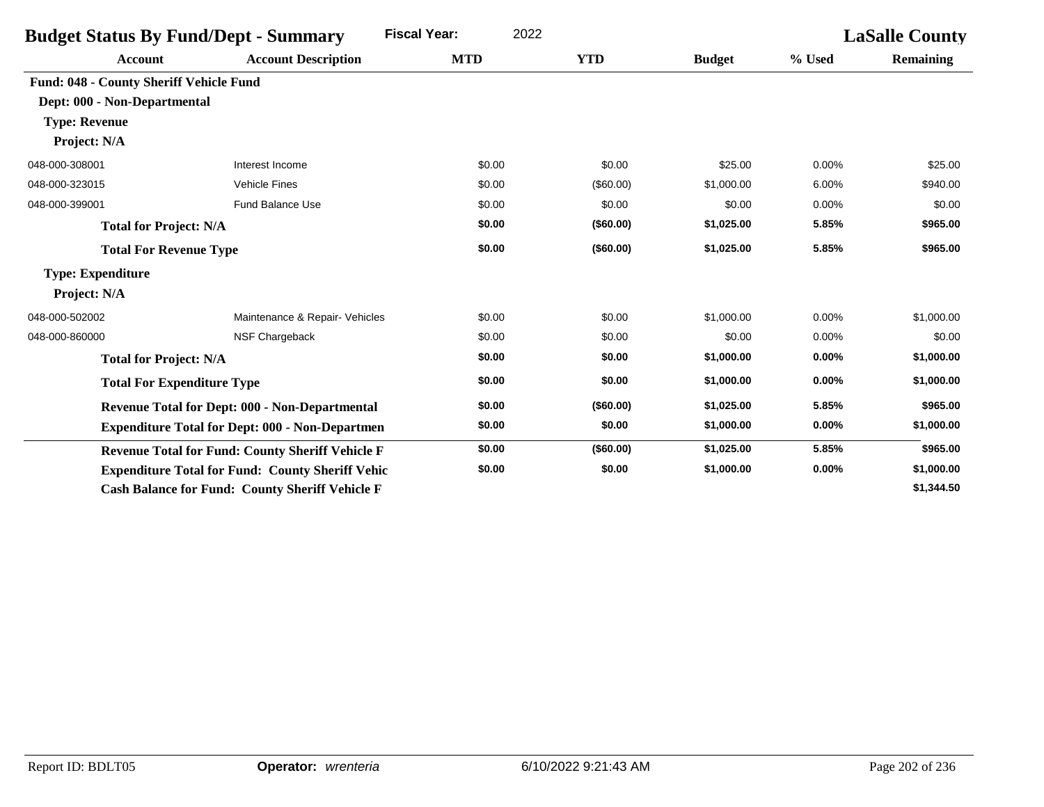# Budget Status By Fund/Dept - Summary

**Fiscal Year:** 2022

**LaSalle County**

| Account | Account Description | MTD | YTD | Budget | % Used | Remaining |
|---|---|---|---|---|---|---|
| **Fund: 048 - County Sheriff Vehicle Fund** | | | | | | |
| **Dept: 000 - Non-Departmental** | | | | | | |
| **Type: Revenue** | | | | | | |
| **Project: N/A** | | | | | | |
| 048-000-308001 | Interest Income | $0.00 | $0.00 | $25.00 | 0.00% | $25.00 |
| 048-000-323015 | Vehicle Fines | $0.00 | ($60.00) | $1,000.00 | 6.00% | $940.00 |
| 048-000-399001 | Fund Balance Use | $0.00 | $0.00 | $0.00 | 0.00% | $0.00 |
| **Total for Project: N/A** | | **$0.00** | **($60.00)** | **$1,025.00** | **5.85%** | **$965.00** |
| **Total For Revenue Type** | | **$0.00** | **($60.00)** | **$1,025.00** | **5.85%** | **$965.00** |
| **Type: Expenditure** | | | | | | |
| **Project: N/A** | | | | | | |
| 048-000-502002 | Maintenance & Repair- Vehicles | $0.00 | $0.00 | $1,000.00 | 0.00% | $1,000.00 |
| 048-000-860000 | NSF Chargeback | $0.00 | $0.00 | $0.00 | 0.00% | $0.00 |
| **Total for Project: N/A** | | **$0.00** | **$0.00** | **$1,000.00** | **0.00%** | **$1,000.00** |
| **Total For Expenditure Type** | | **$0.00** | **$0.00** | **$1,000.00** | **0.00%** | **$1,000.00** |
| **Revenue Total for Dept: 000 - Non-Departmental** | | **$0.00** | **($60.00)** | **$1,025.00** | **5.85%** | **$965.00** |
| **Expenditure Total for Dept: 000 - Non-Departmen** | | **$0.00** | **$0.00** | **$1,000.00** | **0.00%** | **$1,000.00** |
| **Revenue Total for Fund: County Sheriff Vehicle F** | | **$0.00** | **($60.00)** | **$1,025.00** | **5.85%** | **$965.00** |
| **Expenditure Total for Fund: County Sheriff Vehic** | | **$0.00** | **$0.00** | **$1,000.00** | **0.00%** | **$1,000.00** |
| **Cash Balance for Fund: County Sheriff Vehicle F** | | | | | | **$1,344.50** |

Report ID: BDLT05 **Operator:** *wrenteria* 6/10/2022 9:21:43 AM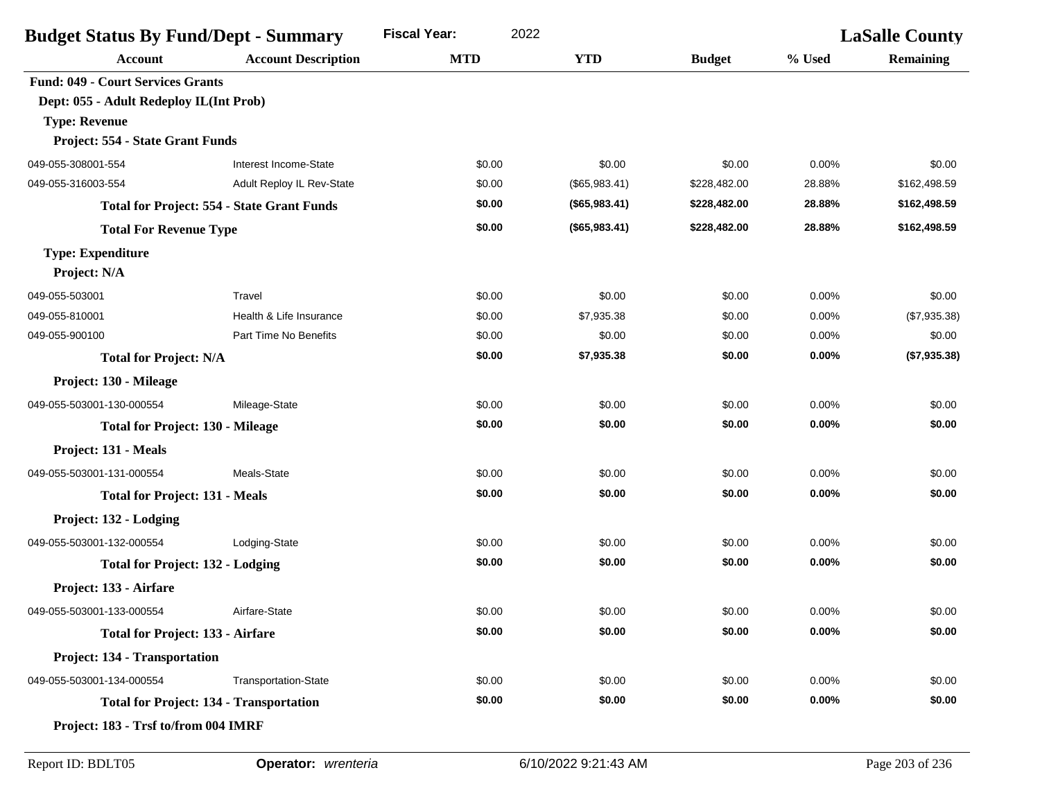# Budget Status By Fund/Dept - Summary

**Fiscal Year:** 2022

**LaSalle County**

| Account | Account Description | MTD | YTD | Budget | % Used | Remaining |
|---|---|---|---|---|---|---|
| **Fund: 049 - Court Services Grants** | | | | | | |
| **Dept: 055 - Adult Redeploy IL(Int Prob)** | | | | | | |
| **Type: Revenue** | | | | | | |
| **Project: 554 - State Grant Funds** | | | | | | |
| 049-055-308001-554 | Interest Income-State | $0.00 | $0.00 | $0.00 | 0.00% | $0.00 |
| 049-055-316003-554 | Adult Reploy IL Rev-State | $0.00 | ($65,983.41) | $228,482.00 | 28.88% | $162,498.59 |
| **Total for Project: 554 - State Grant Funds** | | **$0.00** | **($65,983.41)** | **$228,482.00** | **28.88%** | **$162,498.59** |
| **Total For Revenue Type** | | **$0.00** | **($65,983.41)** | **$228,482.00** | **28.88%** | **$162,498.59** |
| **Type: Expenditure** | | | | | | |
| **Project: N/A** | | | | | | |
| 049-055-503001 | Travel | $0.00 | $0.00 | $0.00 | 0.00% | $0.00 |
| 049-055-810001 | Health & Life Insurance | $0.00 | $7,935.38 | $0.00 | 0.00% | ($7,935.38) |
| 049-055-900100 | Part Time No Benefits | $0.00 | $0.00 | $0.00 | 0.00% | $0.00 |
| **Total for Project: N/A** | | **$0.00** | **$7,935.38** | **$0.00** | **0.00%** | **($7,935.38)** |
| **Project: 130 - Mileage** | | | | | | |
| 049-055-503001-130-000554 | Mileage-State | $0.00 | $0.00 | $0.00 | 0.00% | $0.00 |
| **Total for Project: 130 - Mileage** | | **$0.00** | **$0.00** | **$0.00** | **0.00%** | **$0.00** |
| **Project: 131 - Meals** | | | | | | |
| 049-055-503001-131-000554 | Meals-State | $0.00 | $0.00 | $0.00 | 0.00% | $0.00 |
| **Total for Project: 131 - Meals** | | **$0.00** | **$0.00** | **$0.00** | **0.00%** | **$0.00** |
| **Project: 132 - Lodging** | | | | | | |
| 049-055-503001-132-000554 | Lodging-State | $0.00 | $0.00 | $0.00 | 0.00% | $0.00 |
| **Total for Project: 132 - Lodging** | | **$0.00** | **$0.00** | **$0.00** | **0.00%** | **$0.00** |
| **Project: 133 - Airfare** | | | | | | |
| 049-055-503001-133-000554 | Airfare-State | $0.00 | $0.00 | $0.00 | 0.00% | $0.00 |
| **Total for Project: 133 - Airfare** | | **$0.00** | **$0.00** | **$0.00** | **0.00%** | **$0.00** |
| **Project: 134 - Transportation** | | | | | | |
| 049-055-503001-134-000554 | Transportation-State | $0.00 | $0.00 | $0.00 | 0.00% | $0.00 |
| **Total for Project: 134 - Transportation** | | **$0.00** | **$0.00** | **$0.00** | **0.00%** | **$0.00** |
| **Project: 183 - Trsf to/from 004 IMRF** | | | | | | |

Report ID: BDLT05 **Operator:** *wrenteria* 6/10/2022 9:21:43 AM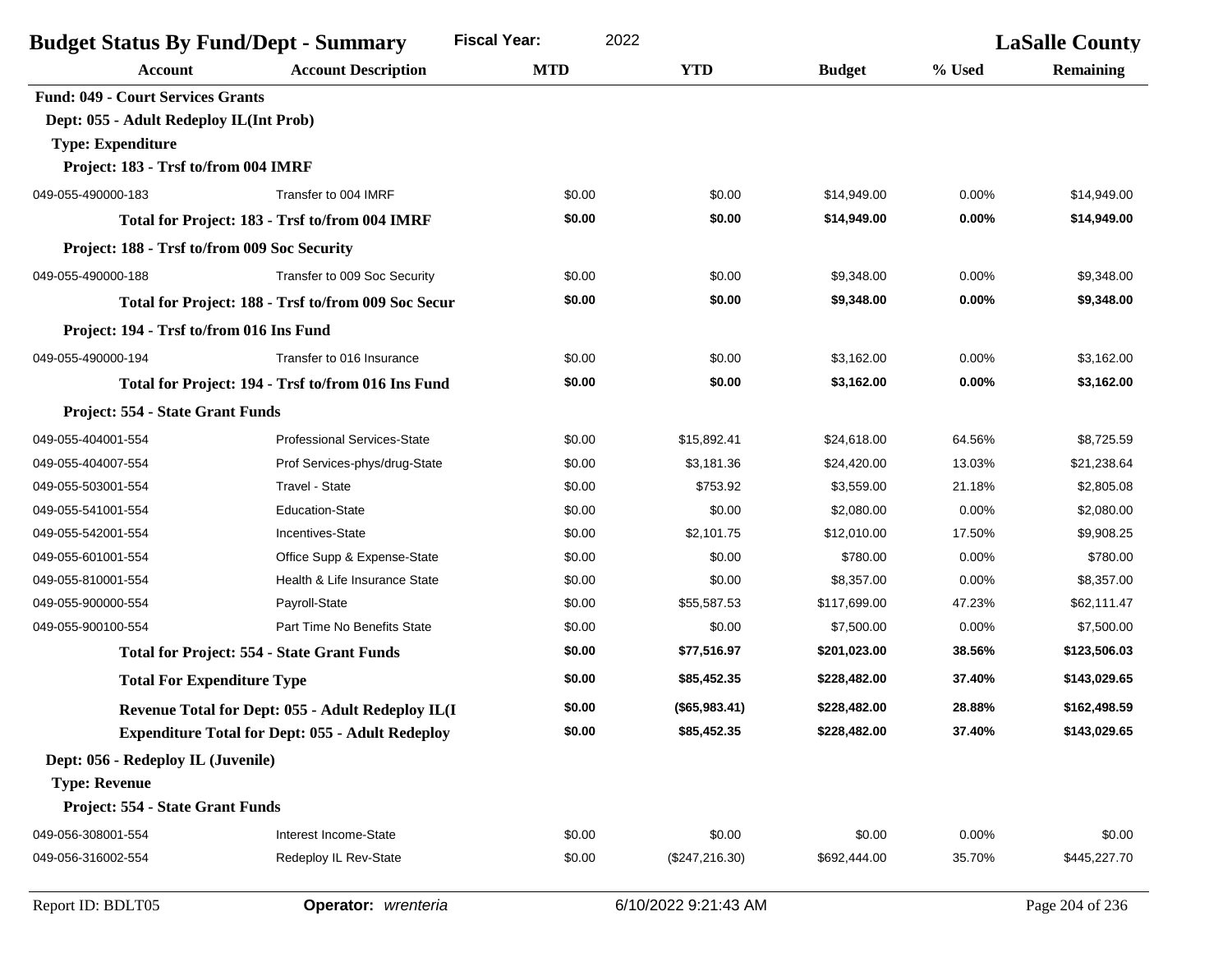# Budget Status By Fund/Dept - Summary

**Fiscal Year:** 2022 **LaSalle County**

| Account | Account Description | MTD | YTD | Budget | % Used | Remaining |
|---|---|---|---|---|---|---|
| **Fund: 049 - Court Services Grants** | | | | | | |
| **Dept: 055 - Adult Redeploy IL(Int Prob)** | | | | | | |
| **Type: Expenditure** | | | | | | |
| **Project: 183 - Trsf to/from 004 IMRF** | | | | | | |
| 049-055-490000-183 | Transfer to 004 IMRF | $0.00 | $0.00 | $14,949.00 | 0.00% | $14,949.00 |
| | **Total for Project: 183 - Trsf to/from 004 IMRF** | **$0.00** | **$0.00** | **$14,949.00** | **0.00%** | **$14,949.00** |
| **Project: 188 - Trsf to/from 009 Soc Security** | | | | | | |
| 049-055-490000-188 | Transfer to 009 Soc Security | $0.00 | $0.00 | $9,348.00 | 0.00% | $9,348.00 |
| | **Total for Project: 188 - Trsf to/from 009 Soc Secur** | **$0.00** | **$0.00** | **$9,348.00** | **0.00%** | **$9,348.00** |
| **Project: 194 - Trsf to/from 016 Ins Fund** | | | | | | |
| 049-055-490000-194 | Transfer to 016 Insurance | $0.00 | $0.00 | $3,162.00 | 0.00% | $3,162.00 |
| | **Total for Project: 194 - Trsf to/from 016 Ins Fund** | **$0.00** | **$0.00** | **$3,162.00** | **0.00%** | **$3,162.00** |
| **Project: 554 - State Grant Funds** | | | | | | |
| 049-055-404001-554 | Professional Services-State | $0.00 | $15,892.41 | $24,618.00 | 64.56% | $8,725.59 |
| 049-055-404007-554 | Prof Services-phys/drug-State | $0.00 | $3,181.36 | $24,420.00 | 13.03% | $21,238.64 |
| 049-055-503001-554 | Travel - State | $0.00 | $753.92 | $3,559.00 | 21.18% | $2,805.08 |
| 049-055-541001-554 | Education-State | $0.00 | $0.00 | $2,080.00 | 0.00% | $2,080.00 |
| 049-055-542001-554 | Incentives-State | $0.00 | $2,101.75 | $12,010.00 | 17.50% | $9,908.25 |
| 049-055-601001-554 | Office Supp & Expense-State | $0.00 | $0.00 | $780.00 | 0.00% | $780.00 |
| 049-055-810001-554 | Health & Life Insurance State | $0.00 | $0.00 | $8,357.00 | 0.00% | $8,357.00 |
| 049-055-900000-554 | Payroll-State | $0.00 | $55,587.53 | $117,699.00 | 47.23% | $62,111.47 |
| 049-055-900100-554 | Part Time No Benefits State | $0.00 | $0.00 | $7,500.00 | 0.00% | $7,500.00 |
| | **Total for Project: 554 - State Grant Funds** | **$0.00** | **$77,516.97** | **$201,023.00** | **38.56%** | **$123,506.03** |
| | **Total For Expenditure Type** | **$0.00** | **$85,452.35** | **$228,482.00** | **37.40%** | **$143,029.65** |
| | **Revenue Total for Dept: 055 - Adult Redeploy IL(I** | **$0.00** | **($65,983.41)** | **$228,482.00** | **28.88%** | **$162,498.59** |
| | **Expenditure Total for Dept: 055 - Adult Redeploy** | **$0.00** | **$85,452.35** | **$228,482.00** | **37.40%** | **$143,029.65** |
| **Dept: 056 - Redeploy IL (Juvenile)** | | | | | | |
| **Type: Revenue** | | | | | | |
| **Project: 554 - State Grant Funds** | | | | | | |
| 049-056-308001-554 | Interest Income-State | $0.00 | $0.00 | $0.00 | 0.00% | $0.00 |
| 049-056-316002-554 | Redeploy IL Rev-State | $0.00 | ($247,216.30) | $692,444.00 | 35.70% | $445,227.70 |

Report ID: BDLT05 **Operator:** *wrenteria* 6/10/2022 9:21:43 AM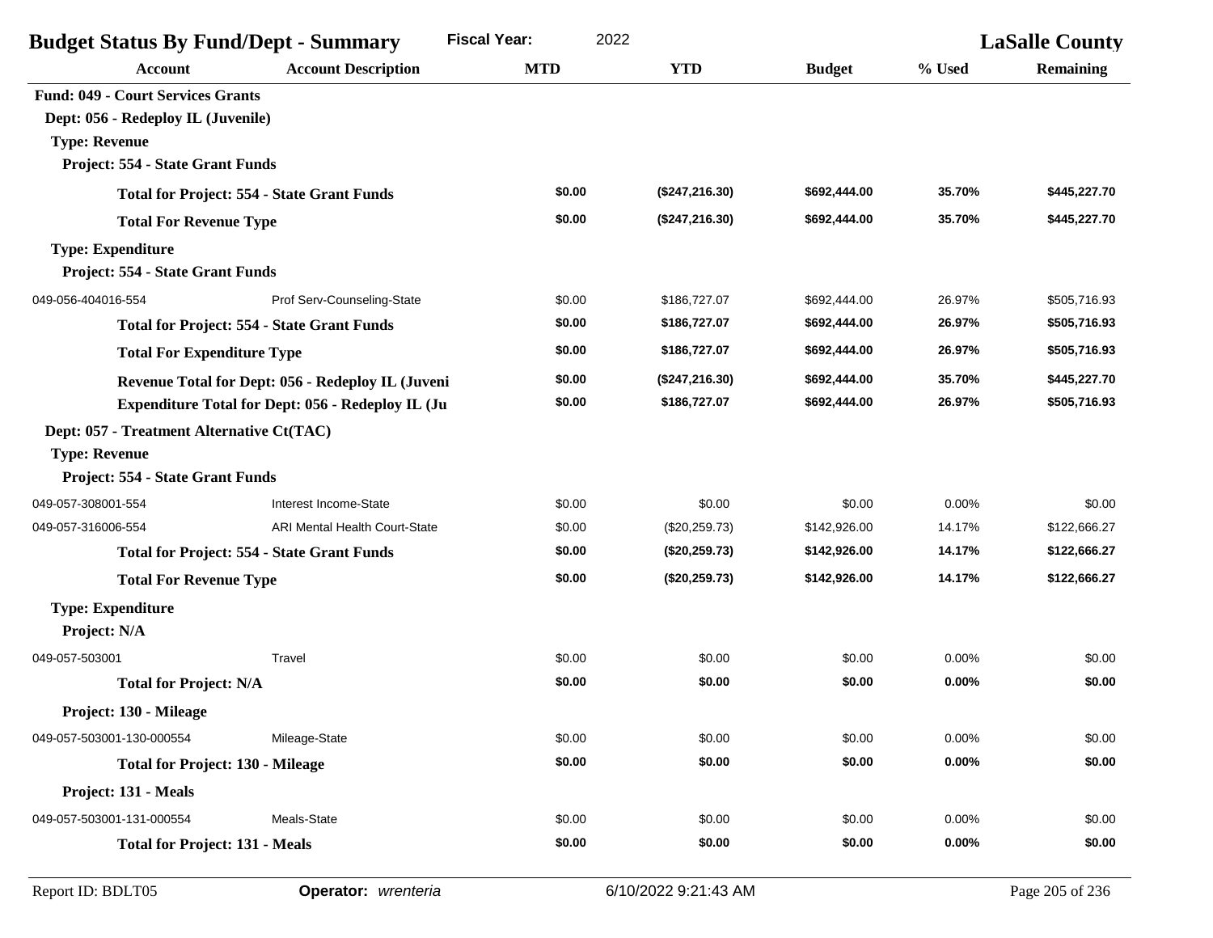# Budget Status By Fund/Dept - Summary

**Fiscal Year:** 2022 **LaSalle County**

| Account | Account Description | MTD | YTD | Budget | % Used | Remaining |
|---|---|---|---|---|---|---|
| **Fund: 049 - Court Services Grants** | | | | | | |
| **Dept: 056 - Redeploy IL (Juvenile)** | | | | | | |
| **Type: Revenue** | | | | | | |
| **Project: 554 - State Grant Funds** | | | | | | |
| **Total for Project: 554 - State Grant Funds** | | **$0.00** | **($247,216.30)** | **$692,444.00** | **35.70%** | **$445,227.70** |
| **Total For Revenue Type** | | **$0.00** | **($247,216.30)** | **$692,444.00** | **35.70%** | **$445,227.70** |
| **Type: Expenditure** | | | | | | |
| **Project: 554 - State Grant Funds** | | | | | | |
| 049-056-404016-554 | Prof Serv-Counseling-State | $0.00 | $186,727.07 | $692,444.00 | 26.97% | $505,716.93 |
| **Total for Project: 554 - State Grant Funds** | | **$0.00** | **$186,727.07** | **$692,444.00** | **26.97%** | **$505,716.93** |
| **Total For Expenditure Type** | | **$0.00** | **$186,727.07** | **$692,444.00** | **26.97%** | **$505,716.93** |
| **Revenue Total for Dept: 056 - Redeploy IL (Juveni** | | **$0.00** | **($247,216.30)** | **$692,444.00** | **35.70%** | **$445,227.70** |
| **Expenditure Total for Dept: 056 - Redeploy IL (Ju** | | **$0.00** | **$186,727.07** | **$692,444.00** | **26.97%** | **$505,716.93** |
| **Dept: 057 - Treatment Alternative Ct(TAC)** | | | | | | |
| **Type: Revenue** | | | | | | |
| **Project: 554 - State Grant Funds** | | | | | | |
| 049-057-308001-554 | Interest Income-State | $0.00 | $0.00 | $0.00 | 0.00% | $0.00 |
| 049-057-316006-554 | ARI Mental Health Court-State | $0.00 | ($20,259.73) | $142,926.00 | 14.17% | $122,666.27 |
| **Total for Project: 554 - State Grant Funds** | | **$0.00** | **($20,259.73)** | **$142,926.00** | **14.17%** | **$122,666.27** |
| **Total For Revenue Type** | | **$0.00** | **($20,259.73)** | **$142,926.00** | **14.17%** | **$122,666.27** |
| **Type: Expenditure** | | | | | | |
| **Project: N/A** | | | | | | |
| 049-057-503001 | Travel | $0.00 | $0.00 | $0.00 | 0.00% | $0.00 |
| **Total for Project: N/A** | | **$0.00** | **$0.00** | **$0.00** | **0.00%** | **$0.00** |
| **Project: 130 - Mileage** | | | | | | |
| 049-057-503001-130-000554 | Mileage-State | $0.00 | $0.00 | $0.00 | 0.00% | $0.00 |
| **Total for Project: 130 - Mileage** | | **$0.00** | **$0.00** | **$0.00** | **0.00%** | **$0.00** |
| **Project: 131 - Meals** | | | | | | |
| 049-057-503001-131-000554 | Meals-State | $0.00 | $0.00 | $0.00 | 0.00% | $0.00 |
| **Total for Project: 131 - Meals** | | **$0.00** | **$0.00** | **$0.00** | **0.00%** | **$0.00** |

Report ID: BDLT05 **Operator:** *wrenteria* 6/10/2022 9:21:43 AM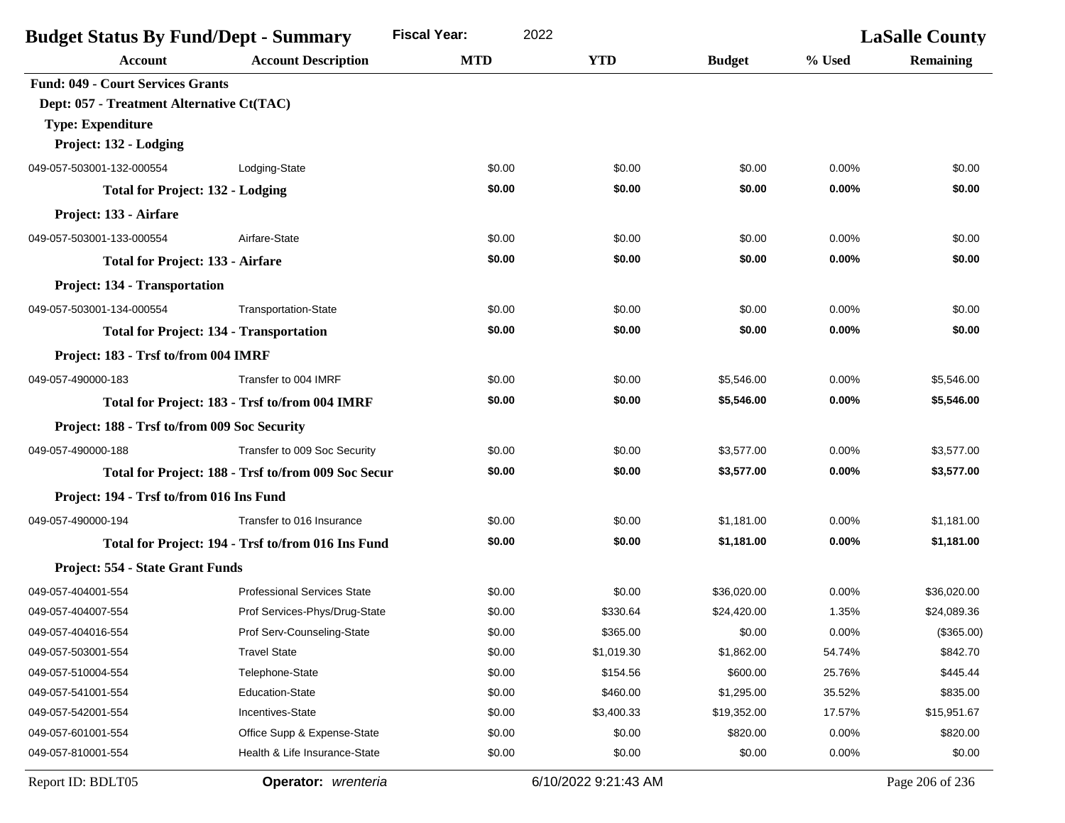# Budget Status By Fund/Dept - Summary

**Fiscal Year:** 2022

**LaSalle County**

| Account | Account Description | MTD | YTD | Budget | % Used | Remaining |
|---|---|---|---|---|---|---|
| **Fund: 049 - Court Services Grants** | | | | | | |
| **Dept: 057 - Treatment Alternative Ct(TAC)** | | | | | | |
| **Type: Expenditure** | | | | | | |
| **Project: 132 - Lodging** | | | | | | |
| 049-057-503001-132-000554 | Lodging-State | $0.00 | $0.00 | $0.00 | 0.00% | $0.00 |
| **Total for Project: 132 - Lodging** | | **$0.00** | **$0.00** | **$0.00** | **0.00%** | **$0.00** |
| **Project: 133 - Airfare** | | | | | | |
| 049-057-503001-133-000554 | Airfare-State | $0.00 | $0.00 | $0.00 | 0.00% | $0.00 |
| **Total for Project: 133 - Airfare** | | **$0.00** | **$0.00** | **$0.00** | **0.00%** | **$0.00** |
| **Project: 134 - Transportation** | | | | | | |
| 049-057-503001-134-000554 | Transportation-State | $0.00 | $0.00 | $0.00 | 0.00% | $0.00 |
| **Total for Project: 134 - Transportation** | | **$0.00** | **$0.00** | **$0.00** | **0.00%** | **$0.00** |
| **Project: 183 - Trsf to/from 004 IMRF** | | | | | | |
| 049-057-490000-183 | Transfer to 004 IMRF | $0.00 | $0.00 | $5,546.00 | 0.00% | $5,546.00 |
| **Total for Project: 183 - Trsf to/from 004 IMRF** | | **$0.00** | **$0.00** | **$5,546.00** | **0.00%** | **$5,546.00** |
| **Project: 188 - Trsf to/from 009 Soc Security** | | | | | | |
| 049-057-490000-188 | Transfer to 009 Soc Security | $0.00 | $0.00 | $3,577.00 | 0.00% | $3,577.00 |
| **Total for Project: 188 - Trsf to/from 009 Soc Secur** | | **$0.00** | **$0.00** | **$3,577.00** | **0.00%** | **$3,577.00** |
| **Project: 194 - Trsf to/from 016 Ins Fund** | | | | | | |
| 049-057-490000-194 | Transfer to 016 Insurance | $0.00 | $0.00 | $1,181.00 | 0.00% | $1,181.00 |
| **Total for Project: 194 - Trsf to/from 016 Ins Fund** | | **$0.00** | **$0.00** | **$1,181.00** | **0.00%** | **$1,181.00** |
| **Project: 554 - State Grant Funds** | | | | | | |
| 049-057-404001-554 | Professional Services State | $0.00 | $0.00 | $36,020.00 | 0.00% | $36,020.00 |
| 049-057-404007-554 | Prof Services-Phys/Drug-State | $0.00 | $330.64 | $24,420.00 | 1.35% | $24,089.36 |
| 049-057-404016-554 | Prof Serv-Counseling-State | $0.00 | $365.00 | $0.00 | 0.00% | ($365.00) |
| 049-057-503001-554 | Travel State | $0.00 | $1,019.30 | $1,862.00 | 54.74% | $842.70 |
| 049-057-510004-554 | Telephone-State | $0.00 | $154.56 | $600.00 | 25.76% | $445.44 |
| 049-057-541001-554 | Education-State | $0.00 | $460.00 | $1,295.00 | 35.52% | $835.00 |
| 049-057-542001-554 | Incentives-State | $0.00 | $3,400.33 | $19,352.00 | 17.57% | $15,951.67 |
| 049-057-601001-554 | Office Supp & Expense-State | $0.00 | $0.00 | $820.00 | 0.00% | $820.00 |
| 049-057-810001-554 | Health & Life Insurance-State | $0.00 | $0.00 | $0.00 | 0.00% | $0.00 |

Report ID: BDLT05 | **Operator:** *wrenteria* | 6/10/2022 9:21:43 AM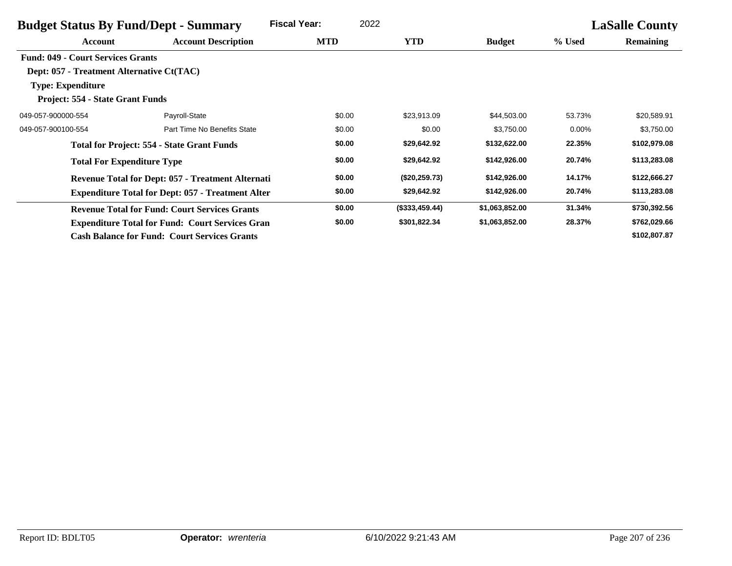# Budget Status By Fund/Dept - Summary

**Fiscal Year:** 2022

**LaSalle County**

| Account | Account Description | MTD | YTD | Budget | % Used | Remaining |
|---|---|---|---|---|---|---|
| **Fund: 049 - Court Services Grants** | | | | | | |
| **Dept: 057 - Treatment Alternative Ct(TAC)** | | | | | | |
| **Type: Expenditure** | | | | | | |
| **Project: 554 - State Grant Funds** | | | | | | |
| 049-057-900000-554 | Payroll-State | $0.00 | $23,913.09 | $44,503.00 | 53.73% | $20,589.91 |
| 049-057-900100-554 | Part Time No Benefits State | $0.00 | $0.00 | $3,750.00 | 0.00% | $3,750.00 |
| | **Total for Project: 554 - State Grant Funds** | **$0.00** | **$29,642.92** | **$132,622.00** | **22.35%** | **$102,979.08** |
| | **Total For Expenditure Type** | **$0.00** | **$29,642.92** | **$142,926.00** | **20.74%** | **$113,283.08** |
| | **Revenue Total for Dept: 057 - Treatment Alternati** | **$0.00** | **($20,259.73)** | **$142,926.00** | **14.17%** | **$122,666.27** |
| | **Expenditure Total for Dept: 057 - Treatment Alter** | **$0.00** | **$29,642.92** | **$142,926.00** | **20.74%** | **$113,283.08** |
| | **Revenue Total for Fund: Court Services Grants** | **$0.00** | **($333,459.44)** | **$1,063,852.00** | **31.34%** | **$730,392.56** |
| | **Expenditure Total for Fund: Court Services Gran** | **$0.00** | **$301,822.34** | **$1,063,852.00** | **28.37%** | **$762,029.66** |
| | **Cash Balance for Fund: Court Services Grants** | | | | | **$102,807.87** |

Report ID: BDLT05 | **Operator:** *wrenteria* | 6/10/2022 9:21:43 AM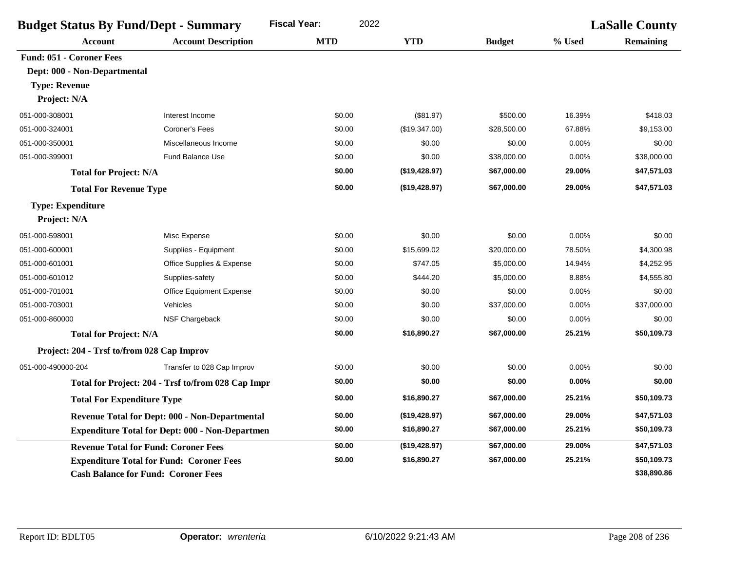# Budget Status By Fund/Dept - Summary

**Fiscal Year:** 2022

**LaSalle County**

| Account | Account Description | MTD | YTD | Budget | % Used | Remaining |
|---|---|---|---|---|---|---|
| **Fund: 051 - Coroner Fees** | | | | | | |
| **Dept: 000 - Non-Departmental** | | | | | | |
| **Type: Revenue** | | | | | | |
| **Project: N/A** | | | | | | |
| 051-000-308001 | Interest Income | $0.00 | ($81.97) | $500.00 | 16.39% | $418.03 |
| 051-000-324001 | Coroner's Fees | $0.00 | ($19,347.00) | $28,500.00 | 67.88% | $9,153.00 |
| 051-000-350001 | Miscellaneous Income | $0.00 | $0.00 | $0.00 | 0.00% | $0.00 |
| 051-000-399001 | Fund Balance Use | $0.00 | $0.00 | $38,000.00 | 0.00% | $38,000.00 |
| **Total for Project: N/A** | | **$0.00** | **($19,428.97)** | **$67,000.00** | **29.00%** | **$47,571.03** |
| **Total For Revenue Type** | | **$0.00** | **($19,428.97)** | **$67,000.00** | **29.00%** | **$47,571.03** |
| **Type: Expenditure** | | | | | | |
| **Project: N/A** | | | | | | |
| 051-000-598001 | Misc Expense | $0.00 | $0.00 | $0.00 | 0.00% | $0.00 |
| 051-000-600001 | Supplies - Equipment | $0.00 | $15,699.02 | $20,000.00 | 78.50% | $4,300.98 |
| 051-000-601001 | Office Supplies & Expense | $0.00 | $747.05 | $5,000.00 | 14.94% | $4,252.95 |
| 051-000-601012 | Supplies-safety | $0.00 | $444.20 | $5,000.00 | 8.88% | $4,555.80 |
| 051-000-701001 | Office Equipment Expense | $0.00 | $0.00 | $0.00 | 0.00% | $0.00 |
| 051-000-703001 | Vehicles | $0.00 | $0.00 | $37,000.00 | 0.00% | $37,000.00 |
| 051-000-860000 | NSF Chargeback | $0.00 | $0.00 | $0.00 | 0.00% | $0.00 |
| **Total for Project: N/A** | | **$0.00** | **$16,890.27** | **$67,000.00** | **25.21%** | **$50,109.73** |
| **Project: 204 - Trsf to/from 028 Cap Improv** | | | | | | |
| 051-000-490000-204 | Transfer to 028 Cap Improv | $0.00 | $0.00 | $0.00 | 0.00% | $0.00 |
| **Total for Project: 204 - Trsf to/from 028 Cap Impr** | | **$0.00** | **$0.00** | **$0.00** | **0.00%** | **$0.00** |
| **Total For Expenditure Type** | | **$0.00** | **$16,890.27** | **$67,000.00** | **25.21%** | **$50,109.73** |
| **Revenue Total for Dept: 000 - Non-Departmental** | | **$0.00** | **($19,428.97)** | **$67,000.00** | **29.00%** | **$47,571.03** |
| **Expenditure Total for Dept: 000 - Non-Departmen** | | **$0.00** | **$16,890.27** | **$67,000.00** | **25.21%** | **$50,109.73** |
| **Revenue Total for Fund: Coroner Fees** | | **$0.00** | **($19,428.97)** | **$67,000.00** | **29.00%** | **$47,571.03** |
| **Expenditure Total for Fund: Coroner Fees** | | **$0.00** | **$16,890.27** | **$67,000.00** | **25.21%** | **$50,109.73** |
| **Cash Balance for Fund: Coroner Fees** | | | | | | **$38,890.86** |

Report ID: BDLT05 **Operator:** *wrenteria* 6/10/2022 9:21:43 AM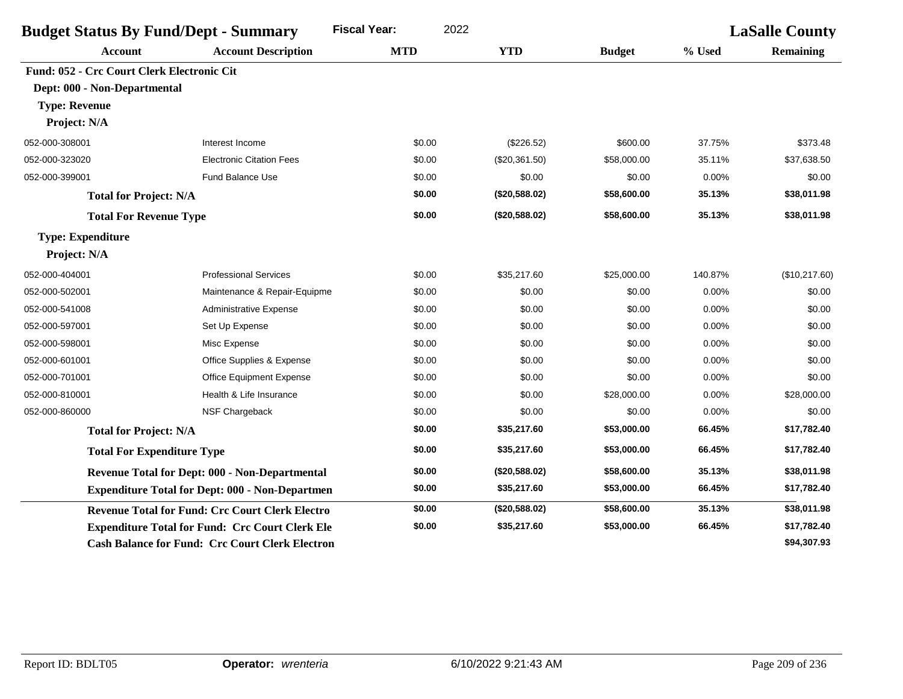# Budget Status By Fund/Dept - Summary

**Fiscal Year:** 2022

**LaSalle County**

| Account | Account Description | MTD | YTD | Budget | % Used | Remaining |
|---|---|---|---|---|---|---|
| **Fund: 052 - Crc Court Clerk Electronic Cit** | | | | | | |
| **Dept: 000 - Non-Departmental** | | | | | | |
| **Type: Revenue** | | | | | | |
| **Project: N/A** | | | | | | |
| 052-000-308001 | Interest Income | $0.00 | ($226.52) | $600.00 | 37.75% | $373.48 |
| 052-000-323020 | Electronic Citation Fees | $0.00 | ($20,361.50) | $58,000.00 | 35.11% | $37,638.50 |
| 052-000-399001 | Fund Balance Use | $0.00 | $0.00 | $0.00 | 0.00% | $0.00 |
| **Total for Project: N/A** | | **$0.00** | **($20,588.02)** | **$58,600.00** | **35.13%** | **$38,011.98** |
| **Total For Revenue Type** | | **$0.00** | **($20,588.02)** | **$58,600.00** | **35.13%** | **$38,011.98** |
| **Type: Expenditure** | | | | | | |
| **Project: N/A** | | | | | | |
| 052-000-404001 | Professional Services | $0.00 | $35,217.60 | $25,000.00 | 140.87% | ($10,217.60) |
| 052-000-502001 | Maintenance & Repair-Equipme | $0.00 | $0.00 | $0.00 | 0.00% | $0.00 |
| 052-000-541008 | Administrative Expense | $0.00 | $0.00 | $0.00 | 0.00% | $0.00 |
| 052-000-597001 | Set Up Expense | $0.00 | $0.00 | $0.00 | 0.00% | $0.00 |
| 052-000-598001 | Misc Expense | $0.00 | $0.00 | $0.00 | 0.00% | $0.00 |
| 052-000-601001 | Office Supplies & Expense | $0.00 | $0.00 | $0.00 | 0.00% | $0.00 |
| 052-000-701001 | Office Equipment Expense | $0.00 | $0.00 | $0.00 | 0.00% | $0.00 |
| 052-000-810001 | Health & Life Insurance | $0.00 | $0.00 | $28,000.00 | 0.00% | $28,000.00 |
| 052-000-860000 | NSF Chargeback | $0.00 | $0.00 | $0.00 | 0.00% | $0.00 |
| **Total for Project: N/A** | | **$0.00** | **$35,217.60** | **$53,000.00** | **66.45%** | **$17,782.40** |
| **Total For Expenditure Type** | | **$0.00** | **$35,217.60** | **$53,000.00** | **66.45%** | **$17,782.40** |
| **Revenue Total for Dept: 000 - Non-Departmental** | | **$0.00** | **($20,588.02)** | **$58,600.00** | **35.13%** | **$38,011.98** |
| **Expenditure Total for Dept: 000 - Non-Departmen** | | **$0.00** | **$35,217.60** | **$53,000.00** | **66.45%** | **$17,782.40** |
| **Revenue Total for Fund: Crc Court Clerk Electro** | | **$0.00** | **($20,588.02)** | **$58,600.00** | **35.13%** | **$38,011.98** |
| **Expenditure Total for Fund: Crc Court Clerk Ele** | | **$0.00** | **$35,217.60** | **$53,000.00** | **66.45%** | **$17,782.40** |
| **Cash Balance for Fund: Crc Court Clerk Electron** | | | | | | **$94,307.93** |

Report ID: BDLT05 | **Operator:** *wrenteria* | 6/10/2022 9:21:43 AM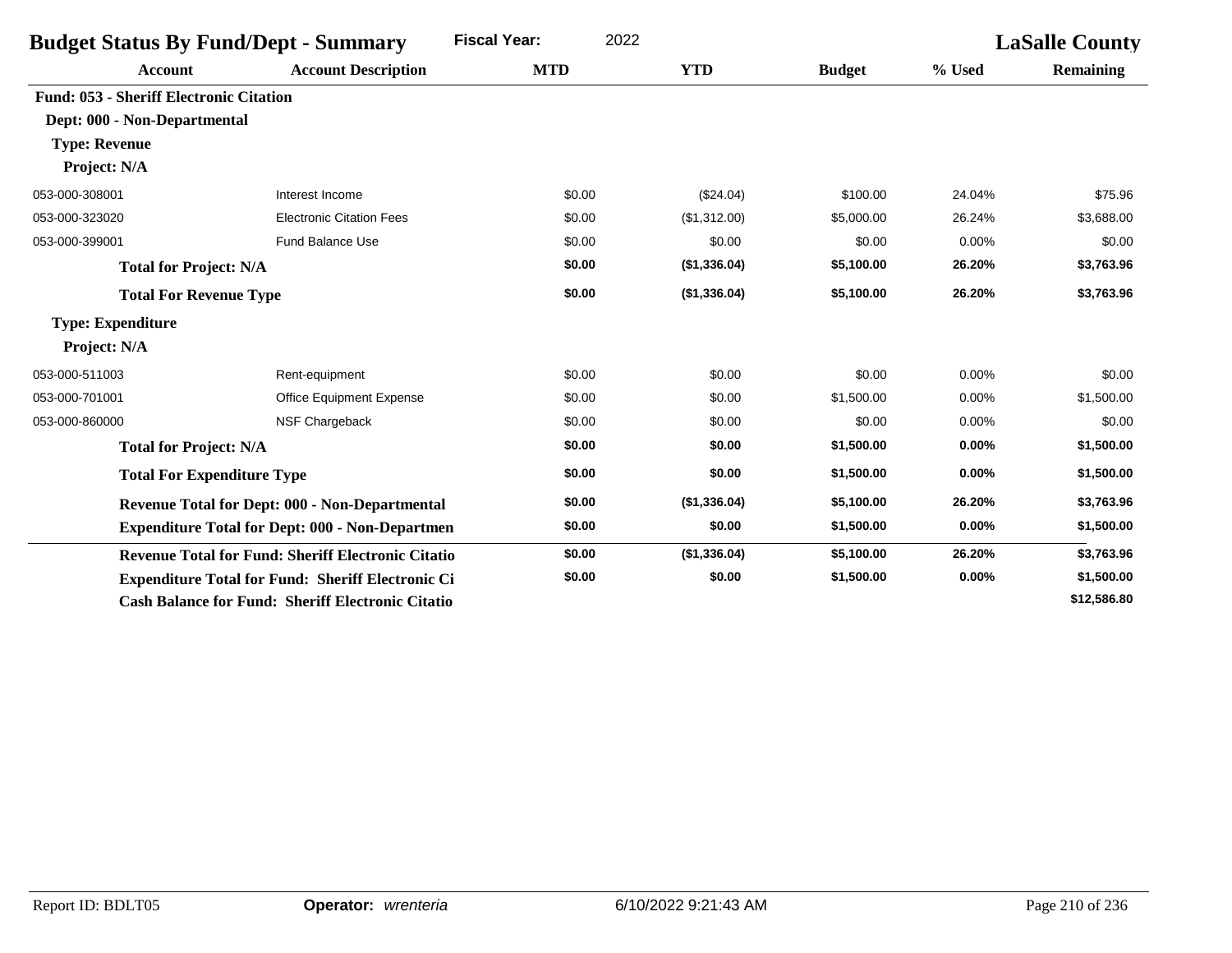# Budget Status By Fund/Dept - Summary

**Fiscal Year:** 2022

**LaSalle County**

| Account | Account Description | MTD | YTD | Budget | % Used | Remaining |
|---|---|---|---|---|---|---|
| **Fund: 053 - Sheriff Electronic Citation** | | | | | | |
| **Dept: 000 - Non-Departmental** | | | | | | |
| **Type: Revenue** | | | | | | |
| **Project: N/A** | | | | | | |
| 053-000-308001 | Interest Income | $0.00 | ($24.04) | $100.00 | 24.04% | $75.96 |
| 053-000-323020 | Electronic Citation Fees | $0.00 | ($1,312.00) | $5,000.00 | 26.24% | $3,688.00 |
| 053-000-399001 | Fund Balance Use | $0.00 | $0.00 | $0.00 | 0.00% | $0.00 |
| **Total for Project: N/A** | | **$0.00** | **($1,336.04)** | **$5,100.00** | **26.20%** | **$3,763.96** |
| **Total For Revenue Type** | | **$0.00** | **($1,336.04)** | **$5,100.00** | **26.20%** | **$3,763.96** |
| **Type: Expenditure** | | | | | | |
| **Project: N/A** | | | | | | |
| 053-000-511003 | Rent-equipment | $0.00 | $0.00 | $0.00 | 0.00% | $0.00 |
| 053-000-701001 | Office Equipment Expense | $0.00 | $0.00 | $1,500.00 | 0.00% | $1,500.00 |
| 053-000-860000 | NSF Chargeback | $0.00 | $0.00 | $0.00 | 0.00% | $0.00 |
| **Total for Project: N/A** | | **$0.00** | **$0.00** | **$1,500.00** | **0.00%** | **$1,500.00** |
| **Total For Expenditure Type** | | **$0.00** | **$0.00** | **$1,500.00** | **0.00%** | **$1,500.00** |
| **Revenue Total for Dept: 000 - Non-Departmental** | | **$0.00** | **($1,336.04)** | **$5,100.00** | **26.20%** | **$3,763.96** |
| **Expenditure Total for Dept: 000 - Non-Departmen** | | **$0.00** | **$0.00** | **$1,500.00** | **0.00%** | **$1,500.00** |
| **Revenue Total for Fund: Sheriff Electronic Citatio** | | **$0.00** | **($1,336.04)** | **$5,100.00** | **26.20%** | **$3,763.96** |
| **Expenditure Total for Fund: Sheriff Electronic Ci** | | **$0.00** | **$0.00** | **$1,500.00** | **0.00%** | **$1,500.00** |
| **Cash Balance for Fund: Sheriff Electronic Citatio** | | | | | | **$12,586.80** |

Report ID: BDLT05 **Operator:** *wrenteria* 6/10/2022 9:21:43 AM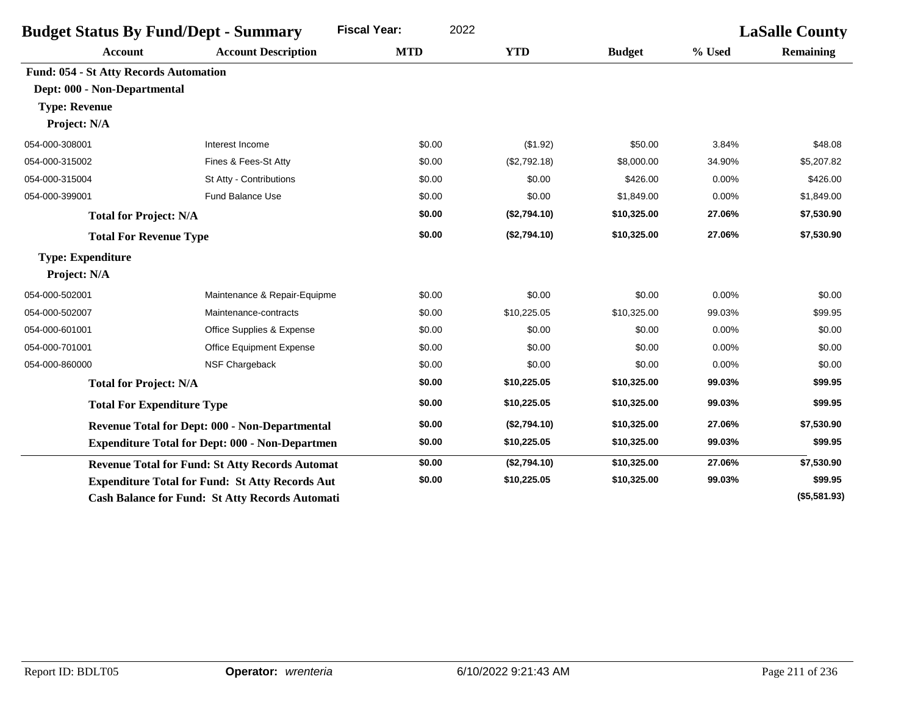# Budget Status By Fund/Dept - Summary

**Fiscal Year:** 2022

**LaSalle County**

| Account | Account Description | MTD | YTD | Budget | % Used | Remaining |
|---|---|---|---|---|---|---|
| **Fund: 054 - St Atty Records Automation** | | | | | | |
| **Dept: 000 - Non-Departmental** | | | | | | |
| **Type: Revenue** | | | | | | |
| **Project: N/A** | | | | | | |
| 054-000-308001 | Interest Income | $0.00 | ($1.92) | $50.00 | 3.84% | $48.08 |
| 054-000-315002 | Fines & Fees-St Atty | $0.00 | ($2,792.18) | $8,000.00 | 34.90% | $5,207.82 |
| 054-000-315004 | St Atty - Contributions | $0.00 | $0.00 | $426.00 | 0.00% | $426.00 |
| 054-000-399001 | Fund Balance Use | $0.00 | $0.00 | $1,849.00 | 0.00% | $1,849.00 |
| **Total for Project: N/A** | | **$0.00** | **($2,794.10)** | **$10,325.00** | **27.06%** | **$7,530.90** |
| **Total For Revenue Type** | | **$0.00** | **($2,794.10)** | **$10,325.00** | **27.06%** | **$7,530.90** |
| **Type: Expenditure** | | | | | | |
| **Project: N/A** | | | | | | |
| 054-000-502001 | Maintenance & Repair-Equipme | $0.00 | $0.00 | $0.00 | 0.00% | $0.00 |
| 054-000-502007 | Maintenance-contracts | $0.00 | $10,225.05 | $10,325.00 | 99.03% | $99.95 |
| 054-000-601001 | Office Supplies & Expense | $0.00 | $0.00 | $0.00 | 0.00% | $0.00 |
| 054-000-701001 | Office Equipment Expense | $0.00 | $0.00 | $0.00 | 0.00% | $0.00 |
| 054-000-860000 | NSF Chargeback | $0.00 | $0.00 | $0.00 | 0.00% | $0.00 |
| **Total for Project: N/A** | | **$0.00** | **$10,225.05** | **$10,325.00** | **99.03%** | **$99.95** |
| **Total For Expenditure Type** | | **$0.00** | **$10,225.05** | **$10,325.00** | **99.03%** | **$99.95** |
| **Revenue Total for Dept: 000 - Non-Departmental** | | **$0.00** | **($2,794.10)** | **$10,325.00** | **27.06%** | **$7,530.90** |
| **Expenditure Total for Dept: 000 - Non-Departmen** | | **$0.00** | **$10,225.05** | **$10,325.00** | **99.03%** | **$99.95** |
| **Revenue Total for Fund: St Atty Records Automat** | | **$0.00** | **($2,794.10)** | **$10,325.00** | **27.06%** | **$7,530.90** |
| **Expenditure Total for Fund: St Atty Records Aut** | | **$0.00** | **$10,225.05** | **$10,325.00** | **99.03%** | **$99.95** |
| **Cash Balance for Fund: St Atty Records Automati** | | | | | | **($5,581.93)** |

Report ID: BDLT05 | **Operator:** *wrenteria* | 6/10/2022 9:21:43 AM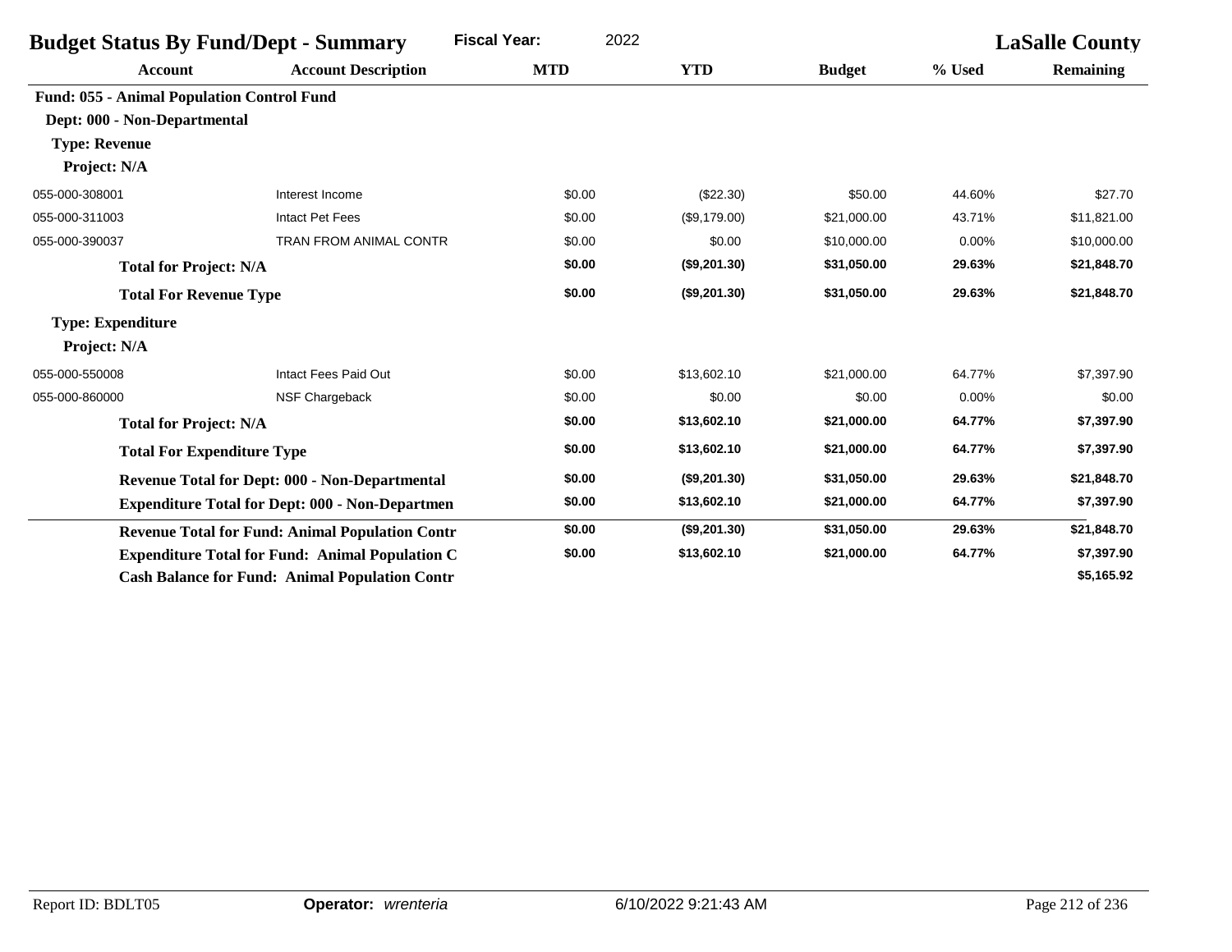# Budget Status By Fund/Dept - Summary

**Fiscal Year:** 2022

**LaSalle County**

| Account | Account Description | MTD | YTD | Budget | % Used | Remaining |
|---|---|---|---|---|---|---|
| **Fund: 055 - Animal Population Control Fund** | | | | | | |
| **Dept: 000 - Non-Departmental** | | | | | | |
| **Type: Revenue** | | | | | | |
| **Project: N/A** | | | | | | |
| 055-000-308001 | Interest Income | $0.00 | ($22.30) | $50.00 | 44.60% | $27.70 |
| 055-000-311003 | Intact Pet Fees | $0.00 | ($9,179.00) | $21,000.00 | 43.71% | $11,821.00 |
| 055-000-390037 | TRAN FROM ANIMAL CONTR | $0.00 | $0.00 | $10,000.00 | 0.00% | $10,000.00 |
| **Total for Project: N/A** | | **$0.00** | **($9,201.30)** | **$31,050.00** | **29.63%** | **$21,848.70** |
| **Total For Revenue Type** | | **$0.00** | **($9,201.30)** | **$31,050.00** | **29.63%** | **$21,848.70** |
| **Type: Expenditure** | | | | | | |
| **Project: N/A** | | | | | | |
| 055-000-550008 | Intact Fees Paid Out | $0.00 | $13,602.10 | $21,000.00 | 64.77% | $7,397.90 |
| 055-000-860000 | NSF Chargeback | $0.00 | $0.00 | $0.00 | 0.00% | $0.00 |
| **Total for Project: N/A** | | **$0.00** | **$13,602.10** | **$21,000.00** | **64.77%** | **$7,397.90** |
| **Total For Expenditure Type** | | **$0.00** | **$13,602.10** | **$21,000.00** | **64.77%** | **$7,397.90** |
| **Revenue Total for Dept: 000 - Non-Departmental** | | **$0.00** | **($9,201.30)** | **$31,050.00** | **29.63%** | **$21,848.70** |
| **Expenditure Total for Dept: 000 - Non-Departmen** | | **$0.00** | **$13,602.10** | **$21,000.00** | **64.77%** | **$7,397.90** |
| **Revenue Total for Fund: Animal Population Contr** | | **$0.00** | **($9,201.30)** | **$31,050.00** | **29.63%** | **$21,848.70** |
| **Expenditure Total for Fund: Animal Population C** | | **$0.00** | **$13,602.10** | **$21,000.00** | **64.77%** | **$7,397.90** |
| **Cash Balance for Fund: Animal Population Contr** | | | | | | **$5,165.92** |

Report ID: BDLT05 **Operator:** *wrenteria* 6/10/2022 9:21:43 AM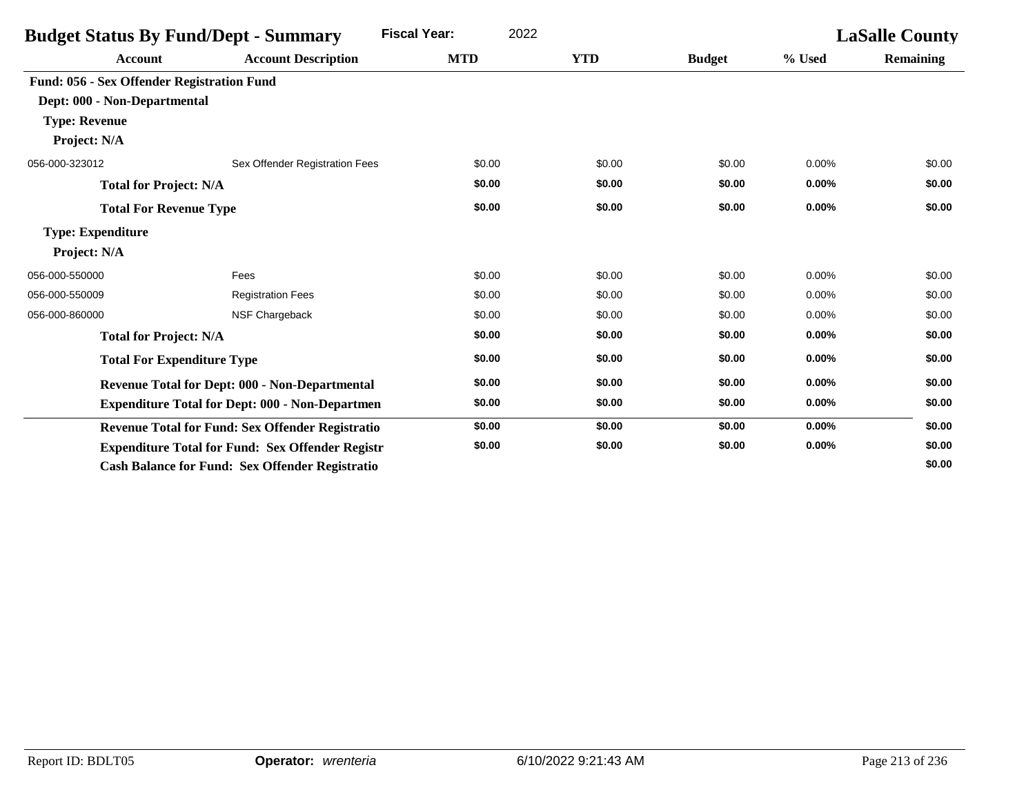# Budget Status By Fund/Dept - Summary

**Fiscal Year:** 2022

**LaSalle County**

| Account | Account Description | MTD | YTD | Budget | % Used | Remaining |
|---|---|---|---|---|---|---|
| **Fund: 056 - Sex Offender Registration Fund** | | | | | | |
| **Dept: 000 - Non-Departmental** | | | | | | |
| **Type: Revenue** | | | | | | |
| **Project: N/A** | | | | | | |
| 056-000-323012 | Sex Offender Registration Fees | $0.00 | $0.00 | $0.00 | 0.00% | $0.00 |
| **Total for Project: N/A** | | **$0.00** | **$0.00** | **$0.00** | **0.00%** | **$0.00** |
| **Total For Revenue Type** | | **$0.00** | **$0.00** | **$0.00** | **0.00%** | **$0.00** |
| **Type: Expenditure** | | | | | | |
| **Project: N/A** | | | | | | |
| 056-000-550000 | Fees | $0.00 | $0.00 | $0.00 | 0.00% | $0.00 |
| 056-000-550009 | Registration Fees | $0.00 | $0.00 | $0.00 | 0.00% | $0.00 |
| 056-000-860000 | NSF Chargeback | $0.00 | $0.00 | $0.00 | 0.00% | $0.00 |
| **Total for Project: N/A** | | **$0.00** | **$0.00** | **$0.00** | **0.00%** | **$0.00** |
| **Total For Expenditure Type** | | **$0.00** | **$0.00** | **$0.00** | **0.00%** | **$0.00** |
| **Revenue Total for Dept: 000 - Non-Departmental** | | **$0.00** | **$0.00** | **$0.00** | **0.00%** | **$0.00** |
| **Expenditure Total for Dept: 000 - Non-Departmen** | | **$0.00** | **$0.00** | **$0.00** | **0.00%** | **$0.00** |
| **Revenue Total for Fund: Sex Offender Registratio** | | **$0.00** | **$0.00** | **$0.00** | **0.00%** | **$0.00** |
| **Expenditure Total for Fund: Sex Offender Registr** | | **$0.00** | **$0.00** | **$0.00** | **0.00%** | **$0.00** |
| **Cash Balance for Fund: Sex Offender Registratio** | | | | | | **$0.00** |

Report ID: BDLT05 **Operator:** *wrenteria* 6/10/2022 9:21:43 AM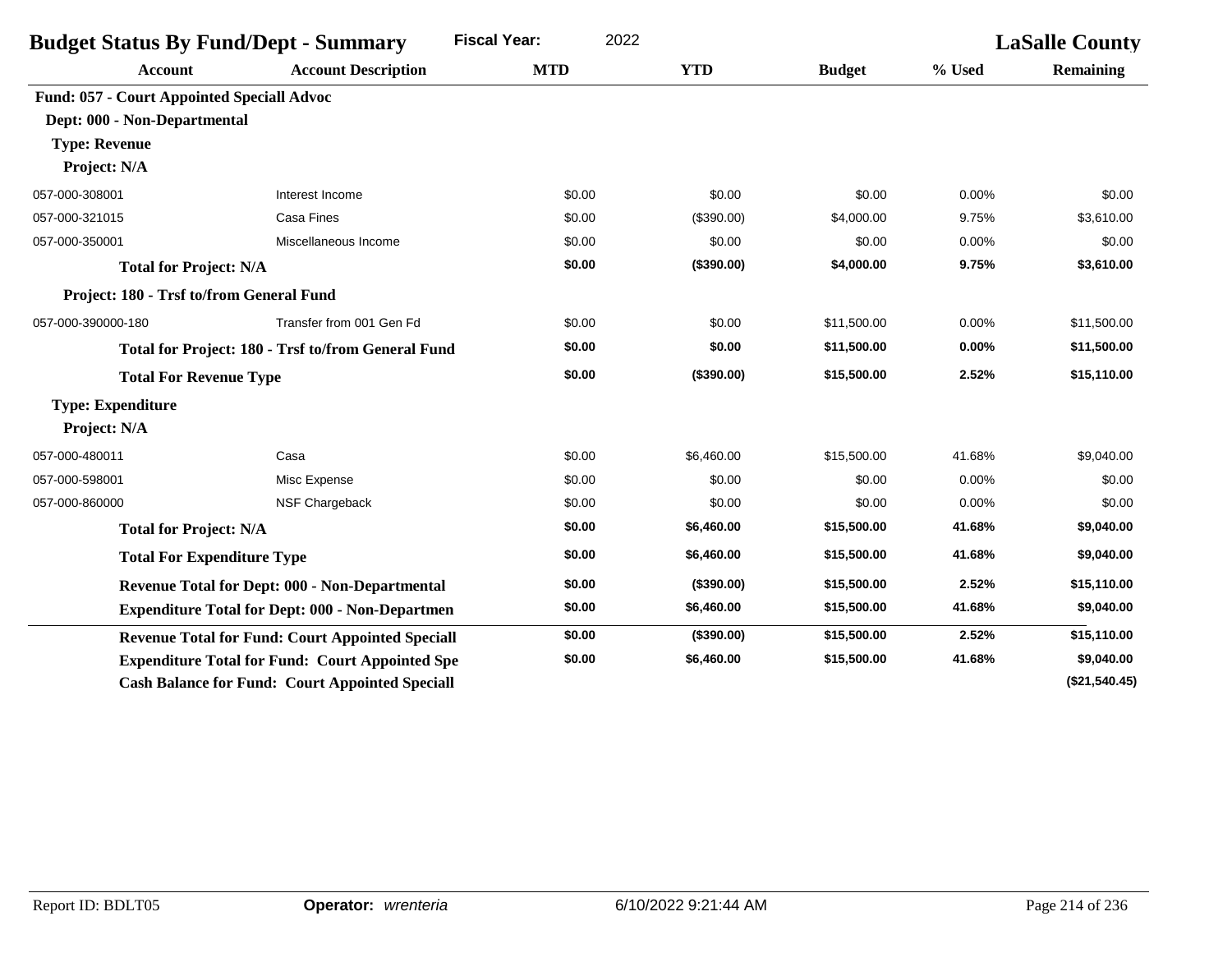# Budget Status By Fund/Dept - Summary

**Fiscal Year:** 2022 **LaSalle County**

| Account | Account Description | MTD | YTD | Budget | % Used | Remaining |
|---|---|---|---|---|---|---|
| **Fund: 057 - Court Appointed Speciall Advoc** | | | | | | |
| **Dept: 000 - Non-Departmental** | | | | | | |
| **Type: Revenue** | | | | | | |
| **Project: N/A** | | | | | | |
| 057-000-308001 | Interest Income | $0.00 | $0.00 | $0.00 | 0.00% | $0.00 |
| 057-000-321015 | Casa Fines | $0.00 | ($390.00) | $4,000.00 | 9.75% | $3,610.00 |
| 057-000-350001 | Miscellaneous Income | $0.00 | $0.00 | $0.00 | 0.00% | $0.00 |
| **Total for Project: N/A** | | **$0.00** | **($390.00)** | **$4,000.00** | **9.75%** | **$3,610.00** |
| **Project: 180 - Trsf to/from General Fund** | | | | | | |
| 057-000-390000-180 | Transfer from 001 Gen Fd | $0.00 | $0.00 | $11,500.00 | 0.00% | $11,500.00 |
| **Total for Project: 180 - Trsf to/from General Fund** | | **$0.00** | **$0.00** | **$11,500.00** | **0.00%** | **$11,500.00** |
| **Total For Revenue Type** | | **$0.00** | **($390.00)** | **$15,500.00** | **2.52%** | **$15,110.00** |
| **Type: Expenditure** | | | | | | |
| **Project: N/A** | | | | | | |
| 057-000-480011 | Casa | $0.00 | $6,460.00 | $15,500.00 | 41.68% | $9,040.00 |
| 057-000-598001 | Misc Expense | $0.00 | $0.00 | $0.00 | 0.00% | $0.00 |
| 057-000-860000 | NSF Chargeback | $0.00 | $0.00 | $0.00 | 0.00% | $0.00 |
| **Total for Project: N/A** | | **$0.00** | **$6,460.00** | **$15,500.00** | **41.68%** | **$9,040.00** |
| **Total For Expenditure Type** | | **$0.00** | **$6,460.00** | **$15,500.00** | **41.68%** | **$9,040.00** |
| **Revenue Total for Dept: 000 - Non-Departmental** | | **$0.00** | **($390.00)** | **$15,500.00** | **2.52%** | **$15,110.00** |
| **Expenditure Total for Dept: 000 - Non-Departmen** | | **$0.00** | **$6,460.00** | **$15,500.00** | **41.68%** | **$9,040.00** |
| **Revenue Total for Fund: Court Appointed Speciall** | | **$0.00** | **($390.00)** | **$15,500.00** | **2.52%** | **$15,110.00** |
| **Expenditure Total for Fund: Court Appointed Spe** | | **$0.00** | **$6,460.00** | **$15,500.00** | **41.68%** | **$9,040.00** |
| **Cash Balance for Fund: Court Appointed Speciall** | | | | | | **($21,540.45)** |

Report ID: BDLT05 **Operator:** *wrenteria* 6/10/2022 9:21:44 AM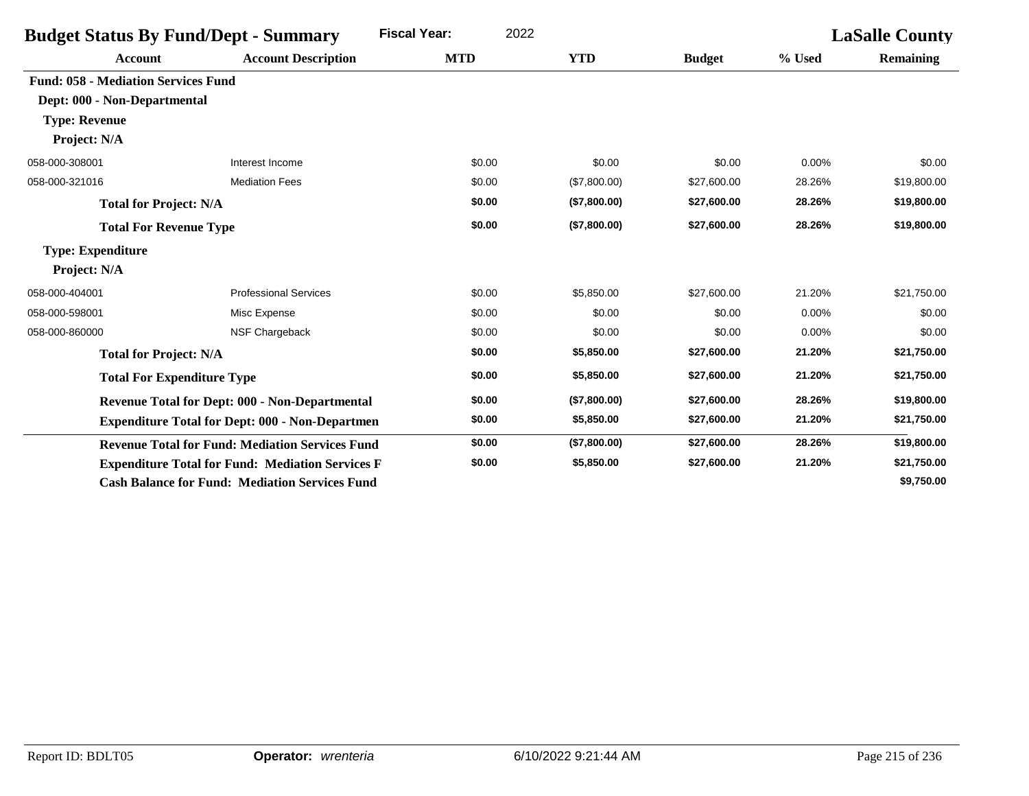# Budget Status By Fund/Dept - Summary

**Fiscal Year:** 2022

**LaSalle County**

| Account | Account Description | MTD | YTD | Budget | % Used | Remaining |
|---|---|---|---|---|---|---|
| **Fund: 058 - Mediation Services Fund** | | | | | | |
| **Dept: 000 - Non-Departmental** | | | | | | |
| **Type: Revenue** | | | | | | |
| **Project: N/A** | | | | | | |
| 058-000-308001 | Interest Income | $0.00 | $0.00 | $0.00 | 0.00% | $0.00 |
| 058-000-321016 | Mediation Fees | $0.00 | ($7,800.00) | $27,600.00 | 28.26% | $19,800.00 |
| **Total for Project: N/A** | | **$0.00** | **($7,800.00)** | **$27,600.00** | **28.26%** | **$19,800.00** |
| **Total For Revenue Type** | | **$0.00** | **($7,800.00)** | **$27,600.00** | **28.26%** | **$19,800.00** |
| **Type: Expenditure** | | | | | | |
| **Project: N/A** | | | | | | |
| 058-000-404001 | Professional Services | $0.00 | $5,850.00 | $27,600.00 | 21.20% | $21,750.00 |
| 058-000-598001 | Misc Expense | $0.00 | $0.00 | $0.00 | 0.00% | $0.00 |
| 058-000-860000 | NSF Chargeback | $0.00 | $0.00 | $0.00 | 0.00% | $0.00 |
| **Total for Project: N/A** | | **$0.00** | **$5,850.00** | **$27,600.00** | **21.20%** | **$21,750.00** |
| **Total For Expenditure Type** | | **$0.00** | **$5,850.00** | **$27,600.00** | **21.20%** | **$21,750.00** |
| **Revenue Total for Dept: 000 - Non-Departmental** | | **$0.00** | **($7,800.00)** | **$27,600.00** | **28.26%** | **$19,800.00** |
| **Expenditure Total for Dept: 000 - Non-Departmen** | | **$0.00** | **$5,850.00** | **$27,600.00** | **21.20%** | **$21,750.00** |
| **Revenue Total for Fund: Mediation Services Fund** | | **$0.00** | **($7,800.00)** | **$27,600.00** | **28.26%** | **$19,800.00** |
| **Expenditure Total for Fund: Mediation Services F** | | **$0.00** | **$5,850.00** | **$27,600.00** | **21.20%** | **$21,750.00** |
| **Cash Balance for Fund: Mediation Services Fund** | | | | | | **$9,750.00** |

Report ID: BDLT05 **Operator:** *wrenteria* 6/10/2022 9:21:44 AM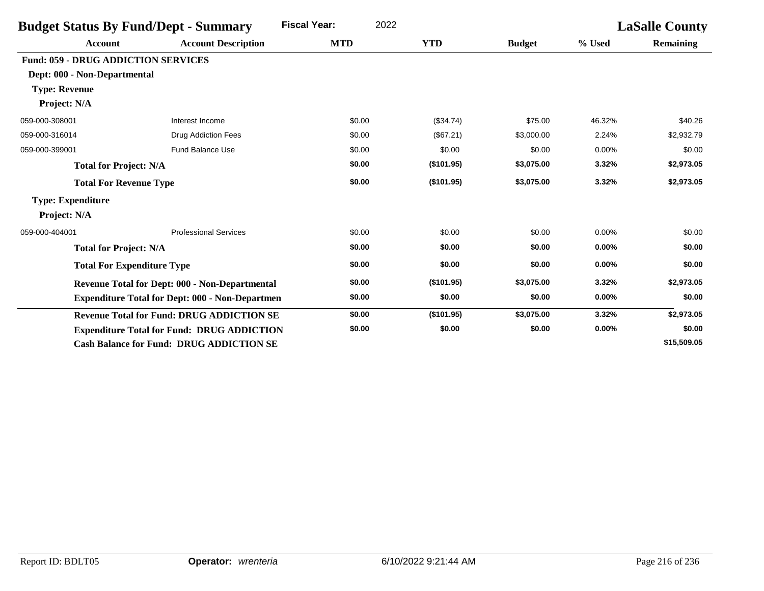# Budget Status By Fund/Dept - Summary

**Fiscal Year:** 2022

**LaSalle County**

| Account | Account Description | MTD | YTD | Budget | % Used | Remaining |
|---|---|---|---|---|---|---|
| **Fund: 059 - DRUG ADDICTION SERVICES** | | | | | | |
| **Dept: 000 - Non-Departmental** | | | | | | |
| **Type: Revenue** | | | | | | |
| **Project: N/A** | | | | | | |
| 059-000-308001 | Interest Income | $0.00 | ($34.74) | $75.00 | 46.32% | $40.26 |
| 059-000-316014 | Drug Addiction Fees | $0.00 | ($67.21) | $3,000.00 | 2.24% | $2,932.79 |
| 059-000-399001 | Fund Balance Use | $0.00 | $0.00 | $0.00 | 0.00% | $0.00 |
| **Total for Project: N/A** | | **$0.00** | **($101.95)** | **$3,075.00** | **3.32%** | **$2,973.05** |
| **Total For Revenue Type** | | **$0.00** | **($101.95)** | **$3,075.00** | **3.32%** | **$2,973.05** |
| **Type: Expenditure** | | | | | | |
| **Project: N/A** | | | | | | |
| 059-000-404001 | Professional Services | $0.00 | $0.00 | $0.00 | 0.00% | $0.00 |
| **Total for Project: N/A** | | **$0.00** | **$0.00** | **$0.00** | **0.00%** | **$0.00** |
| **Total For Expenditure Type** | | **$0.00** | **$0.00** | **$0.00** | **0.00%** | **$0.00** |
| **Revenue Total for Dept: 000 - Non-Departmental** | | **$0.00** | **($101.95)** | **$3,075.00** | **3.32%** | **$2,973.05** |
| **Expenditure Total for Dept: 000 - Non-Departmen** | | **$0.00** | **$0.00** | **$0.00** | **0.00%** | **$0.00** |
| **Revenue Total for Fund: DRUG ADDICTION SE** | | **$0.00** | **($101.95)** | **$3,075.00** | **3.32%** | **$2,973.05** |
| **Expenditure Total for Fund: DRUG ADDICTION** | | **$0.00** | **$0.00** | **$0.00** | **0.00%** | **$0.00** |
| **Cash Balance for Fund: DRUG ADDICTION SE** | | | | | | **$15,509.05** |

Report ID: BDLT05 | **Operator:** *wrenteria* | 6/10/2022 9:21:44 AM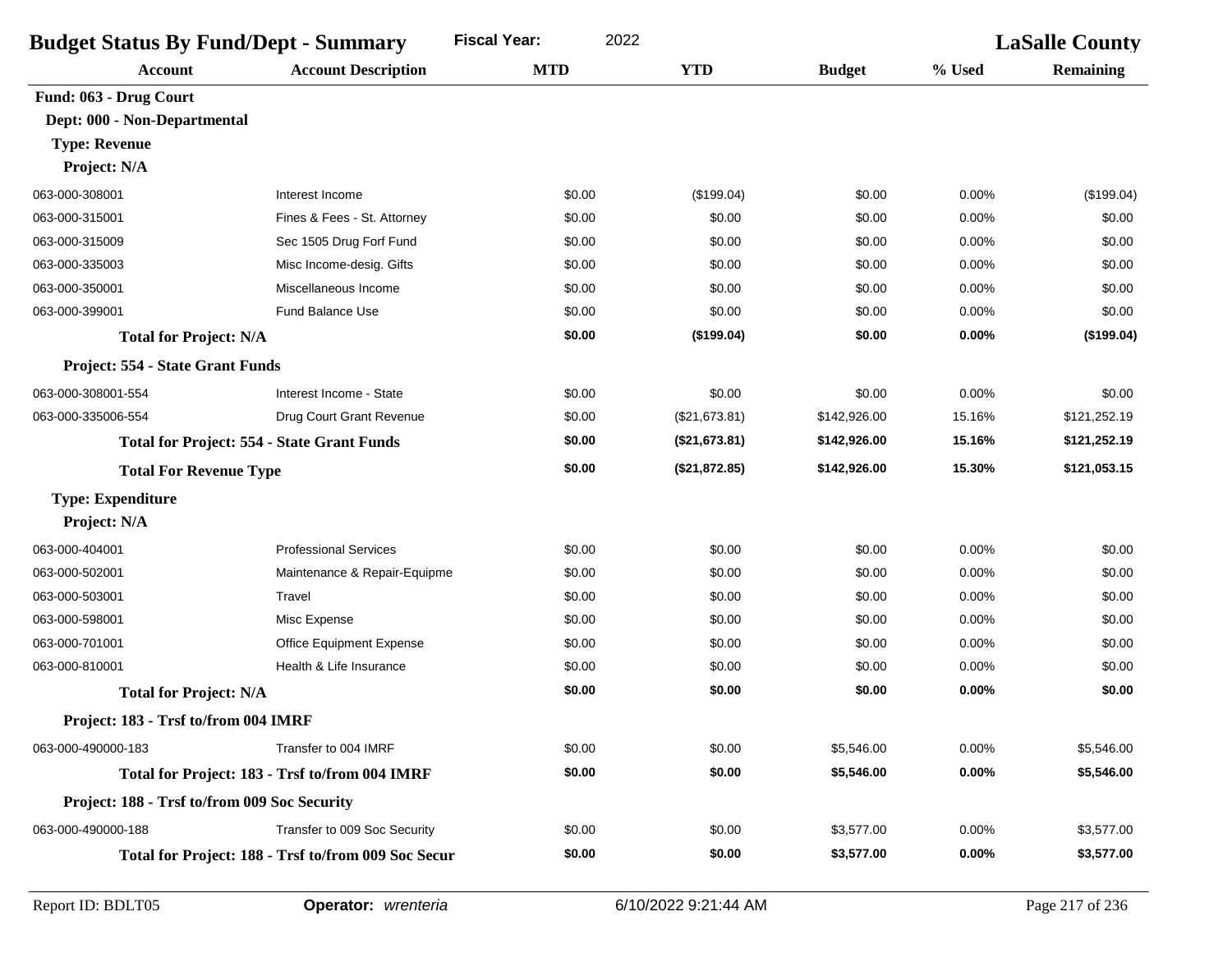# Budget Status By Fund/Dept - Summary

**Fiscal Year:** 2022

**LaSalle County**

| Account | Account Description | MTD | YTD | Budget | % Used | Remaining |
|---|---|---|---|---|---|---|
| **Fund: 063 - Drug Court** | | | | | | |
| **Dept: 000 - Non-Departmental** | | | | | | |
| **Type: Revenue** | | | | | | |
| **Project: N/A** | | | | | | |
| 063-000-308001 | Interest Income | $0.00 | ($199.04) | $0.00 | 0.00% | ($199.04) |
| 063-000-315001 | Fines & Fees - St. Attorney | $0.00 | $0.00 | $0.00 | 0.00% | $0.00 |
| 063-000-315009 | Sec 1505 Drug Forf Fund | $0.00 | $0.00 | $0.00 | 0.00% | $0.00 |
| 063-000-335003 | Misc Income-desig. Gifts | $0.00 | $0.00 | $0.00 | 0.00% | $0.00 |
| 063-000-350001 | Miscellaneous Income | $0.00 | $0.00 | $0.00 | 0.00% | $0.00 |
| 063-000-399001 | Fund Balance Use | $0.00 | $0.00 | $0.00 | 0.00% | $0.00 |
| **Total for Project: N/A** | | **$0.00** | **($199.04)** | **$0.00** | **0.00%** | **($199.04)** |
| **Project: 554 - State Grant Funds** | | | | | | |
| 063-000-308001-554 | Interest Income - State | $0.00 | $0.00 | $0.00 | 0.00% | $0.00 |
| 063-000-335006-554 | Drug Court Grant Revenue | $0.00 | ($21,673.81) | $142,926.00 | 15.16% | $121,252.19 |
| **Total for Project: 554 - State Grant Funds** | | **$0.00** | **($21,673.81)** | **$142,926.00** | **15.16%** | **$121,252.19** |
| **Total For Revenue Type** | | **$0.00** | **($21,872.85)** | **$142,926.00** | **15.30%** | **$121,053.15** |
| **Type: Expenditure** | | | | | | |
| **Project: N/A** | | | | | | |
| 063-000-404001 | Professional Services | $0.00 | $0.00 | $0.00 | 0.00% | $0.00 |
| 063-000-502001 | Maintenance & Repair-Equipme | $0.00 | $0.00 | $0.00 | 0.00% | $0.00 |
| 063-000-503001 | Travel | $0.00 | $0.00 | $0.00 | 0.00% | $0.00 |
| 063-000-598001 | Misc Expense | $0.00 | $0.00 | $0.00 | 0.00% | $0.00 |
| 063-000-701001 | Office Equipment Expense | $0.00 | $0.00 | $0.00 | 0.00% | $0.00 |
| 063-000-810001 | Health & Life Insurance | $0.00 | $0.00 | $0.00 | 0.00% | $0.00 |
| **Total for Project: N/A** | | **$0.00** | **$0.00** | **$0.00** | **0.00%** | **$0.00** |
| **Project: 183 - Trsf to/from 004 IMRF** | | | | | | |
| 063-000-490000-183 | Transfer to 004 IMRF | $0.00 | $0.00 | $5,546.00 | 0.00% | $5,546.00 |
| **Total for Project: 183 - Trsf to/from 004 IMRF** | | **$0.00** | **$0.00** | **$5,546.00** | **0.00%** | **$5,546.00** |
| **Project: 188 - Trsf to/from 009 Soc Security** | | | | | | |
| 063-000-490000-188 | Transfer to 009 Soc Security | $0.00 | $0.00 | $3,577.00 | 0.00% | $3,577.00 |
| **Total for Project: 188 - Trsf to/from 009 Soc Secur** | | **$0.00** | **$0.00** | **$3,577.00** | **0.00%** | **$3,577.00** |

Report ID: BDLT05 | **Operator:** *wrenteria* | 6/10/2022 9:21:44 AM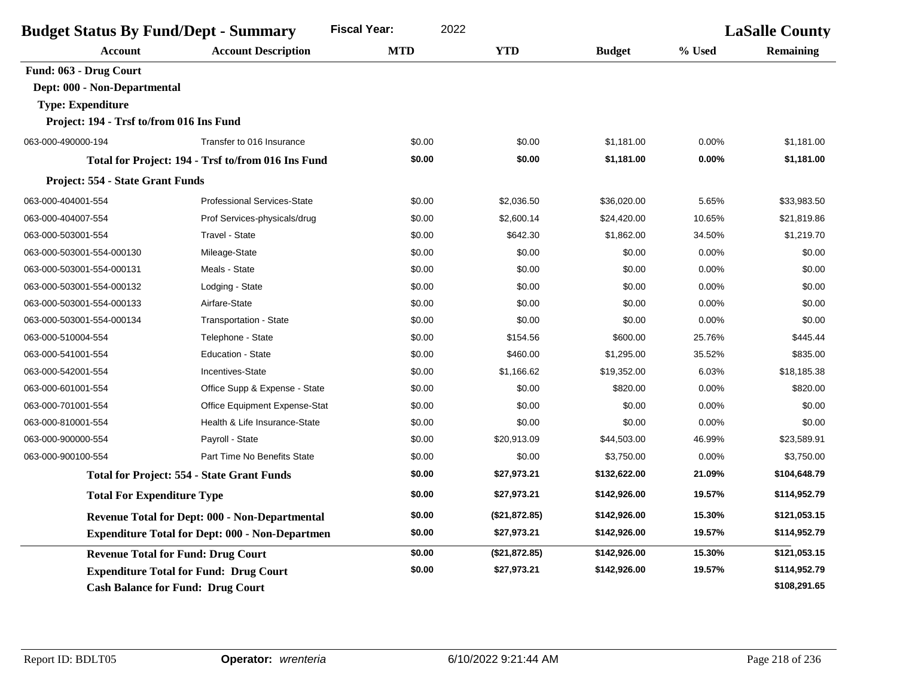## Budget Status By Fund/Dept - Summary

**Fiscal Year:** 2022

**LaSalle County**

| Account | Account Description | MTD | YTD | Budget | % Used | Remaining |
|---|---|---|---|---|---|---|
| **Fund: 063 - Drug Court** | | | | | | |
| **Dept: 000 - Non-Departmental** | | | | | | |
| **Type: Expenditure** | | | | | | |
| **Project: 194 - Trsf to/from 016 Ins Fund** | | | | | | |
| 063-000-490000-194 | Transfer to 016 Insurance | $0.00 | $0.00 | $1,181.00 | 0.00% | $1,181.00 |
| **Total for Project: 194 - Trsf to/from 016 Ins Fund** | | **$0.00** | **$0.00** | **$1,181.00** | **0.00%** | **$1,181.00** |
| **Project: 554 - State Grant Funds** | | | | | | |
| 063-000-404001-554 | Professional Services-State | $0.00 | $2,036.50 | $36,020.00 | 5.65% | $33,983.50 |
| 063-000-404007-554 | Prof Services-physicals/drug | $0.00 | $2,600.14 | $24,420.00 | 10.65% | $21,819.86 |
| 063-000-503001-554 | Travel - State | $0.00 | $642.30 | $1,862.00 | 34.50% | $1,219.70 |
| 063-000-503001-554-000130 | Mileage-State | $0.00 | $0.00 | $0.00 | 0.00% | $0.00 |
| 063-000-503001-554-000131 | Meals - State | $0.00 | $0.00 | $0.00 | 0.00% | $0.00 |
| 063-000-503001-554-000132 | Lodging - State | $0.00 | $0.00 | $0.00 | 0.00% | $0.00 |
| 063-000-503001-554-000133 | Airfare-State | $0.00 | $0.00 | $0.00 | 0.00% | $0.00 |
| 063-000-503001-554-000134 | Transportation - State | $0.00 | $0.00 | $0.00 | 0.00% | $0.00 |
| 063-000-510004-554 | Telephone - State | $0.00 | $154.56 | $600.00 | 25.76% | $445.44 |
| 063-000-541001-554 | Education - State | $0.00 | $460.00 | $1,295.00 | 35.52% | $835.00 |
| 063-000-542001-554 | Incentives-State | $0.00 | $1,166.62 | $19,352.00 | 6.03% | $18,185.38 |
| 063-000-601001-554 | Office Supp & Expense - State | $0.00 | $0.00 | $820.00 | 0.00% | $820.00 |
| 063-000-701001-554 | Office Equipment Expense-Stat | $0.00 | $0.00 | $0.00 | 0.00% | $0.00 |
| 063-000-810001-554 | Health & Life Insurance-State | $0.00 | $0.00 | $0.00 | 0.00% | $0.00 |
| 063-000-900000-554 | Payroll - State | $0.00 | $20,913.09 | $44,503.00 | 46.99% | $23,589.91 |
| 063-000-900100-554 | Part Time No Benefits State | $0.00 | $0.00 | $3,750.00 | 0.00% | $3,750.00 |
| **Total for Project: 554 - State Grant Funds** | | **$0.00** | **$27,973.21** | **$132,622.00** | **21.09%** | **$104,648.79** |
| **Total For Expenditure Type** | | **$0.00** | **$27,973.21** | **$142,926.00** | **19.57%** | **$114,952.79** |
| **Revenue Total for Dept: 000 - Non-Departmental** | | **$0.00** | **($21,872.85)** | **$142,926.00** | **15.30%** | **$121,053.15** |
| **Expenditure Total for Dept: 000 - Non-Departmen** | | **$0.00** | **$27,973.21** | **$142,926.00** | **19.57%** | **$114,952.79** |
| **Revenue Total for Fund: Drug Court** | | **$0.00** | **($21,872.85)** | **$142,926.00** | **15.30%** | **$121,053.15** |
| **Expenditure Total for Fund: Drug Court** | | **$0.00** | **$27,973.21** | **$142,926.00** | **19.57%** | **$114,952.79** |
| **Cash Balance for Fund: Drug Court** | | | | | | **$108,291.65** |

Report ID: BDLT05 **Operator:** *wrenteria* 6/10/2022 9:21:44 AM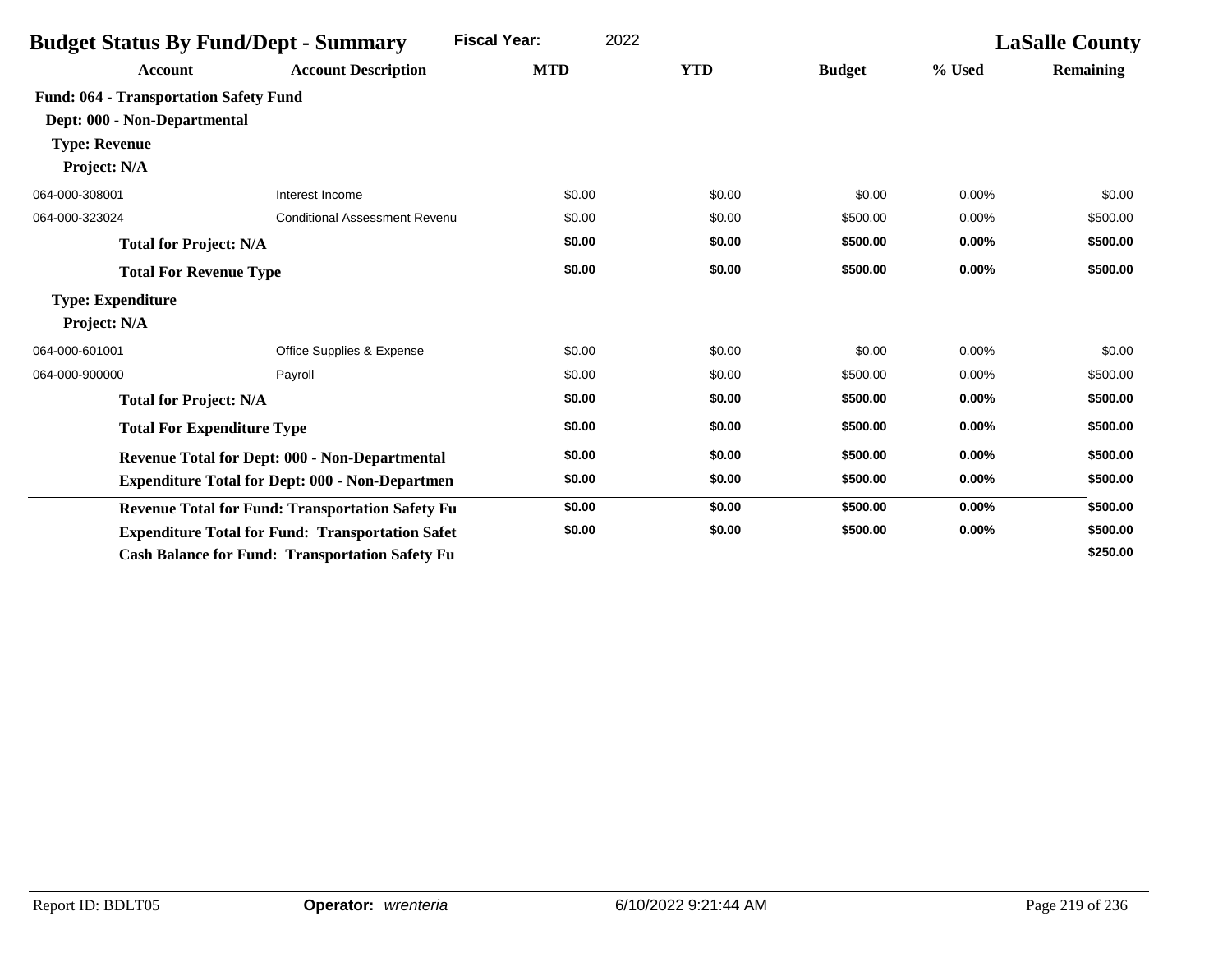# Budget Status By Fund/Dept - Summary

**Fiscal Year:** 2022

**LaSalle County**

| Account | Account Description | MTD | YTD | Budget | % Used | Remaining |
|---|---|---|---|---|---|---|
| **Fund: 064 - Transportation Safety Fund** | | | | | | |
| **Dept: 000 - Non-Departmental** | | | | | | |
| **Type: Revenue** | | | | | | |
| **Project: N/A** | | | | | | |
| 064-000-308001 | Interest Income | $0.00 | $0.00 | $0.00 | 0.00% | $0.00 |
| 064-000-323024 | Conditional Assessment Revenu | $0.00 | $0.00 | $500.00 | 0.00% | $500.00 |
| **Total for Project: N/A** | | **$0.00** | **$0.00** | **$500.00** | **0.00%** | **$500.00** |
| **Total For Revenue Type** | | **$0.00** | **$0.00** | **$500.00** | **0.00%** | **$500.00** |
| **Type: Expenditure** | | | | | | |
| **Project: N/A** | | | | | | |
| 064-000-601001 | Office Supplies & Expense | $0.00 | $0.00 | $0.00 | 0.00% | $0.00 |
| 064-000-900000 | Payroll | $0.00 | $0.00 | $500.00 | 0.00% | $500.00 |
| **Total for Project: N/A** | | **$0.00** | **$0.00** | **$500.00** | **0.00%** | **$500.00** |
| **Total For Expenditure Type** | | **$0.00** | **$0.00** | **$500.00** | **0.00%** | **$500.00** |
| **Revenue Total for Dept: 000 - Non-Departmental** | | **$0.00** | **$0.00** | **$500.00** | **0.00%** | **$500.00** |
| **Expenditure Total for Dept: 000 - Non-Departmen** | | **$0.00** | **$0.00** | **$500.00** | **0.00%** | **$500.00** |
| **Revenue Total for Fund: Transportation Safety Fu** | | **$0.00** | **$0.00** | **$500.00** | **0.00%** | **$500.00** |
| **Expenditure Total for Fund: Transportation Safet** | | **$0.00** | **$0.00** | **$500.00** | **0.00%** | **$500.00** |
| **Cash Balance for Fund: Transportation Safety Fu** | | | | | | **$250.00** |

Report ID: BDLT05 **Operator:** *wrenteria* 6/10/2022 9:21:44 AM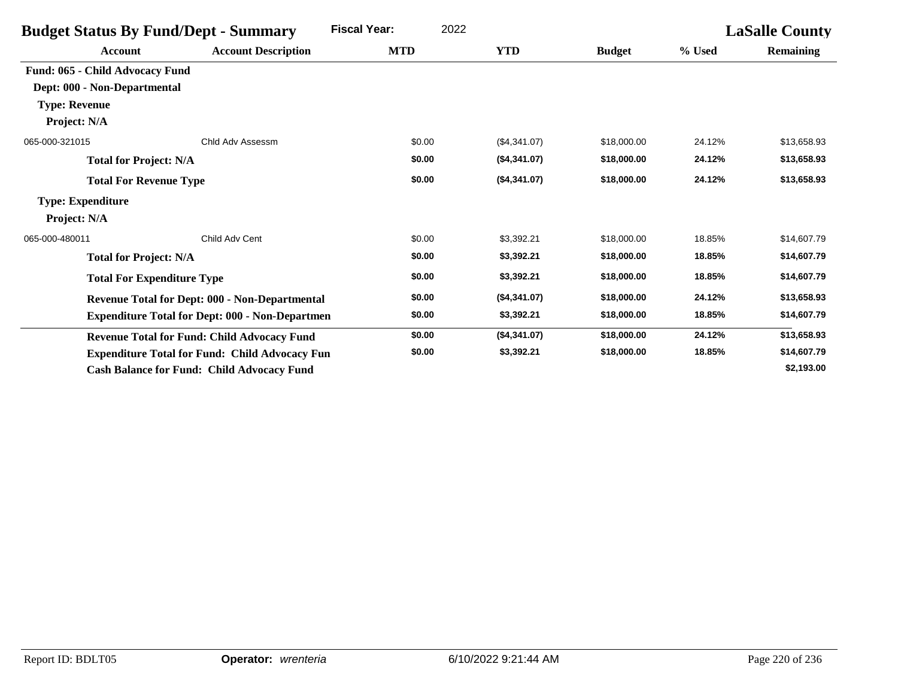# Budget Status By Fund/Dept - Summary

**Fiscal Year:** 2022

**LaSalle County**

| Account | Account Description | MTD | YTD | Budget | % Used | Remaining |
|---|---|---|---|---|---|---|
| **Fund: 065 - Child Advocacy Fund** | | | | | | |
| **Dept: 000 - Non-Departmental** | | | | | | |
| **Type: Revenue** | | | | | | |
| **Project: N/A** | | | | | | |
| 065-000-321015 | Chld Adv Assessm | $0.00 | ($4,341.07) | $18,000.00 | 24.12% | $13,658.93 |
| **Total for Project: N/A** | | **$0.00** | **($4,341.07)** | **$18,000.00** | **24.12%** | **$13,658.93** |
| **Total For Revenue Type** | | **$0.00** | **($4,341.07)** | **$18,000.00** | **24.12%** | **$13,658.93** |
| **Type: Expenditure** | | | | | | |
| **Project: N/A** | | | | | | |
| 065-000-480011 | Child Adv Cent | $0.00 | $3,392.21 | $18,000.00 | 18.85% | $14,607.79 |
| **Total for Project: N/A** | | **$0.00** | **$3,392.21** | **$18,000.00** | **18.85%** | **$14,607.79** |
| **Total For Expenditure Type** | | **$0.00** | **$3,392.21** | **$18,000.00** | **18.85%** | **$14,607.79** |
| **Revenue Total for Dept: 000 - Non-Departmental** | | **$0.00** | **($4,341.07)** | **$18,000.00** | **24.12%** | **$13,658.93** |
| **Expenditure Total for Dept: 000 - Non-Departmen** | | **$0.00** | **$3,392.21** | **$18,000.00** | **18.85%** | **$14,607.79** |
| **Revenue Total for Fund: Child Advocacy Fund** | | **$0.00** | **($4,341.07)** | **$18,000.00** | **24.12%** | **$13,658.93** |
| **Expenditure Total for Fund: Child Advocacy Fun** | | **$0.00** | **$3,392.21** | **$18,000.00** | **18.85%** | **$14,607.79** |
| **Cash Balance for Fund: Child Advocacy Fund** | | | | | | **$2,193.00** |

Report ID: BDLT05 | **Operator:** *wrenteria* | 6/10/2022 9:21:44 AM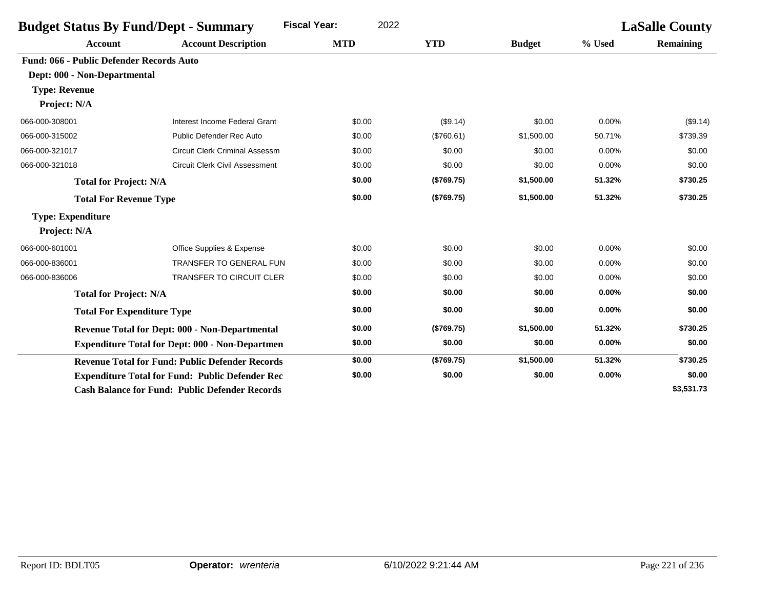# Budget Status By Fund/Dept - Summary

**Fiscal Year:** 2022

**LaSalle County**

| Account | Account Description | MTD | YTD | Budget | % Used | Remaining |
|---|---|---|---|---|---|---|
| **Fund: 066 - Public Defender Records Auto** | | | | | | |
| **Dept: 000 - Non-Departmental** | | | | | | |
| **Type: Revenue** | | | | | | |
| **Project: N/A** | | | | | | |
| 066-000-308001 | Interest Income Federal Grant | $0.00 | ($9.14) | $0.00 | 0.00% | ($9.14) |
| 066-000-315002 | Public Defender Rec Auto | $0.00 | ($760.61) | $1,500.00 | 50.71% | $739.39 |
| 066-000-321017 | Circuit Clerk Criminal Assessm | $0.00 | $0.00 | $0.00 | 0.00% | $0.00 |
| 066-000-321018 | Circuit Clerk Civil Assessment | $0.00 | $0.00 | $0.00 | 0.00% | $0.00 |
| **Total for Project: N/A** | | **$0.00** | **($769.75)** | **$1,500.00** | **51.32%** | **$730.25** |
| **Total For Revenue Type** | | **$0.00** | **($769.75)** | **$1,500.00** | **51.32%** | **$730.25** |
| **Type: Expenditure** | | | | | | |
| **Project: N/A** | | | | | | |
| 066-000-601001 | Office Supplies & Expense | $0.00 | $0.00 | $0.00 | 0.00% | $0.00 |
| 066-000-836001 | TRANSFER TO GENERAL FUN | $0.00 | $0.00 | $0.00 | 0.00% | $0.00 |
| 066-000-836006 | TRANSFER TO CIRCUIT CLER | $0.00 | $0.00 | $0.00 | 0.00% | $0.00 |
| **Total for Project: N/A** | | **$0.00** | **$0.00** | **$0.00** | **0.00%** | **$0.00** |
| **Total For Expenditure Type** | | **$0.00** | **$0.00** | **$0.00** | **0.00%** | **$0.00** |
| **Revenue Total for Dept: 000 - Non-Departmental** | | **$0.00** | **($769.75)** | **$1,500.00** | **51.32%** | **$730.25** |
| **Expenditure Total for Dept: 000 - Non-Departmen** | | **$0.00** | **$0.00** | **$0.00** | **0.00%** | **$0.00** |
| **Revenue Total for Fund: Public Defender Records** | | **$0.00** | **($769.75)** | **$1,500.00** | **51.32%** | **$730.25** |
| **Expenditure Total for Fund: Public Defender Rec** | | **$0.00** | **$0.00** | **$0.00** | **0.00%** | **$0.00** |
| **Cash Balance for Fund: Public Defender Records** | | | | | | **$3,531.73** |

Report ID: BDLT05 | **Operator:** *wrenteria* | 6/10/2022 9:21:44 AM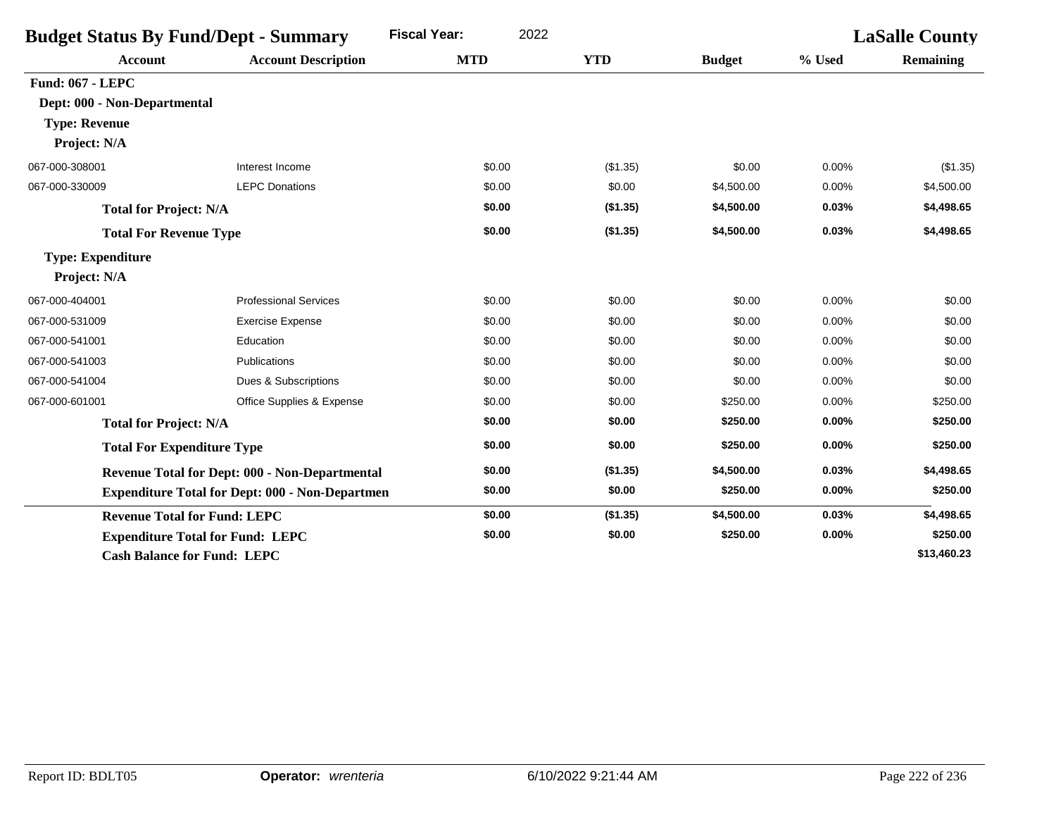# Budget Status By Fund/Dept - Summary

**Fiscal Year:** 2022

**LaSalle County**

| Account | Account Description | MTD | YTD | Budget | % Used | Remaining |
|---|---|---|---|---|---|---|
| **Fund: 067 - LEPC** | | | | | | |
| **Dept: 000 - Non-Departmental** | | | | | | |
| **Type: Revenue** | | | | | | |
| **Project: N/A** | | | | | | |
| 067-000-308001 | Interest Income | $0.00 | ($1.35) | $0.00 | 0.00% | ($1.35) |
| 067-000-330009 | LEPC Donations | $0.00 | $0.00 | $4,500.00 | 0.00% | $4,500.00 |
| **Total for Project: N/A** | | **$0.00** | **($1.35)** | **$4,500.00** | **0.03%** | **$4,498.65** |
| **Total For Revenue Type** | | **$0.00** | **($1.35)** | **$4,500.00** | **0.03%** | **$4,498.65** |
| **Type: Expenditure** | | | | | | |
| **Project: N/A** | | | | | | |
| 067-000-404001 | Professional Services | $0.00 | $0.00 | $0.00 | 0.00% | $0.00 |
| 067-000-531009 | Exercise Expense | $0.00 | $0.00 | $0.00 | 0.00% | $0.00 |
| 067-000-541001 | Education | $0.00 | $0.00 | $0.00 | 0.00% | $0.00 |
| 067-000-541003 | Publications | $0.00 | $0.00 | $0.00 | 0.00% | $0.00 |
| 067-000-541004 | Dues & Subscriptions | $0.00 | $0.00 | $0.00 | 0.00% | $0.00 |
| 067-000-601001 | Office Supplies & Expense | $0.00 | $0.00 | $250.00 | 0.00% | $250.00 |
| **Total for Project: N/A** | | **$0.00** | **$0.00** | **$250.00** | **0.00%** | **$250.00** |
| **Total For Expenditure Type** | | **$0.00** | **$0.00** | **$250.00** | **0.00%** | **$250.00** |
| **Revenue Total for Dept: 000 - Non-Departmental** | | **$0.00** | **($1.35)** | **$4,500.00** | **0.03%** | **$4,498.65** |
| **Expenditure Total for Dept: 000 - Non-Departmen** | | **$0.00** | **$0.00** | **$250.00** | **0.00%** | **$250.00** |
| **Revenue Total for Fund: LEPC** | | **$0.00** | **($1.35)** | **$4,500.00** | **0.03%** | **$4,498.65** |
| **Expenditure Total for Fund: LEPC** | | **$0.00** | **$0.00** | **$250.00** | **0.00%** | **$250.00** |
| **Cash Balance for Fund: LEPC** | | | | | | **$13,460.23** |

Report ID: BDLT05 **Operator:** *wrenteria* 6/10/2022 9:21:44 AM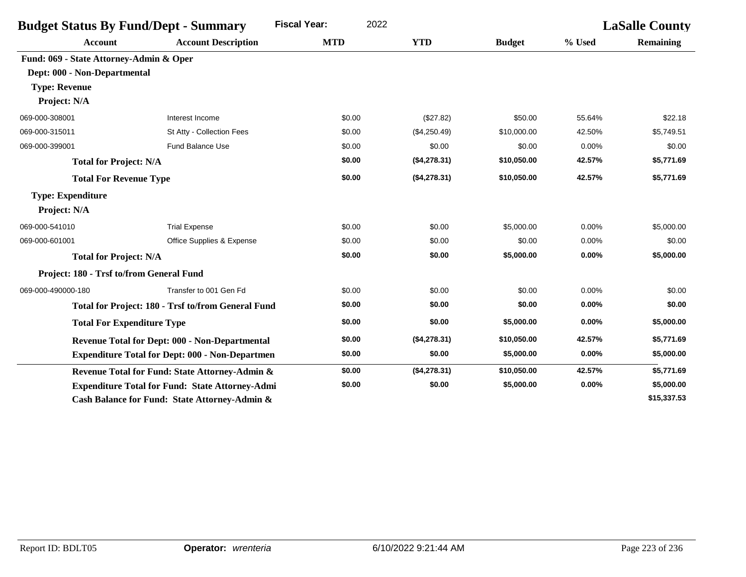# Budget Status By Fund/Dept - Summary

**Fiscal Year:** 2022

**LaSalle County**

| Account | Account Description | MTD | YTD | Budget | % Used | Remaining |
|---|---|---|---|---|---|---|
| **Fund: 069 - State Attorney-Admin & Oper** | | | | | | |
| **Dept: 000 - Non-Departmental** | | | | | | |
| **Type: Revenue** | | | | | | |
| **Project: N/A** | | | | | | |
| 069-000-308001 | Interest Income | $0.00 | ($27.82) | $50.00 | 55.64% | $22.18 |
| 069-000-315011 | St Atty - Collection Fees | $0.00 | ($4,250.49) | $10,000.00 | 42.50% | $5,749.51 |
| 069-000-399001 | Fund Balance Use | $0.00 | $0.00 | $0.00 | 0.00% | $0.00 |
| **Total for Project: N/A** | | **$0.00** | **($4,278.31)** | **$10,050.00** | **42.57%** | **$5,771.69** |
| **Total For Revenue Type** | | **$0.00** | **($4,278.31)** | **$10,050.00** | **42.57%** | **$5,771.69** |
| **Type: Expenditure** | | | | | | |
| **Project: N/A** | | | | | | |
| 069-000-541010 | Trial Expense | $0.00 | $0.00 | $5,000.00 | 0.00% | $5,000.00 |
| 069-000-601001 | Office Supplies & Expense | $0.00 | $0.00 | $0.00 | 0.00% | $0.00 |
| **Total for Project: N/A** | | **$0.00** | **$0.00** | **$5,000.00** | **0.00%** | **$5,000.00** |
| **Project: 180 - Trsf to/from General Fund** | | | | | | |
| 069-000-490000-180 | Transfer to 001 Gen Fd | $0.00 | $0.00 | $0.00 | 0.00% | $0.00 |
| **Total for Project: 180 - Trsf to/from General Fund** | | **$0.00** | **$0.00** | **$0.00** | **0.00%** | **$0.00** |
| **Total For Expenditure Type** | | **$0.00** | **$0.00** | **$5,000.00** | **0.00%** | **$5,000.00** |
| **Revenue Total for Dept: 000 - Non-Departmental** | | **$0.00** | **($4,278.31)** | **$10,050.00** | **42.57%** | **$5,771.69** |
| **Expenditure Total for Dept: 000 - Non-Departmen** | | **$0.00** | **$0.00** | **$5,000.00** | **0.00%** | **$5,000.00** |
| **Revenue Total for Fund: State Attorney-Admin &** | | **$0.00** | **($4,278.31)** | **$10,050.00** | **42.57%** | **$5,771.69** |
| **Expenditure Total for Fund: State Attorney-Admi** | | **$0.00** | **$0.00** | **$5,000.00** | **0.00%** | **$5,000.00** |
| **Cash Balance for Fund: State Attorney-Admin &** | | | | | | **$15,337.53** |

Report ID: BDLT05 **Operator:** *wrenteria* 6/10/2022 9:21:44 AM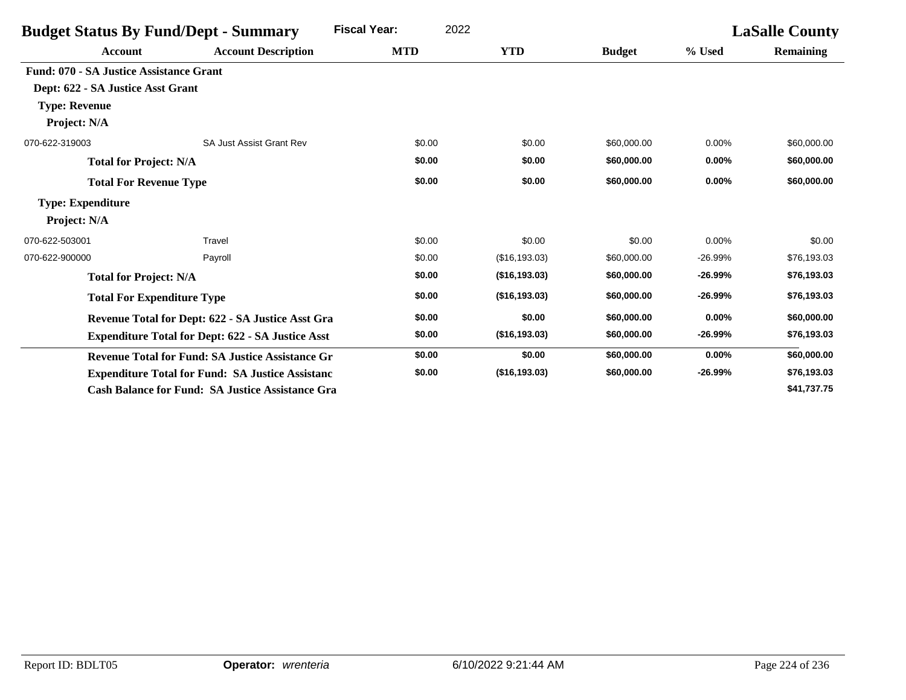**Budget Status By Fund/Dept - Summary** **Fiscal Year:** 2022 **LaSalle County**

| Account | Account Description | MTD | YTD | Budget | % Used | Remaining |
|---|---|---|---|---|---|---|
| **Fund: 070 - SA Justice Assistance Grant** | | | | | | |
| **Dept: 622 - SA Justice Asst Grant** | | | | | | |
| **Type: Revenue** | | | | | | |
| **Project: N/A** | | | | | | |
| 070-622-319003 | SA Just Assist Grant Rev | $0.00 | $0.00 | $60,000.00 | 0.00% | $60,000.00 |
| **Total for Project: N/A** | | **$0.00** | **$0.00** | **$60,000.00** | **0.00%** | **$60,000.00** |
| **Total For Revenue Type** | | **$0.00** | **$0.00** | **$60,000.00** | **0.00%** | **$60,000.00** |
| **Type: Expenditure** | | | | | | |
| **Project: N/A** | | | | | | |
| 070-622-503001 | Travel | $0.00 | $0.00 | $0.00 | 0.00% | $0.00 |
| 070-622-900000 | Payroll | $0.00 | ($16,193.03) | $60,000.00 | -26.99% | $76,193.03 |
| **Total for Project: N/A** | | **$0.00** | **($16,193.03)** | **$60,000.00** | **-26.99%** | **$76,193.03** |
| **Total For Expenditure Type** | | **$0.00** | **($16,193.03)** | **$60,000.00** | **-26.99%** | **$76,193.03** |
| **Revenue Total for Dept: 622 - SA Justice Asst Gra** | | **$0.00** | **$0.00** | **$60,000.00** | **0.00%** | **$60,000.00** |
| **Expenditure Total for Dept: 622 - SA Justice Asst** | | **$0.00** | **($16,193.03)** | **$60,000.00** | **-26.99%** | **$76,193.03** |
| **Revenue Total for Fund: SA Justice Assistance Gr** | | **$0.00** | **$0.00** | **$60,000.00** | **0.00%** | **$60,000.00** |
| **Expenditure Total for Fund: SA Justice Assistanc** | | **$0.00** | **($16,193.03)** | **$60,000.00** | **-26.99%** | **$76,193.03** |
| **Cash Balance for Fund: SA Justice Assistance Gra** | | | | | | **$41,737.75** |

Report ID: BDLT05 **Operator:** *wrenteria* 6/10/2022 9:21:44 AM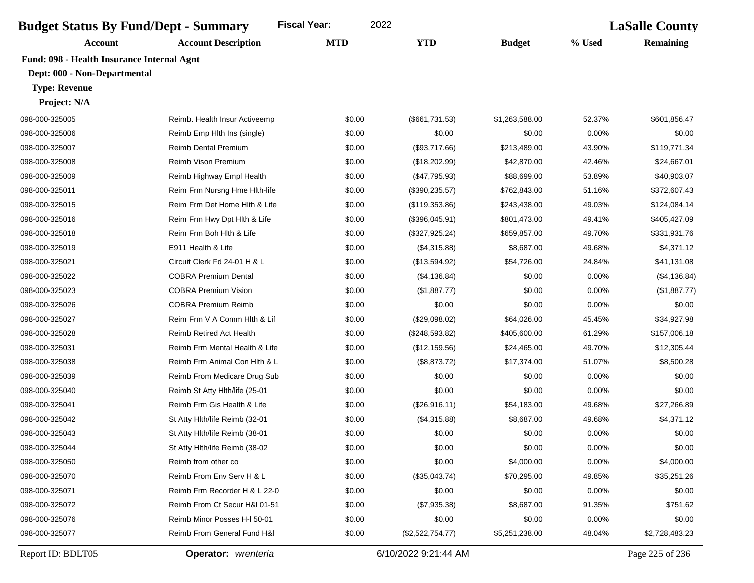# Budget Status By Fund/Dept - Summary

**Fiscal Year:** 2022

**LaSalle County**

| Account | Account Description | MTD | YTD | Budget | % Used | Remaining |
|---|---|---|---|---|---|---|
| **Fund: 098 - Health Insurance Internal Agnt** | | | | | | |
| **Dept: 000 - Non-Departmental** | | | | | | |
| **Type: Revenue** | | | | | | |
| **Project: N/A** | | | | | | |
| 098-000-325005 | Reimb. Health Insur Activeemp | $0.00 | ($661,731.53) | $1,263,588.00 | 52.37% | $601,856.47 |
| 098-000-325006 | Reimb Emp Hlth Ins (single) | $0.00 | $0.00 | $0.00 | 0.00% | $0.00 |
| 098-000-325007 | Reimb Dental Premium | $0.00 | ($93,717.66) | $213,489.00 | 43.90% | $119,771.34 |
| 098-000-325008 | Reimb Vison Premium | $0.00 | ($18,202.99) | $42,870.00 | 42.46% | $24,667.01 |
| 098-000-325009 | Reimb Highway Empl Health | $0.00 | ($47,795.93) | $88,699.00 | 53.89% | $40,903.07 |
| 098-000-325011 | Reim Frm Nursng Hme Hlth-life | $0.00 | ($390,235.57) | $762,843.00 | 51.16% | $372,607.43 |
| 098-000-325015 | Reim Frm Det Home Hlth & Life | $0.00 | ($119,353.86) | $243,438.00 | 49.03% | $124,084.14 |
| 098-000-325016 | Reim Frm Hwy Dpt Hlth & Life | $0.00 | ($396,045.91) | $801,473.00 | 49.41% | $405,427.09 |
| 098-000-325018 | Reim Frm Boh Hlth & Life | $0.00 | ($327,925.24) | $659,857.00 | 49.70% | $331,931.76 |
| 098-000-325019 | E911 Health & Life | $0.00 | ($4,315.88) | $8,687.00 | 49.68% | $4,371.12 |
| 098-000-325021 | Circuit Clerk Fd 24-01 H & L | $0.00 | ($13,594.92) | $54,726.00 | 24.84% | $41,131.08 |
| 098-000-325022 | COBRA Premium Dental | $0.00 | ($4,136.84) | $0.00 | 0.00% | ($4,136.84) |
| 098-000-325023 | COBRA Premium Vision | $0.00 | ($1,887.77) | $0.00 | 0.00% | ($1,887.77) |
| 098-000-325026 | COBRA Premium Reimb | $0.00 | $0.00 | $0.00 | 0.00% | $0.00 |
| 098-000-325027 | Reim Frm V A Comm Hlth & Lif | $0.00 | ($29,098.02) | $64,026.00 | 45.45% | $34,927.98 |
| 098-000-325028 | Reimb Retired Act Health | $0.00 | ($248,593.82) | $405,600.00 | 61.29% | $157,006.18 |
| 098-000-325031 | Reimb Frm Mental Health & Life | $0.00 | ($12,159.56) | $24,465.00 | 49.70% | $12,305.44 |
| 098-000-325038 | Reimb Frm Animal Con Hlth & L | $0.00 | ($8,873.72) | $17,374.00 | 51.07% | $8,500.28 |
| 098-000-325039 | Reimb From Medicare Drug Sub | $0.00 | $0.00 | $0.00 | 0.00% | $0.00 |
| 098-000-325040 | Reimb St Atty Hlth/life (25-01 | $0.00 | $0.00 | $0.00 | 0.00% | $0.00 |
| 098-000-325041 | Reimb Frm Gis Health & Life | $0.00 | ($26,916.11) | $54,183.00 | 49.68% | $27,266.89 |
| 098-000-325042 | St Atty Hlth/life Reimb (32-01 | $0.00 | ($4,315.88) | $8,687.00 | 49.68% | $4,371.12 |
| 098-000-325043 | St Atty Hlth/life Reimb (38-01 | $0.00 | $0.00 | $0.00 | 0.00% | $0.00 |
| 098-000-325044 | St Atty Hlth/life Reimb (38-02 | $0.00 | $0.00 | $0.00 | 0.00% | $0.00 |
| 098-000-325050 | Reimb from other co | $0.00 | $0.00 | $4,000.00 | 0.00% | $4,000.00 |
| 098-000-325070 | Reimb From Env Serv H & L | $0.00 | ($35,043.74) | $70,295.00 | 49.85% | $35,251.26 |
| 098-000-325071 | Reimb Frm Recorder H & L 22-0 | $0.00 | $0.00 | $0.00 | 0.00% | $0.00 |
| 098-000-325072 | Reimb From Ct Secur H&l 01-51 | $0.00 | ($7,935.38) | $8,687.00 | 91.35% | $751.62 |
| 098-000-325076 | Reimb Minor Posses H-l 50-01 | $0.00 | $0.00 | $0.00 | 0.00% | $0.00 |
| 098-000-325077 | Reimb From General Fund H&l | $0.00 | ($2,522,754.77) | $5,251,238.00 | 48.04% | $2,728,483.23 |

Report ID: BDLT05 **Operator:** *wrenteria* 6/10/2022 9:21:44 AM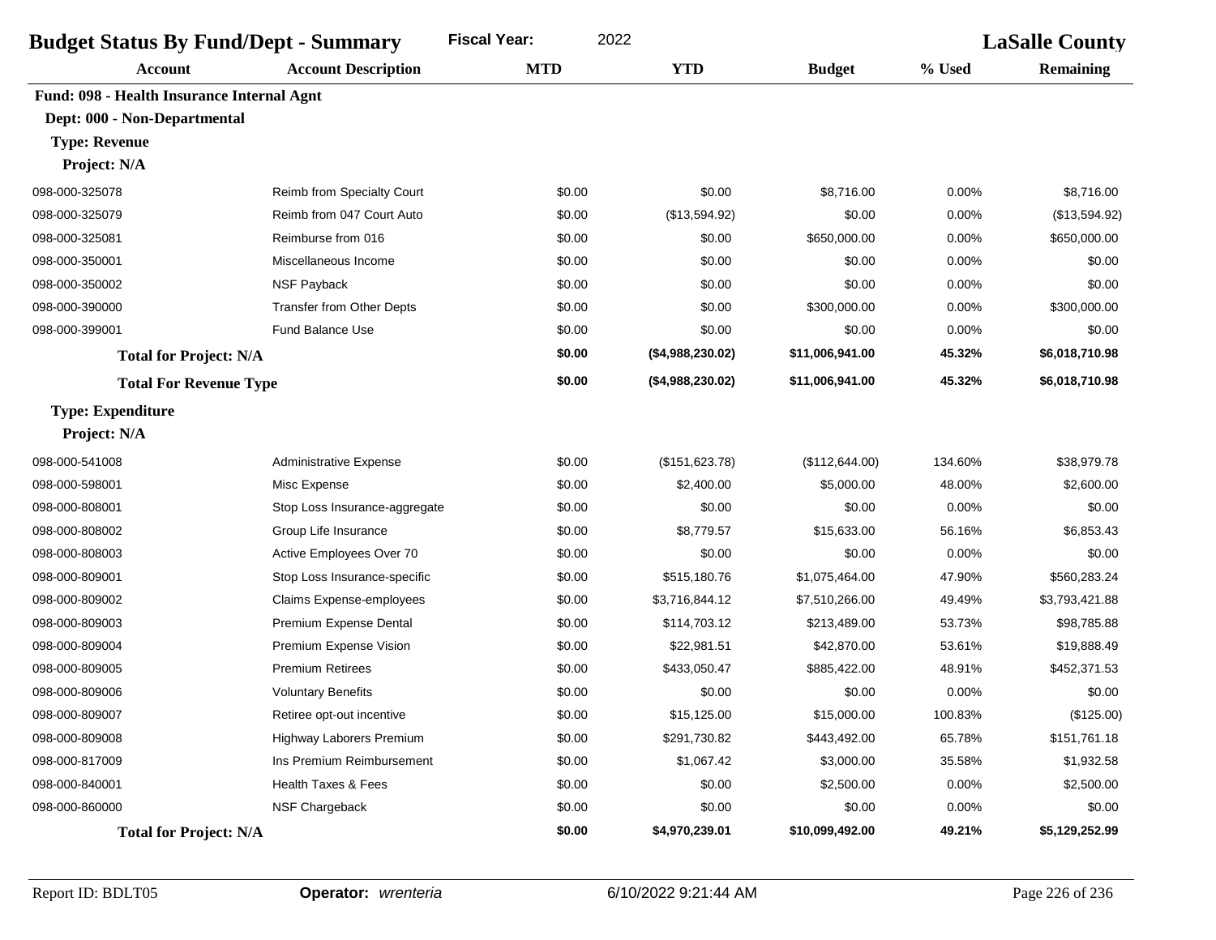# Budget Status By Fund/Dept - Summary

**Fiscal Year:** 2022

**LaSalle County**

| Account | Account Description | MTD | YTD | Budget | % Used | Remaining |
|---|---|---|---|---|---|---|
| **Fund: 098 - Health Insurance Internal Agnt** | | | | | | |
| **Dept: 000 - Non-Departmental** | | | | | | |
| **Type: Revenue** | | | | | | |
| **Project: N/A** | | | | | | |
| 098-000-325078 | Reimb from Specialty Court | $0.00 | $0.00 | $8,716.00 | 0.00% | $8,716.00 |
| 098-000-325079 | Reimb from 047 Court Auto | $0.00 | ($13,594.92) | $0.00 | 0.00% | ($13,594.92) |
| 098-000-325081 | Reimburse from 016 | $0.00 | $0.00 | $650,000.00 | 0.00% | $650,000.00 |
| 098-000-350001 | Miscellaneous Income | $0.00 | $0.00 | $0.00 | 0.00% | $0.00 |
| 098-000-350002 | NSF Payback | $0.00 | $0.00 | $0.00 | 0.00% | $0.00 |
| 098-000-390000 | Transfer from Other Depts | $0.00 | $0.00 | $300,000.00 | 0.00% | $300,000.00 |
| 098-000-399001 | Fund Balance Use | $0.00 | $0.00 | $0.00 | 0.00% | $0.00 |
| **Total for Project: N/A** | | **$0.00** | **($4,988,230.02)** | **$11,006,941.00** | **45.32%** | **$6,018,710.98** |
| **Total For Revenue Type** | | **$0.00** | **($4,988,230.02)** | **$11,006,941.00** | **45.32%** | **$6,018,710.98** |
| **Type: Expenditure** | | | | | | |
| **Project: N/A** | | | | | | |
| 098-000-541008 | Administrative Expense | $0.00 | ($151,623.78) | ($112,644.00) | 134.60% | $38,979.78 |
| 098-000-598001 | Misc Expense | $0.00 | $2,400.00 | $5,000.00 | 48.00% | $2,600.00 |
| 098-000-808001 | Stop Loss Insurance-aggregate | $0.00 | $0.00 | $0.00 | 0.00% | $0.00 |
| 098-000-808002 | Group Life Insurance | $0.00 | $8,779.57 | $15,633.00 | 56.16% | $6,853.43 |
| 098-000-808003 | Active Employees Over 70 | $0.00 | $0.00 | $0.00 | 0.00% | $0.00 |
| 098-000-809001 | Stop Loss Insurance-specific | $0.00 | $515,180.76 | $1,075,464.00 | 47.90% | $560,283.24 |
| 098-000-809002 | Claims Expense-employees | $0.00 | $3,716,844.12 | $7,510,266.00 | 49.49% | $3,793,421.88 |
| 098-000-809003 | Premium Expense Dental | $0.00 | $114,703.12 | $213,489.00 | 53.73% | $98,785.88 |
| 098-000-809004 | Premium Expense Vision | $0.00 | $22,981.51 | $42,870.00 | 53.61% | $19,888.49 |
| 098-000-809005 | Premium Retirees | $0.00 | $433,050.47 | $885,422.00 | 48.91% | $452,371.53 |
| 098-000-809006 | Voluntary Benefits | $0.00 | $0.00 | $0.00 | 0.00% | $0.00 |
| 098-000-809007 | Retiree opt-out incentive | $0.00 | $15,125.00 | $15,000.00 | 100.83% | ($125.00) |
| 098-000-809008 | Highway Laborers Premium | $0.00 | $291,730.82 | $443,492.00 | 65.78% | $151,761.18 |
| 098-000-817009 | Ins Premium Reimbursement | $0.00 | $1,067.42 | $3,000.00 | 35.58% | $1,932.58 |
| 098-000-840001 | Health Taxes & Fees | $0.00 | $0.00 | $2,500.00 | 0.00% | $2,500.00 |
| 098-000-860000 | NSF Chargeback | $0.00 | $0.00 | $0.00 | 0.00% | $0.00 |
| **Total for Project: N/A** | | **$0.00** | **$4,970,239.01** | **$10,099,492.00** | **49.21%** | **$5,129,252.99** |

Report ID: BDLT05 **Operator:** *wrenteria* 6/10/2022 9:21:44 AM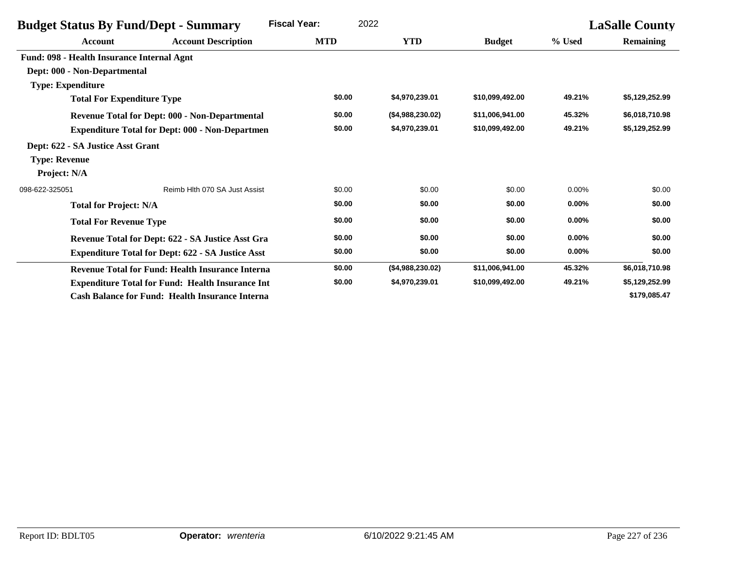# Budget Status By Fund/Dept - Summary

**Fiscal Year:** 2022

**LaSalle County**

| Account | Account Description | MTD | YTD | Budget | % Used | Remaining |
|---|---|---|---|---|---|---|
| **Fund: 098 - Health Insurance Internal Agnt** | | | | | | |
| **Dept: 000 - Non-Departmental** | | | | | | |
| **Type: Expenditure** | | | | | | |
| | **Total For Expenditure Type** | **$0.00** | **$4,970,239.01** | **$10,099,492.00** | **49.21%** | **$5,129,252.99** |
| | **Revenue Total for Dept: 000 - Non-Departmental** | **$0.00** | **($4,988,230.02)** | **$11,006,941.00** | **45.32%** | **$6,018,710.98** |
| | **Expenditure Total for Dept: 000 - Non-Departmen** | **$0.00** | **$4,970,239.01** | **$10,099,492.00** | **49.21%** | **$5,129,252.99** |
| **Dept: 622 - SA Justice Asst Grant** | | | | | | |
| **Type: Revenue** | | | | | | |
| **Project: N/A** | | | | | | |
| 098-622-325051 | Reimb Hlth 070 SA Just Assist | $0.00 | $0.00 | $0.00 | 0.00% | $0.00 |
| | **Total for Project: N/A** | **$0.00** | **$0.00** | **$0.00** | **0.00%** | **$0.00** |
| | **Total For Revenue Type** | **$0.00** | **$0.00** | **$0.00** | **0.00%** | **$0.00** |
| | **Revenue Total for Dept: 622 - SA Justice Asst Gra** | **$0.00** | **$0.00** | **$0.00** | **0.00%** | **$0.00** |
| | **Expenditure Total for Dept: 622 - SA Justice Asst** | **$0.00** | **$0.00** | **$0.00** | **0.00%** | **$0.00** |
| | **Revenue Total for Fund: Health Insurance Interna** | **$0.00** | **($4,988,230.02)** | **$11,006,941.00** | **45.32%** | **$6,018,710.98** |
| | **Expenditure Total for Fund: Health Insurance Int** | **$0.00** | **$4,970,239.01** | **$10,099,492.00** | **49.21%** | **$5,129,252.99** |
| | **Cash Balance for Fund: Health Insurance Interna** | | | | | **$179,085.47** |

Report ID: BDLT05 **Operator:** *wrenteria* 6/10/2022 9:21:45 AM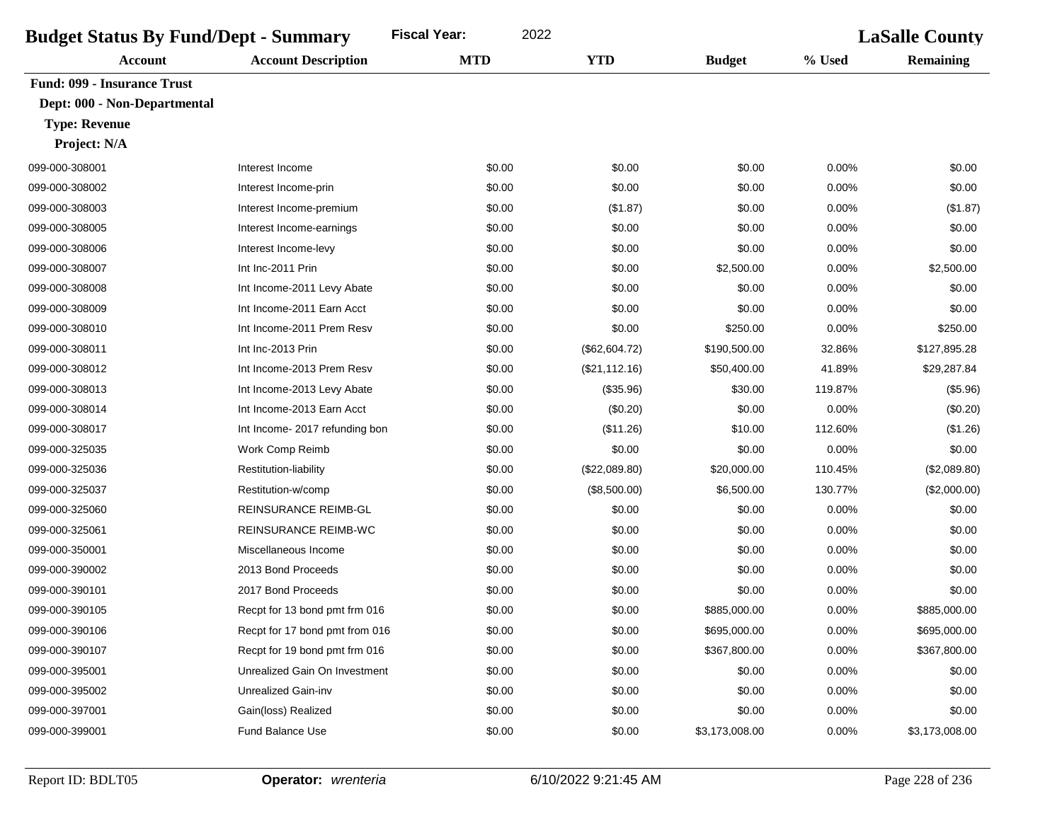# Budget Status By Fund/Dept - Summary

**Fiscal Year:** 2022

**LaSalle County**

| Account | Account Description | MTD | YTD | Budget | % Used | Remaining |
|---|---|---|---|---|---|---|
| **Fund: 099 - Insurance Trust** | | | | | | |
| **Dept: 000 - Non-Departmental** | | | | | | |
| **Type: Revenue** | | | | | | |
| **Project: N/A** | | | | | | |
| 099-000-308001 | Interest Income | $0.00 | $0.00 | $0.00 | 0.00% | $0.00 |
| 099-000-308002 | Interest Income-prin | $0.00 | $0.00 | $0.00 | 0.00% | $0.00 |
| 099-000-308003 | Interest Income-premium | $0.00 | ($1.87) | $0.00 | 0.00% | ($1.87) |
| 099-000-308005 | Interest Income-earnings | $0.00 | $0.00 | $0.00 | 0.00% | $0.00 |
| 099-000-308006 | Interest Income-levy | $0.00 | $0.00 | $0.00 | 0.00% | $0.00 |
| 099-000-308007 | Int Inc-2011 Prin | $0.00 | $0.00 | $2,500.00 | 0.00% | $2,500.00 |
| 099-000-308008 | Int Income-2011 Levy Abate | $0.00 | $0.00 | $0.00 | 0.00% | $0.00 |
| 099-000-308009 | Int Income-2011 Earn Acct | $0.00 | $0.00 | $0.00 | 0.00% | $0.00 |
| 099-000-308010 | Int Income-2011 Prem Resv | $0.00 | $0.00 | $250.00 | 0.00% | $250.00 |
| 099-000-308011 | Int Inc-2013 Prin | $0.00 | ($62,604.72) | $190,500.00 | 32.86% | $127,895.28 |
| 099-000-308012 | Int Income-2013 Prem Resv | $0.00 | ($21,112.16) | $50,400.00 | 41.89% | $29,287.84 |
| 099-000-308013 | Int Income-2013 Levy Abate | $0.00 | ($35.96) | $30.00 | 119.87% | ($5.96) |
| 099-000-308014 | Int Income-2013 Earn Acct | $0.00 | ($0.20) | $0.00 | 0.00% | ($0.20) |
| 099-000-308017 | Int Income- 2017 refunding bon | $0.00 | ($11.26) | $10.00 | 112.60% | ($1.26) |
| 099-000-325035 | Work Comp Reimb | $0.00 | $0.00 | $0.00 | 0.00% | $0.00 |
| 099-000-325036 | Restitution-liability | $0.00 | ($22,089.80) | $20,000.00 | 110.45% | ($2,089.80) |
| 099-000-325037 | Restitution-w/comp | $0.00 | ($8,500.00) | $6,500.00 | 130.77% | ($2,000.00) |
| 099-000-325060 | REINSURANCE REIMB-GL | $0.00 | $0.00 | $0.00 | 0.00% | $0.00 |
| 099-000-325061 | REINSURANCE REIMB-WC | $0.00 | $0.00 | $0.00 | 0.00% | $0.00 |
| 099-000-350001 | Miscellaneous Income | $0.00 | $0.00 | $0.00 | 0.00% | $0.00 |
| 099-000-390002 | 2013 Bond Proceeds | $0.00 | $0.00 | $0.00 | 0.00% | $0.00 |
| 099-000-390101 | 2017 Bond Proceeds | $0.00 | $0.00 | $0.00 | 0.00% | $0.00 |
| 099-000-390105 | Recpt for 13 bond pmt frm 016 | $0.00 | $0.00 | $885,000.00 | 0.00% | $885,000.00 |
| 099-000-390106 | Recpt for 17 bond pmt from 016 | $0.00 | $0.00 | $695,000.00 | 0.00% | $695,000.00 |
| 099-000-390107 | Recpt for 19 bond pmt frm 016 | $0.00 | $0.00 | $367,800.00 | 0.00% | $367,800.00 |
| 099-000-395001 | Unrealized Gain On Investment | $0.00 | $0.00 | $0.00 | 0.00% | $0.00 |
| 099-000-395002 | Unrealized Gain-inv | $0.00 | $0.00 | $0.00 | 0.00% | $0.00 |
| 099-000-397001 | Gain(loss) Realized | $0.00 | $0.00 | $0.00 | 0.00% | $0.00 |
| 099-000-399001 | Fund Balance Use | $0.00 | $0.00 | $3,173,008.00 | 0.00% | $3,173,008.00 |

Report ID: BDLT05 **Operator:** *wrenteria* 6/10/2022 9:21:45 AM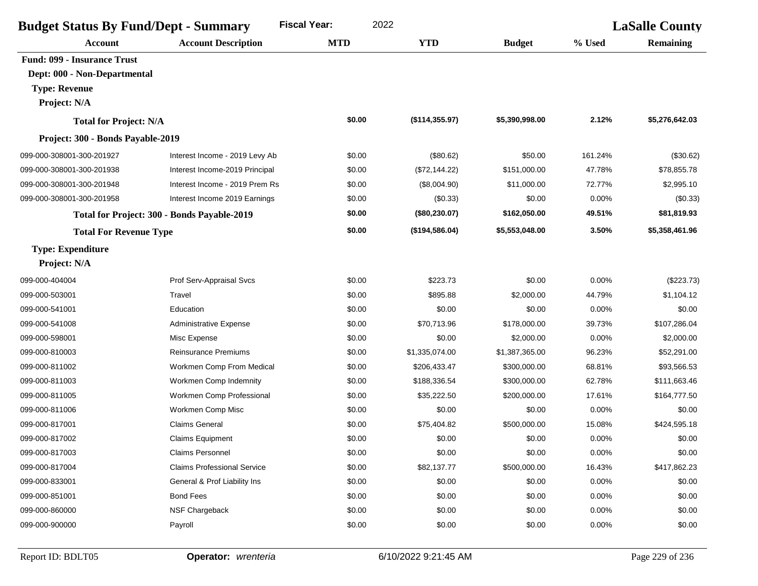# Budget Status By Fund/Dept - Summary

**Fiscal Year:** 2022

**LaSalle County**

| Account | Account Description | MTD | YTD | Budget | % Used | Remaining |
|---|---|---|---|---|---|---|
| **Fund: 099 - Insurance Trust** | | | | | | |
| **Dept: 000 - Non-Departmental** | | | | | | |
| **Type: Revenue** | | | | | | |
| **Project: N/A** | | | | | | |
| **Total for Project: N/A** | | **$0.00** | **($114,355.97)** | **$5,390,998.00** | **2.12%** | **$5,276,642.03** |
| **Project: 300 - Bonds Payable-2019** | | | | | | |
| 099-000-308001-300-201927 | Interest Income - 2019 Levy Ab | $0.00 | ($80.62) | $50.00 | 161.24% | ($30.62) |
| 099-000-308001-300-201938 | Interest Income-2019 Principal | $0.00 | ($72,144.22) | $151,000.00 | 47.78% | $78,855.78 |
| 099-000-308001-300-201948 | Interest Income - 2019 Prem Rs | $0.00 | ($8,004.90) | $11,000.00 | 72.77% | $2,995.10 |
| 099-000-308001-300-201958 | Interest Income 2019 Earnings | $0.00 | ($0.33) | $0.00 | 0.00% | ($0.33) |
| **Total for Project: 300 - Bonds Payable-2019** | | **$0.00** | **($80,230.07)** | **$162,050.00** | **49.51%** | **$81,819.93** |
| **Total For Revenue Type** | | **$0.00** | **($194,586.04)** | **$5,553,048.00** | **3.50%** | **$5,358,461.96** |
| **Type: Expenditure** | | | | | | |
| **Project: N/A** | | | | | | |
| 099-000-404004 | Prof Serv-Appraisal Svcs | $0.00 | $223.73 | $0.00 | 0.00% | ($223.73) |
| 099-000-503001 | Travel | $0.00 | $895.88 | $2,000.00 | 44.79% | $1,104.12 |
| 099-000-541001 | Education | $0.00 | $0.00 | $0.00 | 0.00% | $0.00 |
| 099-000-541008 | Administrative Expense | $0.00 | $70,713.96 | $178,000.00 | 39.73% | $107,286.04 |
| 099-000-598001 | Misc Expense | $0.00 | $0.00 | $2,000.00 | 0.00% | $2,000.00 |
| 099-000-810003 | Reinsurance Premiums | $0.00 | $1,335,074.00 | $1,387,365.00 | 96.23% | $52,291.00 |
| 099-000-811002 | Workmen Comp From Medical | $0.00 | $206,433.47 | $300,000.00 | 68.81% | $93,566.53 |
| 099-000-811003 | Workmen Comp Indemnity | $0.00 | $188,336.54 | $300,000.00 | 62.78% | $111,663.46 |
| 099-000-811005 | Workmen Comp Professional | $0.00 | $35,222.50 | $200,000.00 | 17.61% | $164,777.50 |
| 099-000-811006 | Workmen Comp Misc | $0.00 | $0.00 | $0.00 | 0.00% | $0.00 |
| 099-000-817001 | Claims General | $0.00 | $75,404.82 | $500,000.00 | 15.08% | $424,595.18 |
| 099-000-817002 | Claims Equipment | $0.00 | $0.00 | $0.00 | 0.00% | $0.00 |
| 099-000-817003 | Claims Personnel | $0.00 | $0.00 | $0.00 | 0.00% | $0.00 |
| 099-000-817004 | Claims Professional Service | $0.00 | $82,137.77 | $500,000.00 | 16.43% | $417,862.23 |
| 099-000-833001 | General & Prof Liability Ins | $0.00 | $0.00 | $0.00 | 0.00% | $0.00 |
| 099-000-851001 | Bond Fees | $0.00 | $0.00 | $0.00 | 0.00% | $0.00 |
| 099-000-860000 | NSF Chargeback | $0.00 | $0.00 | $0.00 | 0.00% | $0.00 |
| 099-000-900000 | Payroll | $0.00 | $0.00 | $0.00 | 0.00% | $0.00 |

Report ID: BDLT05 **Operator:** *wrenteria* 6/10/2022 9:21:45 AM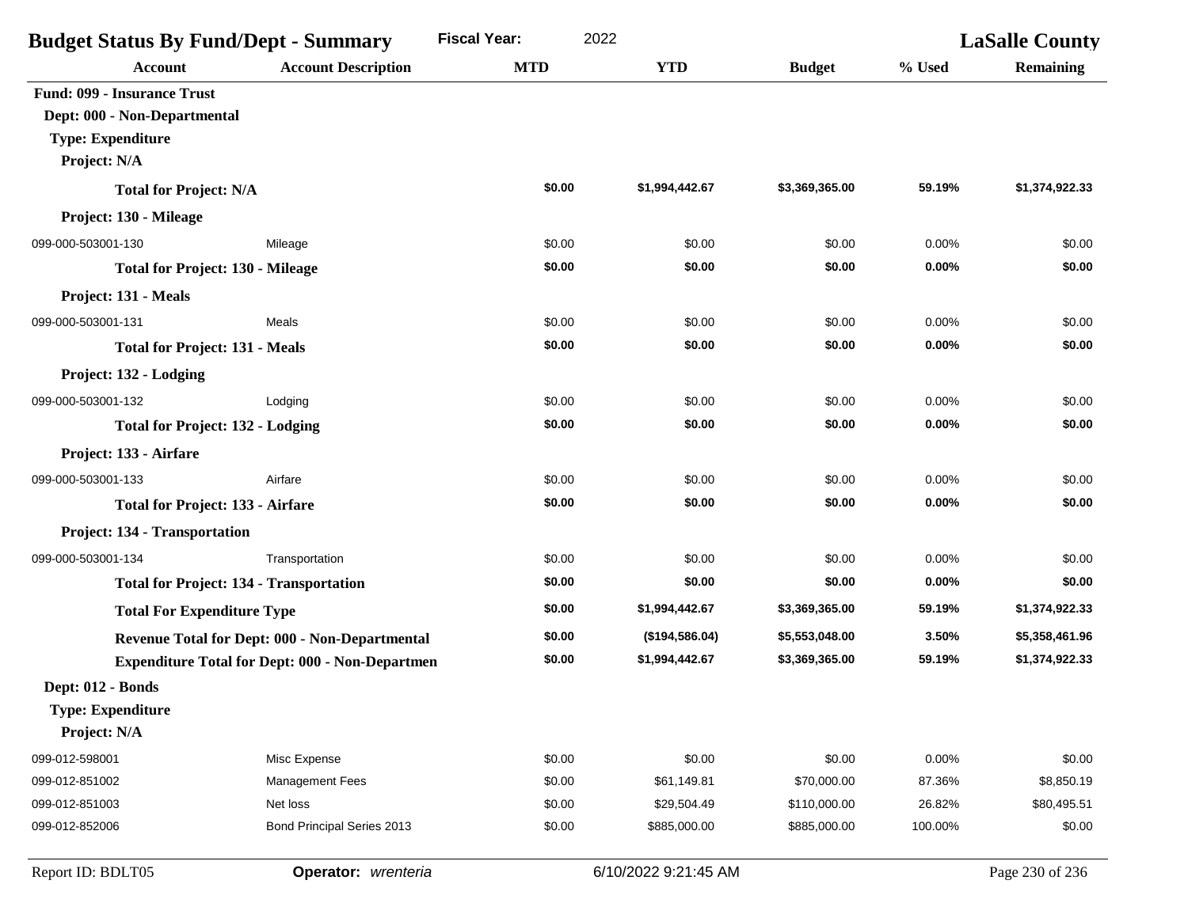# Budget Status By Fund/Dept - Summary

**Fiscal Year:** 2022 **LaSalle County**

| Account | Account Description | MTD | YTD | Budget | % Used | Remaining |
|---|---|---|---|---|---|---|
| **Fund: 099 - Insurance Trust** | | | | | | |
| **Dept: 000 - Non-Departmental** | | | | | | |
| **Type: Expenditure** | | | | | | |
| **Project: N/A** | | | | | | |
| **Total for Project: N/A** | | **$0.00** | **$1,994,442.67** | **$3,369,365.00** | **59.19%** | **$1,374,922.33** |
| **Project: 130 - Mileage** | | | | | | |
| 099-000-503001-130 | Mileage | $0.00 | $0.00 | $0.00 | 0.00% | $0.00 |
| **Total for Project: 130 - Mileage** | | **$0.00** | **$0.00** | **$0.00** | **0.00%** | **$0.00** |
| **Project: 131 - Meals** | | | | | | |
| 099-000-503001-131 | Meals | $0.00 | $0.00 | $0.00 | 0.00% | $0.00 |
| **Total for Project: 131 - Meals** | | **$0.00** | **$0.00** | **$0.00** | **0.00%** | **$0.00** |
| **Project: 132 - Lodging** | | | | | | |
| 099-000-503001-132 | Lodging | $0.00 | $0.00 | $0.00 | 0.00% | $0.00 |
| **Total for Project: 132 - Lodging** | | **$0.00** | **$0.00** | **$0.00** | **0.00%** | **$0.00** |
| **Project: 133 - Airfare** | | | | | | |
| 099-000-503001-133 | Airfare | $0.00 | $0.00 | $0.00 | 0.00% | $0.00 |
| **Total for Project: 133 - Airfare** | | **$0.00** | **$0.00** | **$0.00** | **0.00%** | **$0.00** |
| **Project: 134 - Transportation** | | | | | | |
| 099-000-503001-134 | Transportation | $0.00 | $0.00 | $0.00 | 0.00% | $0.00 |
| **Total for Project: 134 - Transportation** | | **$0.00** | **$0.00** | **$0.00** | **0.00%** | **$0.00** |
| **Total For Expenditure Type** | | **$0.00** | **$1,994,442.67** | **$3,369,365.00** | **59.19%** | **$1,374,922.33** |
| **Revenue Total for Dept: 000 - Non-Departmental** | | **$0.00** | **($194,586.04)** | **$5,553,048.00** | **3.50%** | **$5,358,461.96** |
| **Expenditure Total for Dept: 000 - Non-Departmen** | | **$0.00** | **$1,994,442.67** | **$3,369,365.00** | **59.19%** | **$1,374,922.33** |
| **Dept: 012 - Bonds** | | | | | | |
| **Type: Expenditure** | | | | | | |
| **Project: N/A** | | | | | | |
| 099-012-598001 | Misc Expense | $0.00 | $0.00 | $0.00 | 0.00% | $0.00 |
| 099-012-851002 | Management Fees | $0.00 | $61,149.81 | $70,000.00 | 87.36% | $8,850.19 |
| 099-012-851003 | Net loss | $0.00 | $29,504.49 | $110,000.00 | 26.82% | $80,495.51 |
| 099-012-852006 | Bond Principal Series 2013 | $0.00 | $885,000.00 | $885,000.00 | 100.00% | $0.00 |

Report ID: BDLT05 **Operator:** *wrenteria* 6/10/2022 9:21:45 AM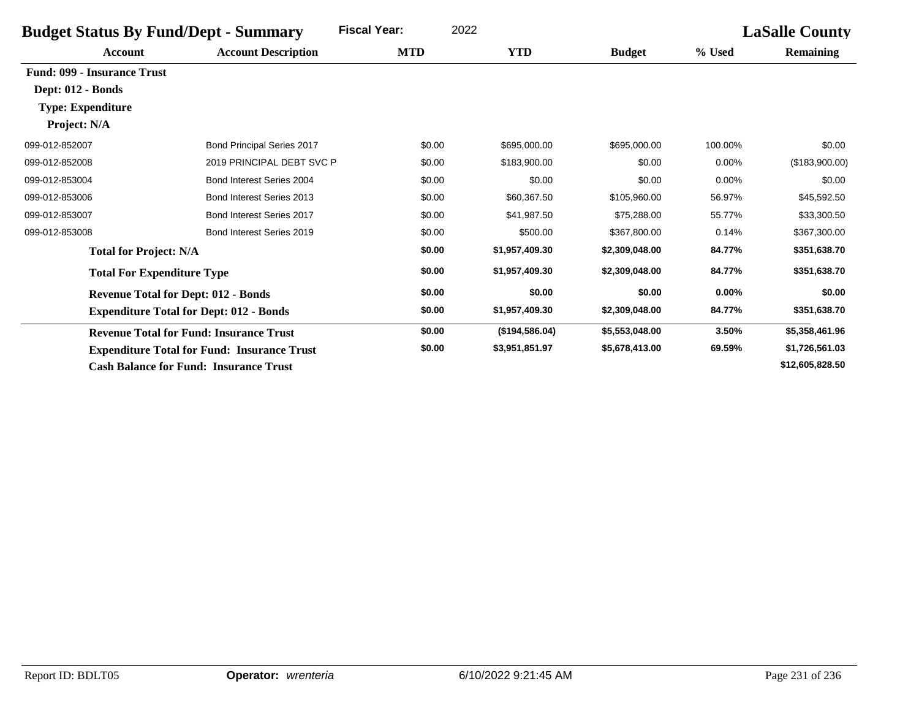# Budget Status By Fund/Dept - Summary

**Fiscal Year:** 2022

**LaSalle County**

| Account | Account Description | MTD | YTD | Budget | % Used | Remaining |
|---|---|---|---|---|---|---|
| **Fund: 099 - Insurance Trust** | | | | | | |
| **Dept: 012 - Bonds** | | | | | | |
| **Type: Expenditure** | | | | | | |
| **Project: N/A** | | | | | | |
| 099-012-852007 | Bond Principal Series 2017 | $0.00 | $695,000.00 | $695,000.00 | 100.00% | $0.00 |
| 099-012-852008 | 2019 PRINCIPAL DEBT SVC P | $0.00 | $183,900.00 | $0.00 | 0.00% | ($183,900.00) |
| 099-012-853004 | Bond Interest Series 2004 | $0.00 | $0.00 | $0.00 | 0.00% | $0.00 |
| 099-012-853006 | Bond Interest Series 2013 | $0.00 | $60,367.50 | $105,960.00 | 56.97% | $45,592.50 |
| 099-012-853007 | Bond Interest Series 2017 | $0.00 | $41,987.50 | $75,288.00 | 55.77% | $33,300.50 |
| 099-012-853008 | Bond Interest Series 2019 | $0.00 | $500.00 | $367,800.00 | 0.14% | $367,300.00 |
| **Total for Project: N/A** | | **$0.00** | **$1,957,409.30** | **$2,309,048.00** | **84.77%** | **$351,638.70** |
| **Total For Expenditure Type** | | **$0.00** | **$1,957,409.30** | **$2,309,048.00** | **84.77%** | **$351,638.70** |
| **Revenue Total for Dept: 012 - Bonds** | | **$0.00** | **$0.00** | **$0.00** | **0.00%** | **$0.00** |
| **Expenditure Total for Dept: 012 - Bonds** | | **$0.00** | **$1,957,409.30** | **$2,309,048.00** | **84.77%** | **$351,638.70** |
| **Revenue Total for Fund: Insurance Trust** | | **$0.00** | **($194,586.04)** | **$5,553,048.00** | **3.50%** | **$5,358,461.96** |
| **Expenditure Total for Fund: Insurance Trust** | | **$0.00** | **$3,951,851.97** | **$5,678,413.00** | **69.59%** | **$1,726,561.03** |
| **Cash Balance for Fund: Insurance Trust** | | | | | | **$12,605,828.50** |

Report ID: BDLT05 **Operator:** *wrenteria* 6/10/2022 9:21:45 AM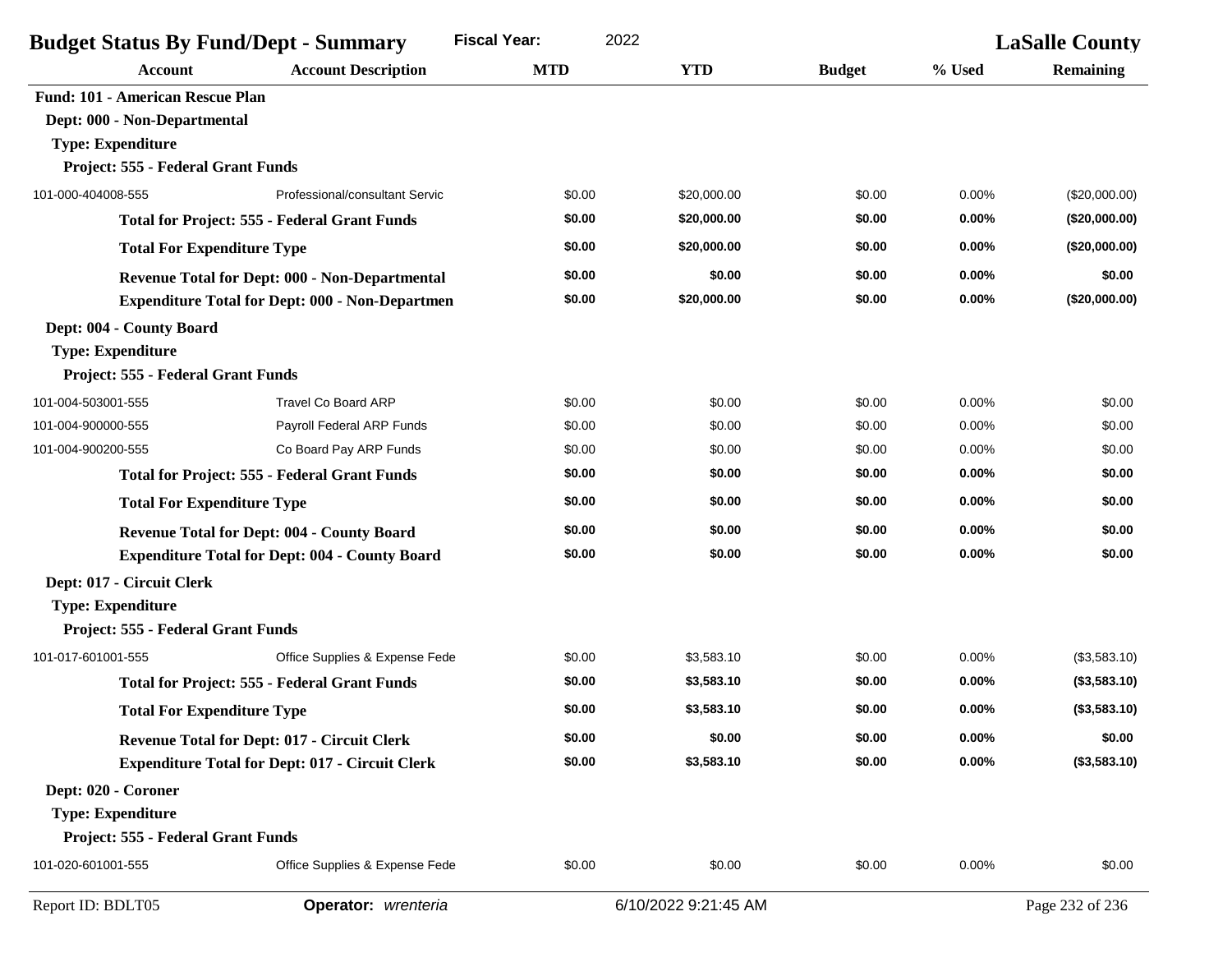# Budget Status By Fund/Dept - Summary

**Fiscal Year:** 2022

**LaSalle County**

| Account | Account Description | MTD | YTD | Budget | % Used | Remaining |
|---|---|---|---|---|---|---|
| **Fund: 101 - American Rescue Plan** | | | | | | |
| **Dept: 000 - Non-Departmental** | | | | | | |
| **Type: Expenditure** | | | | | | |
| **Project: 555 - Federal Grant Funds** | | | | | | |
| 101-000-404008-555 | Professional/consultant Servic | $0.00 | $20,000.00 | $0.00 | 0.00% | ($20,000.00) |
| | **Total for Project: 555 - Federal Grant Funds** | **$0.00** | **$20,000.00** | **$0.00** | **0.00%** | **($20,000.00)** |
| | **Total For Expenditure Type** | **$0.00** | **$20,000.00** | **$0.00** | **0.00%** | **($20,000.00)** |
| | **Revenue Total for Dept: 000 - Non-Departmental** | **$0.00** | **$0.00** | **$0.00** | **0.00%** | **$0.00** |
| | **Expenditure Total for Dept: 000 - Non-Departmen** | **$0.00** | **$20,000.00** | **$0.00** | **0.00%** | **($20,000.00)** |
| **Dept: 004 - County Board** | | | | | | |
| **Type: Expenditure** | | | | | | |
| **Project: 555 - Federal Grant Funds** | | | | | | |
| 101-004-503001-555 | Travel Co Board ARP | $0.00 | $0.00 | $0.00 | 0.00% | $0.00 |
| 101-004-900000-555 | Payroll Federal ARP Funds | $0.00 | $0.00 | $0.00 | 0.00% | $0.00 |
| 101-004-900200-555 | Co Board Pay ARP Funds | $0.00 | $0.00 | $0.00 | 0.00% | $0.00 |
| | **Total for Project: 555 - Federal Grant Funds** | **$0.00** | **$0.00** | **$0.00** | **0.00%** | **$0.00** |
| | **Total For Expenditure Type** | **$0.00** | **$0.00** | **$0.00** | **0.00%** | **$0.00** |
| | **Revenue Total for Dept: 004 - County Board** | **$0.00** | **$0.00** | **$0.00** | **0.00%** | **$0.00** |
| | **Expenditure Total for Dept: 004 - County Board** | **$0.00** | **$0.00** | **$0.00** | **0.00%** | **$0.00** |
| **Dept: 017 - Circuit Clerk** | | | | | | |
| **Type: Expenditure** | | | | | | |
| **Project: 555 - Federal Grant Funds** | | | | | | |
| 101-017-601001-555 | Office Supplies & Expense Fede | $0.00 | $3,583.10 | $0.00 | 0.00% | ($3,583.10) |
| | **Total for Project: 555 - Federal Grant Funds** | **$0.00** | **$3,583.10** | **$0.00** | **0.00%** | **($3,583.10)** |
| | **Total For Expenditure Type** | **$0.00** | **$3,583.10** | **$0.00** | **0.00%** | **($3,583.10)** |
| | **Revenue Total for Dept: 017 - Circuit Clerk** | **$0.00** | **$0.00** | **$0.00** | **0.00%** | **$0.00** |
| | **Expenditure Total for Dept: 017 - Circuit Clerk** | **$0.00** | **$3,583.10** | **$0.00** | **0.00%** | **($3,583.10)** |
| **Dept: 020 - Coroner** | | | | | | |
| **Type: Expenditure** | | | | | | |
| **Project: 555 - Federal Grant Funds** | | | | | | |
| 101-020-601001-555 | Office Supplies & Expense Fede | $0.00 | $0.00 | $0.00 | 0.00% | $0.00 |

Report ID: BDLT05 | **Operator:** *wrenteria* | 6/10/2022 9:21:45 AM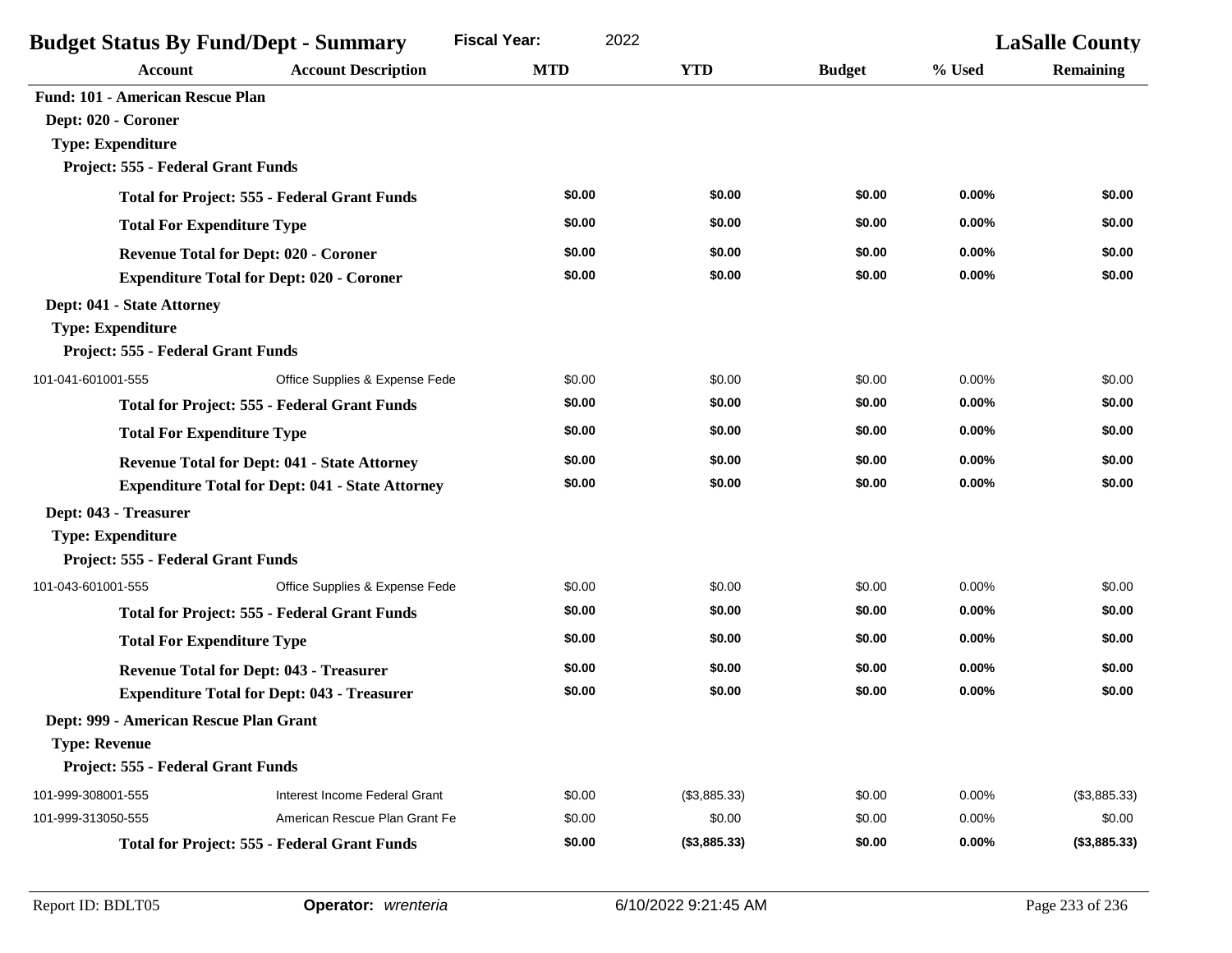# Budget Status By Fund/Dept - Summary

**Fiscal Year:** 2022

**LaSalle County**

| Account | Account Description | MTD | YTD | Budget | % Used | Remaining |
|---|---|---|---|---|---|---|
| **Fund: 101 - American Rescue Plan** | | | | | | |
| **Dept: 020 - Coroner** | | | | | | |
| **Type: Expenditure** | | | | | | |
| **Project: 555 - Federal Grant Funds** | | | | | | |
| | **Total for Project: 555 - Federal Grant Funds** | **$0.00** | **$0.00** | **$0.00** | **0.00%** | **$0.00** |
| | **Total For Expenditure Type** | **$0.00** | **$0.00** | **$0.00** | **0.00%** | **$0.00** |
| | **Revenue Total for Dept: 020 - Coroner** | **$0.00** | **$0.00** | **$0.00** | **0.00%** | **$0.00** |
| | **Expenditure Total for Dept: 020 - Coroner** | **$0.00** | **$0.00** | **$0.00** | **0.00%** | **$0.00** |
| **Dept: 041 - State Attorney** | | | | | | |
| **Type: Expenditure** | | | | | | |
| **Project: 555 - Federal Grant Funds** | | | | | | |
| 101-041-601001-555 | Office Supplies & Expense Fede | $0.00 | $0.00 | $0.00 | 0.00% | $0.00 |
| | **Total for Project: 555 - Federal Grant Funds** | **$0.00** | **$0.00** | **$0.00** | **0.00%** | **$0.00** |
| | **Total For Expenditure Type** | **$0.00** | **$0.00** | **$0.00** | **0.00%** | **$0.00** |
| | **Revenue Total for Dept: 041 - State Attorney** | **$0.00** | **$0.00** | **$0.00** | **0.00%** | **$0.00** |
| | **Expenditure Total for Dept: 041 - State Attorney** | **$0.00** | **$0.00** | **$0.00** | **0.00%** | **$0.00** |
| **Dept: 043 - Treasurer** | | | | | | |
| **Type: Expenditure** | | | | | | |
| **Project: 555 - Federal Grant Funds** | | | | | | |
| 101-043-601001-555 | Office Supplies & Expense Fede | $0.00 | $0.00 | $0.00 | 0.00% | $0.00 |
| | **Total for Project: 555 - Federal Grant Funds** | **$0.00** | **$0.00** | **$0.00** | **0.00%** | **$0.00** |
| | **Total For Expenditure Type** | **$0.00** | **$0.00** | **$0.00** | **0.00%** | **$0.00** |
| | **Revenue Total for Dept: 043 - Treasurer** | **$0.00** | **$0.00** | **$0.00** | **0.00%** | **$0.00** |
| | **Expenditure Total for Dept: 043 - Treasurer** | **$0.00** | **$0.00** | **$0.00** | **0.00%** | **$0.00** |
| **Dept: 999 - American Rescue Plan Grant** | | | | | | |
| **Type: Revenue** | | | | | | |
| **Project: 555 - Federal Grant Funds** | | | | | | |
| 101-999-308001-555 | Interest Income Federal Grant | $0.00 | ($3,885.33) | $0.00 | 0.00% | ($3,885.33) |
| 101-999-313050-555 | American Rescue Plan Grant Fe | $0.00 | $0.00 | $0.00 | 0.00% | $0.00 |
| | **Total for Project: 555 - Federal Grant Funds** | **$0.00** | **($3,885.33)** | **$0.00** | **0.00%** | **($3,885.33)** |

Report ID: BDLT05 **Operator:** *wrenteria* 6/10/2022 9:21:45 AM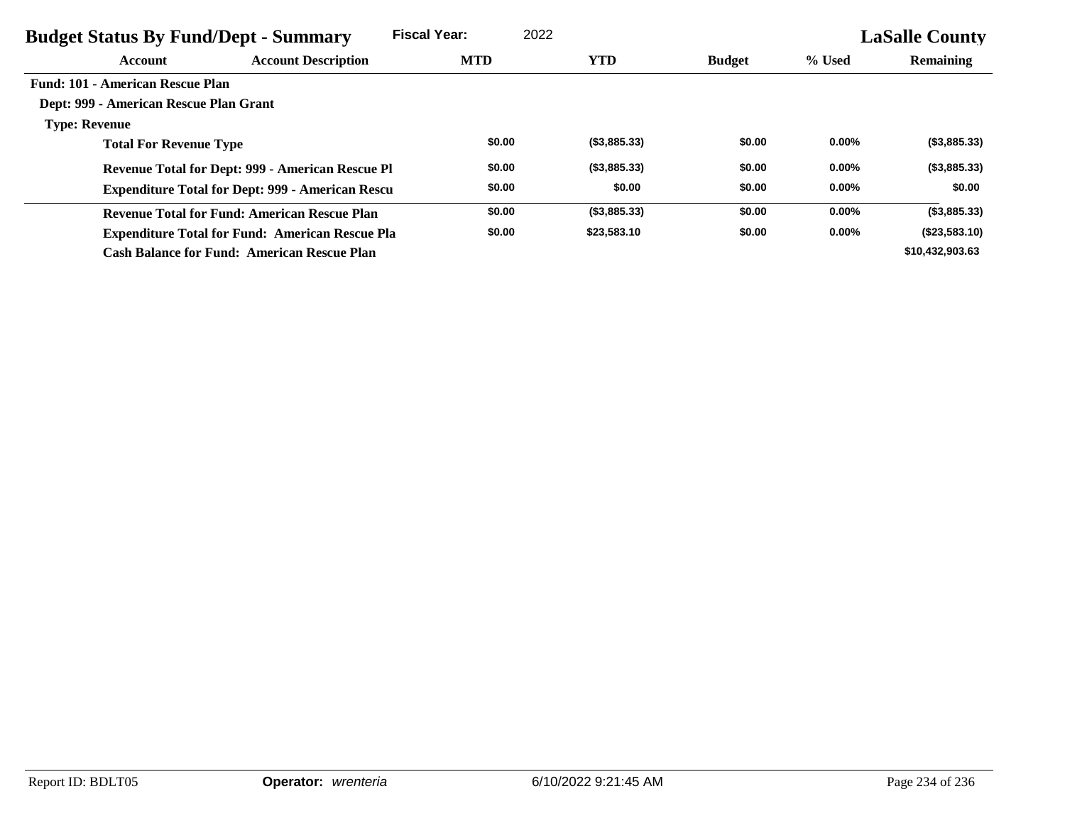# Budget Status By Fund/Dept - Summary

**Fiscal Year:** 2022

**LaSalle County**

| Account | Account Description | MTD | YTD | Budget | % Used | Remaining |
|---|---|---|---|---|---|---|
| **Fund: 101 - American Rescue Plan** | | | | | | |
| **Dept: 999 - American Rescue Plan Grant** | | | | | | |
| **Type: Revenue** | | | | | | |
| | **Total For Revenue Type** | $0.00 | ($3,885.33) | $0.00 | 0.00% | ($3,885.33) |
| | **Revenue Total for Dept: 999 - American Rescue Pl** | $0.00 | ($3,885.33) | $0.00 | 0.00% | ($3,885.33) |
| | **Expenditure Total for Dept: 999 - American Rescu** | $0.00 | $0.00 | $0.00 | 0.00% | $0.00 |
| | **Revenue Total for Fund: American Rescue Plan** | $0.00 | ($3,885.33) | $0.00 | 0.00% | ($3,885.33) |
| | **Expenditure Total for Fund: American Rescue Pla** | $0.00 | $23,583.10 | $0.00 | 0.00% | ($23,583.10) |
| | **Cash Balance for Fund: American Rescue Plan** | | | | | $10,432,903.63 |

Report ID: BDLT05 **Operator:** *wrenteria* 6/10/2022 9:21:45 AM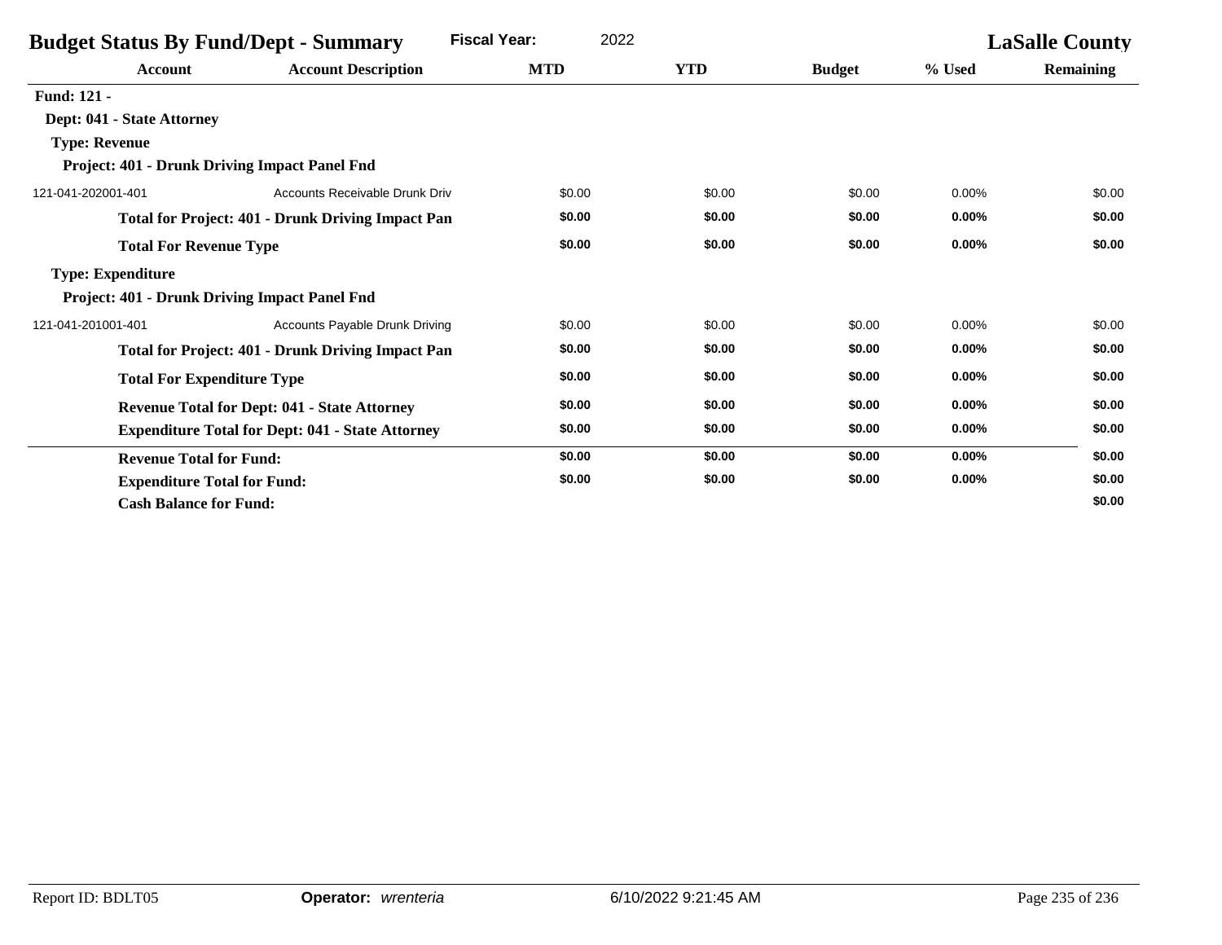# Budget Status By Fund/Dept - Summary

**Fiscal Year:** 2022

**LaSalle County**

| Account | Account Description | MTD | YTD | Budget | % Used | Remaining |
|---|---|---|---|---|---|---|
| **Fund: 121 -** | | | | | | |
| **Dept: 041 - State Attorney** | | | | | | |
| **Type: Revenue** | | | | | | |
| **Project: 401 - Drunk Driving Impact Panel Fnd** | | | | | | |
| 121-041-202001-401 | Accounts Receivable Drunk Driv | $0.00 | $0.00 | $0.00 | 0.00% | $0.00 |
| | **Total for Project: 401 - Drunk Driving Impact Pan** | **$0.00** | **$0.00** | **$0.00** | **0.00%** | **$0.00** |
| | **Total For Revenue Type** | **$0.00** | **$0.00** | **$0.00** | **0.00%** | **$0.00** |
| **Type: Expenditure** | | | | | | |
| **Project: 401 - Drunk Driving Impact Panel Fnd** | | | | | | |
| 121-041-201001-401 | Accounts Payable Drunk Driving | $0.00 | $0.00 | $0.00 | 0.00% | $0.00 |
| | **Total for Project: 401 - Drunk Driving Impact Pan** | **$0.00** | **$0.00** | **$0.00** | **0.00%** | **$0.00** |
| | **Total For Expenditure Type** | **$0.00** | **$0.00** | **$0.00** | **0.00%** | **$0.00** |
| | **Revenue Total for Dept: 041 - State Attorney** | **$0.00** | **$0.00** | **$0.00** | **0.00%** | **$0.00** |
| | **Expenditure Total for Dept: 041 - State Attorney** | **$0.00** | **$0.00** | **$0.00** | **0.00%** | **$0.00** |
| | **Revenue Total for Fund:** | **$0.00** | **$0.00** | **$0.00** | **0.00%** | **$0.00** |
| | **Expenditure Total for Fund:** | **$0.00** | **$0.00** | **$0.00** | **0.00%** | **$0.00** |
| | **Cash Balance for Fund:** | | | | | **$0.00** |

Report ID: BDLT05 **Operator:** *wrenteria* 6/10/2022 9:21:45 AM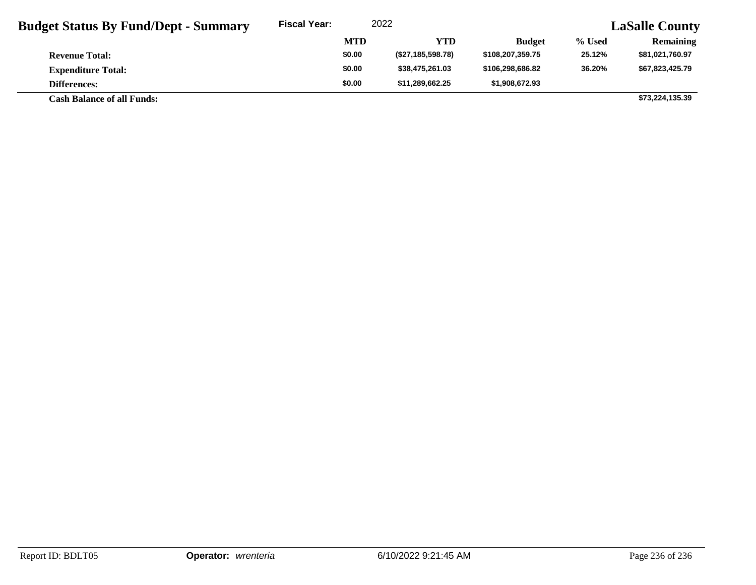# Budget Status By Fund/Dept - Summary

**Fiscal Year:** 2022

**LaSalle County**

| | MTD | YTD | Budget | % Used | Remaining |
|---|---|---|---|---|---|
| **Revenue Total:** | $0.00 | ($27,185,598.78) | $108,207,359.75 | 25.12% | $81,021,760.97 |
| **Expenditure Total:** | $0.00 | $38,475,261.03 | $106,298,686.82 | 36.20% | $67,823,425.79 |
| **Differences:** | $0.00 | $11,289,662.25 | $1,908,672.93 | | |
| **Cash Balance of all Funds:** | | | | | $73,224,135.39 |

Report ID: BDLT05 **Operator:** *wrenteria* 6/10/2022 9:21:45 AM